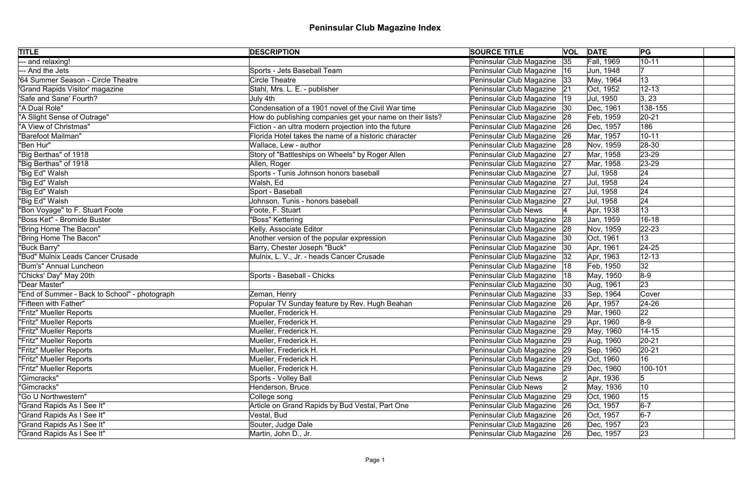# Peninsular Club Magazine Index

| TITLE | DESCRIPTION | SOURCE TITLE | VOL | DATE | PG |
|---|---|---|---|---|---|
| --- and relaxing! | | Peninsular Club Magazine | 35 | Fall, 1969 | 10-11 |
| --- And the Jets | Sports - Jets Baseball Team | Peninsular Club Magazine | 16 | Jun, 1948 | 7 |
| '64 Summer Season - Circle Theatre | Circle Theatre | Peninsular Club Magazine | 33 | May, 1964 | 13 |
| 'Grand Rapids Visitor' magazine | Stahl, Mrs. L. E. - publisher | Peninsular Club Magazine | 21 | Oct, 1952 | 12-13 |
| 'Safe and Sane' Fourth? | July 4th | Peninsular Club Magazine | 19 | Jul, 1950 | 3, 23 |
| "A Dual Role" | Condensation of a 1901 novel of the Civil War time | Peninsular Club Magazine | 30 | Dec, 1961 | 138-155 |
| "A Slight Sense of Outrage" | How do publishing companies get your name on their lists? | Peninsular Club Magazine | 28 | Feb, 1959 | 20-21 |
| "A View of Christmas" | Fiction - an ultra modern projection into the future | Peninsular Club Magazine | 26 | Dec, 1957 | 186 |
| "Barefoot Mailman" | Florida Hotel takes the name of a historic character | Peninsular Club Magazine | 26 | Mar, 1957 | 10-11 |
| "Ben Hur" | Wallace, Lew - author | Peninsular Club Magazine | 28 | Nov, 1959 | 28-30 |
| "Big Berthas" of 1918 | Story of "Battleships on Wheels" by Roger Allen | Peninsular Club Magazine | 27 | Mar, 1958 | 23-29 |
| "Big Berthas" of 1918 | Allen, Roger | Peninsular Club Magazine | 27 | Mar, 1958 | 23-29 |
| "Big Ed" Walsh | Sports - Tunis Johnson honors baseball | Peninsular Club Magazine | 27 | Jul, 1958 | 24 |
| "Big Ed" Walsh | Walsh, Ed | Peninsular Club Magazine | 27 | Jul, 1958 | 24 |
| "Big Ed" Walsh | Sport - Baseball | Peninsular Club Magazine | 27 | Jul, 1958 | 24 |
| "Big Ed" Walsh | Johnson, Tunis - honors baseball | Peninsular Club Magazine | 27 | Jul, 1958 | 24 |
| "Bon Voyage" to F. Stuart Foote | Foote, F. Stuart | Peninsular Club News | 4 | Apr, 1938 | 13 |
| "Boss Ket" - Bromide Buster | "Boss" Kettering | Peninsular Club Magazine | 28 | Jan, 1959 | 16-18 |
| "Bring Home The Bacon" | Kelly, Associate Editor | Peninsular Club Magazine | 28 | Nov, 1959 | 22-23 |
| "Bring Home The Bacon" | Another version of the popular expression | Peninsular Club Magazine | 30 | Oct, 1961 | 13 |
| "Buck Barry" | Barry, Chester Joseph "Buck" | Peninsular Club Magazine | 30 | Apr, 1961 | 24-25 |
| "Bud" Mulnix Leads Cancer Crusade | Mulnix, L. V., Jr. - heads Cancer Crusade | Peninsular Club Magazine | 32 | Apr, 1963 | 12-13 |
| "Bum's" Annual Luncheon | | Peninsular Club Magazine | 18 | Feb, 1950 | 32 |
| "Chicks' Day" May 20th | Sports - Baseball - Chicks | Peninsular Club Magazine | 18 | May, 1950 | 8-9 |
| "Dear Master" | | Peninsular Club Magazine | 30 | Aug, 1961 | 23 |
| "End of Summer - Back to School" - photograph | Zeman, Henry | Peninsular Club Magazine | 33 | Sep, 1964 | Cover |
| "Fifteen with Father" | Popular TV Sunday feature by Rev. Hugh Beahan | Peninsular Club Magazine | 26 | Apr, 1957 | 24-26 |
| "Fritz" Mueller Reports | Mueller, Frederick H. | Peninsular Club Magazine | 29 | Mar, 1960 | 22 |
| "Fritz" Mueller Reports | Mueller, Frederick H. | Peninsular Club Magazine | 29 | Apr, 1960 | 8-9 |
| "Fritz" Mueller Reports | Mueller, Frederick H. | Peninsular Club Magazine | 29 | May, 1960 | 14-15 |
| "Fritz" Mueller Reports | Mueller, Frederick H. | Peninsular Club Magazine | 29 | Aug, 1960 | 20-21 |
| "Fritz" Mueller Reports | Mueller, Frederick H. | Peninsular Club Magazine | 29 | Sep, 1960 | 20-21 |
| "Fritz" Mueller Reports | Mueller, Frederick H. | Peninsular Club Magazine | 29 | Oct, 1960 | 16 |
| "Fritz" Mueller Reports | Mueller, Frederick H. | Peninsular Club Magazine | 29 | Dec, 1960 | 100-101 |
| "Gimcracks" | Sports - Volley Ball | Peninsular Club News | 2 | Apr, 1936 | 5 |
| "Gimcracks" | Henderson, Bruce | Peninsular Club News | 2 | May, 1936 | 10 |
| "Go U Northwestern" | College song | Peninsular Club Magazine | 29 | Oct, 1960 | 15 |
| "Grand Rapids As I See It" | Article on Grand Rapids by Bud Vestal, Part One | Peninsular Club Magazine | 26 | Oct, 1957 | 6-7 |
| "Grand Rapids As I See It" | Vestal, Bud | Peninsular Club Magazine | 26 | Oct, 1957 | 6-7 |
| "Grand Rapids As I See It" | Souter, Judge Dale | Peninsular Club Magazine | 26 | Dec, 1957 | 23 |
| "Grand Rapids As I See It" | Martin, John D., Jr. | Peninsular Club Magazine | 26 | Dec, 1957 | 23 |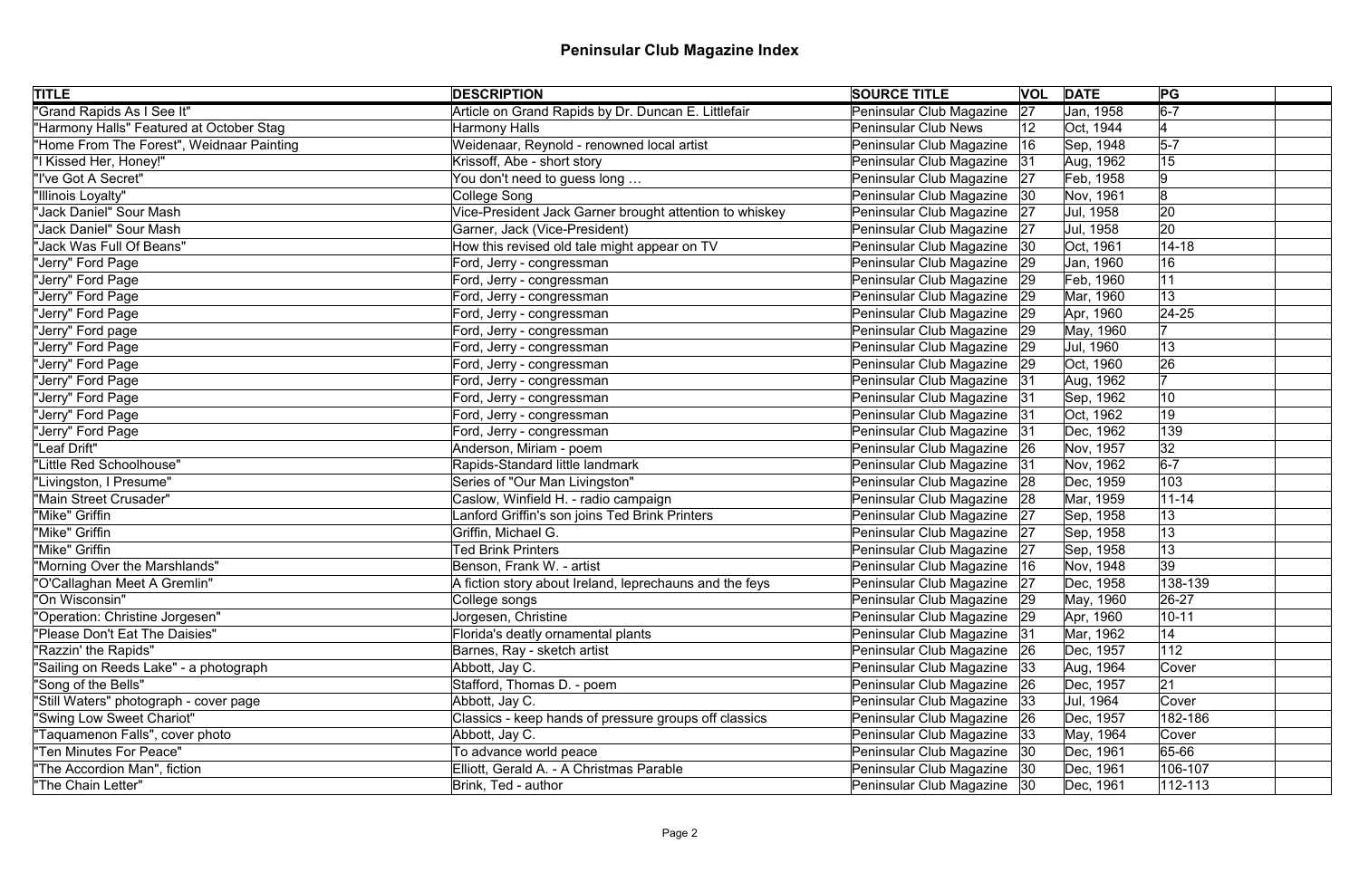# Peninsular Club Magazine Index

| TITLE | DESCRIPTION | SOURCE TITLE | VOL | DATE | PG | |
|---|---|---|---|---|---|---|
| "Grand Rapids As I See It" | Article on Grand Rapids by Dr. Duncan E. Littlefair | Peninsular Club Magazine | 27 | Jan, 1958 | 6-7 | |
| "Harmony Halls" Featured at October Stag | Harmony Halls | Peninsular Club News | 12 | Oct, 1944 | 4 | |
| "Home From The Forest", Weidnaar Painting | Weidenaar, Reynold - renowned local artist | Peninsular Club Magazine | 16 | Sep, 1948 | 5-7 | |
| "I Kissed Her, Honey!" | Krissoff, Abe - short story | Peninsular Club Magazine | 31 | Aug, 1962 | 15 | |
| "I've Got A Secret" | You don't need to guess long … | Peninsular Club Magazine | 27 | Feb, 1958 | 9 | |
| "Illinois Loyalty" | College Song | Peninsular Club Magazine | 30 | Nov, 1961 | 8 | |
| "Jack Daniel" Sour Mash | Vice-President Jack Garner brought attention to whiskey | Peninsular Club Magazine | 27 | Jul, 1958 | 20 | |
| "Jack Daniel" Sour Mash | Garner, Jack (Vice-President) | Peninsular Club Magazine | 27 | Jul, 1958 | 20 | |
| "Jack Was Full Of Beans" | How this revised old tale might appear on TV | Peninsular Club Magazine | 30 | Oct, 1961 | 14-18 | |
| "Jerry" Ford Page | Ford, Jerry - congressman | Peninsular Club Magazine | 29 | Jan, 1960 | 16 | |
| "Jerry" Ford Page | Ford, Jerry - congressman | Peninsular Club Magazine | 29 | Feb, 1960 | 11 | |
| "Jerry" Ford Page | Ford, Jerry - congressman | Peninsular Club Magazine | 29 | Mar, 1960 | 13 | |
| "Jerry" Ford Page | Ford, Jerry - congressman | Peninsular Club Magazine | 29 | Apr, 1960 | 24-25 | |
| "Jerry" Ford page | Ford, Jerry - congressman | Peninsular Club Magazine | 29 | May, 1960 | 7 | |
| "Jerry" Ford Page | Ford, Jerry - congressman | Peninsular Club Magazine | 29 | Jul, 1960 | 13 | |
| "Jerry" Ford Page | Ford, Jerry - congressman | Peninsular Club Magazine | 29 | Oct, 1960 | 26 | |
| "Jerry" Ford Page | Ford, Jerry - congressman | Peninsular Club Magazine | 31 | Aug, 1962 | 7 | |
| "Jerry" Ford Page | Ford, Jerry - congressman | Peninsular Club Magazine | 31 | Sep, 1962 | 10 | |
| "Jerry" Ford Page | Ford, Jerry - congressman | Peninsular Club Magazine | 31 | Oct, 1962 | 19 | |
| "Jerry" Ford Page | Ford, Jerry - congressman | Peninsular Club Magazine | 31 | Dec, 1962 | 139 | |
| "Leaf Drift" | Anderson, Miriam - poem | Peninsular Club Magazine | 26 | Nov, 1957 | 32 | |
| "Little Red Schoolhouse" | Rapids-Standard little landmark | Peninsular Club Magazine | 31 | Nov, 1962 | 6-7 | |
| "Livingston, I Presume" | Series of "Our Man Livingston" | Peninsular Club Magazine | 28 | Dec, 1959 | 103 | |
| "Main Street Crusader" | Caslow, Winfield H. - radio campaign | Peninsular Club Magazine | 28 | Mar, 1959 | 11-14 | |
| "Mike" Griffin | Lanford Griffin's son joins Ted Brink Printers | Peninsular Club Magazine | 27 | Sep, 1958 | 13 | |
| "Mike" Griffin | Griffin, Michael G. | Peninsular Club Magazine | 27 | Sep, 1958 | 13 | |
| "Mike" Griffin | Ted Brink Printers | Peninsular Club Magazine | 27 | Sep, 1958 | 13 | |
| "Morning Over the Marshlands" | Benson, Frank W. - artist | Peninsular Club Magazine | 16 | Nov, 1948 | 39 | |
| "O'Callaghan Meet A Gremlin" | A fiction story about Ireland, leprechauns and the feys | Peninsular Club Magazine | 27 | Dec, 1958 | 138-139 | |
| "On Wisconsin" | College songs | Peninsular Club Magazine | 29 | May, 1960 | 26-27 | |
| "Operation: Christine Jorgesen" | Jorgesen, Christine | Peninsular Club Magazine | 29 | Apr, 1960 | 10-11 | |
| "Please Don't Eat The Daisies" | Florida's deatly ornamental plants | Peninsular Club Magazine | 31 | Mar, 1962 | 14 | |
| "Razzin' the Rapids" | Barnes, Ray - sketch artist | Peninsular Club Magazine | 26 | Dec, 1957 | 112 | |
| "Sailing on Reeds Lake" - a photograph | Abbott, Jay C. | Peninsular Club Magazine | 33 | Aug, 1964 | Cover | |
| "Song of the Bells" | Stafford, Thomas D. - poem | Peninsular Club Magazine | 26 | Dec, 1957 | 21 | |
| "Still Waters" photograph - cover page | Abbott, Jay C. | Peninsular Club Magazine | 33 | Jul, 1964 | Cover | |
| "Swing Low Sweet Chariot" | Classics - keep hands of pressure groups off classics | Peninsular Club Magazine | 26 | Dec, 1957 | 182-186 | |
| "Taquamenon Falls", cover photo | Abbott, Jay C. | Peninsular Club Magazine | 33 | May, 1964 | Cover | |
| "Ten Minutes For Peace" | To advance world peace | Peninsular Club Magazine | 30 | Dec, 1961 | 65-66 | |
| "The Accordion Man", fiction | Elliott, Gerald A. - A Christmas Parable | Peninsular Club Magazine | 30 | Dec, 1961 | 106-107 | |
| "The Chain Letter" | Brink, Ted - author | Peninsular Club Magazine | 30 | Dec, 1961 | 112-113 | |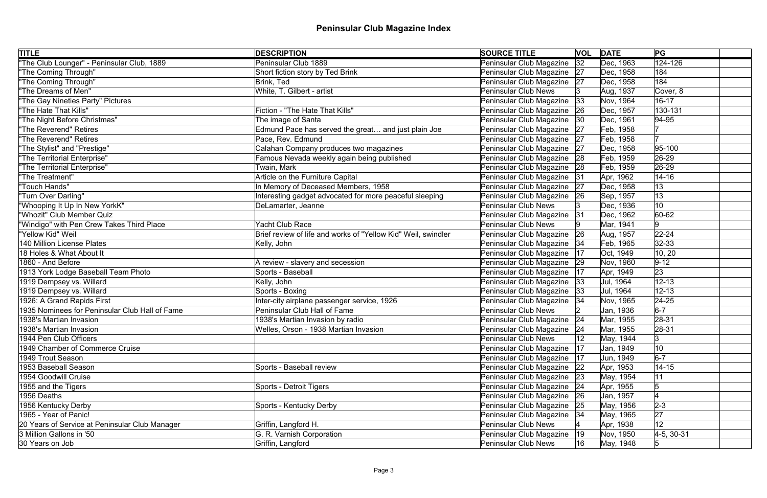# Peninsular Club Magazine Index

| TITLE | DESCRIPTION | SOURCE TITLE | VOL | DATE | PG | |
|---|---|---|---|---|---|---|
| "The Club Lounger" - Peninsular Club, 1889 | Peninsular Club 1889 | Peninsular Club Magazine | 32 | Dec, 1963 | 124-126 | |
| "The Coming Through" | Short fiction story by Ted Brink | Peninsular Club Magazine | 27 | Dec, 1958 | 184 | |
| "The Coming Through" | Brink, Ted | Peninsular Club Magazine | 27 | Dec, 1958 | 184 | |
| "The Dreams of Men" | White, T. Gilbert - artist | Peninsular Club News | 3 | Aug, 1937 | Cover, 8 | |
| "The Gay Nineties Party" Pictures | | Peninsular Club Magazine | 33 | Nov, 1964 | 16-17 | |
| "The Hate That Kills" | Fiction - "The Hate That Kills" | Peninsular Club Magazine | 26 | Dec, 1957 | 130-131 | |
| "The Night Before Christmas" | The image of Santa | Peninsular Club Magazine | 30 | Dec, 1961 | 94-95 | |
| "The Reverend" Retires | Edmund Pace has served the great… and just plain Joe | Peninsular Club Magazine | 27 | Feb, 1958 | 7 | |
| "The Reverend" Retires | Pace, Rev. Edmund | Peninsular Club Magazine | 27 | Feb, 1958 | 7 | |
| "The Stylist" and "Prestige" | Calahan Company produces two magazines | Peninsular Club Magazine | 27 | Dec, 1958 | 95-100 | |
| "The Territorial Enterprise" | Famous Nevada weekly again being published | Peninsular Club Magazine | 28 | Feb, 1959 | 26-29 | |
| "The Territorial Enterprise" | Twain, Mark | Peninsular Club Magazine | 28 | Feb, 1959 | 26-29 | |
| "The Treatment" | Article on the Furniture Capital | Peninsular Club Magazine | 31 | Apr, 1962 | 14-16 | |
| "Touch Hands" | In Memory of Deceased Members, 1958 | Peninsular Club Magazine | 27 | Dec, 1958 | 13 | |
| "Turn Over Darling" | Interesting gadget advocated for more peaceful sleeping | Peninsular Club Magazine | 26 | Sep, 1957 | 13 | |
| "Whooping It Up In New YorkK" | DeLamarter, Jeanne | Peninsular Club News | 3 | Dec, 1936 | 10 | |
| "Whozit" Club Member Quiz | | Peninsular Club Magazine | 31 | Dec, 1962 | 60-62 | |
| "Windigo" with Pen Crew Takes Third Place | Yacht Club Race | Peninsular Club News | 9 | Mar, 1941 | 9 | |
| "Yellow Kid" Weil | Brief review of life and works of "Yellow Kid" Weil, swindler | Peninsular Club Magazine | 26 | Aug, 1957 | 22-24 | |
| 140 Million License Plates | Kelly, John | Peninsular Club Magazine | 34 | Feb, 1965 | 32-33 | |
| 18 Holes & What About It | | Peninsular Club Magazine | 17 | Oct, 1949 | 10, 20 | |
| 1860 - And Before | A review - slavery and secession | Peninsular Club Magazine | 29 | Nov, 1960 | 9-12 | |
| 1913 York Lodge Baseball Team Photo | Sports - Baseball | Peninsular Club Magazine | 17 | Apr, 1949 | 23 | |
| 1919 Dempsey vs. Willard | Kelly, John | Peninsular Club Magazine | 33 | Jul, 1964 | 12-13 | |
| 1919 Dempsey vs. Willard | Sports - Boxing | Peninsular Club Magazine | 33 | Jul, 1964 | 12-13 | |
| 1926: A Grand Rapids First | Inter-city airplane passenger service, 1926 | Peninsular Club Magazine | 34 | Nov, 1965 | 24-25 | |
| 1935 Nominees for Peninsular Club Hall of Fame | Peninsular Club Hall of Fame | Peninsular Club News | 2 | Jan, 1936 | 6-7 | |
| 1938's Martian Invasion | 1938's Martian Invasion by radio | Peninsular Club Magazine | 24 | Mar, 1955 | 28-31 | |
| 1938's Martian Invasion | Welles, Orson - 1938 Martian Invasion | Peninsular Club Magazine | 24 | Mar, 1955 | 28-31 | |
| 1944 Pen Club Officers | | Peninsular Club News | 12 | May, 1944 | 3 | |
| 1949 Chamber of Commerce Cruise | | Peninsular Club Magazine | 17 | Jan, 1949 | 10 | |
| 1949 Trout Season | | Peninsular Club Magazine | 17 | Jun, 1949 | 6-7 | |
| 1953 Baseball Season | Sports - Baseball review | Peninsular Club Magazine | 22 | Apr, 1953 | 14-15 | |
| 1954 Goodwill Cruise | | Peninsular Club Magazine | 23 | May, 1954 | 11 | |
| 1955 and the Tigers | Sports - Detroit Tigers | Peninsular Club Magazine | 24 | Apr, 1955 | 5 | |
| 1956 Deaths | | Peninsular Club Magazine | 26 | Jan, 1957 | 4 | |
| 1956 Kentucky Derby | Sports - Kentucky Derby | Peninsular Club Magazine | 25 | May, 1956 | 2-3 | |
| 1965 - Year of Panic! | | Peninsular Club Magazine | 34 | May, 1965 | 27 | |
| 20 Years of Service at Peninsular Club Manager | Griffin, Langford H. | Peninsular Club News | 4 | Apr, 1938 | 12 | |
| 3 Million Gallons in '50 | G. R. Varnish Corporation | Peninsular Club Magazine | 19 | Nov, 1950 | 4-5, 30-31 | |
| 30 Years on Job | Griffin, Langford | Peninsular Club News | 16 | May, 1948 | 5 | |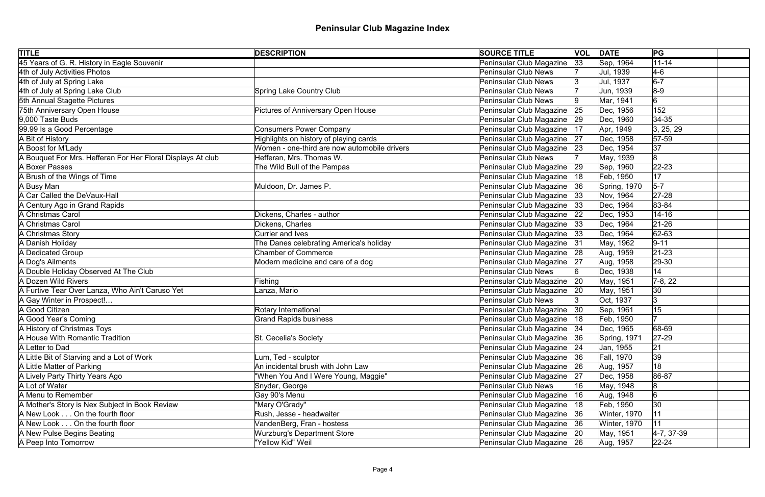# Peninsular Club Magazine Index

| TITLE | DESCRIPTION | SOURCE TITLE | VOL | DATE | PG | |
|---|---|---|---|---|---|---|
| 45 Years of G. R. History in Eagle Souvenir | | Peninsular Club Magazine | 33 | Sep, 1964 | 11-14 | |
| 4th of July Activities Photos | | Peninsular Club News | 7 | Jul, 1939 | 4-6 | |
| 4th of July at Spring Lake | | Peninsular Club News | 3 | Jul, 1937 | 6-7 | |
| 4th of July at Spring Lake Club | Spring Lake Country Club | Peninsular Club News | 7 | Jun, 1939 | 8-9 | |
| 5th Annual Stagette Pictures | | Peninsular Club News | 9 | Mar, 1941 | 6 | |
| 75th Anniversary Open House | Pictures of Anniversary Open House | Peninsular Club Magazine | 25 | Dec, 1956 | 152 | |
| 9,000 Taste Buds | | Peninsular Club Magazine | 29 | Dec, 1960 | 34-35 | |
| 99.99 Is a Good Percentage | Consumers Power Company | Peninsular Club Magazine | 17 | Apr, 1949 | 3, 25, 29 | |
| A Bit of History | Highlights on history of playing cards | Peninsular Club Magazine | 27 | Dec, 1958 | 57-59 | |
| A Boost for M'Lady | Women - one-third are now automobile drivers | Peninsular Club Magazine | 23 | Dec, 1954 | 37 | |
| A Bouquet For Mrs. Hefferan For Her Floral Displays At club | Hefferan, Mrs. Thomas W. | Peninsular Club News | 7 | May, 1939 | 8 | |
| A Boxer Passes | The Wild Bull of the Pampas | Peninsular Club Magazine | 29 | Sep, 1960 | 22-23 | |
| A Brush of the Wings of Time | | Peninsular Club Magazine | 18 | Feb, 1950 | 17 | |
| A Busy Man | Muldoon, Dr. James P. | Peninsular Club Magazine | 36 | Spring, 1970 | 5-7 | |
| A Car Called the DeVaux-Hall | | Peninsular Club Magazine | 33 | Nov, 1964 | 27-28 | |
| A Century Ago in Grand Rapids | | Peninsular Club Magazine | 33 | Dec, 1964 | 83-84 | |
| A Christmas Carol | Dickens, Charles - author | Peninsular Club Magazine | 22 | Dec, 1953 | 14-16 | |
| A Christmas Carol | Dickens, Charles | Peninsular Club Magazine | 33 | Dec, 1964 | 21-26 | |
| A Christmas Story | Currier and Ives | Peninsular Club Magazine | 33 | Dec, 1964 | 62-63 | |
| A Danish Holiday | The Danes celebrating America's holiday | Peninsular Club Magazine | 31 | May, 1962 | 9-11 | |
| A Dedicated Group | Chamber of Commerce | Peninsular Club Magazine | 28 | Aug, 1959 | 21-23 | |
| A Dog's Ailments | Modern medicine and care of a dog | Peninsular Club Magazine | 27 | Aug, 1958 | 29-30 | |
| A Double Holiday Observed At The Club | | Peninsular Club News | 6 | Dec, 1938 | 14 | |
| A Dozen Wild Rivers | Fishing | Peninsular Club Magazine | 20 | May, 1951 | 7-8, 22 | |
| A Furtive Tear Over Lanza, Who Ain't Caruso Yet | Lanza, Mario | Peninsular Club Magazine | 20 | May, 1951 | 30 | |
| A Gay Winter in Prospect!… | | Peninsular Club News | 3 | Oct, 1937 | 3 | |
| A Good Citizen | Rotary International | Peninsular Club Magazine | 30 | Sep, 1961 | 15 | |
| A Good Year's Coming | Grand Rapids business | Peninsular Club Magazine | 18 | Feb, 1950 | 7 | |
| A History of Christmas Toys | | Peninsular Club Magazine | 34 | Dec, 1965 | 68-69 | |
| A House With Romantic Tradition | St. Cecelia's Society | Peninsular Club Magazine | 36 | Spring, 1971 | 27-29 | |
| A Letter to Dad | | Peninsular Club Magazine | 24 | Jan, 1955 | 21 | |
| A Little Bit of Starving and a Lot of Work | Lum, Ted - sculptor | Peninsular Club Magazine | 36 | Fall, 1970 | 39 | |
| A Little Matter of Parking | An incidental brush with John Law | Peninsular Club Magazine | 26 | Aug, 1957 | 18 | |
| A Lively Party Thirty Years Ago | "When You And I Were Young, Maggie" | Peninsular Club Magazine | 27 | Dec, 1958 | 86-87 | |
| A Lot of Water | Snyder, George | Peninsular Club News | 16 | May, 1948 | 8 | |
| A Menu to Remember | Gay 90's Menu | Peninsular Club Magazine | 16 | Aug, 1948 | 6 | |
| A Mother's Story is Nex Subject in Book Review | "Mary O'Grady" | Peninsular Club Magazine | 18 | Feb, 1950 | 30 | |
| A New Look . . . On the fourth floor | Rush, Jesse - headwaiter | Peninsular Club Magazine | 36 | Winter, 1970 | 11 | |
| A New Look . . . On the fourth floor | VandenBerg, Fran - hostess | Peninsular Club Magazine | 36 | Winter, 1970 | 11 | |
| A New Pulse Begins Beating | Wurzburg's Department Store | Peninsular Club Magazine | 20 | May, 1951 | 4-7, 37-39 | |
| A Peep Into Tomorrow | "Yellow Kid" Weil | Peninsular Club Magazine | 26 | Aug, 1957 | 22-24 | |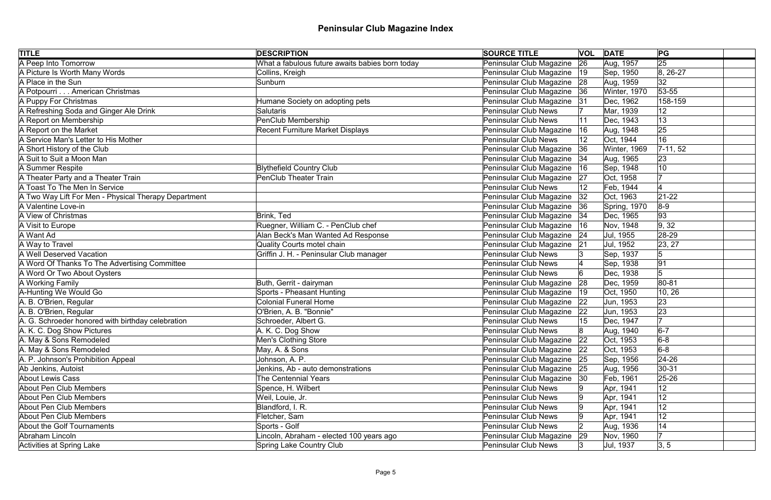# Peninsular Club Magazine Index

| TITLE | DESCRIPTION | SOURCE TITLE | VOL | DATE | PG | |
|---|---|---|---|---|---|---|
| A Peep Into Tomorrow | What a fabulous future awaits babies born today | Peninsular Club Magazine | 26 | Aug, 1957 | 25 | |
| A Picture Is Worth Many Words | Collins, Kreigh | Peninsular Club Magazine | 19 | Sep, 1950 | 8, 26-27 | |
| A Place in the Sun | Sunburn | Peninsular Club Magazine | 28 | Aug, 1959 | 32 | |
| A Potpourri . . . American Christmas | | Peninsular Club Magazine | 36 | Winter, 1970 | 53-55 | |
| A Puppy For Christmas | Humane Society on adopting pets | Peninsular Club Magazine | 31 | Dec, 1962 | 158-159 | |
| A Refreshing Soda and Ginger Ale Drink | Salutaris | Peninsular Club News | 7 | Mar, 1939 | 12 | |
| A Report on Membership | PenClub Membership | Peninsular Club News | 11 | Dec, 1943 | 13 | |
| A Report on the Market | Recent Furniture Market Displays | Peninsular Club Magazine | 16 | Aug, 1948 | 25 | |
| A Service Man's Letter to His Mother | | Peninsular Club News | 12 | Oct, 1944 | 16 | |
| A Short History of the Club | | Peninsular Club Magazine | 36 | Winter, 1969 | 7-11, 52 | |
| A Suit to Suit a Moon Man | | Peninsular Club Magazine | 34 | Aug, 1965 | 23 | |
| A Summer Respite | Blythefield Country Club | Peninsular Club Magazine | 16 | Sep, 1948 | 10 | |
| A Theater Party and a Theater Train | PenClub Theater Train | Peninsular Club Magazine | 27 | Oct, 1958 | 7 | |
| A Toast To The Men In Service | | Peninsular Club News | 12 | Feb, 1944 | 4 | |
| A Two Way Lift For Men - Physical Therapy Department | | Peninsular Club Magazine | 32 | Oct, 1963 | 21-22 | |
| A Valentine Love-in | | Peninsular Club Magazine | 36 | Spring, 1970 | 8-9 | |
| A View of Christmas | Brink, Ted | Peninsular Club Magazine | 34 | Dec, 1965 | 93 | |
| A Visit to Europe | Ruegner, William C. - PenClub chef | Peninsular Club Magazine | 16 | Nov, 1948 | 9, 32 | |
| A Want Ad | Alan Beck's Man Wanted Ad Response | Peninsular Club Magazine | 24 | Jul, 1955 | 28-29 | |
| A Way to Travel | Quality Courts motel chain | Peninsular Club Magazine | 21 | Jul, 1952 | 23, 27 | |
| A Well Deserved Vacation | Griffin J. H. - Peninsular Club manager | Peninsular Club News | 3 | Sep, 1937 | 5 | |
| A Word Of Thanks To The Advertising Committee | | Peninsular Club News | 4 | Sep, 1938 | 91 | |
| A Word Or Two About Oysters | | Peninsular Club News | 6 | Dec, 1938 | 5 | |
| A Working Family | Buth, Gerrit - dairyman | Peninsular Club Magazine | 28 | Dec, 1959 | 80-81 | |
| A-Hunting We Would Go | Sports - Pheasant Hunting | Peninsular Club Magazine | 19 | Oct, 1950 | 10, 26 | |
| A. B. O'Brien, Regular | Colonial Funeral Home | Peninsular Club Magazine | 22 | Jun, 1953 | 23 | |
| A. B. O'Brien, Regular | O'Brien, A. B. "Bonnie" | Peninsular Club Magazine | 22 | Jun, 1953 | 23 | |
| A. G. Schroeder honored with birthday celebration | Schroeder, Albert G. | Peninsular Club News | 15 | Dec, 1947 | 7 | |
| A. K. C. Dog Show Pictures | A. K. C. Dog Show | Peninsular Club News | 8 | Aug, 1940 | 6-7 | |
| A. May & Sons Remodeled | Men's Clothing Store | Peninsular Club Magazine | 22 | Oct, 1953 | 6-8 | |
| A. May & Sons Remodeled | May, A. & Sons | Peninsular Club Magazine | 22 | Oct, 1953 | 6-8 | |
| A. P. Johnson's Prohibition Appeal | Johnson, A. P. | Peninsular Club Magazine | 25 | Sep, 1956 | 24-26 | |
| Ab Jenkins, Autoist | Jenkins, Ab - auto demonstrations | Peninsular Club Magazine | 25 | Aug, 1956 | 30-31 | |
| About Lewis Cass | The Centennial Years | Peninsular Club Magazine | 30 | Feb, 1961 | 25-26 | |
| About Pen Club Members | Spence, H. Wilbert | Peninsular Club News | 9 | Apr, 1941 | 12 | |
| About Pen Club Members | Weil, Louie, Jr. | Peninsular Club News | 9 | Apr, 1941 | 12 | |
| About Pen Club Members | Blandford, I. R. | Peninsular Club News | 9 | Apr, 1941 | 12 | |
| About Pen Club Members | Fletcher, Sam | Peninsular Club News | 9 | Apr, 1941 | 12 | |
| About the Golf Tournaments | Sports - Golf | Peninsular Club News | 2 | Aug, 1936 | 14 | |
| Abraham Lincoln | Lincoln, Abraham - elected 100 years ago | Peninsular Club Magazine | 29 | Nov, 1960 | 7 | |
| Activities at Spring Lake | Spring Lake Country Club | Peninsular Club News | 3 | Jul, 1937 | 3, 5 | |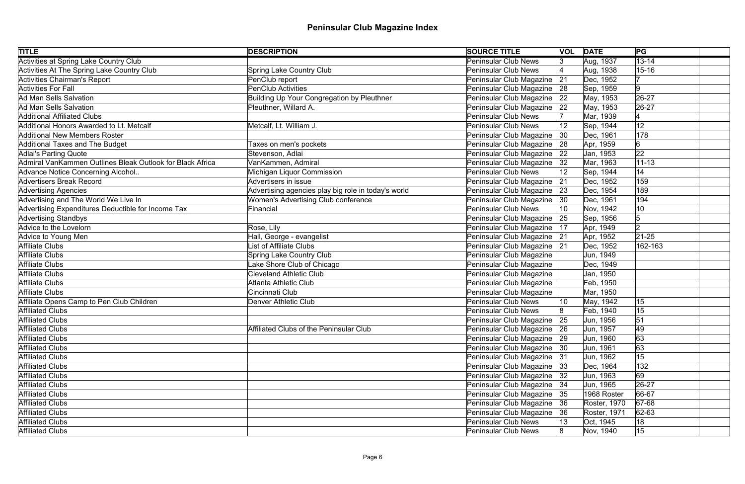# Peninsular Club Magazine Index

| TITLE | DESCRIPTION | SOURCE TITLE | VOL | DATE | PG | |
|---|---|---|---|---|---|---|
| Activities at Spring Lake Country Club | | Peninsular Club News | 3 | Aug, 1937 | 13-14 | |
| Activities At The Spring Lake Country Club | Spring Lake Country Club | Peninsular Club News | 4 | Aug, 1938 | 15-16 | |
| Activities Chairman's Report | PenClub report | Peninsular Club Magazine | 21 | Dec, 1952 | 7 | |
| Activities For Fall | PenClub Activities | Peninsular Club Magazine | 28 | Sep, 1959 | 9 | |
| Ad Man Sells Salvation | Building Up Your Congregation by Pleuthner | Peninsular Club Magazine | 22 | May, 1953 | 26-27 | |
| Ad Man Sells Salvation | Pleuthner, Willard A. | Peninsular Club Magazine | 22 | May, 1953 | 26-27 | |
| Additional Affiliated Clubs | | Peninsular Club News | 7 | Mar, 1939 | 4 | |
| Additional Honors Awarded to Lt. Metcalf | Metcalf, Lt. William J. | Peninsular Club News | 12 | Sep, 1944 | 12 | |
| Additional New Members Roster | | Peninsular Club Magazine | 30 | Dec, 1961 | 178 | |
| Additional Taxes and The Budget | Taxes on men's pockets | Peninsular Club Magazine | 28 | Apr, 1959 | 6 | |
| Adlai's Parting Quote | Stevenson, Adlai | Peninsular Club Magazine | 22 | Jan, 1953 | 22 | |
| Admiral VanKammen Outlines Bleak Outlook for Black Africa | VanKammen, Admiral | Peninsular Club Magazine | 32 | Mar, 1963 | 11-13 | |
| Advance Notice Concerning Alcohol.. | Michigan Liquor Commission | Peninsular Club News | 12 | Sep, 1944 | 14 | |
| Advertisers Break Record | Advertisers in issue | Peninsular Club Magazine | 21 | Dec, 1952 | 159 | |
| Advertising Agencies | Advertising agencies play big role in today's world | Peninsular Club Magazine | 23 | Dec, 1954 | 189 | |
| Advertising and The World We Live In | Women's Advertising Club conference | Peninsular Club Magazine | 30 | Dec, 1961 | 194 | |
| Advertising Expenditures Deductible for Income Tax | Financial | Peninsular Club News | 10 | Nov, 1942 | 10 | |
| Advertising Standbys | | Peninsular Club Magazine | 25 | Sep, 1956 | 5 | |
| Advice to the Lovelorn | Rose, Lily | Peninsular Club Magazine | 17 | Apr, 1949 | 2 | |
| Advice to Young Men | Hall, George - evangelist | Peninsular Club Magazine | 21 | Apr, 1952 | 21-25 | |
| Affiliate Clubs | List of Affiliate Clubs | Peninsular Club Magazine | 21 | Dec, 1952 | 162-163 | |
| Affiliate Clubs | Spring Lake Country Club | Peninsular Club Magazine | | Jun, 1949 | | |
| Affiliate Clubs | Lake Shore Club of Chicago | Peninsular Club Magazine | | Dec, 1949 | | |
| Affiliate Clubs | Cleveland Athletic Club | Peninsular Club Magazine | | Jan, 1950 | | |
| Affiliate Clubs | Atlanta Athletic Club | Peninsular Club Magazine | | Feb, 1950 | | |
| Affiliate Clubs | Cincinnati Club | Peninsular Club Magazine | | Mar, 1950 | | |
| Affiliate Opens Camp to Pen Club Children | Denver Athletic Club | Peninsular Club News | 10 | May, 1942 | 15 | |
| Affiliated Clubs | | Peninsular Club News | 8 | Feb, 1940 | 15 | |
| Affiliated Clubs | | Peninsular Club Magazine | 25 | Jun, 1956 | 51 | |
| Affiliated Clubs | Affiliated Clubs of the Peninsular Club | Peninsular Club Magazine | 26 | Jun, 1957 | 49 | |
| Affiliated Clubs | | Peninsular Club Magazine | 29 | Jun, 1960 | 63 | |
| Affiliated Clubs | | Peninsular Club Magazine | 30 | Jun, 1961 | 63 | |
| Affiliated Clubs | | Peninsular Club Magazine | 31 | Jun, 1962 | 15 | |
| Affiliated Clubs | | Peninsular Club Magazine | 33 | Dec, 1964 | 132 | |
| Affiliated Clubs | | Peninsular Club Magazine | 32 | Jun, 1963 | 69 | |
| Affiliated Clubs | | Peninsular Club Magazine | 34 | Jun, 1965 | 26-27 | |
| Affiliated Clubs | | Peninsular Club Magazine | 35 | 1968 Roster | 66-67 | |
| Affiliated Clubs | | Peninsular Club Magazine | 36 | Roster, 1970 | 67-68 | |
| Affiliated Clubs | | Peninsular Club Magazine | 36 | Roster, 1971 | 62-63 | |
| Affiliated Clubs | | Peninsular Club News | 13 | Oct, 1945 | 18 | |
| Affiliated Clubs | | Peninsular Club News | 8 | Nov, 1940 | 15 | |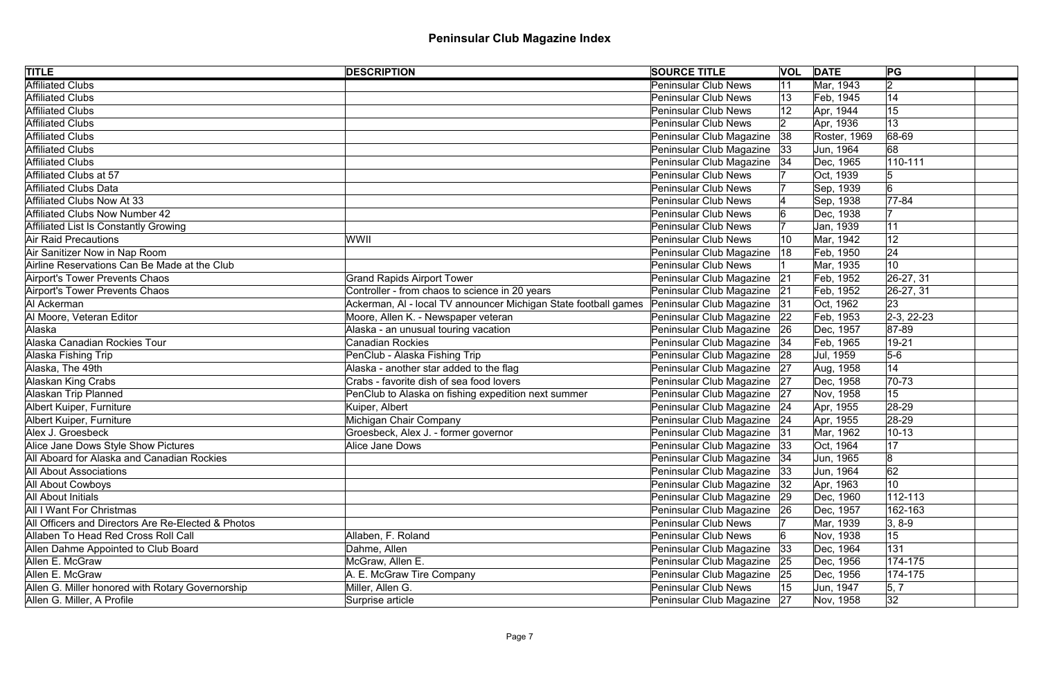# Peninsular Club Magazine Index

| TITLE | DESCRIPTION | SOURCE TITLE | VOL | DATE | PG | |
|---|---|---|---|---|---|---|
| Affiliated Clubs | | Peninsular Club News | 11 | Mar, 1943 | 2 | |
| Affiliated Clubs | | Peninsular Club News | 13 | Feb, 1945 | 14 | |
| Affiliated Clubs | | Peninsular Club News | 12 | Apr, 1944 | 15 | |
| Affiliated Clubs | | Peninsular Club News | 2 | Apr, 1936 | 13 | |
| Affiliated Clubs | | Peninsular Club Magazine | 38 | Roster, 1969 | 68-69 | |
| Affiliated Clubs | | Peninsular Club Magazine | 33 | Jun, 1964 | 68 | |
| Affiliated Clubs | | Peninsular Club Magazine | 34 | Dec, 1965 | 110-111 | |
| Affiliated Clubs at 57 | | Peninsular Club News | 7 | Oct, 1939 | 5 | |
| Affiliated Clubs Data | | Peninsular Club News | 7 | Sep, 1939 | 6 | |
| Affiliated Clubs Now At 33 | | Peninsular Club News | 4 | Sep, 1938 | 77-84 | |
| Affiliated Clubs Now Number 42 | | Peninsular Club News | 6 | Dec, 1938 | 7 | |
| Affiliated List Is Constantly Growing | | Peninsular Club News | 7 | Jan, 1939 | 11 | |
| Air Raid Precautions | WWII | Peninsular Club News | 10 | Mar, 1942 | 12 | |
| Air Sanitizer Now in Nap Room | | Peninsular Club Magazine | 18 | Feb, 1950 | 24 | |
| Airline Reservations Can Be Made at the Club | | Peninsular Club News | 1 | Mar, 1935 | 10 | |
| Airport's Tower Prevents Chaos | Grand Rapids Airport Tower | Peninsular Club Magazine | 21 | Feb, 1952 | 26-27, 31 | |
| Airport's Tower Prevents Chaos | Controller - from chaos to science in 20 years | Peninsular Club Magazine | 21 | Feb, 1952 | 26-27, 31 | |
| Al Ackerman | Ackerman, Al - local TV announcer Michigan State football games | Peninsular Club Magazine | 31 | Oct, 1962 | 23 | |
| Al Moore, Veteran Editor | Moore, Allen K. - Newspaper veteran | Peninsular Club Magazine | 22 | Feb, 1953 | 2-3, 22-23 | |
| Alaska | Alaska - an unusual touring vacation | Peninsular Club Magazine | 26 | Dec, 1957 | 87-89 | |
| Alaska Canadian Rockies Tour | Canadian Rockies | Peninsular Club Magazine | 34 | Feb, 1965 | 19-21 | |
| Alaska Fishing Trip | PenClub - Alaska Fishing Trip | Peninsular Club Magazine | 28 | Jul, 1959 | 5-6 | |
| Alaska, The 49th | Alaska - another star added to the flag | Peninsular Club Magazine | 27 | Aug, 1958 | 14 | |
| Alaskan King Crabs | Crabs - favorite dish of sea food lovers | Peninsular Club Magazine | 27 | Dec, 1958 | 70-73 | |
| Alaskan Trip Planned | PenClub to Alaska on fishing expedition next summer | Peninsular Club Magazine | 27 | Nov, 1958 | 15 | |
| Albert Kuiper, Furniture | Kuiper, Albert | Peninsular Club Magazine | 24 | Apr, 1955 | 28-29 | |
| Albert Kuiper, Furniture | Michigan Chair Company | Peninsular Club Magazine | 24 | Apr, 1955 | 28-29 | |
| Alex J. Groesbeck | Groesbeck, Alex J. - former governor | Peninsular Club Magazine | 31 | Mar, 1962 | 10-13 | |
| Alice Jane Dows Style Show Pictures | Alice Jane Dows | Peninsular Club Magazine | 33 | Oct, 1964 | 17 | |
| All Aboard for Alaska and Canadian Rockies | | Peninsular Club Magazine | 34 | Jun, 1965 | 8 | |
| All About Associations | | Peninsular Club Magazine | 33 | Jun, 1964 | 62 | |
| All About Cowboys | | Peninsular Club Magazine | 32 | Apr, 1963 | 10 | |
| All About Initials | | Peninsular Club Magazine | 29 | Dec, 1960 | 112-113 | |
| All I Want For Christmas | | Peninsular Club Magazine | 26 | Dec, 1957 | 162-163 | |
| All Officers and Directors Are Re-Elected & Photos | | Peninsular Club News | 7 | Mar, 1939 | 3, 8-9 | |
| Allaben To Head Red Cross Roll Call | Allaben, F. Roland | Peninsular Club News | 6 | Nov, 1938 | 15 | |
| Allen Dahme Appointed to Club Board | Dahme, Allen | Peninsular Club Magazine | 33 | Dec, 1964 | 131 | |
| Allen E. McGraw | McGraw, Allen E. | Peninsular Club Magazine | 25 | Dec, 1956 | 174-175 | |
| Allen E. McGraw | A. E. McGraw Tire Company | Peninsular Club Magazine | 25 | Dec, 1956 | 174-175 | |
| Allen G. Miller honored with Rotary Governorship | Miller, Allen G. | Peninsular Club News | 15 | Jun, 1947 | 5, 7 | |
| Allen G. Miller, A Profile | Surprise article | Peninsular Club Magazine | 27 | Nov, 1958 | 32 | |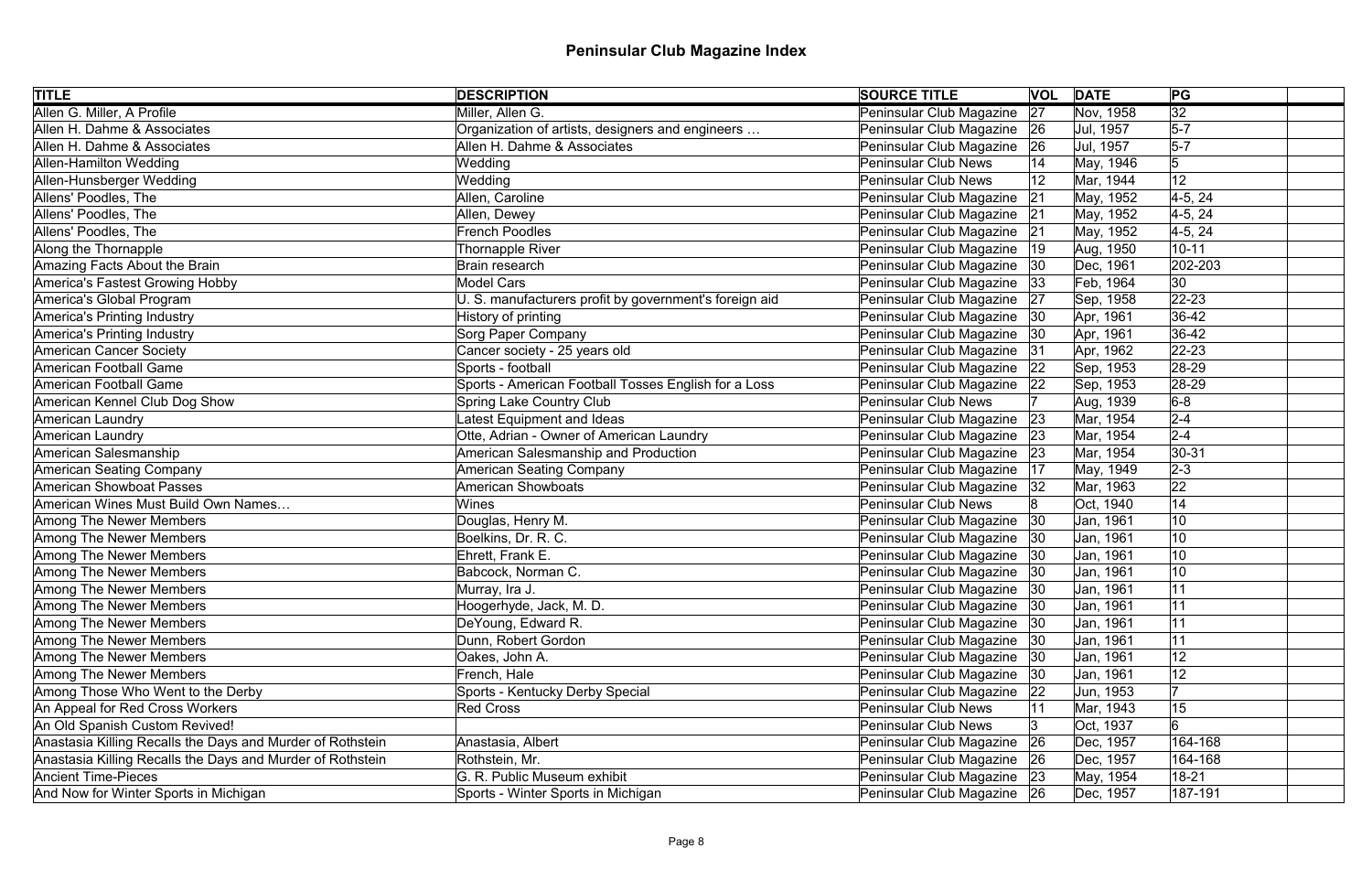# Peninsular Club Magazine Index

| TITLE | DESCRIPTION | SOURCE TITLE | VOL | DATE | PG | |
|---|---|---|---|---|---|---|
| Allen G. Miller, A Profile | Miller, Allen G. | Peninsular Club Magazine | 27 | Nov, 1958 | 32 | |
| Allen H. Dahme & Associates | Organization of artists, designers and engineers … | Peninsular Club Magazine | 26 | Jul, 1957 | 5-7 | |
| Allen H. Dahme & Associates | Allen H. Dahme & Associates | Peninsular Club Magazine | 26 | Jul, 1957 | 5-7 | |
| Allen-Hamilton Wedding | Wedding | Peninsular Club News | 14 | May, 1946 | 5 | |
| Allen-Hunsberger Wedding | Wedding | Peninsular Club News | 12 | Mar, 1944 | 12 | |
| Allens' Poodles, The | Allen, Caroline | Peninsular Club Magazine | 21 | May, 1952 | 4-5, 24 | |
| Allens' Poodles, The | Allen, Dewey | Peninsular Club Magazine | 21 | May, 1952 | 4-5, 24 | |
| Allens' Poodles, The | French Poodles | Peninsular Club Magazine | 21 | May, 1952 | 4-5, 24 | |
| Along the Thornapple | Thornapple River | Peninsular Club Magazine | 19 | Aug, 1950 | 10-11 | |
| Amazing Facts About the Brain | Brain research | Peninsular Club Magazine | 30 | Dec, 1961 | 202-203 | |
| America's Fastest Growing Hobby | Model Cars | Peninsular Club Magazine | 33 | Feb, 1964 | 30 | |
| America's Global Program | U. S. manufacturers profit by government's foreign aid | Peninsular Club Magazine | 27 | Sep, 1958 | 22-23 | |
| America's Printing Industry | History of printing | Peninsular Club Magazine | 30 | Apr, 1961 | 36-42 | |
| America's Printing Industry | Sorg Paper Company | Peninsular Club Magazine | 30 | Apr, 1961 | 36-42 | |
| American Cancer Society | Cancer society - 25 years old | Peninsular Club Magazine | 31 | Apr, 1962 | 22-23 | |
| American Football Game | Sports - football | Peninsular Club Magazine | 22 | Sep, 1953 | 28-29 | |
| American Football Game | Sports - American Football Tosses English for a Loss | Peninsular Club Magazine | 22 | Sep, 1953 | 28-29 | |
| American Kennel Club Dog Show | Spring Lake Country Club | Peninsular Club News | 7 | Aug, 1939 | 6-8 | |
| American Laundry | Latest Equipment and Ideas | Peninsular Club Magazine | 23 | Mar, 1954 | 2-4 | |
| American Laundry | Otte, Adrian - Owner of American Laundry | Peninsular Club Magazine | 23 | Mar, 1954 | 2-4 | |
| American Salesmanship | American Salesmanship and Production | Peninsular Club Magazine | 23 | Mar, 1954 | 30-31 | |
| American Seating Company | American Seating Company | Peninsular Club Magazine | 17 | May, 1949 | 2-3 | |
| American Showboat Passes | American Showboats | Peninsular Club Magazine | 32 | Mar, 1963 | 22 | |
| American Wines Must Build Own Names… | Wines | Peninsular Club News | 8 | Oct, 1940 | 14 | |
| Among The Newer Members | Douglas, Henry M. | Peninsular Club Magazine | 30 | Jan, 1961 | 10 | |
| Among The Newer Members | Boelkins, Dr. R. C. | Peninsular Club Magazine | 30 | Jan, 1961 | 10 | |
| Among The Newer Members | Ehrett, Frank E. | Peninsular Club Magazine | 30 | Jan, 1961 | 10 | |
| Among The Newer Members | Babcock, Norman C. | Peninsular Club Magazine | 30 | Jan, 1961 | 10 | |
| Among The Newer Members | Murray, Ira J. | Peninsular Club Magazine | 30 | Jan, 1961 | 11 | |
| Among The Newer Members | Hoogerhyde, Jack, M. D. | Peninsular Club Magazine | 30 | Jan, 1961 | 11 | |
| Among The Newer Members | DeYoung, Edward R. | Peninsular Club Magazine | 30 | Jan, 1961 | 11 | |
| Among The Newer Members | Dunn, Robert Gordon | Peninsular Club Magazine | 30 | Jan, 1961 | 11 | |
| Among The Newer Members | Oakes, John A. | Peninsular Club Magazine | 30 | Jan, 1961 | 12 | |
| Among The Newer Members | French, Hale | Peninsular Club Magazine | 30 | Jan, 1961 | 12 | |
| Among Those Who Went to the Derby | Sports - Kentucky Derby Special | Peninsular Club Magazine | 22 | Jun, 1953 | 7 | |
| An Appeal for Red Cross Workers | Red Cross | Peninsular Club News | 11 | Mar, 1943 | 15 | |
| An Old Spanish Custom Revived! | | Peninsular Club News | 3 | Oct, 1937 | 6 | |
| Anastasia Killing Recalls the Days and Murder of Rothstein | Anastasia, Albert | Peninsular Club Magazine | 26 | Dec, 1957 | 164-168 | |
| Anastasia Killing Recalls the Days and Murder of Rothstein | Rothstein, Mr. | Peninsular Club Magazine | 26 | Dec, 1957 | 164-168 | |
| Ancient Time-Pieces | G. R. Public Museum exhibit | Peninsular Club Magazine | 23 | May, 1954 | 18-21 | |
| And Now for Winter Sports in Michigan | Sports - Winter Sports in Michigan | Peninsular Club Magazine | 26 | Dec, 1957 | 187-191 | |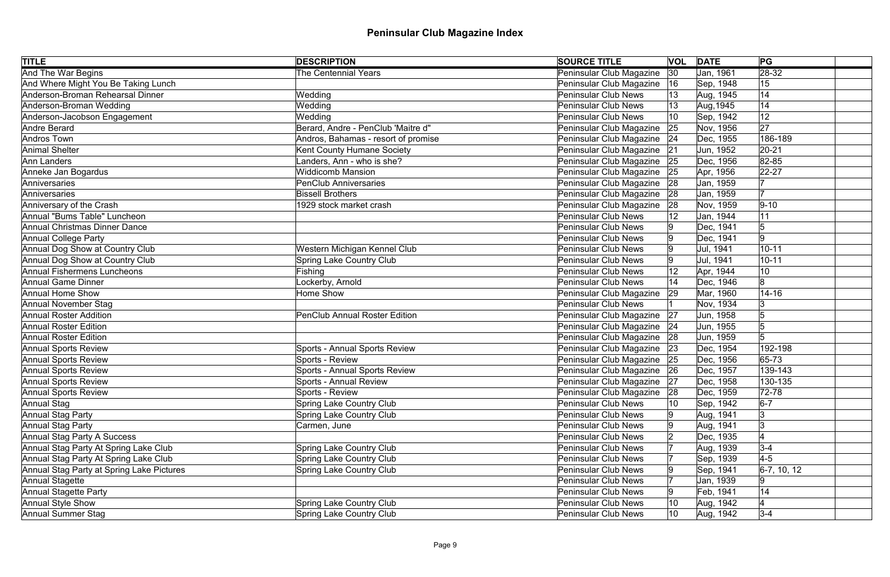# Peninsular Club Magazine Index

| TITLE | DESCRIPTION | SOURCE TITLE | VOL | DATE | PG | |
|---|---|---|---|---|---|---|
| And The War Begins | The Centennial Years | Peninsular Club Magazine | 30 | Jan, 1961 | 28-32 | |
| And Where Might You Be Taking Lunch | | Peninsular Club Magazine | 16 | Sep, 1948 | 15 | |
| Anderson-Broman Rehearsal Dinner | Wedding | Peninsular Club News | 13 | Aug, 1945 | 14 | |
| Anderson-Broman Wedding | Wedding | Peninsular Club News | 13 | Aug,1945 | 14 | |
| Anderson-Jacobson Engagement | Wedding | Peninsular Club News | 10 | Sep, 1942 | 12 | |
| Andre Berard | Berard, Andre - PenClub 'Maitre d" | Peninsular Club Magazine | 25 | Nov, 1956 | 27 | |
| Andros Town | Andros, Bahamas - resort of promise | Peninsular Club Magazine | 24 | Dec, 1955 | 186-189 | |
| Animal Shelter | Kent County Humane Society | Peninsular Club Magazine | 21 | Jun, 1952 | 20-21 | |
| Ann Landers | Landers, Ann - who is she? | Peninsular Club Magazine | 25 | Dec, 1956 | 82-85 | |
| Anneke Jan Bogardus | Widdicomb Mansion | Peninsular Club Magazine | 25 | Apr, 1956 | 22-27 | |
| Anniversaries | PenClub Anniversaries | Peninsular Club Magazine | 28 | Jan, 1959 | 7 | |
| Anniversaries | Bissell Brothers | Peninsular Club Magazine | 28 | Jan, 1959 | 7 | |
| Anniversary of the Crash | 1929 stock market crash | Peninsular Club Magazine | 28 | Nov, 1959 | 9-10 | |
| Annual "Bums Table" Luncheon | | Peninsular Club News | 12 | Jan, 1944 | 11 | |
| Annual Christmas Dinner Dance | | Peninsular Club News | 9 | Dec, 1941 | 5 | |
| Annual College Party | | Peninsular Club News | 9 | Dec, 1941 | 9 | |
| Annual Dog Show at Country Club | Western Michigan Kennel Club | Peninsular Club News | 9 | Jul, 1941 | 10-11 | |
| Annual Dog Show at Country Club | Spring Lake Country Club | Peninsular Club News | 9 | Jul, 1941 | 10-11 | |
| Annual Fishermens Luncheons | Fishing | Peninsular Club News | 12 | Apr, 1944 | 10 | |
| Annual Game Dinner | Lockerby, Arnold | Peninsular Club News | 14 | Dec, 1946 | 8 | |
| Annual Home Show | Home Show | Peninsular Club Magazine | 29 | Mar, 1960 | 14-16 | |
| Annual November Stag | | Peninsular Club News | 1 | Nov, 1934 | 3 | |
| Annual Roster Addition | PenClub Annual Roster Edition | Peninsular Club Magazine | 27 | Jun, 1958 | 5 | |
| Annual Roster Edition | | Peninsular Club Magazine | 24 | Jun, 1955 | 5 | |
| Annual Roster Edition | | Peninsular Club Magazine | 28 | Jun, 1959 | 5 | |
| Annual Sports Review | Sports - Annual Sports Review | Peninsular Club Magazine | 23 | Dec, 1954 | 192-198 | |
| Annual Sports Review | Sports - Review | Peninsular Club Magazine | 25 | Dec, 1956 | 65-73 | |
| Annual Sports Review | Sports - Annual Sports Review | Peninsular Club Magazine | 26 | Dec, 1957 | 139-143 | |
| Annual Sports Review | Sports - Annual Review | Peninsular Club Magazine | 27 | Dec, 1958 | 130-135 | |
| Annual Sports Review | Sports - Review | Peninsular Club Magazine | 28 | Dec, 1959 | 72-78 | |
| Annual Stag | Spring Lake Country Club | Peninsular Club News | 10 | Sep, 1942 | 6-7 | |
| Annual Stag Party | Spring Lake Country Club | Peninsular Club News | 9 | Aug, 1941 | 3 | |
| Annual Stag Party | Carmen, June | Peninsular Club News | 9 | Aug, 1941 | 3 | |
| Annual Stag Party A Success | | Peninsular Club News | 2 | Dec, 1935 | 4 | |
| Annual Stag Party At Spring Lake Club | Spring Lake Country Club | Peninsular Club News | 7 | Aug, 1939 | 3-4 | |
| Annual Stag Party At Spring Lake Club | Spring Lake Country Club | Peninsular Club News | 7 | Sep, 1939 | 4-5 | |
| Annual Stag Party at Spring Lake Pictures | Spring Lake Country Club | Peninsular Club News | 9 | Sep, 1941 | 6-7, 10, 12 | |
| Annual Stagette | | Peninsular Club News | 7 | Jan, 1939 | 9 | |
| Annual Stagette Party | | Peninsular Club News | 9 | Feb, 1941 | 14 | |
| Annual Style Show | Spring Lake Country Club | Peninsular Club News | 10 | Aug, 1942 | 4 | |
| Annual Summer Stag | Spring Lake Country Club | Peninsular Club News | 10 | Aug, 1942 | 3-4 | |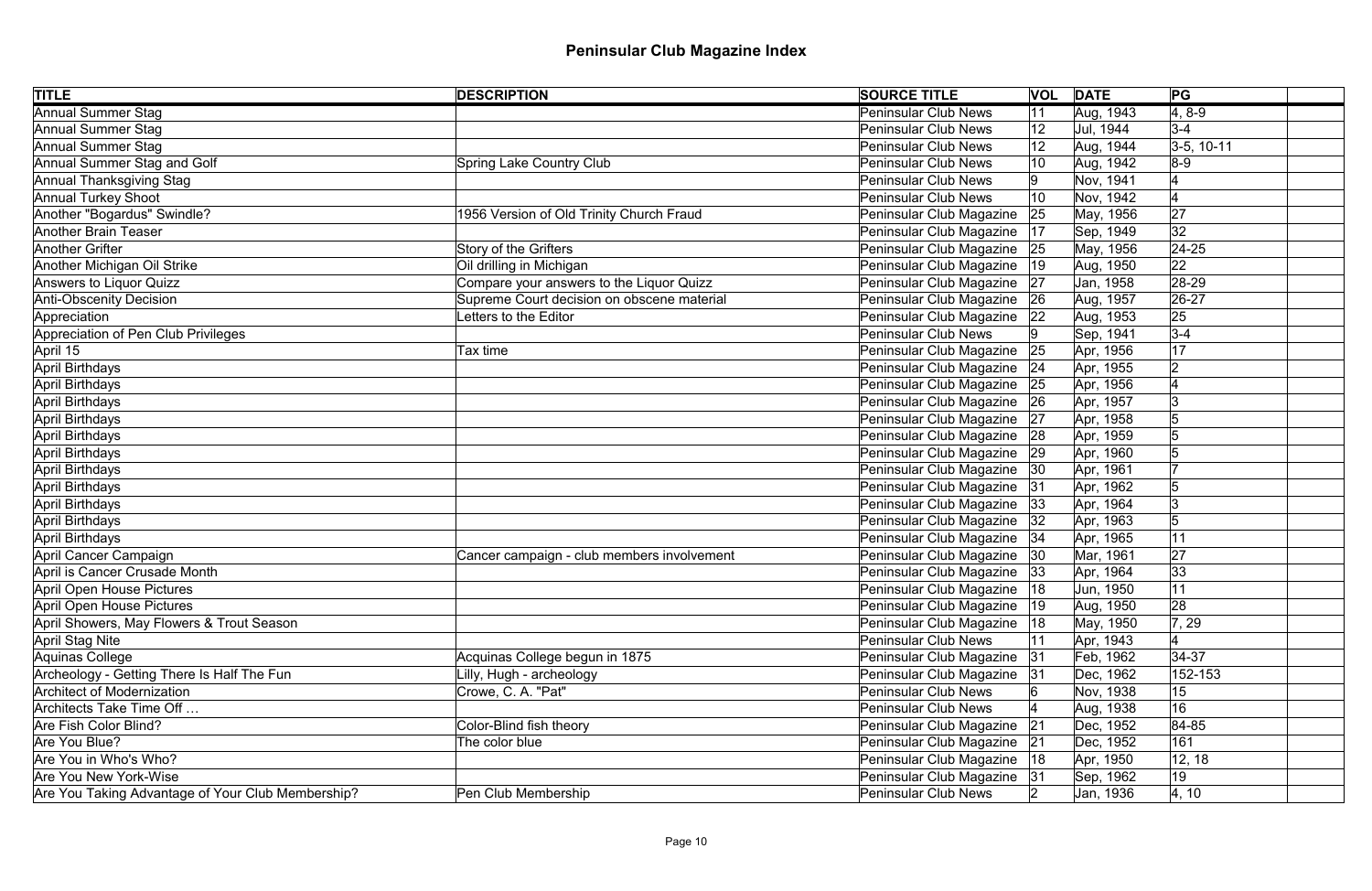# Peninsular Club Magazine Index

| TITLE | DESCRIPTION | SOURCE TITLE | VOL | DATE | PG | |
|---|---|---|---|---|---|---|
| Annual Summer Stag | | Peninsular Club News | 11 | Aug, 1943 | 4, 8-9 | |
| Annual Summer Stag | | Peninsular Club News | 12 | Jul, 1944 | 3-4 | |
| Annual Summer Stag | | Peninsular Club News | 12 | Aug, 1944 | 3-5, 10-11 | |
| Annual Summer Stag and Golf | Spring Lake Country Club | Peninsular Club News | 10 | Aug, 1942 | 8-9 | |
| Annual Thanksgiving Stag | | Peninsular Club News | 9 | Nov, 1941 | 4 | |
| Annual Turkey Shoot | | Peninsular Club News | 10 | Nov, 1942 | 4 | |
| Another "Bogardus" Swindle? | 1956 Version of Old Trinity Church Fraud | Peninsular Club Magazine | 25 | May, 1956 | 27 | |
| Another Brain Teaser | | Peninsular Club Magazine | 17 | Sep, 1949 | 32 | |
| Another Grifter | Story of the Grifters | Peninsular Club Magazine | 25 | May, 1956 | 24-25 | |
| Another Michigan Oil Strike | Oil drilling in Michigan | Peninsular Club Magazine | 19 | Aug, 1950 | 22 | |
| Answers to Liquor Quizz | Compare your answers to the Liquor Quizz | Peninsular Club Magazine | 27 | Jan, 1958 | 28-29 | |
| Anti-Obscenity Decision | Supreme Court decision on obscene material | Peninsular Club Magazine | 26 | Aug, 1957 | 26-27 | |
| Appreciation | Letters to the Editor | Peninsular Club Magazine | 22 | Aug, 1953 | 25 | |
| Appreciation of Pen Club Privileges | | Peninsular Club News | 9 | Sep, 1941 | 3-4 | |
| April 15 | Tax time | Peninsular Club Magazine | 25 | Apr, 1956 | 17 | |
| April Birthdays | | Peninsular Club Magazine | 24 | Apr, 1955 | 2 | |
| April Birthdays | | Peninsular Club Magazine | 25 | Apr, 1956 | 4 | |
| April Birthdays | | Peninsular Club Magazine | 26 | Apr, 1957 | 3 | |
| April Birthdays | | Peninsular Club Magazine | 27 | Apr, 1958 | 5 | |
| April Birthdays | | Peninsular Club Magazine | 28 | Apr, 1959 | 5 | |
| April Birthdays | | Peninsular Club Magazine | 29 | Apr, 1960 | 5 | |
| April Birthdays | | Peninsular Club Magazine | 30 | Apr, 1961 | 7 | |
| April Birthdays | | Peninsular Club Magazine | 31 | Apr, 1962 | 5 | |
| April Birthdays | | Peninsular Club Magazine | 33 | Apr, 1964 | 3 | |
| April Birthdays | | Peninsular Club Magazine | 32 | Apr, 1963 | 5 | |
| April Birthdays | | Peninsular Club Magazine | 34 | Apr, 1965 | 11 | |
| April Cancer Campaign | Cancer campaign - club members involvement | Peninsular Club Magazine | 30 | Mar, 1961 | 27 | |
| April is Cancer Crusade Month | | Peninsular Club Magazine | 33 | Apr, 1964 | 33 | |
| April Open House Pictures | | Peninsular Club Magazine | 18 | Jun, 1950 | 11 | |
| April Open House Pictures | | Peninsular Club Magazine | 19 | Aug, 1950 | 28 | |
| April Showers, May Flowers & Trout Season | | Peninsular Club Magazine | 18 | May, 1950 | 7, 29 | |
| April Stag Nite | | Peninsular Club News | 11 | Apr, 1943 | 4 | |
| Aquinas College | Acquinas College begun in 1875 | Peninsular Club Magazine | 31 | Feb, 1962 | 34-37 | |
| Archeology - Getting There Is Half The Fun | Lilly, Hugh - archeology | Peninsular Club Magazine | 31 | Dec, 1962 | 152-153 | |
| Architect of Modernization | Crowe, C. A. "Pat" | Peninsular Club News | 6 | Nov, 1938 | 15 | |
| Architects Take Time Off … | | Peninsular Club News | 4 | Aug, 1938 | 16 | |
| Are Fish Color Blind? | Color-Blind fish theory | Peninsular Club Magazine | 21 | Dec, 1952 | 84-85 | |
| Are You Blue? | The color blue | Peninsular Club Magazine | 21 | Dec, 1952 | 161 | |
| Are You in Who's Who? | | Peninsular Club Magazine | 18 | Apr, 1950 | 12, 18 | |
| Are You New York-Wise | | Peninsular Club Magazine | 31 | Sep, 1962 | 19 | |
| Are You Taking Advantage of Your Club Membership? | Pen Club Membership | Peninsular Club News | 2 | Jan, 1936 | 4, 10 | |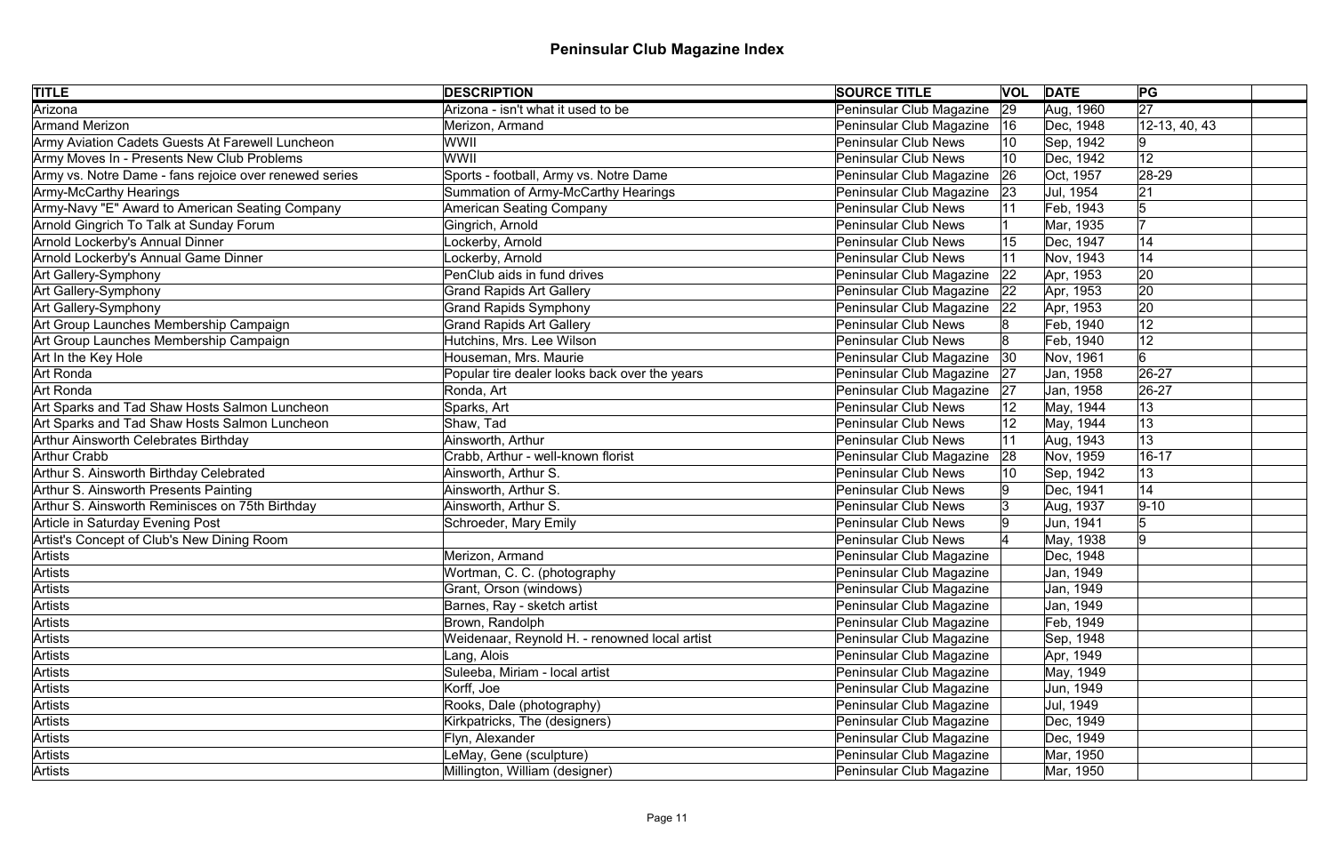# Peninsular Club Magazine Index

| TITLE | DESCRIPTION | SOURCE TITLE | VOL | DATE | PG | |
|---|---|---|---|---|---|---|
| Arizona | Arizona - isn't what it used to be | Peninsular Club Magazine | 29 | Aug, 1960 | 27 | |
| Armand Merizon | Merizon, Armand | Peninsular Club Magazine | 16 | Dec, 1948 | 12-13, 40, 43 | |
| Army Aviation Cadets Guests At Farewell Luncheon | WWII | Peninsular Club News | 10 | Sep, 1942 | 9 | |
| Army Moves In - Presents New Club Problems | WWII | Peninsular Club News | 10 | Dec, 1942 | 12 | |
| Army vs. Notre Dame - fans rejoice over renewed series | Sports - football, Army vs. Notre Dame | Peninsular Club Magazine | 26 | Oct, 1957 | 28-29 | |
| Army-McCarthy Hearings | Summation of Army-McCarthy Hearings | Peninsular Club Magazine | 23 | Jul, 1954 | 21 | |
| Army-Navy "E" Award to American Seating Company | American Seating Company | Peninsular Club News | 11 | Feb, 1943 | 5 | |
| Arnold Gingrich To Talk at Sunday Forum | Gingrich, Arnold | Peninsular Club News | 1 | Mar, 1935 | 7 | |
| Arnold Lockerby's Annual Dinner | Lockerby, Arnold | Peninsular Club News | 15 | Dec, 1947 | 14 | |
| Arnold Lockerby's Annual Game Dinner | Lockerby, Arnold | Peninsular Club News | 11 | Nov, 1943 | 14 | |
| Art Gallery-Symphony | PenClub aids in fund drives | Peninsular Club Magazine | 22 | Apr, 1953 | 20 | |
| Art Gallery-Symphony | Grand Rapids Art Gallery | Peninsular Club Magazine | 22 | Apr, 1953 | 20 | |
| Art Gallery-Symphony | Grand Rapids Symphony | Peninsular Club Magazine | 22 | Apr, 1953 | 20 | |
| Art Group Launches Membership Campaign | Grand Rapids Art Gallery | Peninsular Club News | 8 | Feb, 1940 | 12 | |
| Art Group Launches Membership Campaign | Hutchins, Mrs. Lee Wilson | Peninsular Club News | 8 | Feb, 1940 | 12 | |
| Art In the Key Hole | Houseman, Mrs. Maurie | Peninsular Club Magazine | 30 | Nov, 1961 | 6 | |
| Art Ronda | Popular tire dealer looks back over the years | Peninsular Club Magazine | 27 | Jan, 1958 | 26-27 | |
| Art Ronda | Ronda, Art | Peninsular Club Magazine | 27 | Jan, 1958 | 26-27 | |
| Art Sparks and Tad Shaw Hosts Salmon Luncheon | Sparks, Art | Peninsular Club News | 12 | May, 1944 | 13 | |
| Art Sparks and Tad Shaw Hosts Salmon Luncheon | Shaw, Tad | Peninsular Club News | 12 | May, 1944 | 13 | |
| Arthur Ainsworth Celebrates Birthday | Ainsworth, Arthur | Peninsular Club News | 11 | Aug, 1943 | 13 | |
| Arthur Crabb | Crabb, Arthur - well-known florist | Peninsular Club Magazine | 28 | Nov, 1959 | 16-17 | |
| Arthur S. Ainsworth Birthday Celebrated | Ainsworth, Arthur S. | Peninsular Club News | 10 | Sep, 1942 | 13 | |
| Arthur S. Ainsworth Presents Painting | Ainsworth, Arthur S. | Peninsular Club News | 9 | Dec, 1941 | 14 | |
| Arthur S. Ainsworth Reminisces on 75th Birthday | Ainsworth, Arthur S. | Peninsular Club News | 3 | Aug, 1937 | 9-10 | |
| Article in Saturday Evening Post | Schroeder, Mary Emily | Peninsular Club News | 9 | Jun, 1941 | 5 | |
| Artist's Concept of Club's New Dining Room | | Peninsular Club News | 4 | May, 1938 | 9 | |
| Artists | Merizon, Armand | Peninsular Club Magazine | | Dec, 1948 | | |
| Artists | Wortman, C. C. (photography | Peninsular Club Magazine | | Jan, 1949 | | |
| Artists | Grant, Orson (windows) | Peninsular Club Magazine | | Jan, 1949 | | |
| Artists | Barnes, Ray - sketch artist | Peninsular Club Magazine | | Jan, 1949 | | |
| Artists | Brown, Randolph | Peninsular Club Magazine | | Feb, 1949 | | |
| Artists | Weidenaar, Reynold H. - renowned local artist | Peninsular Club Magazine | | Sep, 1948 | | |
| Artists | Lang, Alois | Peninsular Club Magazine | | Apr, 1949 | | |
| Artists | Suleeba, Miriam - local artist | Peninsular Club Magazine | | May, 1949 | | |
| Artists | Korff, Joe | Peninsular Club Magazine | | Jun, 1949 | | |
| Artists | Rooks, Dale (photography) | Peninsular Club Magazine | | Jul, 1949 | | |
| Artists | Kirkpatricks, The (designers) | Peninsular Club Magazine | | Dec, 1949 | | |
| Artists | Flyn, Alexander | Peninsular Club Magazine | | Dec, 1949 | | |
| Artists | LeMay, Gene (sculpture) | Peninsular Club Magazine | | Mar, 1950 | | |
| Artists | Millington, William (designer) | Peninsular Club Magazine | | Mar, 1950 | | |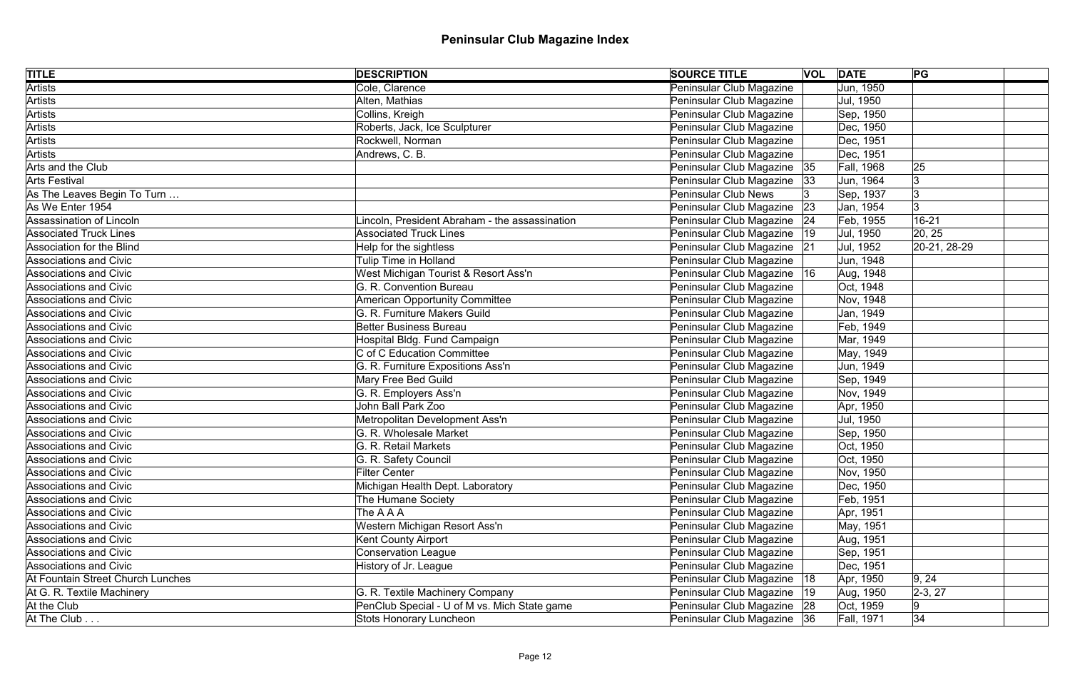# Peninsular Club Magazine Index

| TITLE | DESCRIPTION | SOURCE TITLE | VOL | DATE | PG | |
|---|---|---|---|---|---|---|
| Artists | Cole, Clarence | Peninsular Club Magazine | | Jun, 1950 | | |
| Artists | Alten, Mathias | Peninsular Club Magazine | | Jul, 1950 | | |
| Artists | Collins, Kreigh | Peninsular Club Magazine | | Sep, 1950 | | |
| Artists | Roberts, Jack, Ice Sculpturer | Peninsular Club Magazine | | Dec, 1950 | | |
| Artists | Rockwell, Norman | Peninsular Club Magazine | | Dec, 1951 | | |
| Artists | Andrews, C. B. | Peninsular Club Magazine | | Dec, 1951 | | |
| Arts and the Club | | Peninsular Club Magazine | 35 | Fall, 1968 | 25 | |
| Arts Festival | | Peninsular Club Magazine | 33 | Jun, 1964 | 3 | |
| As The Leaves Begin To Turn … | | Peninsular Club News | 3 | Sep, 1937 | 3 | |
| As We Enter 1954 | | Peninsular Club Magazine | 23 | Jan, 1954 | 3 | |
| Assassination of Lincoln | Lincoln, President Abraham - the assassination | Peninsular Club Magazine | 24 | Feb, 1955 | 16-21 | |
| Associated Truck Lines | Associated Truck Lines | Peninsular Club Magazine | 19 | Jul, 1950 | 20, 25 | |
| Association for the Blind | Help for the sightless | Peninsular Club Magazine | 21 | Jul, 1952 | 20-21, 28-29 | |
| Associations and Civic | Tulip Time in Holland | Peninsular Club Magazine | | Jun, 1948 | | |
| Associations and Civic | West Michigan Tourist & Resort Ass'n | Peninsular Club Magazine | 16 | Aug, 1948 | | |
| Associations and Civic | G. R. Convention Bureau | Peninsular Club Magazine | | Oct, 1948 | | |
| Associations and Civic | American Opportunity Committee | Peninsular Club Magazine | | Nov, 1948 | | |
| Associations and Civic | G. R. Furniture Makers Guild | Peninsular Club Magazine | | Jan, 1949 | | |
| Associations and Civic | Better Business Bureau | Peninsular Club Magazine | | Feb, 1949 | | |
| Associations and Civic | Hospital Bldg. Fund Campaign | Peninsular Club Magazine | | Mar, 1949 | | |
| Associations and Civic | C of C Education Committee | Peninsular Club Magazine | | May, 1949 | | |
| Associations and Civic | G. R. Furniture Expositions Ass'n | Peninsular Club Magazine | | Jun, 1949 | | |
| Associations and Civic | Mary Free Bed Guild | Peninsular Club Magazine | | Sep, 1949 | | |
| Associations and Civic | G. R. Employers Ass'n | Peninsular Club Magazine | | Nov, 1949 | | |
| Associations and Civic | John Ball Park Zoo | Peninsular Club Magazine | | Apr, 1950 | | |
| Associations and Civic | Metropolitan Development Ass'n | Peninsular Club Magazine | | Jul, 1950 | | |
| Associations and Civic | G. R. Wholesale Market | Peninsular Club Magazine | | Sep, 1950 | | |
| Associations and Civic | G. R. Retail Markets | Peninsular Club Magazine | | Oct, 1950 | | |
| Associations and Civic | G. R. Safety Council | Peninsular Club Magazine | | Oct, 1950 | | |
| Associations and Civic | Filter Center | Peninsular Club Magazine | | Nov, 1950 | | |
| Associations and Civic | Michigan Health Dept. Laboratory | Peninsular Club Magazine | | Dec, 1950 | | |
| Associations and Civic | The Humane Society | Peninsular Club Magazine | | Feb, 1951 | | |
| Associations and Civic | The A A A | Peninsular Club Magazine | | Apr, 1951 | | |
| Associations and Civic | Western Michigan Resort Ass'n | Peninsular Club Magazine | | May, 1951 | | |
| Associations and Civic | Kent County Airport | Peninsular Club Magazine | | Aug, 1951 | | |
| Associations and Civic | Conservation League | Peninsular Club Magazine | | Sep, 1951 | | |
| Associations and Civic | History of Jr. League | Peninsular Club Magazine | | Dec, 1951 | | |
| At Fountain Street Church Lunches | | Peninsular Club Magazine | 18 | Apr, 1950 | 9, 24 | |
| At G. R. Textile Machinery | G. R. Textile Machinery Company | Peninsular Club Magazine | 19 | Aug, 1950 | 2-3, 27 | |
| At the Club | PenClub Special - U of M vs. Mich State game | Peninsular Club Magazine | 28 | Oct, 1959 | 9 | |
| At The Club . . . | Stots Honorary Luncheon | Peninsular Club Magazine | 36 | Fall, 1971 | 34 | |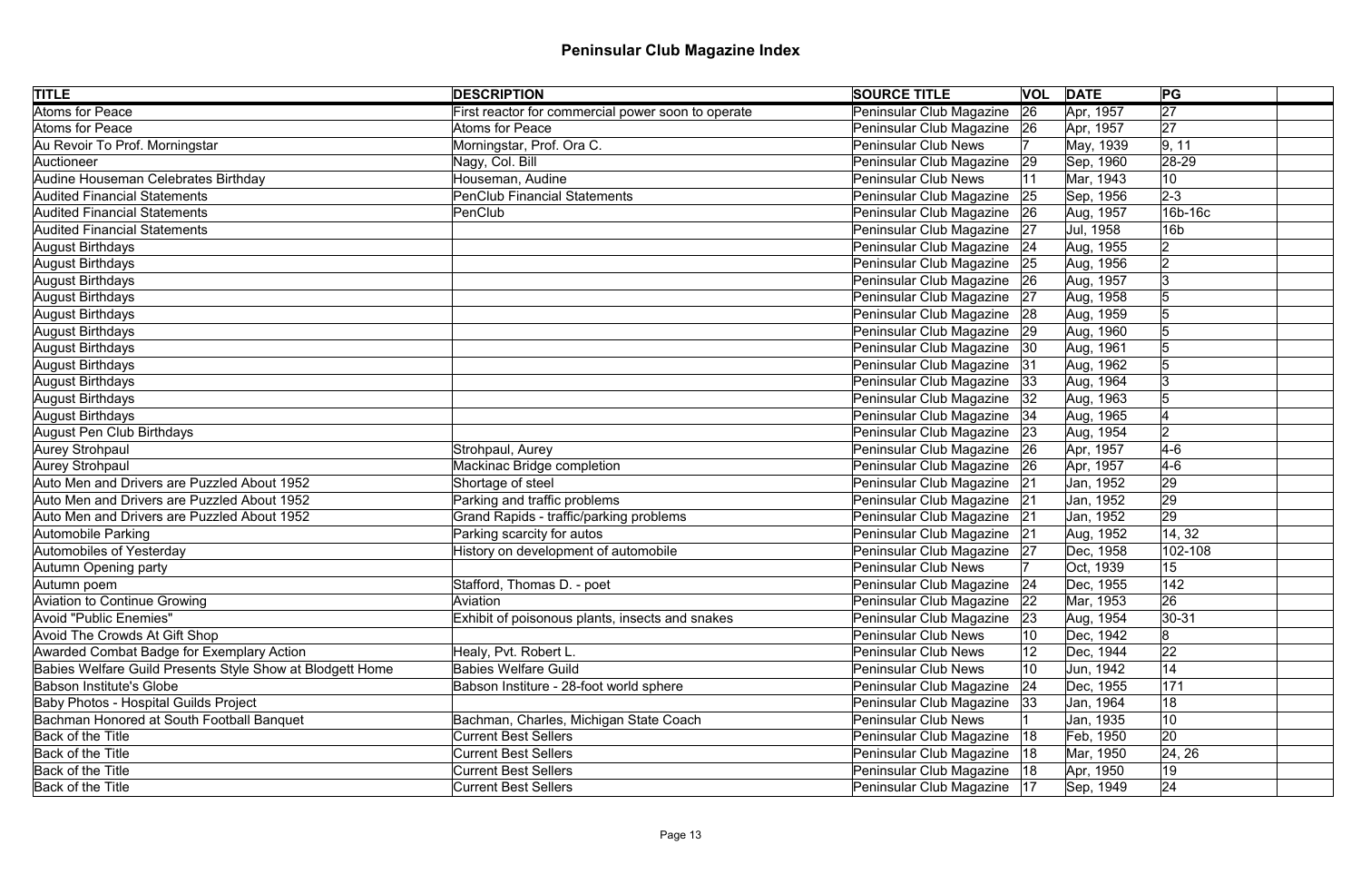# Peninsular Club Magazine Index

| TITLE | DESCRIPTION | SOURCE TITLE | VOL | DATE | PG | |
|---|---|---|---|---|---|---|
| Atoms for Peace | First reactor for commercial power soon to operate | Peninsular Club Magazine | 26 | Apr, 1957 | 27 | |
| Atoms for Peace | Atoms for Peace | Peninsular Club Magazine | 26 | Apr, 1957 | 27 | |
| Au Revoir To Prof. Morningstar | Morningstar, Prof. Ora C. | Peninsular Club News | 7 | May, 1939 | 9, 11 | |
| Auctioneer | Nagy, Col. Bill | Peninsular Club Magazine | 29 | Sep, 1960 | 28-29 | |
| Audine Houseman Celebrates Birthday | Houseman, Audine | Peninsular Club News | 11 | Mar, 1943 | 10 | |
| Audited Financial Statements | PenClub Financial Statements | Peninsular Club Magazine | 25 | Sep, 1956 | 2-3 | |
| Audited Financial Statements | PenClub | Peninsular Club Magazine | 26 | Aug, 1957 | 16b-16c | |
| Audited Financial Statements | | Peninsular Club Magazine | 27 | Jul, 1958 | 16b | |
| August Birthdays | | Peninsular Club Magazine | 24 | Aug, 1955 | 2 | |
| August Birthdays | | Peninsular Club Magazine | 25 | Aug, 1956 | 2 | |
| August Birthdays | | Peninsular Club Magazine | 26 | Aug, 1957 | 3 | |
| August Birthdays | | Peninsular Club Magazine | 27 | Aug, 1958 | 5 | |
| August Birthdays | | Peninsular Club Magazine | 28 | Aug, 1959 | 5 | |
| August Birthdays | | Peninsular Club Magazine | 29 | Aug, 1960 | 5 | |
| August Birthdays | | Peninsular Club Magazine | 30 | Aug, 1961 | 5 | |
| August Birthdays | | Peninsular Club Magazine | 31 | Aug, 1962 | 5 | |
| August Birthdays | | Peninsular Club Magazine | 33 | Aug, 1964 | 3 | |
| August Birthdays | | Peninsular Club Magazine | 32 | Aug, 1963 | 5 | |
| August Birthdays | | Peninsular Club Magazine | 34 | Aug, 1965 | 4 | |
| August Pen Club Birthdays | | Peninsular Club Magazine | 23 | Aug, 1954 | 2 | |
| Aurey Strohpaul | Strohpaul, Aurey | Peninsular Club Magazine | 26 | Apr, 1957 | 4-6 | |
| Aurey Strohpaul | Mackinac Bridge completion | Peninsular Club Magazine | 26 | Apr, 1957 | 4-6 | |
| Auto Men and Drivers are Puzzled About 1952 | Shortage of steel | Peninsular Club Magazine | 21 | Jan, 1952 | 29 | |
| Auto Men and Drivers are Puzzled About 1952 | Parking and traffic problems | Peninsular Club Magazine | 21 | Jan, 1952 | 29 | |
| Auto Men and Drivers are Puzzled About 1952 | Grand Rapids - traffic/parking problems | Peninsular Club Magazine | 21 | Jan, 1952 | 29 | |
| Automobile Parking | Parking scarcity for autos | Peninsular Club Magazine | 21 | Aug, 1952 | 14, 32 | |
| Automobiles of Yesterday | History on development of automobile | Peninsular Club Magazine | 27 | Dec, 1958 | 102-108 | |
| Autumn Opening party | | Peninsular Club News | 7 | Oct, 1939 | 15 | |
| Autumn poem | Stafford, Thomas D. - poet | Peninsular Club Magazine | 24 | Dec, 1955 | 142 | |
| Aviation to Continue Growing | Aviation | Peninsular Club Magazine | 22 | Mar, 1953 | 26 | |
| Avoid "Public Enemies" | Exhibit of poisonous plants, insects and snakes | Peninsular Club Magazine | 23 | Aug, 1954 | 30-31 | |
| Avoid The Crowds At Gift Shop | | Peninsular Club News | 10 | Dec, 1942 | 8 | |
| Awarded Combat Badge for Exemplary Action | Healy, Pvt. Robert L. | Peninsular Club News | 12 | Dec, 1944 | 22 | |
| Babies Welfare Guild Presents Style Show at Blodgett Home | Babies Welfare Guild | Peninsular Club News | 10 | Jun, 1942 | 14 | |
| Babson Institute's Globe | Babson Institure - 28-foot world sphere | Peninsular Club Magazine | 24 | Dec, 1955 | 171 | |
| Baby Photos - Hospital Guilds Project | | Peninsular Club Magazine | 33 | Jan, 1964 | 18 | |
| Bachman Honored at South Football Banquet | Bachman, Charles, Michigan State Coach | Peninsular Club News | 1 | Jan, 1935 | 10 | |
| Back of the Title | Current Best Sellers | Peninsular Club Magazine | 18 | Feb, 1950 | 20 | |
| Back of the Title | Current Best Sellers | Peninsular Club Magazine | 18 | Mar, 1950 | 24, 26 | |
| Back of the Title | Current Best Sellers | Peninsular Club Magazine | 18 | Apr, 1950 | 19 | |
| Back of the Title | Current Best Sellers | Peninsular Club Magazine | 17 | Sep, 1949 | 24 | |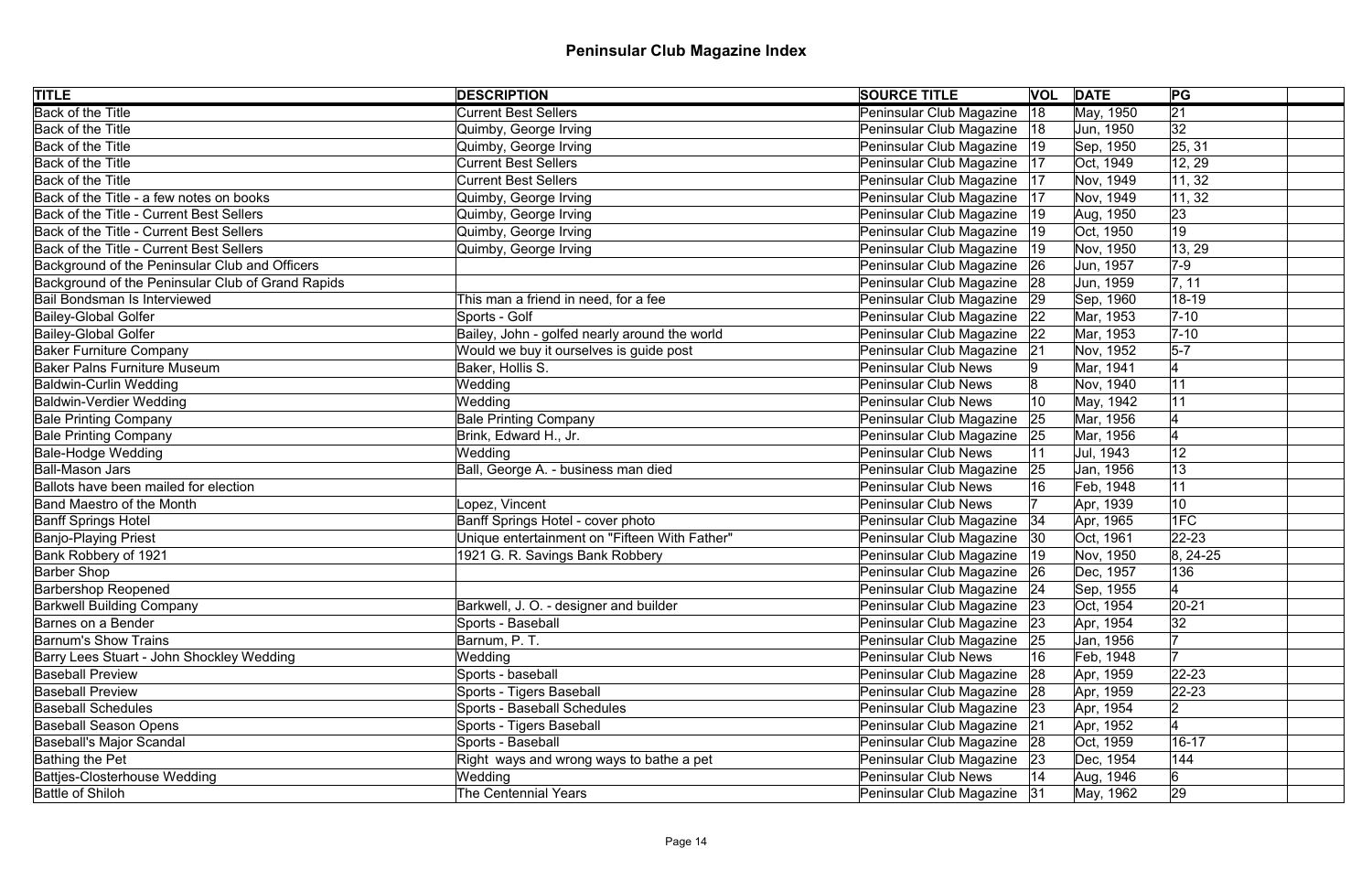# Peninsular Club Magazine Index

| TITLE | DESCRIPTION | SOURCE TITLE | VOL | DATE | PG | |
|---|---|---|---|---|---|---|
| Back of the Title | Current Best Sellers | Peninsular Club Magazine | 18 | May, 1950 | 21 | |
| Back of the Title | Quimby, George Irving | Peninsular Club Magazine | 18 | Jun, 1950 | 32 | |
| Back of the Title | Quimby, George Irving | Peninsular Club Magazine | 19 | Sep, 1950 | 25, 31 | |
| Back of the Title | Current Best Sellers | Peninsular Club Magazine | 17 | Oct, 1949 | 12, 29 | |
| Back of the Title | Current Best Sellers | Peninsular Club Magazine | 17 | Nov, 1949 | 11, 32 | |
| Back of the Title - a few notes on books | Quimby, George Irving | Peninsular Club Magazine | 17 | Nov, 1949 | 11, 32 | |
| Back of the Title - Current Best Sellers | Quimby, George Irving | Peninsular Club Magazine | 19 | Aug, 1950 | 23 | |
| Back of the Title - Current Best Sellers | Quimby, George Irving | Peninsular Club Magazine | 19 | Oct, 1950 | 19 | |
| Back of the Title - Current Best Sellers | Quimby, George Irving | Peninsular Club Magazine | 19 | Nov, 1950 | 13, 29 | |
| Background of the Peninsular Club and Officers | | Peninsular Club Magazine | 26 | Jun, 1957 | 7-9 | |
| Background of the Peninsular Club of Grand Rapids | | Peninsular Club Magazine | 28 | Jun, 1959 | 7, 11 | |
| Bail Bondsman Is Interviewed | This man a friend in need, for a fee | Peninsular Club Magazine | 29 | Sep, 1960 | 18-19 | |
| Bailey-Global Golfer | Sports - Golf | Peninsular Club Magazine | 22 | Mar, 1953 | 7-10 | |
| Bailey-Global Golfer | Bailey, John - golfed nearly around the world | Peninsular Club Magazine | 22 | Mar, 1953 | 7-10 | |
| Baker Furniture Company | Would we buy it ourselves is guide post | Peninsular Club Magazine | 21 | Nov, 1952 | 5-7 | |
| Baker Palns Furniture Museum | Baker, Hollis S. | Peninsular Club News | 9 | Mar, 1941 | 4 | |
| Baldwin-Curlin Wedding | Wedding | Peninsular Club News | 8 | Nov, 1940 | 11 | |
| Baldwin-Verdier Wedding | Wedding | Peninsular Club News | 10 | May, 1942 | 11 | |
| Bale Printing Company | Bale Printing Company | Peninsular Club Magazine | 25 | Mar, 1956 | 4 | |
| Bale Printing Company | Brink, Edward H., Jr. | Peninsular Club Magazine | 25 | Mar, 1956 | 4 | |
| Bale-Hodge Wedding | Wedding | Peninsular Club News | 11 | Jul, 1943 | 12 | |
| Ball-Mason Jars | Ball, George A. - business man died | Peninsular Club Magazine | 25 | Jan, 1956 | 13 | |
| Ballots have been mailed for election | | Peninsular Club News | 16 | Feb, 1948 | 11 | |
| Band Maestro of the Month | Lopez, Vincent | Peninsular Club News | 7 | Apr, 1939 | 10 | |
| Banff Springs Hotel | Banff Springs Hotel - cover photo | Peninsular Club Magazine | 34 | Apr, 1965 | 1FC | |
| Banjo-Playing Priest | Unique entertainment on "Fifteen With Father" | Peninsular Club Magazine | 30 | Oct, 1961 | 22-23 | |
| Bank Robbery of 1921 | 1921 G. R. Savings Bank Robbery | Peninsular Club Magazine | 19 | Nov, 1950 | 8, 24-25 | |
| Barber Shop | | Peninsular Club Magazine | 26 | Dec, 1957 | 136 | |
| Barbershop Reopened | | Peninsular Club Magazine | 24 | Sep, 1955 | 4 | |
| Barkwell Building Company | Barkwell, J. O. - designer and builder | Peninsular Club Magazine | 23 | Oct, 1954 | 20-21 | |
| Barnes on a Bender | Sports - Baseball | Peninsular Club Magazine | 23 | Apr, 1954 | 32 | |
| Barnum's Show Trains | Barnum, P. T. | Peninsular Club Magazine | 25 | Jan, 1956 | 7 | |
| Barry Lees Stuart - John Shockley Wedding | Wedding | Peninsular Club News | 16 | Feb, 1948 | 7 | |
| Baseball Preview | Sports - baseball | Peninsular Club Magazine | 28 | Apr, 1959 | 22-23 | |
| Baseball Preview | Sports - Tigers Baseball | Peninsular Club Magazine | 28 | Apr, 1959 | 22-23 | |
| Baseball Schedules | Sports - Baseball Schedules | Peninsular Club Magazine | 23 | Apr, 1954 | 2 | |
| Baseball Season Opens | Sports - Tigers Baseball | Peninsular Club Magazine | 21 | Apr, 1952 | 4 | |
| Baseball's Major Scandal | Sports - Baseball | Peninsular Club Magazine | 28 | Oct, 1959 | 16-17 | |
| Bathing the Pet | Right ways and wrong ways to bathe a pet | Peninsular Club Magazine | 23 | Dec, 1954 | 144 | |
| Battjes-Closterhouse Wedding | Wedding | Peninsular Club News | 14 | Aug, 1946 | 6 | |
| Battle of Shiloh | The Centennial Years | Peninsular Club Magazine | 31 | May, 1962 | 29 | |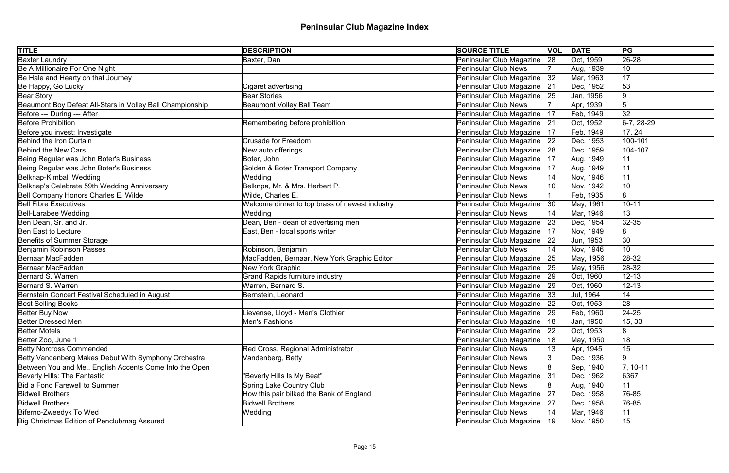# Peninsular Club Magazine Index

| TITLE | DESCRIPTION | SOURCE TITLE | VOL | DATE | PG | |
|---|---|---|---|---|---|---|
| Baxter Laundry | Baxter, Dan | Peninsular Club Magazine | 28 | Oct, 1959 | 26-28 | |
| Be A Millionaire For One Night | | Peninsular Club News | 7 | Aug, 1939 | 10 | |
| Be Hale and Hearty on that Journey | | Peninsular Club Magazine | 32 | Mar, 1963 | 17 | |
| Be Happy, Go Lucky | Cigaret advertising | Peninsular Club Magazine | 21 | Dec, 1952 | 53 | |
| Bear Story | Bear Stories | Peninsular Club Magazine | 25 | Jan, 1956 | 9 | |
| Beaumont Boy Defeat All-Stars in Volley Ball Championship | Beaumont Volley Ball Team | Peninsular Club News | 7 | Apr, 1939 | 5 | |
| Before --- During --- After | | Peninsular Club Magazine | 17 | Feb, 1949 | 32 | |
| Before Prohibition | Remembering before prohibition | Peninsular Club Magazine | 21 | Oct, 1952 | 6-7, 28-29 | |
| Before you invest: Investigate | | Peninsular Club Magazine | 17 | Feb, 1949 | 17, 24 | |
| Behind the Iron Curtain | Crusade for Freedom | Peninsular Club Magazine | 22 | Dec, 1953 | 100-101 | |
| Behind the New Cars | New auto offerings | Peninsular Club Magazine | 28 | Dec, 1959 | 104-107 | |
| Being Regular was John Boter's Business | Boter, John | Peninsular Club Magazine | 17 | Aug, 1949 | 11 | |
| Being Regular was John Boter's Business | Golden & Boter Transport Company | Peninsular Club Magazine | 17 | Aug, 1949 | 11 | |
| Belknap-Kimball Wedding | Wedding | Peninsular Club News | 14 | Nov, 1946 | 11 | |
| Belknap's Celebrate 59th Wedding Anniversary | Belknpa, Mr. & Mrs. Herbert P. | Peninsular Club News | 10 | Nov, 1942 | 10 | |
| Bell Company Honors Charles E. Wilde | Wilde, Charles E. | Peninsular Club News | 1 | Feb, 1935 | 8 | |
| Bell Fibre Executives | Welcome dinner to top brass of newest industry | Peninsular Club Magazine | 30 | May, 1961 | 10-11 | |
| Bell-Larabee Wedding | Wedding | Peninsular Club News | 14 | Mar, 1946 | 13 | |
| Ben Dean, Sr. and Jr. | Dean, Ben - dean of advertising men | Peninsular Club Magazine | 23 | Dec, 1954 | 32-35 | |
| Ben East to Lecture | East, Ben - local sports writer | Peninsular Club Magazine | 17 | Nov, 1949 | 8 | |
| Benefits of Summer Storage | | Peninsular Club Magazine | 22 | Jun, 1953 | 30 | |
| Benjamin Robinson Passes | Robinson, Benjamin | Peninsular Club News | 14 | Nov, 1946 | 10 | |
| Bernaar MacFadden | MacFadden, Bernaar, New York Graphic Editor | Peninsular Club Magazine | 25 | May, 1956 | 28-32 | |
| Bernaar MacFadden | New York Graphic | Peninsular Club Magazine | 25 | May, 1956 | 28-32 | |
| Bernard S. Warren | Grand Rapids furniture industry | Peninsular Club Magazine | 29 | Oct, 1960 | 12-13 | |
| Bernard S. Warren | Warren, Bernard S. | Peninsular Club Magazine | 29 | Oct, 1960 | 12-13 | |
| Bernstein Concert Festival Scheduled in August | Bernstein, Leonard | Peninsular Club Magazine | 33 | Jul, 1964 | 14 | |
| Best Selling Books | | Peninsular Club Magazine | 22 | Oct, 1953 | 28 | |
| Better Buy Now | Lievense, Lloyd - Men's Clothier | Peninsular Club Magazine | 29 | Feb, 1960 | 24-25 | |
| Better Dressed Men | Men's Fashions | Peninsular Club Magazine | 18 | Jan, 1950 | 15, 33 | |
| Better Motels | | Peninsular Club Magazine | 22 | Oct, 1953 | 8 | |
| Better Zoo, June 1 | | Peninsular Club Magazine | 18 | May, 1950 | 18 | |
| Betty Norcross Commended | Red Cross, Regional Administrator | Peninsular Club News | 13 | Apr, 1945 | 15 | |
| Betty Vandenberg Makes Debut With Symphony Orchestra | Vandenberg, Betty | Peninsular Club News | 3 | Dec, 1936 | 9 | |
| Between You and Me.. English Accents Come Into the Open | | Peninsular Club News | 8 | Sep, 1940 | 7, 10-11 | |
| Beverly Hills: The Fantastic | "Beverly Hills Is My Beat" | Peninsular Club Magazine | 31 | Dec, 1962 | 6367 | |
| Bid a Fond Farewell to Summer | Spring Lake Country Club | Peninsular Club News | 8 | Aug, 1940 | 11 | |
| Bidwell Brothers | How this pair bilked the Bank of England | Peninsular Club Magazine | 27 | Dec, 1958 | 76-85 | |
| Bidwell Brothers | Bidwell Brothers | Peninsular Club Magazine | 27 | Dec, 1958 | 76-85 | |
| Biferno-Zweedyk To Wed | Wedding | Peninsular Club News | 14 | Mar, 1946 | 11 | |
| Big Christmas Edition of Penclubmag Assured | | Peninsular Club Magazine | 19 | Nov, 1950 | 15 | |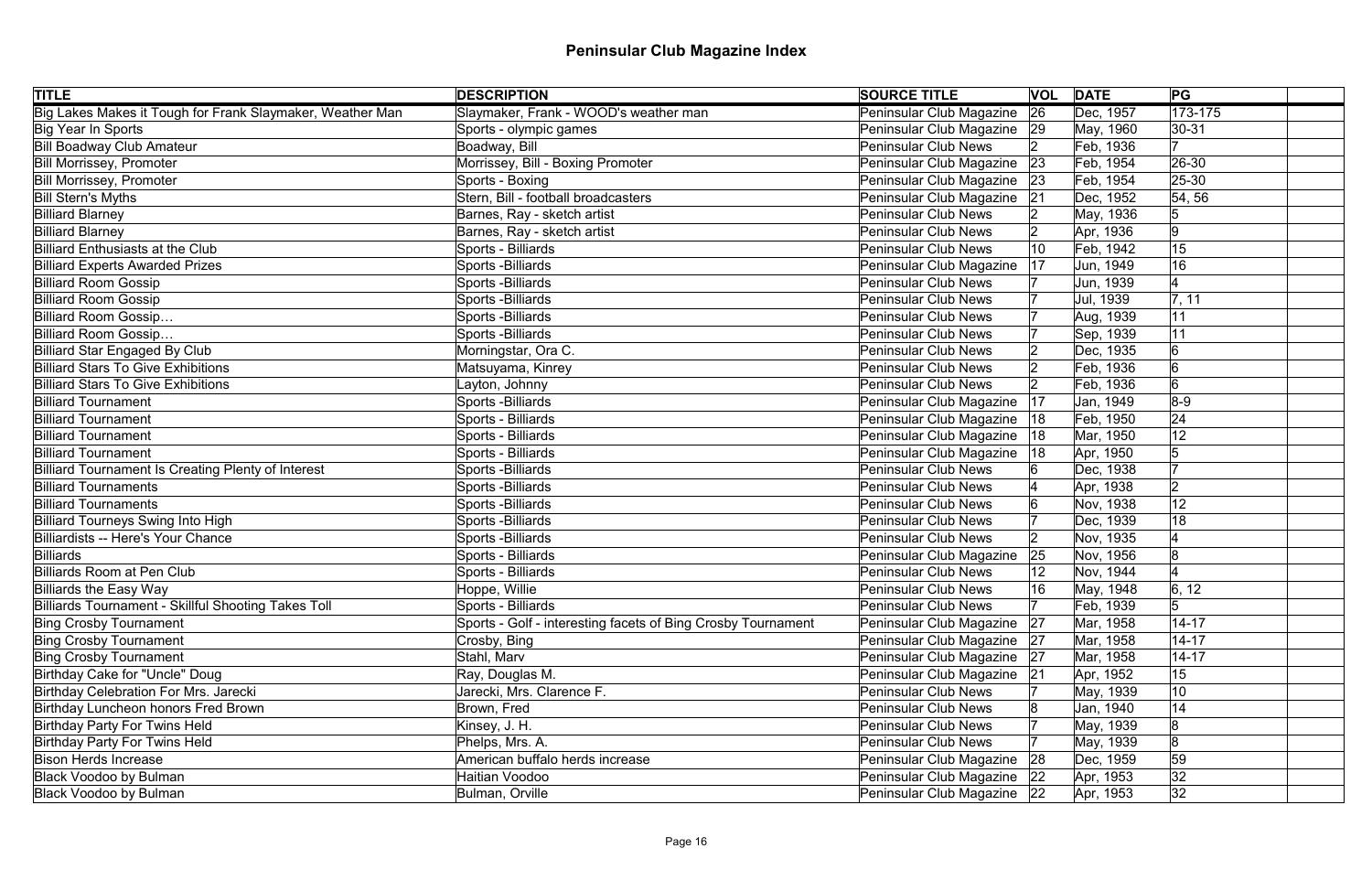# Peninsular Club Magazine Index

| TITLE | DESCRIPTION | SOURCE TITLE | VOL | DATE | PG | |
|---|---|---|---|---|---|---|
| Big Lakes Makes it Tough for Frank Slaymaker, Weather Man | Slaymaker, Frank - WOOD's weather man | Peninsular Club Magazine | 26 | Dec, 1957 | 173-175 | |
| Big Year In Sports | Sports - olympic games | Peninsular Club Magazine | 29 | May, 1960 | 30-31 | |
| Bill Boadway Club Amateur | Boadway, Bill | Peninsular Club News | 2 | Feb, 1936 | 7 | |
| Bill Morrissey, Promoter | Morrissey, Bill - Boxing Promoter | Peninsular Club Magazine | 23 | Feb, 1954 | 26-30 | |
| Bill Morrissey, Promoter | Sports - Boxing | Peninsular Club Magazine | 23 | Feb, 1954 | 25-30 | |
| Bill Stern's Myths | Stern, Bill - football broadcasters | Peninsular Club Magazine | 21 | Dec, 1952 | 54, 56 | |
| Billiard Blarney | Barnes, Ray - sketch artist | Peninsular Club News | 2 | May, 1936 | 5 | |
| Billiard Blarney | Barnes, Ray - sketch artist | Peninsular Club News | 2 | Apr, 1936 | 9 | |
| Billiard Enthusiasts at the Club | Sports - Billiards | Peninsular Club News | 10 | Feb, 1942 | 15 | |
| Billiard Experts Awarded Prizes | Sports -Billiards | Peninsular Club Magazine | 17 | Jun, 1949 | 16 | |
| Billiard Room Gossip | Sports -Billiards | Peninsular Club News | 7 | Jun, 1939 | 4 | |
| Billiard Room Gossip | Sports -Billiards | Peninsular Club News | 7 | Jul, 1939 | 7, 11 | |
| Billiard Room Gossip… | Sports -Billiards | Peninsular Club News | 7 | Aug, 1939 | 11 | |
| Billiard Room Gossip… | Sports -Billiards | Peninsular Club News | 7 | Sep, 1939 | 11 | |
| Billiard Star Engaged By Club | Morningstar, Ora C. | Peninsular Club News | 2 | Dec, 1935 | 6 | |
| Billiard Stars To Give Exhibitions | Matsuyama, Kinrey | Peninsular Club News | 2 | Feb, 1936 | 6 | |
| Billiard Stars To Give Exhibitions | Layton, Johnny | Peninsular Club News | 2 | Feb, 1936 | 6 | |
| Billiard Tournament | Sports -Billiards | Peninsular Club Magazine | 17 | Jan, 1949 | 8-9 | |
| Billiard Tournament | Sports - Billiards | Peninsular Club Magazine | 18 | Feb, 1950 | 24 | |
| Billiard Tournament | Sports - Billiards | Peninsular Club Magazine | 18 | Mar, 1950 | 12 | |
| Billiard Tournament | Sports - Billiards | Peninsular Club Magazine | 18 | Apr, 1950 | 5 | |
| Billiard Tournament Is Creating Plenty of Interest | Sports -Billiards | Peninsular Club News | 6 | Dec, 1938 | 7 | |
| Billiard Tournaments | Sports -Billiards | Peninsular Club News | 4 | Apr, 1938 | 2 | |
| Billiard Tournaments | Sports -Billiards | Peninsular Club News | 6 | Nov, 1938 | 12 | |
| Billiard Tourneys Swing Into High | Sports -Billiards | Peninsular Club News | 7 | Dec, 1939 | 18 | |
| Billiardists -- Here's Your Chance | Sports -Billiards | Peninsular Club News | 2 | Nov, 1935 | 4 | |
| Billiards | Sports - Billiards | Peninsular Club Magazine | 25 | Nov, 1956 | 8 | |
| Billiards Room at Pen Club | Sports - Billiards | Peninsular Club News | 12 | Nov, 1944 | 4 | |
| Billiards the Easy Way | Hoppe, Willie | Peninsular Club News | 16 | May, 1948 | 6, 12 | |
| Billiards Tournament - Skillful Shooting Takes Toll | Sports - Billiards | Peninsular Club News | 7 | Feb, 1939 | 5 | |
| Bing Crosby Tournament | Sports - Golf - interesting facets of Bing Crosby Tournament | Peninsular Club Magazine | 27 | Mar, 1958 | 14-17 | |
| Bing Crosby Tournament | Crosby, Bing | Peninsular Club Magazine | 27 | Mar, 1958 | 14-17 | |
| Bing Crosby Tournament | Stahl, Marv | Peninsular Club Magazine | 27 | Mar, 1958 | 14-17 | |
| Birthday Cake for "Uncle" Doug | Ray, Douglas M. | Peninsular Club Magazine | 21 | Apr, 1952 | 15 | |
| Birthday Celebration For Mrs. Jarecki | Jarecki, Mrs. Clarence F. | Peninsular Club News | 7 | May, 1939 | 10 | |
| Birthday Luncheon honors Fred Brown | Brown, Fred | Peninsular Club News | 8 | Jan, 1940 | 14 | |
| Birthday Party For Twins Held | Kinsey, J. H. | Peninsular Club News | 7 | May, 1939 | 8 | |
| Birthday Party For Twins Held | Phelps, Mrs. A. | Peninsular Club News | 7 | May, 1939 | 8 | |
| Bison Herds Increase | American buffalo herds increase | Peninsular Club Magazine | 28 | Dec, 1959 | 59 | |
| Black Voodoo by Bulman | Haitian Voodoo | Peninsular Club Magazine | 22 | Apr, 1953 | 32 | |
| Black Voodoo by Bulman | Bulman, Orville | Peninsular Club Magazine | 22 | Apr, 1953 | 32 | |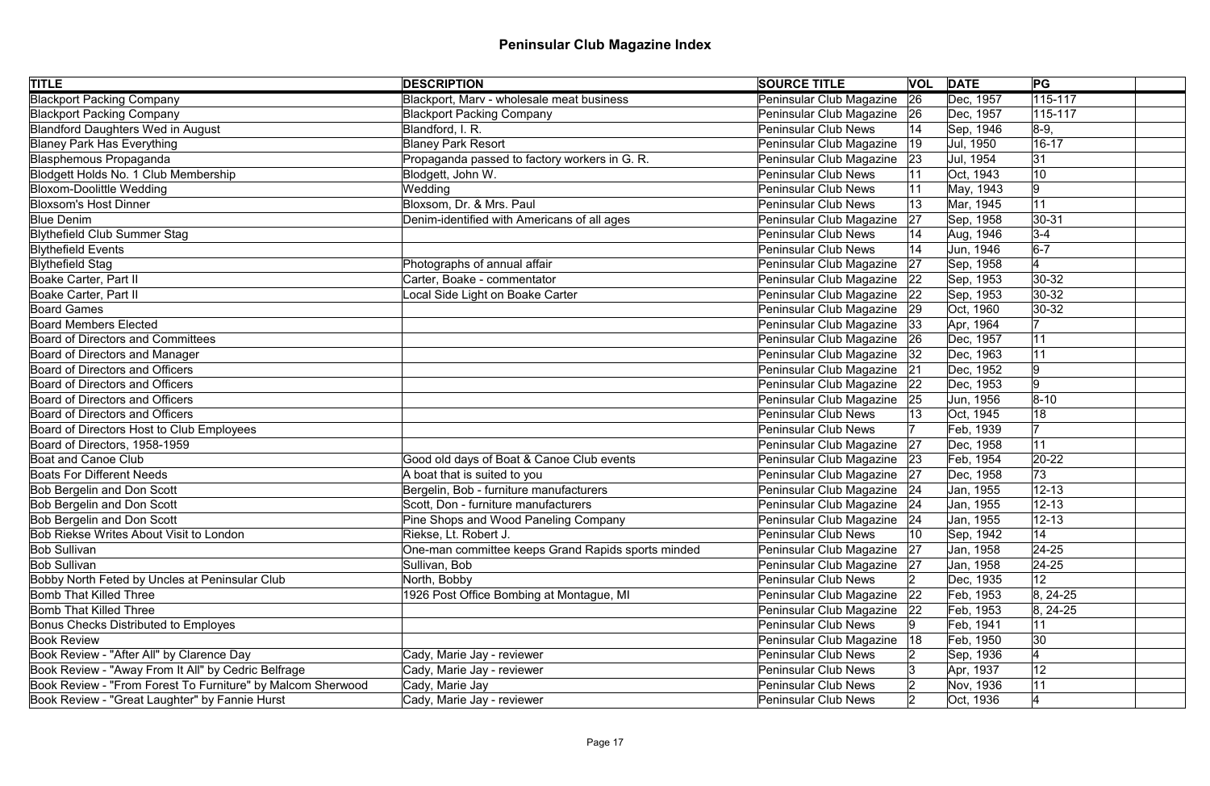# Peninsular Club Magazine Index

| TITLE | DESCRIPTION | SOURCE TITLE | VOL | DATE | PG | |
|---|---|---|---|---|---|---|
| Blackport Packing Company | Blackport, Marv - wholesale meat business | Peninsular Club Magazine | 26 | Dec, 1957 | 115-117 | |
| Blackport Packing Company | Blackport Packing Company | Peninsular Club Magazine | 26 | Dec, 1957 | 115-117 | |
| Blandford Daughters Wed in August | Blandford, I. R. | Peninsular Club News | 14 | Sep, 1946 | 8-9, | |
| Blaney Park Has Everything | Blaney Park Resort | Peninsular Club Magazine | 19 | Jul, 1950 | 16-17 | |
| Blasphemous Propaganda | Propaganda passed to factory workers in G. R. | Peninsular Club Magazine | 23 | Jul, 1954 | 31 | |
| Blodgett Holds No. 1 Club Membership | Blodgett, John W. | Peninsular Club News | 11 | Oct, 1943 | 10 | |
| Bloxom-Doolittle Wedding | Wedding | Peninsular Club News | 11 | May, 1943 | 9 | |
| Bloxsom's Host Dinner | Bloxsom, Dr. & Mrs. Paul | Peninsular Club News | 13 | Mar, 1945 | 11 | |
| Blue Denim | Denim-identified with Americans of all ages | Peninsular Club Magazine | 27 | Sep, 1958 | 30-31 | |
| Blythefield Club Summer Stag | | Peninsular Club News | 14 | Aug, 1946 | 3-4 | |
| Blythefield Events | | Peninsular Club News | 14 | Jun, 1946 | 6-7 | |
| Blythefield Stag | Photographs of annual affair | Peninsular Club Magazine | 27 | Sep, 1958 | 4 | |
| Boake Carter, Part II | Carter, Boake - commentator | Peninsular Club Magazine | 22 | Sep, 1953 | 30-32 | |
| Boake Carter, Part II | Local Side Light on Boake Carter | Peninsular Club Magazine | 22 | Sep, 1953 | 30-32 | |
| Board Games | | Peninsular Club Magazine | 29 | Oct, 1960 | 30-32 | |
| Board Members Elected | | Peninsular Club Magazine | 33 | Apr, 1964 | 7 | |
| Board of Directors and Committees | | Peninsular Club Magazine | 26 | Dec, 1957 | 11 | |
| Board of Directors and Manager | | Peninsular Club Magazine | 32 | Dec, 1963 | 11 | |
| Board of Directors and Officers | | Peninsular Club Magazine | 21 | Dec, 1952 | 9 | |
| Board of Directors and Officers | | Peninsular Club Magazine | 22 | Dec, 1953 | 9 | |
| Board of Directors and Officers | | Peninsular Club Magazine | 25 | Jun, 1956 | 8-10 | |
| Board of Directors and Officers | | Peninsular Club News | 13 | Oct, 1945 | 18 | |
| Board of Directors Host to Club Employees | | Peninsular Club News | 7 | Feb, 1939 | 7 | |
| Board of Directors, 1958-1959 | | Peninsular Club Magazine | 27 | Dec, 1958 | 11 | |
| Boat and Canoe Club | Good old days of Boat & Canoe Club events | Peninsular Club Magazine | 23 | Feb, 1954 | 20-22 | |
| Boats For Different Needs | A boat that is suited to you | Peninsular Club Magazine | 27 | Dec, 1958 | 73 | |
| Bob Bergelin and Don Scott | Bergelin, Bob - furniture manufacturers | Peninsular Club Magazine | 24 | Jan, 1955 | 12-13 | |
| Bob Bergelin and Don Scott | Scott, Don - furniture manufacturers | Peninsular Club Magazine | 24 | Jan, 1955 | 12-13 | |
| Bob Bergelin and Don Scott | Pine Shops and Wood Paneling Company | Peninsular Club Magazine | 24 | Jan, 1955 | 12-13 | |
| Bob Riekse Writes About Visit to London | Riekse, Lt. Robert J. | Peninsular Club News | 10 | Sep, 1942 | 14 | |
| Bob Sullivan | One-man committee keeps Grand Rapids sports minded | Peninsular Club Magazine | 27 | Jan, 1958 | 24-25 | |
| Bob Sullivan | Sullivan, Bob | Peninsular Club Magazine | 27 | Jan, 1958 | 24-25 | |
| Bobby North Feted by Uncles at Peninsular Club | North, Bobby | Peninsular Club News | 2 | Dec, 1935 | 12 | |
| Bomb That Killed Three | 1926 Post Office Bombing at Montague, MI | Peninsular Club Magazine | 22 | Feb, 1953 | 8, 24-25 | |
| Bomb That Killed Three | | Peninsular Club Magazine | 22 | Feb, 1953 | 8, 24-25 | |
| Bonus Checks Distributed to Employes | | Peninsular Club News | 9 | Feb, 1941 | 11 | |
| Book Review | | Peninsular Club Magazine | 18 | Feb, 1950 | 30 | |
| Book Review - "After All" by Clarence Day | Cady, Marie Jay - reviewer | Peninsular Club News | 2 | Sep, 1936 | 4 | |
| Book Review - "Away From It All" by Cedric Belfrage | Cady, Marie Jay - reviewer | Peninsular Club News | 3 | Apr, 1937 | 12 | |
| Book Review - "From Forest To Furniture" by Malcom Sherwood | Cady, Marie Jay | Peninsular Club News | 2 | Nov, 1936 | 11 | |
| Book Review - "Great Laughter" by Fannie Hurst | Cady, Marie Jay - reviewer | Peninsular Club News | 2 | Oct, 1936 | 4 | |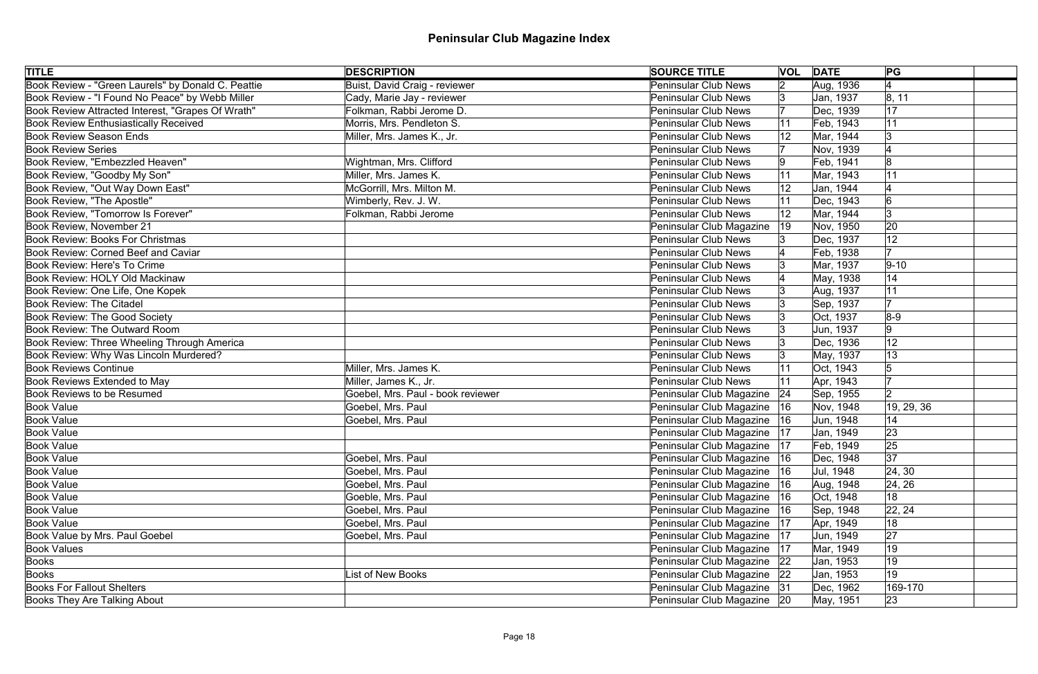# Peninsular Club Magazine Index

| TITLE | DESCRIPTION | SOURCE TITLE | VOL | DATE | PG | |
|---|---|---|---|---|---|---|
| Book Review - "Green Laurels" by Donald C. Peattie | Buist, David Craig - reviewer | Peninsular Club News | 2 | Aug, 1936 | 4 | |
| Book Review - "I Found No Peace" by Webb Miller | Cady, Marie Jay - reviewer | Peninsular Club News | 3 | Jan, 1937 | 8, 11 | |
| Book Review Attracted Interest, "Grapes Of Wrath" | Folkman, Rabbi Jerome D. | Peninsular Club News | 7 | Dec, 1939 | 17 | |
| Book Review Enthusiastically Received | Morris, Mrs. Pendleton S. | Peninsular Club News | 11 | Feb, 1943 | 11 | |
| Book Review Season Ends | Miller, Mrs. James K., Jr. | Peninsular Club News | 12 | Mar, 1944 | 3 | |
| Book Review Series | | Peninsular Club News | 7 | Nov, 1939 | 4 | |
| Book Review, "Embezzled Heaven" | Wightman, Mrs. Clifford | Peninsular Club News | 9 | Feb, 1941 | 8 | |
| Book Review, "Goodby My Son" | Miller, Mrs. James K. | Peninsular Club News | 11 | Mar, 1943 | 11 | |
| Book Review, "Out Way Down East" | McGorrill, Mrs. Milton M. | Peninsular Club News | 12 | Jan, 1944 | 4 | |
| Book Review, "The Apostle" | Wimberly, Rev. J. W. | Peninsular Club News | 11 | Dec, 1943 | 6 | |
| Book Review, "Tomorrow Is Forever" | Folkman, Rabbi Jerome | Peninsular Club News | 12 | Mar, 1944 | 3 | |
| Book Review, November 21 | | Peninsular Club Magazine | 19 | Nov, 1950 | 20 | |
| Book Review: Books For Christmas | | Peninsular Club News | 3 | Dec, 1937 | 12 | |
| Book Review: Corned Beef and Caviar | | Peninsular Club News | 4 | Feb, 1938 | 7 | |
| Book Review: Here's To Crime | | Peninsular Club News | 3 | Mar, 1937 | 9-10 | |
| Book Review: HOLY Old Mackinaw | | Peninsular Club News | 4 | May, 1938 | 14 | |
| Book Review: One Life, One Kopek | | Peninsular Club News | 3 | Aug, 1937 | 11 | |
| Book Review: The Citadel | | Peninsular Club News | 3 | Sep, 1937 | 7 | |
| Book Review: The Good Society | | Peninsular Club News | 3 | Oct, 1937 | 8-9 | |
| Book Review: The Outward Room | | Peninsular Club News | 3 | Jun, 1937 | 9 | |
| Book Review: Three Wheeling Through America | | Peninsular Club News | 3 | Dec, 1936 | 12 | |
| Book Review: Why Was Lincoln Murdered? | | Peninsular Club News | 3 | May, 1937 | 13 | |
| Book Reviews Continue | Miller, Mrs. James K. | Peninsular Club News | 11 | Oct, 1943 | 5 | |
| Book Reviews Extended to May | Miller, James K., Jr. | Peninsular Club News | 11 | Apr, 1943 | 7 | |
| Book Reviews to be Resumed | Goebel, Mrs. Paul - book reviewer | Peninsular Club Magazine | 24 | Sep, 1955 | 2 | |
| Book Value | Goebel, Mrs. Paul | Peninsular Club Magazine | 16 | Nov, 1948 | 19, 29, 36 | |
| Book Value | Goebel, Mrs. Paul | Peninsular Club Magazine | 16 | Jun, 1948 | 14 | |
| Book Value | | Peninsular Club Magazine | 17 | Jan, 1949 | 23 | |
| Book Value | | Peninsular Club Magazine | 17 | Feb, 1949 | 25 | |
| Book Value | Goebel, Mrs. Paul | Peninsular Club Magazine | 16 | Dec, 1948 | 37 | |
| Book Value | Goebel, Mrs. Paul | Peninsular Club Magazine | 16 | Jul, 1948 | 24, 30 | |
| Book Value | Goebel, Mrs. Paul | Peninsular Club Magazine | 16 | Aug, 1948 | 24, 26 | |
| Book Value | Goeble, Mrs. Paul | Peninsular Club Magazine | 16 | Oct, 1948 | 18 | |
| Book Value | Goebel, Mrs. Paul | Peninsular Club Magazine | 16 | Sep, 1948 | 22, 24 | |
| Book Value | Goebel, Mrs. Paul | Peninsular Club Magazine | 17 | Apr, 1949 | 18 | |
| Book Value by Mrs. Paul Goebel | Goebel, Mrs. Paul | Peninsular Club Magazine | 17 | Jun, 1949 | 27 | |
| Book Values | | Peninsular Club Magazine | 17 | Mar, 1949 | 19 | |
| Books | | Peninsular Club Magazine | 22 | Jan, 1953 | 19 | |
| Books | List of New Books | Peninsular Club Magazine | 22 | Jan, 1953 | 19 | |
| Books For Fallout Shelters | | Peninsular Club Magazine | 31 | Dec, 1962 | 169-170 | |
| Books They Are Talking About | | Peninsular Club Magazine | 20 | May, 1951 | 23 | |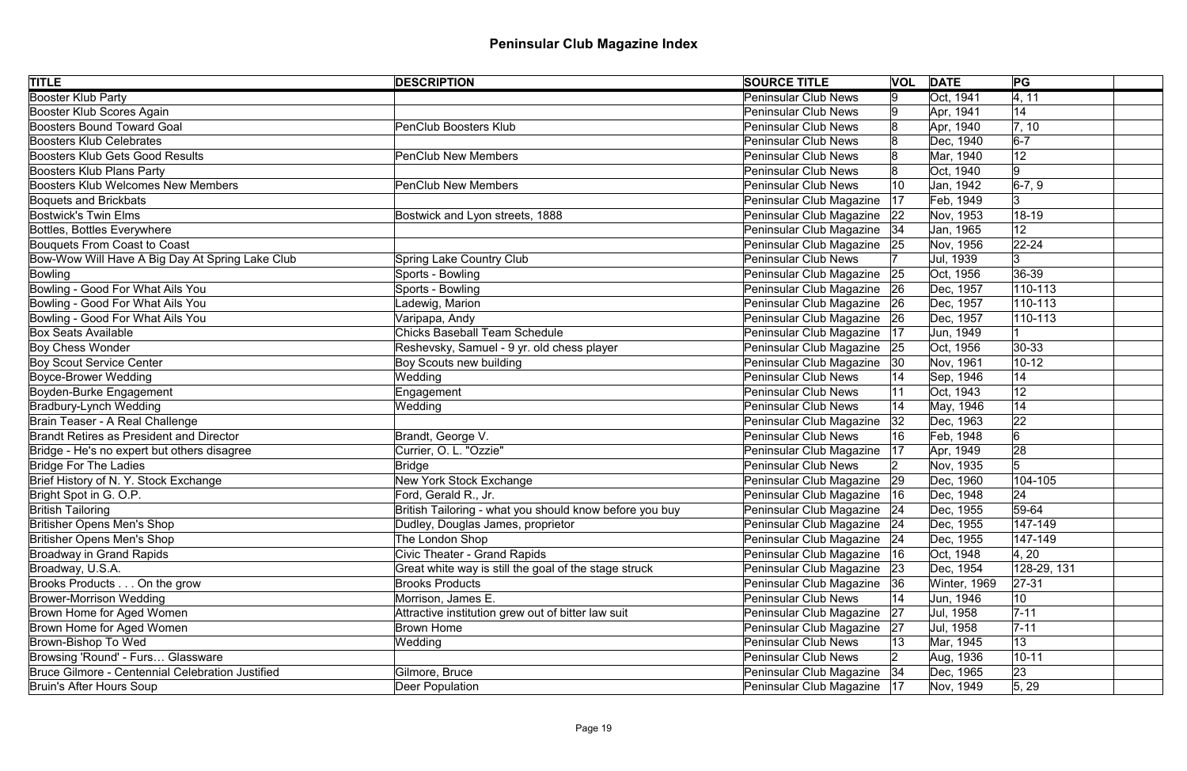# Peninsular Club Magazine Index

| TITLE | DESCRIPTION | SOURCE TITLE | VOL | DATE | PG | |
|---|---|---|---|---|---|---|
| Booster Klub Party | | Peninsular Club News | 9 | Oct, 1941 | 4, 11 | |
| Booster Klub Scores Again | | Peninsular Club News | 9 | Apr, 1941 | 14 | |
| Boosters Bound Toward Goal | PenClub Boosters Klub | Peninsular Club News | 8 | Apr, 1940 | 7, 10 | |
| Boosters Klub Celebrates | | Peninsular Club News | 8 | Dec, 1940 | 6-7 | |
| Boosters Klub Gets Good Results | PenClub New Members | Peninsular Club News | 8 | Mar, 1940 | 12 | |
| Boosters Klub Plans Party | | Peninsular Club News | 8 | Oct, 1940 | 9 | |
| Boosters Klub Welcomes New Members | PenClub New Members | Peninsular Club News | 10 | Jan, 1942 | 6-7, 9 | |
| Boquets and Brickbats | | Peninsular Club Magazine | 17 | Feb, 1949 | 3 | |
| Bostwick's Twin Elms | Bostwick and Lyon streets, 1888 | Peninsular Club Magazine | 22 | Nov, 1953 | 18-19 | |
| Bottles, Bottles Everywhere | | Peninsular Club Magazine | 34 | Jan, 1965 | 12 | |
| Bouquets From Coast to Coast | | Peninsular Club Magazine | 25 | Nov, 1956 | 22-24 | |
| Bow-Wow Will Have A Big Day At Spring Lake Club | Spring Lake Country Club | Peninsular Club News | 7 | Jul, 1939 | 3 | |
| Bowling | Sports - Bowling | Peninsular Club Magazine | 25 | Oct, 1956 | 36-39 | |
| Bowling - Good For What Ails You | Sports - Bowling | Peninsular Club Magazine | 26 | Dec, 1957 | 110-113 | |
| Bowling - Good For What Ails You | Ladewig, Marion | Peninsular Club Magazine | 26 | Dec, 1957 | 110-113 | |
| Bowling - Good For What Ails You | Varipapa, Andy | Peninsular Club Magazine | 26 | Dec, 1957 | 110-113 | |
| Box Seats Available | Chicks Baseball Team Schedule | Peninsular Club Magazine | 17 | Jun, 1949 | 1 | |
| Boy Chess Wonder | Reshevsky, Samuel - 9 yr. old chess player | Peninsular Club Magazine | 25 | Oct, 1956 | 30-33 | |
| Boy Scout Service Center | Boy Scouts new building | Peninsular Club Magazine | 30 | Nov, 1961 | 10-12 | |
| Boyce-Brower Wedding | Wedding | Peninsular Club News | 14 | Sep, 1946 | 14 | |
| Boyden-Burke Engagement | Engagement | Peninsular Club News | 11 | Oct, 1943 | 12 | |
| Bradbury-Lynch Wedding | Wedding | Peninsular Club News | 14 | May, 1946 | 14 | |
| Brain Teaser - A Real Challenge | | Peninsular Club Magazine | 32 | Dec, 1963 | 22 | |
| Brandt Retires as President and Director | Brandt, George V. | Peninsular Club News | 16 | Feb, 1948 | 6 | |
| Bridge - He's no expert but others disagree | Currier, O. L. "Ozzie" | Peninsular Club Magazine | 17 | Apr, 1949 | 28 | |
| Bridge For The Ladies | Bridge | Peninsular Club News | 2 | Nov, 1935 | 5 | |
| Brief History of N. Y. Stock Exchange | New York Stock Exchange | Peninsular Club Magazine | 29 | Dec, 1960 | 104-105 | |
| Bright Spot in G. O.P. | Ford, Gerald R., Jr. | Peninsular Club Magazine | 16 | Dec, 1948 | 24 | |
| British Tailoring | British Tailoring - what you should know before you buy | Peninsular Club Magazine | 24 | Dec, 1955 | 59-64 | |
| Britisher Opens Men's Shop | Dudley, Douglas James, proprietor | Peninsular Club Magazine | 24 | Dec, 1955 | 147-149 | |
| Britisher Opens Men's Shop | The London Shop | Peninsular Club Magazine | 24 | Dec, 1955 | 147-149 | |
| Broadway in Grand Rapids | Civic Theater - Grand Rapids | Peninsular Club Magazine | 16 | Oct, 1948 | 4, 20 | |
| Broadway, U.S.A. | Great white way is still the goal of the stage struck | Peninsular Club Magazine | 23 | Dec, 1954 | 128-29, 131 | |
| Brooks Products . . . On the grow | Brooks Products | Peninsular Club Magazine | 36 | Winter, 1969 | 27-31 | |
| Brower-Morrison Wedding | Morrison, James E. | Peninsular Club News | 14 | Jun, 1946 | 10 | |
| Brown Home for Aged Women | Attractive institution grew out of bitter law suit | Peninsular Club Magazine | 27 | Jul, 1958 | 7-11 | |
| Brown Home for Aged Women | Brown Home | Peninsular Club Magazine | 27 | Jul, 1958 | 7-11 | |
| Brown-Bishop To Wed | Wedding | Peninsular Club News | 13 | Mar, 1945 | 13 | |
| Browsing 'Round' - Furs… Glassware | | Peninsular Club News | 2 | Aug, 1936 | 10-11 | |
| Bruce Gilmore - Centennial Celebration Justified | Gilmore, Bruce | Peninsular Club Magazine | 34 | Dec, 1965 | 23 | |
| Bruin's After Hours Soup | Deer Population | Peninsular Club Magazine | 17 | Nov, 1949 | 5, 29 | |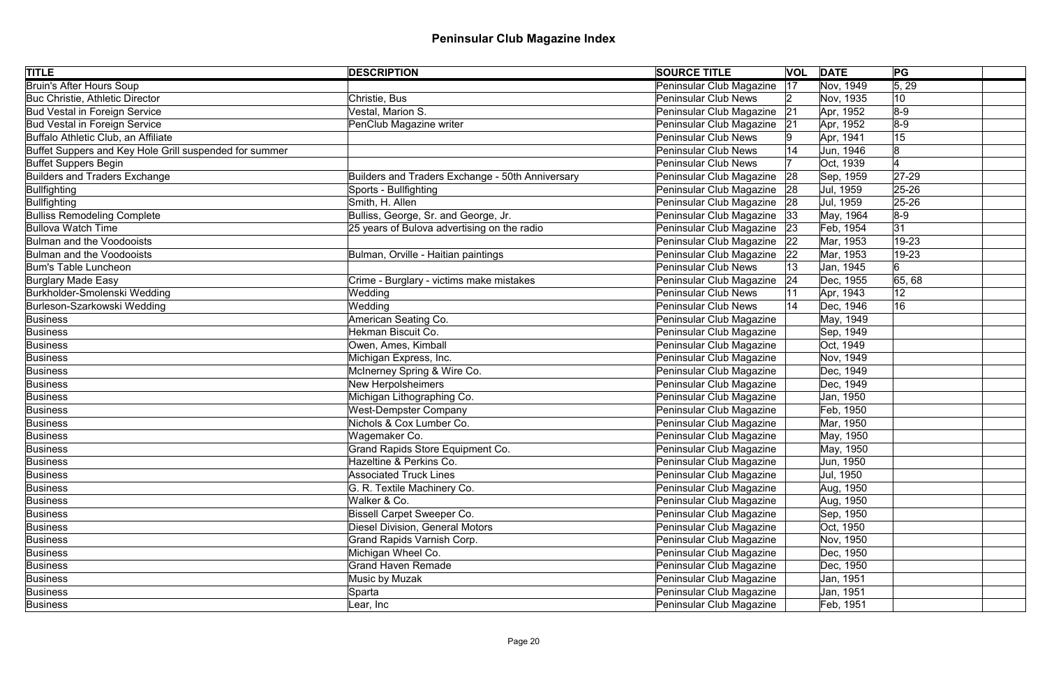# Peninsular Club Magazine Index

| TITLE | DESCRIPTION | SOURCE TITLE | VOL | DATE | PG | |
|---|---|---|---|---|---|---|
| Bruin's After Hours Soup | | Peninsular Club Magazine | 17 | Nov, 1949 | 5, 29 | |
| Buc Christie, Athletic Director | Christie, Bus | Peninsular Club News | 2 | Nov, 1935 | 10 | |
| Bud Vestal in Foreign Service | Vestal, Marion S. | Peninsular Club Magazine | 21 | Apr, 1952 | 8-9 | |
| Bud Vestal in Foreign Service | PenClub Magazine writer | Peninsular Club Magazine | 21 | Apr, 1952 | 8-9 | |
| Buffalo Athletic Club, an Affiliate | | Peninsular Club News | 9 | Apr, 1941 | 15 | |
| Buffet Suppers and Key Hole Grill suspended for summer | | Peninsular Club News | 14 | Jun, 1946 | 8 | |
| Buffet Suppers Begin | | Peninsular Club News | 7 | Oct, 1939 | 4 | |
| Builders and Traders Exchange | Builders and Traders Exchange - 50th Anniversary | Peninsular Club Magazine | 28 | Sep, 1959 | 27-29 | |
| Bullfighting | Sports - Bullfighting | Peninsular Club Magazine | 28 | Jul, 1959 | 25-26 | |
| Bullfighting | Smith, H. Allen | Peninsular Club Magazine | 28 | Jul, 1959 | 25-26 | |
| Bulliss Remodeling Complete | Bulliss, George, Sr. and George, Jr. | Peninsular Club Magazine | 33 | May, 1964 | 8-9 | |
| Bullova Watch Time | 25 years of Bulova advertising on the radio | Peninsular Club Magazine | 23 | Feb, 1954 | 31 | |
| Bulman and the Voodooists | | Peninsular Club Magazine | 22 | Mar, 1953 | 19-23 | |
| Bulman and the Voodooists | Bulman, Orville - Haitian paintings | Peninsular Club Magazine | 22 | Mar, 1953 | 19-23 | |
| Bum's Table Luncheon | | Peninsular Club News | 13 | Jan, 1945 | 6 | |
| Burglary Made Easy | Crime - Burglary - victims make mistakes | Peninsular Club Magazine | 24 | Dec, 1955 | 65, 68 | |
| Burkholder-Smolenski Wedding | Wedding | Peninsular Club News | 11 | Apr, 1943 | 12 | |
| Burleson-Szarkowski Wedding | Wedding | Peninsular Club News | 14 | Dec, 1946 | 16 | |
| Business | American Seating Co. | Peninsular Club Magazine | | May, 1949 | | |
| Business | Hekman Biscuit Co. | Peninsular Club Magazine | | Sep, 1949 | | |
| Business | Owen, Ames, Kimball | Peninsular Club Magazine | | Oct, 1949 | | |
| Business | Michigan Express, Inc. | Peninsular Club Magazine | | Nov, 1949 | | |
| Business | McInerney Spring & Wire Co. | Peninsular Club Magazine | | Dec, 1949 | | |
| Business | New Herpolsheimers | Peninsular Club Magazine | | Dec, 1949 | | |
| Business | Michigan Lithographing Co. | Peninsular Club Magazine | | Jan, 1950 | | |
| Business | West-Dempster Company | Peninsular Club Magazine | | Feb, 1950 | | |
| Business | Nichols & Cox Lumber Co. | Peninsular Club Magazine | | Mar, 1950 | | |
| Business | Wagemaker Co. | Peninsular Club Magazine | | May, 1950 | | |
| Business | Grand Rapids Store Equipment Co. | Peninsular Club Magazine | | May, 1950 | | |
| Business | Hazeltine & Perkins Co. | Peninsular Club Magazine | | Jun, 1950 | | |
| Business | Associated Truck Lines | Peninsular Club Magazine | | Jul, 1950 | | |
| Business | G. R. Textile Machinery Co. | Peninsular Club Magazine | | Aug, 1950 | | |
| Business | Walker & Co. | Peninsular Club Magazine | | Aug, 1950 | | |
| Business | Bissell Carpet Sweeper Co. | Peninsular Club Magazine | | Sep, 1950 | | |
| Business | Diesel Division, General Motors | Peninsular Club Magazine | | Oct, 1950 | | |
| Business | Grand Rapids Varnish Corp. | Peninsular Club Magazine | | Nov, 1950 | | |
| Business | Michigan Wheel Co. | Peninsular Club Magazine | | Dec, 1950 | | |
| Business | Grand Haven Remade | Peninsular Club Magazine | | Dec, 1950 | | |
| Business | Music by Muzak | Peninsular Club Magazine | | Jan, 1951 | | |
| Business | Sparta | Peninsular Club Magazine | | Jan, 1951 | | |
| Business | Lear, Inc | Peninsular Club Magazine | | Feb, 1951 | | |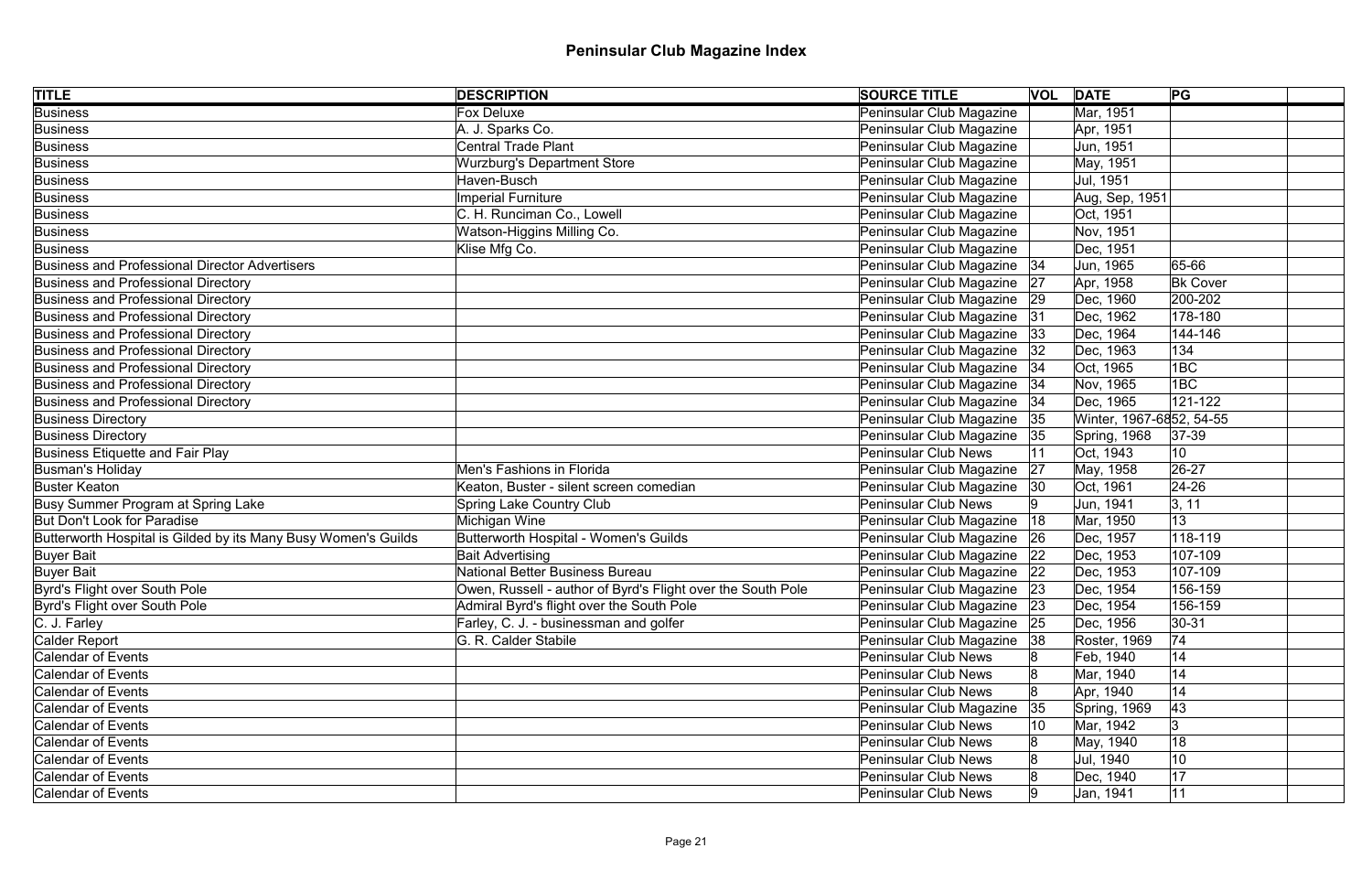# Peninsular Club Magazine Index

| TITLE | DESCRIPTION | SOURCE TITLE | VOL | DATE | PG | |
|---|---|---|---|---|---|---|
| Business | Fox Deluxe | Peninsular Club Magazine | | Mar, 1951 | | |
| Business | A. J. Sparks Co. | Peninsular Club Magazine | | Apr, 1951 | | |
| Business | Central Trade Plant | Peninsular Club Magazine | | Jun, 1951 | | |
| Business | Wurzburg's Department Store | Peninsular Club Magazine | | May, 1951 | | |
| Business | Haven-Busch | Peninsular Club Magazine | | Jul, 1951 | | |
| Business | Imperial Furniture | Peninsular Club Magazine | | Aug, Sep, 1951 | | |
| Business | C. H. Runciman Co., Lowell | Peninsular Club Magazine | | Oct, 1951 | | |
| Business | Watson-Higgins Milling Co. | Peninsular Club Magazine | | Nov, 1951 | | |
| Business | Klise Mfg Co. | Peninsular Club Magazine | | Dec, 1951 | | |
| Business and Professional Director Advertisers | | Peninsular Club Magazine | 34 | Jun, 1965 | 65-66 | |
| Business and Professional Directory | | Peninsular Club Magazine | 27 | Apr, 1958 | Bk Cover | |
| Business and Professional Directory | | Peninsular Club Magazine | 29 | Dec, 1960 | 200-202 | |
| Business and Professional Directory | | Peninsular Club Magazine | 31 | Dec, 1962 | 178-180 | |
| Business and Professional Directory | | Peninsular Club Magazine | 33 | Dec, 1964 | 144-146 | |
| Business and Professional Directory | | Peninsular Club Magazine | 32 | Dec, 1963 | 134 | |
| Business and Professional Directory | | Peninsular Club Magazine | 34 | Oct, 1965 | 1BC | |
| Business and Professional Directory | | Peninsular Club Magazine | 34 | Nov, 1965 | 1BC | |
| Business and Professional Directory | | Peninsular Club Magazine | 34 | Dec, 1965 | 121-122 | |
| Business Directory | | Peninsular Club Magazine | 35 | Winter, 1967-68 | 52, 54-55 | |
| Business Directory | | Peninsular Club Magazine | 35 | Spring, 1968 | 37-39 | |
| Business Etiquette and Fair Play | | Peninsular Club News | 11 | Oct, 1943 | 10 | |
| Busman's Holiday | Men's Fashions in Florida | Peninsular Club Magazine | 27 | May, 1958 | 26-27 | |
| Buster Keaton | Keaton, Buster - silent screen comedian | Peninsular Club Magazine | 30 | Oct, 1961 | 24-26 | |
| Busy Summer Program at Spring Lake | Spring Lake Country Club | Peninsular Club News | 9 | Jun, 1941 | 3, 11 | |
| But Don't Look for Paradise | Michigan Wine | Peninsular Club Magazine | 18 | Mar, 1950 | 13 | |
| Butterworth Hospital is Gilded by its Many Busy Women's Guilds | Butterworth Hospital - Women's Guilds | Peninsular Club Magazine | 26 | Dec, 1957 | 118-119 | |
| Buyer Bait | Bait Advertising | Peninsular Club Magazine | 22 | Dec, 1953 | 107-109 | |
| Buyer Bait | National Better Business Bureau | Peninsular Club Magazine | 22 | Dec, 1953 | 107-109 | |
| Byrd's Flight over South Pole | Owen, Russell - author of Byrd's Flight over the South Pole | Peninsular Club Magazine | 23 | Dec, 1954 | 156-159 | |
| Byrd's Flight over South Pole | Admiral Byrd's flight over the South Pole | Peninsular Club Magazine | 23 | Dec, 1954 | 156-159 | |
| C. J. Farley | Farley, C. J. - businessman and golfer | Peninsular Club Magazine | 25 | Dec, 1956 | 30-31 | |
| Calder Report | G. R. Calder Stabile | Peninsular Club Magazine | 38 | Roster, 1969 | 74 | |
| Calendar of Events | | Peninsular Club News | 8 | Feb, 1940 | 14 | |
| Calendar of Events | | Peninsular Club News | 8 | Mar, 1940 | 14 | |
| Calendar of Events | | Peninsular Club News | 8 | Apr, 1940 | 14 | |
| Calendar of Events | | Peninsular Club Magazine | 35 | Spring, 1969 | 43 | |
| Calendar of Events | | Peninsular Club News | 10 | Mar, 1942 | 3 | |
| Calendar of Events | | Peninsular Club News | 8 | May, 1940 | 18 | |
| Calendar of Events | | Peninsular Club News | 8 | Jul, 1940 | 10 | |
| Calendar of Events | | Peninsular Club News | 8 | Dec, 1940 | 17 | |
| Calendar of Events | | Peninsular Club News | 9 | Jan, 1941 | 11 | |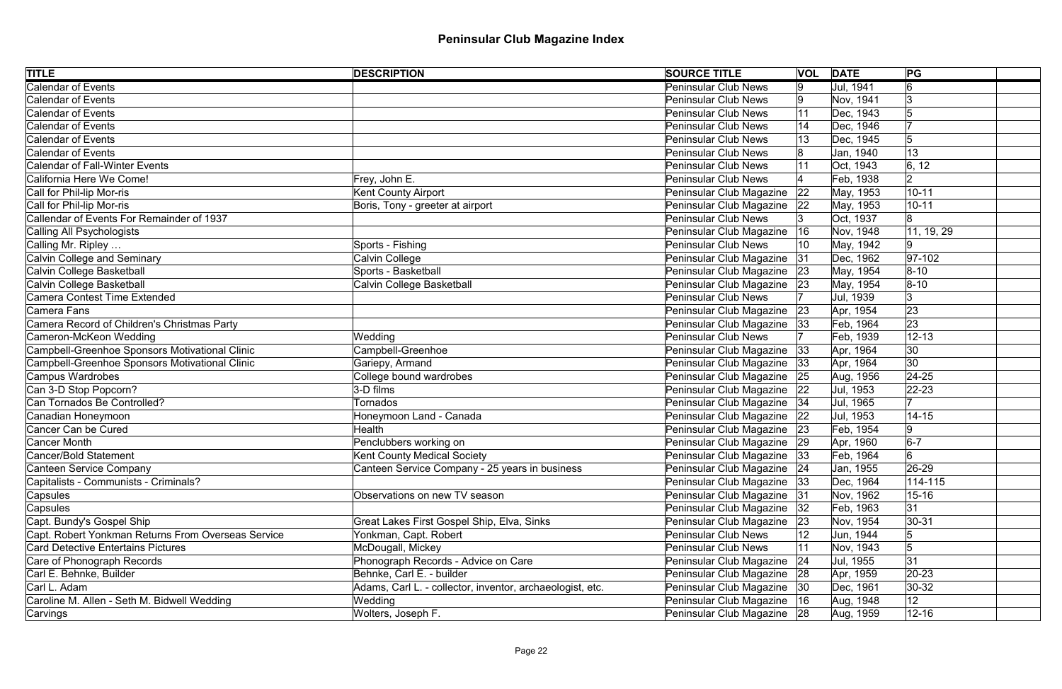# Peninsular Club Magazine Index

| TITLE | DESCRIPTION | SOURCE TITLE | VOL | DATE | PG | |
|---|---|---|---|---|---|---|
| Calendar of Events | | Peninsular Club News | 9 | Jul, 1941 | 6 | |
| Calendar of Events | | Peninsular Club News | 9 | Nov, 1941 | 3 | |
| Calendar of Events | | Peninsular Club News | 11 | Dec, 1943 | 5 | |
| Calendar of Events | | Peninsular Club News | 14 | Dec, 1946 | 7 | |
| Calendar of Events | | Peninsular Club News | 13 | Dec, 1945 | 5 | |
| Calendar of Events | | Peninsular Club News | 8 | Jan, 1940 | 13 | |
| Calendar of Fall-Winter Events | | Peninsular Club News | 11 | Oct, 1943 | 6, 12 | |
| California Here We Come! | Frey, John E. | Peninsular Club News | 4 | Feb, 1938 | 2 | |
| Call for Phil-lip Mor-ris | Kent County Airport | Peninsular Club Magazine | 22 | May, 1953 | 10-11 | |
| Call for Phil-lip Mor-ris | Boris, Tony - greeter at airport | Peninsular Club Magazine | 22 | May, 1953 | 10-11 | |
| Callendar of Events For Remainder of 1937 | | Peninsular Club News | 3 | Oct, 1937 | 8 | |
| Calling All Psychologists | | Peninsular Club Magazine | 16 | Nov, 1948 | 11, 19, 29 | |
| Calling Mr. Ripley … | Sports - Fishing | Peninsular Club News | 10 | May, 1942 | 9 | |
| Calvin College and Seminary | Calvin College | Peninsular Club Magazine | 31 | Dec, 1962 | 97-102 | |
| Calvin College Basketball | Sports - Basketball | Peninsular Club Magazine | 23 | May, 1954 | 8-10 | |
| Calvin College Basketball | Calvin College Basketball | Peninsular Club Magazine | 23 | May, 1954 | 8-10 | |
| Camera Contest Time Extended | | Peninsular Club News | 7 | Jul, 1939 | 3 | |
| Camera Fans | | Peninsular Club Magazine | 23 | Apr, 1954 | 23 | |
| Camera Record of Children's Christmas Party | | Peninsular Club Magazine | 33 | Feb, 1964 | 23 | |
| Cameron-McKeon Wedding | Wedding | Peninsular Club News | 7 | Feb, 1939 | 12-13 | |
| Campbell-Greenhoe Sponsors Motivational Clinic | Campbell-Greenhoe | Peninsular Club Magazine | 33 | Apr, 1964 | 30 | |
| Campbell-Greenhoe Sponsors Motivational Clinic | Gariepy, Armand | Peninsular Club Magazine | 33 | Apr, 1964 | 30 | |
| Campus Wardrobes | College bound wardrobes | Peninsular Club Magazine | 25 | Aug, 1956 | 24-25 | |
| Can 3-D Stop Popcorn? | 3-D films | Peninsular Club Magazine | 22 | Jul, 1953 | 22-23 | |
| Can Tornados Be Controlled? | Tornados | Peninsular Club Magazine | 34 | Jul, 1965 | 7 | |
| Canadian Honeymoon | Honeymoon Land - Canada | Peninsular Club Magazine | 22 | Jul, 1953 | 14-15 | |
| Cancer Can be Cured | Health | Peninsular Club Magazine | 23 | Feb, 1954 | 9 | |
| Cancer Month | Penclubbers working on | Peninsular Club Magazine | 29 | Apr, 1960 | 6-7 | |
| Cancer/Bold Statement | Kent County Medical Society | Peninsular Club Magazine | 33 | Feb, 1964 | 6 | |
| Canteen Service Company | Canteen Service Company - 25 years in business | Peninsular Club Magazine | 24 | Jan, 1955 | 26-29 | |
| Capitalists - Communists - Criminals? | | Peninsular Club Magazine | 33 | Dec, 1964 | 114-115 | |
| Capsules | Observations on new TV season | Peninsular Club Magazine | 31 | Nov, 1962 | 15-16 | |
| Capsules | | Peninsular Club Magazine | 32 | Feb, 1963 | 31 | |
| Capt. Bundy's Gospel Ship | Great Lakes First Gospel Ship, Elva, Sinks | Peninsular Club Magazine | 23 | Nov, 1954 | 30-31 | |
| Capt. Robert Yonkman Returns From Overseas Service | Yonkman, Capt. Robert | Peninsular Club News | 12 | Jun, 1944 | 5 | |
| Card Detective Entertains Pictures | McDougall, Mickey | Peninsular Club News | 11 | Nov, 1943 | 5 | |
| Care of Phonograph Records | Phonograph Records - Advice on Care | Peninsular Club Magazine | 24 | Jul, 1955 | 31 | |
| Carl E. Behnke, Builder | Behnke, Carl E. - builder | Peninsular Club Magazine | 28 | Apr, 1959 | 20-23 | |
| Carl L. Adam | Adams, Carl L. - collector, inventor, archaeologist, etc. | Peninsular Club Magazine | 30 | Dec, 1961 | 30-32 | |
| Caroline M. Allen - Seth M. Bidwell Wedding | Wedding | Peninsular Club Magazine | 16 | Aug, 1948 | 12 | |
| Carvings | Wolters, Joseph F. | Peninsular Club Magazine | 28 | Aug, 1959 | 12-16 | |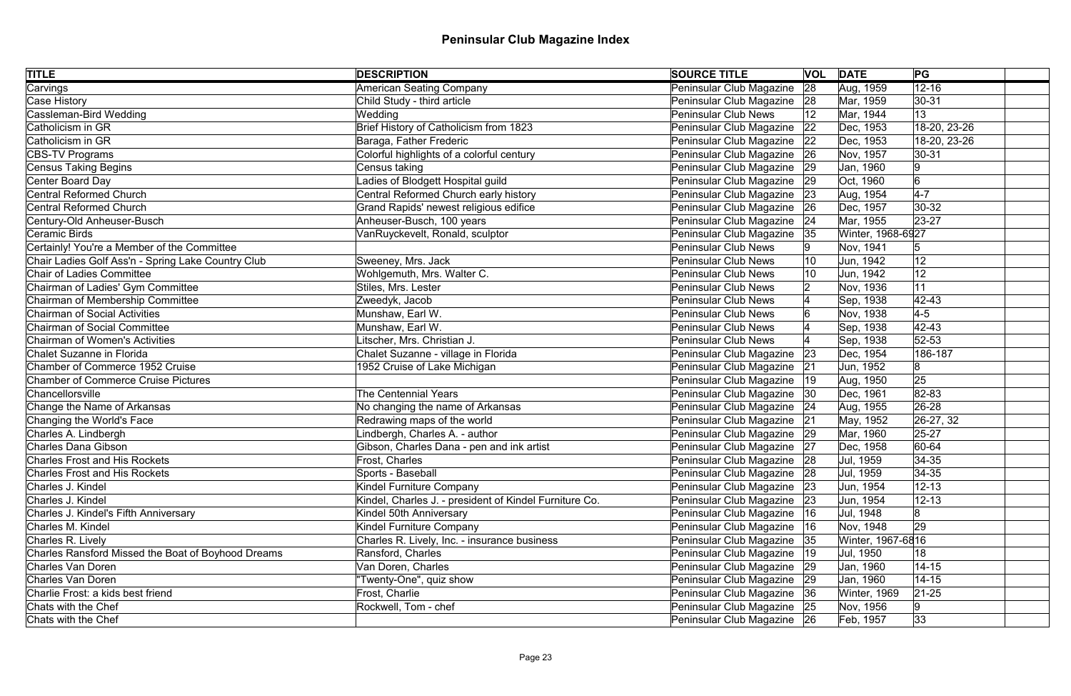# Peninsular Club Magazine Index

| TITLE | DESCRIPTION | SOURCE TITLE | VOL | DATE | PG | |
|---|---|---|---|---|---|---|
| Carvings | American Seating Company | Peninsular Club Magazine | 28 | Aug, 1959 | 12-16 | |
| Case History | Child Study - third article | Peninsular Club Magazine | 28 | Mar, 1959 | 30-31 | |
| Cassleman-Bird Wedding | Wedding | Peninsular Club News | 12 | Mar, 1944 | 13 | |
| Catholicism in GR | Brief History of Catholicism from 1823 | Peninsular Club Magazine | 22 | Dec, 1953 | 18-20, 23-26 | |
| Catholicism in GR | Baraga, Father Frederic | Peninsular Club Magazine | 22 | Dec, 1953 | 18-20, 23-26 | |
| CBS-TV Programs | Colorful highlights of a colorful century | Peninsular Club Magazine | 26 | Nov, 1957 | 30-31 | |
| Census Taking Begins | Census taking | Peninsular Club Magazine | 29 | Jan, 1960 | 9 | |
| Center Board Day | Ladies of Blodgett Hospital guild | Peninsular Club Magazine | 29 | Oct, 1960 | 6 | |
| Central Reformed Church | Central Reformed Church early history | Peninsular Club Magazine | 23 | Aug, 1954 | 4-7 | |
| Central Reformed Church | Grand Rapids' newest religious edifice | Peninsular Club Magazine | 26 | Dec, 1957 | 30-32 | |
| Century-Old Anheuser-Busch | Anheuser-Busch, 100 years | Peninsular Club Magazine | 24 | Mar, 1955 | 23-27 | |
| Ceramic Birds | VanRuyckevelt, Ronald, sculptor | Peninsular Club Magazine | 35 | Winter, 1968-69 | 27 | |
| Certainly! You're a Member of the Committee | | Peninsular Club News | 9 | Nov, 1941 | 5 | |
| Chair Ladies Golf Ass'n - Spring Lake Country Club | Sweeney, Mrs. Jack | Peninsular Club News | 10 | Jun, 1942 | 12 | |
| Chair of Ladies Committee | Wohlgemuth, Mrs. Walter C. | Peninsular Club News | 10 | Jun, 1942 | 12 | |
| Chairman of Ladies' Gym Committee | Stiles, Mrs. Lester | Peninsular Club News | 2 | Nov, 1936 | 11 | |
| Chairman of Membership Committee | Zweedyk, Jacob | Peninsular Club News | 4 | Sep, 1938 | 42-43 | |
| Chairman of Social Activities | Munshaw, Earl W. | Peninsular Club News | 6 | Nov, 1938 | 4-5 | |
| Chairman of Social Committee | Munshaw, Earl W. | Peninsular Club News | 4 | Sep, 1938 | 42-43 | |
| Chairman of Women's Activities | Litscher, Mrs. Christian J. | Peninsular Club News | 4 | Sep, 1938 | 52-53 | |
| Chalet Suzanne in Florida | Chalet Suzanne - village in Florida | Peninsular Club Magazine | 23 | Dec, 1954 | 186-187 | |
| Chamber of Commerce 1952 Cruise | 1952 Cruise of Lake Michigan | Peninsular Club Magazine | 21 | Jun, 1952 | 8 | |
| Chamber of Commerce Cruise Pictures | | Peninsular Club Magazine | 19 | Aug, 1950 | 25 | |
| Chancellorsville | The Centennial Years | Peninsular Club Magazine | 30 | Dec, 1961 | 82-83 | |
| Change the Name of Arkansas | No changing the name of Arkansas | Peninsular Club Magazine | 24 | Aug, 1955 | 26-28 | |
| Changing the World's Face | Redrawing maps of the world | Peninsular Club Magazine | 21 | May, 1952 | 26-27, 32 | |
| Charles A. Lindbergh | Lindbergh, Charles A. - author | Peninsular Club Magazine | 29 | Mar, 1960 | 25-27 | |
| Charles Dana Gibson | Gibson, Charles Dana - pen and ink artist | Peninsular Club Magazine | 27 | Dec, 1958 | 60-64 | |
| Charles Frost and His Rockets | Frost, Charles | Peninsular Club Magazine | 28 | Jul, 1959 | 34-35 | |
| Charles Frost and His Rockets | Sports - Baseball | Peninsular Club Magazine | 28 | Jul, 1959 | 34-35 | |
| Charles J. Kindel | Kindel Furniture Company | Peninsular Club Magazine | 23 | Jun, 1954 | 12-13 | |
| Charles J. Kindel | Kindel, Charles J. - president of Kindel Furniture Co. | Peninsular Club Magazine | 23 | Jun, 1954 | 12-13 | |
| Charles J. Kindel's Fifth Anniversary | Kindel 50th Anniversary | Peninsular Club Magazine | 16 | Jul, 1948 | 8 | |
| Charles M. Kindel | Kindel Furniture Company | Peninsular Club Magazine | 16 | Nov, 1948 | 29 | |
| Charles R. Lively | Charles R. Lively, Inc. - insurance business | Peninsular Club Magazine | 35 | Winter, 1967-68 | 16 | |
| Charles Ransford Missed the Boat of Boyhood Dreams | Ransford, Charles | Peninsular Club Magazine | 19 | Jul, 1950 | 18 | |
| Charles Van Doren | Van Doren, Charles | Peninsular Club Magazine | 29 | Jan, 1960 | 14-15 | |
| Charles Van Doren | "Twenty-One", quiz show | Peninsular Club Magazine | 29 | Jan, 1960 | 14-15 | |
| Charlie Frost: a kids best friend | Frost, Charlie | Peninsular Club Magazine | 36 | Winter, 1969 | 21-25 | |
| Chats with the Chef | Rockwell, Tom - chef | Peninsular Club Magazine | 25 | Nov, 1956 | 9 | |
| Chats with the Chef | | Peninsular Club Magazine | 26 | Feb, 1957 | 33 | |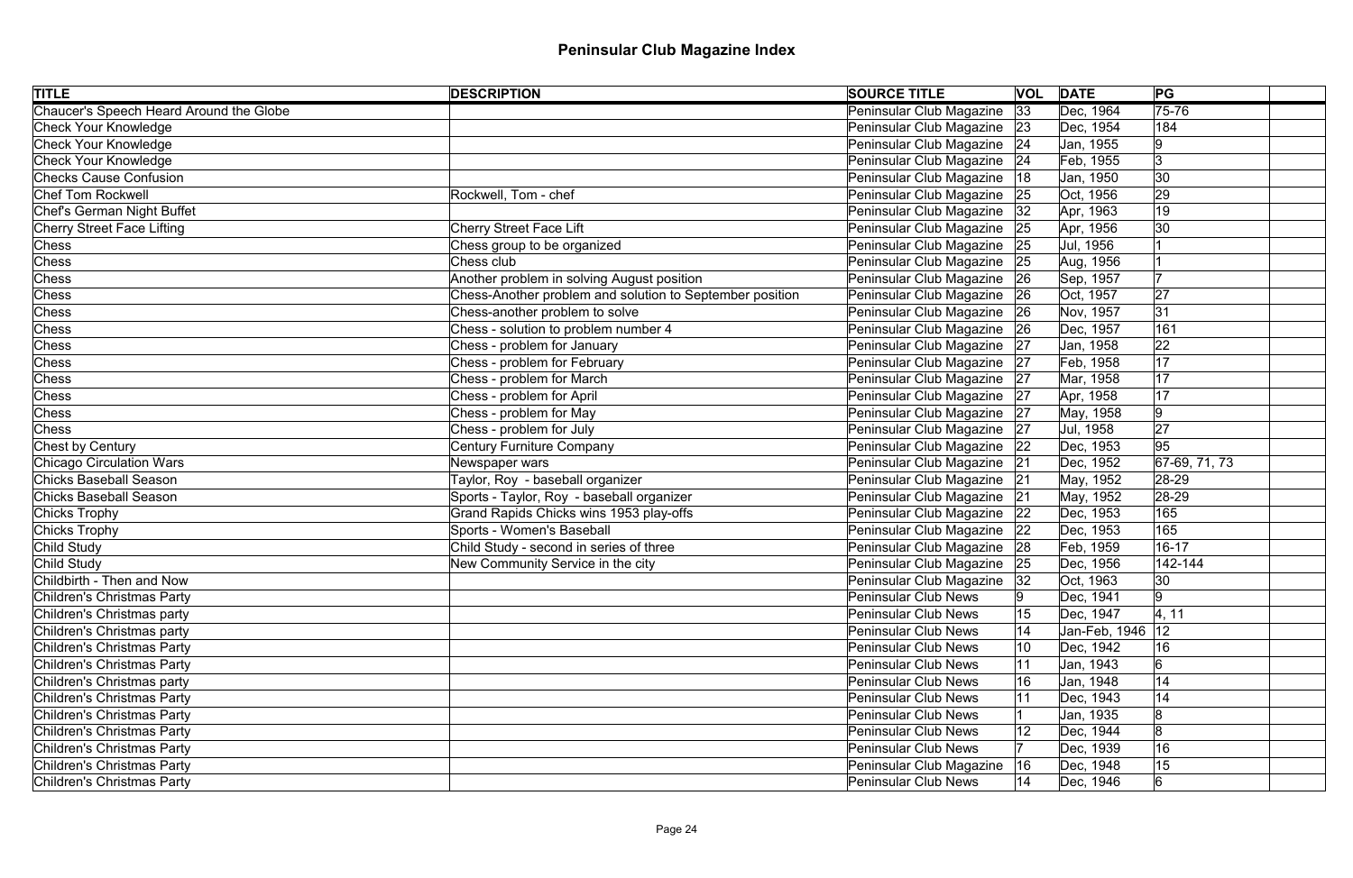# Peninsular Club Magazine Index

| TITLE | DESCRIPTION | SOURCE TITLE | VOL | DATE | PG | |
|---|---|---|---|---|---|---|
| Chaucer's Speech Heard Around the Globe | | Peninsular Club Magazine | 33 | Dec, 1964 | 75-76 | |
| Check Your Knowledge | | Peninsular Club Magazine | 23 | Dec, 1954 | 184 | |
| Check Your Knowledge | | Peninsular Club Magazine | 24 | Jan, 1955 | 9 | |
| Check Your Knowledge | | Peninsular Club Magazine | 24 | Feb, 1955 | 3 | |
| Checks Cause Confusion | | Peninsular Club Magazine | 18 | Jan, 1950 | 30 | |
| Chef Tom Rockwell | Rockwell, Tom - chef | Peninsular Club Magazine | 25 | Oct, 1956 | 29 | |
| Chef's German Night Buffet | | Peninsular Club Magazine | 32 | Apr, 1963 | 19 | |
| Cherry Street Face Lifting | Cherry Street Face Lift | Peninsular Club Magazine | 25 | Apr, 1956 | 30 | |
| Chess | Chess group to be organized | Peninsular Club Magazine | 25 | Jul, 1956 | 1 | |
| Chess | Chess club | Peninsular Club Magazine | 25 | Aug, 1956 | 1 | |
| Chess | Another problem in solving August position | Peninsular Club Magazine | 26 | Sep, 1957 | 7 | |
| Chess | Chess-Another problem and solution to September position | Peninsular Club Magazine | 26 | Oct, 1957 | 27 | |
| Chess | Chess-another problem to solve | Peninsular Club Magazine | 26 | Nov, 1957 | 31 | |
| Chess | Chess - solution to problem number 4 | Peninsular Club Magazine | 26 | Dec, 1957 | 161 | |
| Chess | Chess - problem for January | Peninsular Club Magazine | 27 | Jan, 1958 | 22 | |
| Chess | Chess - problem for February | Peninsular Club Magazine | 27 | Feb, 1958 | 17 | |
| Chess | Chess - problem for March | Peninsular Club Magazine | 27 | Mar, 1958 | 17 | |
| Chess | Chess - problem for April | Peninsular Club Magazine | 27 | Apr, 1958 | 17 | |
| Chess | Chess - problem for May | Peninsular Club Magazine | 27 | May, 1958 | 9 | |
| Chess | Chess - problem for July | Peninsular Club Magazine | 27 | Jul, 1958 | 27 | |
| Chest by Century | Century Furniture Company | Peninsular Club Magazine | 22 | Dec, 1953 | 95 | |
| Chicago Circulation Wars | Newspaper wars | Peninsular Club Magazine | 21 | Dec, 1952 | 67-69, 71, 73 | |
| Chicks Baseball Season | Taylor, Roy - baseball organizer | Peninsular Club Magazine | 21 | May, 1952 | 28-29 | |
| Chicks Baseball Season | Sports - Taylor, Roy - baseball organizer | Peninsular Club Magazine | 21 | May, 1952 | 28-29 | |
| Chicks Trophy | Grand Rapids Chicks wins 1953 play-offs | Peninsular Club Magazine | 22 | Dec, 1953 | 165 | |
| Chicks Trophy | Sports - Women's Baseball | Peninsular Club Magazine | 22 | Dec, 1953 | 165 | |
| Child Study | Child Study - second in series of three | Peninsular Club Magazine | 28 | Feb, 1959 | 16-17 | |
| Child Study | New Community Service in the city | Peninsular Club Magazine | 25 | Dec, 1956 | 142-144 | |
| Childbirth - Then and Now | | Peninsular Club Magazine | 32 | Oct, 1963 | 30 | |
| Children's Christmas Party | | Peninsular Club News | 9 | Dec, 1941 | 9 | |
| Children's Christmas party | | Peninsular Club News | 15 | Dec, 1947 | 4, 11 | |
| Children's Christmas party | | Peninsular Club News | 14 | Jan-Feb, 1946 | 12 | |
| Children's Christmas Party | | Peninsular Club News | 10 | Dec, 1942 | 16 | |
| Children's Christmas Party | | Peninsular Club News | 11 | Jan, 1943 | 6 | |
| Children's Christmas party | | Peninsular Club News | 16 | Jan, 1948 | 14 | |
| Children's Christmas Party | | Peninsular Club News | 11 | Dec, 1943 | 14 | |
| Children's Christmas Party | | Peninsular Club News | 1 | Jan, 1935 | 8 | |
| Children's Christmas Party | | Peninsular Club News | 12 | Dec, 1944 | 8 | |
| Children's Christmas Party | | Peninsular Club News | 7 | Dec, 1939 | 16 | |
| Children's Christmas Party | | Peninsular Club Magazine | 16 | Dec, 1948 | 15 | |
| Children's Christmas Party | | Peninsular Club News | 14 | Dec, 1946 | 6 | |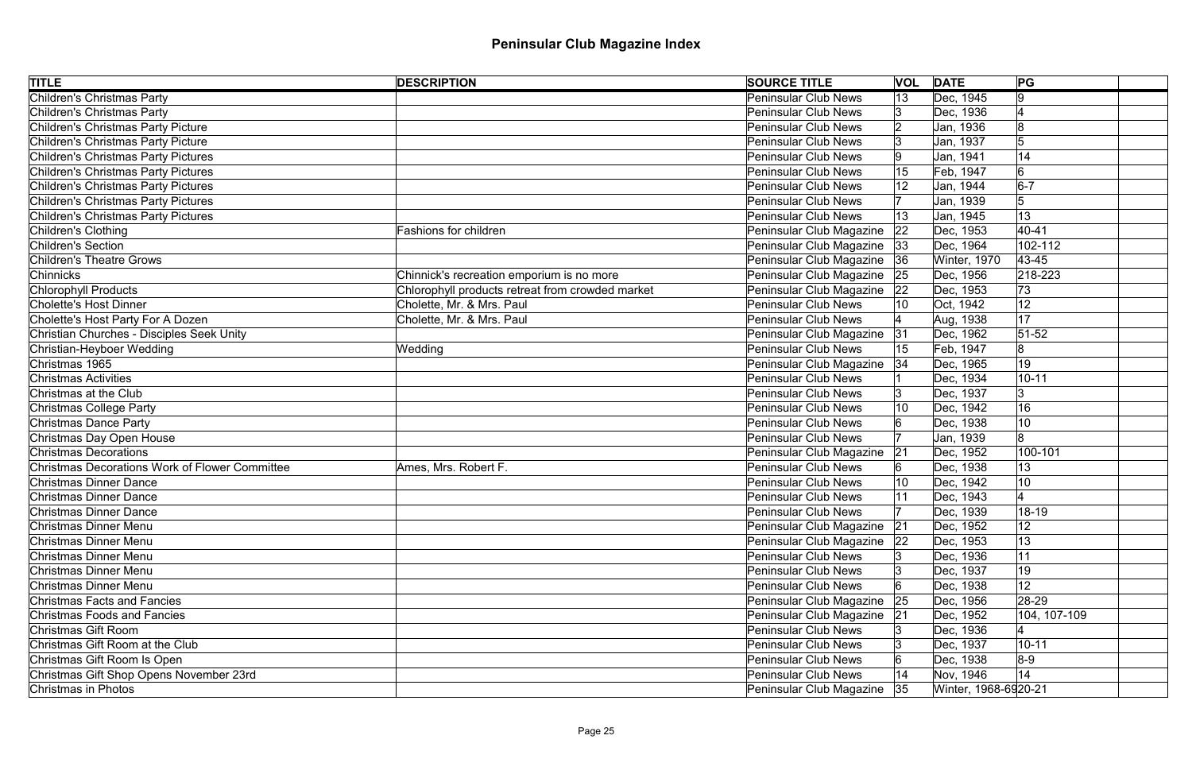# Peninsular Club Magazine Index

| TITLE | DESCRIPTION | SOURCE TITLE | VOL | DATE | PG | |
|---|---|---|---|---|---|---|
| Children's Christmas Party | | Peninsular Club News | 13 | Dec, 1945 | 9 | |
| Children's Christmas Party | | Peninsular Club News | 3 | Dec, 1936 | 4 | |
| Children's Christmas Party Picture | | Peninsular Club News | 2 | Jan, 1936 | 8 | |
| Children's Christmas Party Picture | | Peninsular Club News | 3 | Jan, 1937 | 5 | |
| Children's Christmas Party Pictures | | Peninsular Club News | 9 | Jan, 1941 | 14 | |
| Children's Christmas Party Pictures | | Peninsular Club News | 15 | Feb, 1947 | 6 | |
| Children's Christmas Party Pictures | | Peninsular Club News | 12 | Jan, 1944 | 6-7 | |
| Children's Christmas Party Pictures | | Peninsular Club News | 7 | Jan, 1939 | 5 | |
| Children's Christmas Party Pictures | | Peninsular Club News | 13 | Jan, 1945 | 13 | |
| Children's Clothing | Fashions for children | Peninsular Club Magazine | 22 | Dec, 1953 | 40-41 | |
| Children's Section | | Peninsular Club Magazine | 33 | Dec, 1964 | 102-112 | |
| Children's Theatre Grows | | Peninsular Club Magazine | 36 | Winter, 1970 | 43-45 | |
| Chinnicks | Chinnick's recreation emporium is no more | Peninsular Club Magazine | 25 | Dec, 1956 | 218-223 | |
| Chlorophyll Products | Chlorophyll products retreat from crowded market | Peninsular Club Magazine | 22 | Dec, 1953 | 73 | |
| Cholette's Host Dinner | Cholette, Mr. & Mrs. Paul | Peninsular Club News | 10 | Oct, 1942 | 12 | |
| Cholette's Host Party For A Dozen | Cholette, Mr. & Mrs. Paul | Peninsular Club News | 4 | Aug, 1938 | 17 | |
| Christian Churches - Disciples Seek Unity | | Peninsular Club Magazine | 31 | Dec, 1962 | 51-52 | |
| Christian-Heyboer Wedding | Wedding | Peninsular Club News | 15 | Feb, 1947 | 8 | |
| Christmas 1965 | | Peninsular Club Magazine | 34 | Dec, 1965 | 19 | |
| Christmas Activities | | Peninsular Club News | 1 | Dec, 1934 | 10-11 | |
| Christmas at the Club | | Peninsular Club News | 3 | Dec, 1937 | 3 | |
| Christmas College Party | | Peninsular Club News | 10 | Dec, 1942 | 16 | |
| Christmas Dance Party | | Peninsular Club News | 6 | Dec, 1938 | 10 | |
| Christmas Day Open House | | Peninsular Club News | 7 | Jan, 1939 | 8 | |
| Christmas Decorations | | Peninsular Club Magazine | 21 | Dec, 1952 | 100-101 | |
| Christmas Decorations Work of Flower Committee | Ames, Mrs. Robert F. | Peninsular Club News | 6 | Dec, 1938 | 13 | |
| Christmas Dinner Dance | | Peninsular Club News | 10 | Dec, 1942 | 10 | |
| Christmas Dinner Dance | | Peninsular Club News | 11 | Dec, 1943 | 4 | |
| Christmas Dinner Dance | | Peninsular Club News | 7 | Dec, 1939 | 18-19 | |
| Christmas Dinner Menu | | Peninsular Club Magazine | 21 | Dec, 1952 | 12 | |
| Christmas Dinner Menu | | Peninsular Club Magazine | 22 | Dec, 1953 | 13 | |
| Christmas Dinner Menu | | Peninsular Club News | 3 | Dec, 1936 | 11 | |
| Christmas Dinner Menu | | Peninsular Club News | 3 | Dec, 1937 | 19 | |
| Christmas Dinner Menu | | Peninsular Club News | 6 | Dec, 1938 | 12 | |
| Christmas Facts and Fancies | | Peninsular Club Magazine | 25 | Dec, 1956 | 28-29 | |
| Christmas Foods and Fancies | | Peninsular Club Magazine | 21 | Dec, 1952 | 104, 107-109 | |
| Christmas Gift Room | | Peninsular Club News | 3 | Dec, 1936 | 4 | |
| Christmas Gift Room at the Club | | Peninsular Club News | 3 | Dec, 1937 | 10-11 | |
| Christmas Gift Room Is Open | | Peninsular Club News | 6 | Dec, 1938 | 8-9 | |
| Christmas Gift Shop Opens November 23rd | | Peninsular Club News | 14 | Nov, 1946 | 14 | |
| Christmas in Photos | | Peninsular Club Magazine | 35 | Winter, 1968-69 | 20-21 | |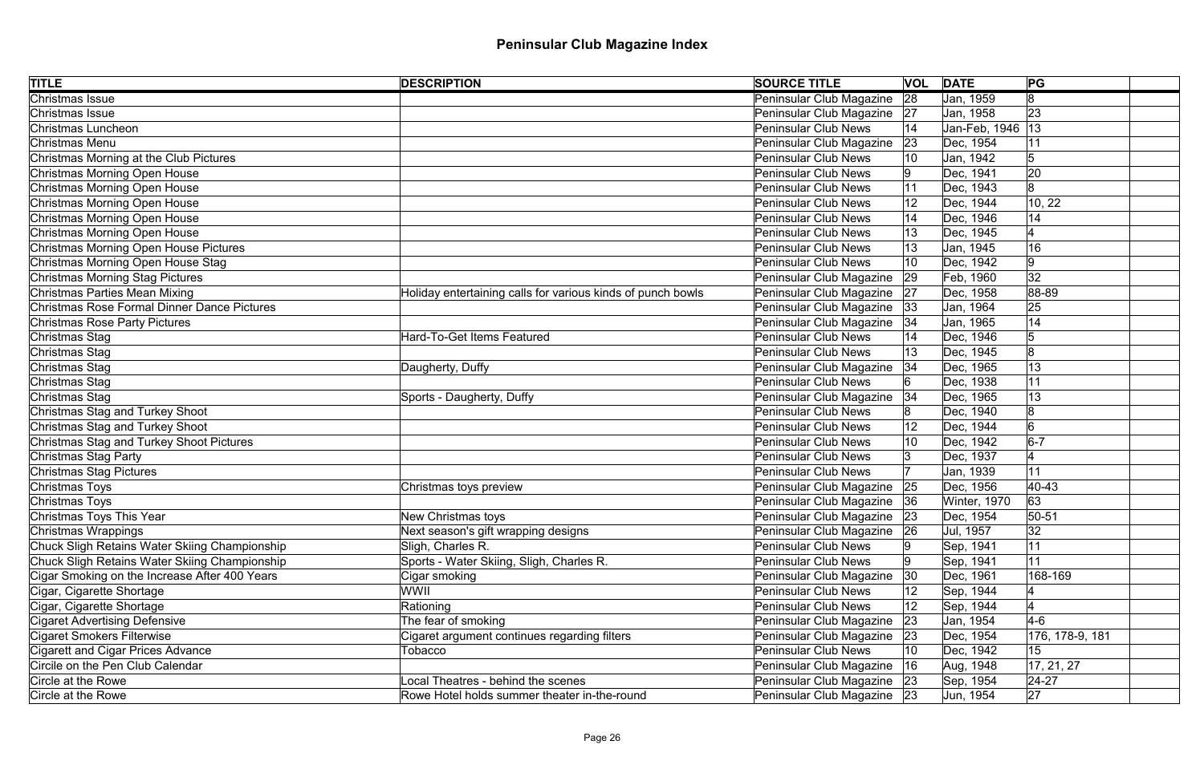# Peninsular Club Magazine Index

| TITLE | DESCRIPTION | SOURCE TITLE | VOL | DATE | PG |
|---|---|---|---|---|---|
| Christmas Issue | | Peninsular Club Magazine | 28 | Jan, 1959 | 8 |
| Christmas Issue | | Peninsular Club Magazine | 27 | Jan, 1958 | 23 |
| Christmas Luncheon | | Peninsular Club News | 14 | Jan-Feb, 1946 | 13 |
| Christmas Menu | | Peninsular Club Magazine | 23 | Dec, 1954 | 11 |
| Christmas Morning at the Club Pictures | | Peninsular Club News | 10 | Jan, 1942 | 5 |
| Christmas Morning Open House | | Peninsular Club News | 9 | Dec, 1941 | 20 |
| Christmas Morning Open House | | Peninsular Club News | 11 | Dec, 1943 | 8 |
| Christmas Morning Open House | | Peninsular Club News | 12 | Dec, 1944 | 10, 22 |
| Christmas Morning Open House | | Peninsular Club News | 14 | Dec, 1946 | 14 |
| Christmas Morning Open House | | Peninsular Club News | 13 | Dec, 1945 | 4 |
| Christmas Morning Open House Pictures | | Peninsular Club News | 13 | Jan, 1945 | 16 |
| Christmas Morning Open House Stag | | Peninsular Club News | 10 | Dec, 1942 | 9 |
| Christmas Morning Stag Pictures | | Peninsular Club Magazine | 29 | Feb, 1960 | 32 |
| Christmas Parties Mean Mixing | Holiday entertaining calls for various kinds of punch bowls | Peninsular Club Magazine | 27 | Dec, 1958 | 88-89 |
| Christmas Rose Formal Dinner Dance Pictures | | Peninsular Club Magazine | 33 | Jan, 1964 | 25 |
| Christmas Rose Party Pictures | | Peninsular Club Magazine | 34 | Jan, 1965 | 14 |
| Christmas Stag | Hard-To-Get Items Featured | Peninsular Club News | 14 | Dec, 1946 | 5 |
| Christmas Stag | | Peninsular Club News | 13 | Dec, 1945 | 8 |
| Christmas Stag | Daugherty, Duffy | Peninsular Club Magazine | 34 | Dec, 1965 | 13 |
| Christmas Stag | | Peninsular Club News | 6 | Dec, 1938 | 11 |
| Christmas Stag | Sports - Daugherty, Duffy | Peninsular Club Magazine | 34 | Dec, 1965 | 13 |
| Christmas Stag and Turkey Shoot | | Peninsular Club News | 8 | Dec, 1940 | 8 |
| Christmas Stag and Turkey Shoot | | Peninsular Club News | 12 | Dec, 1944 | 6 |
| Christmas Stag and Turkey Shoot Pictures | | Peninsular Club News | 10 | Dec, 1942 | 6-7 |
| Christmas Stag Party | | Peninsular Club News | 3 | Dec, 1937 | 4 |
| Christmas Stag Pictures | | Peninsular Club News | 7 | Jan, 1939 | 11 |
| Christmas Toys | Christmas toys preview | Peninsular Club Magazine | 25 | Dec, 1956 | 40-43 |
| Christmas Toys | | Peninsular Club Magazine | 36 | Winter, 1970 | 63 |
| Christmas Toys This Year | New Christmas toys | Peninsular Club Magazine | 23 | Dec, 1954 | 50-51 |
| Christmas Wrappings | Next season's gift wrapping designs | Peninsular Club Magazine | 26 | Jul, 1957 | 32 |
| Chuck Sligh Retains Water Skiing Championship | Sligh, Charles R. | Peninsular Club News | 9 | Sep, 1941 | 11 |
| Chuck Sligh Retains Water Skiing Championship | Sports - Water Skiing, Sligh, Charles R. | Peninsular Club News | 9 | Sep, 1941 | 11 |
| Cigar Smoking on the Increase After 400 Years | Cigar smoking | Peninsular Club Magazine | 30 | Dec, 1961 | 168-169 |
| Cigar, Cigarette Shortage | WWII | Peninsular Club News | 12 | Sep, 1944 | 4 |
| Cigar, Cigarette Shortage | Rationing | Peninsular Club News | 12 | Sep, 1944 | 4 |
| Cigaret Advertising Defensive | The fear of smoking | Peninsular Club Magazine | 23 | Jan, 1954 | 4-6 |
| Cigaret Smokers Filterwise | Cigaret argument continues regarding filters | Peninsular Club Magazine | 23 | Dec, 1954 | 176, 178-9, 181 |
| Cigarett and Cigar Prices Advance | Tobacco | Peninsular Club News | 10 | Dec, 1942 | 15 |
| Circile on the Pen Club Calendar | | Peninsular Club Magazine | 16 | Aug, 1948 | 17, 21, 27 |
| Circle at the Rowe | Local Theatres - behind the scenes | Peninsular Club Magazine | 23 | Sep, 1954 | 24-27 |
| Circle at the Rowe | Rowe Hotel holds summer theater in-the-round | Peninsular Club Magazine | 23 | Jun, 1954 | 27 |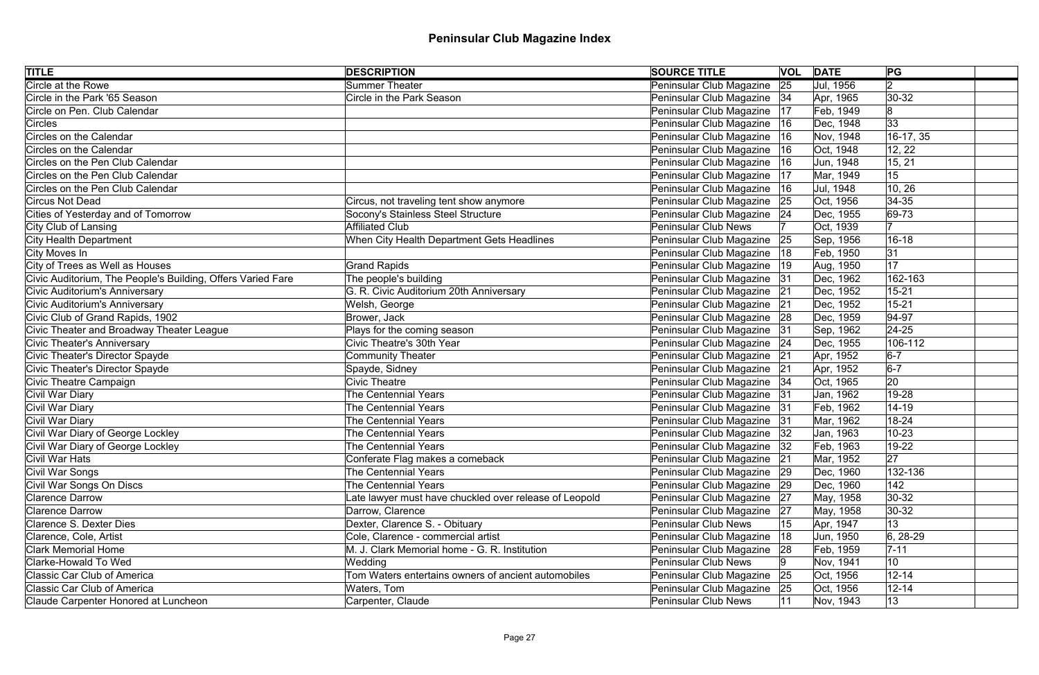# Peninsular Club Magazine Index

| TITLE | DESCRIPTION | SOURCE TITLE | VOL | DATE | PG | |
|---|---|---|---|---|---|---|
| Circle at the Rowe | Summer Theater | Peninsular Club Magazine | 25 | Jul, 1956 | 2 | |
| Circle in the Park '65 Season | Circle in the Park Season | Peninsular Club Magazine | 34 | Apr, 1965 | 30-32 | |
| Circle on Pen. Club Calendar | | Peninsular Club Magazine | 17 | Feb, 1949 | 8 | |
| Circles | | Peninsular Club Magazine | 16 | Dec, 1948 | 33 | |
| Circles on the Calendar | | Peninsular Club Magazine | 16 | Nov, 1948 | 16-17, 35 | |
| Circles on the Calendar | | Peninsular Club Magazine | 16 | Oct, 1948 | 12, 22 | |
| Circles on the Pen Club Calendar | | Peninsular Club Magazine | 16 | Jun, 1948 | 15, 21 | |
| Circles on the Pen Club Calendar | | Peninsular Club Magazine | 17 | Mar, 1949 | 15 | |
| Circles on the Pen Club Calendar | | Peninsular Club Magazine | 16 | Jul, 1948 | 10, 26 | |
| Circus Not Dead | Circus, not traveling tent show anymore | Peninsular Club Magazine | 25 | Oct, 1956 | 34-35 | |
| Cities of Yesterday and of Tomorrow | Socony's Stainless Steel Structure | Peninsular Club Magazine | 24 | Dec, 1955 | 69-73 | |
| City Club of Lansing | Affiliated Club | Peninsular Club News | 7 | Oct, 1939 | 7 | |
| City Health Department | When City Health Department Gets Headlines | Peninsular Club Magazine | 25 | Sep, 1956 | 16-18 | |
| City Moves In | | Peninsular Club Magazine | 18 | Feb, 1950 | 31 | |
| City of Trees as Well as Houses | Grand Rapids | Peninsular Club Magazine | 19 | Aug, 1950 | 17 | |
| Civic Auditorium, The People's Building, Offers Varied Fare | The people's building | Peninsular Club Magazine | 31 | Dec, 1962 | 162-163 | |
| Civic Auditorium's Anniversary | G. R. Civic Auditorium 20th Anniversary | Peninsular Club Magazine | 21 | Dec, 1952 | 15-21 | |
| Civic Auditorium's Anniversary | Welsh, George | Peninsular Club Magazine | 21 | Dec, 1952 | 15-21 | |
| Civic Club of Grand Rapids, 1902 | Brower, Jack | Peninsular Club Magazine | 28 | Dec, 1959 | 94-97 | |
| Civic Theater and Broadway Theater League | Plays for the coming season | Peninsular Club Magazine | 31 | Sep, 1962 | 24-25 | |
| Civic Theater's Anniversary | Civic Theatre's 30th Year | Peninsular Club Magazine | 24 | Dec, 1955 | 106-112 | |
| Civic Theater's Director Spayde | Community Theater | Peninsular Club Magazine | 21 | Apr, 1952 | 6-7 | |
| Civic Theater's Director Spayde | Spayde, Sidney | Peninsular Club Magazine | 21 | Apr, 1952 | 6-7 | |
| Civic Theatre Campaign | Civic Theatre | Peninsular Club Magazine | 34 | Oct, 1965 | 20 | |
| Civil War Diary | The Centennial Years | Peninsular Club Magazine | 31 | Jan, 1962 | 19-28 | |
| Civil War Diary | The Centennial Years | Peninsular Club Magazine | 31 | Feb, 1962 | 14-19 | |
| Civil War Diary | The Centennial Years | Peninsular Club Magazine | 31 | Mar, 1962 | 18-24 | |
| Civil War Diary of George Lockley | The Centennial Years | Peninsular Club Magazine | 32 | Jan, 1963 | 10-23 | |
| Civil War Diary of George Lockley | The Centennial Years | Peninsular Club Magazine | 32 | Feb, 1963 | 19-22 | |
| Civil War Hats | Conferate Flag makes a comeback | Peninsular Club Magazine | 21 | Mar, 1952 | 27 | |
| Civil War Songs | The Centennial Years | Peninsular Club Magazine | 29 | Dec, 1960 | 132-136 | |
| Civil War Songs On Discs | The Centennial Years | Peninsular Club Magazine | 29 | Dec, 1960 | 142 | |
| Clarence Darrow | Late lawyer must have chuckled over release of Leopold | Peninsular Club Magazine | 27 | May, 1958 | 30-32 | |
| Clarence Darrow | Darrow, Clarence | Peninsular Club Magazine | 27 | May, 1958 | 30-32 | |
| Clarence S. Dexter Dies | Dexter, Clarence S. - Obituary | Peninsular Club News | 15 | Apr, 1947 | 13 | |
| Clarence, Cole, Artist | Cole, Clarence - commercial artist | Peninsular Club Magazine | 18 | Jun, 1950 | 6, 28-29 | |
| Clark Memorial Home | M. J. Clark Memorial home - G. R. Institution | Peninsular Club Magazine | 28 | Feb, 1959 | 7-11 | |
| Clarke-Howald To Wed | Wedding | Peninsular Club News | 9 | Nov, 1941 | 10 | |
| Classic Car Club of America | Tom Waters entertains owners of ancient automobiles | Peninsular Club Magazine | 25 | Oct, 1956 | 12-14 | |
| Classic Car Club of America | Waters, Tom | Peninsular Club Magazine | 25 | Oct, 1956 | 12-14 | |
| Claude Carpenter Honored at Luncheon | Carpenter, Claude | Peninsular Club News | 11 | Nov, 1943 | 13 | |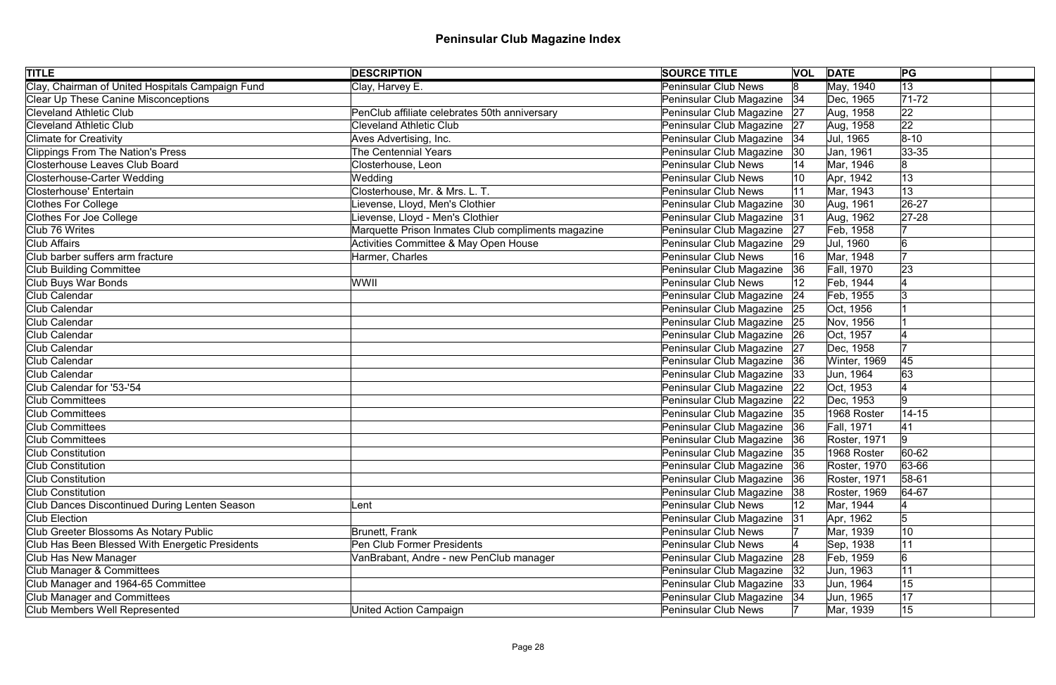# Peninsular Club Magazine Index

| TITLE | DESCRIPTION | SOURCE TITLE | VOL | DATE | PG |  |
|---|---|---|---|---|---|---|
| Clay, Chairman of United Hospitals Campaign Fund | Clay, Harvey E. | Peninsular Club News | 8 | May, 1940 | 13 |  |
| Clear Up These Canine Misconceptions |  | Peninsular Club Magazine | 34 | Dec, 1965 | 71-72 |  |
| Cleveland Athletic Club | PenClub affiliate celebrates 50th anniversary | Peninsular Club Magazine | 27 | Aug, 1958 | 22 |  |
| Cleveland Athletic Club | Cleveland Athletic Club | Peninsular Club Magazine | 27 | Aug, 1958 | 22 |  |
| Climate for Creativity | Aves Advertising, Inc. | Peninsular Club Magazine | 34 | Jul, 1965 | 8-10 |  |
| Clippings From The Nation's Press | The Centennial Years | Peninsular Club Magazine | 30 | Jan, 1961 | 33-35 |  |
| Closterhouse Leaves Club Board | Closterhouse, Leon | Peninsular Club News | 14 | Mar, 1946 | 8 |  |
| Closterhouse-Carter Wedding | Wedding | Peninsular Club News | 10 | Apr, 1942 | 13 |  |
| Closterhouse' Entertain | Closterhouse, Mr. & Mrs. L. T. | Peninsular Club News | 11 | Mar, 1943 | 13 |  |
| Clothes For College | Lievense, Lloyd, Men's Clothier | Peninsular Club Magazine | 30 | Aug, 1961 | 26-27 |  |
| Clothes For Joe College | Lievense, Lloyd - Men's Clothier | Peninsular Club Magazine | 31 | Aug, 1962 | 27-28 |  |
| Club 76 Writes | Marquette Prison Inmates Club compliments magazine | Peninsular Club Magazine | 27 | Feb, 1958 | 7 |  |
| Club Affairs | Activities Committee & May Open House | Peninsular Club Magazine | 29 | Jul, 1960 | 6 |  |
| Club barber suffers arm fracture | Harmer, Charles | Peninsular Club News | 16 | Mar, 1948 | 7 |  |
| Club Building Committee |  | Peninsular Club Magazine | 36 | Fall, 1970 | 23 |  |
| Club Buys War Bonds | WWII | Peninsular Club News | 12 | Feb, 1944 | 4 |  |
| Club Calendar |  | Peninsular Club Magazine | 24 | Feb, 1955 | 3 |  |
| Club Calendar |  | Peninsular Club Magazine | 25 | Oct, 1956 | 1 |  |
| Club Calendar |  | Peninsular Club Magazine | 25 | Nov, 1956 | 1 |  |
| Club Calendar |  | Peninsular Club Magazine | 26 | Oct, 1957 | 4 |  |
| Club Calendar |  | Peninsular Club Magazine | 27 | Dec, 1958 | 7 |  |
| Club Calendar |  | Peninsular Club Magazine | 36 | Winter, 1969 | 45 |  |
| Club Calendar |  | Peninsular Club Magazine | 33 | Jun, 1964 | 63 |  |
| Club Calendar for '53-'54 |  | Peninsular Club Magazine | 22 | Oct, 1953 | 4 |  |
| Club Committees |  | Peninsular Club Magazine | 22 | Dec, 1953 | 9 |  |
| Club Committees |  | Peninsular Club Magazine | 35 | 1968 Roster | 14-15 |  |
| Club Committees |  | Peninsular Club Magazine | 36 | Fall, 1971 | 41 |  |
| Club Committees |  | Peninsular Club Magazine | 36 | Roster, 1971 | 9 |  |
| Club Constitution |  | Peninsular Club Magazine | 35 | 1968 Roster | 60-62 |  |
| Club Constitution |  | Peninsular Club Magazine | 36 | Roster, 1970 | 63-66 |  |
| Club Constitution |  | Peninsular Club Magazine | 36 | Roster, 1971 | 58-61 |  |
| Club Constitution |  | Peninsular Club Magazine | 38 | Roster, 1969 | 64-67 |  |
| Club Dances Discontinued During Lenten Season | Lent | Peninsular Club News | 12 | Mar, 1944 | 4 |  |
| Club Election |  | Peninsular Club Magazine | 31 | Apr, 1962 | 5 |  |
| Club Greeter Blossoms As Notary Public | Brunett, Frank | Peninsular Club News | 7 | Mar, 1939 | 10 |  |
| Club Has Been Blessed With Energetic Presidents | Pen Club Former Presidents | Peninsular Club News | 4 | Sep, 1938 | 11 |  |
| Club Has New Manager | VanBrabant, Andre - new PenClub manager | Peninsular Club Magazine | 28 | Feb, 1959 | 6 |  |
| Club Manager & Committees |  | Peninsular Club Magazine | 32 | Jun, 1963 | 11 |  |
| Club Manager and 1964-65 Committee |  | Peninsular Club Magazine | 33 | Jun, 1964 | 15 |  |
| Club Manager and Committees |  | Peninsular Club Magazine | 34 | Jun, 1965 | 17 |  |
| Club Members Well Represented | United Action Campaign | Peninsular Club News | 7 | Mar, 1939 | 15 |  |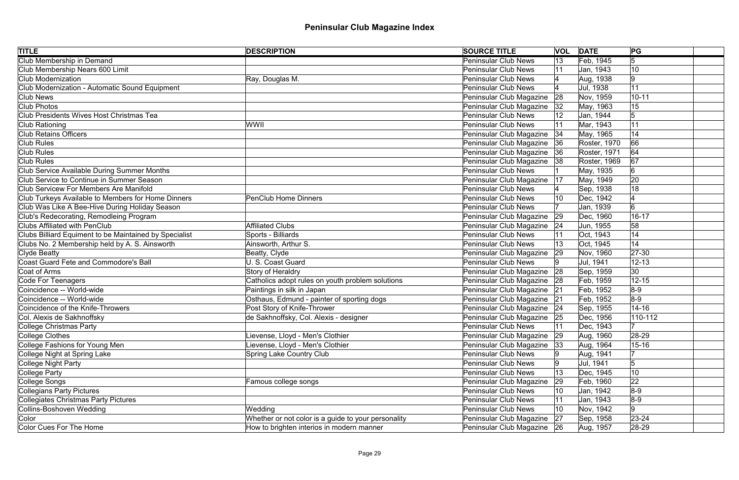# Peninsular Club Magazine Index

| TITLE | DESCRIPTION | SOURCE TITLE | VOL | DATE | PG |
|---|---|---|---|---|---|
| Club Membership in Demand | | Peninsular Club News | 13 | Feb, 1945 | 5 |
| Club Membership Nears 600 Limit | | Peninsular Club News | 11 | Jan, 1943 | 10 |
| Club Modernization | Ray, Douglas M. | Peninsular Club News | 4 | Aug, 1938 | 9 |
| Club Modernization - Automatic Sound Equipment | | Peninsular Club News | 4 | Jul, 1938 | 11 |
| Club News | | Peninsular Club Magazine | 28 | Nov, 1959 | 10-11 |
| Club Photos | | Peninsular Club Magazine | 32 | May, 1963 | 15 |
| Club Presidents Wives Host Christmas Tea | | Peninsular Club News | 12 | Jan, 1944 | 5 |
| Club Rationing | WWII | Peninsular Club News | 11 | Mar, 1943 | 11 |
| Club Retains Officers | | Peninsular Club Magazine | 34 | May, 1965 | 14 |
| Club Rules | | Peninsular Club Magazine | 36 | Roster, 1970 | 66 |
| Club Rules | | Peninsular Club Magazine | 36 | Roster, 1971 | 64 |
| Club Rules | | Peninsular Club Magazine | 38 | Roster, 1969 | 67 |
| Club Service Available During Summer Months | | Peninsular Club News | 1 | May, 1935 | 6 |
| Club Service to Continue in Summer Season | | Peninsular Club Magazine | 17 | May, 1949 | 20 |
| Club Servicew For Members Are Manifold | | Peninsular Club News | 4 | Sep, 1938 | 18 |
| Club Turkeys Available to Members for Home Dinners | PenClub Home Dinners | Peninsular Club News | 10 | Dec, 1942 | 4 |
| Club Was Like A Bee-Hive During Holiday Season | | Peninsular Club News | 7 | Jan, 1939 | 6 |
| Club's Redecorating, Remodleing Program | | Peninsular Club Magazine | 29 | Dec, 1960 | 16-17 |
| Clubs Affiliated with PenClub | Affiliated Clubs | Peninsular Club Magazine | 24 | Jun, 1955 | 58 |
| Clubs Billiard Equiment to be Maintained by Specialist | Sports - Billiards | Peninsular Club News | 11 | Oct, 1943 | 14 |
| Clubs No. 2 Membership held by A. S. Ainsworth | Ainsworth, Arthur S. | Peninsular Club News | 13 | Oct, 1945 | 14 |
| Clyde Beatty | Beatty, Clyde | Peninsular Club Magazine | 29 | Nov, 1960 | 27-30 |
| Coast Guard Fete and Commodore's Ball | U. S. Coast Guard | Peninsular Club News | 9 | Jul, 1941 | 12-13 |
| Coat of Arms | Story of Heraldry | Peninsular Club Magazine | 28 | Sep, 1959 | 30 |
| Code For Teenagers | Catholics adopt rules on youth problem solutions | Peninsular Club Magazine | 28 | Feb, 1959 | 12-15 |
| Coincidence -- World-wide | Paintings in silk in Japan | Peninsular Club Magazine | 21 | Feb, 1952 | 8-9 |
| Coincidence -- World-wide | Osthaus, Edmund - painter of sporting dogs | Peninsular Club Magazine | 21 | Feb, 1952 | 8-9 |
| Coincidence of the Knife-Throwers | Post Story of Knife-Thrower | Peninsular Club Magazine | 24 | Sep, 1955 | 14-16 |
| Col. Alexis de Sakhnoffsky | de Sakhnoffsky, Col. Alexis - designer | Peninsular Club Magazine | 25 | Dec, 1956 | 110-112 |
| College Christmas Party | | Peninsular Club News | 11 | Dec, 1943 | 7 |
| College Clothes | Lievense, Lloyd - Men's Clothier | Peninsular Club Magazine | 29 | Aug, 1960 | 28-29 |
| College Fashions for Young Men | Lievense, Lloyd - Men's Clothier | Peninsular Club Magazine | 33 | Aug, 1964 | 15-16 |
| College Night at Spring Lake | Spring Lake Country Club | Peninsular Club News | 9 | Aug, 1941 | 7 |
| College Night Party | | Peninsular Club News | 9 | Jul, 1941 | 5 |
| College Party | | Peninsular Club News | 13 | Dec, 1945 | 10 |
| College Songs | Famous college songs | Peninsular Club Magazine | 29 | Feb, 1960 | 22 |
| Collegians Party Pictures | | Peninsular Club News | 10 | Jan, 1942 | 8-9 |
| Collegiates Christmas Party Pictures | | Peninsular Club News | 11 | Jan, 1943 | 8-9 |
| Collins-Boshoven Wedding | Wedding | Peninsular Club News | 10 | Nov, 1942 | 9 |
| Color | Whether or not color is a guide to your personality | Peninsular Club Magazine | 27 | Sep, 1958 | 23-24 |
| Color Cues For The Home | How to brighten interios in modern manner | Peninsular Club Magazine | 26 | Aug, 1957 | 28-29 |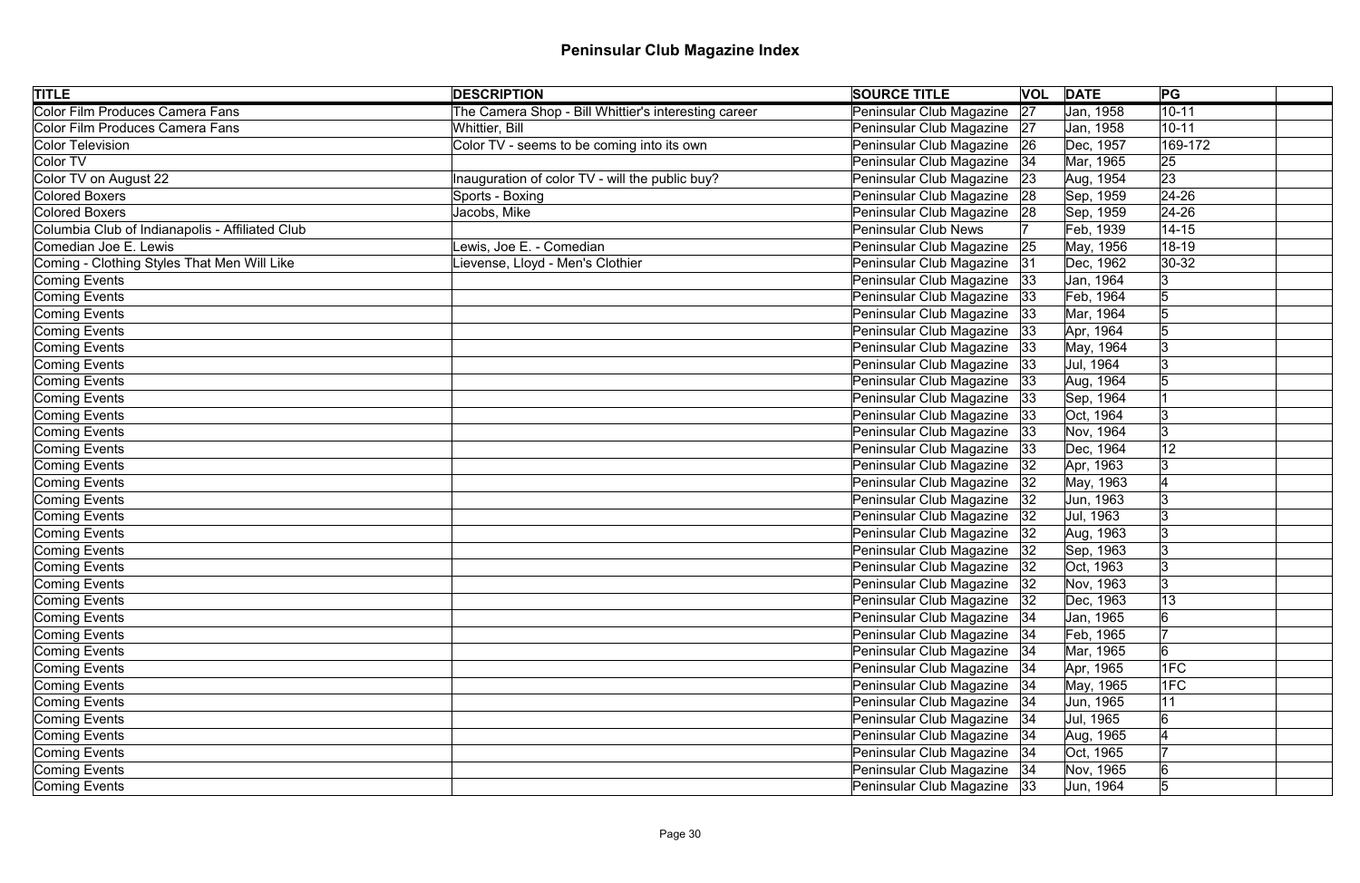# Peninsular Club Magazine Index

| TITLE | DESCRIPTION | SOURCE TITLE | VOL | DATE | PG | |
|---|---|---|---|---|---|---|
| Color Film Produces Camera Fans | The Camera Shop - Bill Whittier's interesting career | Peninsular Club Magazine | 27 | Jan, 1958 | 10-11 | |
| Color Film Produces Camera Fans | Whittier, Bill | Peninsular Club Magazine | 27 | Jan, 1958 | 10-11 | |
| Color Television | Color TV - seems to be coming into its own | Peninsular Club Magazine | 26 | Dec, 1957 | 169-172 | |
| Color TV | | Peninsular Club Magazine | 34 | Mar, 1965 | 25 | |
| Color TV on August 22 | Inauguration of color TV - will the public buy? | Peninsular Club Magazine | 23 | Aug, 1954 | 23 | |
| Colored Boxers | Sports - Boxing | Peninsular Club Magazine | 28 | Sep, 1959 | 24-26 | |
| Colored Boxers | Jacobs, Mike | Peninsular Club Magazine | 28 | Sep, 1959 | 24-26 | |
| Columbia Club of Indianapolis - Affiliated Club | | Peninsular Club News | 7 | Feb, 1939 | 14-15 | |
| Comedian Joe E. Lewis | Lewis, Joe E. - Comedian | Peninsular Club Magazine | 25 | May, 1956 | 18-19 | |
| Coming - Clothing Styles That Men Will Like | Lievense, Lloyd - Men's Clothier | Peninsular Club Magazine | 31 | Dec, 1962 | 30-32 | |
| Coming Events | | Peninsular Club Magazine | 33 | Jan, 1964 | 3 | |
| Coming Events | | Peninsular Club Magazine | 33 | Feb, 1964 | 5 | |
| Coming Events | | Peninsular Club Magazine | 33 | Mar, 1964 | 5 | |
| Coming Events | | Peninsular Club Magazine | 33 | Apr, 1964 | 5 | |
| Coming Events | | Peninsular Club Magazine | 33 | May, 1964 | 3 | |
| Coming Events | | Peninsular Club Magazine | 33 | Jul, 1964 | 3 | |
| Coming Events | | Peninsular Club Magazine | 33 | Aug, 1964 | 5 | |
| Coming Events | | Peninsular Club Magazine | 33 | Sep, 1964 | 1 | |
| Coming Events | | Peninsular Club Magazine | 33 | Oct, 1964 | 3 | |
| Coming Events | | Peninsular Club Magazine | 33 | Nov, 1964 | 3 | |
| Coming Events | | Peninsular Club Magazine | 33 | Dec, 1964 | 12 | |
| Coming Events | | Peninsular Club Magazine | 32 | Apr, 1963 | 3 | |
| Coming Events | | Peninsular Club Magazine | 32 | May, 1963 | 4 | |
| Coming Events | | Peninsular Club Magazine | 32 | Jun, 1963 | 3 | |
| Coming Events | | Peninsular Club Magazine | 32 | Jul, 1963 | 3 | |
| Coming Events | | Peninsular Club Magazine | 32 | Aug, 1963 | 3 | |
| Coming Events | | Peninsular Club Magazine | 32 | Sep, 1963 | 3 | |
| Coming Events | | Peninsular Club Magazine | 32 | Oct, 1963 | 3 | |
| Coming Events | | Peninsular Club Magazine | 32 | Nov, 1963 | 3 | |
| Coming Events | | Peninsular Club Magazine | 32 | Dec, 1963 | 13 | |
| Coming Events | | Peninsular Club Magazine | 34 | Jan, 1965 | 6 | |
| Coming Events | | Peninsular Club Magazine | 34 | Feb, 1965 | 7 | |
| Coming Events | | Peninsular Club Magazine | 34 | Mar, 1965 | 6 | |
| Coming Events | | Peninsular Club Magazine | 34 | Apr, 1965 | 1FC | |
| Coming Events | | Peninsular Club Magazine | 34 | May, 1965 | 1FC | |
| Coming Events | | Peninsular Club Magazine | 34 | Jun, 1965 | 11 | |
| Coming Events | | Peninsular Club Magazine | 34 | Jul, 1965 | 6 | |
| Coming Events | | Peninsular Club Magazine | 34 | Aug, 1965 | 4 | |
| Coming Events | | Peninsular Club Magazine | 34 | Oct, 1965 | 7 | |
| Coming Events | | Peninsular Club Magazine | 34 | Nov, 1965 | 6 | |
| Coming Events | | Peninsular Club Magazine | 33 | Jun, 1964 | 5 | |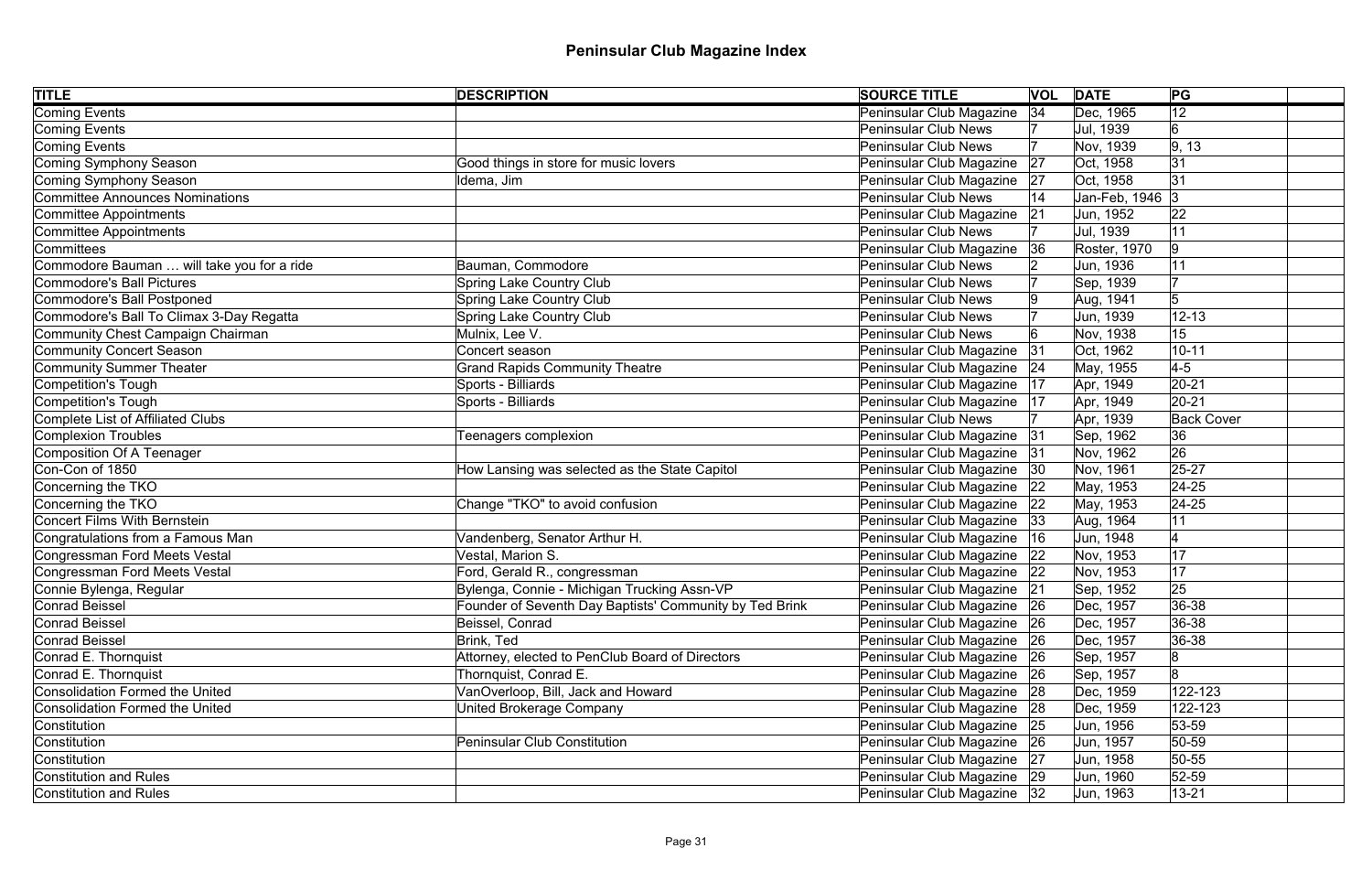# Peninsular Club Magazine Index

| TITLE | DESCRIPTION | SOURCE TITLE | VOL | DATE | PG | |
|---|---|---|---|---|---|---|
| Coming Events | | Peninsular Club Magazine | 34 | Dec, 1965 | 12 | |
| Coming Events | | Peninsular Club News | 7 | Jul, 1939 | 6 | |
| Coming Events | | Peninsular Club News | 7 | Nov, 1939 | 9, 13 | |
| Coming Symphony Season | Good things in store for music lovers | Peninsular Club Magazine | 27 | Oct, 1958 | 31 | |
| Coming Symphony Season | Idema, Jim | Peninsular Club Magazine | 27 | Oct, 1958 | 31 | |
| Committee Announces Nominations | | Peninsular Club News | 14 | Jan-Feb, 1946 | 3 | |
| Committee Appointments | | Peninsular Club Magazine | 21 | Jun, 1952 | 22 | |
| Committee Appointments | | Peninsular Club News | 7 | Jul, 1939 | 11 | |
| Committees | | Peninsular Club Magazine | 36 | Roster, 1970 | 9 | |
| Commodore Bauman … will take you for a ride | Bauman, Commodore | Peninsular Club News | 2 | Jun, 1936 | 11 | |
| Commodore's Ball Pictures | Spring Lake Country Club | Peninsular Club News | 7 | Sep, 1939 | 7 | |
| Commodore's Ball Postponed | Spring Lake Country Club | Peninsular Club News | 9 | Aug, 1941 | 5 | |
| Commodore's Ball To Climax 3-Day Regatta | Spring Lake Country Club | Peninsular Club News | 7 | Jun, 1939 | 12-13 | |
| Community Chest Campaign Chairman | Mulnix, Lee V. | Peninsular Club News | 6 | Nov, 1938 | 15 | |
| Community Concert Season | Concert season | Peninsular Club Magazine | 31 | Oct, 1962 | 10-11 | |
| Community Summer Theater | Grand Rapids Community Theatre | Peninsular Club Magazine | 24 | May, 1955 | 4-5 | |
| Competition's Tough | Sports - Billiards | Peninsular Club Magazine | 17 | Apr, 1949 | 20-21 | |
| Competition's Tough | Sports - Billiards | Peninsular Club Magazine | 17 | Apr, 1949 | 20-21 | |
| Complete List of Affiliated Clubs | | Peninsular Club News | 7 | Apr, 1939 | Back Cover | |
| Complexion Troubles | Teenagers complexion | Peninsular Club Magazine | 31 | Sep, 1962 | 36 | |
| Composition Of A Teenager | | Peninsular Club Magazine | 31 | Nov, 1962 | 26 | |
| Con-Con of 1850 | How Lansing was selected as the State Capitol | Peninsular Club Magazine | 30 | Nov, 1961 | 25-27 | |
| Concerning the TKO | | Peninsular Club Magazine | 22 | May, 1953 | 24-25 | |
| Concerning the TKO | Change "TKO" to avoid confusion | Peninsular Club Magazine | 22 | May, 1953 | 24-25 | |
| Concert Films With Bernstein | | Peninsular Club Magazine | 33 | Aug, 1964 | 11 | |
| Congratulations from a Famous Man | Vandenberg, Senator Arthur H. | Peninsular Club Magazine | 16 | Jun, 1948 | 4 | |
| Congressman Ford Meets Vestal | Vestal, Marion S. | Peninsular Club Magazine | 22 | Nov, 1953 | 17 | |
| Congressman Ford Meets Vestal | Ford, Gerald R., congressman | Peninsular Club Magazine | 22 | Nov, 1953 | 17 | |
| Connie Bylenga, Regular | Bylenga, Connie - Michigan Trucking Assn-VP | Peninsular Club Magazine | 21 | Sep, 1952 | 25 | |
| Conrad Beissel | Founder of Seventh Day Baptists' Community by Ted Brink | Peninsular Club Magazine | 26 | Dec, 1957 | 36-38 | |
| Conrad Beissel | Beissel, Conrad | Peninsular Club Magazine | 26 | Dec, 1957 | 36-38 | |
| Conrad Beissel | Brink, Ted | Peninsular Club Magazine | 26 | Dec, 1957 | 36-38 | |
| Conrad E. Thornquist | Attorney, elected to PenClub Board of Directors | Peninsular Club Magazine | 26 | Sep, 1957 | 8 | |
| Conrad E. Thornquist | Thornquist, Conrad E. | Peninsular Club Magazine | 26 | Sep, 1957 | 8 | |
| Consolidation Formed the United | VanOverloop, Bill, Jack and Howard | Peninsular Club Magazine | 28 | Dec, 1959 | 122-123 | |
| Consolidation Formed the United | United Brokerage Company | Peninsular Club Magazine | 28 | Dec, 1959 | 122-123 | |
| Constitution | | Peninsular Club Magazine | 25 | Jun, 1956 | 53-59 | |
| Constitution | Peninsular Club Constitution | Peninsular Club Magazine | 26 | Jun, 1957 | 50-59 | |
| Constitution | | Peninsular Club Magazine | 27 | Jun, 1958 | 50-55 | |
| Constitution and Rules | | Peninsular Club Magazine | 29 | Jun, 1960 | 52-59 | |
| Constitution and Rules | | Peninsular Club Magazine | 32 | Jun, 1963 | 13-21 | |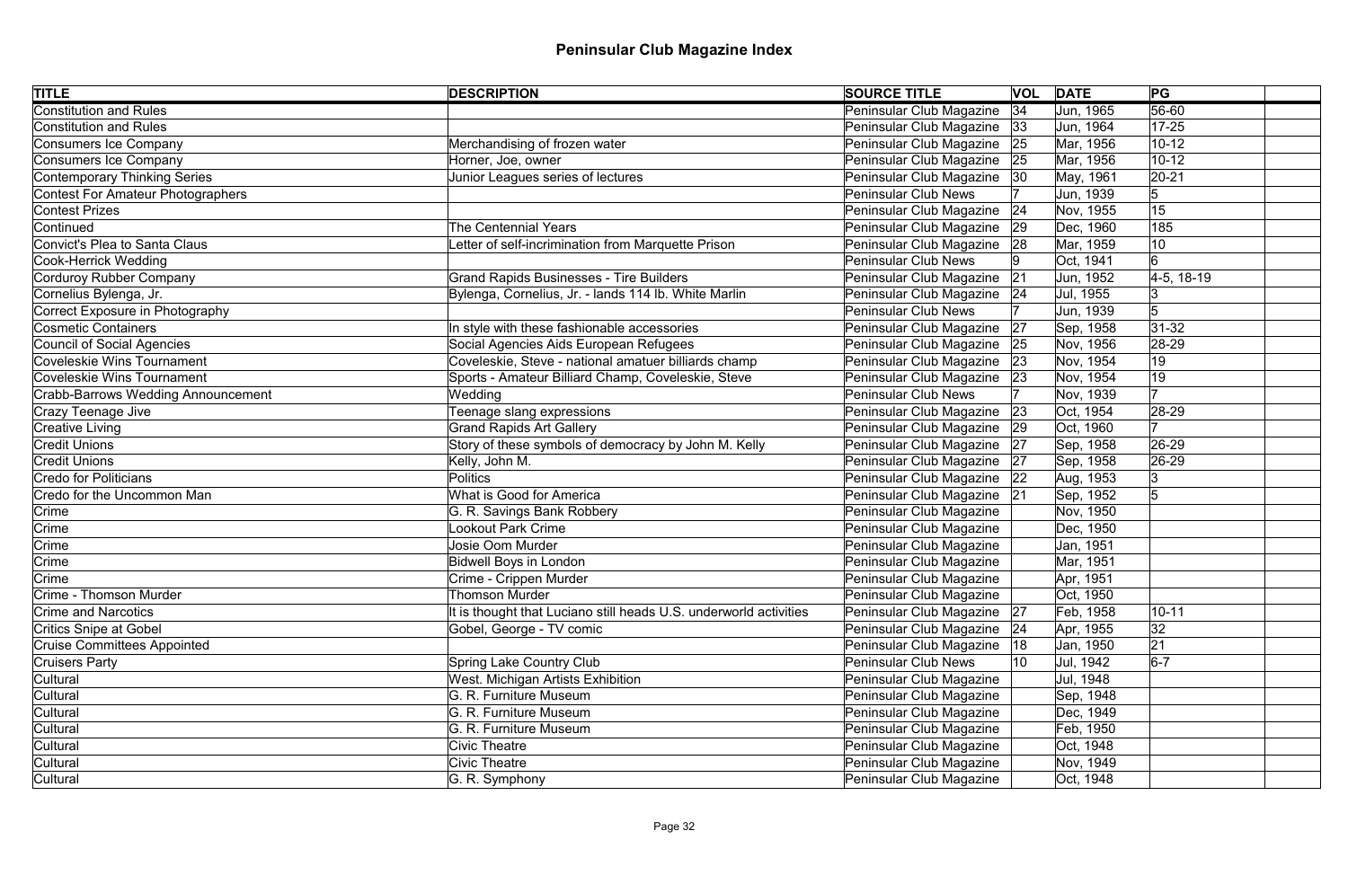# Peninsular Club Magazine Index

| TITLE | DESCRIPTION | SOURCE TITLE | VOL | DATE | PG | |
|---|---|---|---|---|---|---|
| Constitution and Rules | | Peninsular Club Magazine | 34 | Jun, 1965 | 56-60 | |
| Constitution and Rules | | Peninsular Club Magazine | 33 | Jun, 1964 | 17-25 | |
| Consumers Ice Company | Merchandising of frozen water | Peninsular Club Magazine | 25 | Mar, 1956 | 10-12 | |
| Consumers Ice Company | Horner, Joe, owner | Peninsular Club Magazine | 25 | Mar, 1956 | 10-12 | |
| Contemporary Thinking Series | Junior Leagues series of lectures | Peninsular Club Magazine | 30 | May, 1961 | 20-21 | |
| Contest For Amateur Photographers | | Peninsular Club News | 7 | Jun, 1939 | 5 | |
| Contest Prizes | | Peninsular Club Magazine | 24 | Nov, 1955 | 15 | |
| Continued | The Centennial Years | Peninsular Club Magazine | 29 | Dec, 1960 | 185 | |
| Convict's Plea to Santa Claus | Letter of self-incrimination from Marquette Prison | Peninsular Club Magazine | 28 | Mar, 1959 | 10 | |
| Cook-Herrick Wedding | | Peninsular Club News | 9 | Oct, 1941 | 6 | |
| Corduroy Rubber Company | Grand Rapids Businesses - Tire Builders | Peninsular Club Magazine | 21 | Jun, 1952 | 4-5, 18-19 | |
| Cornelius Bylenga, Jr. | Bylenga, Cornelius, Jr. - lands 114 lb. White Marlin | Peninsular Club Magazine | 24 | Jul, 1955 | 3 | |
| Correct Exposure in Photography | | Peninsular Club News | 7 | Jun, 1939 | 5 | |
| Cosmetic Containers | In style with these fashionable accessories | Peninsular Club Magazine | 27 | Sep, 1958 | 31-32 | |
| Council of Social Agencies | Social Agencies Aids European Refugees | Peninsular Club Magazine | 25 | Nov, 1956 | 28-29 | |
| Coveleskie Wins Tournament | Coveleskie, Steve - national amatuer billiards champ | Peninsular Club Magazine | 23 | Nov, 1954 | 19 | |
| Coveleskie Wins Tournament | Sports - Amateur Billiard Champ, Coveleskie, Steve | Peninsular Club Magazine | 23 | Nov, 1954 | 19 | |
| Crabb-Barrows Wedding Announcement | Wedding | Peninsular Club News | 7 | Nov, 1939 | 7 | |
| Crazy Teenage Jive | Teenage slang expressions | Peninsular Club Magazine | 23 | Oct, 1954 | 28-29 | |
| Creative Living | Grand Rapids Art Gallery | Peninsular Club Magazine | 29 | Oct, 1960 | 7 | |
| Credit Unions | Story of these symbols of democracy by John M. Kelly | Peninsular Club Magazine | 27 | Sep, 1958 | 26-29 | |
| Credit Unions | Kelly, John M. | Peninsular Club Magazine | 27 | Sep, 1958 | 26-29 | |
| Credo for Politicians | Politics | Peninsular Club Magazine | 22 | Aug, 1953 | 3 | |
| Credo for the Uncommon Man | What is Good for America | Peninsular Club Magazine | 21 | Sep, 1952 | 5 | |
| Crime | G. R. Savings Bank Robbery | Peninsular Club Magazine | | Nov, 1950 | | |
| Crime | Lookout Park Crime | Peninsular Club Magazine | | Dec, 1950 | | |
| Crime | Josie Oom Murder | Peninsular Club Magazine | | Jan, 1951 | | |
| Crime | Bidwell Boys in London | Peninsular Club Magazine | | Mar, 1951 | | |
| Crime | Crime - Crippen Murder | Peninsular Club Magazine | | Apr, 1951 | | |
| Crime - Thomson Murder | Thomson Murder | Peninsular Club Magazine | | Oct, 1950 | | |
| Crime and Narcotics | It is thought that Luciano still heads U.S. underworld activities | Peninsular Club Magazine | 27 | Feb, 1958 | 10-11 | |
| Critics Snipe at Gobel | Gobel, George - TV comic | Peninsular Club Magazine | 24 | Apr, 1955 | 32 | |
| Cruise Committees Appointed | | Peninsular Club Magazine | 18 | Jan, 1950 | 21 | |
| Cruisers Party | Spring Lake Country Club | Peninsular Club News | 10 | Jul, 1942 | 6-7 | |
| Cultural | West. Michigan Artists Exhibition | Peninsular Club Magazine | | Jul, 1948 | | |
| Cultural | G. R. Furniture Museum | Peninsular Club Magazine | | Sep, 1948 | | |
| Cultural | G. R. Furniture Museum | Peninsular Club Magazine | | Dec, 1949 | | |
| Cultural | G. R. Furniture Museum | Peninsular Club Magazine | | Feb, 1950 | | |
| Cultural | Civic Theatre | Peninsular Club Magazine | | Oct, 1948 | | |
| Cultural | Civic Theatre | Peninsular Club Magazine | | Nov, 1949 | | |
| Cultural | G. R. Symphony | Peninsular Club Magazine | | Oct, 1948 | | |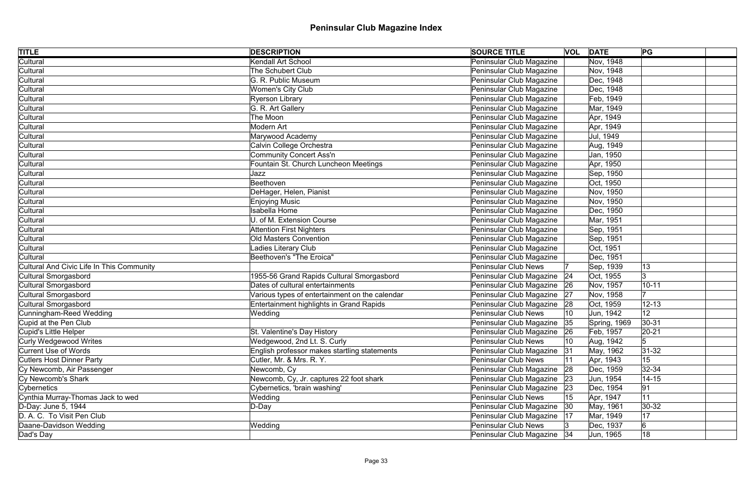# Peninsular Club Magazine Index

| TITLE | DESCRIPTION | SOURCE TITLE | VOL | DATE | PG | |
|---|---|---|---|---|---|---|
| Cultural | Kendall Art School | Peninsular Club Magazine | | Nov, 1948 | | |
| Cultural | The Schubert Club | Peninsular Club Magazine | | Nov, 1948 | | |
| Cultural | G. R. Public Museum | Peninsular Club Magazine | | Dec, 1948 | | |
| Cultural | Women's City Club | Peninsular Club Magazine | | Dec, 1948 | | |
| Cultural | Ryerson Library | Peninsular Club Magazine | | Feb, 1949 | | |
| Cultural | G. R. Art Gallery | Peninsular Club Magazine | | Mar, 1949 | | |
| Cultural | The Moon | Peninsular Club Magazine | | Apr, 1949 | | |
| Cultural | Modern Art | Peninsular Club Magazine | | Apr, 1949 | | |
| Cultural | Marywood Academy | Peninsular Club Magazine | | Jul, 1949 | | |
| Cultural | Calvin College Orchestra | Peninsular Club Magazine | | Aug, 1949 | | |
| Cultural | Community Concert Ass'n | Peninsular Club Magazine | | Jan, 1950 | | |
| Cultural | Fountain St. Church Luncheon Meetings | Peninsular Club Magazine | | Apr, 1950 | | |
| Cultural | Jazz | Peninsular Club Magazine | | Sep, 1950 | | |
| Cultural | Beethoven | Peninsular Club Magazine | | Oct, 1950 | | |
| Cultural | DeHager, Helen, Pianist | Peninsular Club Magazine | | Nov, 1950 | | |
| Cultural | Enjoying Music | Peninsular Club Magazine | | Nov, 1950 | | |
| Cultural | Isabella Home | Peninsular Club Magazine | | Dec, 1950 | | |
| Cultural | U. of M. Extension Course | Peninsular Club Magazine | | Mar, 1951 | | |
| Cultural | Attention First Nighters | Peninsular Club Magazine | | Sep, 1951 | | |
| Cultural | Old Masters Convention | Peninsular Club Magazine | | Sep, 1951 | | |
| Cultural | Ladies Literary Club | Peninsular Club Magazine | | Oct, 1951 | | |
| Cultural | Beethoven's "The Eroica" | Peninsular Club Magazine | | Dec, 1951 | | |
| Cultural And Civic Life In This Community | | Peninsular Club News | 7 | Sep, 1939 | 13 | |
| Cultural Smorgasbord | 1955-56 Grand Rapids Cultural Smorgasbord | Peninsular Club Magazine | 24 | Oct, 1955 | 3 | |
| Cultural Smorgasbord | Dates of cultural entertainments | Peninsular Club Magazine | 26 | Nov, 1957 | 10-11 | |
| Cultural Smorgasbord | Various types of entertainment on the calendar | Peninsular Club Magazine | 27 | Nov, 1958 | 7 | |
| Cultural Smorgasbord | Entertainment highlights in Grand Rapids | Peninsular Club Magazine | 28 | Oct, 1959 | 12-13 | |
| Cunningham-Reed Wedding | Wedding | Peninsular Club News | 10 | Jun, 1942 | 12 | |
| Cupid at the Pen Club | | Peninsular Club Magazine | 35 | Spring, 1969 | 30-31 | |
| Cupid's Little Helper | St. Valentine's Day History | Peninsular Club Magazine | 26 | Feb, 1957 | 20-21 | |
| Curly Wedgewood Writes | Wedgewood, 2nd Lt. S. Curly | Peninsular Club News | 10 | Aug, 1942 | 5 | |
| Current Use of Words | English professor makes startling statements | Peninsular Club Magazine | 31 | May, 1962 | 31-32 | |
| Cutlers Host Dinner Party | Cutler, Mr. & Mrs. R. Y. | Peninsular Club News | 11 | Apr, 1943 | 15 | |
| Cy Newcomb, Air Passenger | Newcomb, Cy | Peninsular Club Magazine | 28 | Dec, 1959 | 32-34 | |
| Cy Newcomb's Shark | Newcomb, Cy, Jr. captures 22 foot shark | Peninsular Club Magazine | 23 | Jun, 1954 | 14-15 | |
| Cybernetics | Cybernetics, 'brain washing' | Peninsular Club Magazine | 23 | Dec, 1954 | 91 | |
| Cynthia Murray-Thomas Jack to wed | Wedding | Peninsular Club News | 15 | Apr, 1947 | 11 | |
| D-Day: June 5, 1944 | D-Day | Peninsular Club Magazine | 30 | May, 1961 | 30-32 | |
| D. A. C. To Visit Pen Club | | Peninsular Club Magazine | 17 | Mar, 1949 | 17 | |
| Daane-Davidson Wedding | Wedding | Peninsular Club News | 3 | Dec, 1937 | 6 | |
| Dad's Day | | Peninsular Club Magazine | 34 | Jun, 1965 | 18 | |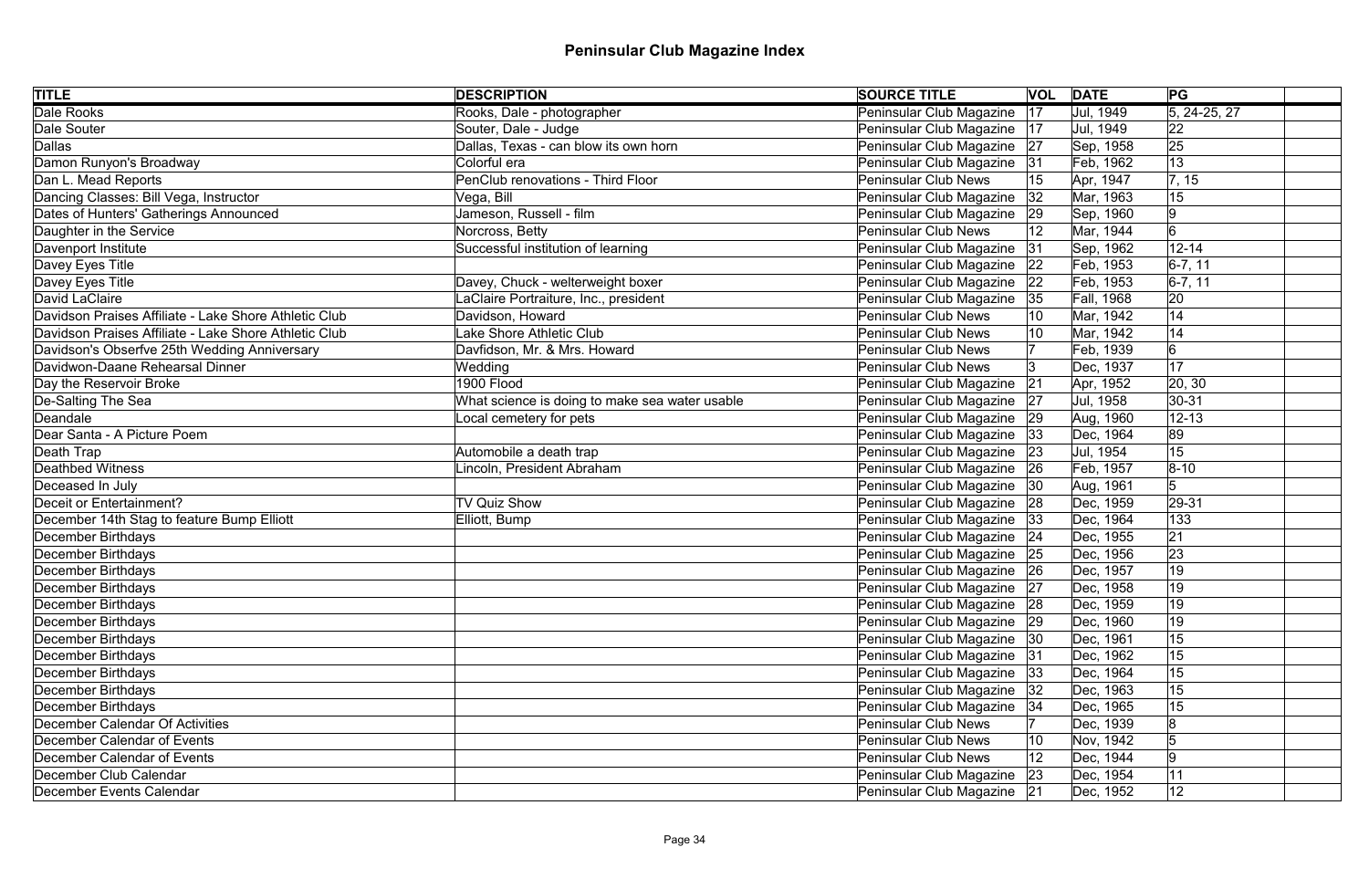# Peninsular Club Magazine Index

| TITLE | DESCRIPTION | SOURCE TITLE | VOL | DATE | PG | |
|---|---|---|---|---|---|---|
| Dale Rooks | Rooks, Dale - photographer | Peninsular Club Magazine | 17 | Jul, 1949 | 5, 24-25, 27 | |
| Dale Souter | Souter, Dale - Judge | Peninsular Club Magazine | 17 | Jul, 1949 | 22 | |
| Dallas | Dallas, Texas - can blow its own horn | Peninsular Club Magazine | 27 | Sep, 1958 | 25 | |
| Damon Runyon's Broadway | Colorful era | Peninsular Club Magazine | 31 | Feb, 1962 | 13 | |
| Dan L. Mead Reports | PenClub renovations - Third Floor | Peninsular Club News | 15 | Apr, 1947 | 7, 15 | |
| Dancing Classes: Bill Vega, Instructor | Vega, Bill | Peninsular Club Magazine | 32 | Mar, 1963 | 15 | |
| Dates of Hunters' Gatherings Announced | Jameson, Russell - film | Peninsular Club Magazine | 29 | Sep, 1960 | 9 | |
| Daughter in the Service | Norcross, Betty | Peninsular Club News | 12 | Mar, 1944 | 6 | |
| Davenport Institute | Successful institution of learning | Peninsular Club Magazine | 31 | Sep, 1962 | 12-14 | |
| Davey Eyes Title | | Peninsular Club Magazine | 22 | Feb, 1953 | 6-7, 11 | |
| Davey Eyes Title | Davey, Chuck - welterweight boxer | Peninsular Club Magazine | 22 | Feb, 1953 | 6-7, 11 | |
| David LaClaire | LaClaire Portraiture, Inc., president | Peninsular Club Magazine | 35 | Fall, 1968 | 20 | |
| Davidson Praises Affiliate - Lake Shore Athletic Club | Davidson, Howard | Peninsular Club News | 10 | Mar, 1942 | 14 | |
| Davidson Praises Affiliate - Lake Shore Athletic Club | Lake Shore Athletic Club | Peninsular Club News | 10 | Mar, 1942 | 14 | |
| Davidson's Obserfve 25th Wedding Anniversary | Davfidson, Mr. & Mrs. Howard | Peninsular Club News | 7 | Feb, 1939 | 6 | |
| Davidwon-Daane Rehearsal Dinner | Wedding | Peninsular Club News | 3 | Dec, 1937 | 17 | |
| Day the Reservoir Broke | 1900 Flood | Peninsular Club Magazine | 21 | Apr, 1952 | 20, 30 | |
| De-Salting The Sea | What science is doing to make sea water usable | Peninsular Club Magazine | 27 | Jul, 1958 | 30-31 | |
| Deandale | Local cemetery for pets | Peninsular Club Magazine | 29 | Aug, 1960 | 12-13 | |
| Dear Santa - A Picture Poem | | Peninsular Club Magazine | 33 | Dec, 1964 | 89 | |
| Death Trap | Automobile a death trap | Peninsular Club Magazine | 23 | Jul, 1954 | 15 | |
| Deathbed Witness | Lincoln, President Abraham | Peninsular Club Magazine | 26 | Feb, 1957 | 8-10 | |
| Deceased In July | | Peninsular Club Magazine | 30 | Aug, 1961 | 5 | |
| Deceit or Entertainment? | TV Quiz Show | Peninsular Club Magazine | 28 | Dec, 1959 | 29-31 | |
| December 14th Stag to feature Bump Elliott | Elliott, Bump | Peninsular Club Magazine | 33 | Dec, 1964 | 133 | |
| December Birthdays | | Peninsular Club Magazine | 24 | Dec, 1955 | 21 | |
| December Birthdays | | Peninsular Club Magazine | 25 | Dec, 1956 | 23 | |
| December Birthdays | | Peninsular Club Magazine | 26 | Dec, 1957 | 19 | |
| December Birthdays | | Peninsular Club Magazine | 27 | Dec, 1958 | 19 | |
| December Birthdays | | Peninsular Club Magazine | 28 | Dec, 1959 | 19 | |
| December Birthdays | | Peninsular Club Magazine | 29 | Dec, 1960 | 19 | |
| December Birthdays | | Peninsular Club Magazine | 30 | Dec, 1961 | 15 | |
| December Birthdays | | Peninsular Club Magazine | 31 | Dec, 1962 | 15 | |
| December Birthdays | | Peninsular Club Magazine | 33 | Dec, 1964 | 15 | |
| December Birthdays | | Peninsular Club Magazine | 32 | Dec, 1963 | 15 | |
| December Birthdays | | Peninsular Club Magazine | 34 | Dec, 1965 | 15 | |
| December Calendar Of Activities | | Peninsular Club News | 7 | Dec, 1939 | 8 | |
| December Calendar of Events | | Peninsular Club News | 10 | Nov, 1942 | 5 | |
| December Calendar of Events | | Peninsular Club News | 12 | Dec, 1944 | 9 | |
| December Club Calendar | | Peninsular Club Magazine | 23 | Dec, 1954 | 11 | |
| December Events Calendar | | Peninsular Club Magazine | 21 | Dec, 1952 | 12 | |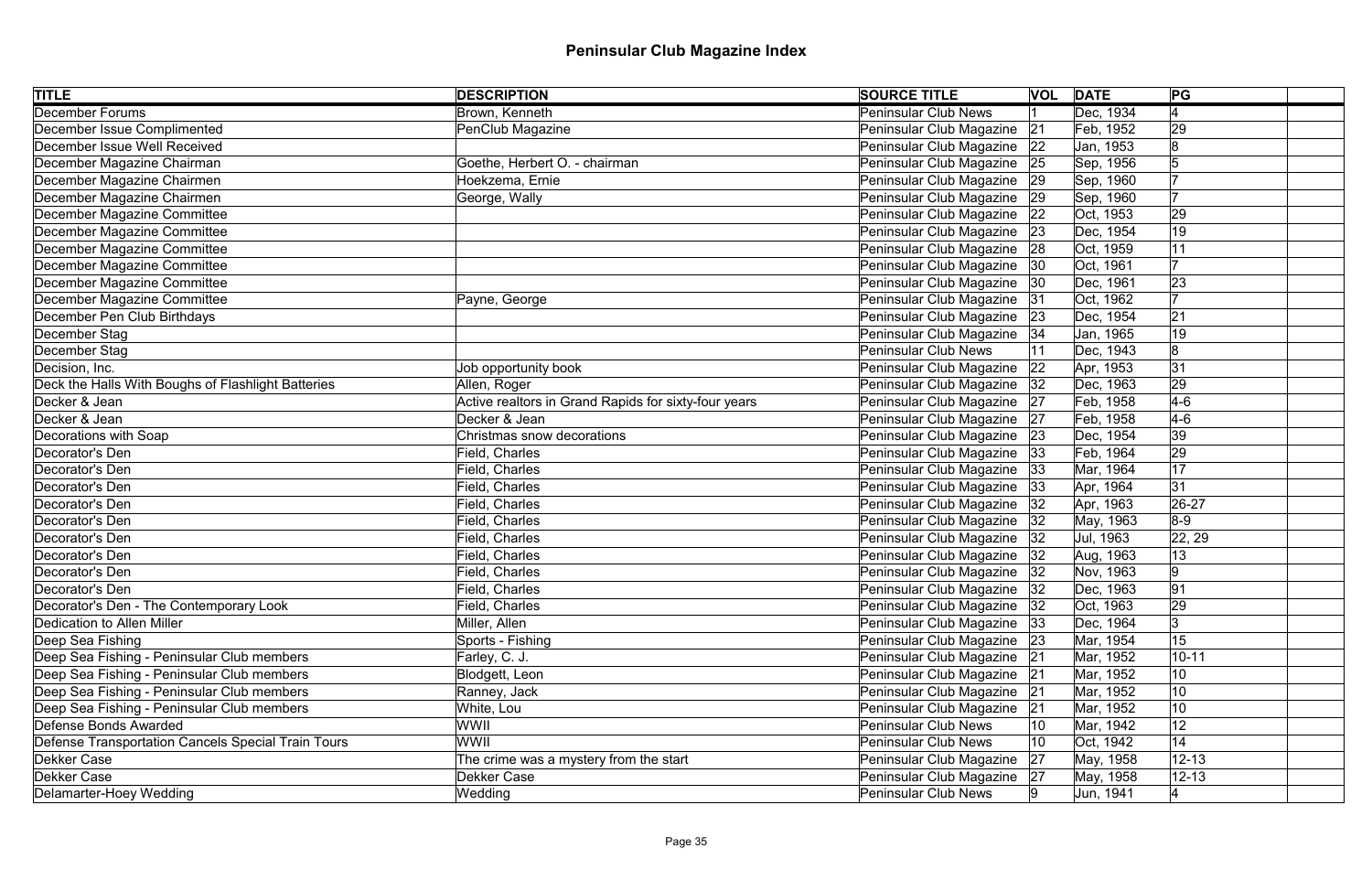# Peninsular Club Magazine Index

| TITLE | DESCRIPTION | SOURCE TITLE | VOL | DATE | PG | |
|---|---|---|---|---|---|---|
| December Forums | Brown, Kenneth | Peninsular Club News | 1 | Dec, 1934 | 4 | |
| December Issue Complimented | PenClub Magazine | Peninsular Club Magazine | 21 | Feb, 1952 | 29 | |
| December Issue Well Received | | Peninsular Club Magazine | 22 | Jan, 1953 | 8 | |
| December Magazine Chairman | Goethe, Herbert O. - chairman | Peninsular Club Magazine | 25 | Sep, 1956 | 5 | |
| December Magazine Chairmen | Hoekzema, Ernie | Peninsular Club Magazine | 29 | Sep, 1960 | 7 | |
| December Magazine Chairmen | George, Wally | Peninsular Club Magazine | 29 | Sep, 1960 | 7 | |
| December Magazine Committee | | Peninsular Club Magazine | 22 | Oct, 1953 | 29 | |
| December Magazine Committee | | Peninsular Club Magazine | 23 | Dec, 1954 | 19 | |
| December Magazine Committee | | Peninsular Club Magazine | 28 | Oct, 1959 | 11 | |
| December Magazine Committee | | Peninsular Club Magazine | 30 | Oct, 1961 | 7 | |
| December Magazine Committee | | Peninsular Club Magazine | 30 | Dec, 1961 | 23 | |
| December Magazine Committee | Payne, George | Peninsular Club Magazine | 31 | Oct, 1962 | 7 | |
| December Pen Club Birthdays | | Peninsular Club Magazine | 23 | Dec, 1954 | 21 | |
| December Stag | | Peninsular Club Magazine | 34 | Jan, 1965 | 19 | |
| December Stag | | Peninsular Club News | 11 | Dec, 1943 | 8 | |
| Decision, Inc. | Job opportunity book | Peninsular Club Magazine | 22 | Apr, 1953 | 31 | |
| Deck the Halls With Boughs of Flashlight Batteries | Allen, Roger | Peninsular Club Magazine | 32 | Dec, 1963 | 29 | |
| Decker & Jean | Active realtors in Grand Rapids for sixty-four years | Peninsular Club Magazine | 27 | Feb, 1958 | 4-6 | |
| Decker & Jean | Decker & Jean | Peninsular Club Magazine | 27 | Feb, 1958 | 4-6 | |
| Decorations with Soap | Christmas snow decorations | Peninsular Club Magazine | 23 | Dec, 1954 | 39 | |
| Decorator's Den | Field, Charles | Peninsular Club Magazine | 33 | Feb, 1964 | 29 | |
| Decorator's Den | Field, Charles | Peninsular Club Magazine | 33 | Mar, 1964 | 17 | |
| Decorator's Den | Field, Charles | Peninsular Club Magazine | 33 | Apr, 1964 | 31 | |
| Decorator's Den | Field, Charles | Peninsular Club Magazine | 32 | Apr, 1963 | 26-27 | |
| Decorator's Den | Field, Charles | Peninsular Club Magazine | 32 | May, 1963 | 8-9 | |
| Decorator's Den | Field, Charles | Peninsular Club Magazine | 32 | Jul, 1963 | 22, 29 | |
| Decorator's Den | Field, Charles | Peninsular Club Magazine | 32 | Aug, 1963 | 13 | |
| Decorator's Den | Field, Charles | Peninsular Club Magazine | 32 | Nov, 1963 | 9 | |
| Decorator's Den | Field, Charles | Peninsular Club Magazine | 32 | Dec, 1963 | 91 | |
| Decorator's Den - The Contemporary Look | Field, Charles | Peninsular Club Magazine | 32 | Oct, 1963 | 29 | |
| Dedication to Allen Miller | Miller, Allen | Peninsular Club Magazine | 33 | Dec, 1964 | 3 | |
| Deep Sea Fishing | Sports - Fishing | Peninsular Club Magazine | 23 | Mar, 1954 | 15 | |
| Deep Sea Fishing - Peninsular Club members | Farley, C. J. | Peninsular Club Magazine | 21 | Mar, 1952 | 10-11 | |
| Deep Sea Fishing - Peninsular Club members | Blodgett, Leon | Peninsular Club Magazine | 21 | Mar, 1952 | 10 | |
| Deep Sea Fishing - Peninsular Club members | Ranney, Jack | Peninsular Club Magazine | 21 | Mar, 1952 | 10 | |
| Deep Sea Fishing - Peninsular Club members | White, Lou | Peninsular Club Magazine | 21 | Mar, 1952 | 10 | |
| Defense Bonds Awarded | WWII | Peninsular Club News | 10 | Mar, 1942 | 12 | |
| Defense Transportation Cancels Special Train Tours | WWII | Peninsular Club News | 10 | Oct, 1942 | 14 | |
| Dekker Case | The crime was a mystery from the start | Peninsular Club Magazine | 27 | May, 1958 | 12-13 | |
| Dekker Case | Dekker Case | Peninsular Club Magazine | 27 | May, 1958 | 12-13 | |
| Delamarter-Hoey Wedding | Wedding | Peninsular Club News | 9 | Jun, 1941 | 4 | |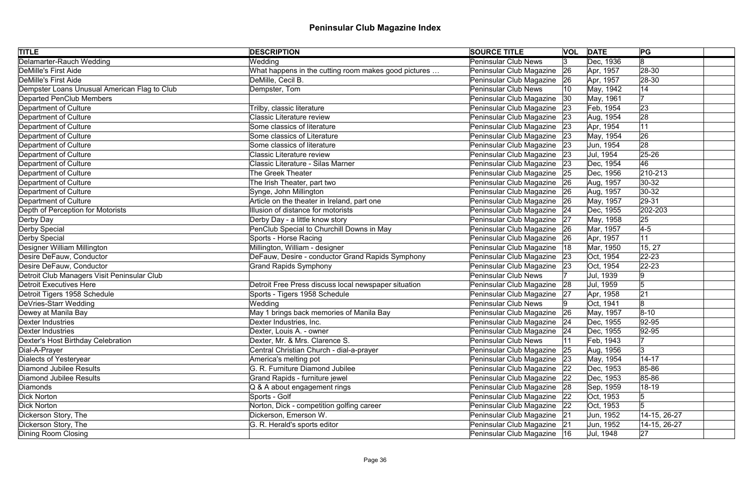# Peninsular Club Magazine Index

| TITLE | DESCRIPTION | SOURCE TITLE | VOL | DATE | PG | |
|---|---|---|---|---|---|---|
| Delamarter-Rauch Wedding | Wedding | Peninsular Club News | 3 | Dec, 1936 | 8 | |
| DeMille's First Aide | What happens in the cutting room makes good pictures … | Peninsular Club Magazine | 26 | Apr, 1957 | 28-30 | |
| DeMille's First Aide | DeMille, Cecil B. | Peninsular Club Magazine | 26 | Apr, 1957 | 28-30 | |
| Dempster Loans Unusual American Flag to Club | Dempster, Tom | Peninsular Club News | 10 | May, 1942 | 14 | |
| Departed PenClub Members | | Peninsular Club Magazine | 30 | May, 1961 | 7 | |
| Department of Culture | Trilby, classic literature | Peninsular Club Magazine | 23 | Feb, 1954 | 23 | |
| Department of Culture | Classic Literature review | Peninsular Club Magazine | 23 | Aug, 1954 | 28 | |
| Department of Culture | Some classics of literature | Peninsular Club Magazine | 23 | Apr, 1954 | 11 | |
| Department of Culture | Some classics of Literature | Peninsular Club Magazine | 23 | May, 1954 | 26 | |
| Department of Culture | Some classics of literature | Peninsular Club Magazine | 23 | Jun, 1954 | 28 | |
| Department of Culture | Classic Literature review | Peninsular Club Magazine | 23 | Jul, 1954 | 25-26 | |
| Department of Culture | Classic Literature - Silas Marner | Peninsular Club Magazine | 23 | Dec, 1954 | 46 | |
| Department of Culture | The Greek Theater | Peninsular Club Magazine | 25 | Dec, 1956 | 210-213 | |
| Department of Culture | The Irish Theater, part two | Peninsular Club Magazine | 26 | Aug, 1957 | 30-32 | |
| Department of Culture | Synge, John Millington | Peninsular Club Magazine | 26 | Aug, 1957 | 30-32 | |
| Department of Culture | Article on the theater in Ireland, part one | Peninsular Club Magazine | 26 | May, 1957 | 29-31 | |
| Depth of Perception for Motorists | Illusion of distance for motorists | Peninsular Club Magazine | 24 | Dec, 1955 | 202-203 | |
| Derby Day | Derby Day - a little know story | Peninsular Club Magazine | 27 | May, 1958 | 25 | |
| Derby Special | PenClub Special to Churchill Downs in May | Peninsular Club Magazine | 26 | Mar, 1957 | 4-5 | |
| Derby Special | Sports - Horse Racing | Peninsular Club Magazine | 26 | Apr, 1957 | 11 | |
| Designer William Millington | Millington, William - designer | Peninsular Club Magazine | 18 | Mar, 1950 | 15, 27 | |
| Desire DeFauw, Conductor | DeFauw, Desire - conductor Grand Rapids Symphony | Peninsular Club Magazine | 23 | Oct, 1954 | 22-23 | |
| Desire DeFauw, Conductor | Grand Rapids Symphony | Peninsular Club Magazine | 23 | Oct, 1954 | 22-23 | |
| Detroit Club Managers Visit Peninsular Club | | Peninsular Club News | 7 | Jul, 1939 | 9 | |
| Detroit Executives Here | Detroit Free Press discuss local newspaper situation | Peninsular Club Magazine | 28 | Jul, 1959 | 5 | |
| Detroit Tigers 1958 Schedule | Sports - Tigers 1958 Schedule | Peninsular Club Magazine | 27 | Apr, 1958 | 21 | |
| DeVries-Starr Wedding | Wedding | Peninsular Club News | 9 | Oct, 1941 | 8 | |
| Dewey at Manila Bay | May 1 brings back memories of Manila Bay | Peninsular Club Magazine | 26 | May, 1957 | 8-10 | |
| Dexter Industries | Dexter Industries, Inc. | Peninsular Club Magazine | 24 | Dec, 1955 | 92-95 | |
| Dexter Industries | Dexter, Louis A. - owner | Peninsular Club Magazine | 24 | Dec, 1955 | 92-95 | |
| Dexter's Host Birthday Celebration | Dexter, Mr. & Mrs. Clarence S. | Peninsular Club News | 11 | Feb, 1943 | 7 | |
| Dial-A-Prayer | Central Christian Church - dial-a-prayer | Peninsular Club Magazine | 25 | Aug, 1956 | 3 | |
| Dialects of Yesteryear | America's melting pot | Peninsular Club Magazine | 23 | May, 1954 | 14-17 | |
| Diamond Jubilee Results | G. R. Furniture Diamond Jubilee | Peninsular Club Magazine | 22 | Dec, 1953 | 85-86 | |
| Diamond Jubilee Results | Grand Rapids - furniture jewel | Peninsular Club Magazine | 22 | Dec, 1953 | 85-86 | |
| Diamonds | Q & A about engagement rings | Peninsular Club Magazine | 28 | Sep, 1959 | 18-19 | |
| Dick Norton | Sports - Golf | Peninsular Club Magazine | 22 | Oct, 1953 | 5 | |
| Dick Norton | Norton, Dick - competition golfing career | Peninsular Club Magazine | 22 | Oct, 1953 | 5 | |
| Dickerson Story, The | Dickerson, Emerson W. | Peninsular Club Magazine | 21 | Jun, 1952 | 14-15, 26-27 | |
| Dickerson Story, The | G. R. Herald's sports editor | Peninsular Club Magazine | 21 | Jun, 1952 | 14-15, 26-27 | |
| Dining Room Closing | | Peninsular Club Magazine | 16 | Jul, 1948 | 27 | |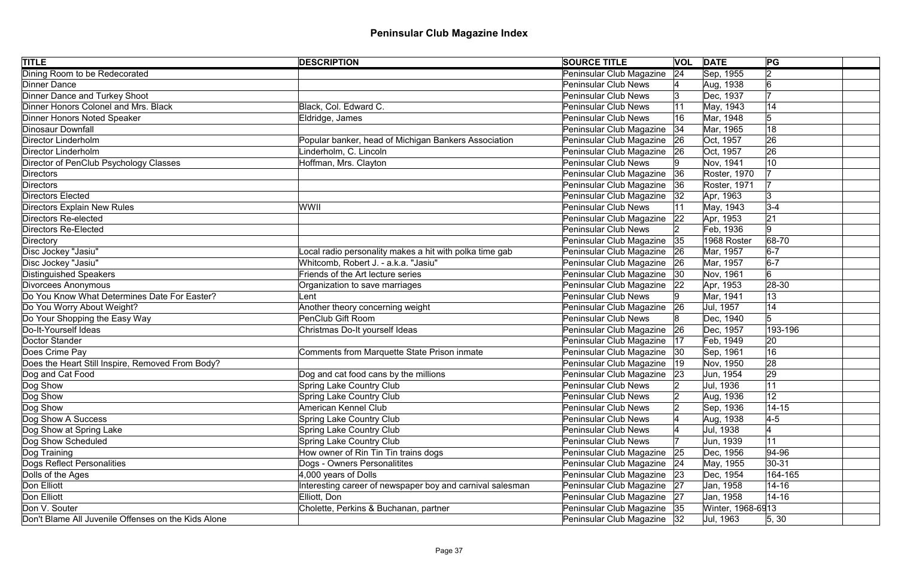# Peninsular Club Magazine Index

| TITLE | DESCRIPTION | SOURCE TITLE | VOL | DATE | PG | |
|---|---|---|---|---|---|---|
| Dining Room to be Redecorated | | Peninsular Club Magazine | 24 | Sep, 1955 | 2 | |
| Dinner Dance | | Peninsular Club News | 4 | Aug, 1938 | 6 | |
| Dinner Dance and Turkey Shoot | | Peninsular Club News | 3 | Dec, 1937 | 7 | |
| Dinner Honors Colonel and Mrs. Black | Black, Col. Edward C. | Peninsular Club News | 11 | May, 1943 | 14 | |
| Dinner Honors Noted Speaker | Eldridge, James | Peninsular Club News | 16 | Mar, 1948 | 5 | |
| Dinosaur Downfall | | Peninsular Club Magazine | 34 | Mar, 1965 | 18 | |
| Director Linderholm | Popular banker, head of Michigan Bankers Association | Peninsular Club Magazine | 26 | Oct, 1957 | 26 | |
| Director Linderholm | Linderholm, C. Lincoln | Peninsular Club Magazine | 26 | Oct, 1957 | 26 | |
| Director of PenClub Psychology Classes | Hoffman, Mrs. Clayton | Peninsular Club News | 9 | Nov, 1941 | 10 | |
| Directors | | Peninsular Club Magazine | 36 | Roster, 1970 | 7 | |
| Directors | | Peninsular Club Magazine | 36 | Roster, 1971 | 7 | |
| Directors Elected | | Peninsular Club Magazine | 32 | Apr, 1963 | 3 | |
| Directors Explain New Rules | WWII | Peninsular Club News | 11 | May, 1943 | 3-4 | |
| Directors Re-elected | | Peninsular Club Magazine | 22 | Apr, 1953 | 21 | |
| Directors Re-Elected | | Peninsular Club News | 2 | Feb, 1936 | 9 | |
| Directory | | Peninsular Club Magazine | 35 | 1968 Roster | 68-70 | |
| Disc Jockey "Jasiu" | Local radio personality makes a hit with polka time gab | Peninsular Club Magazine | 26 | Mar, 1957 | 6-7 | |
| Disc Jockey "Jasiu" | Whitcomb, Robert J. - a.k.a. "Jasiu" | Peninsular Club Magazine | 26 | Mar, 1957 | 6-7 | |
| Distinguished Speakers | Friends of the Art lecture series | Peninsular Club Magazine | 30 | Nov, 1961 | 6 | |
| Divorcees Anonymous | Organization to save marriages | Peninsular Club Magazine | 22 | Apr, 1953 | 28-30 | |
| Do You Know What Determines Date For Easter? | Lent | Peninsular Club News | 9 | Mar, 1941 | 13 | |
| Do You Worry About Weight? | Another theory concerning weight | Peninsular Club Magazine | 26 | Jul, 1957 | 14 | |
| Do Your Shopping the Easy Way | PenClub Gift Room | Peninsular Club News | 8 | Dec, 1940 | 5 | |
| Do-It-Yourself Ideas | Christmas Do-It yourself Ideas | Peninsular Club Magazine | 26 | Dec, 1957 | 193-196 | |
| Doctor Stander | | Peninsular Club Magazine | 17 | Feb, 1949 | 20 | |
| Does Crime Pay | Comments from Marquette State Prison inmate | Peninsular Club Magazine | 30 | Sep, 1961 | 16 | |
| Does the Heart Still Inspire, Removed From Body? | | Peninsular Club Magazine | 19 | Nov, 1950 | 28 | |
| Dog and Cat Food | Dog and cat food cans by the millions | Peninsular Club Magazine | 23 | Jun, 1954 | 29 | |
| Dog Show | Spring Lake Country Club | Peninsular Club News | 2 | Jul, 1936 | 11 | |
| Dog Show | Spring Lake Country Club | Peninsular Club News | 2 | Aug, 1936 | 12 | |
| Dog Show | American Kennel Club | Peninsular Club News | 2 | Sep, 1936 | 14-15 | |
| Dog Show A Success | Spring Lake Country Club | Peninsular Club News | 4 | Aug, 1938 | 4-5 | |
| Dog Show at Spring Lake | Spring Lake Country Club | Peninsular Club News | 4 | Jul, 1938 | 4 | |
| Dog Show Scheduled | Spring Lake Country Club | Peninsular Club News | 7 | Jun, 1939 | 11 | |
| Dog Training | How owner of Rin Tin Tin trains dogs | Peninsular Club Magazine | 25 | Dec, 1956 | 94-96 | |
| Dogs Reflect Personalities | Dogs - Owners Personalitites | Peninsular Club Magazine | 24 | May, 1955 | 30-31 | |
| Dolls of the Ages | 4,000 years of Dolls | Peninsular Club Magazine | 23 | Dec, 1954 | 164-165 | |
| Don Elliott | Interesting career of newspaper boy and carnival salesman | Peninsular Club Magazine | 27 | Jan, 1958 | 14-16 | |
| Don Elliott | Elliott, Don | Peninsular Club Magazine | 27 | Jan, 1958 | 14-16 | |
| Don V. Souter | Cholette, Perkins & Buchanan, partner | Peninsular Club Magazine | 35 | Winter, 1968-69 | 13 | |
| Don't Blame All Juvenile Offenses on the Kids Alone | | Peninsular Club Magazine | 32 | Jul, 1963 | 5, 30 | |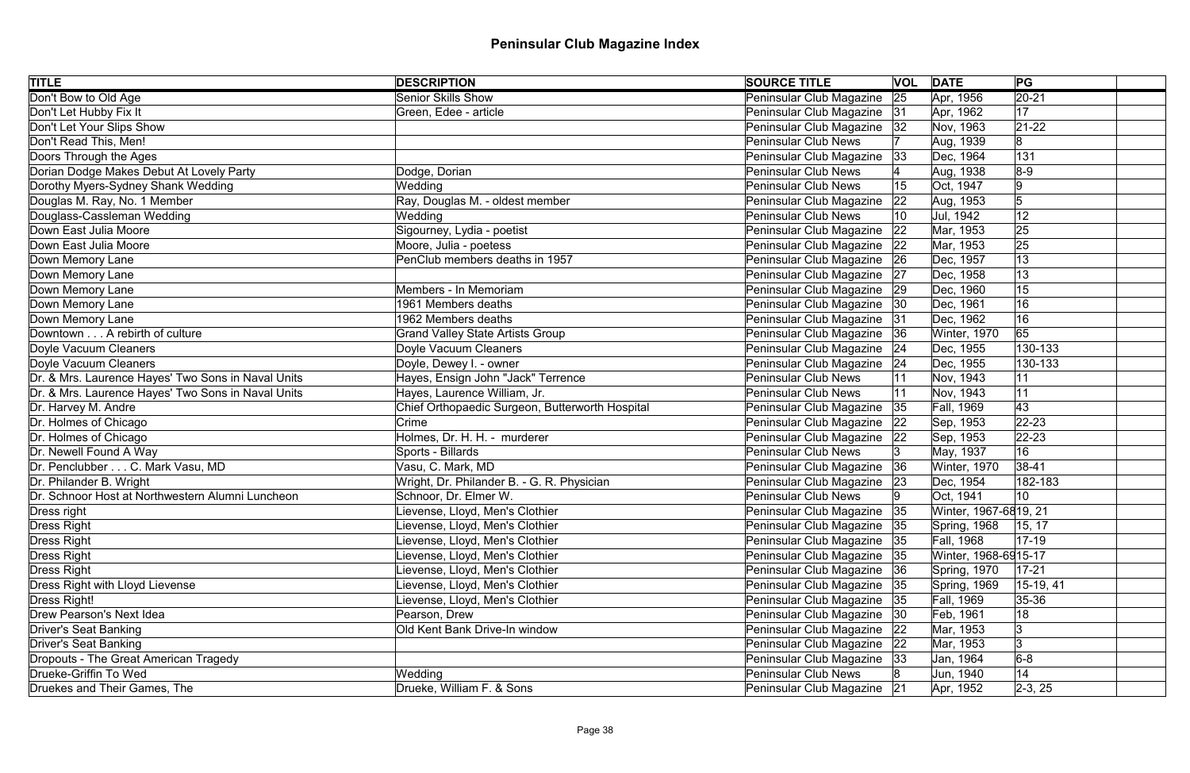# Peninsular Club Magazine Index

| TITLE | DESCRIPTION | SOURCE TITLE | VOL | DATE | PG | |
|---|---|---|---|---|---|---|
| Don't Bow to Old Age | Senior Skills Show | Peninsular Club Magazine | 25 | Apr, 1956 | 20-21 | |
| Don't Let Hubby Fix It | Green, Edee - article | Peninsular Club Magazine | 31 | Apr, 1962 | 17 | |
| Don't Let Your Slips Show | | Peninsular Club Magazine | 32 | Nov, 1963 | 21-22 | |
| Don't Read This, Men! | | Peninsular Club News | 7 | Aug, 1939 | 8 | |
| Doors Through the Ages | | Peninsular Club Magazine | 33 | Dec, 1964 | 131 | |
| Dorian Dodge Makes Debut At Lovely Party | Dodge, Dorian | Peninsular Club News | 4 | Aug, 1938 | 8-9 | |
| Dorothy Myers-Sydney Shank Wedding | Wedding | Peninsular Club News | 15 | Oct, 1947 | 9 | |
| Douglas M. Ray, No. 1 Member | Ray, Douglas M. - oldest member | Peninsular Club Magazine | 22 | Aug, 1953 | 5 | |
| Douglass-Cassleman Wedding | Wedding | Peninsular Club News | 10 | Jul, 1942 | 12 | |
| Down East Julia Moore | Sigourney, Lydia - poetist | Peninsular Club Magazine | 22 | Mar, 1953 | 25 | |
| Down East Julia Moore | Moore, Julia - poetess | Peninsular Club Magazine | 22 | Mar, 1953 | 25 | |
| Down Memory Lane | PenClub members deaths in 1957 | Peninsular Club Magazine | 26 | Dec, 1957 | 13 | |
| Down Memory Lane | | Peninsular Club Magazine | 27 | Dec, 1958 | 13 | |
| Down Memory Lane | Members - In Memoriam | Peninsular Club Magazine | 29 | Dec, 1960 | 15 | |
| Down Memory Lane | 1961 Members deaths | Peninsular Club Magazine | 30 | Dec, 1961 | 16 | |
| Down Memory Lane | 1962 Members deaths | Peninsular Club Magazine | 31 | Dec, 1962 | 16 | |
| Downtown . . . A rebirth of culture | Grand Valley State Artists Group | Peninsular Club Magazine | 36 | Winter, 1970 | 65 | |
| Doyle Vacuum Cleaners | Doyle Vacuum Cleaners | Peninsular Club Magazine | 24 | Dec, 1955 | 130-133 | |
| Doyle Vacuum Cleaners | Doyle, Dewey I. - owner | Peninsular Club Magazine | 24 | Dec, 1955 | 130-133 | |
| Dr. & Mrs. Laurence Hayes' Two Sons in Naval Units | Hayes, Ensign John "Jack" Terrence | Peninsular Club News | 11 | Nov, 1943 | 11 | |
| Dr. & Mrs. Laurence Hayes' Two Sons in Naval Units | Hayes, Laurence William, Jr. | Peninsular Club News | 11 | Nov, 1943 | 11 | |
| Dr. Harvey M. Andre | Chief Orthopaedic Surgeon, Butterworth Hospital | Peninsular Club Magazine | 35 | Fall, 1969 | 43 | |
| Dr. Holmes of Chicago | Crime | Peninsular Club Magazine | 22 | Sep, 1953 | 22-23 | |
| Dr. Holmes of Chicago | Holmes, Dr. H. H. - murderer | Peninsular Club Magazine | 22 | Sep, 1953 | 22-23 | |
| Dr. Newell Found A Way | Sports - Billards | Peninsular Club News | 3 | May, 1937 | 16 | |
| Dr. Penclubber . . . C. Mark Vasu, MD | Vasu, C. Mark, MD | Peninsular Club Magazine | 36 | Winter, 1970 | 38-41 | |
| Dr. Philander B. Wright | Wright, Dr. Philander B. - G. R. Physician | Peninsular Club Magazine | 23 | Dec, 1954 | 182-183 | |
| Dr. Schnoor Host at Northwestern Alumni Luncheon | Schnoor, Dr. Elmer W. | Peninsular Club News | 9 | Oct, 1941 | 10 | |
| Dress right | Lievense, Lloyd, Men's Clothier | Peninsular Club Magazine | 35 | Winter, 1967-68 | 19, 21 | |
| Dress Right | Lievense, Lloyd, Men's Clothier | Peninsular Club Magazine | 35 | Spring, 1968 | 15, 17 | |
| Dress Right | Lievense, Lloyd, Men's Clothier | Peninsular Club Magazine | 35 | Fall, 1968 | 17-19 | |
| Dress Right | Lievense, Lloyd, Men's Clothier | Peninsular Club Magazine | 35 | Winter, 1968-69 | 15-17 | |
| Dress Right | Lievense, Lloyd, Men's Clothier | Peninsular Club Magazine | 36 | Spring, 1970 | 17-21 | |
| Dress Right with Lloyd Lievense | Lievense, Lloyd, Men's Clothier | Peninsular Club Magazine | 35 | Spring, 1969 | 15-19, 41 | |
| Dress Right! | Lievense, Lloyd, Men's Clothier | Peninsular Club Magazine | 35 | Fall, 1969 | 35-36 | |
| Drew Pearson's Next Idea | Pearson, Drew | Peninsular Club Magazine | 30 | Feb, 1961 | 18 | |
| Driver's Seat Banking | Old Kent Bank Drive-In window | Peninsular Club Magazine | 22 | Mar, 1953 | 3 | |
| Driver's Seat Banking | | Peninsular Club Magazine | 22 | Mar, 1953 | 3 | |
| Dropouts - The Great American Tragedy | | Peninsular Club Magazine | 33 | Jan, 1964 | 6-8 | |
| Drueke-Griffin To Wed | Wedding | Peninsular Club News | 8 | Jun, 1940 | 14 | |
| Druekes and Their Games, The | Drueke, William F. & Sons | Peninsular Club Magazine | 21 | Apr, 1952 | 2-3, 25 | |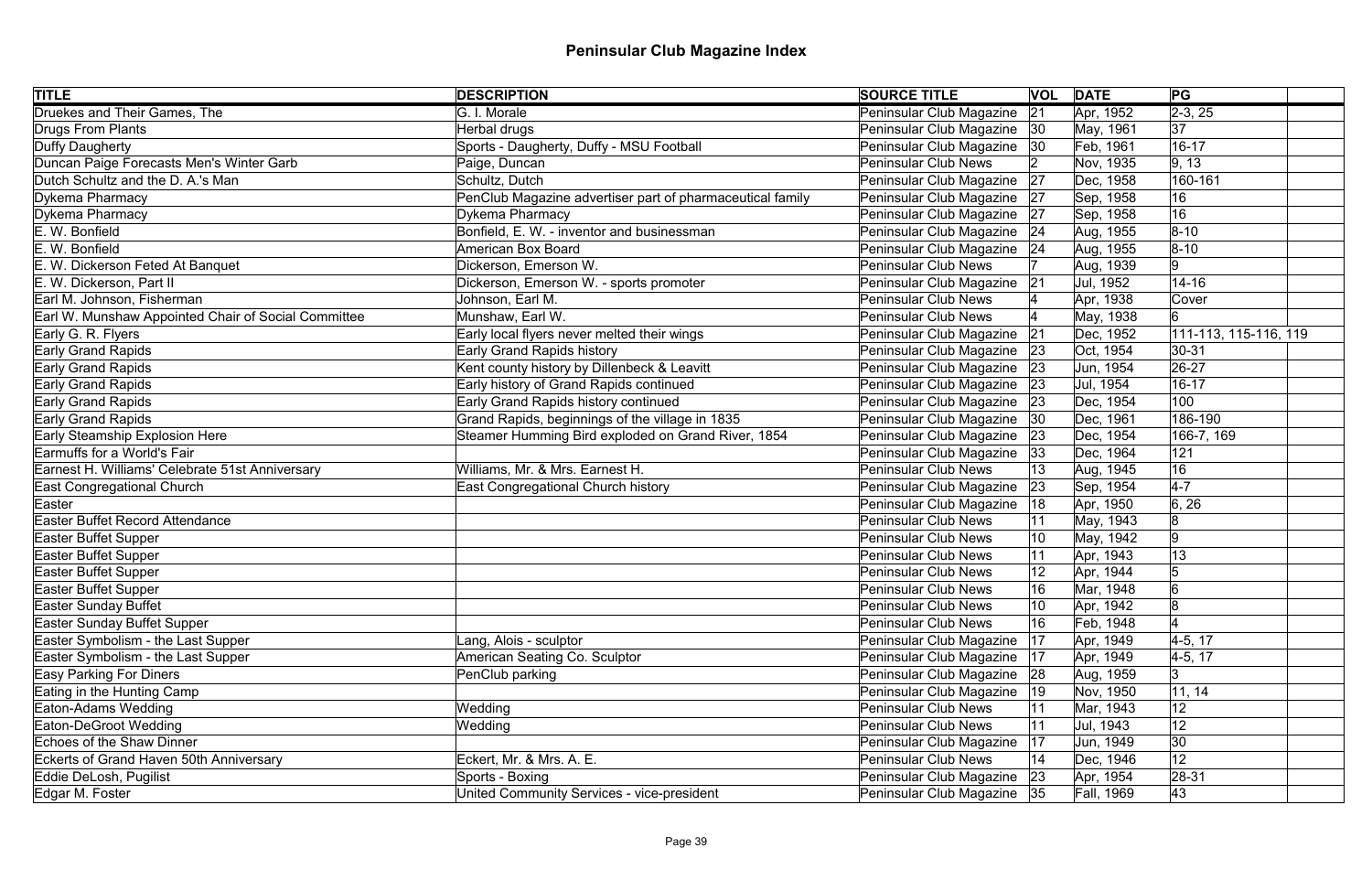# Peninsular Club Magazine Index

| TITLE | DESCRIPTION | SOURCE TITLE | VOL | DATE | PG |
|---|---|---|---|---|---|
| Druekes and Their Games, The | G. I. Morale | Peninsular Club Magazine | 21 | Apr, 1952 | 2-3, 25 |
| Drugs From Plants | Herbal drugs | Peninsular Club Magazine | 30 | May, 1961 | 37 |
| Duffy Daugherty | Sports - Daugherty, Duffy - MSU Football | Peninsular Club Magazine | 30 | Feb, 1961 | 16-17 |
| Duncan Paige Forecasts Men's Winter Garb | Paige, Duncan | Peninsular Club News | 2 | Nov, 1935 | 9, 13 |
| Dutch Schultz and the D. A.'s Man | Schultz, Dutch | Peninsular Club Magazine | 27 | Dec, 1958 | 160-161 |
| Dykema Pharmacy | PenClub Magazine advertiser part of pharmaceutical family | Peninsular Club Magazine | 27 | Sep, 1958 | 16 |
| Dykema Pharmacy | Dykema Pharmacy | Peninsular Club Magazine | 27 | Sep, 1958 | 16 |
| E. W. Bonfield | Bonfield, E. W. - inventor and businessman | Peninsular Club Magazine | 24 | Aug, 1955 | 8-10 |
| E. W. Bonfield | American Box Board | Peninsular Club Magazine | 24 | Aug, 1955 | 8-10 |
| E. W. Dickerson Feted At Banquet | Dickerson, Emerson W. | Peninsular Club News | 7 | Aug, 1939 | 9 |
| E. W. Dickerson, Part II | Dickerson, Emerson W. - sports promoter | Peninsular Club Magazine | 21 | Jul, 1952 | 14-16 |
| Earl M. Johnson, Fisherman | Johnson, Earl M. | Peninsular Club News | 4 | Apr, 1938 | Cover |
| Earl W. Munshaw Appointed Chair of Social Committee | Munshaw, Earl W. | Peninsular Club News | 4 | May, 1938 | 6 |
| Early G. R. Flyers | Early local flyers never melted their wings | Peninsular Club Magazine | 21 | Dec, 1952 | 111-113, 115-116, 119 |
| Early Grand Rapids | Early Grand Rapids history | Peninsular Club Magazine | 23 | Oct, 1954 | 30-31 |
| Early Grand Rapids | Kent county history by Dillenbeck & Leavitt | Peninsular Club Magazine | 23 | Jun, 1954 | 26-27 |
| Early Grand Rapids | Early history of Grand Rapids continued | Peninsular Club Magazine | 23 | Jul, 1954 | 16-17 |
| Early Grand Rapids | Early Grand Rapids history continued | Peninsular Club Magazine | 23 | Dec, 1954 | 100 |
| Early Grand Rapids | Grand Rapids, beginnings of the village in 1835 | Peninsular Club Magazine | 30 | Dec, 1961 | 186-190 |
| Early Steamship Explosion Here | Steamer Humming Bird exploded on Grand River, 1854 | Peninsular Club Magazine | 23 | Dec, 1954 | 166-7, 169 |
| Earmuffs for a World's Fair | | Peninsular Club Magazine | 33 | Dec, 1964 | 121 |
| Earnest H. Williams' Celebrate 51st Anniversary | Williams, Mr. & Mrs. Earnest H. | Peninsular Club News | 13 | Aug, 1945 | 16 |
| East Congregational Church | East Congregational Church history | Peninsular Club Magazine | 23 | Sep, 1954 | 4-7 |
| Easter | | Peninsular Club Magazine | 18 | Apr, 1950 | 6, 26 |
| Easter Buffet Record Attendance | | Peninsular Club News | 11 | May, 1943 | 8 |
| Easter Buffet Supper | | Peninsular Club News | 10 | May, 1942 | 9 |
| Easter Buffet Supper | | Peninsular Club News | 11 | Apr, 1943 | 13 |
| Easter Buffet Supper | | Peninsular Club News | 12 | Apr, 1944 | 5 |
| Easter Buffet Supper | | Peninsular Club News | 16 | Mar, 1948 | 6 |
| Easter Sunday Buffet | | Peninsular Club News | 10 | Apr, 1942 | 8 |
| Easter Sunday Buffet Supper | | Peninsular Club News | 16 | Feb, 1948 | 4 |
| Easter Symbolism - the Last Supper | Lang, Alois - sculptor | Peninsular Club Magazine | 17 | Apr, 1949 | 4-5, 17 |
| Easter Symbolism - the Last Supper | American Seating Co. Sculptor | Peninsular Club Magazine | 17 | Apr, 1949 | 4-5, 17 |
| Easy Parking For Diners | PenClub parking | Peninsular Club Magazine | 28 | Aug, 1959 | 3 |
| Eating in the Hunting Camp | | Peninsular Club Magazine | 19 | Nov, 1950 | 11, 14 |
| Eaton-Adams Wedding | Wedding | Peninsular Club News | 11 | Mar, 1943 | 12 |
| Eaton-DeGroot Wedding | Wedding | Peninsular Club News | 11 | Jul, 1943 | 12 |
| Echoes of the Shaw Dinner | | Peninsular Club Magazine | 17 | Jun, 1949 | 30 |
| Eckerts of Grand Haven 50th Anniversary | Eckert, Mr. & Mrs. A. E. | Peninsular Club News | 14 | Dec, 1946 | 12 |
| Eddie DeLosh, Pugilist | Sports - Boxing | Peninsular Club Magazine | 23 | Apr, 1954 | 28-31 |
| Edgar M. Foster | United Community Services - vice-president | Peninsular Club Magazine | 35 | Fall, 1969 | 43 |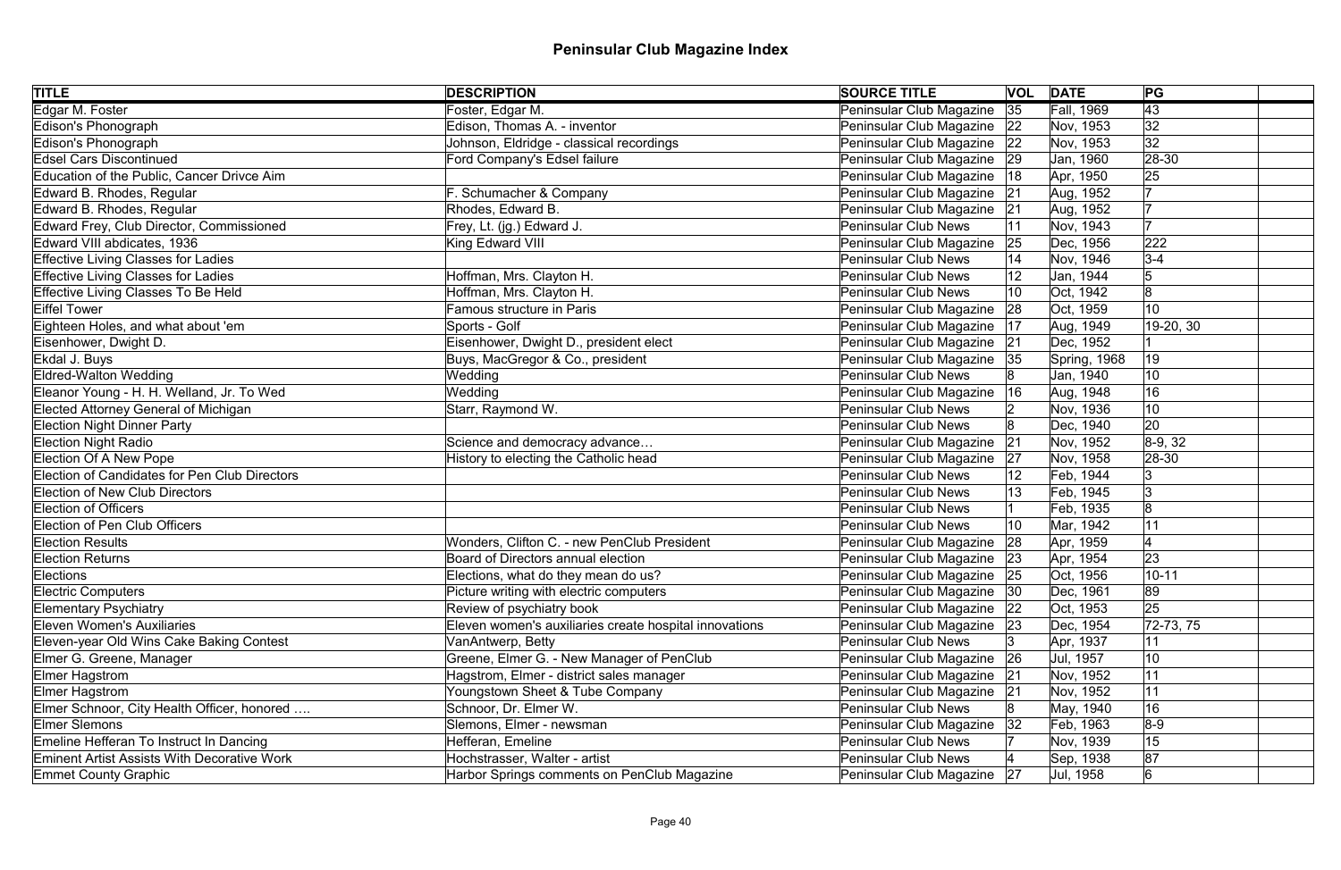# Peninsular Club Magazine Index

| TITLE | DESCRIPTION | SOURCE TITLE | VOL | DATE | PG | |
|---|---|---|---|---|---|---|
| Edgar M. Foster | Foster, Edgar M. | Peninsular Club Magazine | 35 | Fall, 1969 | 43 | |
| Edison's Phonograph | Edison, Thomas A. - inventor | Peninsular Club Magazine | 22 | Nov, 1953 | 32 | |
| Edison's Phonograph | Johnson, Eldridge - classical recordings | Peninsular Club Magazine | 22 | Nov, 1953 | 32 | |
| Edsel Cars Discontinued | Ford Company's Edsel failure | Peninsular Club Magazine | 29 | Jan, 1960 | 28-30 | |
| Education of the Public, Cancer Drivce Aim | | Peninsular Club Magazine | 18 | Apr, 1950 | 25 | |
| Edward B. Rhodes, Regular | F. Schumacher & Company | Peninsular Club Magazine | 21 | Aug, 1952 | 7 | |
| Edward B. Rhodes, Regular | Rhodes, Edward B. | Peninsular Club Magazine | 21 | Aug, 1952 | 7 | |
| Edward Frey, Club Director, Commissioned | Frey, Lt. (jg.) Edward J. | Peninsular Club News | 11 | Nov, 1943 | 7 | |
| Edward VIII abdicates, 1936 | King Edward VIII | Peninsular Club Magazine | 25 | Dec, 1956 | 222 | |
| Effective Living Classes for Ladies | | Peninsular Club News | 14 | Nov, 1946 | 3-4 | |
| Effective Living Classes for Ladies | Hoffman, Mrs. Clayton H. | Peninsular Club News | 12 | Jan, 1944 | 5 | |
| Effective Living Classes To Be Held | Hoffman, Mrs. Clayton H. | Peninsular Club News | 10 | Oct, 1942 | 8 | |
| Eiffel Tower | Famous structure in Paris | Peninsular Club Magazine | 28 | Oct, 1959 | 10 | |
| Eighteen Holes, and what about 'em | Sports - Golf | Peninsular Club Magazine | 17 | Aug, 1949 | 19-20, 30 | |
| Eisenhower, Dwight D. | Eisenhower, Dwight D., president elect | Peninsular Club Magazine | 21 | Dec, 1952 | 1 | |
| Ekdal J. Buys | Buys, MacGregor & Co., president | Peninsular Club Magazine | 35 | Spring, 1968 | 19 | |
| Eldred-Walton Wedding | Wedding | Peninsular Club News | 8 | Jan, 1940 | 10 | |
| Eleanor Young - H. H. Welland, Jr. To Wed | Wedding | Peninsular Club Magazine | 16 | Aug, 1948 | 16 | |
| Elected Attorney General of Michigan | Starr, Raymond W. | Peninsular Club News | 2 | Nov, 1936 | 10 | |
| Election Night Dinner Party | | Peninsular Club News | 8 | Dec, 1940 | 20 | |
| Election Night Radio | Science and democracy advance… | Peninsular Club Magazine | 21 | Nov, 1952 | 8-9, 32 | |
| Election Of A New Pope | History to electing the Catholic head | Peninsular Club Magazine | 27 | Nov, 1958 | 28-30 | |
| Election of Candidates for Pen Club Directors | | Peninsular Club News | 12 | Feb, 1944 | 3 | |
| Election of New Club Directors | | Peninsular Club News | 13 | Feb, 1945 | 3 | |
| Election of Officers | | Peninsular Club News | 1 | Feb, 1935 | 8 | |
| Election of Pen Club Officers | | Peninsular Club News | 10 | Mar, 1942 | 11 | |
| Election Results | Wonders, Clifton C. - new PenClub President | Peninsular Club Magazine | 28 | Apr, 1959 | 4 | |
| Election Returns | Board of Directors annual election | Peninsular Club Magazine | 23 | Apr, 1954 | 23 | |
| Elections | Elections, what do they mean do us? | Peninsular Club Magazine | 25 | Oct, 1956 | 10-11 | |
| Electric Computers | Picture writing with electric computers | Peninsular Club Magazine | 30 | Dec, 1961 | 89 | |
| Elementary Psychiatry | Review of psychiatry book | Peninsular Club Magazine | 22 | Oct, 1953 | 25 | |
| Eleven Women's Auxiliaries | Eleven women's auxiliaries create hospital innovations | Peninsular Club Magazine | 23 | Dec, 1954 | 72-73, 75 | |
| Eleven-year Old Wins Cake Baking Contest | VanAntwerp, Betty | Peninsular Club News | 3 | Apr, 1937 | 11 | |
| Elmer G. Greene, Manager | Greene, Elmer G. - New Manager of PenClub | Peninsular Club Magazine | 26 | Jul, 1957 | 10 | |
| Elmer Hagstrom | Hagstrom, Elmer - district sales manager | Peninsular Club Magazine | 21 | Nov, 1952 | 11 | |
| Elmer Hagstrom | Youngstown Sheet & Tube Company | Peninsular Club Magazine | 21 | Nov, 1952 | 11 | |
| Elmer Schnoor, City Health Officer, honored …. | Schnoor, Dr. Elmer W. | Peninsular Club News | 8 | May, 1940 | 16 | |
| Elmer Slemons | Slemons, Elmer - newsman | Peninsular Club Magazine | 32 | Feb, 1963 | 8-9 | |
| Emeline Hefferan To Instruct In Dancing | Hefferan, Emeline | Peninsular Club News | 7 | Nov, 1939 | 15 | |
| Eminent Artist Assists With Decorative Work | Hochstrasser, Walter - artist | Peninsular Club News | 4 | Sep, 1938 | 87 | |
| Emmet County Graphic | Harbor Springs comments on PenClub Magazine | Peninsular Club Magazine | 27 | Jul, 1958 | 6 | |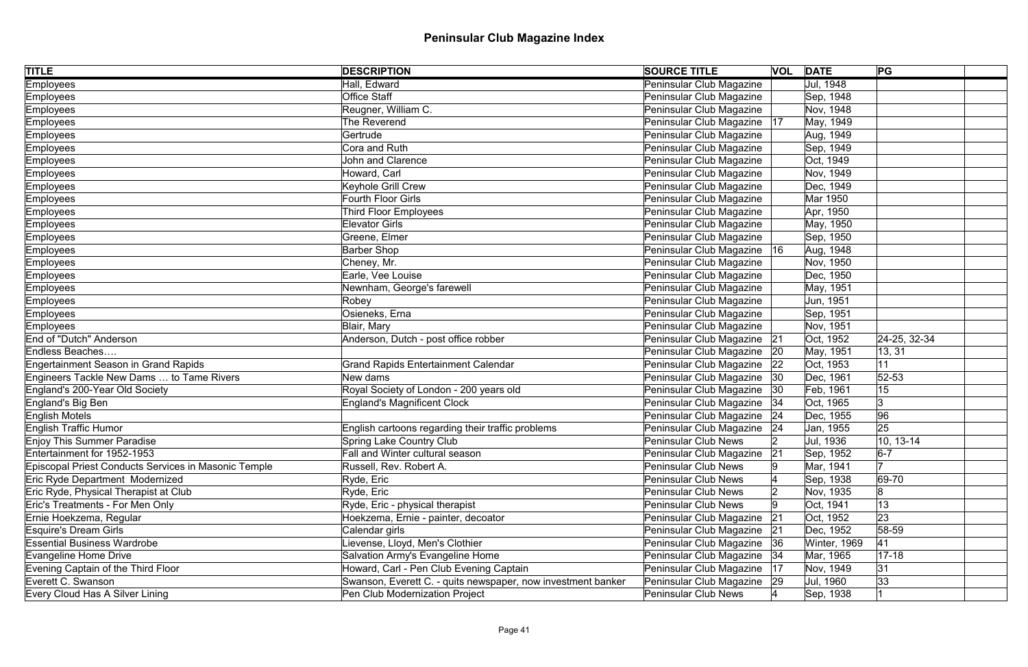# Peninsular Club Magazine Index

| TITLE | DESCRIPTION | SOURCE TITLE | VOL | DATE | PG | |
|---|---|---|---|---|---|---|
| Employees | Hall, Edward | Peninsular Club Magazine | | Jul, 1948 | | |
| Employees | Office Staff | Peninsular Club Magazine | | Sep, 1948 | | |
| Employees | Reugner, William C. | Peninsular Club Magazine | | Nov, 1948 | | |
| Employees | The Reverend | Peninsular Club Magazine | 17 | May, 1949 | | |
| Employees | Gertrude | Peninsular Club Magazine | | Aug, 1949 | | |
| Employees | Cora and Ruth | Peninsular Club Magazine | | Sep, 1949 | | |
| Employees | John and Clarence | Peninsular Club Magazine | | Oct, 1949 | | |
| Employees | Howard, Carl | Peninsular Club Magazine | | Nov, 1949 | | |
| Employees | Keyhole Grill Crew | Peninsular Club Magazine | | Dec, 1949 | | |
| Employees | Fourth Floor Girls | Peninsular Club Magazine | | Mar 1950 | | |
| Employees | Third Floor Employees | Peninsular Club Magazine | | Apr, 1950 | | |
| Employees | Elevator Girls | Peninsular Club Magazine | | May, 1950 | | |
| Employees | Greene, Elmer | Peninsular Club Magazine | | Sep, 1950 | | |
| Employees | Barber Shop | Peninsular Club Magazine | 16 | Aug, 1948 | | |
| Employees | Cheney, Mr. | Peninsular Club Magazine | | Nov, 1950 | | |
| Employees | Earle, Vee Louise | Peninsular Club Magazine | | Dec, 1950 | | |
| Employees | Newnham, George's farewell | Peninsular Club Magazine | | May, 1951 | | |
| Employees | Robey | Peninsular Club Magazine | | Jun, 1951 | | |
| Employees | Osieneks, Erna | Peninsular Club Magazine | | Sep, 1951 | | |
| Employees | Blair, Mary | Peninsular Club Magazine | | Nov, 1951 | | |
| End of "Dutch" Anderson | Anderson, Dutch - post office robber | Peninsular Club Magazine | 21 | Oct, 1952 | 24-25, 32-34 | |
| Endless Beaches…. | | Peninsular Club Magazine | 20 | May, 1951 | 13, 31 | |
| Engertainment Season in Grand Rapids | Grand Rapids Entertainment Calendar | Peninsular Club Magazine | 22 | Oct, 1953 | 11 | |
| Engineers Tackle New Dams … to Tame Rivers | New dams | Peninsular Club Magazine | 30 | Dec, 1961 | 52-53 | |
| England's 200-Year Old Society | Royal Society of London - 200 years old | Peninsular Club Magazine | 30 | Feb, 1961 | 15 | |
| England's Big Ben | England's Magnificent Clock | Peninsular Club Magazine | 34 | Oct, 1965 | 3 | |
| English Motels | | Peninsular Club Magazine | 24 | Dec, 1955 | 96 | |
| English Traffic Humor | English cartoons regarding their traffic problems | Peninsular Club Magazine | 24 | Jan, 1955 | 25 | |
| Enjoy This Summer Paradise | Spring Lake Country Club | Peninsular Club News | 2 | Jul, 1936 | 10, 13-14 | |
| Entertainment for 1952-1953 | Fall and Winter cultural season | Peninsular Club Magazine | 21 | Sep, 1952 | 6-7 | |
| Episcopal Priest Conducts Services in Masonic Temple | Russell, Rev. Robert A. | Peninsular Club News | 9 | Mar, 1941 | 7 | |
| Eric Ryde Department Modernized | Ryde, Eric | Peninsular Club News | 4 | Sep, 1938 | 69-70 | |
| Eric Ryde, Physical Therapist at Club | Ryde, Eric | Peninsular Club News | 2 | Nov, 1935 | 8 | |
| Eric's Treatments - For Men Only | Ryde, Eric - physical therapist | Peninsular Club News | 9 | Oct, 1941 | 13 | |
| Ernie Hoekzema, Regular | Hoekzema, Ernie - painter, decoator | Peninsular Club Magazine | 21 | Oct, 1952 | 23 | |
| Esquire's Dream Girls | Calendar girls | Peninsular Club Magazine | 21 | Dec, 1952 | 58-59 | |
| Essential Business Wardrobe | Lievense, Lloyd, Men's Clothier | Peninsular Club Magazine | 36 | Winter, 1969 | 41 | |
| Evangeline Home Drive | Salvation Army's Evangeline Home | Peninsular Club Magazine | 34 | Mar, 1965 | 17-18 | |
| Evening Captain of the Third Floor | Howard, Carl - Pen Club Evening Captain | Peninsular Club Magazine | 17 | Nov, 1949 | 31 | |
| Everett C. Swanson | Swanson, Everett C. - quits newspaper, now investment banker | Peninsular Club Magazine | 29 | Jul, 1960 | 33 | |
| Every Cloud Has A Silver Lining | Pen Club Modernization Project | Peninsular Club News | 4 | Sep, 1938 | 1 | |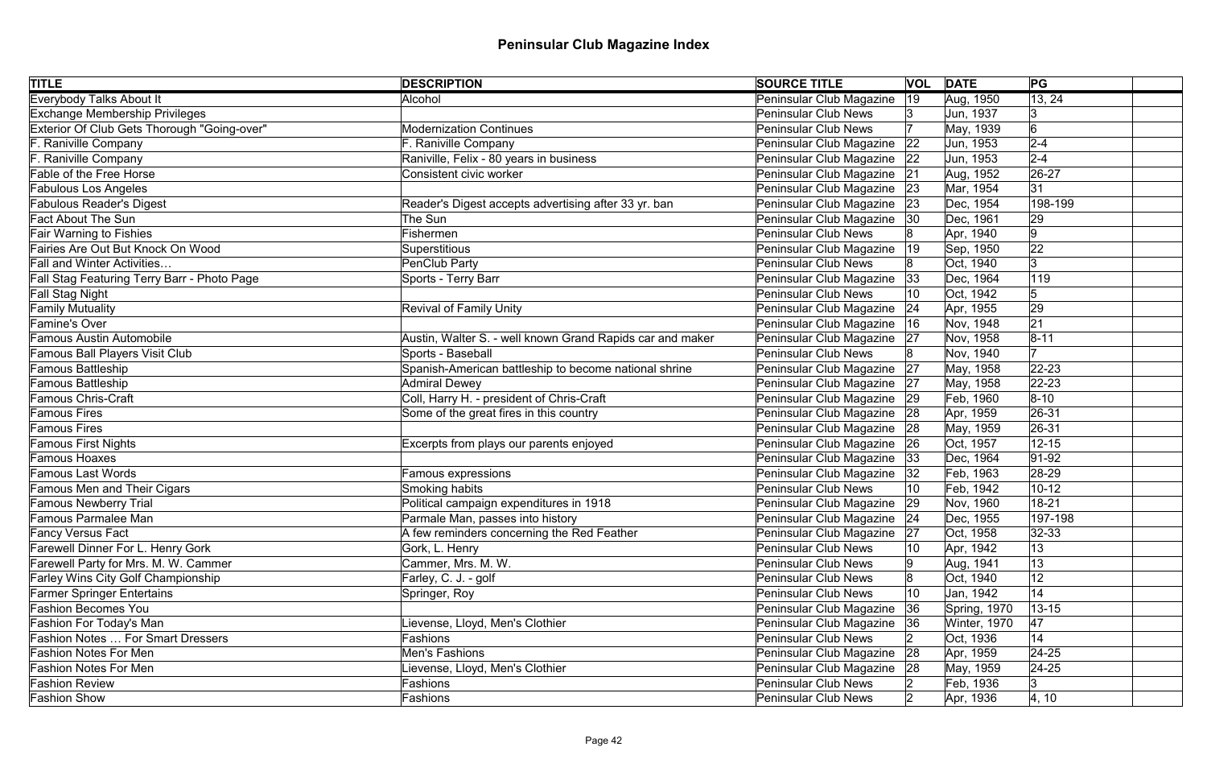# Peninsular Club Magazine Index

| TITLE | DESCRIPTION | SOURCE TITLE | VOL | DATE | PG | |
|---|---|---|---|---|---|---|
| Everybody Talks About It | Alcohol | Peninsular Club Magazine | 19 | Aug, 1950 | 13, 24 | |
| Exchange Membership Privileges | | Peninsular Club News | 3 | Jun, 1937 | 3 | |
| Exterior Of Club Gets Thorough "Going-over" | Modernization Continues | Peninsular Club News | 7 | May, 1939 | 6 | |
| F. Raniville Company | F. Raniville Company | Peninsular Club Magazine | 22 | Jun, 1953 | 2-4 | |
| F. Raniville Company | Raniville, Felix - 80 years in business | Peninsular Club Magazine | 22 | Jun, 1953 | 2-4 | |
| Fable of the Free Horse | Consistent civic worker | Peninsular Club Magazine | 21 | Aug, 1952 | 26-27 | |
| Fabulous Los Angeles | | Peninsular Club Magazine | 23 | Mar, 1954 | 31 | |
| Fabulous Reader's Digest | Reader's Digest accepts advertising after 33 yr. ban | Peninsular Club Magazine | 23 | Dec, 1954 | 198-199 | |
| Fact About The Sun | The Sun | Peninsular Club Magazine | 30 | Dec, 1961 | 29 | |
| Fair Warning to Fishies | Fishermen | Peninsular Club News | 8 | Apr, 1940 | 9 | |
| Fairies Are Out But Knock On Wood | Superstitious | Peninsular Club Magazine | 19 | Sep, 1950 | 22 | |
| Fall and Winter Activities… | PenClub Party | Peninsular Club News | 8 | Oct, 1940 | 3 | |
| Fall Stag Featuring Terry Barr - Photo Page | Sports - Terry Barr | Peninsular Club Magazine | 33 | Dec, 1964 | 119 | |
| Fall Stag Night | | Peninsular Club News | 10 | Oct, 1942 | 5 | |
| Family Mutuality | Revival of Family Unity | Peninsular Club Magazine | 24 | Apr, 1955 | 29 | |
| Famine's Over | | Peninsular Club Magazine | 16 | Nov, 1948 | 21 | |
| Famous Austin Automobile | Austin, Walter S. - well known Grand Rapids car and maker | Peninsular Club Magazine | 27 | Nov, 1958 | 8-11 | |
| Famous Ball Players Visit Club | Sports - Baseball | Peninsular Club News | 8 | Nov, 1940 | 7 | |
| Famous Battleship | Spanish-American battleship to become national shrine | Peninsular Club Magazine | 27 | May, 1958 | 22-23 | |
| Famous Battleship | Admiral Dewey | Peninsular Club Magazine | 27 | May, 1958 | 22-23 | |
| Famous Chris-Craft | Coll, Harry H. - president of Chris-Craft | Peninsular Club Magazine | 29 | Feb, 1960 | 8-10 | |
| Famous Fires | Some of the great fires in this country | Peninsular Club Magazine | 28 | Apr, 1959 | 26-31 | |
| Famous Fires | | Peninsular Club Magazine | 28 | May, 1959 | 26-31 | |
| Famous First Nights | Excerpts from plays our parents enjoyed | Peninsular Club Magazine | 26 | Oct, 1957 | 12-15 | |
| Famous Hoaxes | | Peninsular Club Magazine | 33 | Dec, 1964 | 91-92 | |
| Famous Last Words | Famous expressions | Peninsular Club Magazine | 32 | Feb, 1963 | 28-29 | |
| Famous Men and Their Cigars | Smoking habits | Peninsular Club News | 10 | Feb, 1942 | 10-12 | |
| Famous Newberry Trial | Political campaign expenditures in 1918 | Peninsular Club Magazine | 29 | Nov, 1960 | 18-21 | |
| Famous Parmalee Man | Parmale Man, passes into history | Peninsular Club Magazine | 24 | Dec, 1955 | 197-198 | |
| Fancy Versus Fact | A few reminders concerning the Red Feather | Peninsular Club Magazine | 27 | Oct, 1958 | 32-33 | |
| Farewell Dinner For L. Henry Gork | Gork, L. Henry | Peninsular Club News | 10 | Apr, 1942 | 13 | |
| Farewell Party for Mrs. M. W. Cammer | Cammer, Mrs. M. W. | Peninsular Club News | 9 | Aug, 1941 | 13 | |
| Farley Wins City Golf Championship | Farley, C. J. - golf | Peninsular Club News | 8 | Oct, 1940 | 12 | |
| Farmer Springer Entertains | Springer, Roy | Peninsular Club News | 10 | Jan, 1942 | 14 | |
| Fashion Becomes You | | Peninsular Club Magazine | 36 | Spring, 1970 | 13-15 | |
| Fashion For Today's Man | Lievense, Lloyd, Men's Clothier | Peninsular Club Magazine | 36 | Winter, 1970 | 47 | |
| Fashion Notes … For Smart Dressers | Fashions | Peninsular Club News | 2 | Oct, 1936 | 14 | |
| Fashion Notes For Men | Men's Fashions | Peninsular Club Magazine | 28 | Apr, 1959 | 24-25 | |
| Fashion Notes For Men | Lievense, Lloyd, Men's Clothier | Peninsular Club Magazine | 28 | May, 1959 | 24-25 | |
| Fashion Review | Fashions | Peninsular Club News | 2 | Feb, 1936 | 3 | |
| Fashion Show | Fashions | Peninsular Club News | 2 | Apr, 1936 | 4, 10 | |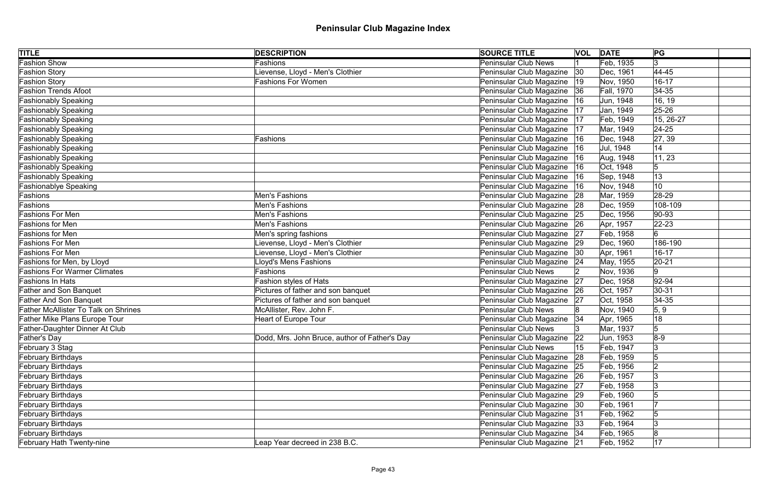# Peninsular Club Magazine Index

| TITLE | DESCRIPTION | SOURCE TITLE | VOL | DATE | PG | |
|---|---|---|---|---|---|---|
| Fashion Show | Fashions | Peninsular Club News | 1 | Feb, 1935 | 3 | |
| Fashion Story | Lievense, Lloyd - Men's Clothier | Peninsular Club Magazine | 30 | Dec, 1961 | 44-45 | |
| Fashion Story | Fashions For Women | Peninsular Club Magazine | 19 | Nov, 1950 | 16-17 | |
| Fashion Trends Afoot | | Peninsular Club Magazine | 36 | Fall, 1970 | 34-35 | |
| Fashionably Speaking | | Peninsular Club Magazine | 16 | Jun, 1948 | 16, 19 | |
| Fashionably Speaking | | Peninsular Club Magazine | 17 | Jan, 1949 | 25-26 | |
| Fashionably Speaking | | Peninsular Club Magazine | 17 | Feb, 1949 | 15, 26-27 | |
| Fashionably Speaking | | Peninsular Club Magazine | 17 | Mar, 1949 | 24-25 | |
| Fashionably Speaking | Fashions | Peninsular Club Magazine | 16 | Dec, 1948 | 27, 39 | |
| Fashionably Speaking | | Peninsular Club Magazine | 16 | Jul, 1948 | 14 | |
| Fashionably Speaking | | Peninsular Club Magazine | 16 | Aug, 1948 | 11, 23 | |
| Fashionably Speaking | | Peninsular Club Magazine | 16 | Oct, 1948 | 5 | |
| Fashionably Speaking | | Peninsular Club Magazine | 16 | Sep, 1948 | 13 | |
| Fashionablye Speaking | | Peninsular Club Magazine | 16 | Nov, 1948 | 10 | |
| Fashions | Men's Fashions | Peninsular Club Magazine | 28 | Mar, 1959 | 28-29 | |
| Fashions | Men's Fashions | Peninsular Club Magazine | 28 | Dec, 1959 | 108-109 | |
| Fashions For Men | Men's Fashions | Peninsular Club Magazine | 25 | Dec, 1956 | 90-93 | |
| Fashions for Men | Men's Fashions | Peninsular Club Magazine | 26 | Apr, 1957 | 22-23 | |
| Fashions for Men | Men's spring fashions | Peninsular Club Magazine | 27 | Feb, 1958 | 6 | |
| Fashions For Men | Lievense, Lloyd - Men's Clothier | Peninsular Club Magazine | 29 | Dec, 1960 | 186-190 | |
| Fashions For Men | Lievense, Lloyd - Men's Clothier | Peninsular Club Magazine | 30 | Apr, 1961 | 16-17 | |
| Fashions for Men, by Lloyd | Lloyd's Mens Fashions | Peninsular Club Magazine | 24 | May, 1955 | 20-21 | |
| Fashions For Warmer Climates | Fashions | Peninsular Club News | 2 | Nov, 1936 | 9 | |
| Fashions In Hats | Fashion styles of Hats | Peninsular Club Magazine | 27 | Dec, 1958 | 92-94 | |
| Father and Son Banquet | Pictures of father and son banquet | Peninsular Club Magazine | 26 | Oct, 1957 | 30-31 | |
| Father And Son Banquet | Pictures of father and son banquet | Peninsular Club Magazine | 27 | Oct, 1958 | 34-35 | |
| Father McAllister To Talk on Shrines | McAllister, Rev. John F. | Peninsular Club News | 8 | Nov, 1940 | 5, 9 | |
| Father Mike Plans Europe Tour | Heart of Europe Tour | Peninsular Club Magazine | 34 | Apr, 1965 | 18 | |
| Father-Daughter Dinner At Club | | Peninsular Club News | 3 | Mar, 1937 | 5 | |
| Father's Day | Dodd, Mrs. John Bruce, author of Father's Day | Peninsular Club Magazine | 22 | Jun, 1953 | 8-9 | |
| February 3 Stag | | Peninsular Club News | 15 | Feb, 1947 | 3 | |
| February Birthdays | | Peninsular Club Magazine | 28 | Feb, 1959 | 5 | |
| February Birthdays | | Peninsular Club Magazine | 25 | Feb, 1956 | 2 | |
| February Birthdays | | Peninsular Club Magazine | 26 | Feb, 1957 | 3 | |
| February Birthdays | | Peninsular Club Magazine | 27 | Feb, 1958 | 3 | |
| February Birthdays | | Peninsular Club Magazine | 29 | Feb, 1960 | 5 | |
| February Birthdays | | Peninsular Club Magazine | 30 | Feb, 1961 | 7 | |
| February Birthdays | | Peninsular Club Magazine | 31 | Feb, 1962 | 5 | |
| February Birthdays | | Peninsular Club Magazine | 33 | Feb, 1964 | 3 | |
| February Birthdays | | Peninsular Club Magazine | 34 | Feb, 1965 | 8 | |
| February Hath Twenty-nine | Leap Year decreed in 238 B.C. | Peninsular Club Magazine | 21 | Feb, 1952 | 17 | |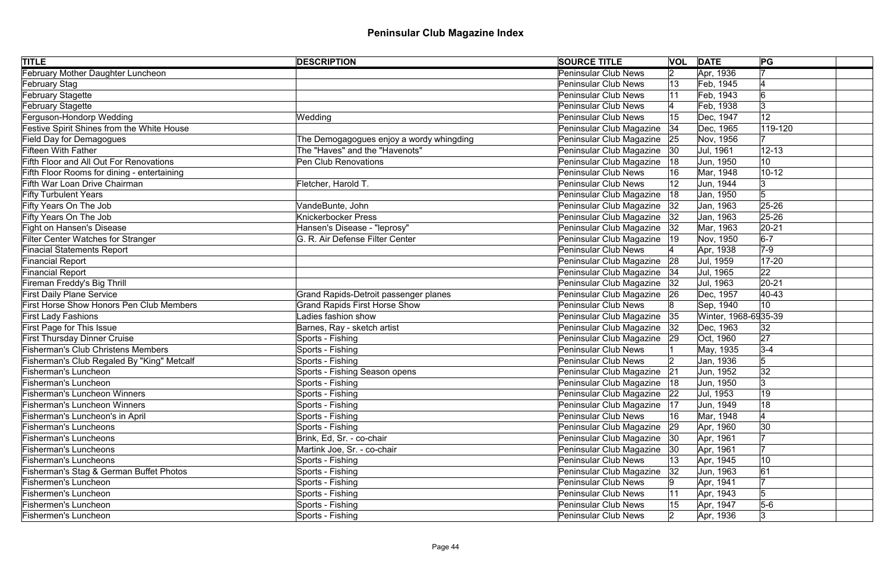# Peninsular Club Magazine Index

| TITLE | DESCRIPTION | SOURCE TITLE | VOL | DATE | PG | |
|---|---|---|---|---|---|---|
| February Mother Daughter Luncheon | | Peninsular Club News | 2 | Apr, 1936 | 7 | |
| February Stag | | Peninsular Club News | 13 | Feb, 1945 | 4 | |
| February Stagette | | Peninsular Club News | 11 | Feb, 1943 | 6 | |
| February Stagette | | Peninsular Club News | 4 | Feb, 1938 | 3 | |
| Ferguson-Hondorp Wedding | Wedding | Peninsular Club News | 15 | Dec, 1947 | 12 | |
| Festive Spirit Shines from the White House | | Peninsular Club Magazine | 34 | Dec, 1965 | 119-120 | |
| Field Day for Demagogues | The Demogagogues enjoy a wordy whingding | Peninsular Club Magazine | 25 | Nov, 1956 | 7 | |
| Fifteen With Father | The "Haves" and the "Havenots" | Peninsular Club Magazine | 30 | Jul, 1961 | 12-13 | |
| Fifth Floor and All Out For Renovations | Pen Club Renovations | Peninsular Club Magazine | 18 | Jun, 1950 | 10 | |
| Fifth Floor Rooms for dining - entertaining | | Peninsular Club News | 16 | Mar, 1948 | 10-12 | |
| Fifth War Loan Drive Chairman | Fletcher, Harold T. | Peninsular Club News | 12 | Jun, 1944 | 3 | |
| Fifty Turbulent Years | | Peninsular Club Magazine | 18 | Jan, 1950 | 5 | |
| Fifty Years On The Job | VandeBunte, John | Peninsular Club Magazine | 32 | Jan, 1963 | 25-26 | |
| Fifty Years On The Job | Knickerbocker Press | Peninsular Club Magazine | 32 | Jan, 1963 | 25-26 | |
| Fight on Hansen's Disease | Hansen's Disease - "leprosy" | Peninsular Club Magazine | 32 | Mar, 1963 | 20-21 | |
| Filter Center Watches for Stranger | G. R. Air Defense Filter Center | Peninsular Club Magazine | 19 | Nov, 1950 | 6-7 | |
| Finacial Statements Report | | Peninsular Club News | 4 | Apr, 1938 | 7-9 | |
| Financial Report | | Peninsular Club Magazine | 28 | Jul, 1959 | 17-20 | |
| Financial Report | | Peninsular Club Magazine | 34 | Jul, 1965 | 22 | |
| Fireman Freddy's Big Thrill | | Peninsular Club Magazine | 32 | Jul, 1963 | 20-21 | |
| First Daily Plane Service | Grand Rapids-Detroit passenger planes | Peninsular Club Magazine | 26 | Dec, 1957 | 40-43 | |
| First Horse Show Honors Pen Club Members | Grand Rapids First Horse Show | Peninsular Club News | 8 | Sep, 1940 | 10 | |
| First Lady Fashions | Ladies fashion show | Peninsular Club Magazine | 35 | Winter, 1968-69 | 35-39 | |
| First Page for This Issue | Barnes, Ray - sketch artist | Peninsular Club Magazine | 32 | Dec, 1963 | 32 | |
| First Thursday Dinner Cruise | Sports - Fishing | Peninsular Club Magazine | 29 | Oct, 1960 | 27 | |
| Fisherman's Club Christens Members | Sports - Fishing | Peninsular Club News | 1 | May, 1935 | 3-4 | |
| Fisherman's Club Regaled By "King" Metcalf | Sports - Fishing | Peninsular Club News | 2 | Jan, 1936 | 5 | |
| Fisherman's Luncheon | Sports - Fishing Season opens | Peninsular Club Magazine | 21 | Jun, 1952 | 32 | |
| Fisherman's Luncheon | Sports - Fishing | Peninsular Club Magazine | 18 | Jun, 1950 | 3 | |
| Fisherman's Luncheon Winners | Sports - Fishing | Peninsular Club Magazine | 22 | Jul, 1953 | 19 | |
| Fisherman's Luncheon Winners | Sports - Fishing | Peninsular Club Magazine | 17 | Jun, 1949 | 18 | |
| Fisherman's Luncheon's in April | Sports - Fishing | Peninsular Club News | 16 | Mar, 1948 | 4 | |
| Fisherman's Luncheons | Sports - Fishing | Peninsular Club Magazine | 29 | Apr, 1960 | 30 | |
| Fisherman's Luncheons | Brink, Ed, Sr. - co-chair | Peninsular Club Magazine | 30 | Apr, 1961 | 7 | |
| Fisherman's Luncheons | Martink Joe, Sr. - co-chair | Peninsular Club Magazine | 30 | Apr, 1961 | 7 | |
| Fisherman's Luncheons | Sports - Fishing | Peninsular Club News | 13 | Apr, 1945 | 10 | |
| Fisherman's Stag & German Buffet Photos | Sports - Fishing | Peninsular Club Magazine | 32 | Jun, 1963 | 61 | |
| Fishermen's Luncheon | Sports - Fishing | Peninsular Club News | 9 | Apr, 1941 | 7 | |
| Fishermen's Luncheon | Sports - Fishing | Peninsular Club News | 11 | Apr, 1943 | 5 | |
| Fishermen's Luncheon | Sports - Fishing | Peninsular Club News | 15 | Apr, 1947 | 5-6 | |
| Fishermen's Luncheon | Sports - Fishing | Peninsular Club News | 2 | Apr, 1936 | 3 | |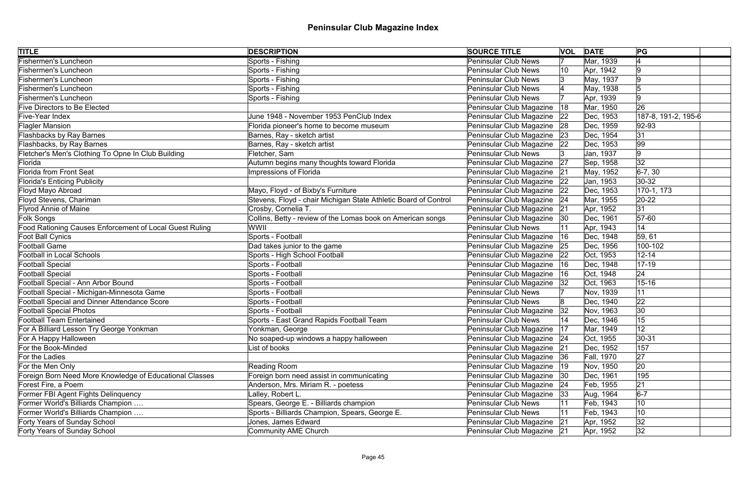# Peninsular Club Magazine Index

| TITLE | DESCRIPTION | SOURCE TITLE | VOL | DATE | PG | |
|---|---|---|---|---|---|---|
| Fishermen's Luncheon | Sports - Fishing | Peninsular Club News | 7 | Mar, 1939 | 4 | |
| Fishermen's Luncheon | Sports - Fishing | Peninsular Club News | 10 | Apr, 1942 | 9 | |
| Fishermen's Luncheon | Sports - Fishing | Peninsular Club News | 3 | May, 1937 | 9 | |
| Fishermen's Luncheon | Sports - Fishing | Peninsular Club News | 4 | May, 1938 | 5 | |
| Fishermen's Luncheon | Sports - Fishing | Peninsular Club News | 7 | Apr, 1939 | 9 | |
| Five Directors to Be Elected | | Peninsular Club Magazine | 18 | Mar, 1950 | 26 | |
| Five-Year Index | June 1948 - November 1953 PenClub Index | Peninsular Club Magazine | 22 | Dec, 1953 | 187-8, 191-2, 195-6 | |
| Flagler Mansion | Florida pioneer's home to become museum | Peninsular Club Magazine | 28 | Dec, 1959 | 92-93 | |
| Flashbacks by Ray Barnes | Barnes, Ray - sketch artist | Peninsular Club Magazine | 23 | Dec, 1954 | 31 | |
| Flashbacks, by Ray Barnes | Barnes, Ray - sketch artist | Peninsular Club Magazine | 22 | Dec, 1953 | 99 | |
| Fletcher's Men's Clothing To Opne In Club Building | Fletcher, Sam | Peninsular Club News | 3 | Jan, 1937 | 9 | |
| Florida | Autumn begins many thoughts toward Florida | Peninsular Club Magazine | 27 | Sep, 1958 | 32 | |
| Florida from Front Seat | Impressions of Florida | Peninsular Club Magazine | 21 | May, 1952 | 6-7, 30 | |
| Florida's Enticing Publicity | | Peninsular Club Magazine | 22 | Jan, 1953 | 30-32 | |
| Floyd Mayo Abroad | Mayo, Floyd - of Bixby's Furniture | Peninsular Club Magazine | 22 | Dec, 1953 | 170-1, 173 | |
| Floyd Stevens, Chariman | Stevens, Floyd - chair Michigan State Athletic Board of Control | Peninsular Club Magazine | 24 | Mar, 1955 | 20-22 | |
| Flyrod Annie of Maine | Crosby, Cornelia T. | Peninsular Club Magazine | 21 | Apr, 1952 | 31 | |
| Folk Songs | Collins, Betty - review of the Lomas book on American songs | Peninsular Club Magazine | 30 | Dec, 1961 | 57-60 | |
| Food Rationing Causes Enforcement of Local Guest Ruling | WWII | Peninsular Club News | 11 | Apr, 1943 | 14 | |
| Foot Ball Cynics | Sports - Football | Peninsular Club Magazine | 16 | Dec, 1948 | 59, 61 | |
| Football Game | Dad takes junior to the game | Peninsular Club Magazine | 25 | Dec, 1956 | 100-102 | |
| Football in Local Schools | Sports - High School Football | Peninsular Club Magazine | 22 | Oct, 1953 | 12-14 | |
| Football Special | Sports - Football | Peninsular Club Magazine | 16 | Dec, 1948 | 17-19 | |
| Football Special | Sports - Football | Peninsular Club Magazine | 16 | Oct, 1948 | 24 | |
| Football Special - Ann Arbor Bound | Sports - Football | Peninsular Club Magazine | 32 | Oct, 1963 | 15-16 | |
| Football Special - Michigan-Minnesota Game | Sports - Football | Peninsular Club News | 7 | Nov, 1939 | 11 | |
| Football Special and Dinner Attendance Score | Sports - Football | Peninsular Club News | 8 | Dec, 1940 | 22 | |
| Football Special Photos | Sports - Football | Peninsular Club Magazine | 32 | Nov, 1963 | 30 | |
| Football Team Entertained | Sports - East Grand Rapids Football Team | Peninsular Club News | 14 | Dec, 1946 | 15 | |
| For A Billiard Lesson Try George Yonkman | Yonkman, George | Peninsular Club Magazine | 17 | Mar, 1949 | 12 | |
| For A Happy Halloween | No soaped-up windows a happy halloween | Peninsular Club Magazine | 24 | Oct, 1955 | 30-31 | |
| For the Book-Minded | List of books | Peninsular Club Magazine | 21 | Dec, 1952 | 157 | |
| For the Ladies | | Peninsular Club Magazine | 36 | Fall, 1970 | 27 | |
| For the Men Only | Reading Room | Peninsular Club Magazine | 19 | Nov, 1950 | 20 | |
| Foreign Born Need More Knowledge of Educational Classes | Foreign born need assist in communicating | Peninsular Club Magazine | 30 | Dec, 1961 | 195 | |
| Forest Fire, a Poem | Anderson, Mrs. Miriam R. - poetess | Peninsular Club Magazine | 24 | Feb, 1955 | 21 | |
| Former FBI Agent Fights Delinquency | Lalley, Robert L. | Peninsular Club Magazine | 33 | Aug, 1964 | 6-7 | |
| Former World's Billiards Champion …. | Spears, George E. - Billiards champion | Peninsular Club News | 11 | Feb, 1943 | 10 | |
| Former World's Billiards Champion …. | Sports - Billiards Champion, Spears, George E. | Peninsular Club News | 11 | Feb, 1943 | 10 | |
| Forty Years of Sunday School | Jones, James Edward | Peninsular Club Magazine | 21 | Apr, 1952 | 32 | |
| Forty Years of Sunday School | Community AME Church | Peninsular Club Magazine | 21 | Apr, 1952 | 32 | |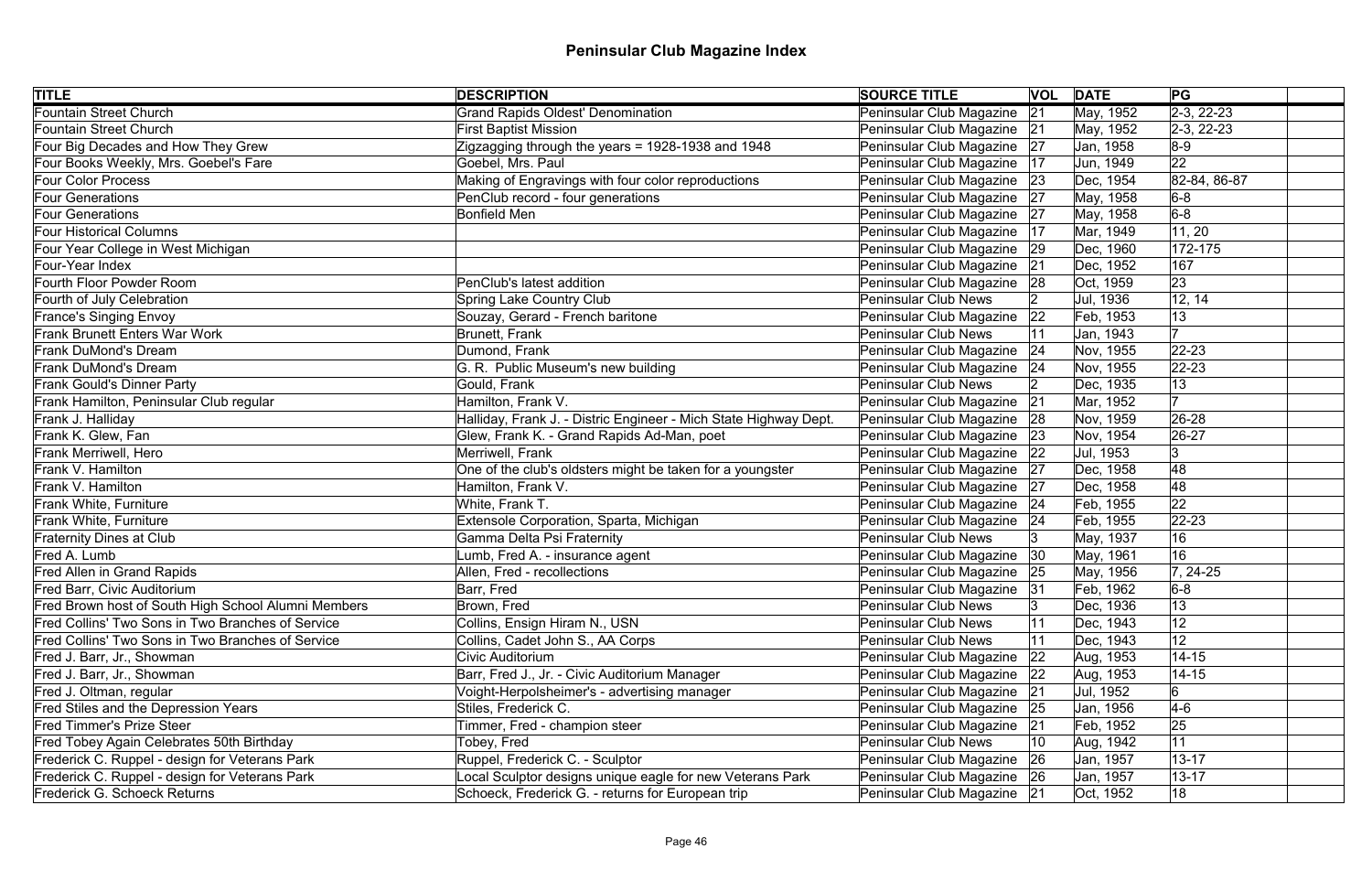# Peninsular Club Magazine Index

| TITLE | DESCRIPTION | SOURCE TITLE | VOL | DATE | PG | |
|---|---|---|---|---|---|---|
| Fountain Street Church | Grand Rapids Oldest' Denomination | Peninsular Club Magazine | 21 | May, 1952 | 2-3, 22-23 | |
| Fountain Street Church | First Baptist Mission | Peninsular Club Magazine | 21 | May, 1952 | 2-3, 22-23 | |
| Four Big Decades and How They Grew | Zigzagging through the years = 1928-1938 and 1948 | Peninsular Club Magazine | 27 | Jan, 1958 | 8-9 | |
| Four Books Weekly, Mrs. Goebel's Fare | Goebel, Mrs. Paul | Peninsular Club Magazine | 17 | Jun, 1949 | 22 | |
| Four Color Process | Making of Engravings with four color reproductions | Peninsular Club Magazine | 23 | Dec, 1954 | 82-84, 86-87 | |
| Four Generations | PenClub record - four generations | Peninsular Club Magazine | 27 | May, 1958 | 6-8 | |
| Four Generations | Bonfield Men | Peninsular Club Magazine | 27 | May, 1958 | 6-8 | |
| Four Historical Columns | | Peninsular Club Magazine | 17 | Mar, 1949 | 11, 20 | |
| Four Year College in West Michigan | | Peninsular Club Magazine | 29 | Dec, 1960 | 172-175 | |
| Four-Year Index | | Peninsular Club Magazine | 21 | Dec, 1952 | 167 | |
| Fourth Floor Powder Room | PenClub's latest addition | Peninsular Club Magazine | 28 | Oct, 1959 | 23 | |
| Fourth of July Celebration | Spring Lake Country Club | Peninsular Club News | 2 | Jul, 1936 | 12, 14 | |
| France's Singing Envoy | Souzay, Gerard - French baritone | Peninsular Club Magazine | 22 | Feb, 1953 | 13 | |
| Frank Brunett Enters War Work | Brunett, Frank | Peninsular Club News | 11 | Jan, 1943 | 7 | |
| Frank DuMond's Dream | Dumond, Frank | Peninsular Club Magazine | 24 | Nov, 1955 | 22-23 | |
| Frank DuMond's Dream | G. R. Public Museum's new building | Peninsular Club Magazine | 24 | Nov, 1955 | 22-23 | |
| Frank Gould's Dinner Party | Gould, Frank | Peninsular Club News | 2 | Dec, 1935 | 13 | |
| Frank Hamilton, Peninsular Club regular | Hamilton, Frank V. | Peninsular Club Magazine | 21 | Mar, 1952 | 7 | |
| Frank J. Halliday | Halliday, Frank J. - Distric Engineer - Mich State Highway Dept. | Peninsular Club Magazine | 28 | Nov, 1959 | 26-28 | |
| Frank K. Glew, Fan | Glew, Frank K. - Grand Rapids Ad-Man, poet | Peninsular Club Magazine | 23 | Nov, 1954 | 26-27 | |
| Frank Merriwell, Hero | Merriwell, Frank | Peninsular Club Magazine | 22 | Jul, 1953 | 3 | |
| Frank V. Hamilton | One of the club's oldsters might be taken for a youngster | Peninsular Club Magazine | 27 | Dec, 1958 | 48 | |
| Frank V. Hamilton | Hamilton, Frank V. | Peninsular Club Magazine | 27 | Dec, 1958 | 48 | |
| Frank White, Furniture | White, Frank T. | Peninsular Club Magazine | 24 | Feb, 1955 | 22 | |
| Frank White, Furniture | Extensole Corporation, Sparta, Michigan | Peninsular Club Magazine | 24 | Feb, 1955 | 22-23 | |
| Fraternity Dines at Club | Gamma Delta Psi Fraternity | Peninsular Club News | 3 | May, 1937 | 16 | |
| Fred A. Lumb | Lumb, Fred A. - insurance agent | Peninsular Club Magazine | 30 | May, 1961 | 16 | |
| Fred Allen in Grand Rapids | Allen, Fred - recollections | Peninsular Club Magazine | 25 | May, 1956 | 7, 24-25 | |
| Fred Barr, Civic Auditorium | Barr, Fred | Peninsular Club Magazine | 31 | Feb, 1962 | 6-8 | |
| Fred Brown host of South High School Alumni Members | Brown, Fred | Peninsular Club News | 3 | Dec, 1936 | 13 | |
| Fred Collins' Two Sons in Two Branches of Service | Collins, Ensign Hiram N., USN | Peninsular Club News | 11 | Dec, 1943 | 12 | |
| Fred Collins' Two Sons in Two Branches of Service | Collins, Cadet John S., AA Corps | Peninsular Club News | 11 | Dec, 1943 | 12 | |
| Fred J. Barr, Jr., Showman | Civic Auditorium | Peninsular Club Magazine | 22 | Aug, 1953 | 14-15 | |
| Fred J. Barr, Jr., Showman | Barr, Fred J., Jr. - Civic Auditorium Manager | Peninsular Club Magazine | 22 | Aug, 1953 | 14-15 | |
| Fred J. Oltman, regular | Voight-Herpolsheimer's - advertising manager | Peninsular Club Magazine | 21 | Jul, 1952 | 6 | |
| Fred Stiles and the Depression Years | Stiles, Frederick C. | Peninsular Club Magazine | 25 | Jan, 1956 | 4-6 | |
| Fred Timmer's Prize Steer | Timmer, Fred - champion steer | Peninsular Club Magazine | 21 | Feb, 1952 | 25 | |
| Fred Tobey Again Celebrates 50th Birthday | Tobey, Fred | Peninsular Club News | 10 | Aug, 1942 | 11 | |
| Frederick C. Ruppel - design for Veterans Park | Ruppel, Frederick C. - Sculptor | Peninsular Club Magazine | 26 | Jan, 1957 | 13-17 | |
| Frederick C. Ruppel - design for Veterans Park | Local Sculptor designs unique eagle for new Veterans Park | Peninsular Club Magazine | 26 | Jan, 1957 | 13-17 | |
| Frederick G. Schoeck Returns | Schoeck, Frederick G. - returns for European trip | Peninsular Club Magazine | 21 | Oct, 1952 | 18 | |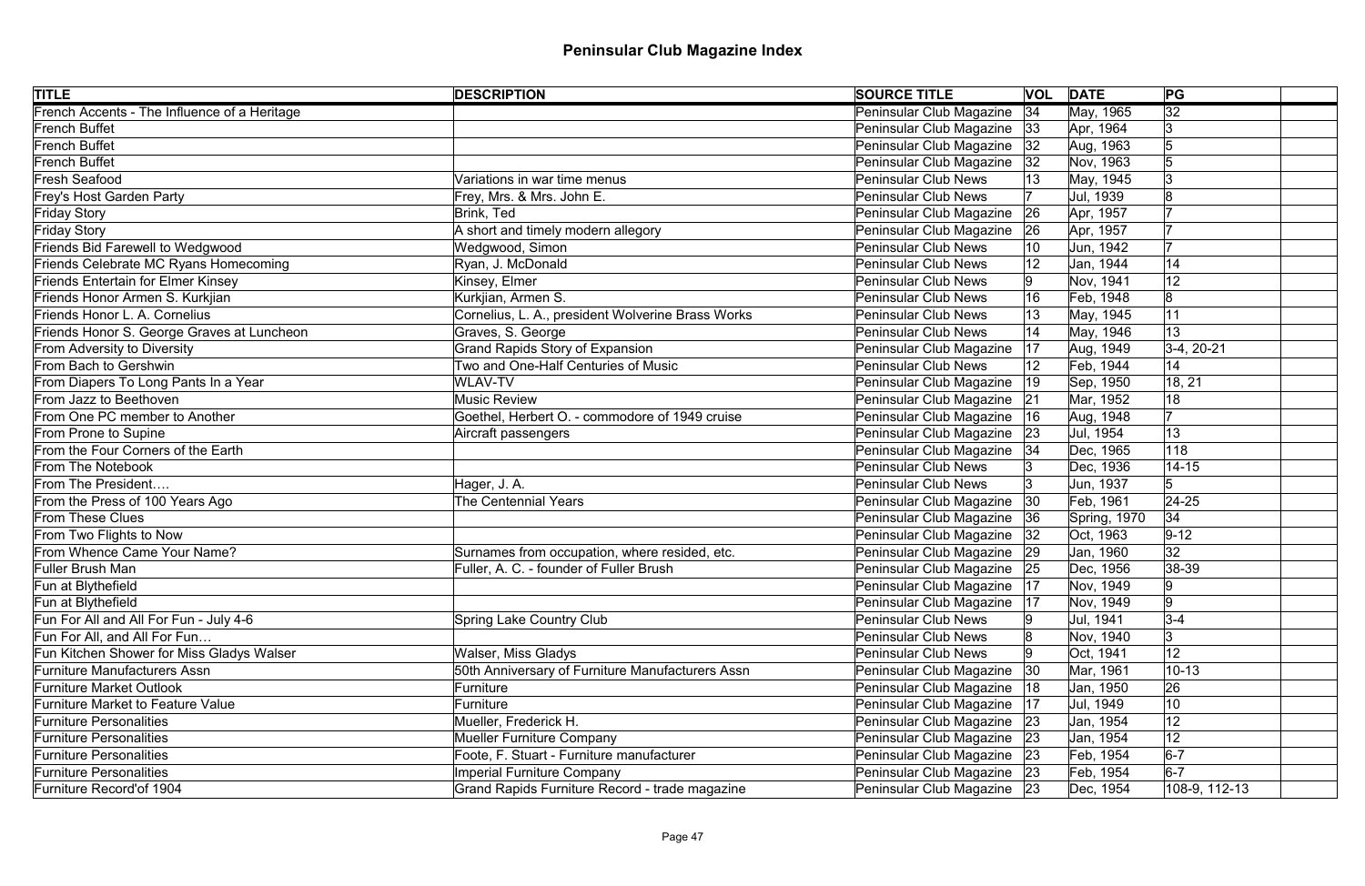# Peninsular Club Magazine Index

| TITLE | DESCRIPTION | SOURCE TITLE | VOL | DATE | PG |
|---|---|---|---|---|---|
| French Accents - The Influence of a Heritage | | Peninsular Club Magazine | 34 | May, 1965 | 32 |
| French Buffet | | Peninsular Club Magazine | 33 | Apr, 1964 | 3 |
| French Buffet | | Peninsular Club Magazine | 32 | Aug, 1963 | 5 |
| French Buffet | | Peninsular Club Magazine | 32 | Nov, 1963 | 5 |
| Fresh Seafood | Variations in war time menus | Peninsular Club News | 13 | May, 1945 | 3 |
| Frey's Host Garden Party | Frey, Mrs. & Mrs. John E. | Peninsular Club News | 7 | Jul, 1939 | 8 |
| Friday Story | Brink, Ted | Peninsular Club Magazine | 26 | Apr, 1957 | 7 |
| Friday Story | A short and timely modern allegory | Peninsular Club Magazine | 26 | Apr, 1957 | 7 |
| Friends Bid Farewell to Wedgwood | Wedgwood, Simon | Peninsular Club News | 10 | Jun, 1942 | 7 |
| Friends Celebrate MC Ryans Homecoming | Ryan, J. McDonald | Peninsular Club News | 12 | Jan, 1944 | 14 |
| Friends Entertain for Elmer Kinsey | Kinsey, Elmer | Peninsular Club News | 9 | Nov, 1941 | 12 |
| Friends Honor Armen S. Kurkjian | Kurkjian, Armen S. | Peninsular Club News | 16 | Feb, 1948 | 8 |
| Friends Honor L. A. Cornelius | Cornelius, L. A., president Wolverine Brass Works | Peninsular Club News | 13 | May, 1945 | 11 |
| Friends Honor S. George Graves at Luncheon | Graves, S. George | Peninsular Club News | 14 | May, 1946 | 13 |
| From Adversity to Diversity | Grand Rapids Story of Expansion | Peninsular Club Magazine | 17 | Aug, 1949 | 3-4, 20-21 |
| From Bach to Gershwin | Two and One-Half Centuries of Music | Peninsular Club News | 12 | Feb, 1944 | 14 |
| From Diapers To Long Pants In a Year | WLAV-TV | Peninsular Club Magazine | 19 | Sep, 1950 | 18, 21 |
| From Jazz to Beethoven | Music Review | Peninsular Club Magazine | 21 | Mar, 1952 | 18 |
| From One PC member to Another | Goethel, Herbert O. - commodore of 1949 cruise | Peninsular Club Magazine | 16 | Aug, 1948 | 7 |
| From Prone to Supine | Aircraft passengers | Peninsular Club Magazine | 23 | Jul, 1954 | 13 |
| From the Four Corners of the Earth | | Peninsular Club Magazine | 34 | Dec, 1965 | 118 |
| From The Notebook | | Peninsular Club News | 3 | Dec, 1936 | 14-15 |
| From The President…. | Hager, J. A. | Peninsular Club News | 3 | Jun, 1937 | 5 |
| From the Press of 100 Years Ago | The Centennial Years | Peninsular Club Magazine | 30 | Feb, 1961 | 24-25 |
| From These Clues | | Peninsular Club Magazine | 36 | Spring, 1970 | 34 |
| From Two Flights to Now | | Peninsular Club Magazine | 32 | Oct, 1963 | 9-12 |
| From Whence Came Your Name? | Surnames from occupation, where resided, etc. | Peninsular Club Magazine | 29 | Jan, 1960 | 32 |
| Fuller Brush Man | Fuller, A. C. - founder of Fuller Brush | Peninsular Club Magazine | 25 | Dec, 1956 | 38-39 |
| Fun at Blythefield | | Peninsular Club Magazine | 17 | Nov, 1949 | 9 |
| Fun at Blythefield | | Peninsular Club Magazine | 17 | Nov, 1949 | 9 |
| Fun For All and All For Fun - July 4-6 | Spring Lake Country Club | Peninsular Club News | 9 | Jul, 1941 | 3-4 |
| Fun For All, and All For Fun… | | Peninsular Club News | 8 | Nov, 1940 | 3 |
| Fun Kitchen Shower for Miss Gladys Walser | Walser, Miss Gladys | Peninsular Club News | 9 | Oct, 1941 | 12 |
| Furniture Manufacturers Assn | 50th Anniversary of Furniture Manufacturers Assn | Peninsular Club Magazine | 30 | Mar, 1961 | 10-13 |
| Furniture Market Outlook | Furniture | Peninsular Club Magazine | 18 | Jan, 1950 | 26 |
| Furniture Market to Feature Value | Furniture | Peninsular Club Magazine | 17 | Jul, 1949 | 10 |
| Furniture Personalities | Mueller, Frederick H. | Peninsular Club Magazine | 23 | Jan, 1954 | 12 |
| Furniture Personalities | Mueller Furniture Company | Peninsular Club Magazine | 23 | Jan, 1954 | 12 |
| Furniture Personalities | Foote, F. Stuart - Furniture manufacturer | Peninsular Club Magazine | 23 | Feb, 1954 | 6-7 |
| Furniture Personalities | Imperial Furniture Company | Peninsular Club Magazine | 23 | Feb, 1954 | 6-7 |
| Furniture Record'of 1904 | Grand Rapids Furniture Record - trade magazine | Peninsular Club Magazine | 23 | Dec, 1954 | 108-9, 112-13 |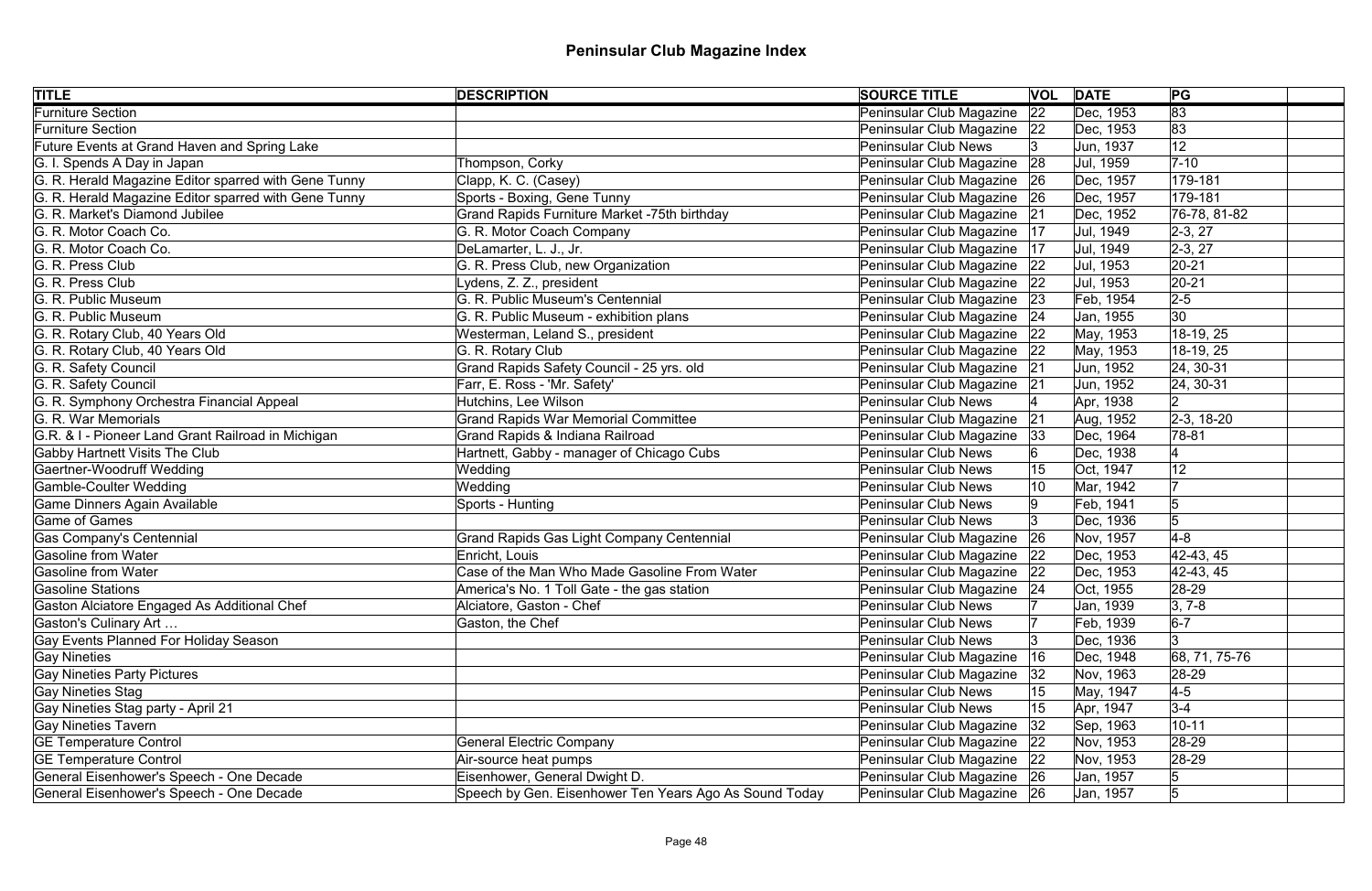# Peninsular Club Magazine Index

| TITLE | DESCRIPTION | SOURCE TITLE | VOL | DATE | PG | |
|---|---|---|---|---|---|---|
| Furniture Section | | Peninsular Club Magazine | 22 | Dec, 1953 | 83 | |
| Furniture Section | | Peninsular Club Magazine | 22 | Dec, 1953 | 83 | |
| Future Events at Grand Haven and Spring Lake | | Peninsular Club News | 3 | Jun, 1937 | 12 | |
| G. I. Spends A Day in Japan | Thompson, Corky | Peninsular Club Magazine | 28 | Jul, 1959 | 7-10 | |
| G. R. Herald Magazine Editor sparred with Gene Tunny | Clapp, K. C. (Casey) | Peninsular Club Magazine | 26 | Dec, 1957 | 179-181 | |
| G. R. Herald Magazine Editor sparred with Gene Tunny | Sports - Boxing, Gene Tunny | Peninsular Club Magazine | 26 | Dec, 1957 | 179-181 | |
| G. R. Market's Diamond Jubilee | Grand Rapids Furniture Market -75th birthday | Peninsular Club Magazine | 21 | Dec, 1952 | 76-78, 81-82 | |
| G. R. Motor Coach Co. | G. R. Motor Coach Company | Peninsular Club Magazine | 17 | Jul, 1949 | 2-3, 27 | |
| G. R. Motor Coach Co. | DeLamarter, L. J., Jr. | Peninsular Club Magazine | 17 | Jul, 1949 | 2-3, 27 | |
| G. R. Press Club | G. R. Press Club, new Organization | Peninsular Club Magazine | 22 | Jul, 1953 | 20-21 | |
| G. R. Press Club | Lydens, Z. Z., president | Peninsular Club Magazine | 22 | Jul, 1953 | 20-21 | |
| G. R. Public Museum | G. R. Public Museum's Centennial | Peninsular Club Magazine | 23 | Feb, 1954 | 2-5 | |
| G. R. Public Museum | G. R. Public Museum - exhibition plans | Peninsular Club Magazine | 24 | Jan, 1955 | 30 | |
| G. R. Rotary Club, 40 Years Old | Westerman, Leland S., president | Peninsular Club Magazine | 22 | May, 1953 | 18-19, 25 | |
| G. R. Rotary Club, 40 Years Old | G. R. Rotary Club | Peninsular Club Magazine | 22 | May, 1953 | 18-19, 25 | |
| G. R. Safety Council | Grand Rapids Safety Council - 25 yrs. old | Peninsular Club Magazine | 21 | Jun, 1952 | 24, 30-31 | |
| G. R. Safety Council | Farr, E. Ross - 'Mr. Safety' | Peninsular Club Magazine | 21 | Jun, 1952 | 24, 30-31 | |
| G. R. Symphony Orchestra Financial Appeal | Hutchins, Lee Wilson | Peninsular Club News | 4 | Apr, 1938 | 2 | |
| G. R. War Memorials | Grand Rapids War Memorial Committee | Peninsular Club Magazine | 21 | Aug, 1952 | 2-3, 18-20 | |
| G.R. & I - Pioneer Land Grant Railroad in Michigan | Grand Rapids & Indiana Railroad | Peninsular Club Magazine | 33 | Dec, 1964 | 78-81 | |
| Gabby Hartnett Visits The Club | Hartnett, Gabby - manager of Chicago Cubs | Peninsular Club News | 6 | Dec, 1938 | 4 | |
| Gaertner-Woodruff Wedding | Wedding | Peninsular Club News | 15 | Oct, 1947 | 12 | |
| Gamble-Coulter Wedding | Wedding | Peninsular Club News | 10 | Mar, 1942 | 7 | |
| Game Dinners Again Available | Sports - Hunting | Peninsular Club News | 9 | Feb, 1941 | 5 | |
| Game of Games | | Peninsular Club News | 3 | Dec, 1936 | 5 | |
| Gas Company's Centennial | Grand Rapids Gas Light Company Centennial | Peninsular Club Magazine | 26 | Nov, 1957 | 4-8 | |
| Gasoline from Water | Enricht, Louis | Peninsular Club Magazine | 22 | Dec, 1953 | 42-43, 45 | |
| Gasoline from Water | Case of the Man Who Made Gasoline From Water | Peninsular Club Magazine | 22 | Dec, 1953 | 42-43, 45 | |
| Gasoline Stations | America's No. 1 Toll Gate - the gas station | Peninsular Club Magazine | 24 | Oct, 1955 | 28-29 | |
| Gaston Alciatore Engaged As Additional Chef | Alciatore, Gaston - Chef | Peninsular Club News | 7 | Jan, 1939 | 3, 7-8 | |
| Gaston's Culinary Art … | Gaston, the Chef | Peninsular Club News | 7 | Feb, 1939 | 6-7 | |
| Gay Events Planned For Holiday Season | | Peninsular Club News | 3 | Dec, 1936 | 3 | |
| Gay Nineties | | Peninsular Club Magazine | 16 | Dec, 1948 | 68, 71, 75-76 | |
| Gay Nineties Party Pictures | | Peninsular Club Magazine | 32 | Nov, 1963 | 28-29 | |
| Gay Nineties Stag | | Peninsular Club News | 15 | May, 1947 | 4-5 | |
| Gay Nineties Stag party - April 21 | | Peninsular Club News | 15 | Apr, 1947 | 3-4 | |
| Gay Nineties Tavern | | Peninsular Club Magazine | 32 | Sep, 1963 | 10-11 | |
| GE Temperature Control | General Electric Company | Peninsular Club Magazine | 22 | Nov, 1953 | 28-29 | |
| GE Temperature Control | Air-source heat pumps | Peninsular Club Magazine | 22 | Nov, 1953 | 28-29 | |
| General Eisenhower's Speech - One Decade | Eisenhower, General Dwight D. | Peninsular Club Magazine | 26 | Jan, 1957 | 5 | |
| General Eisenhower's Speech - One Decade | Speech by Gen. Eisenhower Ten Years Ago As Sound Today | Peninsular Club Magazine | 26 | Jan, 1957 | 5 | |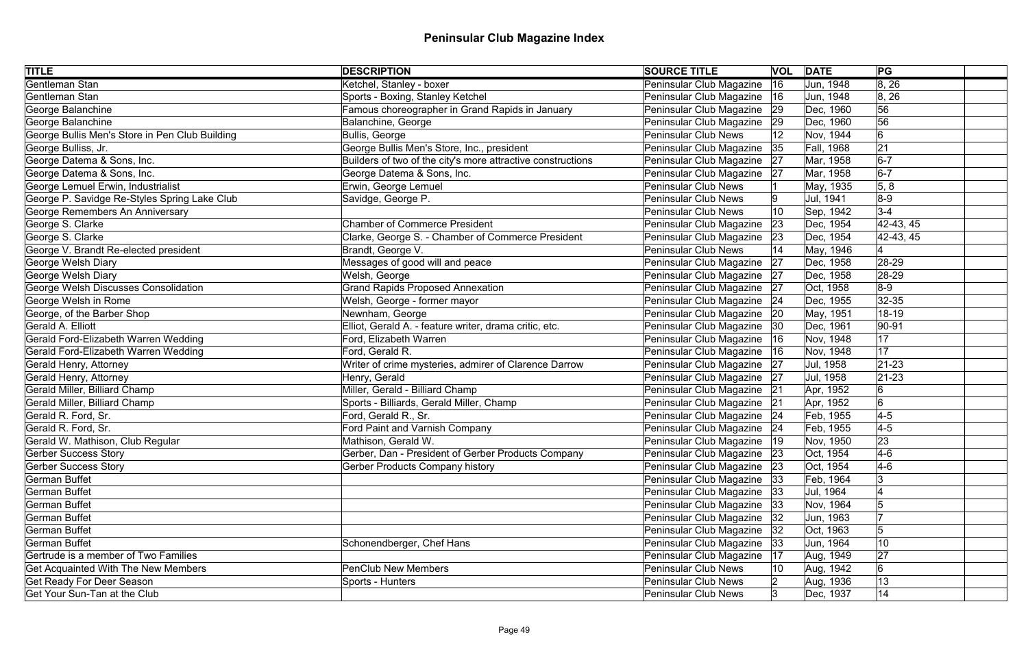# Peninsular Club Magazine Index

| TITLE | DESCRIPTION | SOURCE TITLE | VOL | DATE | PG | |
|---|---|---|---|---|---|---|
| Gentleman Stan | Ketchel, Stanley - boxer | Peninsular Club Magazine | 16 | Jun, 1948 | 8, 26 | |
| Gentleman Stan | Sports - Boxing, Stanley Ketchel | Peninsular Club Magazine | 16 | Jun, 1948 | 8, 26 | |
| George Balanchine | Famous choreographer in Grand Rapids in January | Peninsular Club Magazine | 29 | Dec, 1960 | 56 | |
| George Balanchine | Balanchine, George | Peninsular Club Magazine | 29 | Dec, 1960 | 56 | |
| George Bullis Men's Store in Pen Club Building | Bullis, George | Peninsular Club News | 12 | Nov, 1944 | 6 | |
| George Bulliss, Jr. | George Bullis Men's Store, Inc., president | Peninsular Club Magazine | 35 | Fall, 1968 | 21 | |
| George Datema & Sons, Inc. | Builders of two of the city's more attractive constructions | Peninsular Club Magazine | 27 | Mar, 1958 | 6-7 | |
| George Datema & Sons, Inc. | George Datema & Sons, Inc. | Peninsular Club Magazine | 27 | Mar, 1958 | 6-7 | |
| George Lemuel Erwin, Industrialist | Erwin, George Lemuel | Peninsular Club News | 1 | May, 1935 | 5, 8 | |
| George P. Savidge Re-Styles Spring Lake Club | Savidge, George P. | Peninsular Club News | 9 | Jul, 1941 | 8-9 | |
| George Remembers An Anniversary | | Peninsular Club News | 10 | Sep, 1942 | 3-4 | |
| George S. Clarke | Chamber of Commerce President | Peninsular Club Magazine | 23 | Dec, 1954 | 42-43, 45 | |
| George S. Clarke | Clarke, George S. - Chamber of Commerce President | Peninsular Club Magazine | 23 | Dec, 1954 | 42-43, 45 | |
| George V. Brandt Re-elected president | Brandt, George V. | Peninsular Club News | 14 | May, 1946 | 4 | |
| George Welsh Diary | Messages of good will and peace | Peninsular Club Magazine | 27 | Dec, 1958 | 28-29 | |
| George Welsh Diary | Welsh, George | Peninsular Club Magazine | 27 | Dec, 1958 | 28-29 | |
| George Welsh Discusses Consolidation | Grand Rapids Proposed Annexation | Peninsular Club Magazine | 27 | Oct, 1958 | 8-9 | |
| George Welsh in Rome | Welsh, George - former mayor | Peninsular Club Magazine | 24 | Dec, 1955 | 32-35 | |
| George, of the Barber Shop | Newnham, George | Peninsular Club Magazine | 20 | May, 1951 | 18-19 | |
| Gerald A. Elliott | Elliot, Gerald A. - feature writer, drama critic, etc. | Peninsular Club Magazine | 30 | Dec, 1961 | 90-91 | |
| Gerald Ford-Elizabeth Warren Wedding | Ford, Elizabeth Warren | Peninsular Club Magazine | 16 | Nov, 1948 | 17 | |
| Gerald Ford-Elizabeth Warren Wedding | Ford, Gerald R. | Peninsular Club Magazine | 16 | Nov, 1948 | 17 | |
| Gerald Henry, Attorney | Writer of crime mysteries, admirer of Clarence Darrow | Peninsular Club Magazine | 27 | Jul, 1958 | 21-23 | |
| Gerald Henry, Attorney | Henry, Gerald | Peninsular Club Magazine | 27 | Jul, 1958 | 21-23 | |
| Gerald Miller, Billiard Champ | Miller, Gerald - Billiard Champ | Peninsular Club Magazine | 21 | Apr, 1952 | 6 | |
| Gerald Miller, Billiard Champ | Sports - Billiards, Gerald Miller, Champ | Peninsular Club Magazine | 21 | Apr, 1952 | 6 | |
| Gerald R. Ford, Sr. | Ford, Gerald R., Sr. | Peninsular Club Magazine | 24 | Feb, 1955 | 4-5 | |
| Gerald R. Ford, Sr. | Ford Paint and Varnish Company | Peninsular Club Magazine | 24 | Feb, 1955 | 4-5 | |
| Gerald W. Mathison, Club Regular | Mathison, Gerald W. | Peninsular Club Magazine | 19 | Nov, 1950 | 23 | |
| Gerber Success Story | Gerber, Dan - President of Gerber Products Company | Peninsular Club Magazine | 23 | Oct, 1954 | 4-6 | |
| Gerber Success Story | Gerber Products Company history | Peninsular Club Magazine | 23 | Oct, 1954 | 4-6 | |
| German Buffet | | Peninsular Club Magazine | 33 | Feb, 1964 | 3 | |
| German Buffet | | Peninsular Club Magazine | 33 | Jul, 1964 | 4 | |
| German Buffet | | Peninsular Club Magazine | 33 | Nov, 1964 | 5 | |
| German Buffet | | Peninsular Club Magazine | 32 | Jun, 1963 | 7 | |
| German Buffet | | Peninsular Club Magazine | 32 | Oct, 1963 | 5 | |
| German Buffet | Schonendberger, Chef Hans | Peninsular Club Magazine | 33 | Jun, 1964 | 10 | |
| Gertrude is a member of Two Families | | Peninsular Club Magazine | 17 | Aug, 1949 | 27 | |
| Get Acquainted With The New Members | PenClub New Members | Peninsular Club News | 10 | Aug, 1942 | 6 | |
| Get Ready For Deer Season | Sports - Hunters | Peninsular Club News | 2 | Aug, 1936 | 13 | |
| Get Your Sun-Tan at the Club | | Peninsular Club News | 3 | Dec, 1937 | 14 | |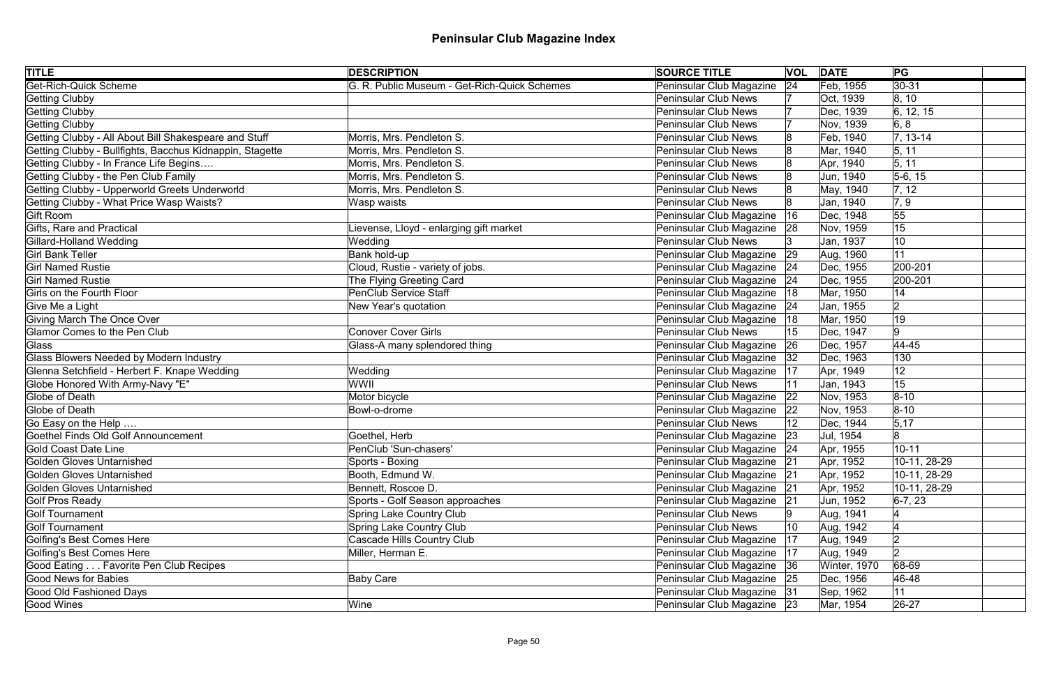# Peninsular Club Magazine Index

| TITLE | DESCRIPTION | SOURCE TITLE | VOL | DATE | PG | |
|---|---|---|---|---|---|---|
| Get-Rich-Quick Scheme | G. R. Public Museum - Get-Rich-Quick Schemes | Peninsular Club Magazine | 24 | Feb, 1955 | 30-31 | |
| Getting Clubby | | Peninsular Club News | 7 | Oct, 1939 | 8, 10 | |
| Getting Clubby | | Peninsular Club News | 7 | Dec, 1939 | 6, 12, 15 | |
| Getting Clubby | | Peninsular Club News | 7 | Nov, 1939 | 6, 8 | |
| Getting Clubby - All About Bill Shakespeare and Stuff | Morris, Mrs. Pendleton S. | Peninsular Club News | 8 | Feb, 1940 | 7, 13-14 | |
| Getting Clubby - Bullfights, Bacchus Kidnappin, Stagette | Morris, Mrs. Pendleton S. | Peninsular Club News | 8 | Mar, 1940 | 5, 11 | |
| Getting Clubby - In France Life Begins…. | Morris, Mrs. Pendleton S. | Peninsular Club News | 8 | Apr, 1940 | 5, 11 | |
| Getting Clubby - the Pen Club Family | Morris, Mrs. Pendleton S. | Peninsular Club News | 8 | Jun, 1940 | 5-6, 15 | |
| Getting Clubby - Upperworld Greets Underworld | Morris, Mrs. Pendleton S. | Peninsular Club News | 8 | May, 1940 | 7, 12 | |
| Getting Clubby - What Price Wasp Waists? | Wasp waists | Peninsular Club News | 8 | Jan, 1940 | 7, 9 | |
| Gift Room | | Peninsular Club Magazine | 16 | Dec, 1948 | 55 | |
| Gifts, Rare and Practical | Lievense, Lloyd - enlarging gift market | Peninsular Club Magazine | 28 | Nov, 1959 | 15 | |
| Gillard-Holland Wedding | Wedding | Peninsular Club News | 3 | Jan, 1937 | 10 | |
| Girl Bank Teller | Bank hold-up | Peninsular Club Magazine | 29 | Aug, 1960 | 11 | |
| Girl Named Rustie | Cloud, Rustie - variety of jobs. | Peninsular Club Magazine | 24 | Dec, 1955 | 200-201 | |
| Girl Named Rustie | The Flying Greeting Card | Peninsular Club Magazine | 24 | Dec, 1955 | 200-201 | |
| Girls on the Fourth Floor | PenClub Service Staff | Peninsular Club Magazine | 18 | Mar, 1950 | 14 | |
| Give Me a Light | New Year's quotation | Peninsular Club Magazine | 24 | Jan, 1955 | 2 | |
| Giving March The Once Over | | Peninsular Club Magazine | 18 | Mar, 1950 | 19 | |
| Glamor Comes to the Pen Club | Conover Cover Girls | Peninsular Club News | 15 | Dec, 1947 | 9 | |
| Glass | Glass-A many splendored thing | Peninsular Club Magazine | 26 | Dec, 1957 | 44-45 | |
| Glass Blowers Needed by Modern Industry | | Peninsular Club Magazine | 32 | Dec, 1963 | 130 | |
| Glenna Setchfield - Herbert F. Knape Wedding | Wedding | Peninsular Club Magazine | 17 | Apr, 1949 | 12 | |
| Globe Honored With Army-Navy "E" | WWII | Peninsular Club News | 11 | Jan, 1943 | 15 | |
| Globe of Death | Motor bicycle | Peninsular Club Magazine | 22 | Nov, 1953 | 8-10 | |
| Globe of Death | Bowl-o-drome | Peninsular Club Magazine | 22 | Nov, 1953 | 8-10 | |
| Go Easy on the Help …. | | Peninsular Club News | 12 | Dec, 1944 | 5,17 | |
| Goethel Finds Old Golf Announcement | Goethel, Herb | Peninsular Club Magazine | 23 | Jul, 1954 | 8 | |
| Gold Coast Date Line | PenClub 'Sun-chasers' | Peninsular Club Magazine | 24 | Apr, 1955 | 10-11 | |
| Golden Gloves Untarnished | Sports - Boxing | Peninsular Club Magazine | 21 | Apr, 1952 | 10-11, 28-29 | |
| Golden Gloves Untarnished | Booth, Edmund W. | Peninsular Club Magazine | 21 | Apr, 1952 | 10-11, 28-29 | |
| Golden Gloves Untarnished | Bennett, Roscoe D. | Peninsular Club Magazine | 21 | Apr, 1952 | 10-11, 28-29 | |
| Golf Pros Ready | Sports - Golf Season approaches | Peninsular Club Magazine | 21 | Jun, 1952 | 6-7, 23 | |
| Golf Tournament | Spring Lake Country Club | Peninsular Club News | 9 | Aug, 1941 | 4 | |
| Golf Tournament | Spring Lake Country Club | Peninsular Club News | 10 | Aug, 1942 | 4 | |
| Golfing's Best Comes Here | Cascade Hills Country Club | Peninsular Club Magazine | 17 | Aug, 1949 | 2 | |
| Golfing's Best Comes Here | Miller, Herman E. | Peninsular Club Magazine | 17 | Aug, 1949 | 2 | |
| Good Eating . . . Favorite Pen Club Recipes | | Peninsular Club Magazine | 36 | Winter, 1970 | 68-69 | |
| Good News for Babies | Baby Care | Peninsular Club Magazine | 25 | Dec, 1956 | 46-48 | |
| Good Old Fashioned Days | | Peninsular Club Magazine | 31 | Sep, 1962 | 11 | |
| Good Wines | Wine | Peninsular Club Magazine | 23 | Mar, 1954 | 26-27 | |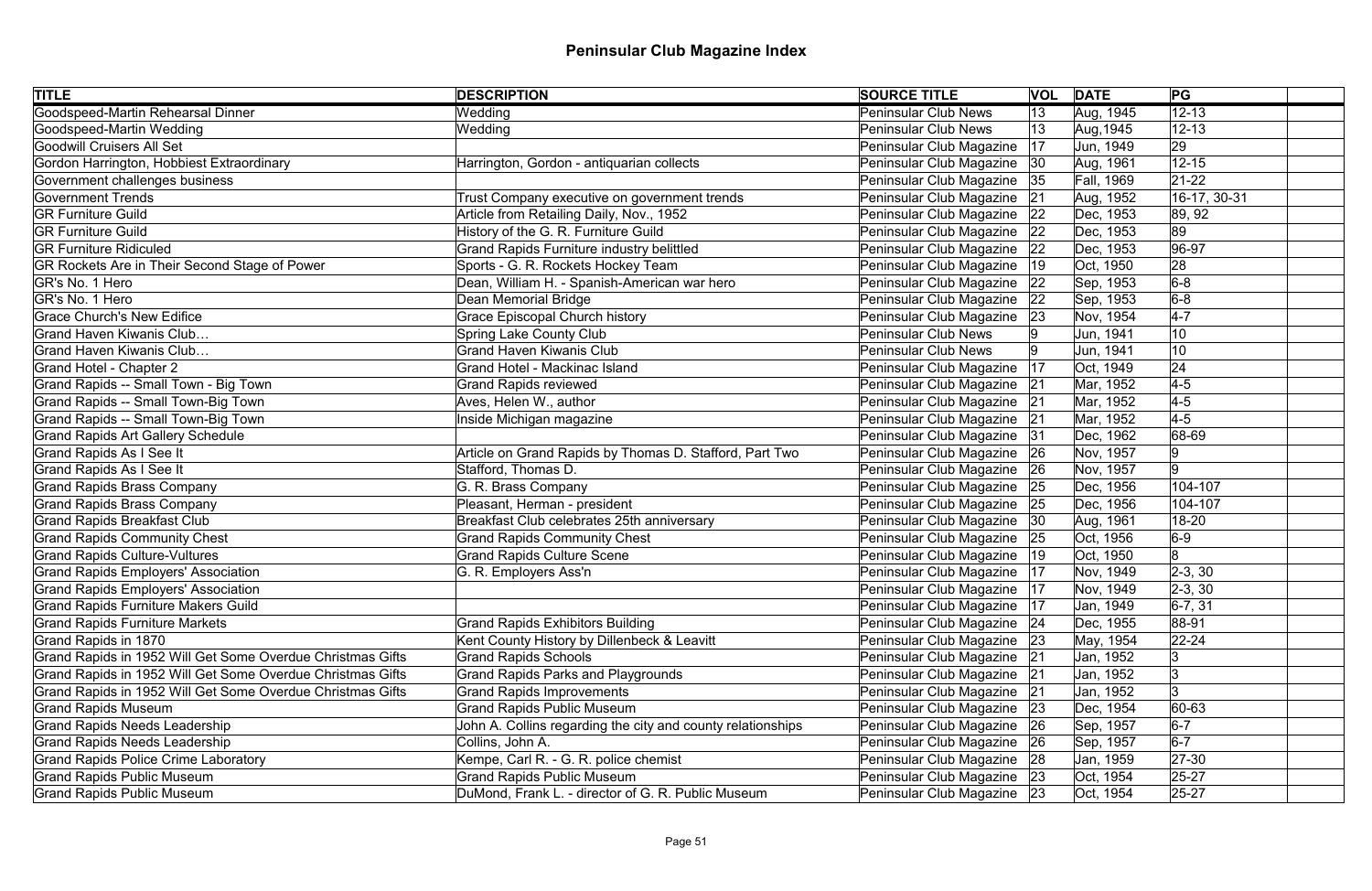# Peninsular Club Magazine Index

| TITLE | DESCRIPTION | SOURCE TITLE | VOL | DATE | PG | |
|---|---|---|---|---|---|---|
| Goodspeed-Martin Rehearsal Dinner | Wedding | Peninsular Club News | 13 | Aug, 1945 | 12-13 | |
| Goodspeed-Martin Wedding | Wedding | Peninsular Club News | 13 | Aug,1945 | 12-13 | |
| Goodwill Cruisers All Set | | Peninsular Club Magazine | 17 | Jun, 1949 | 29 | |
| Gordon Harrington, Hobbiest Extraordinary | Harrington, Gordon - antiquarian collects | Peninsular Club Magazine | 30 | Aug, 1961 | 12-15 | |
| Government challenges business | | Peninsular Club Magazine | 35 | Fall, 1969 | 21-22 | |
| Government Trends | Trust Company executive on government trends | Peninsular Club Magazine | 21 | Aug, 1952 | 16-17, 30-31 | |
| GR Furniture Guild | Article from Retailing Daily, Nov., 1952 | Peninsular Club Magazine | 22 | Dec, 1953 | 89, 92 | |
| GR Furniture Guild | History of the G. R. Furniture Guild | Peninsular Club Magazine | 22 | Dec, 1953 | 89 | |
| GR Furniture Ridiculed | Grand Rapids Furniture industry belittled | Peninsular Club Magazine | 22 | Dec, 1953 | 96-97 | |
| GR Rockets Are in Their Second Stage of Power | Sports - G. R. Rockets Hockey Team | Peninsular Club Magazine | 19 | Oct, 1950 | 28 | |
| GR's No. 1 Hero | Dean, William H. - Spanish-American war hero | Peninsular Club Magazine | 22 | Sep, 1953 | 6-8 | |
| GR's No. 1 Hero | Dean Memorial Bridge | Peninsular Club Magazine | 22 | Sep, 1953 | 6-8 | |
| Grace Church's New Edifice | Grace Episcopal Church history | Peninsular Club Magazine | 23 | Nov, 1954 | 4-7 | |
| Grand Haven Kiwanis Club… | Spring Lake County Club | Peninsular Club News | 9 | Jun, 1941 | 10 | |
| Grand Haven Kiwanis Club… | Grand Haven Kiwanis Club | Peninsular Club News | 9 | Jun, 1941 | 10 | |
| Grand Hotel - Chapter 2 | Grand Hotel - Mackinac Island | Peninsular Club Magazine | 17 | Oct, 1949 | 24 | |
| Grand Rapids -- Small Town - Big Town | Grand Rapids reviewed | Peninsular Club Magazine | 21 | Mar, 1952 | 4-5 | |
| Grand Rapids -- Small Town-Big Town | Aves, Helen W., author | Peninsular Club Magazine | 21 | Mar, 1952 | 4-5 | |
| Grand Rapids -- Small Town-Big Town | Inside Michigan magazine | Peninsular Club Magazine | 21 | Mar, 1952 | 4-5 | |
| Grand Rapids Art Gallery Schedule | | Peninsular Club Magazine | 31 | Dec, 1962 | 68-69 | |
| Grand Rapids As I See It | Article on Grand Rapids by Thomas D. Stafford, Part Two | Peninsular Club Magazine | 26 | Nov, 1957 | 9 | |
| Grand Rapids As I See It | Stafford, Thomas D. | Peninsular Club Magazine | 26 | Nov, 1957 | 9 | |
| Grand Rapids Brass Company | G. R. Brass Company | Peninsular Club Magazine | 25 | Dec, 1956 | 104-107 | |
| Grand Rapids Brass Company | Pleasant, Herman - president | Peninsular Club Magazine | 25 | Dec, 1956 | 104-107 | |
| Grand Rapids Breakfast Club | Breakfast Club celebrates 25th anniversary | Peninsular Club Magazine | 30 | Aug, 1961 | 18-20 | |
| Grand Rapids Community Chest | Grand Rapids Community Chest | Peninsular Club Magazine | 25 | Oct, 1956 | 6-9 | |
| Grand Rapids Culture-Vultures | Grand Rapids Culture Scene | Peninsular Club Magazine | 19 | Oct, 1950 | 8 | |
| Grand Rapids Employers' Association | G. R. Employers Ass'n | Peninsular Club Magazine | 17 | Nov, 1949 | 2-3, 30 | |
| Grand Rapids Employers' Association | | Peninsular Club Magazine | 17 | Nov, 1949 | 2-3, 30 | |
| Grand Rapids Furniture Makers Guild | | Peninsular Club Magazine | 17 | Jan, 1949 | 6-7, 31 | |
| Grand Rapids Furniture Markets | Grand Rapids Exhibitors Building | Peninsular Club Magazine | 24 | Dec, 1955 | 88-91 | |
| Grand Rapids in 1870 | Kent County History by Dillenbeck & Leavitt | Peninsular Club Magazine | 23 | May, 1954 | 22-24 | |
| Grand Rapids in 1952 Will Get Some Overdue Christmas Gifts | Grand Rapids Schools | Peninsular Club Magazine | 21 | Jan, 1952 | 3 | |
| Grand Rapids in 1952 Will Get Some Overdue Christmas Gifts | Grand Rapids Parks and Playgrounds | Peninsular Club Magazine | 21 | Jan, 1952 | 3 | |
| Grand Rapids in 1952 Will Get Some Overdue Christmas Gifts | Grand Rapids Improvements | Peninsular Club Magazine | 21 | Jan, 1952 | 3 | |
| Grand Rapids Museum | Grand Rapids Public Museum | Peninsular Club Magazine | 23 | Dec, 1954 | 60-63 | |
| Grand Rapids Needs Leadership | John A. Collins regarding the city and county relationships | Peninsular Club Magazine | 26 | Sep, 1957 | 6-7 | |
| Grand Rapids Needs Leadership | Collins, John A. | Peninsular Club Magazine | 26 | Sep, 1957 | 6-7 | |
| Grand Rapids Police Crime Laboratory | Kempe, Carl R. - G. R. police chemist | Peninsular Club Magazine | 28 | Jan, 1959 | 27-30 | |
| Grand Rapids Public Museum | Grand Rapids Public Museum | Peninsular Club Magazine | 23 | Oct, 1954 | 25-27 | |
| Grand Rapids Public Museum | DuMond, Frank L. - director of G. R. Public Museum | Peninsular Club Magazine | 23 | Oct, 1954 | 25-27 | |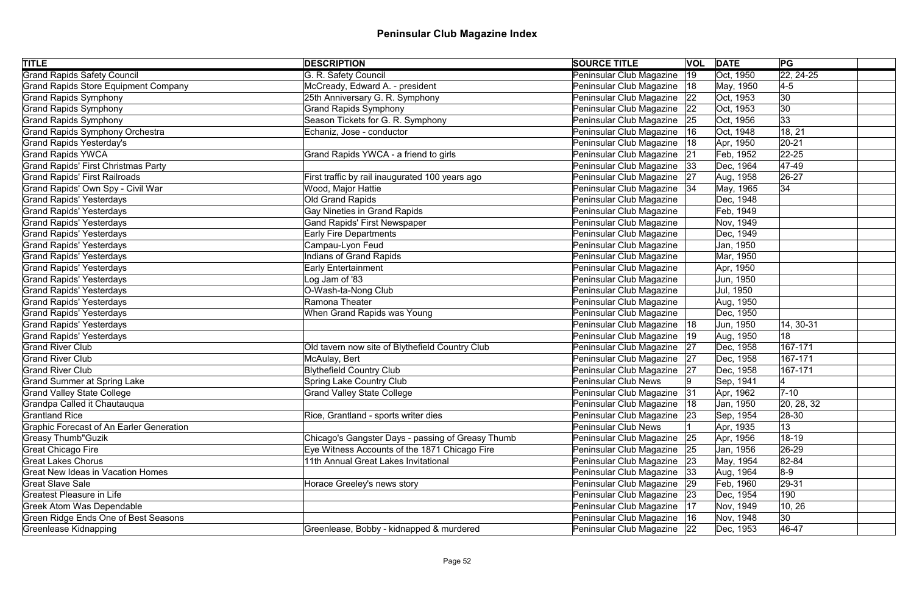# Peninsular Club Magazine Index

| TITLE | DESCRIPTION | SOURCE TITLE | VOL | DATE | PG | |
|---|---|---|---|---|---|---|
| Grand Rapids Safety Council | G. R. Safety Council | Peninsular Club Magazine | 19 | Oct, 1950 | 22, 24-25 | |
| Grand Rapids Store Equipment Company | McCready, Edward A. - president | Peninsular Club Magazine | 18 | May, 1950 | 4-5 | |
| Grand Rapids Symphony | 25th Anniversary G. R. Symphony | Peninsular Club Magazine | 22 | Oct, 1953 | 30 | |
| Grand Rapids Symphony | Grand Rapids Symphony | Peninsular Club Magazine | 22 | Oct, 1953 | 30 | |
| Grand Rapids Symphony | Season Tickets for G. R. Symphony | Peninsular Club Magazine | 25 | Oct, 1956 | 33 | |
| Grand Rapids Symphony Orchestra | Echaniz, Jose - conductor | Peninsular Club Magazine | 16 | Oct, 1948 | 18, 21 | |
| Grand Rapids Yesterday's | | Peninsular Club Magazine | 18 | Apr, 1950 | 20-21 | |
| Grand Rapids YWCA | Grand Rapids YWCA - a friend to girls | Peninsular Club Magazine | 21 | Feb, 1952 | 22-25 | |
| Grand Rapids' First Christmas Party | | Peninsular Club Magazine | 33 | Dec, 1964 | 47-49 | |
| Grand Rapids' First Railroads | First traffic by rail inaugurated 100 years ago | Peninsular Club Magazine | 27 | Aug, 1958 | 26-27 | |
| Grand Rapids' Own Spy - Civil War | Wood, Major Hattie | Peninsular Club Magazine | 34 | May, 1965 | 34 | |
| Grand Rapids' Yesterdays | Old Grand Rapids | Peninsular Club Magazine | | Dec, 1948 | | |
| Grand Rapids' Yesterdays | Gay Nineties in Grand Rapids | Peninsular Club Magazine | | Feb, 1949 | | |
| Grand Rapids' Yesterdays | Gand Rapids' First Newspaper | Peninsular Club Magazine | | Nov, 1949 | | |
| Grand Rapids' Yesterdays | Early Fire Departments | Peninsular Club Magazine | | Dec, 1949 | | |
| Grand Rapids' Yesterdays | Campau-Lyon Feud | Peninsular Club Magazine | | Jan, 1950 | | |
| Grand Rapids' Yesterdays | Indians of Grand Rapids | Peninsular Club Magazine | | Mar, 1950 | | |
| Grand Rapids' Yesterdays | Early Entertainment | Peninsular Club Magazine | | Apr, 1950 | | |
| Grand Rapids' Yesterdays | Log Jam of '83 | Peninsular Club Magazine | | Jun, 1950 | | |
| Grand Rapids' Yesterdays | O-Wash-ta-Nong Club | Peninsular Club Magazine | | Jul, 1950 | | |
| Grand Rapids' Yesterdays | Ramona Theater | Peninsular Club Magazine | | Aug, 1950 | | |
| Grand Rapids' Yesterdays | When Grand Rapids was Young | Peninsular Club Magazine | | Dec, 1950 | | |
| Grand Rapids' Yesterdays | | Peninsular Club Magazine | 18 | Jun, 1950 | 14, 30-31 | |
| Grand Rapids' Yesterdays | | Peninsular Club Magazine | 19 | Aug, 1950 | 18 | |
| Grand River Club | Old tavern now site of Blythefield Country Club | Peninsular Club Magazine | 27 | Dec, 1958 | 167-171 | |
| Grand River Club | McAulay, Bert | Peninsular Club Magazine | 27 | Dec, 1958 | 167-171 | |
| Grand River Club | Blythefield Country Club | Peninsular Club Magazine | 27 | Dec, 1958 | 167-171 | |
| Grand Summer at Spring Lake | Spring Lake Country Club | Peninsular Club News | 9 | Sep, 1941 | 4 | |
| Grand Valley State College | Grand Valley State College | Peninsular Club Magazine | 31 | Apr, 1962 | 7-10 | |
| Grandpa Called it Chautauqua | | Peninsular Club Magazine | 18 | Jan, 1950 | 20, 28, 32 | |
| Grantland Rice | Rice, Grantland - sports writer dies | Peninsular Club Magazine | 23 | Sep, 1954 | 28-30 | |
| Graphic Forecast of An Earler Generation | | Peninsular Club News | 1 | Apr, 1935 | 13 | |
| Greasy Thumb"Guzik | Chicago's Gangster Days - passing of Greasy Thumb | Peninsular Club Magazine | 25 | Apr, 1956 | 18-19 | |
| Great Chicago Fire | Eye Witness Accounts of the 1871 Chicago Fire | Peninsular Club Magazine | 25 | Jan, 1956 | 26-29 | |
| Great Lakes Chorus | 11th Annual Great Lakes Invitational | Peninsular Club Magazine | 23 | May, 1954 | 82-84 | |
| Great New Ideas in Vacation Homes | | Peninsular Club Magazine | 33 | Aug, 1964 | 8-9 | |
| Great Slave Sale | Horace Greeley's news story | Peninsular Club Magazine | 29 | Feb, 1960 | 29-31 | |
| Greatest Pleasure in Life | | Peninsular Club Magazine | 23 | Dec, 1954 | 190 | |
| Greek Atom Was Dependable | | Peninsular Club Magazine | 17 | Nov, 1949 | 10, 26 | |
| Green Ridge Ends One of Best Seasons | | Peninsular Club Magazine | 16 | Nov, 1948 | 30 | |
| Greenlease Kidnapping | Greenlease, Bobby - kidnapped & murdered | Peninsular Club Magazine | 22 | Dec, 1953 | 46-47 | |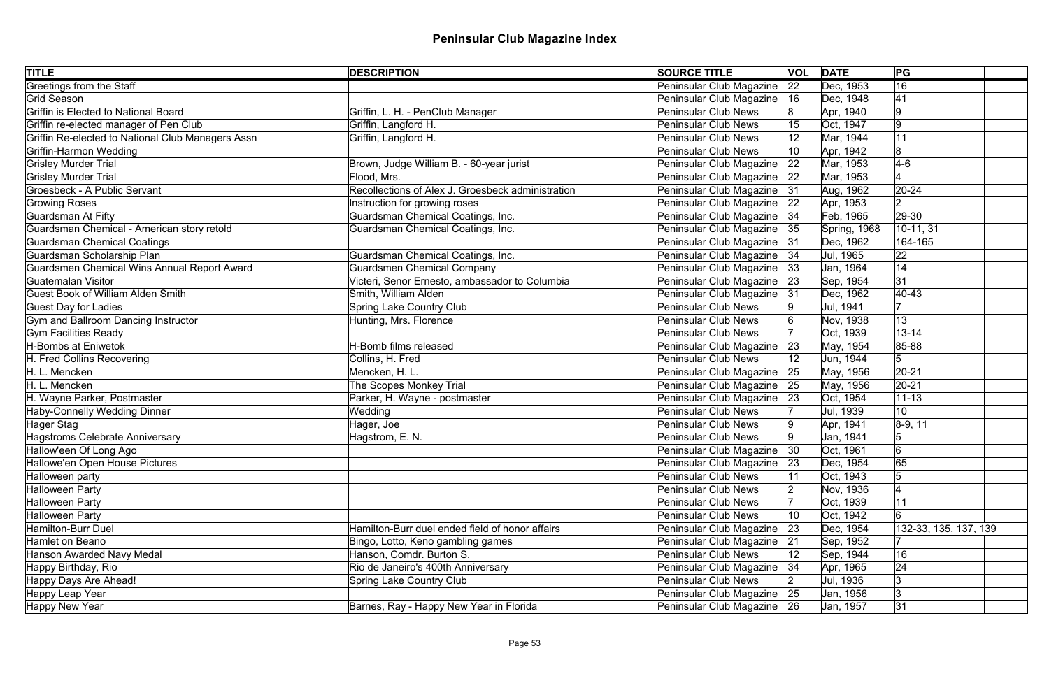# Peninsular Club Magazine Index

| TITLE | DESCRIPTION | SOURCE TITLE | VOL | DATE | PG |
|---|---|---|---|---|---|
| Greetings from the Staff | | Peninsular Club Magazine | 22 | Dec, 1953 | 16 |
| Grid Season | | Peninsular Club Magazine | 16 | Dec, 1948 | 41 |
| Griffin is Elected to National Board | Griffin, L. H. - PenClub Manager | Peninsular Club News | 8 | Apr, 1940 | 9 |
| Griffin re-elected manager of Pen Club | Griffin, Langford H. | Peninsular Club News | 15 | Oct, 1947 | 9 |
| Griffin Re-elected to National Club Managers Assn | Griffin, Langford H. | Peninsular Club News | 12 | Mar, 1944 | 11 |
| Griffin-Harmon Wedding | | Peninsular Club News | 10 | Apr, 1942 | 8 |
| Grisley Murder Trial | Brown, Judge William B. - 60-year jurist | Peninsular Club Magazine | 22 | Mar, 1953 | 4-6 |
| Grisley Murder Trial | Flood, Mrs. | Peninsular Club Magazine | 22 | Mar, 1953 | 4 |
| Groesbeck - A Public Servant | Recollections of Alex J. Groesbeck administration | Peninsular Club Magazine | 31 | Aug, 1962 | 20-24 |
| Growing Roses | Instruction for growing roses | Peninsular Club Magazine | 22 | Apr, 1953 | 2 |
| Guardsman At Fifty | Guardsman Chemical Coatings, Inc. | Peninsular Club Magazine | 34 | Feb, 1965 | 29-30 |
| Guardsman Chemical - American story retold | Guardsman Chemical Coatings, Inc. | Peninsular Club Magazine | 35 | Spring, 1968 | 10-11, 31 |
| Guardsman Chemical Coatings | | Peninsular Club Magazine | 31 | Dec, 1962 | 164-165 |
| Guardsman Scholarship Plan | Guardsman Chemical Coatings, Inc. | Peninsular Club Magazine | 34 | Jul, 1965 | 22 |
| Guardsmen Chemical Wins Annual Report Award | Guardsmen Chemical Company | Peninsular Club Magazine | 33 | Jan, 1964 | 14 |
| Guatemalan Visitor | Victeri, Senor Ernesto, ambassador to Columbia | Peninsular Club Magazine | 23 | Sep, 1954 | 31 |
| Guest Book of William Alden Smith | Smith, William Alden | Peninsular Club Magazine | 31 | Dec, 1962 | 40-43 |
| Guest Day for Ladies | Spring Lake Country Club | Peninsular Club News | 9 | Jul, 1941 | 7 |
| Gym and Ballroom Dancing Instructor | Hunting, Mrs. Florence | Peninsular Club News | 6 | Nov, 1938 | 13 |
| Gym Facilities Ready | | Peninsular Club News | 7 | Oct, 1939 | 13-14 |
| H-Bombs at Eniwetok | H-Bomb films released | Peninsular Club Magazine | 23 | May, 1954 | 85-88 |
| H. Fred Collins Recovering | Collins, H. Fred | Peninsular Club News | 12 | Jun, 1944 | 5 |
| H. L. Mencken | Mencken, H. L. | Peninsular Club Magazine | 25 | May, 1956 | 20-21 |
| H. L. Mencken | The Scopes Monkey Trial | Peninsular Club Magazine | 25 | May, 1956 | 20-21 |
| H. Wayne Parker, Postmaster | Parker, H. Wayne - postmaster | Peninsular Club Magazine | 23 | Oct, 1954 | 11-13 |
| Haby-Connelly Wedding Dinner | Wedding | Peninsular Club News | 7 | Jul, 1939 | 10 |
| Hager Stag | Hager, Joe | Peninsular Club News | 9 | Apr, 1941 | 8-9, 11 |
| Hagstroms Celebrate Anniversary | Hagstrom, E. N. | Peninsular Club News | 9 | Jan, 1941 | 5 |
| Hallow'een Of Long Ago | | Peninsular Club Magazine | 30 | Oct, 1961 | 6 |
| Hallowe'en Open House Pictures | | Peninsular Club Magazine | 23 | Dec, 1954 | 65 |
| Halloween party | | Peninsular Club News | 11 | Oct, 1943 | 5 |
| Halloween Party | | Peninsular Club News | 2 | Nov, 1936 | 4 |
| Halloween Party | | Peninsular Club News | 7 | Oct, 1939 | 11 |
| Halloween Party | | Peninsular Club News | 10 | Oct, 1942 | 6 |
| Hamilton-Burr Duel | Hamilton-Burr duel ended field of honor affairs | Peninsular Club Magazine | 23 | Dec, 1954 | 132-33, 135, 137, 139 |
| Hamlet on Beano | Bingo, Lotto, Keno gambling games | Peninsular Club Magazine | 21 | Sep, 1952 | 7 |
| Hanson Awarded Navy Medal | Hanson, Comdr. Burton S. | Peninsular Club News | 12 | Sep, 1944 | 16 |
| Happy Birthday, Rio | Rio de Janeiro's 400th Anniversary | Peninsular Club Magazine | 34 | Apr, 1965 | 24 |
| Happy Days Are Ahead! | Spring Lake Country Club | Peninsular Club News | 2 | Jul, 1936 | 3 |
| Happy Leap Year | | Peninsular Club Magazine | 25 | Jan, 1956 | 3 |
| Happy New Year | Barnes, Ray - Happy New Year in Florida | Peninsular Club Magazine | 26 | Jan, 1957 | 31 |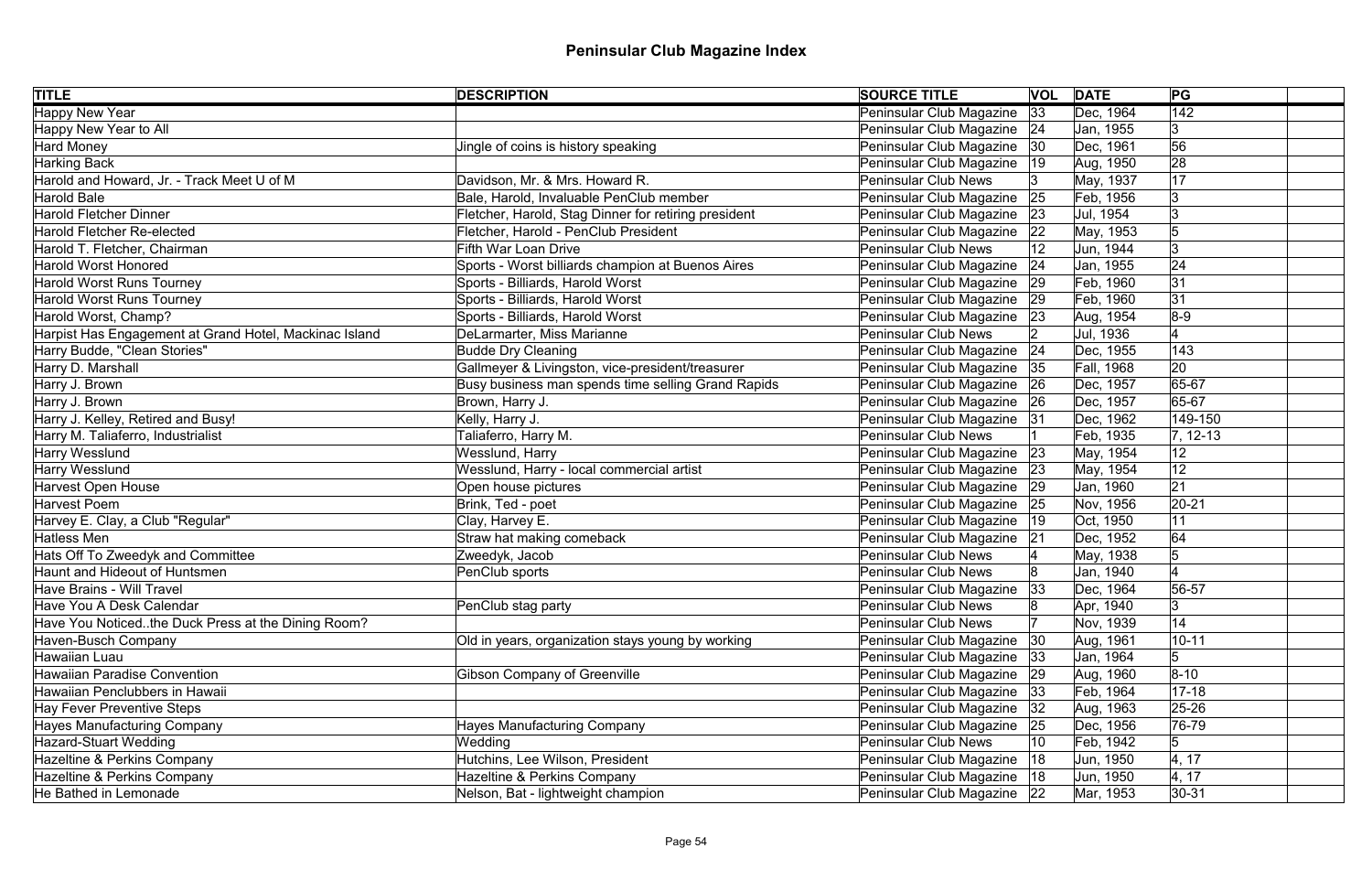# Peninsular Club Magazine Index

| TITLE | DESCRIPTION | SOURCE TITLE | VOL | DATE | PG | |
|---|---|---|---|---|---|---|
| Happy New Year | | Peninsular Club Magazine | 33 | Dec, 1964 | 142 | |
| Happy New Year to All | | Peninsular Club Magazine | 24 | Jan, 1955 | 3 | |
| Hard Money | Jingle of coins is history speaking | Peninsular Club Magazine | 30 | Dec, 1961 | 56 | |
| Harking Back | | Peninsular Club Magazine | 19 | Aug, 1950 | 28 | |
| Harold and Howard, Jr. - Track Meet U of M | Davidson, Mr. & Mrs. Howard R. | Peninsular Club News | 3 | May, 1937 | 17 | |
| Harold Bale | Bale, Harold, Invaluable PenClub member | Peninsular Club Magazine | 25 | Feb, 1956 | 3 | |
| Harold Fletcher Dinner | Fletcher, Harold, Stag Dinner for retiring president | Peninsular Club Magazine | 23 | Jul, 1954 | 3 | |
| Harold Fletcher Re-elected | Fletcher, Harold - PenClub President | Peninsular Club Magazine | 22 | May, 1953 | 5 | |
| Harold T. Fletcher, Chairman | Fifth War Loan Drive | Peninsular Club News | 12 | Jun, 1944 | 3 | |
| Harold Worst Honored | Sports - Worst billiards champion at Buenos Aires | Peninsular Club Magazine | 24 | Jan, 1955 | 24 | |
| Harold Worst Runs Tourney | Sports - Billiards, Harold Worst | Peninsular Club Magazine | 29 | Feb, 1960 | 31 | |
| Harold Worst Runs Tourney | Sports - Billiards, Harold Worst | Peninsular Club Magazine | 29 | Feb, 1960 | 31 | |
| Harold Worst, Champ? | Sports - Billiards, Harold Worst | Peninsular Club Magazine | 23 | Aug, 1954 | 8-9 | |
| Harpist Has Engagement at Grand Hotel, Mackinac Island | DeLarmarter, Miss Marianne | Peninsular Club News | 2 | Jul, 1936 | 4 | |
| Harry Budde, "Clean Stories" | Budde Dry Cleaning | Peninsular Club Magazine | 24 | Dec, 1955 | 143 | |
| Harry D. Marshall | Gallmeyer & Livingston, vice-president/treasurer | Peninsular Club Magazine | 35 | Fall, 1968 | 20 | |
| Harry J. Brown | Busy business man spends time selling Grand Rapids | Peninsular Club Magazine | 26 | Dec, 1957 | 65-67 | |
| Harry J. Brown | Brown, Harry J. | Peninsular Club Magazine | 26 | Dec, 1957 | 65-67 | |
| Harry J. Kelley, Retired and Busy! | Kelly, Harry J. | Peninsular Club Magazine | 31 | Dec, 1962 | 149-150 | |
| Harry M. Taliaferro, Industrialist | Taliaferro, Harry M. | Peninsular Club News | 1 | Feb, 1935 | 7, 12-13 | |
| Harry Wesslund | Wesslund, Harry | Peninsular Club Magazine | 23 | May, 1954 | 12 | |
| Harry Wesslund | Wesslund, Harry - local commercial artist | Peninsular Club Magazine | 23 | May, 1954 | 12 | |
| Harvest Open House | Open house pictures | Peninsular Club Magazine | 29 | Jan, 1960 | 21 | |
| Harvest Poem | Brink, Ted - poet | Peninsular Club Magazine | 25 | Nov, 1956 | 20-21 | |
| Harvey E. Clay, a Club "Regular" | Clay, Harvey E. | Peninsular Club Magazine | 19 | Oct, 1950 | 11 | |
| Hatless Men | Straw hat making comeback | Peninsular Club Magazine | 21 | Dec, 1952 | 64 | |
| Hats Off To Zweedyk and Committee | Zweedyk, Jacob | Peninsular Club News | 4 | May, 1938 | 5 | |
| Haunt and Hideout of Huntsmen | PenClub sports | Peninsular Club News | 8 | Jan, 1940 | 4 | |
| Have Brains - Will Travel | | Peninsular Club Magazine | 33 | Dec, 1964 | 56-57 | |
| Have You A Desk Calendar | PenClub stag party | Peninsular Club News | 8 | Apr, 1940 | 3 | |
| Have You Noticed..the Duck Press at the Dining Room? | | Peninsular Club News | 7 | Nov, 1939 | 14 | |
| Haven-Busch Company | Old in years, organization stays young by working | Peninsular Club Magazine | 30 | Aug, 1961 | 10-11 | |
| Hawaiian Luau | | Peninsular Club Magazine | 33 | Jan, 1964 | 5 | |
| Hawaiian Paradise Convention | Gibson Company of Greenville | Peninsular Club Magazine | 29 | Aug, 1960 | 8-10 | |
| Hawaiian Penclubbers in Hawaii | | Peninsular Club Magazine | 33 | Feb, 1964 | 17-18 | |
| Hay Fever Preventive Steps | | Peninsular Club Magazine | 32 | Aug, 1963 | 25-26 | |
| Hayes Manufacturing Company | Hayes Manufacturing Company | Peninsular Club Magazine | 25 | Dec, 1956 | 76-79 | |
| Hazard-Stuart Wedding | Wedding | Peninsular Club News | 10 | Feb, 1942 | 5 | |
| Hazeltine & Perkins Company | Hutchins, Lee Wilson, President | Peninsular Club Magazine | 18 | Jun, 1950 | 4, 17 | |
| Hazeltine & Perkins Company | Hazeltine & Perkins Company | Peninsular Club Magazine | 18 | Jun, 1950 | 4, 17 | |
| He Bathed in Lemonade | Nelson, Bat - lightweight champion | Peninsular Club Magazine | 22 | Mar, 1953 | 30-31 | |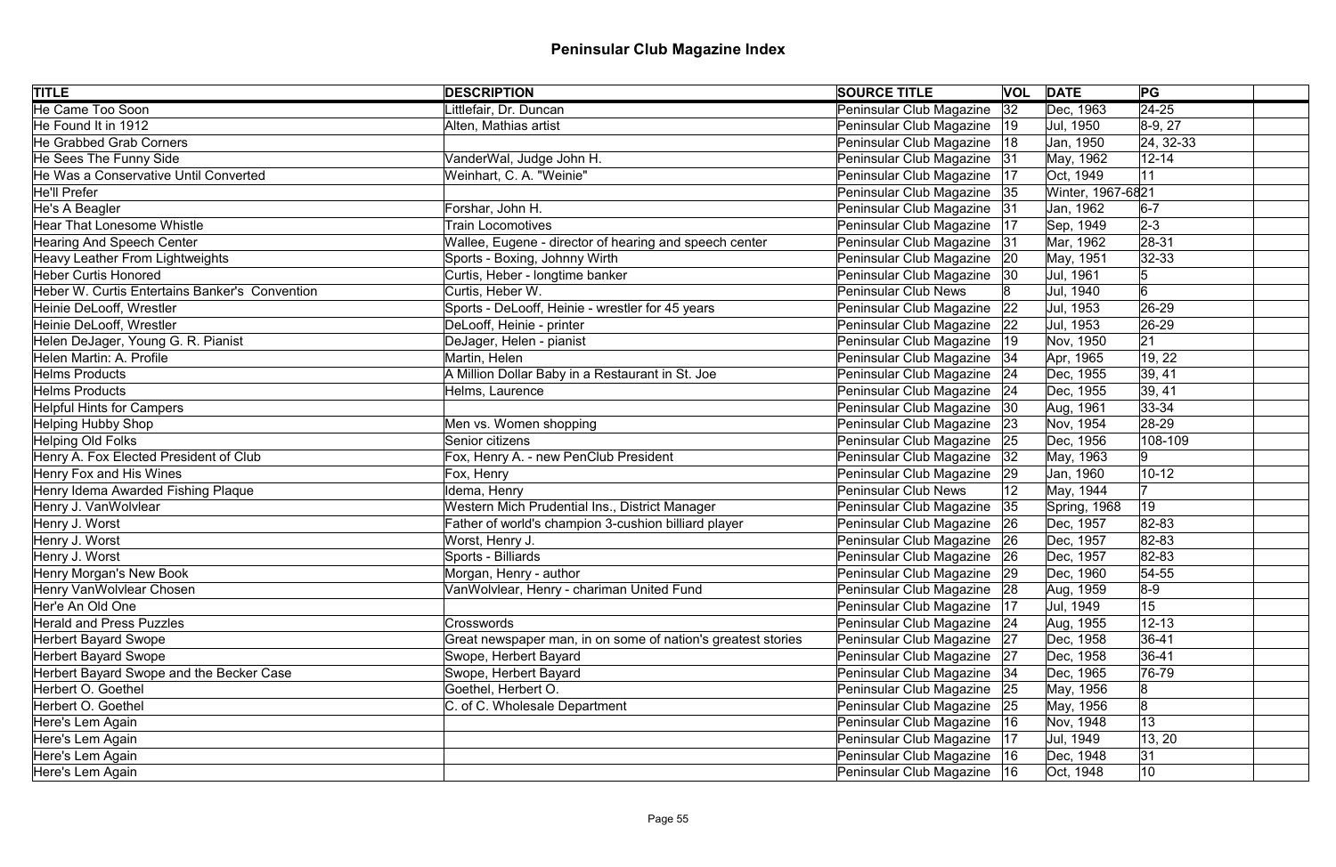# Peninsular Club Magazine Index

| TITLE | DESCRIPTION | SOURCE TITLE | VOL | DATE | PG | |
|---|---|---|---|---|---|---|
| He Came Too Soon | Littlefair, Dr. Duncan | Peninsular Club Magazine | 32 | Dec, 1963 | 24-25 | |
| He Found It in 1912 | Alten, Mathias artist | Peninsular Club Magazine | 19 | Jul, 1950 | 8-9, 27 | |
| He Grabbed Grab Corners | | Peninsular Club Magazine | 18 | Jan, 1950 | 24, 32-33 | |
| He Sees The Funny Side | VanderWal, Judge John H. | Peninsular Club Magazine | 31 | May, 1962 | 12-14 | |
| He Was a Conservative Until Converted | Weinhart, C. A. "Weinie" | Peninsular Club Magazine | 17 | Oct, 1949 | 11 | |
| He'll Prefer | | Peninsular Club Magazine | 35 | Winter, 1967-68 | 21 | |
| He's A Beagler | Forshar, John H. | Peninsular Club Magazine | 31 | Jan, 1962 | 6-7 | |
| Hear That Lonesome Whistle | Train Locomotives | Peninsular Club Magazine | 17 | Sep, 1949 | 2-3 | |
| Hearing And Speech Center | Wallee, Eugene - director of hearing and speech center | Peninsular Club Magazine | 31 | Mar, 1962 | 28-31 | |
| Heavy Leather From Lightweights | Sports - Boxing, Johnny Wirth | Peninsular Club Magazine | 20 | May, 1951 | 32-33 | |
| Heber Curtis Honored | Curtis, Heber - longtime banker | Peninsular Club Magazine | 30 | Jul, 1961 | 5 | |
| Heber W. Curtis Entertains Banker's Convention | Curtis, Heber W. | Peninsular Club News | 8 | Jul, 1940 | 6 | |
| Heinie DeLooff, Wrestler | Sports - DeLooff, Heinie - wrestler for 45 years | Peninsular Club Magazine | 22 | Jul, 1953 | 26-29 | |
| Heinie DeLooff, Wrestler | DeLooff, Heinie - printer | Peninsular Club Magazine | 22 | Jul, 1953 | 26-29 | |
| Helen DeJager, Young G. R. Pianist | DeJager, Helen - pianist | Peninsular Club Magazine | 19 | Nov, 1950 | 21 | |
| Helen Martin: A. Profile | Martin, Helen | Peninsular Club Magazine | 34 | Apr, 1965 | 19, 22 | |
| Helms Products | A Million Dollar Baby in a Restaurant in St. Joe | Peninsular Club Magazine | 24 | Dec, 1955 | 39, 41 | |
| Helms Products | Helms, Laurence | Peninsular Club Magazine | 24 | Dec, 1955 | 39, 41 | |
| Helpful Hints for Campers | | Peninsular Club Magazine | 30 | Aug, 1961 | 33-34 | |
| Helping Hubby Shop | Men vs. Women shopping | Peninsular Club Magazine | 23 | Nov, 1954 | 28-29 | |
| Helping Old Folks | Senior citizens | Peninsular Club Magazine | 25 | Dec, 1956 | 108-109 | |
| Henry A. Fox Elected President of Club | Fox, Henry A. - new PenClub President | Peninsular Club Magazine | 32 | May, 1963 | 9 | |
| Henry Fox and His Wines | Fox, Henry | Peninsular Club Magazine | 29 | Jan, 1960 | 10-12 | |
| Henry Idema Awarded Fishing Plaque | Idema, Henry | Peninsular Club News | 12 | May, 1944 | 7 | |
| Henry J. VanWolvlear | Western Mich Prudential Ins., District Manager | Peninsular Club Magazine | 35 | Spring, 1968 | 19 | |
| Henry J. Worst | Father of world's champion 3-cushion billiard player | Peninsular Club Magazine | 26 | Dec, 1957 | 82-83 | |
| Henry J. Worst | Worst, Henry J. | Peninsular Club Magazine | 26 | Dec, 1957 | 82-83 | |
| Henry J. Worst | Sports - Billiards | Peninsular Club Magazine | 26 | Dec, 1957 | 82-83 | |
| Henry Morgan's New Book | Morgan, Henry - author | Peninsular Club Magazine | 29 | Dec, 1960 | 54-55 | |
| Henry VanWolvlear Chosen | VanWolvlear, Henry - chariman United Fund | Peninsular Club Magazine | 28 | Aug, 1959 | 8-9 | |
| Her'e An Old One | | Peninsular Club Magazine | 17 | Jul, 1949 | 15 | |
| Herald and Press Puzzles | Crosswords | Peninsular Club Magazine | 24 | Aug, 1955 | 12-13 | |
| Herbert Bayard Swope | Great newspaper man, in on some of nation's greatest stories | Peninsular Club Magazine | 27 | Dec, 1958 | 36-41 | |
| Herbert Bayard Swope | Swope, Herbert Bayard | Peninsular Club Magazine | 27 | Dec, 1958 | 36-41 | |
| Herbert Bayard Swope and the Becker Case | Swope, Herbert Bayard | Peninsular Club Magazine | 34 | Dec, 1965 | 76-79 | |
| Herbert O. Goethel | Goethel, Herbert O. | Peninsular Club Magazine | 25 | May, 1956 | 8 | |
| Herbert O. Goethel | C. of C. Wholesale Department | Peninsular Club Magazine | 25 | May, 1956 | 8 | |
| Here's Lem Again | | Peninsular Club Magazine | 16 | Nov, 1948 | 13 | |
| Here's Lem Again | | Peninsular Club Magazine | 17 | Jul, 1949 | 13, 20 | |
| Here's Lem Again | | Peninsular Club Magazine | 16 | Dec, 1948 | 31 | |
| Here's Lem Again | | Peninsular Club Magazine | 16 | Oct, 1948 | 10 | |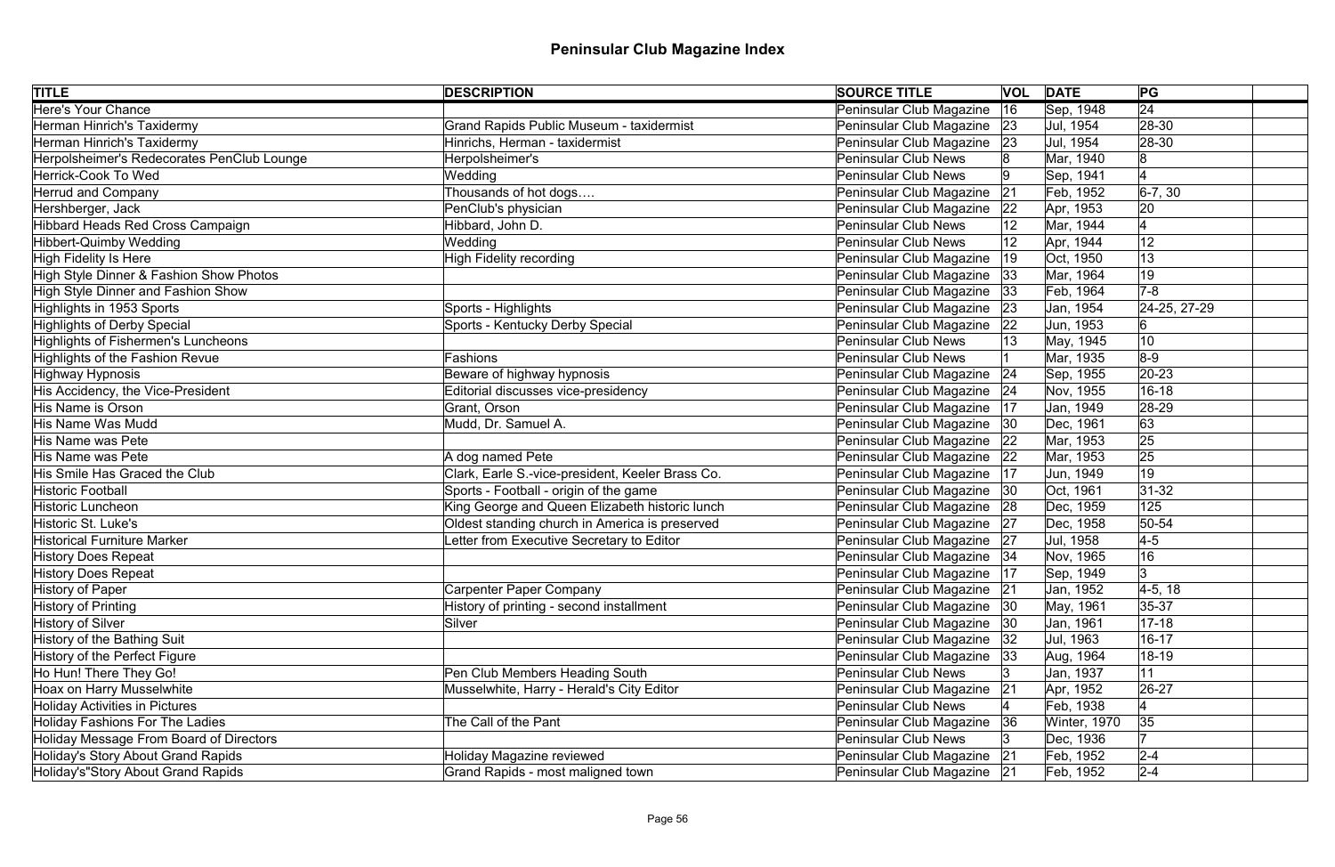# Peninsular Club Magazine Index

| TITLE | DESCRIPTION | SOURCE TITLE | VOL | DATE | PG | |
|---|---|---|---|---|---|---|
| Here's Your Chance | | Peninsular Club Magazine | 16 | Sep, 1948 | 24 | |
| Herman Hinrich's Taxidermy | Grand Rapids Public Museum - taxidermist | Peninsular Club Magazine | 23 | Jul, 1954 | 28-30 | |
| Herman Hinrich's Taxidermy | Hinrichs, Herman - taxidermist | Peninsular Club Magazine | 23 | Jul, 1954 | 28-30 | |
| Herpolsheimer's Redecorates PenClub Lounge | Herpolsheimer's | Peninsular Club News | 8 | Mar, 1940 | 8 | |
| Herrick-Cook To Wed | Wedding | Peninsular Club News | 9 | Sep, 1941 | 4 | |
| Herrud and Company | Thousands of hot dogs…. | Peninsular Club Magazine | 21 | Feb, 1952 | 6-7, 30 | |
| Hershberger, Jack | PenClub's physician | Peninsular Club Magazine | 22 | Apr, 1953 | 20 | |
| Hibbard Heads Red Cross Campaign | Hibbard, John D. | Peninsular Club News | 12 | Mar, 1944 | 4 | |
| Hibbert-Quimby Wedding | Wedding | Peninsular Club News | 12 | Apr, 1944 | 12 | |
| High Fidelity Is Here | High Fidelity recording | Peninsular Club Magazine | 19 | Oct, 1950 | 13 | |
| High Style Dinner & Fashion Show Photos | | Peninsular Club Magazine | 33 | Mar, 1964 | 19 | |
| High Style Dinner and Fashion Show | | Peninsular Club Magazine | 33 | Feb, 1964 | 7-8 | |
| Highlights in 1953 Sports | Sports - Highlights | Peninsular Club Magazine | 23 | Jan, 1954 | 24-25, 27-29 | |
| Highlights of Derby Special | Sports - Kentucky Derby Special | Peninsular Club Magazine | 22 | Jun, 1953 | 6 | |
| Highlights of Fishermen's Luncheons | | Peninsular Club News | 13 | May, 1945 | 10 | |
| Highlights of the Fashion Revue | Fashions | Peninsular Club News | 1 | Mar, 1935 | 8-9 | |
| Highway Hypnosis | Beware of highway hypnosis | Peninsular Club Magazine | 24 | Sep, 1955 | 20-23 | |
| His Accidency, the Vice-President | Editorial discusses vice-presidency | Peninsular Club Magazine | 24 | Nov, 1955 | 16-18 | |
| His Name is Orson | Grant, Orson | Peninsular Club Magazine | 17 | Jan, 1949 | 28-29 | |
| His Name Was Mudd | Mudd, Dr. Samuel A. | Peninsular Club Magazine | 30 | Dec, 1961 | 63 | |
| His Name was Pete | | Peninsular Club Magazine | 22 | Mar, 1953 | 25 | |
| His Name was Pete | A dog named Pete | Peninsular Club Magazine | 22 | Mar, 1953 | 25 | |
| His Smile Has Graced the Club | Clark, Earle S.-vice-president, Keeler Brass Co. | Peninsular Club Magazine | 17 | Jun, 1949 | 19 | |
| Historic Football | Sports - Football - origin of the game | Peninsular Club Magazine | 30 | Oct, 1961 | 31-32 | |
| Historic Luncheon | King George and Queen Elizabeth historic lunch | Peninsular Club Magazine | 28 | Dec, 1959 | 125 | |
| Historic St. Luke's | Oldest standing church in America is preserved | Peninsular Club Magazine | 27 | Dec, 1958 | 50-54 | |
| Historical Furniture Marker | Letter from Executive Secretary to Editor | Peninsular Club Magazine | 27 | Jul, 1958 | 4-5 | |
| History Does Repeat | | Peninsular Club Magazine | 34 | Nov, 1965 | 16 | |
| History Does Repeat | | Peninsular Club Magazine | 17 | Sep, 1949 | 3 | |
| History of Paper | Carpenter Paper Company | Peninsular Club Magazine | 21 | Jan, 1952 | 4-5, 18 | |
| History of Printing | History of printing - second installment | Peninsular Club Magazine | 30 | May, 1961 | 35-37 | |
| History of Silver | Silver | Peninsular Club Magazine | 30 | Jan, 1961 | 17-18 | |
| History of the Bathing Suit | | Peninsular Club Magazine | 32 | Jul, 1963 | 16-17 | |
| History of the Perfect Figure | | Peninsular Club Magazine | 33 | Aug, 1964 | 18-19 | |
| Ho Hun! There They Go! | Pen Club Members Heading South | Peninsular Club News | 3 | Jan, 1937 | 11 | |
| Hoax on Harry Musselwhite | Musselwhite, Harry - Herald's City Editor | Peninsular Club Magazine | 21 | Apr, 1952 | 26-27 | |
| Holiday Activities in Pictures | | Peninsular Club News | 4 | Feb, 1938 | 4 | |
| Holiday Fashions For The Ladies | The Call of the Pant | Peninsular Club Magazine | 36 | Winter, 1970 | 35 | |
| Holiday Message From Board of Directors | | Peninsular Club News | 3 | Dec, 1936 | 7 | |
| Holiday's Story About Grand Rapids | Holiday Magazine reviewed | Peninsular Club Magazine | 21 | Feb, 1952 | 2-4 | |
| Holiday's"Story About Grand Rapids | Grand Rapids - most maligned town | Peninsular Club Magazine | 21 | Feb, 1952 | 2-4 | |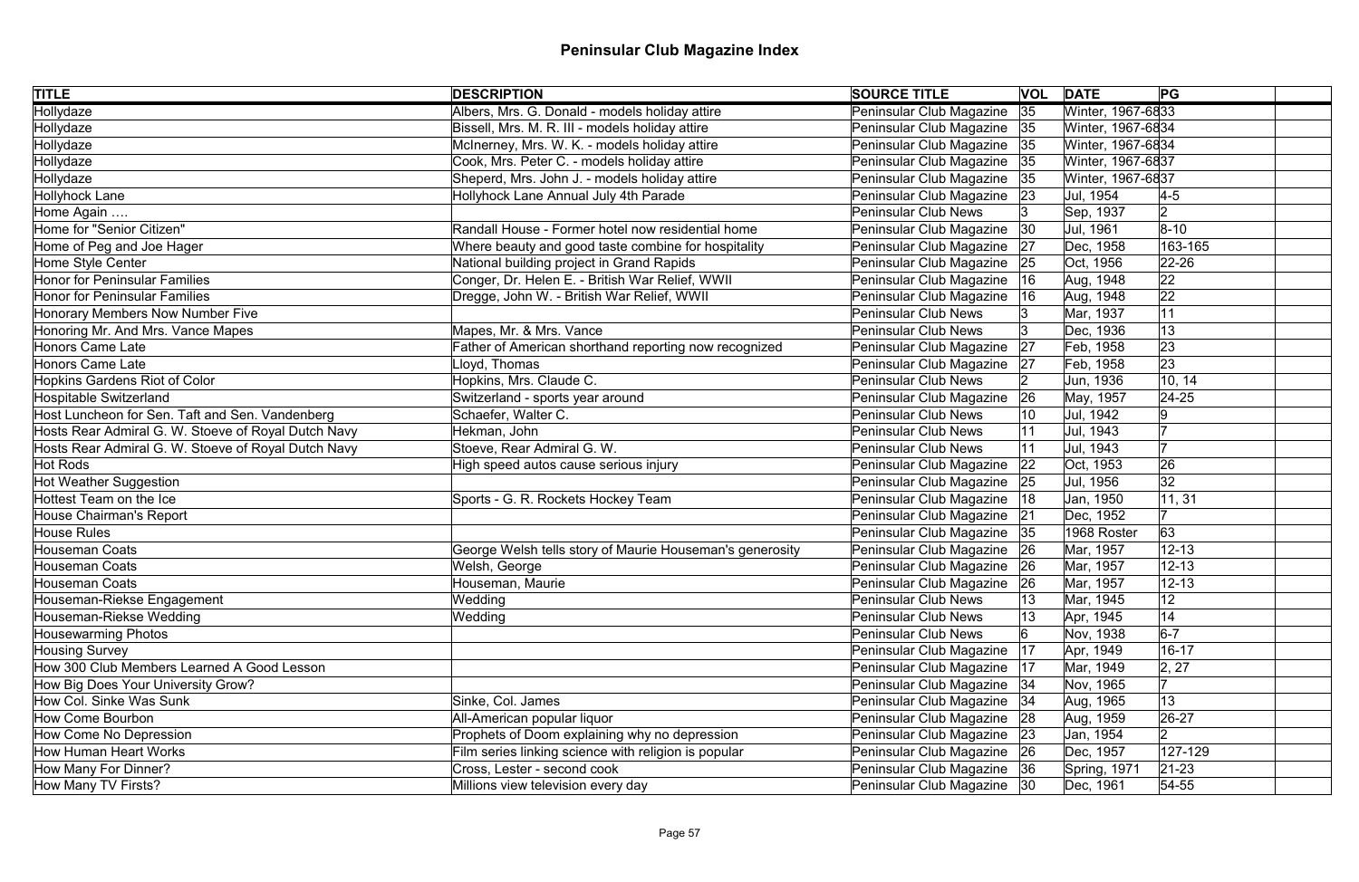# Peninsular Club Magazine Index

| TITLE | DESCRIPTION | SOURCE TITLE | VOL | DATE | PG | |
|---|---|---|---|---|---|---|
| Hollydaze | Albers, Mrs. G. Donald - models holiday attire | Peninsular Club Magazine | 35 | Winter, 1967-68 | 33 | |
| Hollydaze | Bissell, Mrs. M. R. III - models holiday attire | Peninsular Club Magazine | 35 | Winter, 1967-68 | 34 | |
| Hollydaze | McInerney, Mrs. W. K. - models holiday attire | Peninsular Club Magazine | 35 | Winter, 1967-68 | 34 | |
| Hollydaze | Cook, Mrs. Peter C. - models holiday attire | Peninsular Club Magazine | 35 | Winter, 1967-68 | 37 | |
| Hollydaze | Sheperd, Mrs. John J. - models holiday attire | Peninsular Club Magazine | 35 | Winter, 1967-68 | 37 | |
| Hollyhock Lane | Hollyhock Lane Annual July 4th Parade | Peninsular Club Magazine | 23 | Jul, 1954 | 4-5 | |
| Home Again .... | | Peninsular Club News | 3 | Sep, 1937 | 2 | |
| Home for "Senior Citizen" | Randall House - Former hotel now residential home | Peninsular Club Magazine | 30 | Jul, 1961 | 8-10 | |
| Home of Peg and Joe Hager | Where beauty and good taste combine for hospitality | Peninsular Club Magazine | 27 | Dec, 1958 | 163-165 | |
| Home Style Center | National building project in Grand Rapids | Peninsular Club Magazine | 25 | Oct, 1956 | 22-26 | |
| Honor for Peninsular Families | Conger, Dr. Helen E. - British War Relief, WWII | Peninsular Club Magazine | 16 | Aug, 1948 | 22 | |
| Honor for Peninsular Families | Dregge, John W. - British War Relief, WWII | Peninsular Club Magazine | 16 | Aug, 1948 | 22 | |
| Honorary Members Now Number Five | | Peninsular Club News | 3 | Mar, 1937 | 11 | |
| Honoring Mr. And Mrs. Vance Mapes | Mapes, Mr. & Mrs. Vance | Peninsular Club News | 3 | Dec, 1936 | 13 | |
| Honors Came Late | Father of American shorthand reporting now recognized | Peninsular Club Magazine | 27 | Feb, 1958 | 23 | |
| Honors Came Late | Lloyd, Thomas | Peninsular Club Magazine | 27 | Feb, 1958 | 23 | |
| Hopkins Gardens Riot of Color | Hopkins, Mrs. Claude C. | Peninsular Club News | 2 | Jun, 1936 | 10, 14 | |
| Hospitable Switzerland | Switzerland - sports year around | Peninsular Club Magazine | 26 | May, 1957 | 24-25 | |
| Host Luncheon for Sen. Taft and Sen. Vandenberg | Schaefer, Walter C. | Peninsular Club News | 10 | Jul, 1942 | 9 | |
| Hosts Rear Admiral G. W. Stoeve of Royal Dutch Navy | Hekman, John | Peninsular Club News | 11 | Jul, 1943 | 7 | |
| Hosts Rear Admiral G. W. Stoeve of Royal Dutch Navy | Stoeve, Rear Admiral G. W. | Peninsular Club News | 11 | Jul, 1943 | 7 | |
| Hot Rods | High speed autos cause serious injury | Peninsular Club Magazine | 22 | Oct, 1953 | 26 | |
| Hot Weather Suggestion | | Peninsular Club Magazine | 25 | Jul, 1956 | 32 | |
| Hottest Team on the Ice | Sports - G. R. Rockets Hockey Team | Peninsular Club Magazine | 18 | Jan, 1950 | 11, 31 | |
| House Chairman's Report | | Peninsular Club Magazine | 21 | Dec, 1952 | 7 | |
| House Rules | | Peninsular Club Magazine | 35 | 1968 Roster | 63 | |
| Houseman Coats | George Welsh tells story of Maurie Houseman's generosity | Peninsular Club Magazine | 26 | Mar, 1957 | 12-13 | |
| Houseman Coats | Welsh, George | Peninsular Club Magazine | 26 | Mar, 1957 | 12-13 | |
| Houseman Coats | Houseman, Maurie | Peninsular Club Magazine | 26 | Mar, 1957 | 12-13 | |
| Houseman-Riekse Engagement | Wedding | Peninsular Club News | 13 | Mar, 1945 | 12 | |
| Houseman-Riekse Wedding | Wedding | Peninsular Club News | 13 | Apr, 1945 | 14 | |
| Housewarming Photos | | Peninsular Club News | 6 | Nov, 1938 | 6-7 | |
| Housing Survey | | Peninsular Club Magazine | 17 | Apr, 1949 | 16-17 | |
| How 300 Club Members Learned A Good Lesson | | Peninsular Club Magazine | 17 | Mar, 1949 | 2, 27 | |
| How Big Does Your University Grow? | | Peninsular Club Magazine | 34 | Nov, 1965 | 7 | |
| How Col. Sinke Was Sunk | Sinke, Col. James | Peninsular Club Magazine | 34 | Aug, 1965 | 13 | |
| How Come Bourbon | All-American popular liquor | Peninsular Club Magazine | 28 | Aug, 1959 | 26-27 | |
| How Come No Depression | Prophets of Doom explaining why no depression | Peninsular Club Magazine | 23 | Jan, 1954 | 2 | |
| How Human Heart Works | Film series linking science with religion is popular | Peninsular Club Magazine | 26 | Dec, 1957 | 127-129 | |
| How Many For Dinner? | Cross, Lester - second cook | Peninsular Club Magazine | 36 | Spring, 1971 | 21-23 | |
| How Many TV Firsts? | Millions view television every day | Peninsular Club Magazine | 30 | Dec, 1961 | 54-55 | |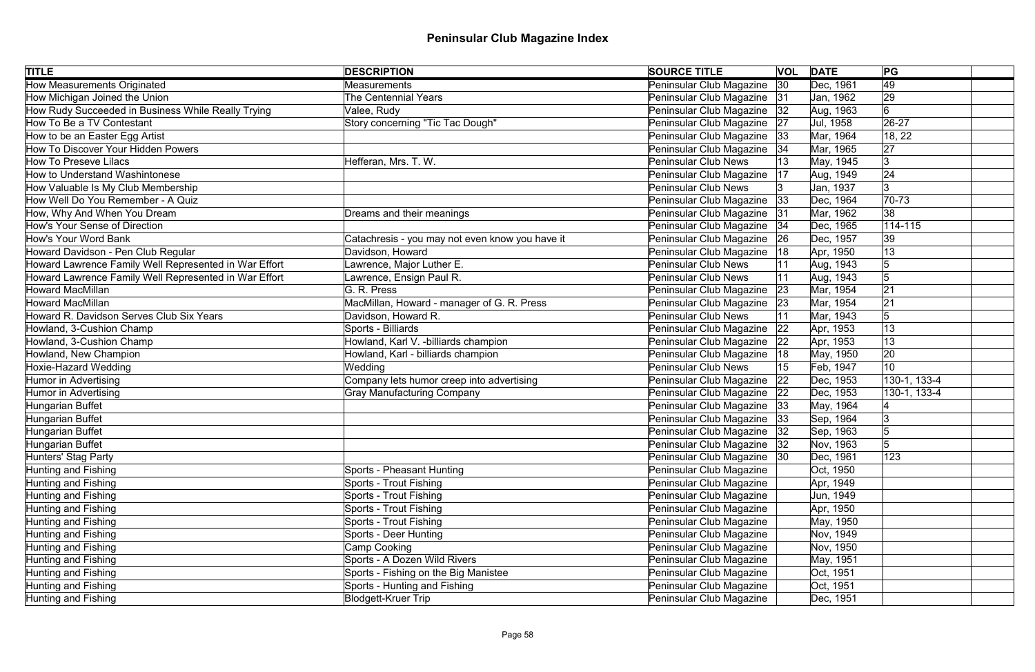# Peninsular Club Magazine Index

| TITLE | DESCRIPTION | SOURCE TITLE | VOL | DATE | PG | |
|---|---|---|---|---|---|---|
| How Measurements Originated | Measurements | Peninsular Club Magazine | 30 | Dec, 1961 | 49 | |
| How Michigan Joined the Union | The Centennial Years | Peninsular Club Magazine | 31 | Jan, 1962 | 29 | |
| How Rudy Succeeded in Business While Really Trying | Valee, Rudy | Peninsular Club Magazine | 32 | Aug, 1963 | 6 | |
| How To Be a TV Contestant | Story concerning "Tic Tac Dough" | Peninsular Club Magazine | 27 | Jul, 1958 | 26-27 | |
| How to be an Easter Egg Artist | | Peninsular Club Magazine | 33 | Mar, 1964 | 18, 22 | |
| How To Discover Your Hidden Powers | | Peninsular Club Magazine | 34 | Mar, 1965 | 27 | |
| How To Preseve Lilacs | Hefferan, Mrs. T. W. | Peninsular Club News | 13 | May, 1945 | 3 | |
| How to Understand Washintonese | | Peninsular Club Magazine | 17 | Aug, 1949 | 24 | |
| How Valuable Is My Club Membership | | Peninsular Club News | 3 | Jan, 1937 | 3 | |
| How Well Do You Remember - A Quiz | | Peninsular Club Magazine | 33 | Dec, 1964 | 70-73 | |
| How, Why And When You Dream | Dreams and their meanings | Peninsular Club Magazine | 31 | Mar, 1962 | 38 | |
| How's Your Sense of Direction | | Peninsular Club Magazine | 34 | Dec, 1965 | 114-115 | |
| How's Your Word Bank | Catachresis - you may not even know you have it | Peninsular Club Magazine | 26 | Dec, 1957 | 39 | |
| Howard Davidson - Pen Club Regular | Davidson, Howard | Peninsular Club Magazine | 18 | Apr, 1950 | 13 | |
| Howard Lawrence Family Well Represented in War Effort | Lawrence, Major Luther E. | Peninsular Club News | 11 | Aug, 1943 | 5 | |
| Howard Lawrence Family Well Represented in War Effort | Lawrence, Ensign Paul R. | Peninsular Club News | 11 | Aug, 1943 | 5 | |
| Howard MacMillan | G. R. Press | Peninsular Club Magazine | 23 | Mar, 1954 | 21 | |
| Howard MacMillan | MacMillan, Howard - manager of G. R. Press | Peninsular Club Magazine | 23 | Mar, 1954 | 21 | |
| Howard R. Davidson Serves Club Six Years | Davidson, Howard R. | Peninsular Club News | 11 | Mar, 1943 | 5 | |
| Howland, 3-Cushion Champ | Sports - Billiards | Peninsular Club Magazine | 22 | Apr, 1953 | 13 | |
| Howland, 3-Cushion Champ | Howland, Karl V. -billiards champion | Peninsular Club Magazine | 22 | Apr, 1953 | 13 | |
| Howland, New Champion | Howland, Karl - billiards champion | Peninsular Club Magazine | 18 | May, 1950 | 20 | |
| Hoxie-Hazard Wedding | Wedding | Peninsular Club News | 15 | Feb, 1947 | 10 | |
| Humor in Advertising | Company lets humor creep into advertising | Peninsular Club Magazine | 22 | Dec, 1953 | 130-1, 133-4 | |
| Humor in Advertising | Gray Manufacturing Company | Peninsular Club Magazine | 22 | Dec, 1953 | 130-1, 133-4 | |
| Hungarian Buffet | | Peninsular Club Magazine | 33 | May, 1964 | 4 | |
| Hungarian Buffet | | Peninsular Club Magazine | 33 | Sep, 1964 | 3 | |
| Hungarian Buffet | | Peninsular Club Magazine | 32 | Sep, 1963 | 5 | |
| Hungarian Buffet | | Peninsular Club Magazine | 32 | Nov, 1963 | 5 | |
| Hunters' Stag Party | | Peninsular Club Magazine | 30 | Dec, 1961 | 123 | |
| Hunting and Fishing | Sports - Pheasant Hunting | Peninsular Club Magazine | | Oct, 1950 | | |
| Hunting and Fishing | Sports - Trout Fishing | Peninsular Club Magazine | | Apr, 1949 | | |
| Hunting and Fishing | Sports - Trout Fishing | Peninsular Club Magazine | | Jun, 1949 | | |
| Hunting and Fishing | Sports - Trout Fishing | Peninsular Club Magazine | | Apr, 1950 | | |
| Hunting and Fishing | Sports - Trout Fishing | Peninsular Club Magazine | | May, 1950 | | |
| Hunting and Fishing | Sports - Deer Hunting | Peninsular Club Magazine | | Nov, 1949 | | |
| Hunting and Fishing | Camp Cooking | Peninsular Club Magazine | | Nov, 1950 | | |
| Hunting and Fishing | Sports - A Dozen Wild Rivers | Peninsular Club Magazine | | May, 1951 | | |
| Hunting and Fishing | Sports - Fishing on the Big Manistee | Peninsular Club Magazine | | Oct, 1951 | | |
| Hunting and Fishing | Sports - Hunting and Fishing | Peninsular Club Magazine | | Oct, 1951 | | |
| Hunting and Fishing | Blodgett-Kruer Trip | Peninsular Club Magazine | | Dec, 1951 | | |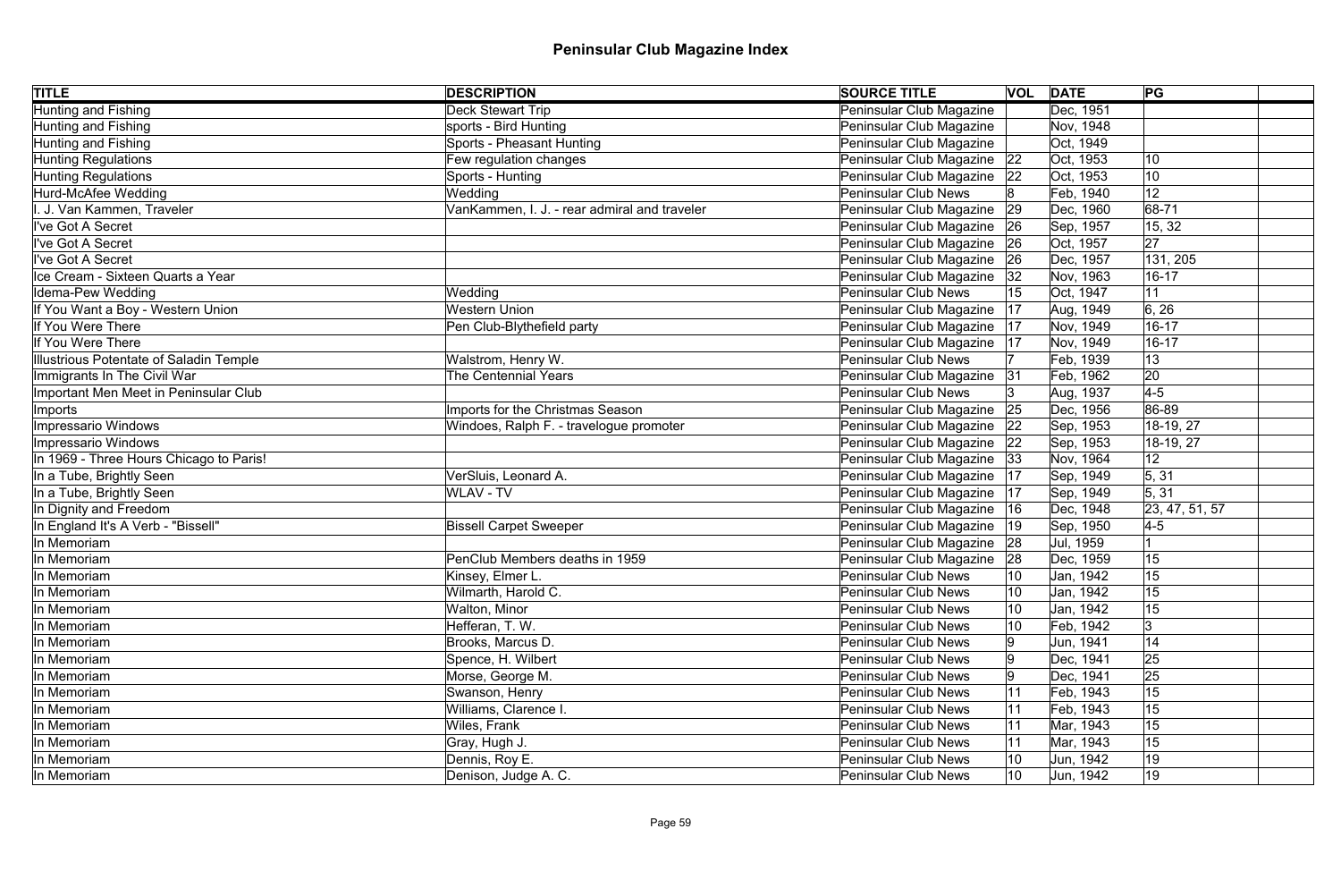# Peninsular Club Magazine Index

| TITLE | DESCRIPTION | SOURCE TITLE | VOL | DATE | PG | |
|---|---|---|---|---|---|---|
| Hunting and Fishing | Deck Stewart Trip | Peninsular Club Magazine | | Dec, 1951 | | |
| Hunting and Fishing | sports - Bird Hunting | Peninsular Club Magazine | | Nov, 1948 | | |
| Hunting and Fishing | Sports - Pheasant Hunting | Peninsular Club Magazine | | Oct, 1949 | | |
| Hunting Regulations | Few regulation changes | Peninsular Club Magazine | 22 | Oct, 1953 | 10 | |
| Hunting Regulations | Sports - Hunting | Peninsular Club Magazine | 22 | Oct, 1953 | 10 | |
| Hurd-McAfee Wedding | Wedding | Peninsular Club News | 8 | Feb, 1940 | 12 | |
| I. J. Van Kammen, Traveler | VanKammen, I. J. - rear admiral and traveler | Peninsular Club Magazine | 29 | Dec, 1960 | 68-71 | |
| I've Got A Secret | | Peninsular Club Magazine | 26 | Sep, 1957 | 15, 32 | |
| I've Got A Secret | | Peninsular Club Magazine | 26 | Oct, 1957 | 27 | |
| I've Got A Secret | | Peninsular Club Magazine | 26 | Dec, 1957 | 131, 205 | |
| Ice Cream - Sixteen Quarts a Year | | Peninsular Club Magazine | 32 | Nov, 1963 | 16-17 | |
| Idema-Pew Wedding | Wedding | Peninsular Club News | 15 | Oct, 1947 | 11 | |
| If You Want a Boy - Western Union | Western Union | Peninsular Club Magazine | 17 | Aug, 1949 | 6, 26 | |
| If You Were There | Pen Club-Blythefield party | Peninsular Club Magazine | 17 | Nov, 1949 | 16-17 | |
| If You Were There | | Peninsular Club Magazine | 17 | Nov, 1949 | 16-17 | |
| Illustrious Potentate of Saladin Temple | Walstrom, Henry W. | Peninsular Club News | 7 | Feb, 1939 | 13 | |
| Immigrants In The Civil War | The Centennial Years | Peninsular Club Magazine | 31 | Feb, 1962 | 20 | |
| Important Men Meet in Peninsular Club | | Peninsular Club News | 3 | Aug, 1937 | 4-5 | |
| Imports | Imports for the Christmas Season | Peninsular Club Magazine | 25 | Dec, 1956 | 86-89 | |
| Impressario Windows | Windoes, Ralph F. - travelogue promoter | Peninsular Club Magazine | 22 | Sep, 1953 | 18-19, 27 | |
| Impressario Windows | | Peninsular Club Magazine | 22 | Sep, 1953 | 18-19, 27 | |
| In 1969 - Three Hours Chicago to Paris! | | Peninsular Club Magazine | 33 | Nov, 1964 | 12 | |
| In a Tube, Brightly Seen | VerSluis, Leonard A. | Peninsular Club Magazine | 17 | Sep, 1949 | 5, 31 | |
| In a Tube, Brightly Seen | WLAV - TV | Peninsular Club Magazine | 17 | Sep, 1949 | 5, 31 | |
| In Dignity and Freedom | | Peninsular Club Magazine | 16 | Dec, 1948 | 23, 47, 51, 57 | |
| In England It's A Verb - "Bissell" | Bissell Carpet Sweeper | Peninsular Club Magazine | 19 | Sep, 1950 | 4-5 | |
| In Memoriam | | Peninsular Club Magazine | 28 | Jul, 1959 | 1 | |
| In Memoriam | PenClub Members deaths in 1959 | Peninsular Club Magazine | 28 | Dec, 1959 | 15 | |
| In Memoriam | Kinsey, Elmer L. | Peninsular Club News | 10 | Jan, 1942 | 15 | |
| In Memoriam | Wilmarth, Harold C. | Peninsular Club News | 10 | Jan, 1942 | 15 | |
| In Memoriam | Walton, Minor | Peninsular Club News | 10 | Jan, 1942 | 15 | |
| In Memoriam | Hefferan, T. W. | Peninsular Club News | 10 | Feb, 1942 | 3 | |
| In Memoriam | Brooks, Marcus D. | Peninsular Club News | 9 | Jun, 1941 | 14 | |
| In Memoriam | Spence, H. Wilbert | Peninsular Club News | 9 | Dec, 1941 | 25 | |
| In Memoriam | Morse, George M. | Peninsular Club News | 9 | Dec, 1941 | 25 | |
| In Memoriam | Swanson, Henry | Peninsular Club News | 11 | Feb, 1943 | 15 | |
| In Memoriam | Williams, Clarence I. | Peninsular Club News | 11 | Feb, 1943 | 15 | |
| In Memoriam | Wiles, Frank | Peninsular Club News | 11 | Mar, 1943 | 15 | |
| In Memoriam | Gray, Hugh J. | Peninsular Club News | 11 | Mar, 1943 | 15 | |
| In Memoriam | Dennis, Roy E. | Peninsular Club News | 10 | Jun, 1942 | 19 | |
| In Memoriam | Denison, Judge A. C. | Peninsular Club News | 10 | Jun, 1942 | 19 | |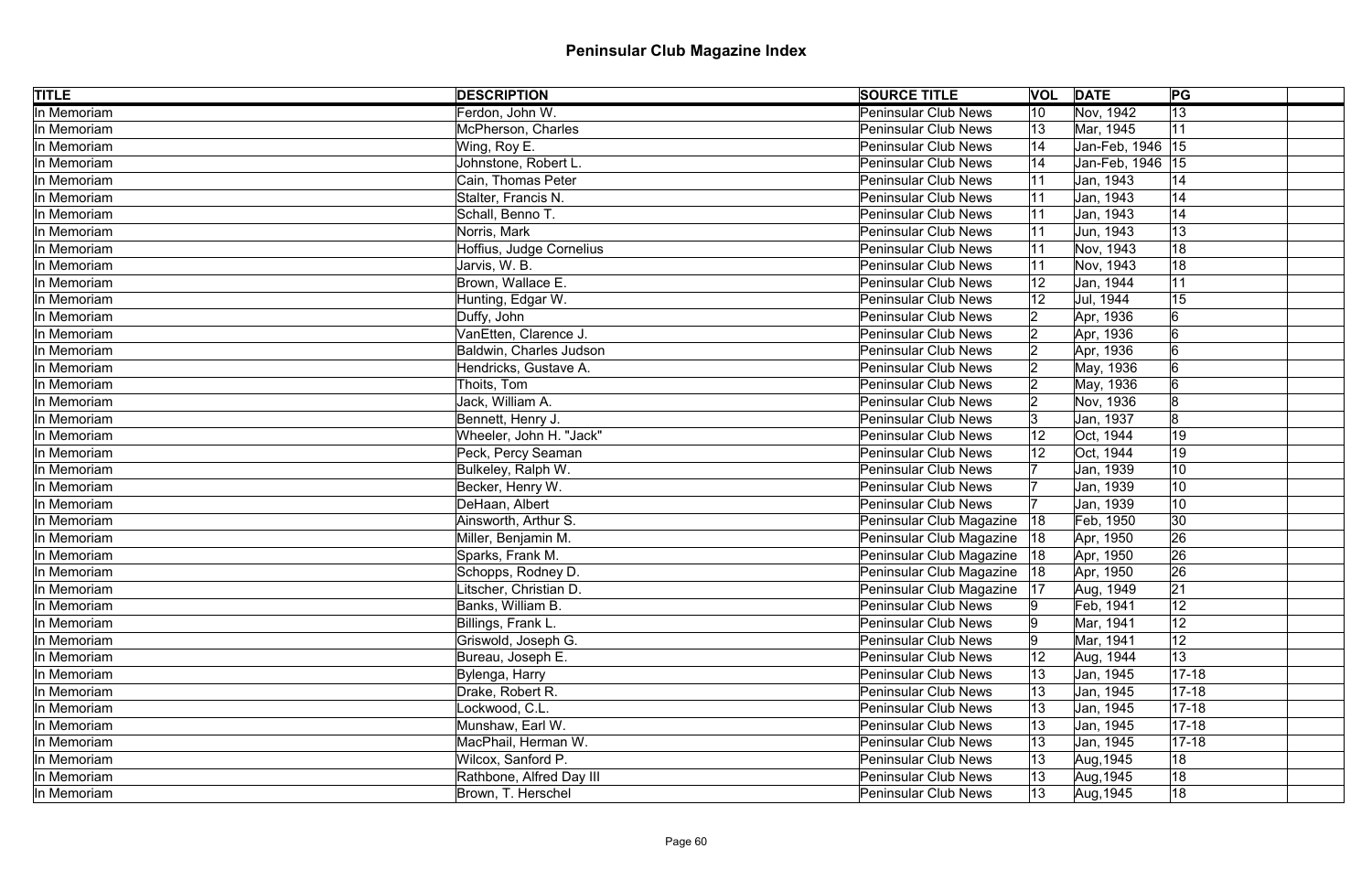# Peninsular Club Magazine Index

| TITLE | DESCRIPTION | SOURCE TITLE | VOL | DATE | PG | |
|---|---|---|---|---|---|---|
| In Memoriam | Ferdon, John W. | Peninsular Club News | 10 | Nov, 1942 | 13 | |
| In Memoriam | McPherson, Charles | Peninsular Club News | 13 | Mar, 1945 | 11 | |
| In Memoriam | Wing, Roy E. | Peninsular Club News | 14 | Jan-Feb, 1946 | 15 | |
| In Memoriam | Johnstone, Robert L. | Peninsular Club News | 14 | Jan-Feb, 1946 | 15 | |
| In Memoriam | Cain, Thomas Peter | Peninsular Club News | 11 | Jan, 1943 | 14 | |
| In Memoriam | Stalter, Francis N. | Peninsular Club News | 11 | Jan, 1943 | 14 | |
| In Memoriam | Schall, Benno T. | Peninsular Club News | 11 | Jan, 1943 | 14 | |
| In Memoriam | Norris, Mark | Peninsular Club News | 11 | Jun, 1943 | 13 | |
| In Memoriam | Hoffius, Judge Cornelius | Peninsular Club News | 11 | Nov, 1943 | 18 | |
| In Memoriam | Jarvis, W. B. | Peninsular Club News | 11 | Nov, 1943 | 18 | |
| In Memoriam | Brown, Wallace E. | Peninsular Club News | 12 | Jan, 1944 | 11 | |
| In Memoriam | Hunting, Edgar W. | Peninsular Club News | 12 | Jul, 1944 | 15 | |
| In Memoriam | Duffy, John | Peninsular Club News | 2 | Apr, 1936 | 6 | |
| In Memoriam | VanEtten, Clarence J. | Peninsular Club News | 2 | Apr, 1936 | 6 | |
| In Memoriam | Baldwin, Charles Judson | Peninsular Club News | 2 | Apr, 1936 | 6 | |
| In Memoriam | Hendricks, Gustave A. | Peninsular Club News | 2 | May, 1936 | 6 | |
| In Memoriam | Thoits, Tom | Peninsular Club News | 2 | May, 1936 | 6 | |
| In Memoriam | Jack, William A. | Peninsular Club News | 2 | Nov, 1936 | 8 | |
| In Memoriam | Bennett, Henry J. | Peninsular Club News | 3 | Jan, 1937 | 8 | |
| In Memoriam | Wheeler, John H. "Jack" | Peninsular Club News | 12 | Oct, 1944 | 19 | |
| In Memoriam | Peck, Percy Seaman | Peninsular Club News | 12 | Oct, 1944 | 19 | |
| In Memoriam | Bulkeley, Ralph W. | Peninsular Club News | 7 | Jan, 1939 | 10 | |
| In Memoriam | Becker, Henry W. | Peninsular Club News | 7 | Jan, 1939 | 10 | |
| In Memoriam | DeHaan, Albert | Peninsular Club News | 7 | Jan, 1939 | 10 | |
| In Memoriam | Ainsworth, Arthur S. | Peninsular Club Magazine | 18 | Feb, 1950 | 30 | |
| In Memoriam | Miller, Benjamin M. | Peninsular Club Magazine | 18 | Apr, 1950 | 26 | |
| In Memoriam | Sparks, Frank M. | Peninsular Club Magazine | 18 | Apr, 1950 | 26 | |
| In Memoriam | Schopps, Rodney D. | Peninsular Club Magazine | 18 | Apr, 1950 | 26 | |
| In Memoriam | Litscher, Christian D. | Peninsular Club Magazine | 17 | Aug, 1949 | 21 | |
| In Memoriam | Banks, William B. | Peninsular Club News | 9 | Feb, 1941 | 12 | |
| In Memoriam | Billings, Frank L. | Peninsular Club News | 9 | Mar, 1941 | 12 | |
| In Memoriam | Griswold, Joseph G. | Peninsular Club News | 9 | Mar, 1941 | 12 | |
| In Memoriam | Bureau, Joseph E. | Peninsular Club News | 12 | Aug, 1944 | 13 | |
| In Memoriam | Bylenga, Harry | Peninsular Club News | 13 | Jan, 1945 | 17-18 | |
| In Memoriam | Drake, Robert R. | Peninsular Club News | 13 | Jan, 1945 | 17-18 | |
| In Memoriam | Lockwood, C.L. | Peninsular Club News | 13 | Jan, 1945 | 17-18 | |
| In Memoriam | Munshaw, Earl W. | Peninsular Club News | 13 | Jan, 1945 | 17-18 | |
| In Memoriam | MacPhail, Herman W. | Peninsular Club News | 13 | Jan, 1945 | 17-18 | |
| In Memoriam | Wilcox, Sanford P. | Peninsular Club News | 13 | Aug,1945 | 18 | |
| In Memoriam | Rathbone, Alfred Day III | Peninsular Club News | 13 | Aug,1945 | 18 | |
| In Memoriam | Brown, T. Herschel | Peninsular Club News | 13 | Aug,1945 | 18 | |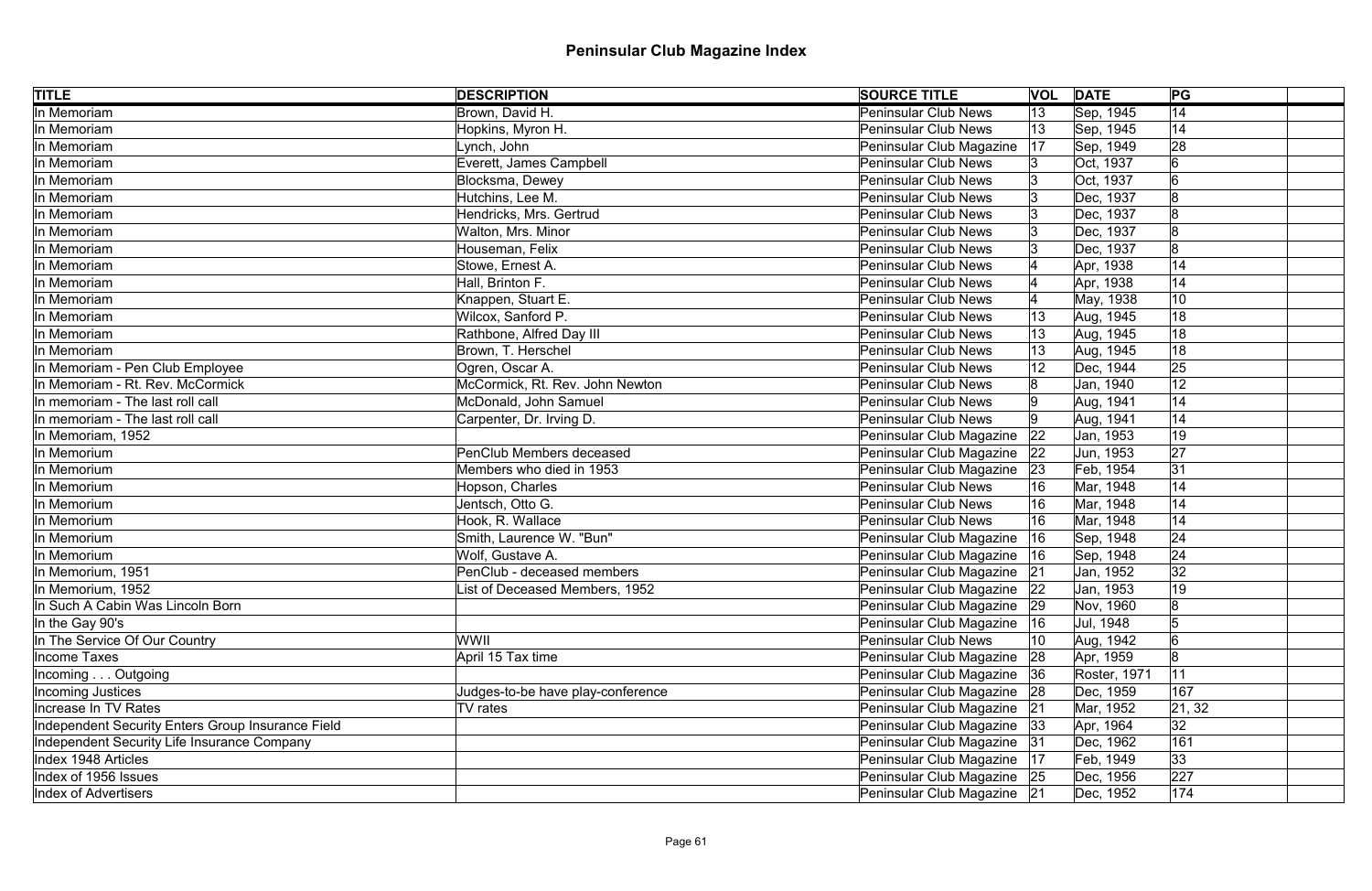# Peninsular Club Magazine Index

| TITLE | DESCRIPTION | SOURCE TITLE | VOL | DATE | PG | |
|---|---|---|---|---|---|---|
| In Memoriam | Brown, David H. | Peninsular Club News | 13 | Sep, 1945 | 14 | |
| In Memoriam | Hopkins, Myron H. | Peninsular Club News | 13 | Sep, 1945 | 14 | |
| In Memoriam | Lynch, John | Peninsular Club Magazine | 17 | Sep, 1949 | 28 | |
| In Memoriam | Everett, James Campbell | Peninsular Club News | 3 | Oct, 1937 | 6 | |
| In Memoriam | Blocksma, Dewey | Peninsular Club News | 3 | Oct, 1937 | 6 | |
| In Memoriam | Hutchins, Lee M. | Peninsular Club News | 3 | Dec, 1937 | 8 | |
| In Memoriam | Hendricks, Mrs. Gertrud | Peninsular Club News | 3 | Dec, 1937 | 8 | |
| In Memoriam | Walton, Mrs. Minor | Peninsular Club News | 3 | Dec, 1937 | 8 | |
| In Memoriam | Houseman, Felix | Peninsular Club News | 3 | Dec, 1937 | 8 | |
| In Memoriam | Stowe, Ernest A. | Peninsular Club News | 4 | Apr, 1938 | 14 | |
| In Memoriam | Hall, Brinton F. | Peninsular Club News | 4 | Apr, 1938 | 14 | |
| In Memoriam | Knappen, Stuart E. | Peninsular Club News | 4 | May, 1938 | 10 | |
| In Memoriam | Wilcox, Sanford P. | Peninsular Club News | 13 | Aug, 1945 | 18 | |
| In Memoriam | Rathbone, Alfred Day III | Peninsular Club News | 13 | Aug, 1945 | 18 | |
| In Memoriam | Brown, T. Herschel | Peninsular Club News | 13 | Aug, 1945 | 18 | |
| In Memoriam - Pen Club Employee | Ogren, Oscar A. | Peninsular Club News | 12 | Dec, 1944 | 25 | |
| In Memoriam - Rt. Rev. McCormick | McCormick, Rt. Rev. John Newton | Peninsular Club News | 8 | Jan, 1940 | 12 | |
| In memoriam - The last roll call | McDonald, John Samuel | Peninsular Club News | 9 | Aug, 1941 | 14 | |
| In memoriam - The last roll call | Carpenter, Dr. Irving D. | Peninsular Club News | 9 | Aug, 1941 | 14 | |
| In Memoriam, 1952 | | Peninsular Club Magazine | 22 | Jan, 1953 | 19 | |
| In Memorium | PenClub Members deceased | Peninsular Club Magazine | 22 | Jun, 1953 | 27 | |
| In Memorium | Members who died in 1953 | Peninsular Club Magazine | 23 | Feb, 1954 | 31 | |
| In Memorium | Hopson, Charles | Peninsular Club News | 16 | Mar, 1948 | 14 | |
| In Memorium | Jentsch, Otto G. | Peninsular Club News | 16 | Mar, 1948 | 14 | |
| In Memorium | Hook, R. Wallace | Peninsular Club News | 16 | Mar, 1948 | 14 | |
| In Memorium | Smith, Laurence W. "Bun" | Peninsular Club Magazine | 16 | Sep, 1948 | 24 | |
| In Memorium | Wolf, Gustave A. | Peninsular Club Magazine | 16 | Sep, 1948 | 24 | |
| In Memorium, 1951 | PenClub - deceased members | Peninsular Club Magazine | 21 | Jan, 1952 | 32 | |
| In Memorium, 1952 | List of Deceased Members, 1952 | Peninsular Club Magazine | 22 | Jan, 1953 | 19 | |
| In Such A Cabin Was Lincoln Born | | Peninsular Club Magazine | 29 | Nov, 1960 | 8 | |
| In the Gay 90's | | Peninsular Club Magazine | 16 | Jul, 1948 | 5 | |
| In The Service Of Our Country | WWII | Peninsular Club News | 10 | Aug, 1942 | 6 | |
| Income Taxes | April 15 Tax time | Peninsular Club Magazine | 28 | Apr, 1959 | 8 | |
| Incoming . . . Outgoing | | Peninsular Club Magazine | 36 | Roster, 1971 | 11 | |
| Incoming Justices | Judges-to-be have play-conference | Peninsular Club Magazine | 28 | Dec, 1959 | 167 | |
| Increase In TV Rates | TV rates | Peninsular Club Magazine | 21 | Mar, 1952 | 21, 32 | |
| Independent Security Enters Group Insurance Field | | Peninsular Club Magazine | 33 | Apr, 1964 | 32 | |
| Independent Security Life Insurance Company | | Peninsular Club Magazine | 31 | Dec, 1962 | 161 | |
| Index 1948 Articles | | Peninsular Club Magazine | 17 | Feb, 1949 | 33 | |
| Index of 1956 Issues | | Peninsular Club Magazine | 25 | Dec, 1956 | 227 | |
| Index of Advertisers | | Peninsular Club Magazine | 21 | Dec, 1952 | 174 | |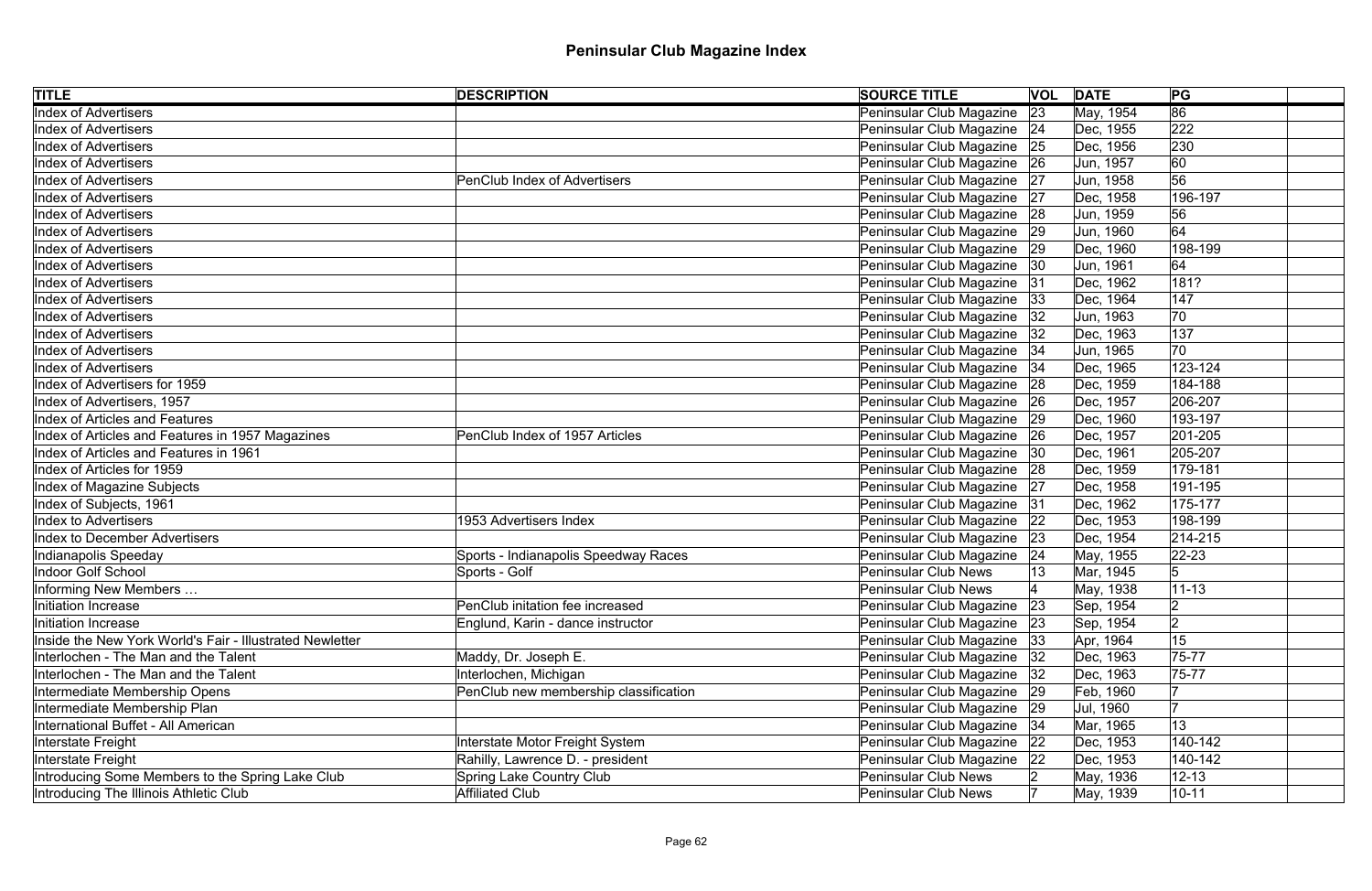# Peninsular Club Magazine Index

| TITLE | DESCRIPTION | SOURCE TITLE | VOL | DATE | PG | |
|---|---|---|---|---|---|---|
| Index of Advertisers | | Peninsular Club Magazine | 23 | May, 1954 | 86 | |
| Index of Advertisers | | Peninsular Club Magazine | 24 | Dec, 1955 | 222 | |
| Index of Advertisers | | Peninsular Club Magazine | 25 | Dec, 1956 | 230 | |
| Index of Advertisers | | Peninsular Club Magazine | 26 | Jun, 1957 | 60 | |
| Index of Advertisers | PenClub Index of Advertisers | Peninsular Club Magazine | 27 | Jun, 1958 | 56 | |
| Index of Advertisers | | Peninsular Club Magazine | 27 | Dec, 1958 | 196-197 | |
| Index of Advertisers | | Peninsular Club Magazine | 28 | Jun, 1959 | 56 | |
| Index of Advertisers | | Peninsular Club Magazine | 29 | Jun, 1960 | 64 | |
| Index of Advertisers | | Peninsular Club Magazine | 29 | Dec, 1960 | 198-199 | |
| Index of Advertisers | | Peninsular Club Magazine | 30 | Jun, 1961 | 64 | |
| Index of Advertisers | | Peninsular Club Magazine | 31 | Dec, 1962 | 181? | |
| Index of Advertisers | | Peninsular Club Magazine | 33 | Dec, 1964 | 147 | |
| Index of Advertisers | | Peninsular Club Magazine | 32 | Jun, 1963 | 70 | |
| Index of Advertisers | | Peninsular Club Magazine | 32 | Dec, 1963 | 137 | |
| Index of Advertisers | | Peninsular Club Magazine | 34 | Jun, 1965 | 70 | |
| Index of Advertisers | | Peninsular Club Magazine | 34 | Dec, 1965 | 123-124 | |
| Index of Advertisers for 1959 | | Peninsular Club Magazine | 28 | Dec, 1959 | 184-188 | |
| Index of Advertisers, 1957 | | Peninsular Club Magazine | 26 | Dec, 1957 | 206-207 | |
| Index of Articles and Features | | Peninsular Club Magazine | 29 | Dec, 1960 | 193-197 | |
| Index of Articles and Features in 1957 Magazines | PenClub Index of 1957 Articles | Peninsular Club Magazine | 26 | Dec, 1957 | 201-205 | |
| Index of Articles and Features in 1961 | | Peninsular Club Magazine | 30 | Dec, 1961 | 205-207 | |
| Index of Articles for 1959 | | Peninsular Club Magazine | 28 | Dec, 1959 | 179-181 | |
| Index of Magazine Subjects | | Peninsular Club Magazine | 27 | Dec, 1958 | 191-195 | |
| Index of Subjects, 1961 | | Peninsular Club Magazine | 31 | Dec, 1962 | 175-177 | |
| Index to Advertisers | 1953 Advertisers Index | Peninsular Club Magazine | 22 | Dec, 1953 | 198-199 | |
| Index to December Advertisers | | Peninsular Club Magazine | 23 | Dec, 1954 | 214-215 | |
| Indianapolis Speeday | Sports - Indianapolis Speedway Races | Peninsular Club Magazine | 24 | May, 1955 | 22-23 | |
| Indoor Golf School | Sports - Golf | Peninsular Club News | 13 | Mar, 1945 | 5 | |
| Informing New Members … | | Peninsular Club News | 4 | May, 1938 | 11-13 | |
| Initiation Increase | PenClub initation fee increased | Peninsular Club Magazine | 23 | Sep, 1954 | 2 | |
| Initiation Increase | Englund, Karin - dance instructor | Peninsular Club Magazine | 23 | Sep, 1954 | 2 | |
| Inside the New York World's Fair - Illustrated Newletter | | Peninsular Club Magazine | 33 | Apr, 1964 | 15 | |
| Interlochen - The Man and the Talent | Maddy, Dr. Joseph E. | Peninsular Club Magazine | 32 | Dec, 1963 | 75-77 | |
| Interlochen - The Man and the Talent | Interlochen, Michigan | Peninsular Club Magazine | 32 | Dec, 1963 | 75-77 | |
| Intermediate Membership Opens | PenClub new membership classification | Peninsular Club Magazine | 29 | Feb, 1960 | 7 | |
| Intermediate Membership Plan | | Peninsular Club Magazine | 29 | Jul, 1960 | 7 | |
| International Buffet - All American | | Peninsular Club Magazine | 34 | Mar, 1965 | 13 | |
| Interstate Freight | Interstate Motor Freight System | Peninsular Club Magazine | 22 | Dec, 1953 | 140-142 | |
| Interstate Freight | Rahilly, Lawrence D. - president | Peninsular Club Magazine | 22 | Dec, 1953 | 140-142 | |
| Introducing Some Members to the Spring Lake Club | Spring Lake Country Club | Peninsular Club News | 2 | May, 1936 | 12-13 | |
| Introducing The Illinois Athletic Club | Affiliated Club | Peninsular Club News | 7 | May, 1939 | 10-11 | |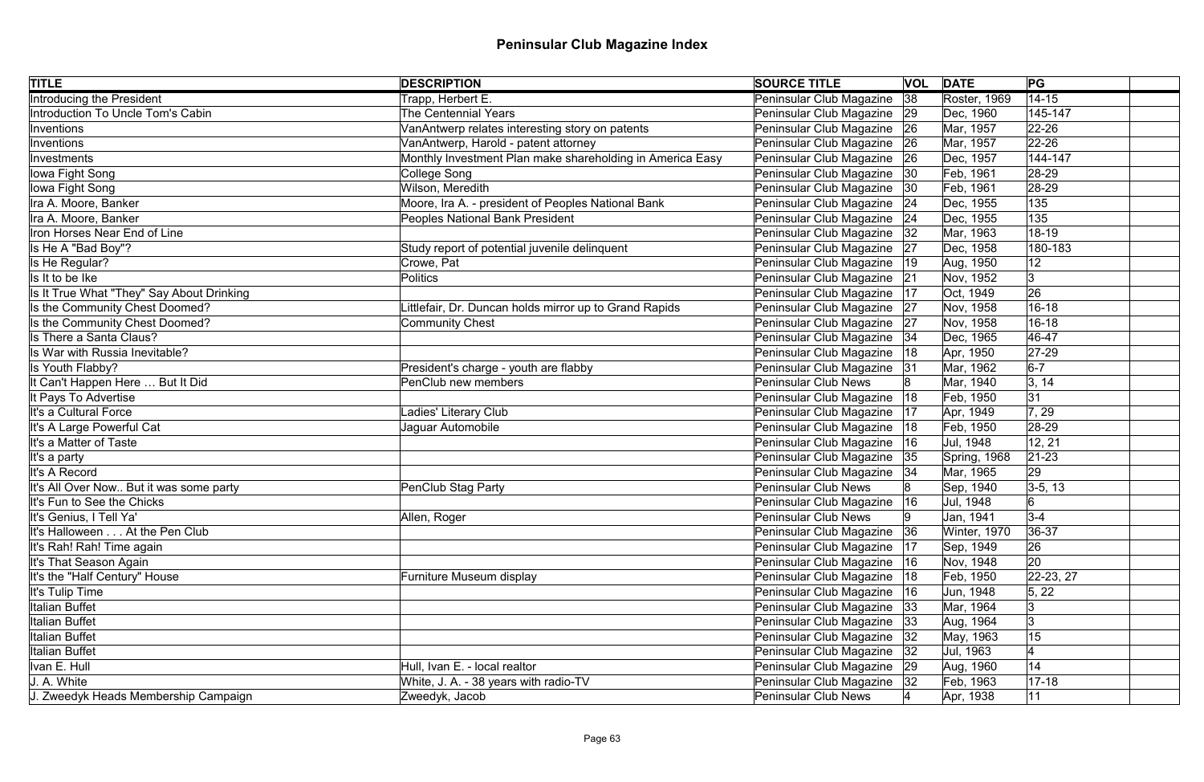# Peninsular Club Magazine Index

| TITLE | DESCRIPTION | SOURCE TITLE | VOL | DATE | PG | |
|---|---|---|---|---|---|---|
| Introducing the President | Trapp, Herbert E. | Peninsular Club Magazine | 38 | Roster, 1969 | 14-15 | |
| Introduction To Uncle Tom's Cabin | The Centennial Years | Peninsular Club Magazine | 29 | Dec, 1960 | 145-147 | |
| Inventions | VanAntwerp relates interesting story on patents | Peninsular Club Magazine | 26 | Mar, 1957 | 22-26 | |
| Inventions | VanAntwerp, Harold - patent attorney | Peninsular Club Magazine | 26 | Mar, 1957 | 22-26 | |
| Investments | Monthly Investment Plan make shareholding in America Easy | Peninsular Club Magazine | 26 | Dec, 1957 | 144-147 | |
| Iowa Fight Song | College Song | Peninsular Club Magazine | 30 | Feb, 1961 | 28-29 | |
| Iowa Fight Song | Wilson, Meredith | Peninsular Club Magazine | 30 | Feb, 1961 | 28-29 | |
| Ira A. Moore, Banker | Moore, Ira A. - president of Peoples National Bank | Peninsular Club Magazine | 24 | Dec, 1955 | 135 | |
| Ira A. Moore, Banker | Peoples National Bank President | Peninsular Club Magazine | 24 | Dec, 1955 | 135 | |
| Iron Horses Near End of Line | | Peninsular Club Magazine | 32 | Mar, 1963 | 18-19 | |
| Is He A "Bad Boy"? | Study report of potential juvenile delinquent | Peninsular Club Magazine | 27 | Dec, 1958 | 180-183 | |
| Is He Regular? | Crowe, Pat | Peninsular Club Magazine | 19 | Aug, 1950 | 12 | |
| Is It to be Ike | Politics | Peninsular Club Magazine | 21 | Nov, 1952 | 3 | |
| Is It True What "They" Say About Drinking | | Peninsular Club Magazine | 17 | Oct, 1949 | 26 | |
| Is the Community Chest Doomed? | Littlefair, Dr. Duncan holds mirror up to Grand Rapids | Peninsular Club Magazine | 27 | Nov, 1958 | 16-18 | |
| Is the Community Chest Doomed? | Community Chest | Peninsular Club Magazine | 27 | Nov, 1958 | 16-18 | |
| Is There a Santa Claus? | | Peninsular Club Magazine | 34 | Dec, 1965 | 46-47 | |
| Is War with Russia Inevitable? | | Peninsular Club Magazine | 18 | Apr, 1950 | 27-29 | |
| Is Youth Flabby? | President's charge - youth are flabby | Peninsular Club Magazine | 31 | Mar, 1962 | 6-7 | |
| It Can't Happen Here … But It Did | PenClub new members | Peninsular Club News | 8 | Mar, 1940 | 3, 14 | |
| It Pays To Advertise | | Peninsular Club Magazine | 18 | Feb, 1950 | 31 | |
| It's a Cultural Force | Ladies' Literary Club | Peninsular Club Magazine | 17 | Apr, 1949 | 7, 29 | |
| It's A Large Powerful Cat | Jaguar Automobile | Peninsular Club Magazine | 18 | Feb, 1950 | 28-29 | |
| It's a Matter of Taste | | Peninsular Club Magazine | 16 | Jul, 1948 | 12, 21 | |
| It's a party | | Peninsular Club Magazine | 35 | Spring, 1968 | 21-23 | |
| It's A Record | | Peninsular Club Magazine | 34 | Mar, 1965 | 29 | |
| It's All Over Now.. But it was some party | PenClub Stag Party | Peninsular Club News | 8 | Sep, 1940 | 3-5, 13 | |
| It's Fun to See the Chicks | | Peninsular Club Magazine | 16 | Jul, 1948 | 6 | |
| It's Genius, I Tell Ya' | Allen, Roger | Peninsular Club News | 9 | Jan, 1941 | 3-4 | |
| It's Halloween . . . At the Pen Club | | Peninsular Club Magazine | 36 | Winter, 1970 | 36-37 | |
| It's Rah! Rah! Time again | | Peninsular Club Magazine | 17 | Sep, 1949 | 26 | |
| It's That Season Again | | Peninsular Club Magazine | 16 | Nov, 1948 | 20 | |
| It's the "Half Century" House | Furniture Museum display | Peninsular Club Magazine | 18 | Feb, 1950 | 22-23, 27 | |
| It's Tulip Time | | Peninsular Club Magazine | 16 | Jun, 1948 | 5, 22 | |
| Italian Buffet | | Peninsular Club Magazine | 33 | Mar, 1964 | 3 | |
| Italian Buffet | | Peninsular Club Magazine | 33 | Aug, 1964 | 3 | |
| Italian Buffet | | Peninsular Club Magazine | 32 | May, 1963 | 15 | |
| Italian Buffet | | Peninsular Club Magazine | 32 | Jul, 1963 | 4 | |
| Ivan E. Hull | Hull, Ivan E. - local realtor | Peninsular Club Magazine | 29 | Aug, 1960 | 14 | |
| J. A. White | White, J. A. - 38 years with radio-TV | Peninsular Club Magazine | 32 | Feb, 1963 | 17-18 | |
| J. Zweedyk Heads Membership Campaign | Zweedyk, Jacob | Peninsular Club News | 4 | Apr, 1938 | 11 | |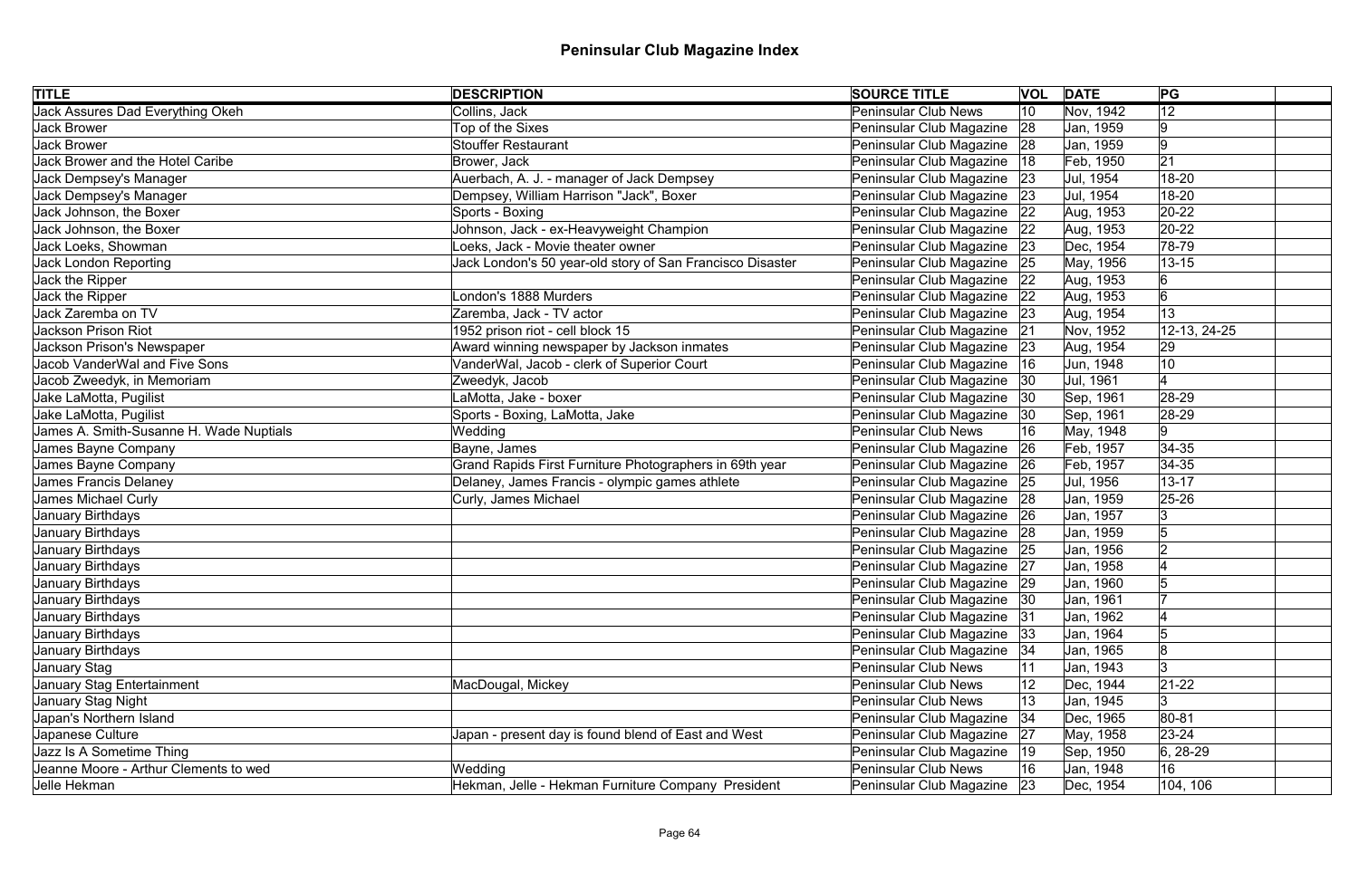# Peninsular Club Magazine Index

| TITLE | DESCRIPTION | SOURCE TITLE | VOL | DATE | PG |
|---|---|---|---|---|---|
| Jack Assures Dad Everything Okeh | Collins, Jack | Peninsular Club News | 10 | Nov, 1942 | 12 |
| Jack Brower | Top of the Sixes | Peninsular Club Magazine | 28 | Jan, 1959 | 9 |
| Jack Brower | Stouffer Restaurant | Peninsular Club Magazine | 28 | Jan, 1959 | 9 |
| Jack Brower and the Hotel Caribe | Brower, Jack | Peninsular Club Magazine | 18 | Feb, 1950 | 21 |
| Jack Dempsey's Manager | Auerbach, A. J. - manager of Jack Dempsey | Peninsular Club Magazine | 23 | Jul, 1954 | 18-20 |
| Jack Dempsey's Manager | Dempsey, William Harrison "Jack", Boxer | Peninsular Club Magazine | 23 | Jul, 1954 | 18-20 |
| Jack Johnson, the Boxer | Sports - Boxing | Peninsular Club Magazine | 22 | Aug, 1953 | 20-22 |
| Jack Johnson, the Boxer | Johnson, Jack - ex-Heavyweight Champion | Peninsular Club Magazine | 22 | Aug, 1953 | 20-22 |
| Jack Loeks, Showman | Loeks, Jack - Movie theater owner | Peninsular Club Magazine | 23 | Dec, 1954 | 78-79 |
| Jack London Reporting | Jack London's 50 year-old story of San Francisco Disaster | Peninsular Club Magazine | 25 | May, 1956 | 13-15 |
| Jack the Ripper | | Peninsular Club Magazine | 22 | Aug, 1953 | 6 |
| Jack the Ripper | London's 1888 Murders | Peninsular Club Magazine | 22 | Aug, 1953 | 6 |
| Jack Zaremba on TV | Zaremba, Jack - TV actor | Peninsular Club Magazine | 23 | Aug, 1954 | 13 |
| Jackson Prison Riot | 1952 prison riot - cell block 15 | Peninsular Club Magazine | 21 | Nov, 1952 | 12-13, 24-25 |
| Jackson Prison's Newspaper | Award winning newspaper by Jackson inmates | Peninsular Club Magazine | 23 | Aug, 1954 | 29 |
| Jacob VanderWal and Five Sons | VanderWal, Jacob - clerk of Superior Court | Peninsular Club Magazine | 16 | Jun, 1948 | 10 |
| Jacob Zweedyk, in Memoriam | Zweedyk, Jacob | Peninsular Club Magazine | 30 | Jul, 1961 | 4 |
| Jake LaMotta, Pugilist | LaMotta, Jake - boxer | Peninsular Club Magazine | 30 | Sep, 1961 | 28-29 |
| Jake LaMotta, Pugilist | Sports - Boxing, LaMotta, Jake | Peninsular Club Magazine | 30 | Sep, 1961 | 28-29 |
| James A. Smith-Susanne H. Wade Nuptials | Wedding | Peninsular Club News | 16 | May, 1948 | 9 |
| James Bayne Company | Bayne, James | Peninsular Club Magazine | 26 | Feb, 1957 | 34-35 |
| James Bayne Company | Grand Rapids First Furniture Photographers in 69th year | Peninsular Club Magazine | 26 | Feb, 1957 | 34-35 |
| James Francis Delaney | Delaney, James Francis - olympic games athlete | Peninsular Club Magazine | 25 | Jul, 1956 | 13-17 |
| James Michael Curly | Curly, James Michael | Peninsular Club Magazine | 28 | Jan, 1959 | 25-26 |
| January Birthdays | | Peninsular Club Magazine | 26 | Jan, 1957 | 3 |
| January Birthdays | | Peninsular Club Magazine | 28 | Jan, 1959 | 5 |
| January Birthdays | | Peninsular Club Magazine | 25 | Jan, 1956 | 2 |
| January Birthdays | | Peninsular Club Magazine | 27 | Jan, 1958 | 4 |
| January Birthdays | | Peninsular Club Magazine | 29 | Jan, 1960 | 5 |
| January Birthdays | | Peninsular Club Magazine | 30 | Jan, 1961 | 7 |
| January Birthdays | | Peninsular Club Magazine | 31 | Jan, 1962 | 4 |
| January Birthdays | | Peninsular Club Magazine | 33 | Jan, 1964 | 5 |
| January Birthdays | | Peninsular Club Magazine | 34 | Jan, 1965 | 8 |
| January Stag | | Peninsular Club News | 11 | Jan, 1943 | 3 |
| January Stag Entertainment | MacDougal, Mickey | Peninsular Club News | 12 | Dec, 1944 | 21-22 |
| January Stag Night | | Peninsular Club News | 13 | Jan, 1945 | 3 |
| Japan's Northern Island | | Peninsular Club Magazine | 34 | Dec, 1965 | 80-81 |
| Japanese Culture | Japan - present day is found blend of East and West | Peninsular Club Magazine | 27 | May, 1958 | 23-24 |
| Jazz Is A Sometime Thing | | Peninsular Club Magazine | 19 | Sep, 1950 | 6, 28-29 |
| Jeanne Moore - Arthur Clements to wed | Wedding | Peninsular Club News | 16 | Jan, 1948 | 16 |
| Jelle Hekman | Hekman, Jelle - Hekman Furniture Company President | Peninsular Club Magazine | 23 | Dec, 1954 | 104, 106 |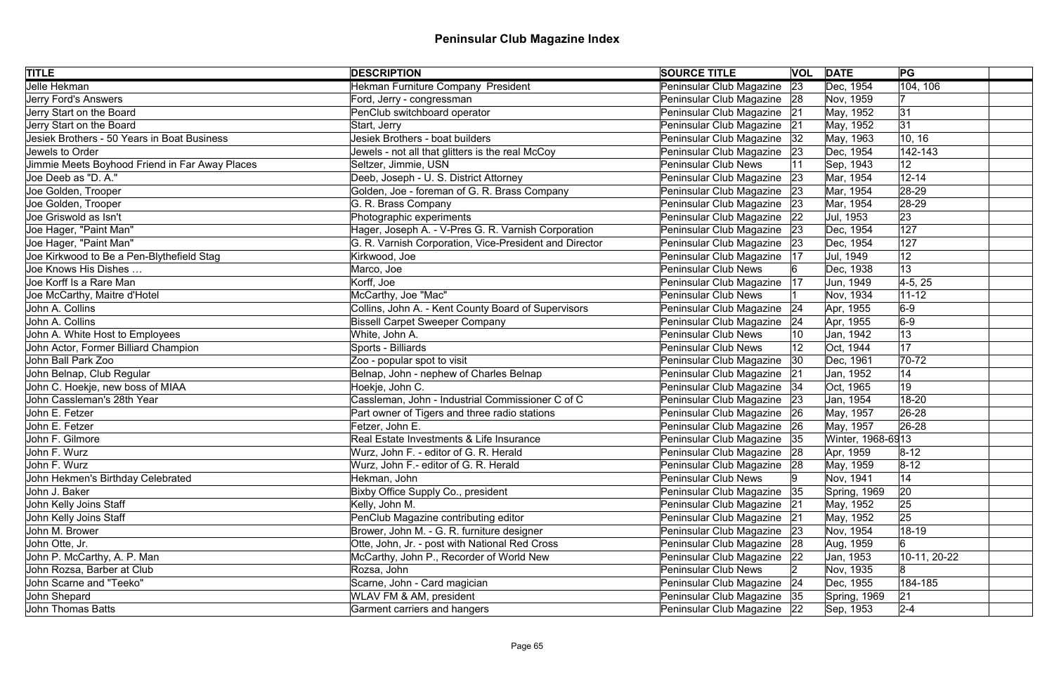# Peninsular Club Magazine Index

| TITLE | DESCRIPTION | SOURCE TITLE | VOL | DATE | PG | |
|---|---|---|---|---|---|---|
| Jelle Hekman | Hekman Furniture Company President | Peninsular Club Magazine | 23 | Dec, 1954 | 104, 106 | |
| Jerry Ford's Answers | Ford, Jerry - congressman | Peninsular Club Magazine | 28 | Nov, 1959 | 7 | |
| Jerry Start on the Board | PenClub switchboard operator | Peninsular Club Magazine | 21 | May, 1952 | 31 | |
| Jerry Start on the Board | Start, Jerry | Peninsular Club Magazine | 21 | May, 1952 | 31 | |
| Jesiek Brothers - 50 Years in Boat Business | Jesiek Brothers - boat builders | Peninsular Club Magazine | 32 | May, 1963 | 10, 16 | |
| Jewels to Order | Jewels - not all that glitters is the real McCoy | Peninsular Club Magazine | 23 | Dec, 1954 | 142-143 | |
| Jimmie Meets Boyhood Friend in Far Away Places | Seltzer, Jimmie, USN | Peninsular Club News | 11 | Sep, 1943 | 12 | |
| Joe Deeb as "D. A." | Deeb, Joseph - U. S. District Attorney | Peninsular Club Magazine | 23 | Mar, 1954 | 12-14 | |
| Joe Golden, Trooper | Golden, Joe - foreman of G. R. Brass Company | Peninsular Club Magazine | 23 | Mar, 1954 | 28-29 | |
| Joe Golden, Trooper | G. R. Brass Company | Peninsular Club Magazine | 23 | Mar, 1954 | 28-29 | |
| Joe Griswold as Isn't | Photographic experiments | Peninsular Club Magazine | 22 | Jul, 1953 | 23 | |
| Joe Hager, "Paint Man" | Hager, Joseph A. - V-Pres G. R. Varnish Corporation | Peninsular Club Magazine | 23 | Dec, 1954 | 127 | |
| Joe Hager, "Paint Man" | G. R. Varnish Corporation, Vice-President and Director | Peninsular Club Magazine | 23 | Dec, 1954 | 127 | |
| Joe Kirkwood to Be a Pen-Blythefield Stag | Kirkwood, Joe | Peninsular Club Magazine | 17 | Jul, 1949 | 12 | |
| Joe Knows His Dishes … | Marco, Joe | Peninsular Club News | 6 | Dec, 1938 | 13 | |
| Joe Korff Is a Rare Man | Korff, Joe | Peninsular Club Magazine | 17 | Jun, 1949 | 4-5, 25 | |
| Joe McCarthy, Maitre d'Hotel | McCarthy, Joe "Mac" | Peninsular Club News | 1 | Nov, 1934 | 11-12 | |
| John A. Collins | Collins, John A. - Kent County Board of Supervisors | Peninsular Club Magazine | 24 | Apr, 1955 | 6-9 | |
| John A. Collins | Bissell Carpet Sweeper Company | Peninsular Club Magazine | 24 | Apr, 1955 | 6-9 | |
| John A. White Host to Employees | White, John A. | Peninsular Club News | 10 | Jan, 1942 | 13 | |
| John Actor, Former Billiard Champion | Sports - Billiards | Peninsular Club News | 12 | Oct, 1944 | 17 | |
| John Ball Park Zoo | Zoo - popular spot to visit | Peninsular Club Magazine | 30 | Dec, 1961 | 70-72 | |
| John Belnap, Club Regular | Belnap, John - nephew of Charles Belnap | Peninsular Club Magazine | 21 | Jan, 1952 | 14 | |
| John C. Hoekje, new boss of MIAA | Hoekje, John C. | Peninsular Club Magazine | 34 | Oct, 1965 | 19 | |
| John Cassleman's 28th Year | Cassleman, John - Industrial Commissioner C of C | Peninsular Club Magazine | 23 | Jan, 1954 | 18-20 | |
| John E. Fetzer | Part owner of Tigers and three radio stations | Peninsular Club Magazine | 26 | May, 1957 | 26-28 | |
| John E. Fetzer | Fetzer, John E. | Peninsular Club Magazine | 26 | May, 1957 | 26-28 | |
| John F. Gilmore | Real Estate Investments & Life Insurance | Peninsular Club Magazine | 35 | Winter, 1968-69 | 13 | |
| John F. Wurz | Wurz, John F. - editor of G. R. Herald | Peninsular Club Magazine | 28 | Apr, 1959 | 8-12 | |
| John F. Wurz | Wurz, John F.- editor of G. R. Herald | Peninsular Club Magazine | 28 | May, 1959 | 8-12 | |
| John Hekmen's Birthday Celebrated | Hekman, John | Peninsular Club News | 9 | Nov, 1941 | 14 | |
| John J. Baker | Bixby Office Supply Co., president | Peninsular Club Magazine | 35 | Spring, 1969 | 20 | |
| John Kelly Joins Staff | Kelly, John M. | Peninsular Club Magazine | 21 | May, 1952 | 25 | |
| John Kelly Joins Staff | PenClub Magazine contributing editor | Peninsular Club Magazine | 21 | May, 1952 | 25 | |
| John M. Brower | Brower, John M. - G. R. furniture designer | Peninsular Club Magazine | 23 | Nov, 1954 | 18-19 | |
| John Otte, Jr. | Otte, John, Jr. - post with National Red Cross | Peninsular Club Magazine | 28 | Aug, 1959 | 6 | |
| John P. McCarthy, A. P. Man | McCarthy, John P., Recorder of World New | Peninsular Club Magazine | 22 | Jan, 1953 | 10-11, 20-22 | |
| John Rozsa, Barber at Club | Rozsa, John | Peninsular Club News | 2 | Nov, 1935 | 8 | |
| John Scarne and "Teeko" | Scarne, John - Card magician | Peninsular Club Magazine | 24 | Dec, 1955 | 184-185 | |
| John Shepard | WLAV FM & AM, president | Peninsular Club Magazine | 35 | Spring, 1969 | 21 | |
| John Thomas Batts | Garment carriers and hangers | Peninsular Club Magazine | 22 | Sep, 1953 | 2-4 | |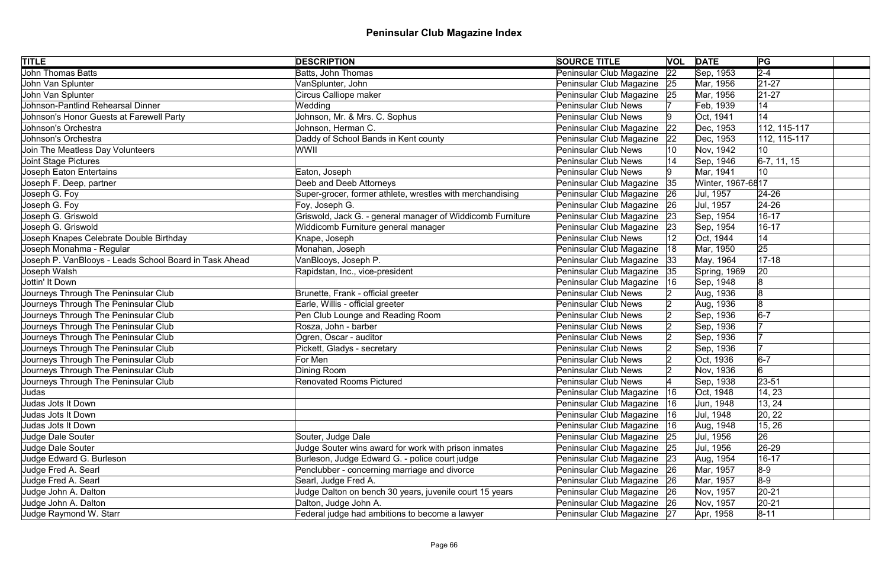# Peninsular Club Magazine Index

| TITLE | DESCRIPTION | SOURCE TITLE | VOL | DATE | PG | |
|---|---|---|---|---|---|---|
| John Thomas Batts | Batts, John Thomas | Peninsular Club Magazine | 22 | Sep, 1953 | 2-4 | |
| John Van Splunter | VanSplunter, John | Peninsular Club Magazine | 25 | Mar, 1956 | 21-27 | |
| John Van Splunter | Circus Calliope maker | Peninsular Club Magazine | 25 | Mar, 1956 | 21-27 | |
| Johnson-Pantlind Rehearsal Dinner | Wedding | Peninsular Club News | 7 | Feb, 1939 | 14 | |
| Johnson's Honor Guests at Farewell Party | Johnson, Mr. & Mrs. C. Sophus | Peninsular Club News | 9 | Oct, 1941 | 14 | |
| Johnson's Orchestra | Johnson, Herman C. | Peninsular Club Magazine | 22 | Dec, 1953 | 112, 115-117 | |
| Johnson's Orchestra | Daddy of School Bands in Kent county | Peninsular Club Magazine | 22 | Dec, 1953 | 112, 115-117 | |
| Join The Meatless Day Volunteers | WWII | Peninsular Club News | 10 | Nov, 1942 | 10 | |
| Joint Stage Pictures | | Peninsular Club News | 14 | Sep, 1946 | 6-7, 11, 15 | |
| Joseph Eaton Entertains | Eaton, Joseph | Peninsular Club News | 9 | Mar, 1941 | 10 | |
| Joseph F. Deep, partner | Deeb and Deeb Attorneys | Peninsular Club Magazine | 35 | Winter, 1967-68 | 17 | |
| Joseph G. Foy | Super-grocer, former athlete, wrestles with merchandising | Peninsular Club Magazine | 26 | Jul, 1957 | 24-26 | |
| Joseph G. Foy | Foy, Joseph G. | Peninsular Club Magazine | 26 | Jul, 1957 | 24-26 | |
| Joseph G. Griswold | Griswold, Jack G. - general manager of Widdicomb Furniture | Peninsular Club Magazine | 23 | Sep, 1954 | 16-17 | |
| Joseph G. Griswold | Widdicomb Furniture general manager | Peninsular Club Magazine | 23 | Sep, 1954 | 16-17 | |
| Joseph Knapes Celebrate Double Birthday | Knape, Joseph | Peninsular Club News | 12 | Oct, 1944 | 14 | |
| Joseph Monahma - Regular | Monahan, Joseph | Peninsular Club Magazine | 18 | Mar, 1950 | 25 | |
| Joseph P. VanBlooys - Leads School Board in Task Ahead | VanBlooys, Joseph P. | Peninsular Club Magazine | 33 | May, 1964 | 17-18 | |
| Joseph Walsh | Rapidstan, Inc., vice-president | Peninsular Club Magazine | 35 | Spring, 1969 | 20 | |
| Jottin' It Down | | Peninsular Club Magazine | 16 | Sep, 1948 | 8 | |
| Journeys Through The Peninsular Club | Brunette, Frank - official greeter | Peninsular Club News | 2 | Aug, 1936 | 8 | |
| Journeys Through The Peninsular Club | Earle, Willis - official greeter | Peninsular Club News | 2 | Aug, 1936 | 8 | |
| Journeys Through The Peninsular Club | Pen Club Lounge and Reading Room | Peninsular Club News | 2 | Sep, 1936 | 6-7 | |
| Journeys Through The Peninsular Club | Rosza, John - barber | Peninsular Club News | 2 | Sep, 1936 | 7 | |
| Journeys Through The Peninsular Club | Ogren, Oscar - auditor | Peninsular Club News | 2 | Sep, 1936 | 7 | |
| Journeys Through The Peninsular Club | Pickett, Gladys - secretary | Peninsular Club News | 2 | Sep, 1936 | 7 | |
| Journeys Through The Peninsular Club | For Men | Peninsular Club News | 2 | Oct, 1936 | 6-7 | |
| Journeys Through The Peninsular Club | Dining Room | Peninsular Club News | 2 | Nov, 1936 | 6 | |
| Journeys Through The Peninsular Club | Renovated Rooms Pictured | Peninsular Club News | 4 | Sep, 1938 | 23-51 | |
| Judas | | Peninsular Club Magazine | 16 | Oct, 1948 | 14, 23 | |
| Judas Jots It Down | | Peninsular Club Magazine | 16 | Jun, 1948 | 13, 24 | |
| Judas Jots It Down | | Peninsular Club Magazine | 16 | Jul, 1948 | 20, 22 | |
| Judas Jots It Down | | Peninsular Club Magazine | 16 | Aug, 1948 | 15, 26 | |
| Judge Dale Souter | Souter, Judge Dale | Peninsular Club Magazine | 25 | Jul, 1956 | 26 | |
| Judge Dale Souter | Judge Souter wins award for work with prison inmates | Peninsular Club Magazine | 25 | Jul, 1956 | 26-29 | |
| Judge Edward G. Burleson | Burleson, Judge Edward G. - police court judge | Peninsular Club Magazine | 23 | Aug, 1954 | 16-17 | |
| Judge Fred A. Searl | Penclubber - concerning marriage and divorce | Peninsular Club Magazine | 26 | Mar, 1957 | 8-9 | |
| Judge Fred A. Searl | Searl, Judge Fred A. | Peninsular Club Magazine | 26 | Mar, 1957 | 8-9 | |
| Judge John A. Dalton | Judge Dalton on bench 30 years, juvenile court 15 years | Peninsular Club Magazine | 26 | Nov, 1957 | 20-21 | |
| Judge John A. Dalton | Dalton, Judge John A. | Peninsular Club Magazine | 26 | Nov, 1957 | 20-21 | |
| Judge Raymond W. Starr | Federal judge had ambitions to become a lawyer | Peninsular Club Magazine | 27 | Apr, 1958 | 8-11 | |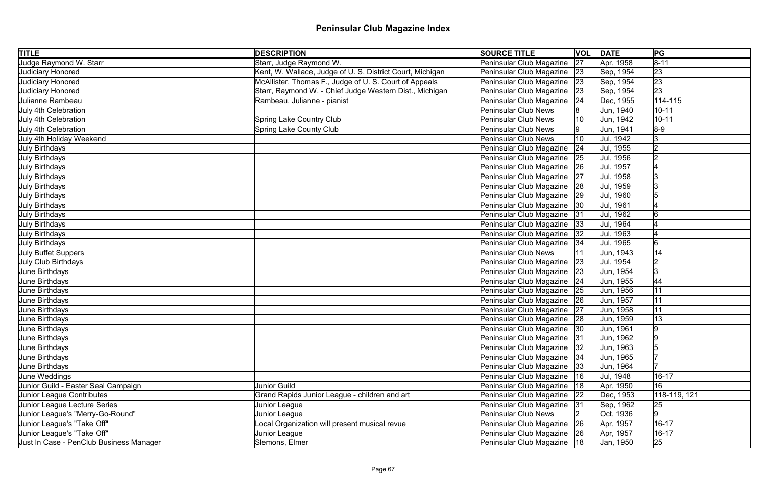# Peninsular Club Magazine Index

| TITLE | DESCRIPTION | SOURCE TITLE | VOL | DATE | PG | |
|---|---|---|---|---|---|---|
| Judge Raymond W. Starr | Starr, Judge Raymond W. | Peninsular Club Magazine | 27 | Apr, 1958 | 8-11 | |
| Judiciary Honored | Kent, W. Wallace, Judge of U. S. District Court, Michigan | Peninsular Club Magazine | 23 | Sep, 1954 | 23 | |
| Judiciary Honored | McAllister, Thomas F., Judge of U. S. Court of Appeals | Peninsular Club Magazine | 23 | Sep, 1954 | 23 | |
| Judiciary Honored | Starr, Raymond W. - Chief Judge Western Dist., Michigan | Peninsular Club Magazine | 23 | Sep, 1954 | 23 | |
| Julianne Rambeau | Rambeau, Julianne - pianist | Peninsular Club Magazine | 24 | Dec, 1955 | 114-115 | |
| July 4th Celebration | | Peninsular Club News | 8 | Jun, 1940 | 10-11 | |
| July 4th Celebration | Spring Lake Country Club | Peninsular Club News | 10 | Jun, 1942 | 10-11 | |
| July 4th Celebration | Spring Lake County Club | Peninsular Club News | 9 | Jun, 1941 | 8-9 | |
| July 4th Holiday Weekend | | Peninsular Club News | 10 | Jul, 1942 | 3 | |
| July Birthdays | | Peninsular Club Magazine | 24 | Jul, 1955 | 2 | |
| July Birthdays | | Peninsular Club Magazine | 25 | Jul, 1956 | 2 | |
| July Birthdays | | Peninsular Club Magazine | 26 | Jul, 1957 | 4 | |
| July Birthdays | | Peninsular Club Magazine | 27 | Jul, 1958 | 3 | |
| July Birthdays | | Peninsular Club Magazine | 28 | Jul, 1959 | 3 | |
| July Birthdays | | Peninsular Club Magazine | 29 | Jul, 1960 | 5 | |
| July Birthdays | | Peninsular Club Magazine | 30 | Jul, 1961 | 4 | |
| July Birthdays | | Peninsular Club Magazine | 31 | Jul, 1962 | 6 | |
| July Birthdays | | Peninsular Club Magazine | 33 | Jul, 1964 | 4 | |
| July Birthdays | | Peninsular Club Magazine | 32 | Jul, 1963 | 4 | |
| July Birthdays | | Peninsular Club Magazine | 34 | Jul, 1965 | 6 | |
| July Buffet Suppers | | Peninsular Club News | 11 | Jun, 1943 | 14 | |
| July Club Birthdays | | Peninsular Club Magazine | 23 | Jul, 1954 | 2 | |
| June Birthdays | | Peninsular Club Magazine | 23 | Jun, 1954 | 3 | |
| June Birthdays | | Peninsular Club Magazine | 24 | Jun, 1955 | 44 | |
| June Birthdays | | Peninsular Club Magazine | 25 | Jun, 1956 | 11 | |
| June Birthdays | | Peninsular Club Magazine | 26 | Jun, 1957 | 11 | |
| June Birthdays | | Peninsular Club Magazine | 27 | Jun, 1958 | 11 | |
| June Birthdays | | Peninsular Club Magazine | 28 | Jun, 1959 | 13 | |
| June Birthdays | | Peninsular Club Magazine | 30 | Jun, 1961 | 9 | |
| June Birthdays | | Peninsular Club Magazine | 31 | Jun, 1962 | 9 | |
| June Birthdays | | Peninsular Club Magazine | 32 | Jun, 1963 | 5 | |
| June Birthdays | | Peninsular Club Magazine | 34 | Jun, 1965 | 7 | |
| June Birthdays | | Peninsular Club Magazine | 33 | Jun, 1964 | 7 | |
| June Weddings | | Peninsular Club Magazine | 16 | Jul, 1948 | 16-17 | |
| Junior Guild - Easter Seal Campaign | Junior Guild | Peninsular Club Magazine | 18 | Apr, 1950 | 16 | |
| Junior League Contributes | Grand Rapids Junior League - children and art | Peninsular Club Magazine | 22 | Dec, 1953 | 118-119, 121 | |
| Junior League Lecture Series | Junior League | Peninsular Club Magazine | 31 | Sep, 1962 | 25 | |
| Junior League's "Merry-Go-Round" | Junior League | Peninsular Club News | 2 | Oct, 1936 | 9 | |
| Junior League's "Take Off" | Local Organization will present musical revue | Peninsular Club Magazine | 26 | Apr, 1957 | 16-17 | |
| Junior League's "Take Off" | Junior League | Peninsular Club Magazine | 26 | Apr, 1957 | 16-17 | |
| Just In Case - PenClub Business Manager | Slemons, Elmer | Peninsular Club Magazine | 18 | Jan, 1950 | 25 | |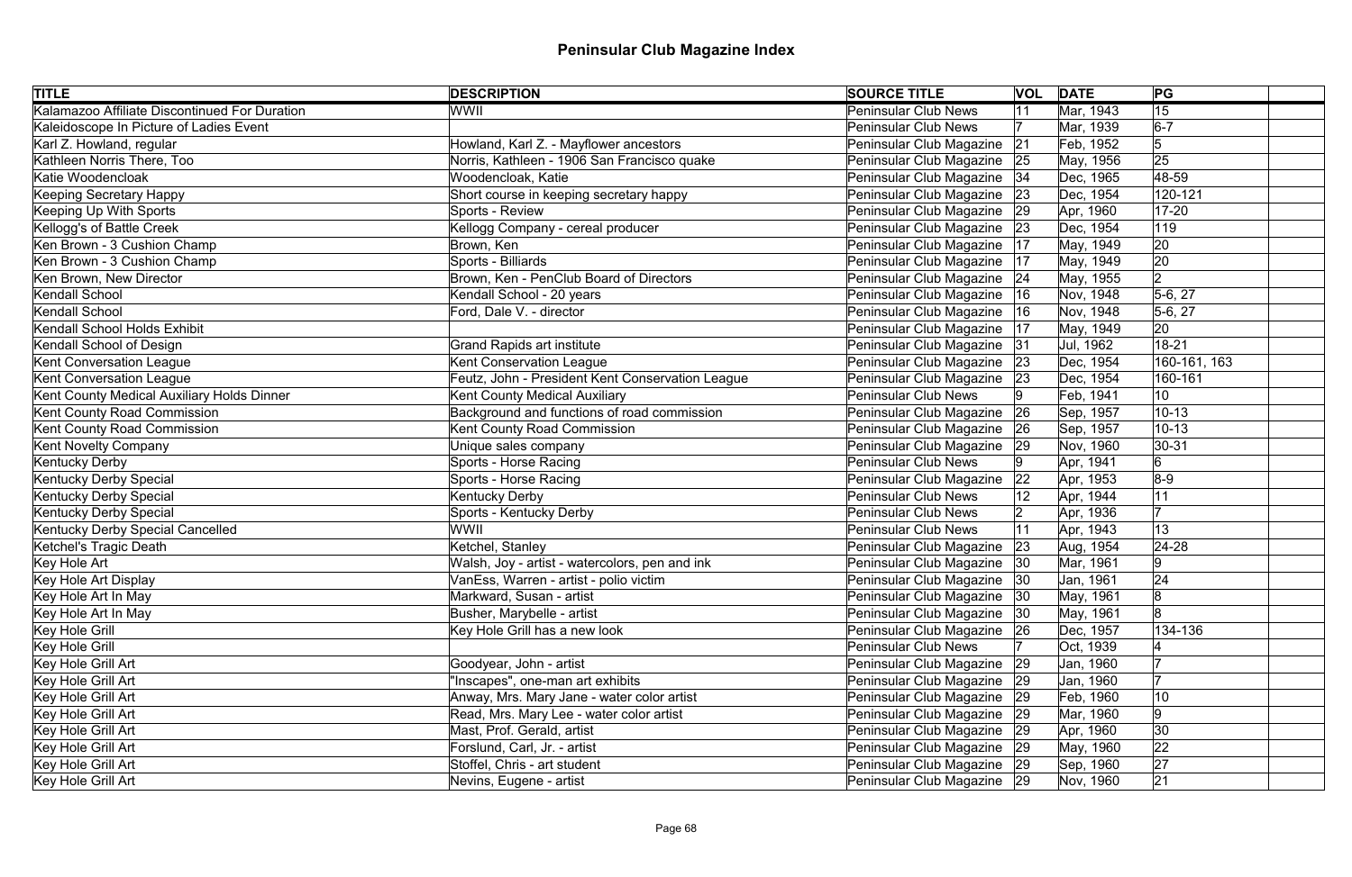# Peninsular Club Magazine Index

| TITLE | DESCRIPTION | SOURCE TITLE | VOL | DATE | PG | |
|---|---|---|---|---|---|---|
| Kalamazoo Affiliate Discontinued For Duration | WWII | Peninsular Club News | 11 | Mar, 1943 | 15 | |
| Kaleidoscope In Picture of Ladies Event | | Peninsular Club News | 7 | Mar, 1939 | 6-7 | |
| Karl Z. Howland, regular | Howland, Karl Z. - Mayflower ancestors | Peninsular Club Magazine | 21 | Feb, 1952 | 5 | |
| Kathleen Norris There, Too | Norris, Kathleen - 1906 San Francisco quake | Peninsular Club Magazine | 25 | May, 1956 | 25 | |
| Katie Woodencloak | Woodencloak, Katie | Peninsular Club Magazine | 34 | Dec, 1965 | 48-59 | |
| Keeping Secretary Happy | Short course in keeping secretary happy | Peninsular Club Magazine | 23 | Dec, 1954 | 120-121 | |
| Keeping Up With Sports | Sports - Review | Peninsular Club Magazine | 29 | Apr, 1960 | 17-20 | |
| Kellogg's of Battle Creek | Kellogg Company - cereal producer | Peninsular Club Magazine | 23 | Dec, 1954 | 119 | |
| Ken Brown - 3 Cushion Champ | Brown, Ken | Peninsular Club Magazine | 17 | May, 1949 | 20 | |
| Ken Brown - 3 Cushion Champ | Sports - Billiards | Peninsular Club Magazine | 17 | May, 1949 | 20 | |
| Ken Brown, New Director | Brown, Ken - PenClub Board of Directors | Peninsular Club Magazine | 24 | May, 1955 | 2 | |
| Kendall School | Kendall School - 20 years | Peninsular Club Magazine | 16 | Nov, 1948 | 5-6, 27 | |
| Kendall School | Ford, Dale V. - director | Peninsular Club Magazine | 16 | Nov, 1948 | 5-6, 27 | |
| Kendall School Holds Exhibit | | Peninsular Club Magazine | 17 | May, 1949 | 20 | |
| Kendall School of Design | Grand Rapids art institute | Peninsular Club Magazine | 31 | Jul, 1962 | 18-21 | |
| Kent Conversation League | Kent Conservation League | Peninsular Club Magazine | 23 | Dec, 1954 | 160-161, 163 | |
| Kent Conversation League | Feutz, John - President Kent Conservation League | Peninsular Club Magazine | 23 | Dec, 1954 | 160-161 | |
| Kent County Medical Auxiliary Holds Dinner | Kent County Medical Auxiliary | Peninsular Club News | 9 | Feb, 1941 | 10 | |
| Kent County Road Commission | Background and functions of road commission | Peninsular Club Magazine | 26 | Sep, 1957 | 10-13 | |
| Kent County Road Commission | Kent County Road Commission | Peninsular Club Magazine | 26 | Sep, 1957 | 10-13 | |
| Kent Novelty Company | Unique sales company | Peninsular Club Magazine | 29 | Nov, 1960 | 30-31 | |
| Kentucky Derby | Sports - Horse Racing | Peninsular Club News | 9 | Apr, 1941 | 6 | |
| Kentucky Derby Special | Sports - Horse Racing | Peninsular Club Magazine | 22 | Apr, 1953 | 8-9 | |
| Kentucky Derby Special | Kentucky Derby | Peninsular Club News | 12 | Apr, 1944 | 11 | |
| Kentucky Derby Special | Sports - Kentucky Derby | Peninsular Club News | 2 | Apr, 1936 | 7 | |
| Kentucky Derby Special Cancelled | WWII | Peninsular Club News | 11 | Apr, 1943 | 13 | |
| Ketchel's Tragic Death | Ketchel, Stanley | Peninsular Club Magazine | 23 | Aug, 1954 | 24-28 | |
| Key Hole Art | Walsh, Joy - artist - watercolors, pen and ink | Peninsular Club Magazine | 30 | Mar, 1961 | 9 | |
| Key Hole Art Display | VanEss, Warren - artist - polio victim | Peninsular Club Magazine | 30 | Jan, 1961 | 24 | |
| Key Hole Art In May | Markward, Susan - artist | Peninsular Club Magazine | 30 | May, 1961 | 8 | |
| Key Hole Art In May | Busher, Marybelle - artist | Peninsular Club Magazine | 30 | May, 1961 | 8 | |
| Key Hole Grill | Key Hole Grill has a new look | Peninsular Club Magazine | 26 | Dec, 1957 | 134-136 | |
| Key Hole Grill | | Peninsular Club News | 7 | Oct, 1939 | 4 | |
| Key Hole Grill Art | Goodyear, John - artist | Peninsular Club Magazine | 29 | Jan, 1960 | 7 | |
| Key Hole Grill Art | "Inscapes", one-man art exhibits | Peninsular Club Magazine | 29 | Jan, 1960 | 7 | |
| Key Hole Grill Art | Anway, Mrs. Mary Jane - water color artist | Peninsular Club Magazine | 29 | Feb, 1960 | 10 | |
| Key Hole Grill Art | Read, Mrs. Mary Lee - water color artist | Peninsular Club Magazine | 29 | Mar, 1960 | 9 | |
| Key Hole Grill Art | Mast, Prof. Gerald, artist | Peninsular Club Magazine | 29 | Apr, 1960 | 30 | |
| Key Hole Grill Art | Forslund, Carl, Jr. - artist | Peninsular Club Magazine | 29 | May, 1960 | 22 | |
| Key Hole Grill Art | Stoffel, Chris - art student | Peninsular Club Magazine | 29 | Sep, 1960 | 27 | |
| Key Hole Grill Art | Nevins, Eugene - artist | Peninsular Club Magazine | 29 | Nov, 1960 | 21 | |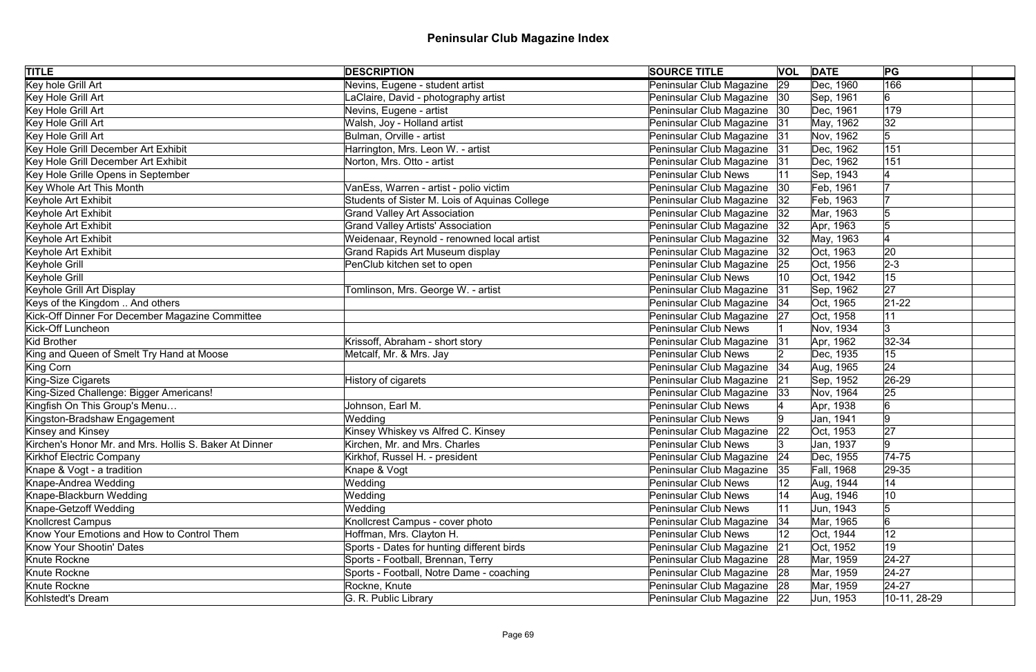# Peninsular Club Magazine Index

| TITLE | DESCRIPTION | SOURCE TITLE | VOL | DATE | PG | |
|---|---|---|---|---|---|---|
| Key hole Grill Art | Nevins, Eugene - student artist | Peninsular Club Magazine | 29 | Dec, 1960 | 166 | |
| Key Hole Grill Art | LaClaire, David - photography artist | Peninsular Club Magazine | 30 | Sep, 1961 | 6 | |
| Key Hole Grill Art | Nevins, Eugene - artist | Peninsular Club Magazine | 30 | Dec, 1961 | 179 | |
| Key Hole Grill Art | Walsh, Joy - Holland artist | Peninsular Club Magazine | 31 | May, 1962 | 32 | |
| Key Hole Grill Art | Bulman, Orville - artist | Peninsular Club Magazine | 31 | Nov, 1962 | 5 | |
| Key Hole Grill December Art Exhibit | Harrington, Mrs. Leon W. - artist | Peninsular Club Magazine | 31 | Dec, 1962 | 151 | |
| Key Hole Grill December Art Exhibit | Norton, Mrs. Otto - artist | Peninsular Club Magazine | 31 | Dec, 1962 | 151 | |
| Key Hole Grille Opens in September | | Peninsular Club News | 11 | Sep, 1943 | 4 | |
| Key Whole Art This Month | VanEss, Warren - artist - polio victim | Peninsular Club Magazine | 30 | Feb, 1961 | 7 | |
| Keyhole Art Exhibit | Students of Sister M. Lois of Aquinas College | Peninsular Club Magazine | 32 | Feb, 1963 | 7 | |
| Keyhole Art Exhibit | Grand Valley Art Association | Peninsular Club Magazine | 32 | Mar, 1963 | 5 | |
| Keyhole Art Exhibit | Grand Valley Artists' Association | Peninsular Club Magazine | 32 | Apr, 1963 | 5 | |
| Keyhole Art Exhibit | Weidenaar, Reynold - renowned local artist | Peninsular Club Magazine | 32 | May, 1963 | 4 | |
| Keyhole Art Exhibit | Grand Rapids Art Museum display | Peninsular Club Magazine | 32 | Oct, 1963 | 20 | |
| Keyhole Grill | PenClub kitchen set to open | Peninsular Club Magazine | 25 | Oct, 1956 | 2-3 | |
| Keyhole Grill | | Peninsular Club News | 10 | Oct, 1942 | 15 | |
| Keyhole Grill Art Display | Tomlinson, Mrs. George W. - artist | Peninsular Club Magazine | 31 | Sep, 1962 | 27 | |
| Keys of the Kingdom .. And others | | Peninsular Club Magazine | 34 | Oct, 1965 | 21-22 | |
| Kick-Off Dinner For December Magazine Committee | | Peninsular Club Magazine | 27 | Oct, 1958 | 11 | |
| Kick-Off Luncheon | | Peninsular Club News | 1 | Nov, 1934 | 3 | |
| Kid Brother | Krissoff, Abraham - short story | Peninsular Club Magazine | 31 | Apr, 1962 | 32-34 | |
| King and Queen of Smelt Try Hand at Moose | Metcalf, Mr. & Mrs. Jay | Peninsular Club News | 2 | Dec, 1935 | 15 | |
| King Corn | | Peninsular Club Magazine | 34 | Aug, 1965 | 24 | |
| King-Size Cigarets | History of cigarets | Peninsular Club Magazine | 21 | Sep, 1952 | 26-29 | |
| King-Sized Challenge: Bigger Americans! | | Peninsular Club Magazine | 33 | Nov, 1964 | 25 | |
| Kingfish On This Group's Menu… | Johnson, Earl M. | Peninsular Club News | 4 | Apr, 1938 | 6 | |
| Kingston-Bradshaw Engagement | Wedding | Peninsular Club News | 9 | Jan, 1941 | 9 | |
| Kinsey and Kinsey | Kinsey Whiskey vs Alfred C. Kinsey | Peninsular Club Magazine | 22 | Oct, 1953 | 27 | |
| Kirchen's Honor Mr. and Mrs. Hollis S. Baker At Dinner | Kirchen, Mr. and Mrs. Charles | Peninsular Club News | 3 | Jan, 1937 | 9 | |
| Kirkhof Electric Company | Kirkhof, Russel H. - president | Peninsular Club Magazine | 24 | Dec, 1955 | 74-75 | |
| Knape & Vogt - a tradition | Knape & Vogt | Peninsular Club Magazine | 35 | Fall, 1968 | 29-35 | |
| Knape-Andrea Wedding | Wedding | Peninsular Club News | 12 | Aug, 1944 | 14 | |
| Knape-Blackburn Wedding | Wedding | Peninsular Club News | 14 | Aug, 1946 | 10 | |
| Knape-Getzoff Wedding | Wedding | Peninsular Club News | 11 | Jun, 1943 | 5 | |
| Knollcrest Campus | Knollcrest Campus - cover photo | Peninsular Club Magazine | 34 | Mar, 1965 | 6 | |
| Know Your Emotions and How to Control Them | Hoffman, Mrs. Clayton H. | Peninsular Club News | 12 | Oct, 1944 | 12 | |
| Know Your Shootin' Dates | Sports - Dates for hunting different birds | Peninsular Club Magazine | 21 | Oct, 1952 | 19 | |
| Knute Rockne | Sports - Football, Brennan, Terry | Peninsular Club Magazine | 28 | Mar, 1959 | 24-27 | |
| Knute Rockne | Sports - Football, Notre Dame - coaching | Peninsular Club Magazine | 28 | Mar, 1959 | 24-27 | |
| Knute Rockne | Rockne, Knute | Peninsular Club Magazine | 28 | Mar, 1959 | 24-27 | |
| Kohlstedt's Dream | G. R. Public Library | Peninsular Club Magazine | 22 | Jun, 1953 | 10-11, 28-29 | |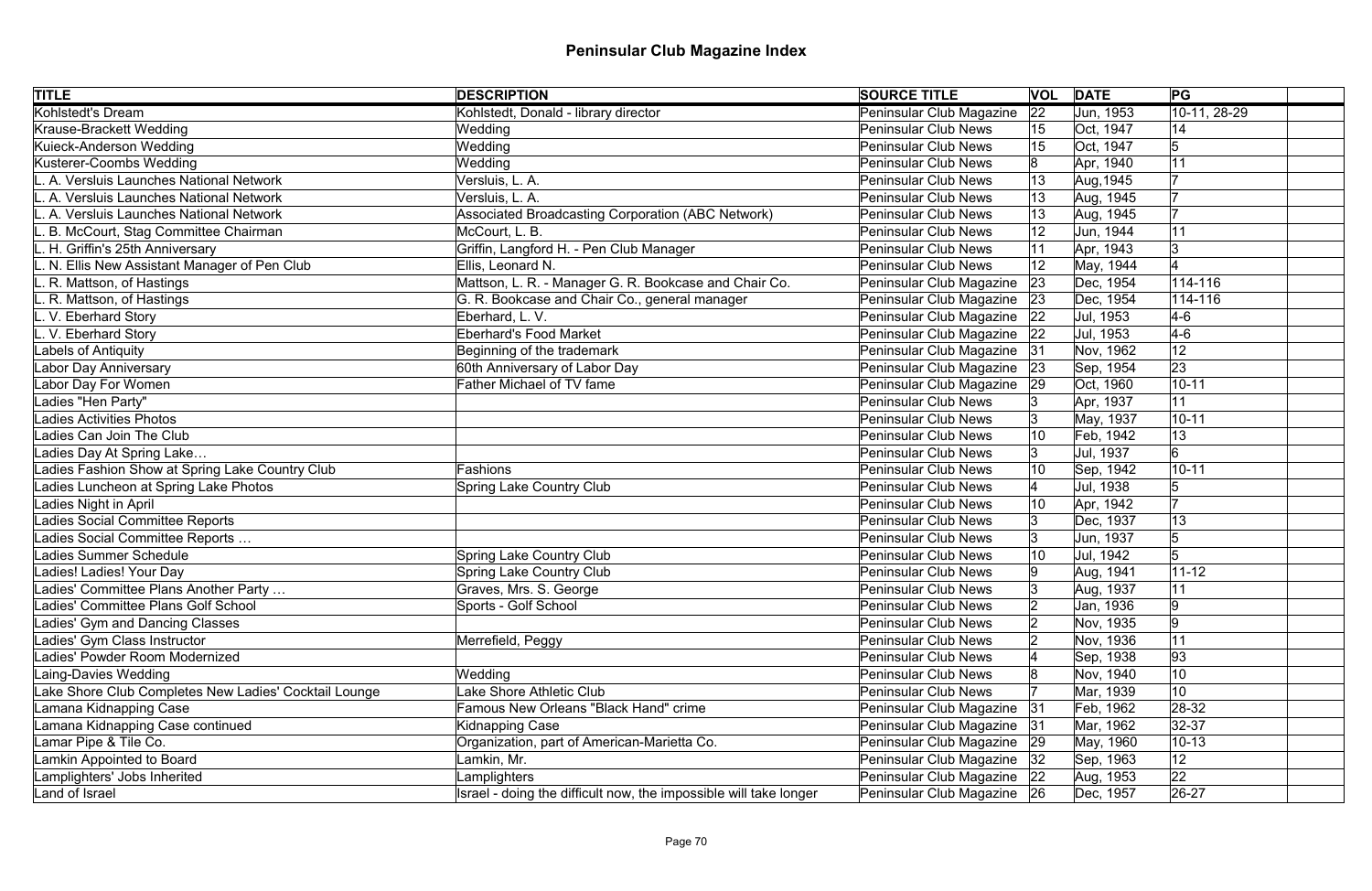# Peninsular Club Magazine Index

| TITLE | DESCRIPTION | SOURCE TITLE | VOL | DATE | PG | |
|---|---|---|---|---|---|---|
| Kohlstedt's Dream | Kohlstedt, Donald - library director | Peninsular Club Magazine | 22 | Jun, 1953 | 10-11, 28-29 | |
| Krause-Brackett Wedding | Wedding | Peninsular Club News | 15 | Oct, 1947 | 14 | |
| Kuieck-Anderson Wedding | Wedding | Peninsular Club News | 15 | Oct, 1947 | 5 | |
| Kusterer-Coombs Wedding | Wedding | Peninsular Club News | 8 | Apr, 1940 | 11 | |
| L. A. Versluis Launches National Network | Versluis, L. A. | Peninsular Club News | 13 | Aug,1945 | 7 | |
| L. A. Versluis Launches National Network | Versluis, L. A. | Peninsular Club News | 13 | Aug, 1945 | 7 | |
| L. A. Versluis Launches National Network | Associated Broadcasting Corporation (ABC Network) | Peninsular Club News | 13 | Aug, 1945 | 7 | |
| L. B. McCourt, Stag Committee Chairman | McCourt, L. B. | Peninsular Club News | 12 | Jun, 1944 | 11 | |
| L. H. Griffin's 25th Anniversary | Griffin, Langford H. - Pen Club Manager | Peninsular Club News | 11 | Apr, 1943 | 3 | |
| L. N. Ellis New Assistant Manager of Pen Club | Ellis, Leonard N. | Peninsular Club News | 12 | May, 1944 | 4 | |
| L. R. Mattson, of Hastings | Mattson, L. R. - Manager G. R. Bookcase and Chair Co. | Peninsular Club Magazine | 23 | Dec, 1954 | 114-116 | |
| L. R. Mattson, of Hastings | G. R. Bookcase and Chair Co., general manager | Peninsular Club Magazine | 23 | Dec, 1954 | 114-116 | |
| L. V. Eberhard Story | Eberhard, L. V. | Peninsular Club Magazine | 22 | Jul, 1953 | 4-6 | |
| L. V. Eberhard Story | Eberhard's Food Market | Peninsular Club Magazine | 22 | Jul, 1953 | 4-6 | |
| Labels of Antiquity | Beginning of the trademark | Peninsular Club Magazine | 31 | Nov, 1962 | 12 | |
| Labor Day Anniversary | 60th Anniversary of Labor Day | Peninsular Club Magazine | 23 | Sep, 1954 | 23 | |
| Labor Day For Women | Father Michael of TV fame | Peninsular Club Magazine | 29 | Oct, 1960 | 10-11 | |
| Ladies "Hen Party" | | Peninsular Club News | 3 | Apr, 1937 | 11 | |
| Ladies Activities Photos | | Peninsular Club News | 3 | May, 1937 | 10-11 | |
| Ladies Can Join The Club | | Peninsular Club News | 10 | Feb, 1942 | 13 | |
| Ladies Day At Spring Lake… | | Peninsular Club News | 3 | Jul, 1937 | 6 | |
| Ladies Fashion Show at Spring Lake Country Club | Fashions | Peninsular Club News | 10 | Sep, 1942 | 10-11 | |
| Ladies Luncheon at Spring Lake Photos | Spring Lake Country Club | Peninsular Club News | 4 | Jul, 1938 | 5 | |
| Ladies Night in April | | Peninsular Club News | 10 | Apr, 1942 | 7 | |
| Ladies Social Committee Reports | | Peninsular Club News | 3 | Dec, 1937 | 13 | |
| Ladies Social Committee Reports … | | Peninsular Club News | 3 | Jun, 1937 | 5 | |
| Ladies Summer Schedule | Spring Lake Country Club | Peninsular Club News | 10 | Jul, 1942 | 5 | |
| Ladies! Ladies! Your Day | Spring Lake Country Club | Peninsular Club News | 9 | Aug, 1941 | 11-12 | |
| Ladies' Committee Plans Another Party … | Graves, Mrs. S. George | Peninsular Club News | 3 | Aug, 1937 | 11 | |
| Ladies' Committee Plans Golf School | Sports - Golf School | Peninsular Club News | 2 | Jan, 1936 | 9 | |
| Ladies' Gym and Dancing Classes | | Peninsular Club News | 2 | Nov, 1935 | 9 | |
| Ladies' Gym Class Instructor | Merrefield, Peggy | Peninsular Club News | 2 | Nov, 1936 | 11 | |
| Ladies' Powder Room Modernized | | Peninsular Club News | 4 | Sep, 1938 | 93 | |
| Laing-Davies Wedding | Wedding | Peninsular Club News | 8 | Nov, 1940 | 10 | |
| Lake Shore Club Completes New Ladies' Cocktail Lounge | Lake Shore Athletic Club | Peninsular Club News | 7 | Mar, 1939 | 10 | |
| Lamana Kidnapping Case | Famous New Orleans "Black Hand" crime | Peninsular Club Magazine | 31 | Feb, 1962 | 28-32 | |
| Lamana Kidnapping Case continued | Kidnapping Case | Peninsular Club Magazine | 31 | Mar, 1962 | 32-37 | |
| Lamar Pipe & Tile Co. | Organization, part of American-Marietta Co. | Peninsular Club Magazine | 29 | May, 1960 | 10-13 | |
| Lamkin Appointed to Board | Lamkin, Mr. | Peninsular Club Magazine | 32 | Sep, 1963 | 12 | |
| Lamplighters' Jobs Inherited | Lamplighters | Peninsular Club Magazine | 22 | Aug, 1953 | 22 | |
| Land of Israel | Israel - doing the difficult now, the impossible will take longer | Peninsular Club Magazine | 26 | Dec, 1957 | 26-27 | |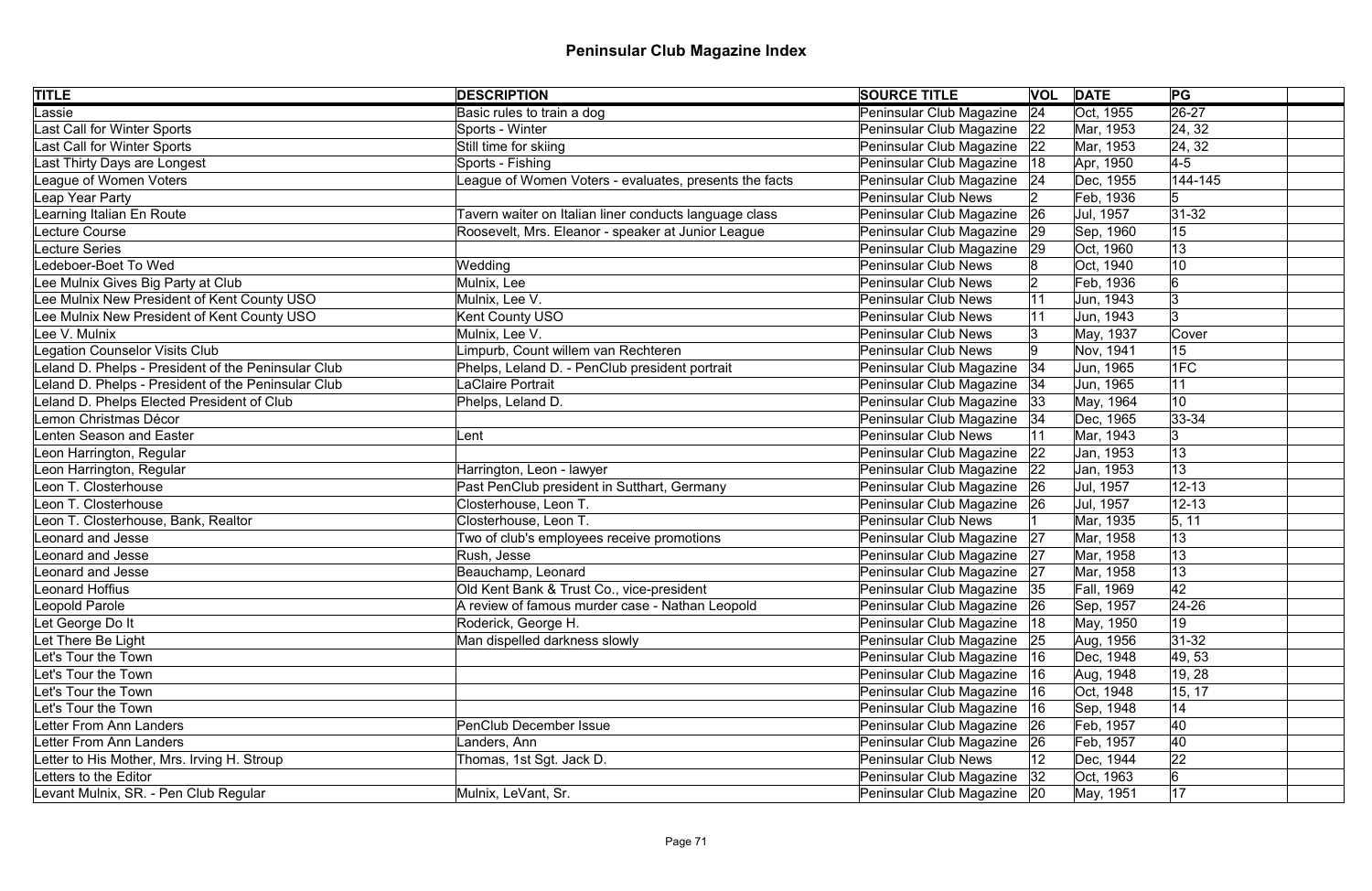# Peninsular Club Magazine Index

| TITLE | DESCRIPTION | SOURCE TITLE | VOL | DATE | PG | |
|---|---|---|---|---|---|---|
| Lassie | Basic rules to train a dog | Peninsular Club Magazine | 24 | Oct, 1955 | 26-27 | |
| Last Call for Winter Sports | Sports - Winter | Peninsular Club Magazine | 22 | Mar, 1953 | 24, 32 | |
| Last Call for Winter Sports | Still time for skiing | Peninsular Club Magazine | 22 | Mar, 1953 | 24, 32 | |
| Last Thirty Days are Longest | Sports - Fishing | Peninsular Club Magazine | 18 | Apr, 1950 | 4-5 | |
| League of Women Voters | League of Women Voters - evaluates, presents the facts | Peninsular Club Magazine | 24 | Dec, 1955 | 144-145 | |
| Leap Year Party | | Peninsular Club News | 2 | Feb, 1936 | 5 | |
| Learning Italian En Route | Tavern waiter on Italian liner conducts language class | Peninsular Club Magazine | 26 | Jul, 1957 | 31-32 | |
| Lecture Course | Roosevelt, Mrs. Eleanor - speaker at Junior League | Peninsular Club Magazine | 29 | Sep, 1960 | 15 | |
| Lecture Series | | Peninsular Club Magazine | 29 | Oct, 1960 | 13 | |
| Ledeboer-Boet To Wed | Wedding | Peninsular Club News | 8 | Oct, 1940 | 10 | |
| Lee Mulnix Gives Big Party at Club | Mulnix, Lee | Peninsular Club News | 2 | Feb, 1936 | 6 | |
| Lee Mulnix New President of Kent County USO | Mulnix, Lee V. | Peninsular Club News | 11 | Jun, 1943 | 3 | |
| Lee Mulnix New President of Kent County USO | Kent County USO | Peninsular Club News | 11 | Jun, 1943 | 3 | |
| Lee V. Mulnix | Mulnix, Lee V. | Peninsular Club News | 3 | May, 1937 | Cover | |
| Legation Counselor Visits Club | Limpurb, Count willem van Rechteren | Peninsular Club News | 9 | Nov, 1941 | 15 | |
| Leland D. Phelps - President of the Peninsular Club | Phelps, Leland D. - PenClub president portrait | Peninsular Club Magazine | 34 | Jun, 1965 | 1FC | |
| Leland D. Phelps - President of the Peninsular Club | LaClaire Portrait | Peninsular Club Magazine | 34 | Jun, 1965 | 11 | |
| Leland D. Phelps Elected President of Club | Phelps, Leland D. | Peninsular Club Magazine | 33 | May, 1964 | 10 | |
| Lemon Christmas Décor | | Peninsular Club Magazine | 34 | Dec, 1965 | 33-34 | |
| Lenten Season and Easter | Lent | Peninsular Club News | 11 | Mar, 1943 | 3 | |
| Leon Harrington, Regular | | Peninsular Club Magazine | 22 | Jan, 1953 | 13 | |
| Leon Harrington, Regular | Harrington, Leon - lawyer | Peninsular Club Magazine | 22 | Jan, 1953 | 13 | |
| Leon T. Closterhouse | Past PenClub president in Sutthart, Germany | Peninsular Club Magazine | 26 | Jul, 1957 | 12-13 | |
| Leon T. Closterhouse | Closterhouse, Leon T. | Peninsular Club Magazine | 26 | Jul, 1957 | 12-13 | |
| Leon T. Closterhouse, Bank, Realtor | Closterhouse, Leon T. | Peninsular Club News | 1 | Mar, 1935 | 5, 11 | |
| Leonard and Jesse | Two of club's employees receive promotions | Peninsular Club Magazine | 27 | Mar, 1958 | 13 | |
| Leonard and Jesse | Rush, Jesse | Peninsular Club Magazine | 27 | Mar, 1958 | 13 | |
| Leonard and Jesse | Beauchamp, Leonard | Peninsular Club Magazine | 27 | Mar, 1958 | 13 | |
| Leonard Hoffius | Old Kent Bank & Trust Co., vice-president | Peninsular Club Magazine | 35 | Fall, 1969 | 42 | |
| Leopold Parole | A review of famous murder case - Nathan Leopold | Peninsular Club Magazine | 26 | Sep, 1957 | 24-26 | |
| Let George Do It | Roderick, George H. | Peninsular Club Magazine | 18 | May, 1950 | 19 | |
| Let There Be Light | Man dispelled darkness slowly | Peninsular Club Magazine | 25 | Aug, 1956 | 31-32 | |
| Let's Tour the Town | | Peninsular Club Magazine | 16 | Dec, 1948 | 49, 53 | |
| Let's Tour the Town | | Peninsular Club Magazine | 16 | Aug, 1948 | 19, 28 | |
| Let's Tour the Town | | Peninsular Club Magazine | 16 | Oct, 1948 | 15, 17 | |
| Let's Tour the Town | | Peninsular Club Magazine | 16 | Sep, 1948 | 14 | |
| Letter From Ann Landers | PenClub December Issue | Peninsular Club Magazine | 26 | Feb, 1957 | 40 | |
| Letter From Ann Landers | Landers, Ann | Peninsular Club Magazine | 26 | Feb, 1957 | 40 | |
| Letter to His Mother, Mrs. Irving H. Stroup | Thomas, 1st Sgt. Jack D. | Peninsular Club News | 12 | Dec, 1944 | 22 | |
| Letters to the Editor | | Peninsular Club Magazine | 32 | Oct, 1963 | 6 | |
| Levant Mulnix, SR. - Pen Club Regular | Mulnix, LeVant, Sr. | Peninsular Club Magazine | 20 | May, 1951 | 17 | |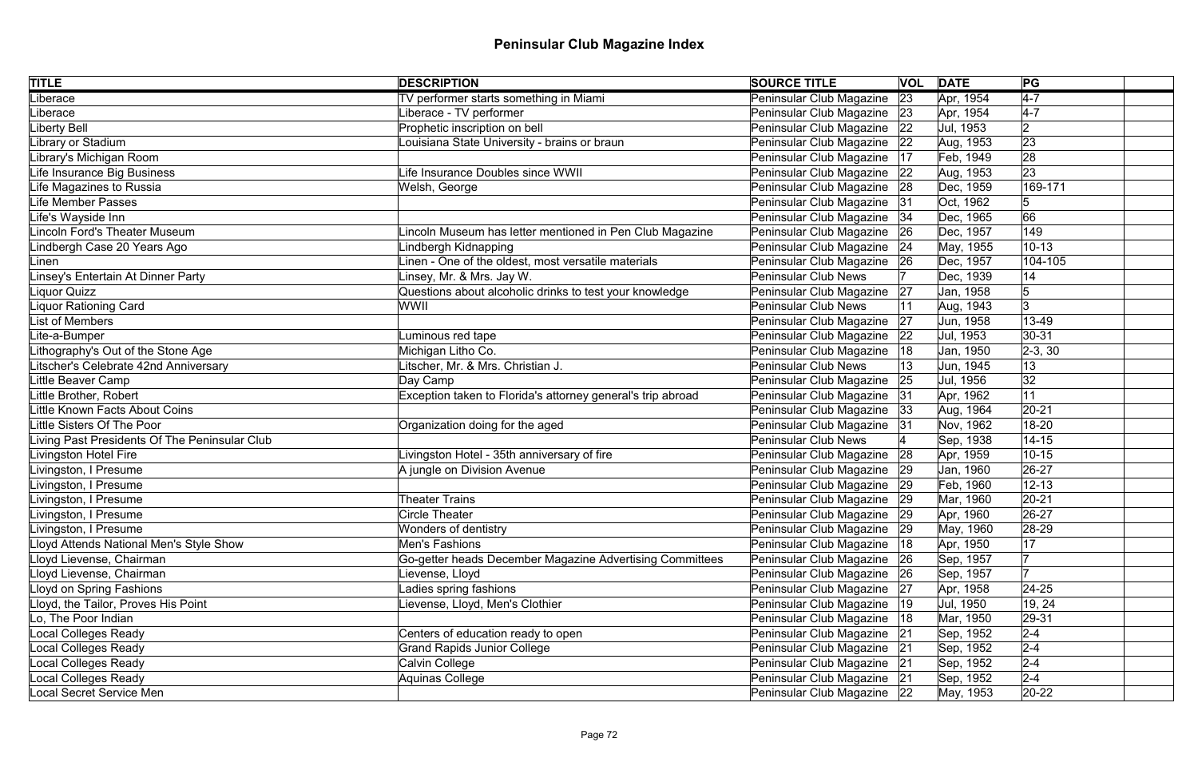# Peninsular Club Magazine Index

| TITLE | DESCRIPTION | SOURCE TITLE | VOL | DATE | PG | |
|---|---|---|---|---|---|---|
| Liberace | TV performer starts something in Miami | Peninsular Club Magazine | 23 | Apr, 1954 | 4-7 | |
| Liberace | Liberace - TV performer | Peninsular Club Magazine | 23 | Apr, 1954 | 4-7 | |
| Liberty Bell | Prophetic inscription on bell | Peninsular Club Magazine | 22 | Jul, 1953 | 2 | |
| Library or Stadium | Louisiana State University - brains or braun | Peninsular Club Magazine | 22 | Aug, 1953 | 23 | |
| Library's Michigan Room | | Peninsular Club Magazine | 17 | Feb, 1949 | 28 | |
| Life Insurance Big Business | Life Insurance Doubles since WWII | Peninsular Club Magazine | 22 | Aug, 1953 | 23 | |
| Life Magazines to Russia | Welsh, George | Peninsular Club Magazine | 28 | Dec, 1959 | 169-171 | |
| Life Member Passes | | Peninsular Club Magazine | 31 | Oct, 1962 | 5 | |
| Life's Wayside Inn | | Peninsular Club Magazine | 34 | Dec, 1965 | 66 | |
| Lincoln Ford's Theater Museum | Lincoln Museum has letter mentioned in Pen Club Magazine | Peninsular Club Magazine | 26 | Dec, 1957 | 149 | |
| Lindbergh Case 20 Years Ago | Lindbergh Kidnapping | Peninsular Club Magazine | 24 | May, 1955 | 10-13 | |
| Linen | Linen - One of the oldest, most versatile materials | Peninsular Club Magazine | 26 | Dec, 1957 | 104-105 | |
| Linsey's Entertain At Dinner Party | Linsey, Mr. & Mrs. Jay W. | Peninsular Club News | 7 | Dec, 1939 | 14 | |
| Liquor Quizz | Questions about alcoholic drinks to test your knowledge | Peninsular Club Magazine | 27 | Jan, 1958 | 5 | |
| Liquor Rationing Card | WWII | Peninsular Club News | 11 | Aug, 1943 | 3 | |
| List of Members | | Peninsular Club Magazine | 27 | Jun, 1958 | 13-49 | |
| Lite-a-Bumper | Luminous red tape | Peninsular Club Magazine | 22 | Jul, 1953 | 30-31 | |
| Lithography's Out of the Stone Age | Michigan Litho Co. | Peninsular Club Magazine | 18 | Jan, 1950 | 2-3, 30 | |
| Litscher's Celebrate 42nd Anniversary | Litscher, Mr. & Mrs. Christian J. | Peninsular Club News | 13 | Jun, 1945 | 13 | |
| Little Beaver Camp | Day Camp | Peninsular Club Magazine | 25 | Jul, 1956 | 32 | |
| Little Brother, Robert | Exception taken to Florida's attorney general's trip abroad | Peninsular Club Magazine | 31 | Apr, 1962 | 11 | |
| Little Known Facts About Coins | | Peninsular Club Magazine | 33 | Aug, 1964 | 20-21 | |
| Little Sisters Of The Poor | Organization doing for the aged | Peninsular Club Magazine | 31 | Nov, 1962 | 18-20 | |
| Living Past Presidents Of The Peninsular Club | | Peninsular Club News | 4 | Sep, 1938 | 14-15 | |
| Livingston Hotel Fire | Livingston Hotel - 35th anniversary of fire | Peninsular Club Magazine | 28 | Apr, 1959 | 10-15 | |
| Livingston, I Presume | A jungle on Division Avenue | Peninsular Club Magazine | 29 | Jan, 1960 | 26-27 | |
| Livingston, I Presume | | Peninsular Club Magazine | 29 | Feb, 1960 | 12-13 | |
| Livingston, I Presume | Theater Trains | Peninsular Club Magazine | 29 | Mar, 1960 | 20-21 | |
| Livingston, I Presume | Circle Theater | Peninsular Club Magazine | 29 | Apr, 1960 | 26-27 | |
| Livingston, I Presume | Wonders of dentistry | Peninsular Club Magazine | 29 | May, 1960 | 28-29 | |
| Lloyd Attends National Men's Style Show | Men's Fashions | Peninsular Club Magazine | 18 | Apr, 1950 | 17 | |
| Lloyd Lievense, Chairman | Go-getter heads December Magazine Advertising Committees | Peninsular Club Magazine | 26 | Sep, 1957 | 7 | |
| Lloyd Lievense, Chairman | Lievense, Lloyd | Peninsular Club Magazine | 26 | Sep, 1957 | 7 | |
| Lloyd on Spring Fashions | Ladies spring fashions | Peninsular Club Magazine | 27 | Apr, 1958 | 24-25 | |
| Lloyd, the Tailor, Proves His Point | Lievense, Lloyd, Men's Clothier | Peninsular Club Magazine | 19 | Jul, 1950 | 19, 24 | |
| Lo, The Poor Indian | | Peninsular Club Magazine | 18 | Mar, 1950 | 29-31 | |
| Local Colleges Ready | Centers of education ready to open | Peninsular Club Magazine | 21 | Sep, 1952 | 2-4 | |
| Local Colleges Ready | Grand Rapids Junior College | Peninsular Club Magazine | 21 | Sep, 1952 | 2-4 | |
| Local Colleges Ready | Calvin College | Peninsular Club Magazine | 21 | Sep, 1952 | 2-4 | |
| Local Colleges Ready | Aquinas College | Peninsular Club Magazine | 21 | Sep, 1952 | 2-4 | |
| Local Secret Service Men | | Peninsular Club Magazine | 22 | May, 1953 | 20-22 | |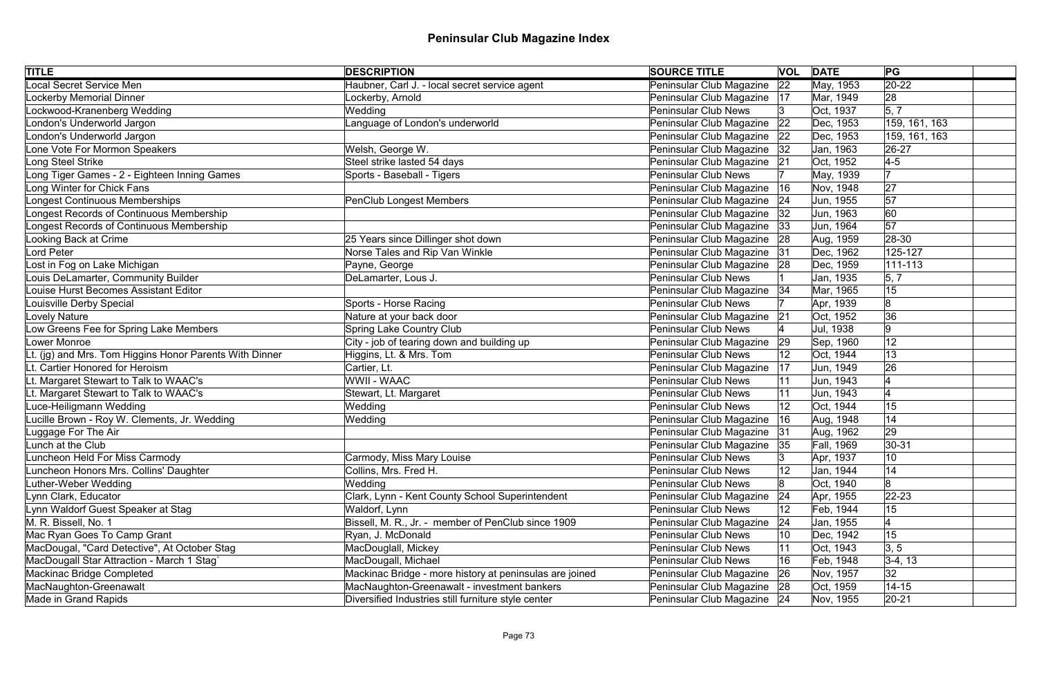# Peninsular Club Magazine Index

| TITLE | DESCRIPTION | SOURCE TITLE | VOL | DATE | PG |
|---|---|---|---|---|---|
| Local Secret Service Men | Haubner, Carl J. - local secret service agent | Peninsular Club Magazine | 22 | May, 1953 | 20-22 |
| Lockerby Memorial Dinner | Lockerby, Arnold | Peninsular Club Magazine | 17 | Mar, 1949 | 28 |
| Lockwood-Kranenberg Wedding | Wedding | Peninsular Club News | 3 | Oct, 1937 | 5, 7 |
| London's Underworld Jargon | Language of London's underworld | Peninsular Club Magazine | 22 | Dec, 1953 | 159, 161, 163 |
| London's Underworld Jargon | | Peninsular Club Magazine | 22 | Dec, 1953 | 159, 161, 163 |
| Lone Vote For Mormon Speakers | Welsh, George W. | Peninsular Club Magazine | 32 | Jan, 1963 | 26-27 |
| Long Steel Strike | Steel strike lasted 54 days | Peninsular Club Magazine | 21 | Oct, 1952 | 4-5 |
| Long Tiger Games - 2 - Eighteen Inning Games | Sports - Baseball - Tigers | Peninsular Club News | 7 | May, 1939 | 7 |
| Long Winter for Chick Fans | | Peninsular Club Magazine | 16 | Nov, 1948 | 27 |
| Longest Continuous Memberships | PenClub Longest Members | Peninsular Club Magazine | 24 | Jun, 1955 | 57 |
| Longest Records of Continuous Membership | | Peninsular Club Magazine | 32 | Jun, 1963 | 60 |
| Longest Records of Continuous Membership | | Peninsular Club Magazine | 33 | Jun, 1964 | 57 |
| Looking Back at Crime | 25 Years since Dillinger shot down | Peninsular Club Magazine | 28 | Aug, 1959 | 28-30 |
| Lord Peter | Norse Tales and Rip Van Winkle | Peninsular Club Magazine | 31 | Dec, 1962 | 125-127 |
| Lost in Fog on Lake Michigan | Payne, George | Peninsular Club Magazine | 28 | Dec, 1959 | 111-113 |
| Louis DeLamarter, Community Builder | DeLamarter, Lous J. | Peninsular Club News | 1 | Jan, 1935 | 5, 7 |
| Louise Hurst Becomes Assistant Editor | | Peninsular Club Magazine | 34 | Mar, 1965 | 15 |
| Louisville Derby Special | Sports - Horse Racing | Peninsular Club News | 7 | Apr, 1939 | 8 |
| Lovely Nature | Nature at your back door | Peninsular Club Magazine | 21 | Oct, 1952 | 36 |
| Low Greens Fee for Spring Lake Members | Spring Lake Country Club | Peninsular Club News | 4 | Jul, 1938 | 9 |
| Lower Monroe | City - job of tearing down and building up | Peninsular Club Magazine | 29 | Sep, 1960 | 12 |
| Lt. (jg) and Mrs. Tom Higgins Honor Parents With Dinner | Higgins, Lt. & Mrs. Tom | Peninsular Club News | 12 | Oct, 1944 | 13 |
| Lt. Cartier Honored for Heroism | Cartier, Lt. | Peninsular Club Magazine | 17 | Jun, 1949 | 26 |
| Lt. Margaret Stewart to Talk to WAAC's | WWII - WAAC | Peninsular Club News | 11 | Jun, 1943 | 4 |
| Lt. Margaret Stewart to Talk to WAAC's | Stewart, Lt. Margaret | Peninsular Club News | 11 | Jun, 1943 | 4 |
| Luce-Heiligmann Wedding | Wedding | Peninsular Club News | 12 | Oct, 1944 | 15 |
| Lucille Brown - Roy W. Clements, Jr. Wedding | Wedding | Peninsular Club Magazine | 16 | Aug, 1948 | 14 |
| Luggage For The Air | | Peninsular Club Magazine | 31 | Aug, 1962 | 29 |
| Lunch at the Club | | Peninsular Club Magazine | 35 | Fall, 1969 | 30-31 |
| Luncheon Held For Miss Carmody | Carmody, Miss Mary Louise | Peninsular Club News | 3 | Apr, 1937 | 10 |
| Luncheon Honors Mrs. Collins' Daughter | Collins, Mrs. Fred H. | Peninsular Club News | 12 | Jan, 1944 | 14 |
| Luther-Weber Wedding | Wedding | Peninsular Club News | 8 | Oct, 1940 | 8 |
| Lynn Clark, Educator | Clark, Lynn - Kent County School Superintendent | Peninsular Club Magazine | 24 | Apr, 1955 | 22-23 |
| Lynn Waldorf Guest Speaker at Stag | Waldorf, Lynn | Peninsular Club News | 12 | Feb, 1944 | 15 |
| M. R. Bissell, No. 1 | Bissell, M. R., Jr. - member of PenClub since 1909 | Peninsular Club Magazine | 24 | Jan, 1955 | 4 |
| Mac Ryan Goes To Camp Grant | Ryan, J. McDonald | Peninsular Club News | 10 | Dec, 1942 | 15 |
| MacDougal, "Card Detective", At October Stag | MacDouglall, Mickey | Peninsular Club News | 11 | Oct, 1943 | 3, 5 |
| MacDougall Star Attraction - March 1 Stag` | MacDougall, Michael | Peninsular Club News | 16 | Feb, 1948 | 3-4, 13 |
| Mackinac Bridge Completed | Mackinac Bridge - more history at peninsulas are joined | Peninsular Club Magazine | 26 | Nov, 1957 | 32 |
| MacNaughton-Greenawalt | MacNaughton-Greenawalt - investment bankers | Peninsular Club Magazine | 28 | Oct, 1959 | 14-15 |
| Made in Grand Rapids | Diversified Industries still furniture style center | Peninsular Club Magazine | 24 | Nov, 1955 | 20-21 |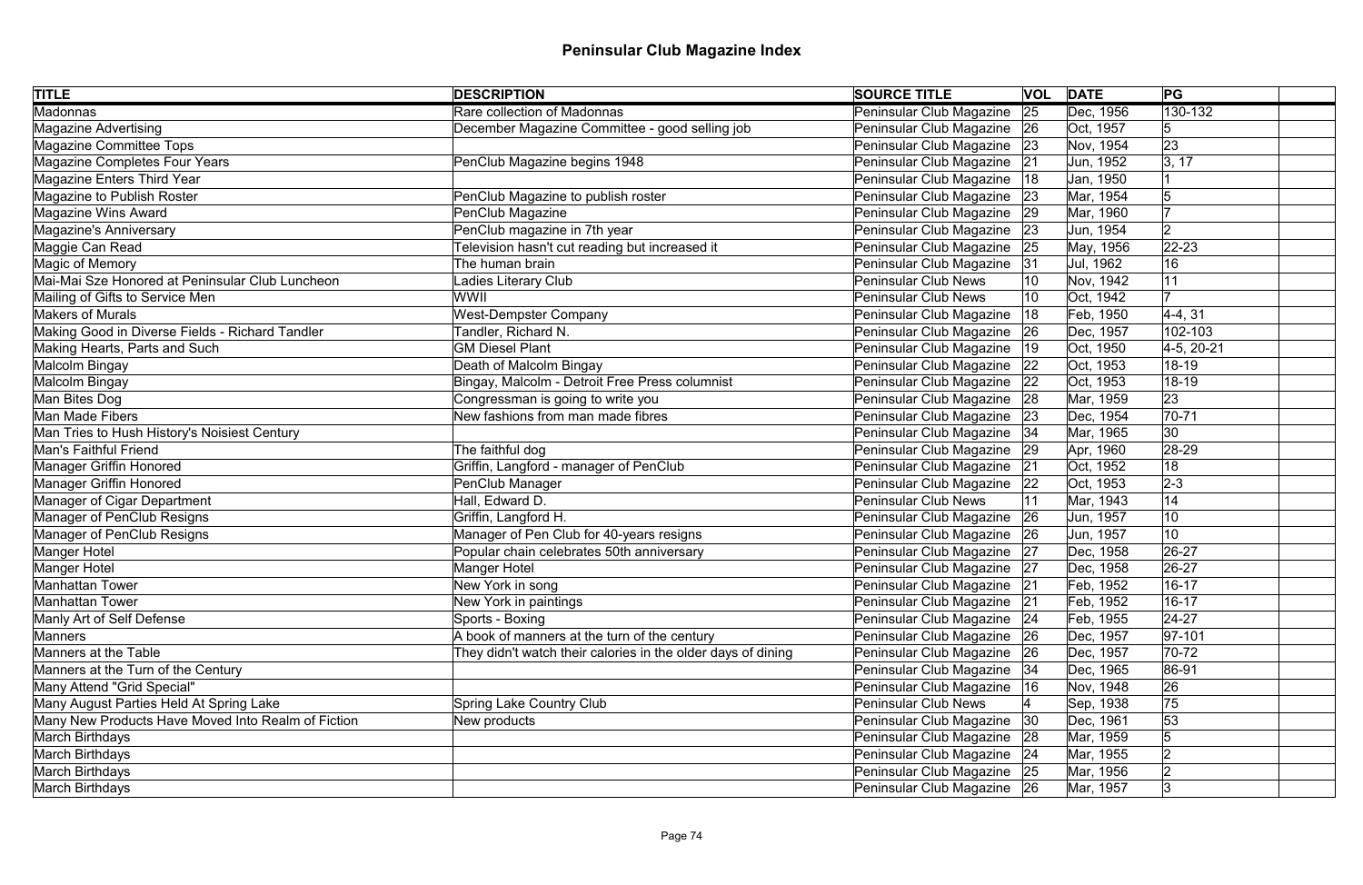# Peninsular Club Magazine Index

| TITLE | DESCRIPTION | SOURCE TITLE | VOL | DATE | PG | |
|---|---|---|---|---|---|---|
| Madonnas | Rare collection of Madonnas | Peninsular Club Magazine | 25 | Dec, 1956 | 130-132 | |
| Magazine Advertising | December Magazine Committee - good selling job | Peninsular Club Magazine | 26 | Oct, 1957 | 5 | |
| Magazine Committee Tops | | Peninsular Club Magazine | 23 | Nov, 1954 | 23 | |
| Magazine Completes Four Years | PenClub Magazine begins 1948 | Peninsular Club Magazine | 21 | Jun, 1952 | 3, 17 | |
| Magazine Enters Third Year | | Peninsular Club Magazine | 18 | Jan, 1950 | 1 | |
| Magazine to Publish Roster | PenClub Magazine to publish roster | Peninsular Club Magazine | 23 | Mar, 1954 | 5 | |
| Magazine Wins Award | PenClub Magazine | Peninsular Club Magazine | 29 | Mar, 1960 | 7 | |
| Magazine's Anniversary | PenClub magazine in 7th year | Peninsular Club Magazine | 23 | Jun, 1954 | 2 | |
| Maggie Can Read | Television hasn't cut reading but increased it | Peninsular Club Magazine | 25 | May, 1956 | 22-23 | |
| Magic of Memory | The human brain | Peninsular Club Magazine | 31 | Jul, 1962 | 16 | |
| Mai-Mai Sze Honored at Peninsular Club Luncheon | Ladies Literary Club | Peninsular Club News | 10 | Nov, 1942 | 11 | |
| Mailing of Gifts to Service Men | WWII | Peninsular Club News | 10 | Oct, 1942 | 7 | |
| Makers of Murals | West-Dempster Company | Peninsular Club Magazine | 18 | Feb, 1950 | 4-4, 31 | |
| Making Good in Diverse Fields - Richard Tandler | Tandler, Richard N. | Peninsular Club Magazine | 26 | Dec, 1957 | 102-103 | |
| Making Hearts, Parts and Such | GM Diesel Plant | Peninsular Club Magazine | 19 | Oct, 1950 | 4-5, 20-21 | |
| Malcolm Bingay | Death of Malcolm Bingay | Peninsular Club Magazine | 22 | Oct, 1953 | 18-19 | |
| Malcolm Bingay | Bingay, Malcolm - Detroit Free Press columnist | Peninsular Club Magazine | 22 | Oct, 1953 | 18-19 | |
| Man Bites Dog | Congressman is going to write you | Peninsular Club Magazine | 28 | Mar, 1959 | 23 | |
| Man Made Fibers | New fashions from man made fibres | Peninsular Club Magazine | 23 | Dec, 1954 | 70-71 | |
| Man Tries to Hush History's Noisiest Century | | Peninsular Club Magazine | 34 | Mar, 1965 | 30 | |
| Man's Faithful Friend | The faithful dog | Peninsular Club Magazine | 29 | Apr, 1960 | 28-29 | |
| Manager Griffin Honored | Griffin, Langford - manager of PenClub | Peninsular Club Magazine | 21 | Oct, 1952 | 18 | |
| Manager Griffin Honored | PenClub Manager | Peninsular Club Magazine | 22 | Oct, 1953 | 2-3 | |
| Manager of Cigar Department | Hall, Edward D. | Peninsular Club News | 11 | Mar, 1943 | 14 | |
| Manager of PenClub Resigns | Griffin, Langford H. | Peninsular Club Magazine | 26 | Jun, 1957 | 10 | |
| Manager of PenClub Resigns | Manager of Pen Club for 40-years resigns | Peninsular Club Magazine | 26 | Jun, 1957 | 10 | |
| Manger Hotel | Popular chain celebrates 50th anniversary | Peninsular Club Magazine | 27 | Dec, 1958 | 26-27 | |
| Manger Hotel | Manger Hotel | Peninsular Club Magazine | 27 | Dec, 1958 | 26-27 | |
| Manhattan Tower | New York in song | Peninsular Club Magazine | 21 | Feb, 1952 | 16-17 | |
| Manhattan Tower | New York in paintings | Peninsular Club Magazine | 21 | Feb, 1952 | 16-17 | |
| Manly Art of Self Defense | Sports - Boxing | Peninsular Club Magazine | 24 | Feb, 1955 | 24-27 | |
| Manners | A book of manners at the turn of the century | Peninsular Club Magazine | 26 | Dec, 1957 | 97-101 | |
| Manners at the Table | They didn't watch their calories in the older days of dining | Peninsular Club Magazine | 26 | Dec, 1957 | 70-72 | |
| Manners at the Turn of the Century | | Peninsular Club Magazine | 34 | Dec, 1965 | 86-91 | |
| Many Attend "Grid Special" | | Peninsular Club Magazine | 16 | Nov, 1948 | 26 | |
| Many August Parties Held At Spring Lake | Spring Lake Country Club | Peninsular Club News | 4 | Sep, 1938 | 75 | |
| Many New Products Have Moved Into Realm of Fiction | New products | Peninsular Club Magazine | 30 | Dec, 1961 | 53 | |
| March Birthdays | | Peninsular Club Magazine | 28 | Mar, 1959 | 5 | |
| March Birthdays | | Peninsular Club Magazine | 24 | Mar, 1955 | 2 | |
| March Birthdays | | Peninsular Club Magazine | 25 | Mar, 1956 | 2 | |
| March Birthdays | | Peninsular Club Magazine | 26 | Mar, 1957 | 3 | |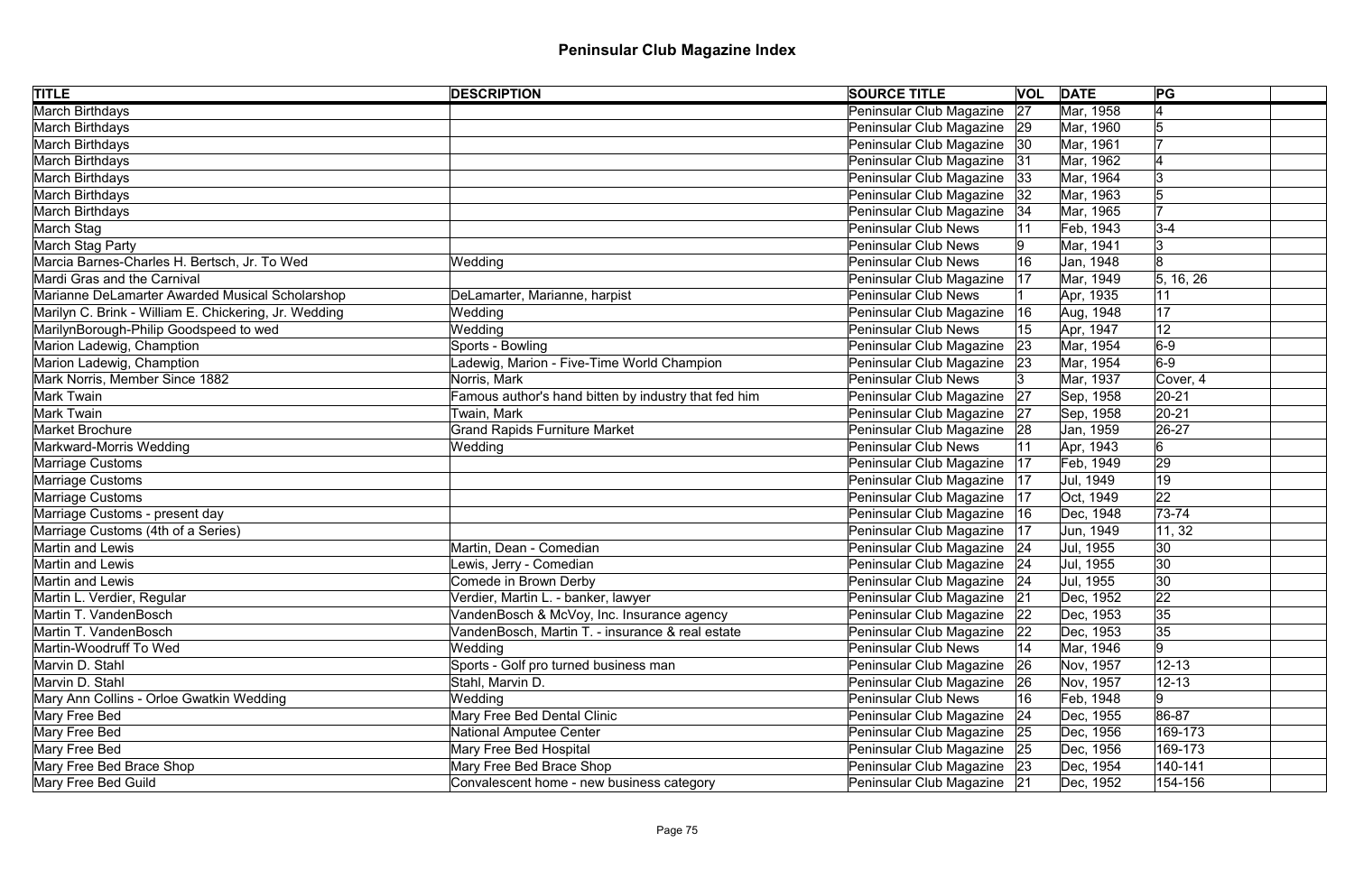# Peninsular Club Magazine Index

| TITLE | DESCRIPTION | SOURCE TITLE | VOL | DATE | PG |
|---|---|---|---|---|---|
| March Birthdays | | Peninsular Club Magazine | 27 | Mar, 1958 | 4 |
| March Birthdays | | Peninsular Club Magazine | 29 | Mar, 1960 | 5 |
| March Birthdays | | Peninsular Club Magazine | 30 | Mar, 1961 | 7 |
| March Birthdays | | Peninsular Club Magazine | 31 | Mar, 1962 | 4 |
| March Birthdays | | Peninsular Club Magazine | 33 | Mar, 1964 | 3 |
| March Birthdays | | Peninsular Club Magazine | 32 | Mar, 1963 | 5 |
| March Birthdays | | Peninsular Club Magazine | 34 | Mar, 1965 | 7 |
| March Stag | | Peninsular Club News | 11 | Feb, 1943 | 3-4 |
| March Stag Party | | Peninsular Club News | 9 | Mar, 1941 | 3 |
| Marcia Barnes-Charles H. Bertsch, Jr. To Wed | Wedding | Peninsular Club News | 16 | Jan, 1948 | 8 |
| Mardi Gras and the Carnival | | Peninsular Club Magazine | 17 | Mar, 1949 | 5, 16, 26 |
| Marianne DeLamarter Awarded Musical Scholarshop | DeLamarter, Marianne, harpist | Peninsular Club News | 1 | Apr, 1935 | 11 |
| Marilyn C. Brink - William E. Chickering, Jr. Wedding | Wedding | Peninsular Club Magazine | 16 | Aug, 1948 | 17 |
| MarilynBorough-Philip Goodspeed to wed | Wedding | Peninsular Club News | 15 | Apr, 1947 | 12 |
| Marion Ladewig, Chamption | Sports - Bowling | Peninsular Club Magazine | 23 | Mar, 1954 | 6-9 |
| Marion Ladewig, Chamption | Ladewig, Marion - Five-Time World Champion | Peninsular Club Magazine | 23 | Mar, 1954 | 6-9 |
| Mark Norris, Member Since 1882 | Norris, Mark | Peninsular Club News | 3 | Mar, 1937 | Cover, 4 |
| Mark Twain | Famous author's hand bitten by industry that fed him | Peninsular Club Magazine | 27 | Sep, 1958 | 20-21 |
| Mark Twain | Twain, Mark | Peninsular Club Magazine | 27 | Sep, 1958 | 20-21 |
| Market Brochure | Grand Rapids Furniture Market | Peninsular Club Magazine | 28 | Jan, 1959 | 26-27 |
| Markward-Morris Wedding | Wedding | Peninsular Club News | 11 | Apr, 1943 | 6 |
| Marriage Customs | | Peninsular Club Magazine | 17 | Feb, 1949 | 29 |
| Marriage Customs | | Peninsular Club Magazine | 17 | Jul, 1949 | 19 |
| Marriage Customs | | Peninsular Club Magazine | 17 | Oct, 1949 | 22 |
| Marriage Customs - present day | | Peninsular Club Magazine | 16 | Dec, 1948 | 73-74 |
| Marriage Customs (4th of a Series) | | Peninsular Club Magazine | 17 | Jun, 1949 | 11, 32 |
| Martin and Lewis | Martin, Dean - Comedian | Peninsular Club Magazine | 24 | Jul, 1955 | 30 |
| Martin and Lewis | Lewis, Jerry - Comedian | Peninsular Club Magazine | 24 | Jul, 1955 | 30 |
| Martin and Lewis | Comede in Brown Derby | Peninsular Club Magazine | 24 | Jul, 1955 | 30 |
| Martin L. Verdier, Regular | Verdier, Martin L. - banker, lawyer | Peninsular Club Magazine | 21 | Dec, 1952 | 22 |
| Martin T. VandenBosch | VandenBosch & McVoy, Inc. Insurance agency | Peninsular Club Magazine | 22 | Dec, 1953 | 35 |
| Martin T. VandenBosch | VandenBosch, Martin T. - insurance & real estate | Peninsular Club Magazine | 22 | Dec, 1953 | 35 |
| Martin-Woodruff To Wed | Wedding | Peninsular Club News | 14 | Mar, 1946 | 9 |
| Marvin D. Stahl | Sports - Golf pro turned business man | Peninsular Club Magazine | 26 | Nov, 1957 | 12-13 |
| Marvin D. Stahl | Stahl, Marvin D. | Peninsular Club Magazine | 26 | Nov, 1957 | 12-13 |
| Mary Ann Collins - Orloe Gwatkin Wedding | Wedding | Peninsular Club News | 16 | Feb, 1948 | 9 |
| Mary Free Bed | Mary Free Bed Dental Clinic | Peninsular Club Magazine | 24 | Dec, 1955 | 86-87 |
| Mary Free Bed | National Amputee Center | Peninsular Club Magazine | 25 | Dec, 1956 | 169-173 |
| Mary Free Bed | Mary Free Bed Hospital | Peninsular Club Magazine | 25 | Dec, 1956 | 169-173 |
| Mary Free Bed Brace Shop | Mary Free Bed Brace Shop | Peninsular Club Magazine | 23 | Dec, 1954 | 140-141 |
| Mary Free Bed Guild | Convalescent home - new business category | Peninsular Club Magazine | 21 | Dec, 1952 | 154-156 |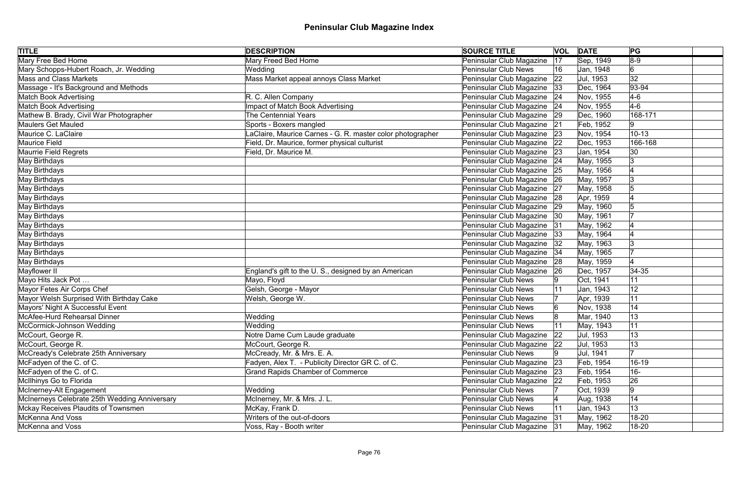# Peninsular Club Magazine Index

| TITLE | DESCRIPTION | SOURCE TITLE | VOL | DATE | PG | |
|---|---|---|---|---|---|---|
| Mary Free Bed Home | Mary Freed Bed Home | Peninsular Club Magazine | 17 | Sep, 1949 | 8-9 | |
| Mary Schopps-Hubert Roach, Jr. Wedding | Wedding | Peninsular Club News | 16 | Jan, 1948 | 6 | |
| Mass and Class Markets | Mass Market appeal annoys Class Market | Peninsular Club Magazine | 22 | Jul, 1953 | 32 | |
| Massage - It's Background and Methods | | Peninsular Club Magazine | 33 | Dec, 1964 | 93-94 | |
| Match Book Advertising | R. C. Allen Company | Peninsular Club Magazine | 24 | Nov, 1955 | 4-6 | |
| Match Book Advertising | Impact of Match Book Advertising | Peninsular Club Magazine | 24 | Nov, 1955 | 4-6 | |
| Mathew B. Brady, Civil War Photographer | The Centennial Years | Peninsular Club Magazine | 29 | Dec, 1960 | 168-171 | |
| Maulers Get Mauled | Sports - Boxers mangled | Peninsular Club Magazine | 21 | Feb, 1952 | 9 | |
| Maurice C. LaClaire | LaClaire, Maurice Carnes - G. R. master color photographer | Peninsular Club Magazine | 23 | Nov, 1954 | 10-13 | |
| Maurice Field | Field, Dr. Maurice, former physical culturist | Peninsular Club Magazine | 22 | Dec, 1953 | 166-168 | |
| Maurrie Field Regrets | Field, Dr. Maurice M. | Peninsular Club Magazine | 23 | Jan, 1954 | 30 | |
| May Birthdays | | Peninsular Club Magazine | 24 | May, 1955 | 3 | |
| May Birthdays | | Peninsular Club Magazine | 25 | May, 1956 | 4 | |
| May Birthdays | | Peninsular Club Magazine | 26 | May, 1957 | 3 | |
| May Birthdays | | Peninsular Club Magazine | 27 | May, 1958 | 5 | |
| May Birthdays | | Peninsular Club Magazine | 28 | Apr, 1959 | 4 | |
| May Birthdays | | Peninsular Club Magazine | 29 | May, 1960 | 5 | |
| May Birthdays | | Peninsular Club Magazine | 30 | May, 1961 | 7 | |
| May Birthdays | | Peninsular Club Magazine | 31 | May, 1962 | 4 | |
| May Birthdays | | Peninsular Club Magazine | 33 | May, 1964 | 4 | |
| May Birthdays | | Peninsular Club Magazine | 32 | May, 1963 | 3 | |
| May Birthdays | | Peninsular Club Magazine | 34 | May, 1965 | 7 | |
| May Birthdays | | Peninsular Club Magazine | 28 | May, 1959 | 4 | |
| Mayflower II | England's gift to the U. S., designed by an American | Peninsular Club Magazine | 26 | Dec, 1957 | 34-35 | |
| Mayo Hits Jack Pot … | Mayo, Floyd | Peninsular Club News | 9 | Oct, 1941 | 11 | |
| Mayor Fetes Air Corps Chef | Gelsh, George - Mayor | Peninsular Club News | 11 | Jan, 1943 | 12 | |
| Mayor Welsh Surprised With Birthday Cake | Welsh, George W. | Peninsular Club News | 7 | Apr, 1939 | 11 | |
| Mayors' Night A Successful Event | | Peninsular Club News | 6 | Nov, 1938 | 14 | |
| McAfee-Hurd Rehearsal Dinner | Wedding | Peninsular Club News | 8 | Mar, 1940 | 13 | |
| McCormick-Johnson Wedding | Wedding | Peninsular Club News | 11 | May, 1943 | 11 | |
| McCourt, George R. | Notre Dame Cum Laude graduate | Peninsular Club Magazine | 22 | Jul, 1953 | 13 | |
| McCourt, George R. | McCourt, George R. | Peninsular Club Magazine | 22 | Jul, 1953 | 13 | |
| McCready's Celebrate 25th Anniversary | McCready, Mr. & Mrs. E. A. | Peninsular Club News | 9 | Jul, 1941 | 7 | |
| McFadyen of the C. of C. | Fadyen, Alex T. - Publicity Director GR C. of C. | Peninsular Club Magazine | 23 | Feb, 1954 | 16-19 | |
| McFadyen of the C. of C. | Grand Rapids Chamber of Commerce | Peninsular Club Magazine | 23 | Feb, 1954 | 16- | |
| McIlhinys Go to Florida | | Peninsular Club Magazine | 22 | Feb, 1953 | 26 | |
| McInerney-Alt Engagement | Wedding | Peninsular Club News | 7 | Oct, 1939 | 9 | |
| McInerneys Celebrate 25th Wedding Anniversary | McInerney, Mr. & Mrs. J. L. | Peninsular Club News | 4 | Aug, 1938 | 14 | |
| Mckay Receives Plaudits of Townsmen | McKay, Frank D. | Peninsular Club News | 11 | Jan, 1943 | 13 | |
| McKenna And Voss | Writers of the out-of-doors | Peninsular Club Magazine | 31 | May, 1962 | 18-20 | |
| McKenna and Voss | Voss, Ray - Booth writer | Peninsular Club Magazine | 31 | May, 1962 | 18-20 | |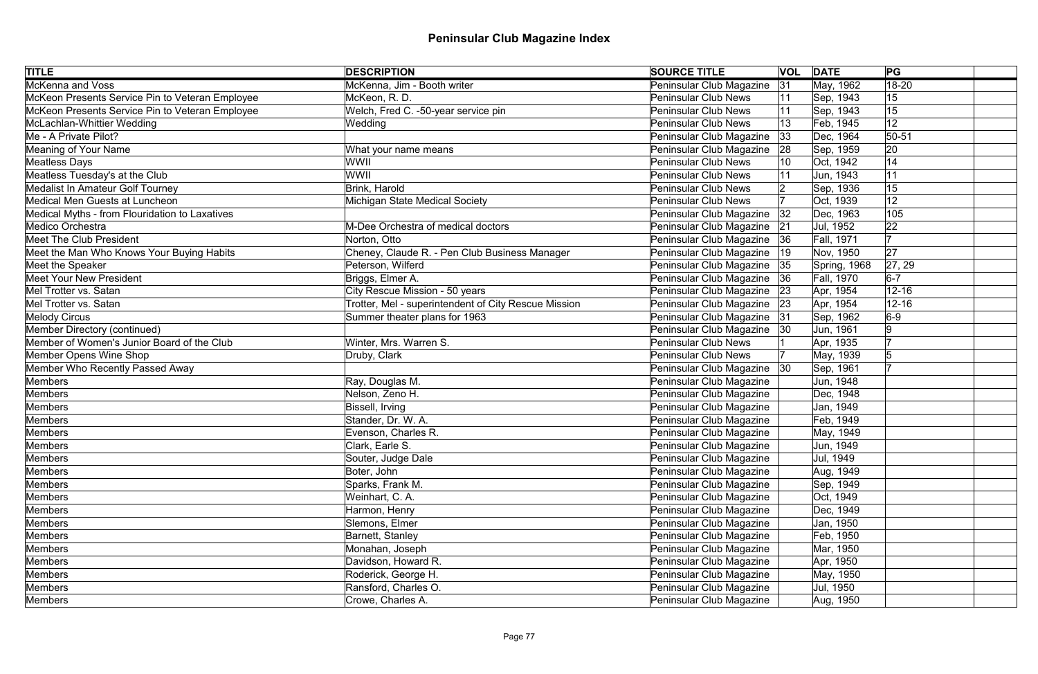# Peninsular Club Magazine Index

| TITLE | DESCRIPTION | SOURCE TITLE | VOL | DATE | PG | |
|---|---|---|---|---|---|---|
| McKenna and Voss | McKenna, Jim - Booth writer | Peninsular Club Magazine | 31 | May, 1962 | 18-20 | |
| McKeon Presents Service Pin to Veteran Employee | McKeon, R. D. | Peninsular Club News | 11 | Sep, 1943 | 15 | |
| McKeon Presents Service Pin to Veteran Employee | Welch, Fred C. -50-year service pin | Peninsular Club News | 11 | Sep, 1943 | 15 | |
| McLachlan-Whittier Wedding | Wedding | Peninsular Club News | 13 | Feb, 1945 | 12 | |
| Me - A Private Pilot? | | Peninsular Club Magazine | 33 | Dec, 1964 | 50-51 | |
| Meaning of Your Name | What your name means | Peninsular Club Magazine | 28 | Sep, 1959 | 20 | |
| Meatless Days | WWII | Peninsular Club News | 10 | Oct, 1942 | 14 | |
| Meatless Tuesday's at the Club | WWII | Peninsular Club News | 11 | Jun, 1943 | 11 | |
| Medalist In Amateur Golf Tourney | Brink, Harold | Peninsular Club News | 2 | Sep, 1936 | 15 | |
| Medical Men Guests at Luncheon | Michigan State Medical Society | Peninsular Club News | 7 | Oct, 1939 | 12 | |
| Medical Myths - from Flouridation to Laxatives | | Peninsular Club Magazine | 32 | Dec, 1963 | 105 | |
| Medico Orchestra | M-Dee Orchestra of medical doctors | Peninsular Club Magazine | 21 | Jul, 1952 | 22 | |
| Meet The Club President | Norton, Otto | Peninsular Club Magazine | 36 | Fall, 1971 | 7 | |
| Meet the Man Who Knows Your Buying Habits | Cheney, Claude R. - Pen Club Business Manager | Peninsular Club Magazine | 19 | Nov, 1950 | 27 | |
| Meet the Speaker | Peterson, Wilferd | Peninsular Club Magazine | 35 | Spring, 1968 | 27, 29 | |
| Meet Your New President | Briggs, Elmer A. | Peninsular Club Magazine | 36 | Fall, 1970 | 6-7 | |
| Mel Trotter vs. Satan | City Rescue Mission - 50 years | Peninsular Club Magazine | 23 | Apr, 1954 | 12-16 | |
| Mel Trotter vs. Satan | Trotter, Mel - superintendent of City Rescue Mission | Peninsular Club Magazine | 23 | Apr, 1954 | 12-16 | |
| Melody Circus | Summer theater plans for 1963 | Peninsular Club Magazine | 31 | Sep, 1962 | 6-9 | |
| Member Directory (continued) | | Peninsular Club Magazine | 30 | Jun, 1961 | 9 | |
| Member of Women's Junior Board of the Club | Winter, Mrs. Warren S. | Peninsular Club News | 1 | Apr, 1935 | 7 | |
| Member Opens Wine Shop | Druby, Clark | Peninsular Club News | 7 | May, 1939 | 5 | |
| Member Who Recently Passed Away | | Peninsular Club Magazine | 30 | Sep, 1961 | 7 | |
| Members | Ray, Douglas M. | Peninsular Club Magazine | | Jun, 1948 | | |
| Members | Nelson, Zeno H. | Peninsular Club Magazine | | Dec, 1948 | | |
| Members | Bissell, Irving | Peninsular Club Magazine | | Jan, 1949 | | |
| Members | Stander, Dr. W. A. | Peninsular Club Magazine | | Feb, 1949 | | |
| Members | Evenson, Charles R. | Peninsular Club Magazine | | May, 1949 | | |
| Members | Clark, Earle S. | Peninsular Club Magazine | | Jun, 1949 | | |
| Members | Souter, Judge Dale | Peninsular Club Magazine | | Jul, 1949 | | |
| Members | Boter, John | Peninsular Club Magazine | | Aug, 1949 | | |
| Members | Sparks, Frank M. | Peninsular Club Magazine | | Sep, 1949 | | |
| Members | Weinhart, C. A. | Peninsular Club Magazine | | Oct, 1949 | | |
| Members | Harmon, Henry | Peninsular Club Magazine | | Dec, 1949 | | |
| Members | Slemons, Elmer | Peninsular Club Magazine | | Jan, 1950 | | |
| Members | Barnett, Stanley | Peninsular Club Magazine | | Feb, 1950 | | |
| Members | Monahan, Joseph | Peninsular Club Magazine | | Mar, 1950 | | |
| Members | Davidson, Howard R. | Peninsular Club Magazine | | Apr, 1950 | | |
| Members | Roderick, George H. | Peninsular Club Magazine | | May, 1950 | | |
| Members | Ransford, Charles O. | Peninsular Club Magazine | | Jul, 1950 | | |
| Members | Crowe, Charles A. | Peninsular Club Magazine | | Aug, 1950 | | |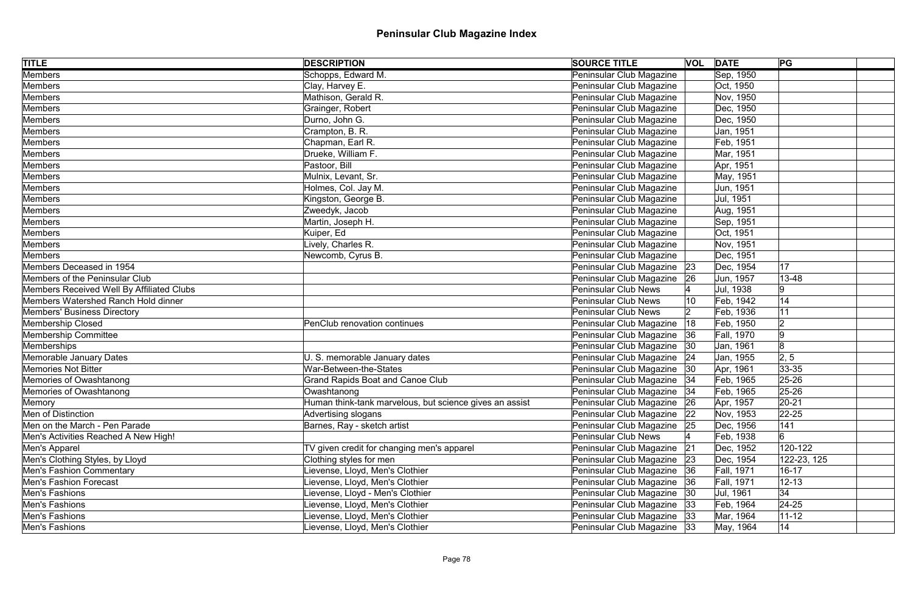# Peninsular Club Magazine Index

| TITLE | DESCRIPTION | SOURCE TITLE | VOL | DATE | PG | |
|---|---|---|---|---|---|---|
| Members | Schopps, Edward M. | Peninsular Club Magazine | | Sep, 1950 | | |
| Members | Clay, Harvey E. | Peninsular Club Magazine | | Oct, 1950 | | |
| Members | Mathison, Gerald R. | Peninsular Club Magazine | | Nov, 1950 | | |
| Members | Grainger, Robert | Peninsular Club Magazine | | Dec, 1950 | | |
| Members | Durno, John G. | Peninsular Club Magazine | | Dec, 1950 | | |
| Members | Crampton, B. R. | Peninsular Club Magazine | | Jan, 1951 | | |
| Members | Chapman, Earl R. | Peninsular Club Magazine | | Feb, 1951 | | |
| Members | Drueke, William F. | Peninsular Club Magazine | | Mar, 1951 | | |
| Members | Pastoor, Bill | Peninsular Club Magazine | | Apr, 1951 | | |
| Members | Mulnix, Levant, Sr. | Peninsular Club Magazine | | May, 1951 | | |
| Members | Holmes, Col. Jay M. | Peninsular Club Magazine | | Jun, 1951 | | |
| Members | Kingston, George B. | Peninsular Club Magazine | | Jul, 1951 | | |
| Members | Zweedyk, Jacob | Peninsular Club Magazine | | Aug, 1951 | | |
| Members | Martin, Joseph H. | Peninsular Club Magazine | | Sep, 1951 | | |
| Members | Kuiper, Ed | Peninsular Club Magazine | | Oct, 1951 | | |
| Members | Lively, Charles R. | Peninsular Club Magazine | | Nov, 1951 | | |
| Members | Newcomb, Cyrus B. | Peninsular Club Magazine | | Dec, 1951 | | |
| Members Deceased in 1954 | | Peninsular Club Magazine | 23 | Dec, 1954 | 17 | |
| Members of the Peninsular Club | | Peninsular Club Magazine | 26 | Jun, 1957 | 13-48 | |
| Members Received Well By Affiliated Clubs | | Peninsular Club News | 4 | Jul, 1938 | 9 | |
| Members Watershed Ranch Hold dinner | | Peninsular Club News | 10 | Feb, 1942 | 14 | |
| Members' Business Directory | | Peninsular Club News | 2 | Feb, 1936 | 11 | |
| Membership Closed | PenClub renovation continues | Peninsular Club Magazine | 18 | Feb, 1950 | 2 | |
| Membership Committee | | Peninsular Club Magazine | 36 | Fall, 1970 | 9 | |
| Memberships | | Peninsular Club Magazine | 30 | Jan, 1961 | 8 | |
| Memorable January Dates | U. S. memorable January dates | Peninsular Club Magazine | 24 | Jan, 1955 | 2, 5 | |
| Memories Not Bitter | War-Between-the-States | Peninsular Club Magazine | 30 | Apr, 1961 | 33-35 | |
| Memories of Owashtanong | Grand Rapids Boat and Canoe Club | Peninsular Club Magazine | 34 | Feb, 1965 | 25-26 | |
| Memories of Owashtanong | Owashtanong | Peninsular Club Magazine | 34 | Feb, 1965 | 25-26 | |
| Memory | Human think-tank marvelous, but science gives an assist | Peninsular Club Magazine | 26 | Apr, 1957 | 20-21 | |
| Men of Distinction | Advertising slogans | Peninsular Club Magazine | 22 | Nov, 1953 | 22-25 | |
| Men on the March - Pen Parade | Barnes, Ray - sketch artist | Peninsular Club Magazine | 25 | Dec, 1956 | 141 | |
| Men's Activities Reached A New High! | | Peninsular Club News | 4 | Feb, 1938 | 6 | |
| Men's Apparel | TV given credit for changing men's apparel | Peninsular Club Magazine | 21 | Dec, 1952 | 120-122 | |
| Men's Clothing Styles, by Lloyd | Clothing styles for men | Peninsular Club Magazine | 23 | Dec, 1954 | 122-23, 125 | |
| Men's Fashion Commentary | Lievense, Lloyd, Men's Clothier | Peninsular Club Magazine | 36 | Fall, 1971 | 16-17 | |
| Men's Fashion Forecast | Lievense, Lloyd, Men's Clothier | Peninsular Club Magazine | 36 | Fall, 1971 | 12-13 | |
| Men's Fashions | Lievense, Lloyd - Men's Clothier | Peninsular Club Magazine | 30 | Jul, 1961 | 34 | |
| Men's Fashions | Lievense, Lloyd, Men's Clothier | Peninsular Club Magazine | 33 | Feb, 1964 | 24-25 | |
| Men's Fashions | Lievense, Lloyd, Men's Clothier | Peninsular Club Magazine | 33 | Mar, 1964 | 11-12 | |
| Men's Fashions | Lievense, Lloyd, Men's Clothier | Peninsular Club Magazine | 33 | May, 1964 | 14 | |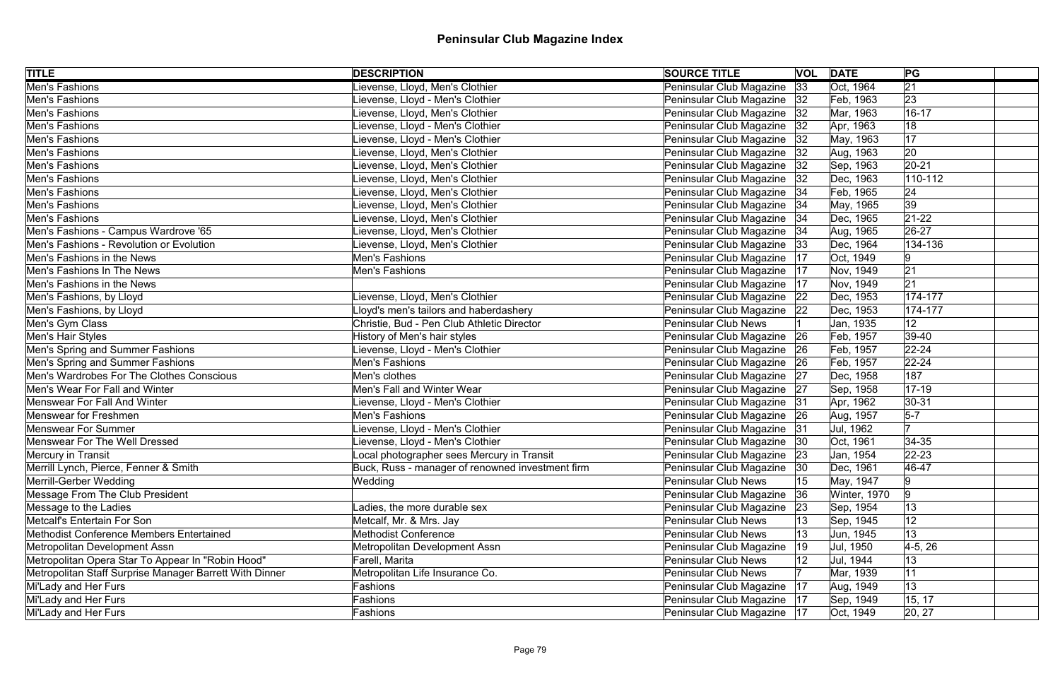# Peninsular Club Magazine Index

| TITLE | DESCRIPTION | SOURCE TITLE | VOL | DATE | PG | |
|---|---|---|---|---|---|---|
| Men's Fashions | Lievense, Lloyd, Men's Clothier | Peninsular Club Magazine | 33 | Oct, 1964 | 21 | |
| Men's Fashions | Lievense, Lloyd - Men's Clothier | Peninsular Club Magazine | 32 | Feb, 1963 | 23 | |
| Men's Fashions | Lievense, Lloyd, Men's Clothier | Peninsular Club Magazine | 32 | Mar, 1963 | 16-17 | |
| Men's Fashions | Lievense, Lloyd, Men's Clothier | Peninsular Club Magazine | 32 | Apr, 1963 | 18 | |
| Men's Fashions | Lievense, Lloyd - Men's Clothier | Peninsular Club Magazine | 32 | May, 1963 | 17 | |
| Men's Fashions | Lievense, Lloyd, Men's Clothier | Peninsular Club Magazine | 32 | Aug, 1963 | 20 | |
| Men's Fashions | Lievense, Lloyd, Men's Clothier | Peninsular Club Magazine | 32 | Sep, 1963 | 20-21 | |
| Men's Fashions | Lievense, Lloyd, Men's Clothier | Peninsular Club Magazine | 32 | Dec, 1963 | 110-112 | |
| Men's Fashions | Lievense, Lloyd, Men's Clothier | Peninsular Club Magazine | 34 | Feb, 1965 | 24 | |
| Men's Fashions | Lievense, Lloyd, Men's Clothier | Peninsular Club Magazine | 34 | May, 1965 | 39 | |
| Men's Fashions | Lievense, Lloyd, Men's Clothier | Peninsular Club Magazine | 34 | Dec, 1965 | 21-22 | |
| Men's Fashions - Campus Wardrove '65 | Lievense, Lloyd, Men's Clothier | Peninsular Club Magazine | 34 | Aug, 1965 | 26-27 | |
| Men's Fashions - Revolution or Evolution | Lievense, Lloyd, Men's Clothier | Peninsular Club Magazine | 33 | Dec, 1964 | 134-136 | |
| Men's Fashions in the News | Men's Fashions | Peninsular Club Magazine | 17 | Oct, 1949 | 9 | |
| Men's Fashions In The News | Men's Fashions | Peninsular Club Magazine | 17 | Nov, 1949 | 21 | |
| Men's Fashions in the News | | Peninsular Club Magazine | 17 | Nov, 1949 | 21 | |
| Men's Fashions, by Lloyd | Lievense, Lloyd, Men's Clothier | Peninsular Club Magazine | 22 | Dec, 1953 | 174-177 | |
| Men's Fashions, by Lloyd | Lloyd's men's tailors and haberdashery | Peninsular Club Magazine | 22 | Dec, 1953 | 174-177 | |
| Men's Gym Class | Christie, Bud - Pen Club Athletic Director | Peninsular Club News | 1 | Jan, 1935 | 12 | |
| Men's Hair Styles | History of Men's hair styles | Peninsular Club Magazine | 26 | Feb, 1957 | 39-40 | |
| Men's Spring and Summer Fashions | Lievense, Lloyd - Men's Clothier | Peninsular Club Magazine | 26 | Feb, 1957 | 22-24 | |
| Men's Spring and Summer Fashions | Men's Fashions | Peninsular Club Magazine | 26 | Feb, 1957 | 22-24 | |
| Men's Wardrobes For The Clothes Conscious | Men's clothes | Peninsular Club Magazine | 27 | Dec, 1958 | 187 | |
| Men's Wear For Fall and Winter | Men's Fall and Winter Wear | Peninsular Club Magazine | 27 | Sep, 1958 | 17-19 | |
| Menswear For Fall And Winter | Lievense, Lloyd - Men's Clothier | Peninsular Club Magazine | 31 | Apr, 1962 | 30-31 | |
| Menswear for Freshmen | Men's Fashions | Peninsular Club Magazine | 26 | Aug, 1957 | 5-7 | |
| Menswear For Summer | Lievense, Lloyd - Men's Clothier | Peninsular Club Magazine | 31 | Jul, 1962 | 7 | |
| Menswear For The Well Dressed | Lievense, Lloyd - Men's Clothier | Peninsular Club Magazine | 30 | Oct, 1961 | 34-35 | |
| Mercury in Transit | Local photographer sees Mercury in Transit | Peninsular Club Magazine | 23 | Jan, 1954 | 22-23 | |
| Merrill Lynch, Pierce, Fenner & Smith | Buck, Russ - manager of renowned investment firm | Peninsular Club Magazine | 30 | Dec, 1961 | 46-47 | |
| Merrill-Gerber Wedding | Wedding | Peninsular Club News | 15 | May, 1947 | 9 | |
| Message From The Club President | | Peninsular Club Magazine | 36 | Winter, 1970 | 9 | |
| Message to the Ladies | Ladies, the more durable sex | Peninsular Club Magazine | 23 | Sep, 1954 | 13 | |
| Metcalf's Entertain For Son | Metcalf, Mr. & Mrs. Jay | Peninsular Club News | 13 | Sep, 1945 | 12 | |
| Methodist Conference Members Entertained | Methodist Conference | Peninsular Club News | 13 | Jun, 1945 | 13 | |
| Metropolitan Development Assn | Metropolitan Development Assn | Peninsular Club Magazine | 19 | Jul, 1950 | 4-5, 26 | |
| Metropolitan Opera Star To Appear In "Robin Hood" | Farell, Marita | Peninsular Club News | 12 | Jul, 1944 | 13 | |
| Metropolitan Staff Surprise Manager Barrett With Dinner | Metropolitan Life Insurance Co. | Peninsular Club News | 7 | Mar, 1939 | 11 | |
| Mi'Lady and Her Furs | Fashions | Peninsular Club Magazine | 17 | Aug, 1949 | 13 | |
| Mi'Lady and Her Furs | Fashions | Peninsular Club Magazine | 17 | Sep, 1949 | 15, 17 | |
| Mi'Lady and Her Furs | Fashions | Peninsular Club Magazine | 17 | Oct, 1949 | 20, 27 | |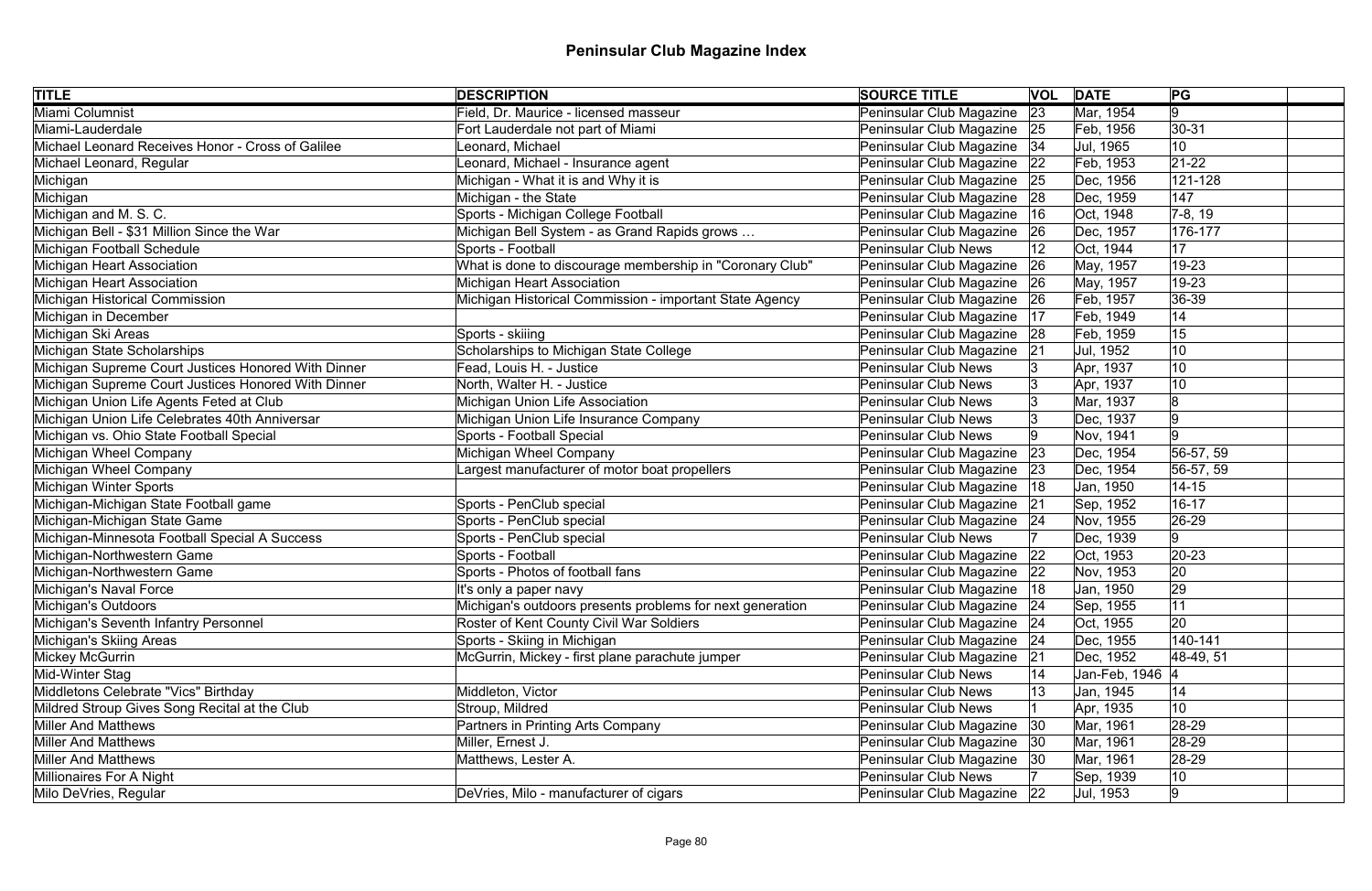# Peninsular Club Magazine Index

| TITLE | DESCRIPTION | SOURCE TITLE | VOL | DATE | PG | |
|---|---|---|---|---|---|---|
| Miami Columnist | Field, Dr. Maurice - licensed masseur | Peninsular Club Magazine | 23 | Mar, 1954 | 9 | |
| Miami-Lauderdale | Fort Lauderdale not part of Miami | Peninsular Club Magazine | 25 | Feb, 1956 | 30-31 | |
| Michael Leonard Receives Honor - Cross of Galilee | Leonard, Michael | Peninsular Club Magazine | 34 | Jul, 1965 | 10 | |
| Michael Leonard, Regular | Leonard, Michael - Insurance agent | Peninsular Club Magazine | 22 | Feb, 1953 | 21-22 | |
| Michigan | Michigan - What it is and Why it is | Peninsular Club Magazine | 25 | Dec, 1956 | 121-128 | |
| Michigan | Michigan - the State | Peninsular Club Magazine | 28 | Dec, 1959 | 147 | |
| Michigan and M. S. C. | Sports - Michigan College Football | Peninsular Club Magazine | 16 | Oct, 1948 | 7-8, 19 | |
| Michigan Bell - $31 Million Since the War | Michigan Bell System - as Grand Rapids grows … | Peninsular Club Magazine | 26 | Dec, 1957 | 176-177 | |
| Michigan Football Schedule | Sports - Football | Peninsular Club News | 12 | Oct, 1944 | 17 | |
| Michigan Heart Association | What is done to discourage membership in "Coronary Club" | Peninsular Club Magazine | 26 | May, 1957 | 19-23 | |
| Michigan Heart Association | Michigan Heart Association | Peninsular Club Magazine | 26 | May, 1957 | 19-23 | |
| Michigan Historical Commission | Michigan Historical Commission - important State Agency | Peninsular Club Magazine | 26 | Feb, 1957 | 36-39 | |
| Michigan in December | | Peninsular Club Magazine | 17 | Feb, 1949 | 14 | |
| Michigan Ski Areas | Sports - skiiing | Peninsular Club Magazine | 28 | Feb, 1959 | 15 | |
| Michigan State Scholarships | Scholarships to Michigan State College | Peninsular Club Magazine | 21 | Jul, 1952 | 10 | |
| Michigan Supreme Court Justices Honored With Dinner | Fead, Louis H. - Justice | Peninsular Club News | 3 | Apr, 1937 | 10 | |
| Michigan Supreme Court Justices Honored With Dinner | North, Walter H. - Justice | Peninsular Club News | 3 | Apr, 1937 | 10 | |
| Michigan Union Life Agents Feted at Club | Michigan Union Life Association | Peninsular Club News | 3 | Mar, 1937 | 8 | |
| Michigan Union Life Celebrates 40th Anniversar | Michigan Union Life Insurance Company | Peninsular Club News | 3 | Dec, 1937 | 9 | |
| Michigan vs. Ohio State Football Special | Sports - Football Special | Peninsular Club News | 9 | Nov, 1941 | 9 | |
| Michigan Wheel Company | Michigan Wheel Company | Peninsular Club Magazine | 23 | Dec, 1954 | 56-57, 59 | |
| Michigan Wheel Company | Largest manufacturer of motor boat propellers | Peninsular Club Magazine | 23 | Dec, 1954 | 56-57, 59 | |
| Michigan Winter Sports | | Peninsular Club Magazine | 18 | Jan, 1950 | 14-15 | |
| Michigan-Michigan State Football game | Sports - PenClub special | Peninsular Club Magazine | 21 | Sep, 1952 | 16-17 | |
| Michigan-Michigan State Game | Sports - PenClub special | Peninsular Club Magazine | 24 | Nov, 1955 | 26-29 | |
| Michigan-Minnesota Football Special A Success | Sports - PenClub special | Peninsular Club News | 7 | Dec, 1939 | 9 | |
| Michigan-Northwestern Game | Sports - Football | Peninsular Club Magazine | 22 | Oct, 1953 | 20-23 | |
| Michigan-Northwestern Game | Sports - Photos of football fans | Peninsular Club Magazine | 22 | Nov, 1953 | 20 | |
| Michigan's Naval Force | It's only a paper navy | Peninsular Club Magazine | 18 | Jan, 1950 | 29 | |
| Michigan's Outdoors | Michigan's outdoors presents problems for next generation | Peninsular Club Magazine | 24 | Sep, 1955 | 11 | |
| Michigan's Seventh Infantry Personnel | Roster of Kent County Civil War Soldiers | Peninsular Club Magazine | 24 | Oct, 1955 | 20 | |
| Michigan's Skiing Areas | Sports - Skiing in Michigan | Peninsular Club Magazine | 24 | Dec, 1955 | 140-141 | |
| Mickey McGurrin | McGurrin, Mickey - first plane parachute jumper | Peninsular Club Magazine | 21 | Dec, 1952 | 48-49, 51 | |
| Mid-Winter Stag | | Peninsular Club News | 14 | Jan-Feb, 1946 | 4 | |
| Middletons Celebrate "Vics" Birthday | Middleton, Victor | Peninsular Club News | 13 | Jan, 1945 | 14 | |
| Mildred Stroup Gives Song Recital at the Club | Stroup, Mildred | Peninsular Club News | 1 | Apr, 1935 | 10 | |
| Miller And Matthews | Partners in Printing Arts Company | Peninsular Club Magazine | 30 | Mar, 1961 | 28-29 | |
| Miller And Matthews | Miller, Ernest J. | Peninsular Club Magazine | 30 | Mar, 1961 | 28-29 | |
| Miller And Matthews | Matthews, Lester A. | Peninsular Club Magazine | 30 | Mar, 1961 | 28-29 | |
| Millionaires For A Night | | Peninsular Club News | 7 | Sep, 1939 | 10 | |
| Milo DeVries, Regular | DeVries, Milo - manufacturer of cigars | Peninsular Club Magazine | 22 | Jul, 1953 | 9 | |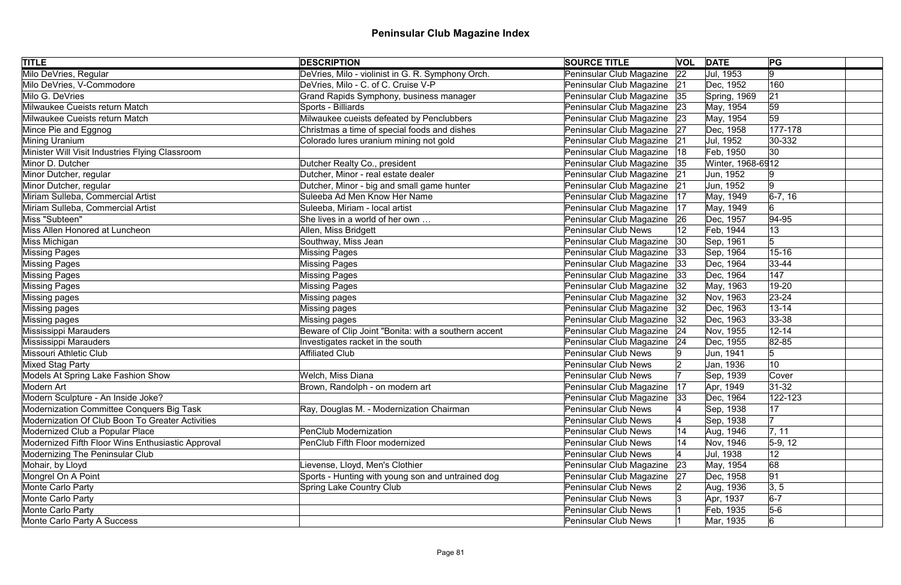# Peninsular Club Magazine Index

| TITLE | DESCRIPTION | SOURCE TITLE | VOL | DATE | PG | |
|---|---|---|---|---|---|---|
| Milo DeVries, Regular | DeVries, Milo - violinist in G. R. Symphony Orch. | Peninsular Club Magazine | 22 | Jul, 1953 | 9 | |
| Milo DeVries, V-Commodore | DeVries, Milo - C. of C. Cruise V-P | Peninsular Club Magazine | 21 | Dec, 1952 | 160 | |
| Milo G. DeVries | Grand Rapids Symphony, business manager | Peninsular Club Magazine | 35 | Spring, 1969 | 21 | |
| Milwaukee Cueists return Match | Sports - Billiards | Peninsular Club Magazine | 23 | May, 1954 | 59 | |
| Milwaukee Cueists return Match | Milwaukee cueists defeated by Penclubbers | Peninsular Club Magazine | 23 | May, 1954 | 59 | |
| Mince Pie and Eggnog | Christmas a time of special foods and dishes | Peninsular Club Magazine | 27 | Dec, 1958 | 177-178 | |
| Mining Uranium | Colorado lures uranium mining not gold | Peninsular Club Magazine | 21 | Jul, 1952 | 30-332 | |
| Minister Will Visit Industries Flying Classroom | | Peninsular Club Magazine | 18 | Feb, 1950 | 30 | |
| Minor D. Dutcher | Dutcher Realty Co., president | Peninsular Club Magazine | 35 | Winter, 1968-69 | 12 | |
| Minor Dutcher, regular | Dutcher, Minor - real estate dealer | Peninsular Club Magazine | 21 | Jun, 1952 | 9 | |
| Minor Dutcher, regular | Dutcher, Minor - big and small game hunter | Peninsular Club Magazine | 21 | Jun, 1952 | 9 | |
| Miriam Sulleba, Commercial Artist | Suleeba Ad Men Know Her Name | Peninsular Club Magazine | 17 | May, 1949 | 6-7, 16 | |
| Miriam Sulleba, Commercial Artist | Suleeba, Miriam - local artist | Peninsular Club Magazine | 17 | May, 1949 | 6 | |
| Miss "Subteen" | She lives in a world of her own … | Peninsular Club Magazine | 26 | Dec, 1957 | 94-95 | |
| Miss Allen Honored at Luncheon | Allen, Miss Bridgett | Peninsular Club News | 12 | Feb, 1944 | 13 | |
| Miss Michigan | Southway, Miss Jean | Peninsular Club Magazine | 30 | Sep, 1961 | 5 | |
| Missing Pages | Missing Pages | Peninsular Club Magazine | 33 | Sep, 1964 | 15-16 | |
| Missing Pages | Missing Pages | Peninsular Club Magazine | 33 | Dec, 1964 | 33-44 | |
| Missing Pages | Missing Pages | Peninsular Club Magazine | 33 | Dec, 1964 | 147 | |
| Missing Pages | Missing Pages | Peninsular Club Magazine | 32 | May, 1963 | 19-20 | |
| Missing pages | Missing pages | Peninsular Club Magazine | 32 | Nov, 1963 | 23-24 | |
| Missing pages | Missing pages | Peninsular Club Magazine | 32 | Dec, 1963 | 13-14 | |
| Missing pages | Missing pages | Peninsular Club Magazine | 32 | Dec, 1963 | 33-38 | |
| Mississippi Marauders | Beware of Clip Joint "Bonita: with a southern accent | Peninsular Club Magazine | 24 | Nov, 1955 | 12-14 | |
| Mississippi Marauders | Investigates racket in the south | Peninsular Club Magazine | 24 | Dec, 1955 | 82-85 | |
| Missouri Athletic Club | Affiliated Club | Peninsular Club News | 9 | Jun, 1941 | 5 | |
| Mixed Stag Party | | Peninsular Club News | 2 | Jan, 1936 | 10 | |
| Models At Spring Lake Fashion Show | Welch, Miss Diana | Peninsular Club News | 7 | Sep, 1939 | Cover | |
| Modern Art | Brown, Randolph - on modern art | Peninsular Club Magazine | 17 | Apr, 1949 | 31-32 | |
| Modern Sculpture - An Inside Joke? | | Peninsular Club Magazine | 33 | Dec, 1964 | 122-123 | |
| Modernization Committee Conquers Big Task | Ray, Douglas M. - Modernization Chairman | Peninsular Club News | 4 | Sep, 1938 | 17 | |
| Modernization Of Club Boon To Greater Activities | | Peninsular Club News | 4 | Sep, 1938 | 7 | |
| Modernized Club a Popular Place | PenClub Modernization | Peninsular Club News | 14 | Aug, 1946 | 7, 11 | |
| Modernized Fifth Floor Wins Enthusiastic Approval | PenClub Fifth Floor modernized | Peninsular Club News | 14 | Nov, 1946 | 5-9, 12 | |
| Modernizing The Peninsular Club | | Peninsular Club News | 4 | Jul, 1938 | 12 | |
| Mohair, by Lloyd | Lievense, Lloyd, Men's Clothier | Peninsular Club Magazine | 23 | May, 1954 | 68 | |
| Mongrel On A Point | Sports - Hunting with young son and untrained dog | Peninsular Club Magazine | 27 | Dec, 1958 | 91 | |
| Monte Carlo Party | Spring Lake Country Club | Peninsular Club News | 2 | Aug, 1936 | 3, 5 | |
| Monte Carlo Party | | Peninsular Club News | 3 | Apr, 1937 | 6-7 | |
| Monte Carlo Party | | Peninsular Club News | 1 | Feb, 1935 | 5-6 | |
| Monte Carlo Party A Success | | Peninsular Club News | 1 | Mar, 1935 | 6 | |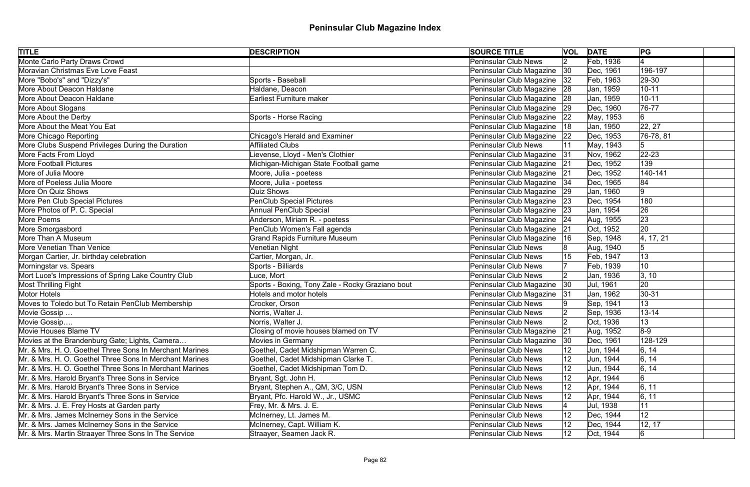# Peninsular Club Magazine Index

| TITLE | DESCRIPTION | SOURCE TITLE | VOL | DATE | PG | |
|---|---|---|---|---|---|---|
| Monte Carlo Party Draws Crowd | | Peninsular Club News | 2 | Feb, 1936 | 4 | |
| Moravian Christmas Eve Love Feast | | Peninsular Club Magazine | 30 | Dec, 1961 | 196-197 | |
| More "Bobo's" and "Dizzy's" | Sports - Baseball | Peninsular Club Magazine | 32 | Feb, 1963 | 29-30 | |
| More About Deacon Haldane | Haldane, Deacon | Peninsular Club Magazine | 28 | Jan, 1959 | 10-11 | |
| More About Deacon Haldane | Earliest Furniture maker | Peninsular Club Magazine | 28 | Jan, 1959 | 10-11 | |
| More About Slogans | | Peninsular Club Magazine | 29 | Dec, 1960 | 76-77 | |
| More About the Derby | Sports - Horse Racing | Peninsular Club Magazine | 22 | May, 1953 | 6 | |
| More About the Meat You Eat | | Peninsular Club Magazine | 18 | Jan, 1950 | 22, 27 | |
| More Chicago Reporting | Chicago's Herald and Examiner | Peninsular Club Magazine | 22 | Dec, 1953 | 76-78, 81 | |
| More Clubs Suspend Privileges During the Duration | Affiliated Clubs | Peninsular Club News | 11 | May, 1943 | 5 | |
| More Facts From Lloyd | Lievense, Lloyd - Men's Clothier | Peninsular Club Magazine | 31 | Nov, 1962 | 22-23 | |
| More Football Pictures | Michigan-Michigan State Football game | Peninsular Club Magazine | 21 | Dec, 1952 | 139 | |
| More of Julia Moore | Moore, Julia - poetess | Peninsular Club Magazine | 21 | Dec, 1952 | 140-141 | |
| More of Poeless Julia Moore | Moore, Julia - poetess | Peninsular Club Magazine | 34 | Dec, 1965 | 84 | |
| More On Quiz Shows | Quiz Shows | Peninsular Club Magazine | 29 | Jan, 1960 | 9 | |
| More Pen Club Special Pictures | PenClub Special Pictures | Peninsular Club Magazine | 23 | Dec, 1954 | 180 | |
| More Photos of P. C. Special | Annual PenClub Special | Peninsular Club Magazine | 23 | Jan, 1954 | 26 | |
| More Poems | Anderson, Miriam R. - poetess | Peninsular Club Magazine | 24 | Aug, 1955 | 23 | |
| More Smorgasbord | PenClub Women's Fall agenda | Peninsular Club Magazine | 21 | Oct, 1952 | 20 | |
| More Than A Museum | Grand Rapids Furniture Museum | Peninsular Club Magazine | 16 | Sep, 1948 | 4, 17, 21 | |
| More Venetian Than Venice | Venetian Night | Peninsular Club News | 8 | Aug, 1940 | 5 | |
| Morgan Cartier, Jr. birthday celebration | Cartier, Morgan, Jr. | Peninsular Club News | 15 | Feb, 1947 | 13 | |
| Morningstar vs. Spears | Sports - Billiards | Peninsular Club News | 7 | Feb, 1939 | 10 | |
| Mort Luce's Impressions of Spring Lake Country Club | Luce, Mort | Peninsular Club News | 2 | Jan, 1936 | 3, 10 | |
| Most Thrilling Fight | Sports - Boxing, Tony Zale - Rocky Graziano bout | Peninsular Club Magazine | 30 | Jul, 1961 | 20 | |
| Motor Hotels | Hotels and motor hotels | Peninsular Club Magazine | 31 | Jan, 1962 | 30-31 | |
| Moves to Toledo but To Retain PenClub Membership | Crocker, Orson | Peninsular Club News | 9 | Sep, 1941 | 13 | |
| Movie Gossip … | Norris, Walter J. | Peninsular Club News | 2 | Sep, 1936 | 13-14 | |
| Movie Gossip…. | Norris, Walter J. | Peninsular Club News | 2 | Oct, 1936 | 13 | |
| Movie Houses Blame TV | Closing of movie houses blamed on TV | Peninsular Club Magazine | 21 | Aug, 1952 | 8-9 | |
| Movies at the Brandenburg Gate; Lights, Camera… | Movies in Germany | Peninsular Club Magazine | 30 | Dec, 1961 | 128-129 | |
| Mr. & Mrs. H. O. Goethel Three Sons In Merchant Marines | Goethel, Cadet Midshipman Warren C. | Peninsular Club News | 12 | Jun, 1944 | 6, 14 | |
| Mr. & Mrs. H. O. Goethel Three Sons In Merchant Marines | Goethel, Cadet Midshipman Clarke T. | Peninsular Club News | 12 | Jun, 1944 | 6, 14 | |
| Mr. & Mrs. H. O. Goethel Three Sons In Merchant Marines | Goethel, Cadet Midshipman Tom D. | Peninsular Club News | 12 | Jun, 1944 | 6, 14 | |
| Mr. & Mrs. Harold Bryant's Three Sons in Service | Bryant, Sgt. John H. | Peninsular Club News | 12 | Apr, 1944 | 6 | |
| Mr. & Mrs. Harold Bryant's Three Sons in Service | Bryant, Stephen A., QM, 3/C, USN | Peninsular Club News | 12 | Apr, 1944 | 6, 11 | |
| Mr. & Mrs. Harold Bryant's Three Sons in Service | Bryant, Pfc. Harold W., Jr., USMC | Peninsular Club News | 12 | Apr, 1944 | 6, 11 | |
| Mr. & Mrs. J. E. Frey Hosts at Garden party | Frey, Mr. & Mrs. J. E. | Peninsular Club News | 4 | Jul, 1938 | 11 | |
| Mr. & Mrs. James McInerney Sons in the Service | McInerney, Lt. James M. | Peninsular Club News | 12 | Dec, 1944 | 12 | |
| Mr. & Mrs. James McInerney Sons in the Service | McInerney, Capt. William K. | Peninsular Club News | 12 | Dec, 1944 | 12, 17 | |
| Mr. & Mrs. Martin Straayer Three Sons In The Service | Straayer, Seamen Jack R. | Peninsular Club News | 12 | Oct, 1944 | 6 | |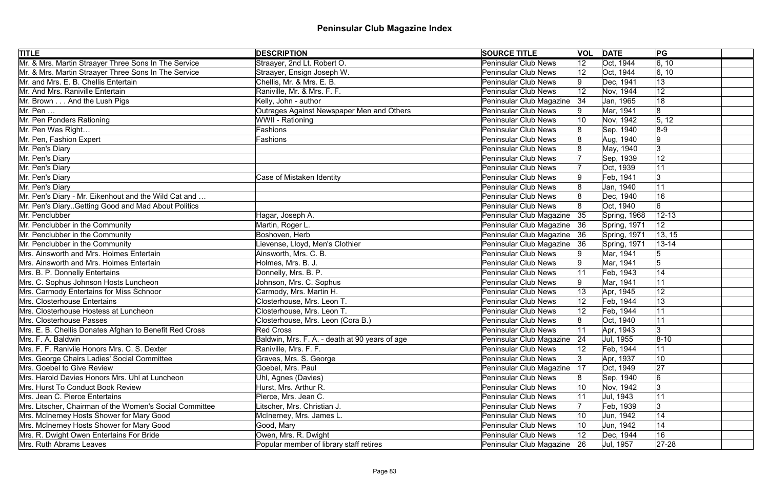# Peninsular Club Magazine Index

| TITLE | DESCRIPTION | SOURCE TITLE | VOL | DATE | PG | |
|---|---|---|---|---|---|---|
| Mr. & Mrs. Martin Straayer Three Sons In The Service | Strayer, 2nd Lt. Robert O. | Peninsular Club News | 12 | Oct, 1944 | 6, 10 | |
| Mr. & Mrs. Martin Straayer Three Sons In The Service | Straayer, Ensign Joseph W. | Peninsular Club News | 12 | Oct, 1944 | 6, 10 | |
| Mr. and Mrs. E. B. Chellis Entertain | Chellis, Mr. & Mrs. E. B. | Peninsular Club News | 9 | Dec, 1941 | 13 | |
| Mr. And Mrs. Raniville Entertain | Raniville, Mr. & Mrs. F. F. | Peninsular Club News | 12 | Nov, 1944 | 12 | |
| Mr. Brown . . . And the Lush Pigs | Kelly, John - author | Peninsular Club Magazine | 34 | Jan, 1965 | 18 | |
| Mr. Pen … | Outrages Against Newspaper Men and Others | Peninsular Club News | 9 | Mar, 1941 | 8 | |
| Mr. Pen Ponders Rationing | WWII - Rationing | Peninsular Club News | 10 | Nov, 1942 | 5, 12 | |
| Mr. Pen Was Right… | Fashions | Peninsular Club News | 8 | Sep, 1940 | 8-9 | |
| Mr. Pen, Fashion Expert | Fashions | Peninsular Club News | 8 | Aug, 1940 | 9 | |
| Mr. Pen's Diary | | Peninsular Club News | 8 | May, 1940 | 3 | |
| Mr. Pen's Diary | | Peninsular Club News | 7 | Sep, 1939 | 12 | |
| Mr. Pen's Diary | | Peninsular Club News | 7 | Oct, 1939 | 11 | |
| Mr. Pen's Diary | Case of Mistaken Identity | Peninsular Club News | 9 | Feb, 1941 | 3 | |
| Mr. Pen's Diary | | Peninsular Club News | 8 | Jan, 1940 | 11 | |
| Mr. Pen's Diary - Mr. Eikenhout and the Wild Cat and … | | Peninsular Club News | 8 | Dec, 1940 | 16 | |
| Mr. Pen's Diary..Getting Good and Mad About Politics | | Peninsular Club News | 8 | Oct, 1940 | 6 | |
| Mr. Penclubber | Hagar, Joseph A. | Peninsular Club Magazine | 35 | Spring, 1968 | 12-13 | |
| Mr. Penclubber in the Community | Martin, Roger L. | Peninsular Club Magazine | 36 | Spring, 1971 | 12 | |
| Mr. Penclubber in the Community | Boshoven, Herb | Peninsular Club Magazine | 36 | Spring, 1971 | 13, 15 | |
| Mr. Penclubber in the Community | Lievense, Lloyd, Men's Clothier | Peninsular Club Magazine | 36 | Spring, 1971 | 13-14 | |
| Mrs. Ainsworth and Mrs. Holmes Entertain | Ainsworth, Mrs. C. B. | Peninsular Club News | 9 | Mar, 1941 | 5 | |
| Mrs. Ainsworth and Mrs. Holmes Entertain | Holmes, Mrs. B. J. | Peninsular Club News | 9 | Mar, 1941 | 5 | |
| Mrs. B. P. Donnelly Entertains | Donnelly, Mrs. B. P. | Peninsular Club News | 11 | Feb, 1943 | 14 | |
| Mrs. C. Sophus Johnson Hosts Luncheon | Johnson, Mrs. C. Sophus | Peninsular Club News | 9 | Mar, 1941 | 11 | |
| Mrs. Carmody Entertains for Miss Schnoor | Carmody, Mrs. Martin H. | Peninsular Club News | 13 | Apr, 1945 | 12 | |
| Mrs. Closterhouse Entertains | Closterhouse, Mrs. Leon T. | Peninsular Club News | 12 | Feb, 1944 | 13 | |
| Mrs. Closterhouse Hostess at Luncheon | Closterhouse, Mrs. Leon T. | Peninsular Club News | 12 | Feb, 1944 | 11 | |
| Mrs. Closterhouse Passes | Closterhouse, Mrs. Leon (Cora B.) | Peninsular Club News | 8 | Oct, 1940 | 11 | |
| Mrs. E. B. Chellis Donates Afghan to Benefit Red Cross | Red Cross | Peninsular Club News | 11 | Apr, 1943 | 3 | |
| Mrs. F. A. Baldwin | Baldwin, Mrs. F. A. - death at 90 years of age | Peninsular Club Magazine | 24 | Jul, 1955 | 8-10 | |
| Mrs. F. F. Ranivile Honors Mrs. C. S. Dexter | Raniville, Mrs. F. F. | Peninsular Club News | 12 | Feb, 1944 | 11 | |
| Mrs. George Chairs Ladies' Social Committee | Graves, Mrs. S. George | Peninsular Club News | 3 | Apr, 1937 | 10 | |
| Mrs. Goebel to Give Review | Goebel, Mrs. Paul | Peninsular Club Magazine | 17 | Oct, 1949 | 27 | |
| Mrs. Harold Davies Honors Mrs. Uhl at Luncheon | Uhl, Agnes (Davies) | Peninsular Club News | 8 | Sep, 1940 | 6 | |
| Mrs. Hurst To Conduct Book Review | Hurst, Mrs. Arthur R. | Peninsular Club News | 10 | Nov, 1942 | 3 | |
| Mrs. Jean C. Pierce Entertains | Pierce, Mrs. Jean C. | Peninsular Club News | 11 | Jul, 1943 | 11 | |
| Mrs. Litscher, Chairman of the Women's Social Committee | Litscher, Mrs. Christian J. | Peninsular Club News | 7 | Feb, 1939 | 3 | |
| Mrs. McInerney Hosts Shower for Mary Good | McInerney, Mrs. James L. | Peninsular Club News | 10 | Jun, 1942 | 14 | |
| Mrs. McInerney Hosts Shower for Mary Good | Good, Mary | Peninsular Club News | 10 | Jun, 1942 | 14 | |
| Mrs. R. Dwight Owen Entertains For Bride | Owen, Mrs. R. Dwight | Peninsular Club News | 12 | Dec, 1944 | 16 | |
| Mrs. Ruth Abrams Leaves | Popular member of library staff retires | Peninsular Club Magazine | 26 | Jul, 1957 | 27-28 | |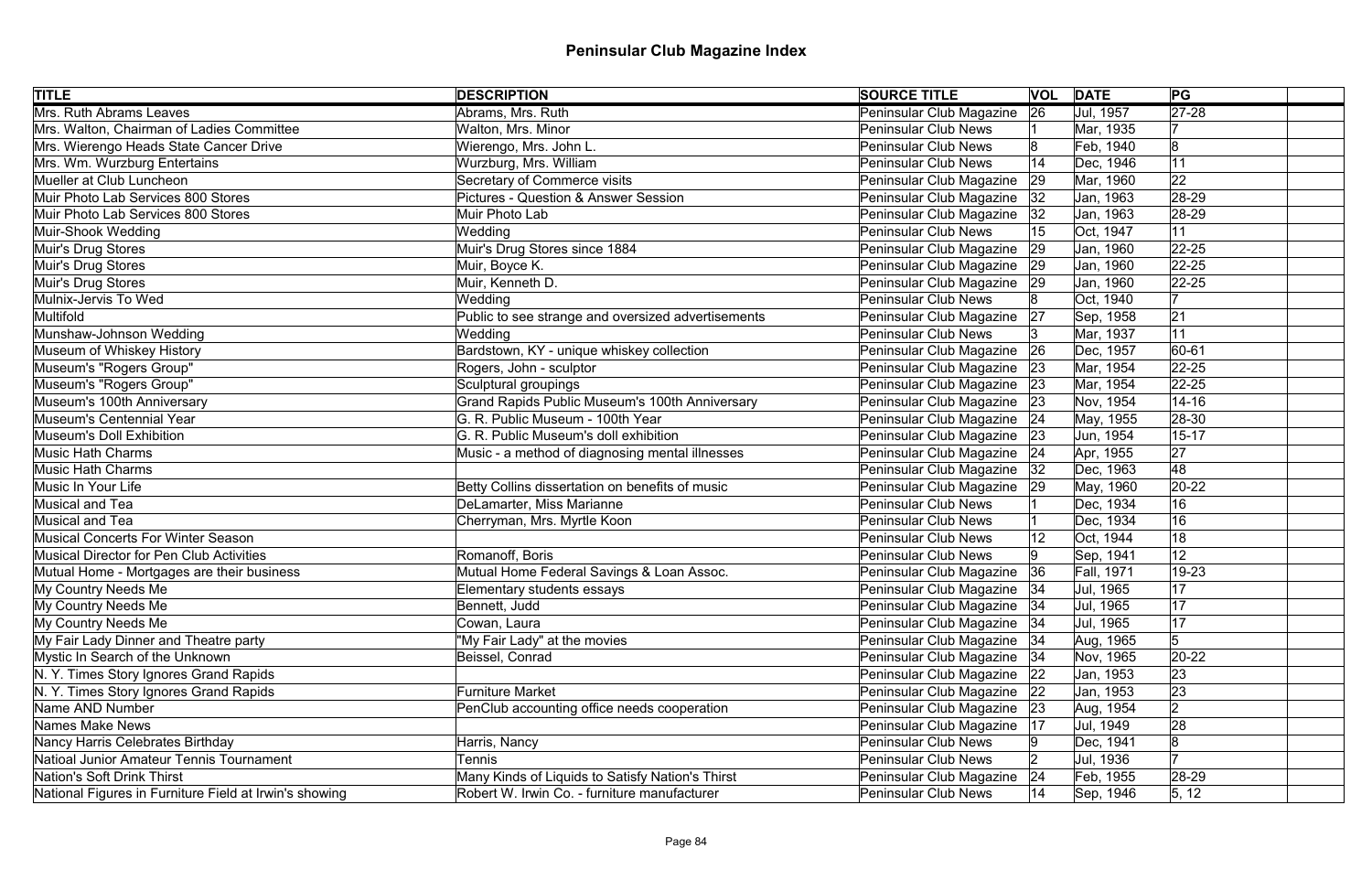# Peninsular Club Magazine Index

| TITLE | DESCRIPTION | SOURCE TITLE | VOL | DATE | PG | |
|---|---|---|---|---|---|---|
| Mrs. Ruth Abrams Leaves | Abrams, Mrs. Ruth | Peninsular Club Magazine | 26 | Jul, 1957 | 27-28 | |
| Mrs. Walton, Chairman of Ladies Committee | Walton, Mrs. Minor | Peninsular Club News | 1 | Mar, 1935 | 7 | |
| Mrs. Wierengo Heads State Cancer Drive | Wierengo, Mrs. John L. | Peninsular Club News | 8 | Feb, 1940 | 8 | |
| Mrs. Wm. Wurzburg Entertains | Wurzburg, Mrs. William | Peninsular Club News | 14 | Dec, 1946 | 11 | |
| Mueller at Club Luncheon | Secretary of Commerce visits | Peninsular Club Magazine | 29 | Mar, 1960 | 22 | |
| Muir Photo Lab Services 800 Stores | Pictures - Question & Answer Session | Peninsular Club Magazine | 32 | Jan, 1963 | 28-29 | |
| Muir Photo Lab Services 800 Stores | Muir Photo Lab | Peninsular Club Magazine | 32 | Jan, 1963 | 28-29 | |
| Muir-Shook Wedding | Wedding | Peninsular Club News | 15 | Oct, 1947 | 11 | |
| Muir's Drug Stores | Muir's Drug Stores since 1884 | Peninsular Club Magazine | 29 | Jan, 1960 | 22-25 | |
| Muir's Drug Stores | Muir, Boyce K. | Peninsular Club Magazine | 29 | Jan, 1960 | 22-25 | |
| Muir's Drug Stores | Muir, Kenneth D. | Peninsular Club Magazine | 29 | Jan, 1960 | 22-25 | |
| Mulnix-Jervis To Wed | Wedding | Peninsular Club News | 8 | Oct, 1940 | 7 | |
| Multifold | Public to see strange and oversized advertisements | Peninsular Club Magazine | 27 | Sep, 1958 | 21 | |
| Munshaw-Johnson Wedding | Wedding | Peninsular Club News | 3 | Mar, 1937 | 11 | |
| Museum of Whiskey History | Bardstown, KY - unique whiskey collection | Peninsular Club Magazine | 26 | Dec, 1957 | 60-61 | |
| Museum's "Rogers Group" | Rogers, John - sculptor | Peninsular Club Magazine | 23 | Mar, 1954 | 22-25 | |
| Museum's "Rogers Group" | Sculptural groupings | Peninsular Club Magazine | 23 | Mar, 1954 | 22-25 | |
| Museum's 100th Anniversary | Grand Rapids Public Museum's 100th Anniversary | Peninsular Club Magazine | 23 | Nov, 1954 | 14-16 | |
| Museum's Centennial Year | G. R. Public Museum - 100th Year | Peninsular Club Magazine | 24 | May, 1955 | 28-30 | |
| Museum's Doll Exhibition | G. R. Public Museum's doll exhibition | Peninsular Club Magazine | 23 | Jun, 1954 | 15-17 | |
| Music Hath Charms | Music - a method of diagnosing mental illnesses | Peninsular Club Magazine | 24 | Apr, 1955 | 27 | |
| Music Hath Charms | | Peninsular Club Magazine | 32 | Dec, 1963 | 48 | |
| Music In Your Life | Betty Collins dissertation on benefits of music | Peninsular Club Magazine | 29 | May, 1960 | 20-22 | |
| Musical and Tea | DeLamarter, Miss Marianne | Peninsular Club News | 1 | Dec, 1934 | 16 | |
| Musical and Tea | Cherryman, Mrs. Myrtle Koon | Peninsular Club News | 1 | Dec, 1934 | 16 | |
| Musical Concerts For Winter Season | | Peninsular Club News | 12 | Oct, 1944 | 18 | |
| Musical Director for Pen Club Activities | Romanoff, Boris | Peninsular Club News | 9 | Sep, 1941 | 12 | |
| Mutual Home - Mortgages are their business | Mutual Home Federal Savings & Loan Assoc. | Peninsular Club Magazine | 36 | Fall, 1971 | 19-23 | |
| My Country Needs Me | Elementary students essays | Peninsular Club Magazine | 34 | Jul, 1965 | 17 | |
| My Country Needs Me | Bennett, Judd | Peninsular Club Magazine | 34 | Jul, 1965 | 17 | |
| My Country Needs Me | Cowan, Laura | Peninsular Club Magazine | 34 | Jul, 1965 | 17 | |
| My Fair Lady Dinner and Theatre party | "My Fair Lady" at the movies | Peninsular Club Magazine | 34 | Aug, 1965 | 5 | |
| Mystic In Search of the Unknown | Beissel, Conrad | Peninsular Club Magazine | 34 | Nov, 1965 | 20-22 | |
| N. Y. Times Story Ignores Grand Rapids | | Peninsular Club Magazine | 22 | Jan, 1953 | 23 | |
| N. Y. Times Story Ignores Grand Rapids | Furniture Market | Peninsular Club Magazine | 22 | Jan, 1953 | 23 | |
| Name AND Number | PenClub accounting office needs cooperation | Peninsular Club Magazine | 23 | Aug, 1954 | 2 | |
| Names Make News | | Peninsular Club Magazine | 17 | Jul, 1949 | 28 | |
| Nancy Harris Celebrates Birthday | Harris, Nancy | Peninsular Club News | 9 | Dec, 1941 | 8 | |
| Natioal Junior Amateur Tennis Tournament | Tennis | Peninsular Club News | 2 | Jul, 1936 | 7 | |
| Nation's Soft Drink Thirst | Many Kinds of Liquids to Satisfy Nation's Thirst | Peninsular Club Magazine | 24 | Feb, 1955 | 28-29 | |
| National Figures in Furniture Field at Irwin's showing | Robert W. Irwin Co. - furniture manufacturer | Peninsular Club News | 14 | Sep, 1946 | 5, 12 | |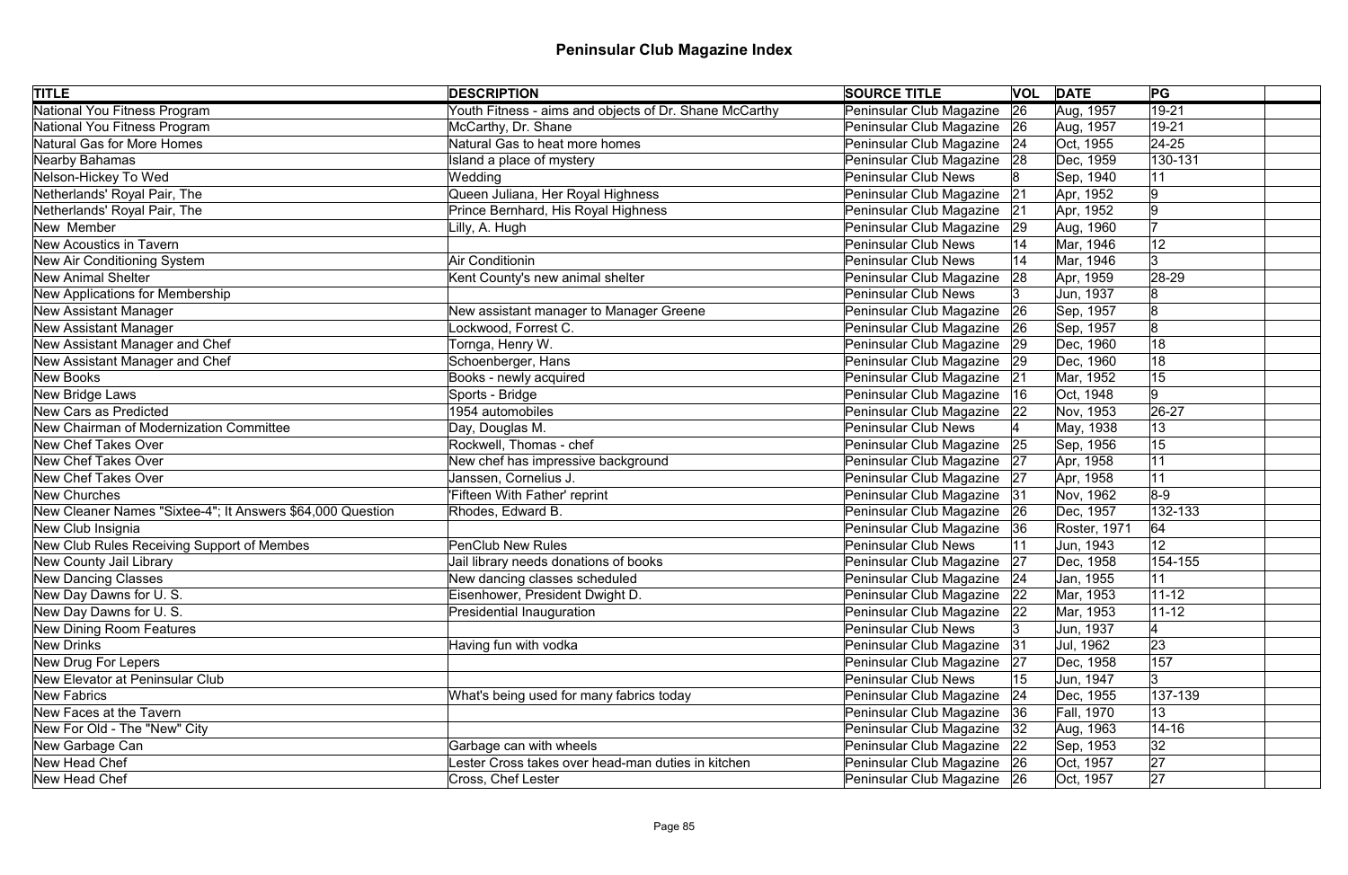# Peninsular Club Magazine Index

| TITLE | DESCRIPTION | SOURCE TITLE | VOL | DATE | PG | |
|---|---|---|---|---|---|---|
| National You Fitness Program | Youth Fitness - aims and objects of Dr. Shane McCarthy | Peninsular Club Magazine | 26 | Aug, 1957 | 19-21 | |
| National You Fitness Program | McCarthy, Dr. Shane | Peninsular Club Magazine | 26 | Aug, 1957 | 19-21 | |
| Natural Gas for More Homes | Natural Gas to heat more homes | Peninsular Club Magazine | 24 | Oct, 1955 | 24-25 | |
| Nearby Bahamas | Island a place of mystery | Peninsular Club Magazine | 28 | Dec, 1959 | 130-131 | |
| Nelson-Hickey To Wed | Wedding | Peninsular Club News | 8 | Sep, 1940 | 11 | |
| Netherlands' Royal Pair, The | Queen Juliana, Her Royal Highness | Peninsular Club Magazine | 21 | Apr, 1952 | 9 | |
| Netherlands' Royal Pair, The | Prince Bernhard, His Royal Highness | Peninsular Club Magazine | 21 | Apr, 1952 | 9 | |
| New Member | Lilly, A. Hugh | Peninsular Club Magazine | 29 | Aug, 1960 | 7 | |
| New Acoustics in Tavern | | Peninsular Club News | 14 | Mar, 1946 | 12 | |
| New Air Conditioning System | Air Conditionin | Peninsular Club News | 14 | Mar, 1946 | 3 | |
| New Animal Shelter | Kent County's new animal shelter | Peninsular Club Magazine | 28 | Apr, 1959 | 28-29 | |
| New Applications for Membership | | Peninsular Club News | 3 | Jun, 1937 | 8 | |
| New Assistant Manager | New assistant manager to Manager Greene | Peninsular Club Magazine | 26 | Sep, 1957 | 8 | |
| New Assistant Manager | Lockwood, Forrest C. | Peninsular Club Magazine | 26 | Sep, 1957 | 8 | |
| New Assistant Manager and Chef | Tornga, Henry W. | Peninsular Club Magazine | 29 | Dec, 1960 | 18 | |
| New Assistant Manager and Chef | Schoenberger, Hans | Peninsular Club Magazine | 29 | Dec, 1960 | 18 | |
| New Books | Books - newly acquired | Peninsular Club Magazine | 21 | Mar, 1952 | 15 | |
| New Bridge Laws | Sports - Bridge | Peninsular Club Magazine | 16 | Oct, 1948 | 9 | |
| New Cars as Predicted | 1954 automobiles | Peninsular Club Magazine | 22 | Nov, 1953 | 26-27 | |
| New Chairman of Modernization Committee | Day, Douglas M. | Peninsular Club News | 4 | May, 1938 | 13 | |
| New Chef Takes Over | Rockwell, Thomas - chef | Peninsular Club Magazine | 25 | Sep, 1956 | 15 | |
| New Chef Takes Over | New chef has impressive background | Peninsular Club Magazine | 27 | Apr, 1958 | 11 | |
| New Chef Takes Over | Janssen, Cornelius J. | Peninsular Club Magazine | 27 | Apr, 1958 | 11 | |
| New Churches | 'Fifteen With Father' reprint | Peninsular Club Magazine | 31 | Nov, 1962 | 8-9 | |
| New Cleaner Names "Sixtee-4"; It Answers $64,000 Question | Rhodes, Edward B. | Peninsular Club Magazine | 26 | Dec, 1957 | 132-133 | |
| New Club Insignia | | Peninsular Club Magazine | 36 | Roster, 1971 | 64 | |
| New Club Rules Receiving Support of Membes | PenClub New Rules | Peninsular Club News | 11 | Jun, 1943 | 12 | |
| New County Jail Library | Jail library needs donations of books | Peninsular Club Magazine | 27 | Dec, 1958 | 154-155 | |
| New Dancing Classes | New dancing classes scheduled | Peninsular Club Magazine | 24 | Jan, 1955 | 11 | |
| New Day Dawns for U. S. | Eisenhower, President Dwight D. | Peninsular Club Magazine | 22 | Mar, 1953 | 11-12 | |
| New Day Dawns for U. S. | Presidential Inauguration | Peninsular Club Magazine | 22 | Mar, 1953 | 11-12 | |
| New Dining Room Features | | Peninsular Club News | 3 | Jun, 1937 | 4 | |
| New Drinks | Having fun with vodka | Peninsular Club Magazine | 31 | Jul, 1962 | 23 | |
| New Drug For Lepers | | Peninsular Club Magazine | 27 | Dec, 1958 | 157 | |
| New Elevator at Peninsular Club | | Peninsular Club News | 15 | Jun, 1947 | 3 | |
| New Fabrics | What's being used for many fabrics today | Peninsular Club Magazine | 24 | Dec, 1955 | 137-139 | |
| New Faces at the Tavern | | Peninsular Club Magazine | 36 | Fall, 1970 | 13 | |
| New For Old - The "New" City | | Peninsular Club Magazine | 32 | Aug, 1963 | 14-16 | |
| New Garbage Can | Garbage can with wheels | Peninsular Club Magazine | 22 | Sep, 1953 | 32 | |
| New Head Chef | Lester Cross takes over head-man duties in kitchen | Peninsular Club Magazine | 26 | Oct, 1957 | 27 | |
| New Head Chef | Cross, Chef Lester | Peninsular Club Magazine | 26 | Oct, 1957 | 27 | |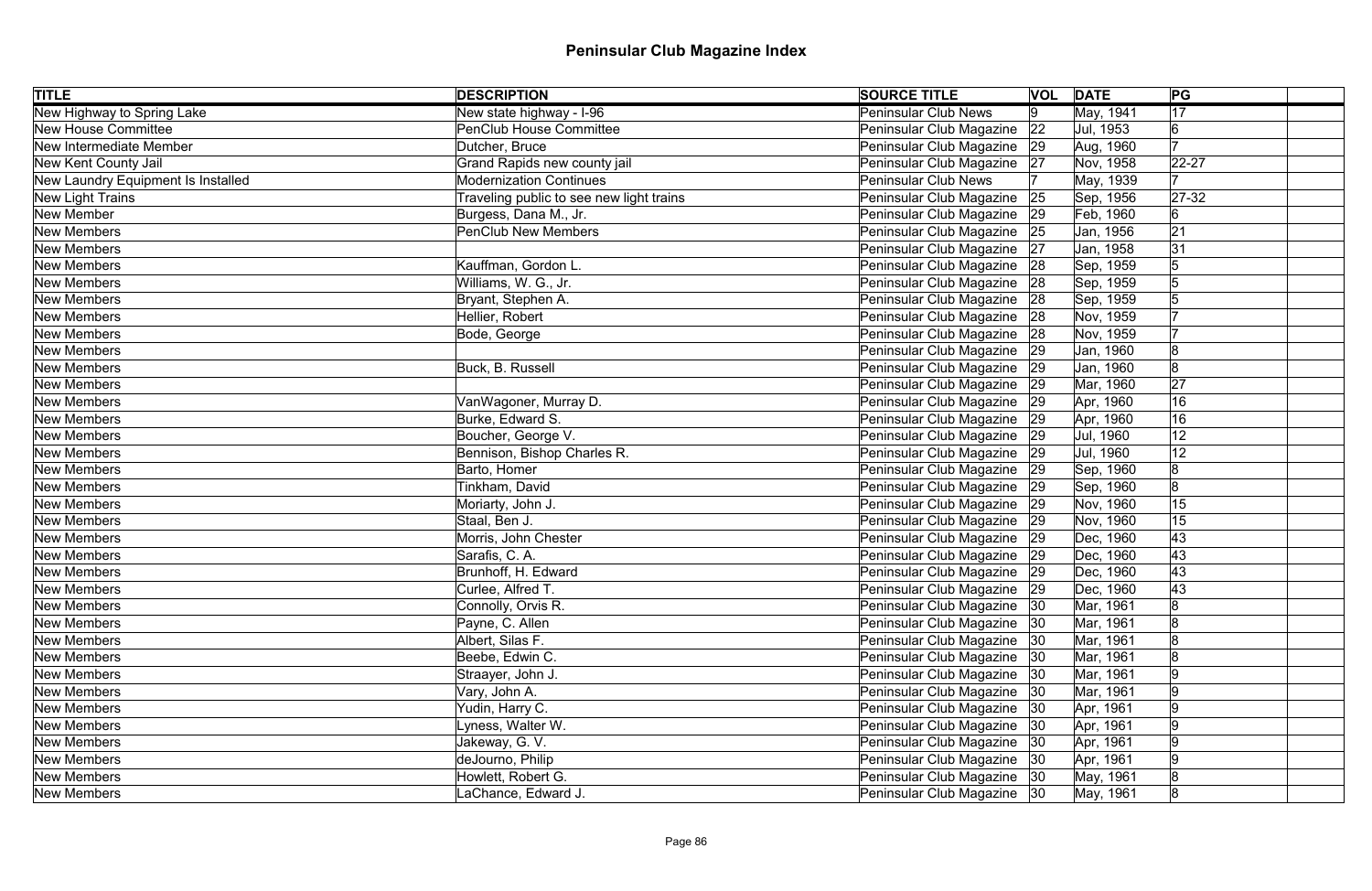# Peninsular Club Magazine Index

| TITLE | DESCRIPTION | SOURCE TITLE | VOL | DATE | PG | |
|---|---|---|---|---|---|---|
| New Highway to Spring Lake | New state highway - I-96 | Peninsular Club News | 9 | May, 1941 | 17 | |
| New House Committee | PenClub House Committee | Peninsular Club Magazine | 22 | Jul, 1953 | 6 | |
| New Intermediate Member | Dutcher, Bruce | Peninsular Club Magazine | 29 | Aug, 1960 | 7 | |
| New Kent County Jail | Grand Rapids new county jail | Peninsular Club Magazine | 27 | Nov, 1958 | 22-27 | |
| New Laundry Equipment Is Installed | Modernization Continues | Peninsular Club News | 7 | May, 1939 | 7 | |
| New Light Trains | Traveling public to see new light trains | Peninsular Club Magazine | 25 | Sep, 1956 | 27-32 | |
| New Member | Burgess, Dana M., Jr. | Peninsular Club Magazine | 29 | Feb, 1960 | 6 | |
| New Members | PenClub New Members | Peninsular Club Magazine | 25 | Jan, 1956 | 21 | |
| New Members | | Peninsular Club Magazine | 27 | Jan, 1958 | 31 | |
| New Members | Kauffman, Gordon L. | Peninsular Club Magazine | 28 | Sep, 1959 | 5 | |
| New Members | Williams, W. G., Jr. | Peninsular Club Magazine | 28 | Sep, 1959 | 5 | |
| New Members | Bryant, Stephen A. | Peninsular Club Magazine | 28 | Sep, 1959 | 5 | |
| New Members | Hellier, Robert | Peninsular Club Magazine | 28 | Nov, 1959 | 7 | |
| New Members | Bode, George | Peninsular Club Magazine | 28 | Nov, 1959 | 7 | |
| New Members | | Peninsular Club Magazine | 29 | Jan, 1960 | 8 | |
| New Members | Buck, B. Russell | Peninsular Club Magazine | 29 | Jan, 1960 | 8 | |
| New Members | | Peninsular Club Magazine | 29 | Mar, 1960 | 27 | |
| New Members | VanWagoner, Murray D. | Peninsular Club Magazine | 29 | Apr, 1960 | 16 | |
| New Members | Burke, Edward S. | Peninsular Club Magazine | 29 | Apr, 1960 | 16 | |
| New Members | Boucher, George V. | Peninsular Club Magazine | 29 | Jul, 1960 | 12 | |
| New Members | Bennison, Bishop Charles R. | Peninsular Club Magazine | 29 | Jul, 1960 | 12 | |
| New Members | Barto, Homer | Peninsular Club Magazine | 29 | Sep, 1960 | 8 | |
| New Members | Tinkham, David | Peninsular Club Magazine | 29 | Sep, 1960 | 8 | |
| New Members | Moriarty, John J. | Peninsular Club Magazine | 29 | Nov, 1960 | 15 | |
| New Members | Staal, Ben J. | Peninsular Club Magazine | 29 | Nov, 1960 | 15 | |
| New Members | Morris, John Chester | Peninsular Club Magazine | 29 | Dec, 1960 | 43 | |
| New Members | Sarafis, C. A. | Peninsular Club Magazine | 29 | Dec, 1960 | 43 | |
| New Members | Brunhoff, H. Edward | Peninsular Club Magazine | 29 | Dec, 1960 | 43 | |
| New Members | Curlee, Alfred T. | Peninsular Club Magazine | 29 | Dec, 1960 | 43 | |
| New Members | Connolly, Orvis R. | Peninsular Club Magazine | 30 | Mar, 1961 | 8 | |
| New Members | Payne, C. Allen | Peninsular Club Magazine | 30 | Mar, 1961 | 8 | |
| New Members | Albert, Silas F. | Peninsular Club Magazine | 30 | Mar, 1961 | 8 | |
| New Members | Beebe, Edwin C. | Peninsular Club Magazine | 30 | Mar, 1961 | 8 | |
| New Members | Straayer, John J. | Peninsular Club Magazine | 30 | Mar, 1961 | 9 | |
| New Members | Vary, John A. | Peninsular Club Magazine | 30 | Mar, 1961 | 9 | |
| New Members | Yudin, Harry C. | Peninsular Club Magazine | 30 | Apr, 1961 | 9 | |
| New Members | Lyness, Walter W. | Peninsular Club Magazine | 30 | Apr, 1961 | 9 | |
| New Members | Jakeway, G. V. | Peninsular Club Magazine | 30 | Apr, 1961 | 9 | |
| New Members | deJourno, Philip | Peninsular Club Magazine | 30 | Apr, 1961 | 9 | |
| New Members | Howlett, Robert G. | Peninsular Club Magazine | 30 | May, 1961 | 8 | |
| New Members | LaChance, Edward J. | Peninsular Club Magazine | 30 | May, 1961 | 8 | |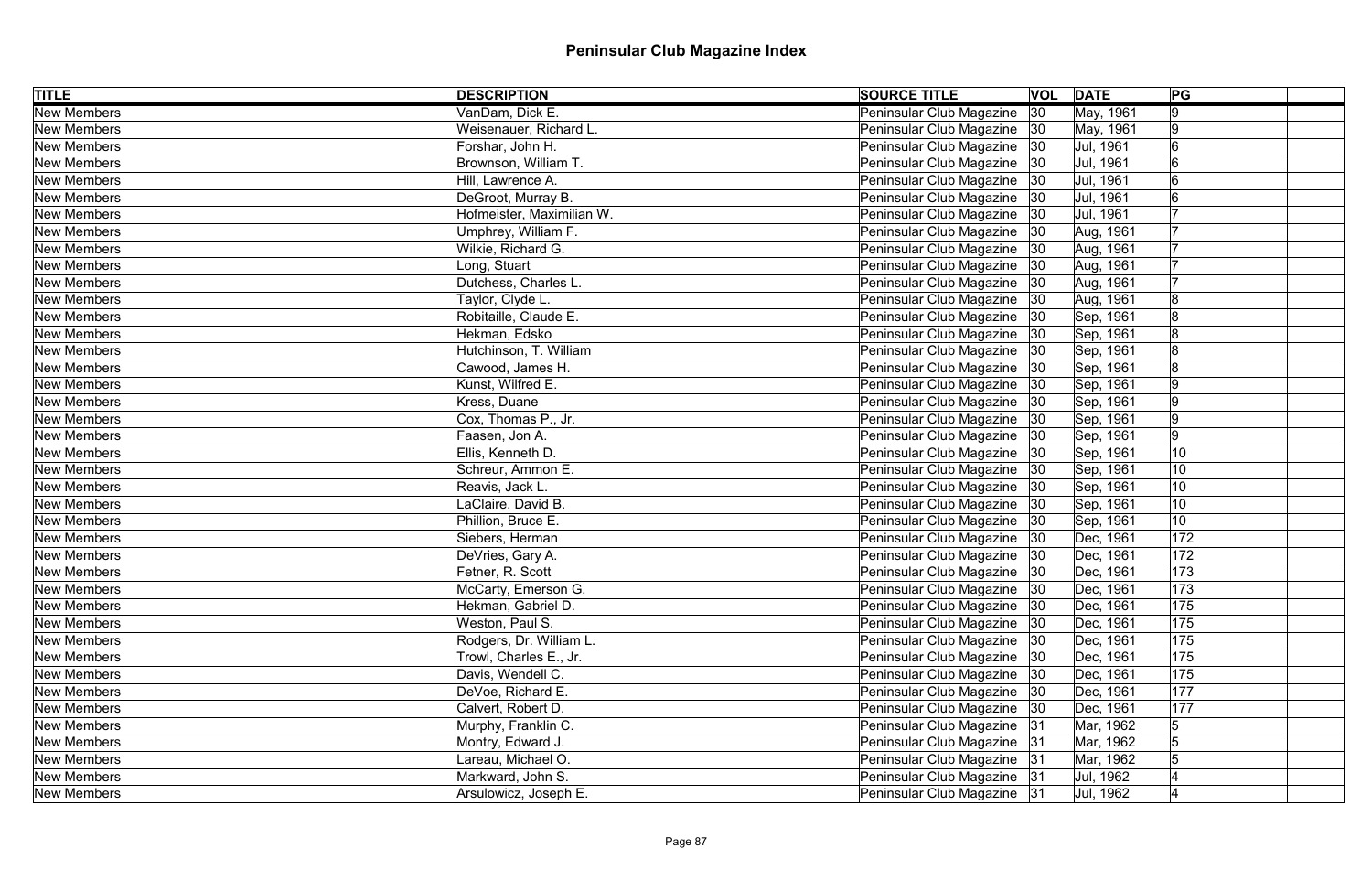# Peninsular Club Magazine Index

| TITLE | DESCRIPTION | SOURCE TITLE | VOL | DATE | PG |  |
|---|---|---|---|---|---|---|
| New Members | VanDam, Dick E. | Peninsular Club Magazine | 30 | May, 1961 | 9 |  |
| New Members | Weisenauer, Richard L. | Peninsular Club Magazine | 30 | May, 1961 | 9 |  |
| New Members | Forshar, John H. | Peninsular Club Magazine | 30 | Jul, 1961 | 6 |  |
| New Members | Brownson, William T. | Peninsular Club Magazine | 30 | Jul, 1961 | 6 |  |
| New Members | Hill, Lawrence A. | Peninsular Club Magazine | 30 | Jul, 1961 | 6 |  |
| New Members | DeGroot, Murray B. | Peninsular Club Magazine | 30 | Jul, 1961 | 6 |  |
| New Members | Hofmeister, Maximilian W. | Peninsular Club Magazine | 30 | Jul, 1961 | 7 |  |
| New Members | Umphrey, William F. | Peninsular Club Magazine | 30 | Aug, 1961 | 7 |  |
| New Members | Wilkie, Richard G. | Peninsular Club Magazine | 30 | Aug, 1961 | 7 |  |
| New Members | Long, Stuart | Peninsular Club Magazine | 30 | Aug, 1961 | 7 |  |
| New Members | Dutchess, Charles L. | Peninsular Club Magazine | 30 | Aug, 1961 | 7 |  |
| New Members | Taylor, Clyde L. | Peninsular Club Magazine | 30 | Aug, 1961 | 8 |  |
| New Members | Robitaille, Claude E. | Peninsular Club Magazine | 30 | Sep, 1961 | 8 |  |
| New Members | Hekman, Edsko | Peninsular Club Magazine | 30 | Sep, 1961 | 8 |  |
| New Members | Hutchinson, T. William | Peninsular Club Magazine | 30 | Sep, 1961 | 8 |  |
| New Members | Cawood, James H. | Peninsular Club Magazine | 30 | Sep, 1961 | 8 |  |
| New Members | Kunst, Wilfred E. | Peninsular Club Magazine | 30 | Sep, 1961 | 9 |  |
| New Members | Kress, Duane | Peninsular Club Magazine | 30 | Sep, 1961 | 9 |  |
| New Members | Cox, Thomas P., Jr. | Peninsular Club Magazine | 30 | Sep, 1961 | 9 |  |
| New Members | Faasen, Jon A. | Peninsular Club Magazine | 30 | Sep, 1961 | 9 |  |
| New Members | Ellis, Kenneth D. | Peninsular Club Magazine | 30 | Sep, 1961 | 10 |  |
| New Members | Schreur, Ammon E. | Peninsular Club Magazine | 30 | Sep, 1961 | 10 |  |
| New Members | Reavis, Jack L. | Peninsular Club Magazine | 30 | Sep, 1961 | 10 |  |
| New Members | LaClaire, David B. | Peninsular Club Magazine | 30 | Sep, 1961 | 10 |  |
| New Members | Phillion, Bruce E. | Peninsular Club Magazine | 30 | Sep, 1961 | 10 |  |
| New Members | Siebers, Herman | Peninsular Club Magazine | 30 | Dec, 1961 | 172 |  |
| New Members | DeVries, Gary A. | Peninsular Club Magazine | 30 | Dec, 1961 | 172 |  |
| New Members | Fetner, R. Scott | Peninsular Club Magazine | 30 | Dec, 1961 | 173 |  |
| New Members | McCarty, Emerson G. | Peninsular Club Magazine | 30 | Dec, 1961 | 173 |  |
| New Members | Hekman, Gabriel D. | Peninsular Club Magazine | 30 | Dec, 1961 | 175 |  |
| New Members | Weston, Paul S. | Peninsular Club Magazine | 30 | Dec, 1961 | 175 |  |
| New Members | Rodgers, Dr. William L. | Peninsular Club Magazine | 30 | Dec, 1961 | 175 |  |
| New Members | Trowl, Charles E., Jr. | Peninsular Club Magazine | 30 | Dec, 1961 | 175 |  |
| New Members | Davis, Wendell C. | Peninsular Club Magazine | 30 | Dec, 1961 | 175 |  |
| New Members | DeVoe, Richard E. | Peninsular Club Magazine | 30 | Dec, 1961 | 177 |  |
| New Members | Calvert, Robert D. | Peninsular Club Magazine | 30 | Dec, 1961 | 177 |  |
| New Members | Murphy, Franklin C. | Peninsular Club Magazine | 31 | Mar, 1962 | 5 |  |
| New Members | Montry, Edward J. | Peninsular Club Magazine | 31 | Mar, 1962 | 5 |  |
| New Members | Lareau, Michael O. | Peninsular Club Magazine | 31 | Mar, 1962 | 5 |  |
| New Members | Markward, John S. | Peninsular Club Magazine | 31 | Jul, 1962 | 4 |  |
| New Members | Arsulowicz, Joseph E. | Peninsular Club Magazine | 31 | Jul, 1962 | 4 |  |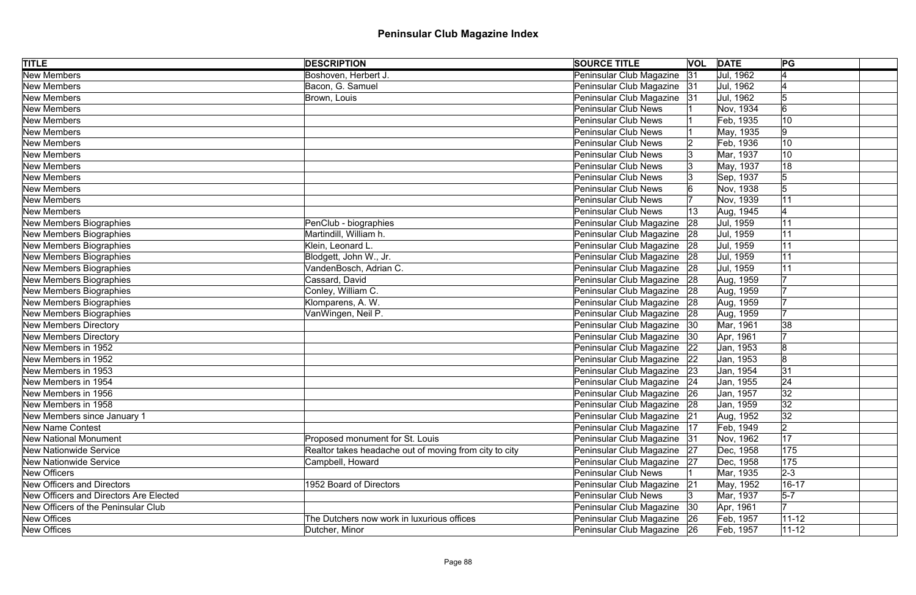# Peninsular Club Magazine Index

| TITLE | DESCRIPTION | SOURCE TITLE | VOL | DATE | PG | |
|---|---|---|---|---|---|---|
| New Members | Boshoven, Herbert J. | Peninsular Club Magazine | 31 | Jul, 1962 | 4 | |
| New Members | Bacon, G. Samuel | Peninsular Club Magazine | 31 | Jul, 1962 | 4 | |
| New Members | Brown, Louis | Peninsular Club Magazine | 31 | Jul, 1962 | 5 | |
| New Members | | Peninsular Club News | 1 | Nov, 1934 | 6 | |
| New Members | | Peninsular Club News | 1 | Feb, 1935 | 10 | |
| New Members | | Peninsular Club News | 1 | May, 1935 | 9 | |
| New Members | | Peninsular Club News | 2 | Feb, 1936 | 10 | |
| New Members | | Peninsular Club News | 3 | Mar, 1937 | 10 | |
| New Members | | Peninsular Club News | 3 | May, 1937 | 18 | |
| New Members | | Peninsular Club News | 3 | Sep, 1937 | 5 | |
| New Members | | Peninsular Club News | 6 | Nov, 1938 | 5 | |
| New Members | | Peninsular Club News | 7 | Nov, 1939 | 11 | |
| New Members | | Peninsular Club News | 13 | Aug, 1945 | 4 | |
| New Members Biographies | PenClub - biographies | Peninsular Club Magazine | 28 | Jul, 1959 | 11 | |
| New Members Biographies | Martindill, William h. | Peninsular Club Magazine | 28 | Jul, 1959 | 11 | |
| New Members Biographies | Klein, Leonard L. | Peninsular Club Magazine | 28 | Jul, 1959 | 11 | |
| New Members Biographies | Blodgett, John W., Jr. | Peninsular Club Magazine | 28 | Jul, 1959 | 11 | |
| New Members Biographies | VandenBosch, Adrian C. | Peninsular Club Magazine | 28 | Jul, 1959 | 11 | |
| New Members Biographies | Cassard, David | Peninsular Club Magazine | 28 | Aug, 1959 | 7 | |
| New Members Biographies | Conley, William C. | Peninsular Club Magazine | 28 | Aug, 1959 | 7 | |
| New Members Biographies | Klomparens, A. W. | Peninsular Club Magazine | 28 | Aug, 1959 | 7 | |
| New Members Biographies | VanWingen, Neil P. | Peninsular Club Magazine | 28 | Aug, 1959 | 7 | |
| New Members Directory | | Peninsular Club Magazine | 30 | Mar, 1961 | 38 | |
| New Members Directory | | Peninsular Club Magazine | 30 | Apr, 1961 | 7 | |
| New Members in 1952 | | Peninsular Club Magazine | 22 | Jan, 1953 | 8 | |
| New Members in 1952 | | Peninsular Club Magazine | 22 | Jan, 1953 | 8 | |
| New Members in 1953 | | Peninsular Club Magazine | 23 | Jan, 1954 | 31 | |
| New Members in 1954 | | Peninsular Club Magazine | 24 | Jan, 1955 | 24 | |
| New Members in 1956 | | Peninsular Club Magazine | 26 | Jan, 1957 | 32 | |
| New Members in 1958 | | Peninsular Club Magazine | 28 | Jan, 1959 | 32 | |
| New Members since January 1 | | Peninsular Club Magazine | 21 | Aug, 1952 | 32 | |
| New Name Contest | | Peninsular Club Magazine | 17 | Feb, 1949 | 2 | |
| New National Monument | Proposed monument for St. Louis | Peninsular Club Magazine | 31 | Nov, 1962 | 17 | |
| New Nationwide Service | Realtor takes headache out of moving from city to city | Peninsular Club Magazine | 27 | Dec, 1958 | 175 | |
| New Nationwide Service | Campbell, Howard | Peninsular Club Magazine | 27 | Dec, 1958 | 175 | |
| New Officers | | Peninsular Club News | 1 | Mar, 1935 | 2-3 | |
| New Officers and Directors | 1952 Board of Directors | Peninsular Club Magazine | 21 | May, 1952 | 16-17 | |
| New Officers and Directors Are Elected | | Peninsular Club News | 3 | Mar, 1937 | 5-7 | |
| New Officers of the Peninsular Club | | Peninsular Club Magazine | 30 | Apr, 1961 | 7 | |
| New Offices | The Dutchers now work in luxurious offices | Peninsular Club Magazine | 26 | Feb, 1957 | 11-12 | |
| New Offices | Dutcher, Minor | Peninsular Club Magazine | 26 | Feb, 1957 | 11-12 | |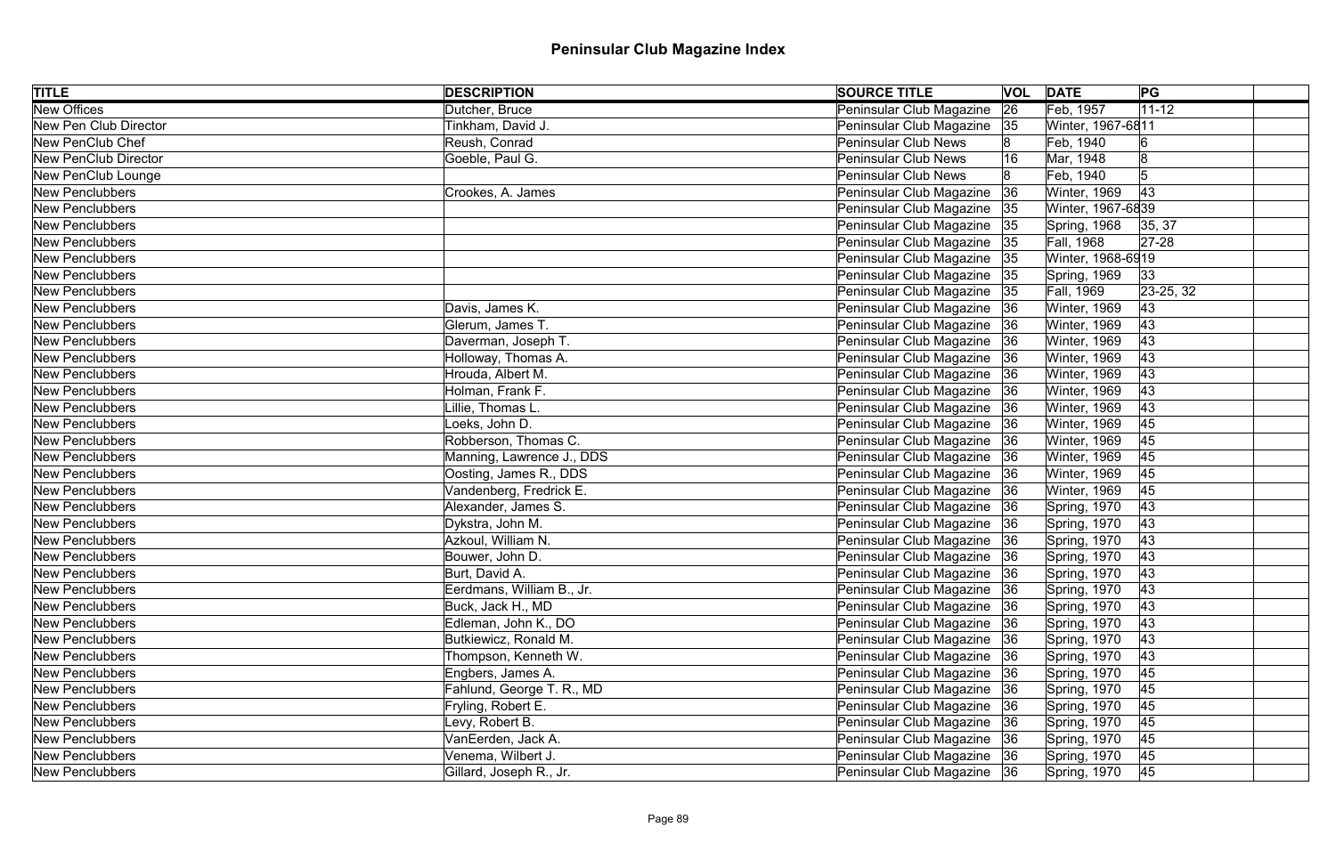# Peninsular Club Magazine Index

| TITLE | DESCRIPTION | SOURCE TITLE | VOL | DATE | PG | |
|---|---|---|---|---|---|---|
| New Offices | Dutcher, Bruce | Peninsular Club Magazine | 26 | Feb, 1957 | 11-12 | |
| New Pen Club Director | Tinkham, David J. | Peninsular Club Magazine | 35 | Winter, 1967-68 | 11 | |
| New PenClub Chef | Reush, Conrad | Peninsular Club News | 8 | Feb, 1940 | 6 | |
| New PenClub Director | Goeble, Paul G. | Peninsular Club News | 16 | Mar, 1948 | 8 | |
| New PenClub Lounge | | Peninsular Club News | 8 | Feb, 1940 | 5 | |
| New Penclubbers | Crookes, A. James | Peninsular Club Magazine | 36 | Winter, 1969 | 43 | |
| New Penclubbers | | Peninsular Club Magazine | 35 | Winter, 1967-68 | 39 | |
| New Penclubbers | | Peninsular Club Magazine | 35 | Spring, 1968 | 35, 37 | |
| New Penclubbers | | Peninsular Club Magazine | 35 | Fall, 1968 | 27-28 | |
| New Penclubbers | | Peninsular Club Magazine | 35 | Winter, 1968-69 | 19 | |
| New Penclubbers | | Peninsular Club Magazine | 35 | Spring, 1969 | 33 | |
| New Penclubbers | | Peninsular Club Magazine | 35 | Fall, 1969 | 23-25, 32 | |
| New Penclubbers | Davis, James K. | Peninsular Club Magazine | 36 | Winter, 1969 | 43 | |
| New Penclubbers | Glerum, James T. | Peninsular Club Magazine | 36 | Winter, 1969 | 43 | |
| New Penclubbers | Daverman, Joseph T. | Peninsular Club Magazine | 36 | Winter, 1969 | 43 | |
| New Penclubbers | Holloway, Thomas A. | Peninsular Club Magazine | 36 | Winter, 1969 | 43 | |
| New Penclubbers | Hrouda, Albert M. | Peninsular Club Magazine | 36 | Winter, 1969 | 43 | |
| New Penclubbers | Holman, Frank F. | Peninsular Club Magazine | 36 | Winter, 1969 | 43 | |
| New Penclubbers | Lillie, Thomas L. | Peninsular Club Magazine | 36 | Winter, 1969 | 43 | |
| New Penclubbers | Loeks, John D. | Peninsular Club Magazine | 36 | Winter, 1969 | 45 | |
| New Penclubbers | Robberson, Thomas C. | Peninsular Club Magazine | 36 | Winter, 1969 | 45 | |
| New Penclubbers | Manning, Lawrence J., DDS | Peninsular Club Magazine | 36 | Winter, 1969 | 45 | |
| New Penclubbers | Oosting, James R., DDS | Peninsular Club Magazine | 36 | Winter, 1969 | 45 | |
| New Penclubbers | Vandenberg, Fredrick E. | Peninsular Club Magazine | 36 | Winter, 1969 | 45 | |
| New Penclubbers | Alexander, James S. | Peninsular Club Magazine | 36 | Spring, 1970 | 43 | |
| New Penclubbers | Dykstra, John M. | Peninsular Club Magazine | 36 | Spring, 1970 | 43 | |
| New Penclubbers | Azkoul, William N. | Peninsular Club Magazine | 36 | Spring, 1970 | 43 | |
| New Penclubbers | Bouwer, John D. | Peninsular Club Magazine | 36 | Spring, 1970 | 43 | |
| New Penclubbers | Burt, David A. | Peninsular Club Magazine | 36 | Spring, 1970 | 43 | |
| New Penclubbers | Eerdmans, William B., Jr. | Peninsular Club Magazine | 36 | Spring, 1970 | 43 | |
| New Penclubbers | Buck, Jack H., MD | Peninsular Club Magazine | 36 | Spring, 1970 | 43 | |
| New Penclubbers | Edleman, John K., DO | Peninsular Club Magazine | 36 | Spring, 1970 | 43 | |
| New Penclubbers | Butkiewicz, Ronald M. | Peninsular Club Magazine | 36 | Spring, 1970 | 43 | |
| New Penclubbers | Thompson, Kenneth W. | Peninsular Club Magazine | 36 | Spring, 1970 | 43 | |
| New Penclubbers | Engbers, James A. | Peninsular Club Magazine | 36 | Spring, 1970 | 45 | |
| New Penclubbers | Fahlund, George T. R., MD | Peninsular Club Magazine | 36 | Spring, 1970 | 45 | |
| New Penclubbers | Fryling, Robert E. | Peninsular Club Magazine | 36 | Spring, 1970 | 45 | |
| New Penclubbers | Levy, Robert B. | Peninsular Club Magazine | 36 | Spring, 1970 | 45 | |
| New Penclubbers | VanEerden, Jack A. | Peninsular Club Magazine | 36 | Spring, 1970 | 45 | |
| New Penclubbers | Venema, Wilbert J. | Peninsular Club Magazine | 36 | Spring, 1970 | 45 | |
| New Penclubbers | Gillard, Joseph R., Jr. | Peninsular Club Magazine | 36 | Spring, 1970 | 45 | |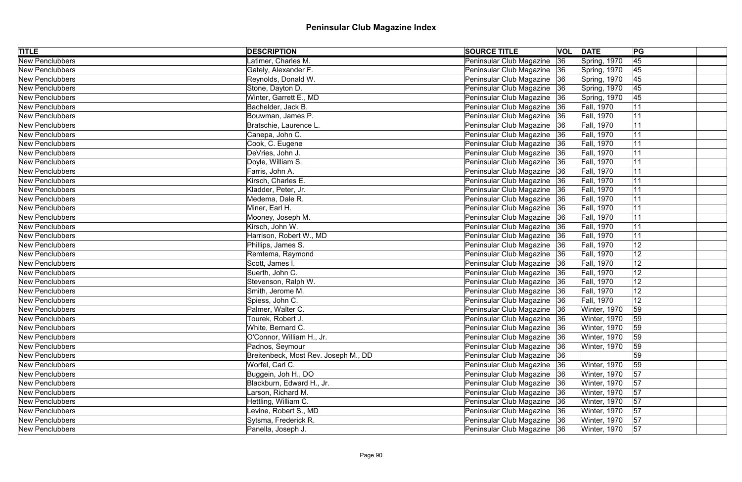# Peninsular Club Magazine Index

| TITLE | DESCRIPTION | SOURCE TITLE | VOL | DATE | PG | |
|---|---|---|---|---|---|---|
| New Penclubbers | Latimer, Charles M. | Peninsular Club Magazine | 36 | Spring, 1970 | 45 | |
| New Penclubbers | Gately, Alexander F. | Peninsular Club Magazine | 36 | Spring, 1970 | 45 | |
| New Penclubbers | Reynolds, Donald W. | Peninsular Club Magazine | 36 | Spring, 1970 | 45 | |
| New Penclubbers | Stone, Dayton D. | Peninsular Club Magazine | 36 | Spring, 1970 | 45 | |
| New Penclubbers | Winter, Garrett E., MD | Peninsular Club Magazine | 36 | Spring, 1970 | 45 | |
| New Penclubbers | Bachelder, Jack B. | Peninsular Club Magazine | 36 | Fall, 1970 | 11 | |
| New Penclubbers | Bouwman, James P. | Peninsular Club Magazine | 36 | Fall, 1970 | 11 | |
| New Penclubbers | Bratschie, Laurence L. | Peninsular Club Magazine | 36 | Fall, 1970 | 11 | |
| New Penclubbers | Canepa, John C. | Peninsular Club Magazine | 36 | Fall, 1970 | 11 | |
| New Penclubbers | Cook, C. Eugene | Peninsular Club Magazine | 36 | Fall, 1970 | 11 | |
| New Penclubbers | DeVries, John J. | Peninsular Club Magazine | 36 | Fall, 1970 | 11 | |
| New Penclubbers | Doyle, William S. | Peninsular Club Magazine | 36 | Fall, 1970 | 11 | |
| New Penclubbers | Farris, John A. | Peninsular Club Magazine | 36 | Fall, 1970 | 11 | |
| New Penclubbers | Kirsch, Charles E. | Peninsular Club Magazine | 36 | Fall, 1970 | 11 | |
| New Penclubbers | Kladder, Peter, Jr. | Peninsular Club Magazine | 36 | Fall, 1970 | 11 | |
| New Penclubbers | Medema, Dale R. | Peninsular Club Magazine | 36 | Fall, 1970 | 11 | |
| New Penclubbers | Miner, Earl H. | Peninsular Club Magazine | 36 | Fall, 1970 | 11 | |
| New Penclubbers | Mooney, Joseph M. | Peninsular Club Magazine | 36 | Fall, 1970 | 11 | |
| New Penclubbers | Kirsch, John W. | Peninsular Club Magazine | 36 | Fall, 1970 | 11 | |
| New Penclubbers | Harrison, Robert W., MD | Peninsular Club Magazine | 36 | Fall, 1970 | 11 | |
| New Penclubbers | Phillips, James S. | Peninsular Club Magazine | 36 | Fall, 1970 | 12 | |
| New Penclubbers | Remtema, Raymond | Peninsular Club Magazine | 36 | Fall, 1970 | 12 | |
| New Penclubbers | Scott, James I. | Peninsular Club Magazine | 36 | Fall, 1970 | 12 | |
| New Penclubbers | Suerth, John C. | Peninsular Club Magazine | 36 | Fall, 1970 | 12 | |
| New Penclubbers | Stevenson, Ralph W. | Peninsular Club Magazine | 36 | Fall, 1970 | 12 | |
| New Penclubbers | Smith, Jerome M. | Peninsular Club Magazine | 36 | Fall, 1970 | 12 | |
| New Penclubbers | Spiess, John C. | Peninsular Club Magazine | 36 | Fall, 1970 | 12 | |
| New Penclubbers | Palmer, Walter C. | Peninsular Club Magazine | 36 | Winter, 1970 | 59 | |
| New Penclubbers | Tourek, Robert J. | Peninsular Club Magazine | 36 | Winter, 1970 | 59 | |
| New Penclubbers | White, Bernard C. | Peninsular Club Magazine | 36 | Winter, 1970 | 59 | |
| New Penclubbers | O'Connor, William H., Jr. | Peninsular Club Magazine | 36 | Winter, 1970 | 59 | |
| New Penclubbers | Padnos, Seymour | Peninsular Club Magazine | 36 | Winter, 1970 | 59 | |
| New Penclubbers | Breitenbeck, Most Rev. Joseph M., DD | Peninsular Club Magazine | 36 | | 59 | |
| New Penclubbers | Worfel, Carl C. | Peninsular Club Magazine | 36 | Winter, 1970 | 59 | |
| New Penclubbers | Buggein, Joh H., DO | Peninsular Club Magazine | 36 | Winter, 1970 | 57 | |
| New Penclubbers | Blackburn, Edward H., Jr. | Peninsular Club Magazine | 36 | Winter, 1970 | 57 | |
| New Penclubbers | Larson, Richard M. | Peninsular Club Magazine | 36 | Winter, 1970 | 57 | |
| New Penclubbers | Hettling, William C. | Peninsular Club Magazine | 36 | Winter, 1970 | 57 | |
| New Penclubbers | Levine, Robert S., MD | Peninsular Club Magazine | 36 | Winter, 1970 | 57 | |
| New Penclubbers | Sytsma, Frederick R. | Peninsular Club Magazine | 36 | Winter, 1970 | 57 | |
| New Penclubbers | Panella, Joseph J. | Peninsular Club Magazine | 36 | Winter, 1970 | 57 | |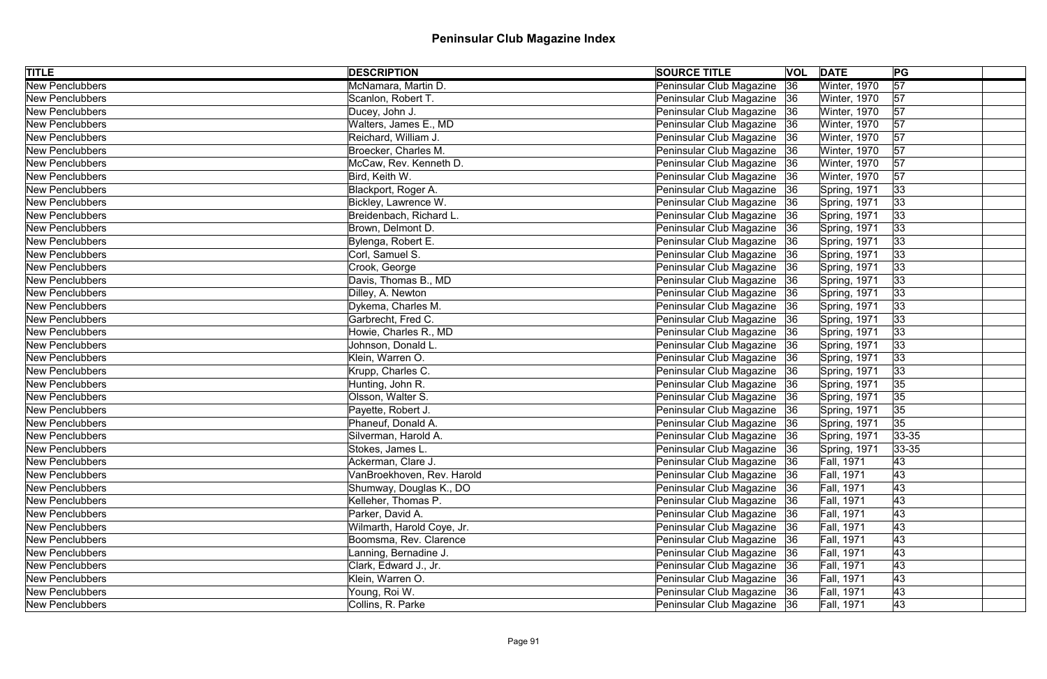# Peninsular Club Magazine Index

| TITLE | DESCRIPTION | SOURCE TITLE | VOL | DATE | PG | |
|---|---|---|---|---|---|---|
| New Penclubbers | McNamara, Martin D. | Peninsular Club Magazine | 36 | Winter, 1970 | 57 | |
| New Penclubbers | Scanlon, Robert T. | Peninsular Club Magazine | 36 | Winter, 1970 | 57 | |
| New Penclubbers | Ducey, John J. | Peninsular Club Magazine | 36 | Winter, 1970 | 57 | |
| New Penclubbers | Walters, James E., MD | Peninsular Club Magazine | 36 | Winter, 1970 | 57 | |
| New Penclubbers | Reichard, William J. | Peninsular Club Magazine | 36 | Winter, 1970 | 57 | |
| New Penclubbers | Broecker, Charles M. | Peninsular Club Magazine | 36 | Winter, 1970 | 57 | |
| New Penclubbers | McCaw, Rev. Kenneth D. | Peninsular Club Magazine | 36 | Winter, 1970 | 57 | |
| New Penclubbers | Bird, Keith W. | Peninsular Club Magazine | 36 | Winter, 1970 | 57 | |
| New Penclubbers | Blackport, Roger A. | Peninsular Club Magazine | 36 | Spring, 1971 | 33 | |
| New Penclubbers | Bickley, Lawrence W. | Peninsular Club Magazine | 36 | Spring, 1971 | 33 | |
| New Penclubbers | Breidenbach, Richard L. | Peninsular Club Magazine | 36 | Spring, 1971 | 33 | |
| New Penclubbers | Brown, Delmont D. | Peninsular Club Magazine | 36 | Spring, 1971 | 33 | |
| New Penclubbers | Bylenga, Robert E. | Peninsular Club Magazine | 36 | Spring, 1971 | 33 | |
| New Penclubbers | Corl, Samuel S. | Peninsular Club Magazine | 36 | Spring, 1971 | 33 | |
| New Penclubbers | Crook, George | Peninsular Club Magazine | 36 | Spring, 1971 | 33 | |
| New Penclubbers | Davis, Thomas B., MD | Peninsular Club Magazine | 36 | Spring, 1971 | 33 | |
| New Penclubbers | Dilley, A. Newton | Peninsular Club Magazine | 36 | Spring, 1971 | 33 | |
| New Penclubbers | Dykema, Charles M. | Peninsular Club Magazine | 36 | Spring, 1971 | 33 | |
| New Penclubbers | Garbrecht, Fred C. | Peninsular Club Magazine | 36 | Spring, 1971 | 33 | |
| New Penclubbers | Howie, Charles R., MD | Peninsular Club Magazine | 36 | Spring, 1971 | 33 | |
| New Penclubbers | Johnson, Donald L. | Peninsular Club Magazine | 36 | Spring, 1971 | 33 | |
| New Penclubbers | Klein, Warren O. | Peninsular Club Magazine | 36 | Spring, 1971 | 33 | |
| New Penclubbers | Krupp, Charles C. | Peninsular Club Magazine | 36 | Spring, 1971 | 33 | |
| New Penclubbers | Hunting, John R. | Peninsular Club Magazine | 36 | Spring, 1971 | 35 | |
| New Penclubbers | Olsson, Walter S. | Peninsular Club Magazine | 36 | Spring, 1971 | 35 | |
| New Penclubbers | Payette, Robert J. | Peninsular Club Magazine | 36 | Spring, 1971 | 35 | |
| New Penclubbers | Phaneuf, Donald A. | Peninsular Club Magazine | 36 | Spring, 1971 | 35 | |
| New Penclubbers | Silverman, Harold A. | Peninsular Club Magazine | 36 | Spring, 1971 | 33-35 | |
| New Penclubbers | Stokes, James L. | Peninsular Club Magazine | 36 | Spring, 1971 | 33-35 | |
| New Penclubbers | Ackerman, Clare J. | Peninsular Club Magazine | 36 | Fall, 1971 | 43 | |
| New Penclubbers | VanBroekhoven, Rev. Harold | Peninsular Club Magazine | 36 | Fall, 1971 | 43 | |
| New Penclubbers | Shumway, Douglas K., DO | Peninsular Club Magazine | 36 | Fall, 1971 | 43 | |
| New Penclubbers | Kelleher, Thomas P. | Peninsular Club Magazine | 36 | Fall, 1971 | 43 | |
| New Penclubbers | Parker, David A. | Peninsular Club Magazine | 36 | Fall, 1971 | 43 | |
| New Penclubbers | Wilmarth, Harold Coye, Jr. | Peninsular Club Magazine | 36 | Fall, 1971 | 43 | |
| New Penclubbers | Boomsma, Rev. Clarence | Peninsular Club Magazine | 36 | Fall, 1971 | 43 | |
| New Penclubbers | Lanning, Bernadine J. | Peninsular Club Magazine | 36 | Fall, 1971 | 43 | |
| New Penclubbers | Clark, Edward J., Jr. | Peninsular Club Magazine | 36 | Fall, 1971 | 43 | |
| New Penclubbers | Klein, Warren O. | Peninsular Club Magazine | 36 | Fall, 1971 | 43 | |
| New Penclubbers | Young, Roi W. | Peninsular Club Magazine | 36 | Fall, 1971 | 43 | |
| New Penclubbers | Collins, R. Parke | Peninsular Club Magazine | 36 | Fall, 1971 | 43 | |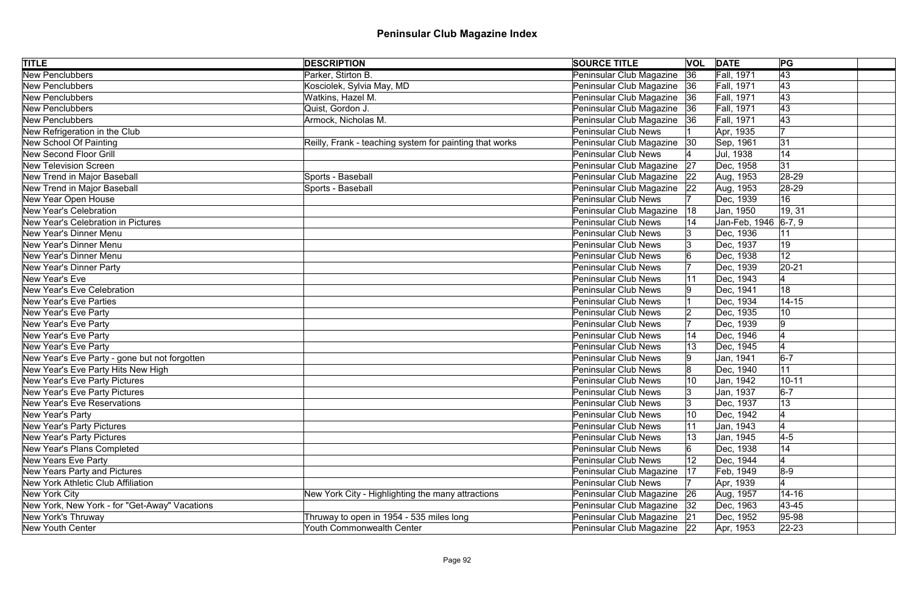# Peninsular Club Magazine Index

| TITLE | DESCRIPTION | SOURCE TITLE | VOL | DATE | PG | |
|---|---|---|---|---|---|---|
| New Penclubbers | Parker, Stirton B. | Peninsular Club Magazine | 36 | Fall, 1971 | 43 | |
| New Penclubbers | Kosciolek, Sylvia May, MD | Peninsular Club Magazine | 36 | Fall, 1971 | 43 | |
| New Penclubbers | Watkins, Hazel M. | Peninsular Club Magazine | 36 | Fall, 1971 | 43 | |
| New Penclubbers | Quist, Gordon J. | Peninsular Club Magazine | 36 | Fall, 1971 | 43 | |
| New Penclubbers | Armock, Nicholas M. | Peninsular Club Magazine | 36 | Fall, 1971 | 43 | |
| New Refrigeration in the Club | | Peninsular Club News | 1 | Apr, 1935 | 7 | |
| New School Of Painting | Reilly, Frank - teaching system for painting that works | Peninsular Club Magazine | 30 | Sep, 1961 | 31 | |
| New Second Floor Grill | | Peninsular Club News | 4 | Jul, 1938 | 14 | |
| New Television Screen | | Peninsular Club Magazine | 27 | Dec, 1958 | 31 | |
| New Trend in Major Baseball | Sports - Baseball | Peninsular Club Magazine | 22 | Aug, 1953 | 28-29 | |
| New Trend in Major Baseball | Sports - Baseball | Peninsular Club Magazine | 22 | Aug, 1953 | 28-29 | |
| New Year Open House | | Peninsular Club News | 7 | Dec, 1939 | 16 | |
| New Year's Celebration | | Peninsular Club Magazine | 18 | Jan, 1950 | 19, 31 | |
| New Year's Celebration in Pictures | | Peninsular Club News | 14 | Jan-Feb, 1946 | 6-7, 9 | |
| New Year's Dinner Menu | | Peninsular Club News | 3 | Dec, 1936 | 11 | |
| New Year's Dinner Menu | | Peninsular Club News | 3 | Dec, 1937 | 19 | |
| New Year's Dinner Menu | | Peninsular Club News | 6 | Dec, 1938 | 12 | |
| New Year's Dinner Party | | Peninsular Club News | 7 | Dec, 1939 | 20-21 | |
| New Year's Eve | | Peninsular Club News | 11 | Dec, 1943 | 4 | |
| New Year's Eve Celebration | | Peninsular Club News | 9 | Dec, 1941 | 18 | |
| New Year's Eve Parties | | Peninsular Club News | 1 | Dec, 1934 | 14-15 | |
| New Year's Eve Party | | Peninsular Club News | 2 | Dec, 1935 | 10 | |
| New Year's Eve Party | | Peninsular Club News | 7 | Dec, 1939 | 9 | |
| New Year's Eve Party | | Peninsular Club News | 14 | Dec, 1946 | 4 | |
| New Year's Eve Party | | Peninsular Club News | 13 | Dec, 1945 | 4 | |
| New Year's Eve Party - gone but not forgotten | | Peninsular Club News | 9 | Jan, 1941 | 6-7 | |
| New Year's Eve Party Hits New High | | Peninsular Club News | 8 | Dec, 1940 | 11 | |
| New Year's Eve Party Pictures | | Peninsular Club News | 10 | Jan, 1942 | 10-11 | |
| New Year's Eve Party Pictures | | Peninsular Club News | 3 | Jan, 1937 | 6-7 | |
| New Year's Eve Reservations | | Peninsular Club News | 3 | Dec, 1937 | 13 | |
| New Year's Party | | Peninsular Club News | 10 | Dec, 1942 | 4 | |
| New Year's Party Pictures | | Peninsular Club News | 11 | Jan, 1943 | 4 | |
| New Year's Party Pictures | | Peninsular Club News | 13 | Jan, 1945 | 4-5 | |
| New Year's Plans Completed | | Peninsular Club News | 6 | Dec, 1938 | 14 | |
| New Years Eve Party | | Peninsular Club News | 12 | Dec, 1944 | 4 | |
| New Years Party and Pictures | | Peninsular Club Magazine | 17 | Feb, 1949 | 8-9 | |
| New York Athletic Club Affiliation | | Peninsular Club News | 7 | Apr, 1939 | 4 | |
| New York City | New York City - Highlighting the many attractions | Peninsular Club Magazine | 26 | Aug, 1957 | 14-16 | |
| New York, New York - for "Get-Away" Vacations | | Peninsular Club Magazine | 32 | Dec, 1963 | 43-45 | |
| New York's Thruway | Thruway to open in 1954 - 535 miles long | Peninsular Club Magazine | 21 | Dec, 1952 | 95-98 | |
| New Youth Center | Youth Commonwealth Center | Peninsular Club Magazine | 22 | Apr, 1953 | 22-23 | |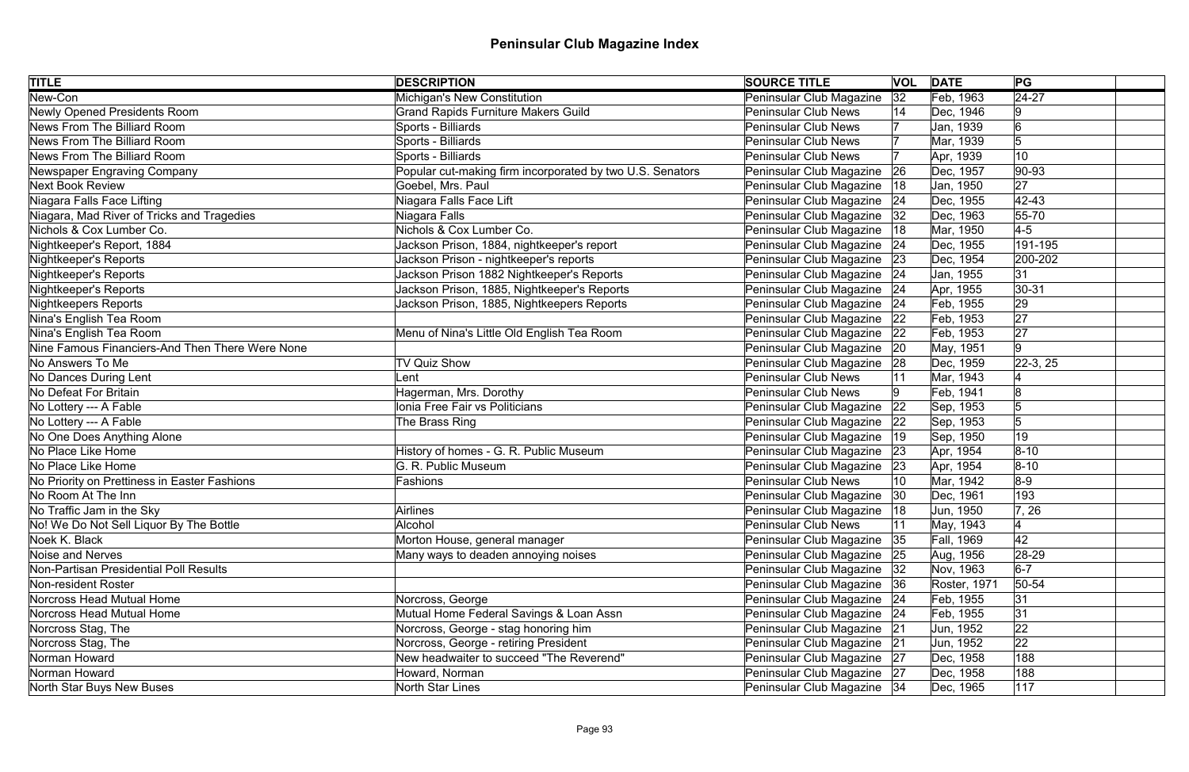# Peninsular Club Magazine Index

| TITLE | DESCRIPTION | SOURCE TITLE | VOL | DATE | PG | |
|---|---|---|---|---|---|---|
| New-Con | Michigan's New Constitution | Peninsular Club Magazine | 32 | Feb, 1963 | 24-27 | |
| Newly Opened Presidents Room | Grand Rapids Furniture Makers Guild | Peninsular Club News | 14 | Dec, 1946 | 9 | |
| News From The Billiard Room | Sports - Billiards | Peninsular Club News | 7 | Jan, 1939 | 6 | |
| News From The Billiard Room | Sports - Billiards | Peninsular Club News | 7 | Mar, 1939 | 5 | |
| News From The Billiard Room | Sports - Billiards | Peninsular Club News | 7 | Apr, 1939 | 10 | |
| Newspaper Engraving Company | Popular cut-making firm incorporated by two U.S. Senators | Peninsular Club Magazine | 26 | Dec, 1957 | 90-93 | |
| Next Book Review | Goebel, Mrs. Paul | Peninsular Club Magazine | 18 | Jan, 1950 | 27 | |
| Niagara Falls Face Lifting | Niagara Falls Face Lift | Peninsular Club Magazine | 24 | Dec, 1955 | 42-43 | |
| Niagara, Mad River of Tricks and Tragedies | Niagara Falls | Peninsular Club Magazine | 32 | Dec, 1963 | 55-70 | |
| Nichols & Cox Lumber Co. | Nichols & Cox Lumber Co. | Peninsular Club Magazine | 18 | Mar, 1950 | 4-5 | |
| Nightkeeper's Report, 1884 | Jackson Prison, 1884, nightkeeper's report | Peninsular Club Magazine | 24 | Dec, 1955 | 191-195 | |
| Nightkeeper's Reports | Jackson Prison - nightkeeper's reports | Peninsular Club Magazine | 23 | Dec, 1954 | 200-202 | |
| Nightkeeper's Reports | Jackson Prison 1882 Nightkeeper's Reports | Peninsular Club Magazine | 24 | Jan, 1955 | 31 | |
| Nightkeeper's Reports | Jackson Prison, 1885, Nightkeeper's Reports | Peninsular Club Magazine | 24 | Apr, 1955 | 30-31 | |
| Nightkeepers Reports | Jackson Prison, 1885, Nightkeepers Reports | Peninsular Club Magazine | 24 | Feb, 1955 | 29 | |
| Nina's English Tea Room | | Peninsular Club Magazine | 22 | Feb, 1953 | 27 | |
| Nina's English Tea Room | Menu of Nina's Little Old English Tea Room | Peninsular Club Magazine | 22 | Feb, 1953 | 27 | |
| Nine Famous Financiers-And Then There Were None | | Peninsular Club Magazine | 20 | May, 1951 | 9 | |
| No Answers To Me | TV Quiz Show | Peninsular Club Magazine | 28 | Dec, 1959 | 22-3, 25 | |
| No Dances During Lent | Lent | Peninsular Club News | 11 | Mar, 1943 | 4 | |
| No Defeat For Britain | Hagerman, Mrs. Dorothy | Peninsular Club News | 9 | Feb, 1941 | 8 | |
| No Lottery --- A Fable | Ionia Free Fair vs Politicians | Peninsular Club Magazine | 22 | Sep, 1953 | 5 | |
| No Lottery --- A Fable | The Brass Ring | Peninsular Club Magazine | 22 | Sep, 1953 | 5 | |
| No One Does Anything Alone | | Peninsular Club Magazine | 19 | Sep, 1950 | 19 | |
| No Place Like Home | History of homes - G. R. Public Museum | Peninsular Club Magazine | 23 | Apr, 1954 | 8-10 | |
| No Place Like Home | G. R. Public Museum | Peninsular Club Magazine | 23 | Apr, 1954 | 8-10 | |
| No Priority on Prettiness in Easter Fashions | Fashions | Peninsular Club News | 10 | Mar, 1942 | 8-9 | |
| No Room At The Inn | | Peninsular Club Magazine | 30 | Dec, 1961 | 193 | |
| No Traffic Jam in the Sky | Airlines | Peninsular Club Magazine | 18 | Jun, 1950 | 7, 26 | |
| No! We Do Not Sell Liquor By The Bottle | Alcohol | Peninsular Club News | 11 | May, 1943 | 4 | |
| Noek K. Black | Morton House, general manager | Peninsular Club Magazine | 35 | Fall, 1969 | 42 | |
| Noise and Nerves | Many ways to deaden annoying noises | Peninsular Club Magazine | 25 | Aug, 1956 | 28-29 | |
| Non-Partisan Presidential Poll Results | | Peninsular Club Magazine | 32 | Nov, 1963 | 6-7 | |
| Non-resident Roster | | Peninsular Club Magazine | 36 | Roster, 1971 | 50-54 | |
| Norcross Head Mutual Home | Norcross, George | Peninsular Club Magazine | 24 | Feb, 1955 | 31 | |
| Norcross Head Mutual Home | Mutual Home Federal Savings & Loan Assn | Peninsular Club Magazine | 24 | Feb, 1955 | 31 | |
| Norcross Stag, The | Norcross, George - stag honoring him | Peninsular Club Magazine | 21 | Jun, 1952 | 22 | |
| Norcross Stag, The | Norcross, George - retiring President | Peninsular Club Magazine | 21 | Jun, 1952 | 22 | |
| Norman Howard | New headwaiter to succeed "The Reverend" | Peninsular Club Magazine | 27 | Dec, 1958 | 188 | |
| Norman Howard | Howard, Norman | Peninsular Club Magazine | 27 | Dec, 1958 | 188 | |
| North Star Buys New Buses | North Star Lines | Peninsular Club Magazine | 34 | Dec, 1965 | 117 | |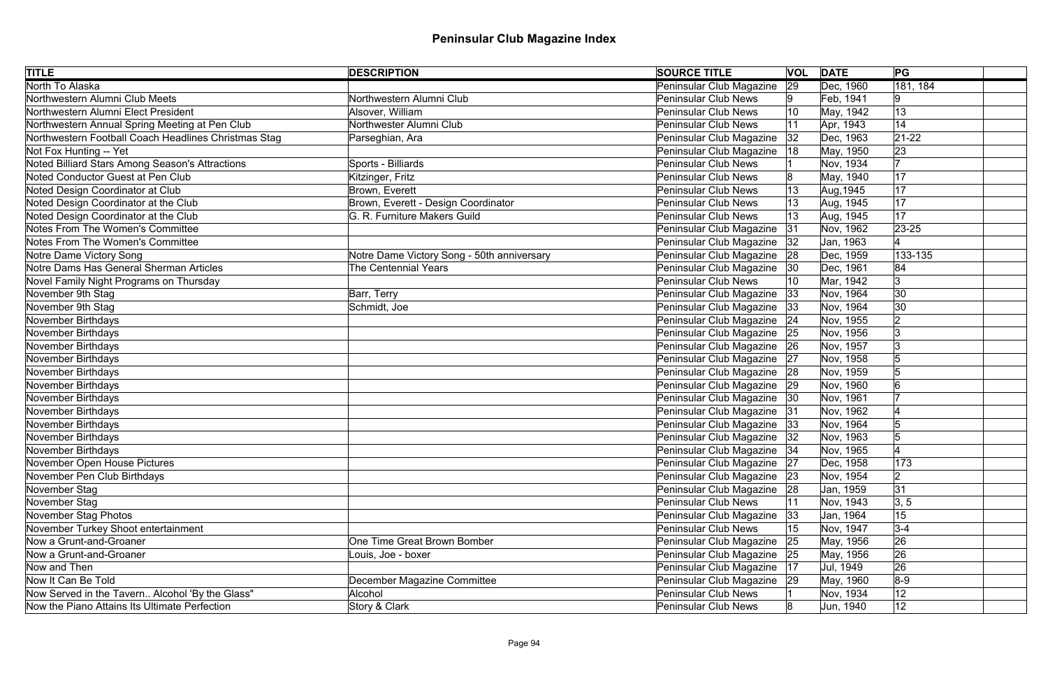# Peninsular Club Magazine Index

| TITLE | DESCRIPTION | SOURCE TITLE | VOL | DATE | PG | |
|---|---|---|---|---|---|---|
| North To Alaska | | Peninsular Club Magazine | 29 | Dec, 1960 | 181, 184 | |
| Northwestern Alumni Club Meets | Northwestern Alumni Club | Peninsular Club News | 9 | Feb, 1941 | 9 | |
| Northwestern Alumni Elect President | Alsover, William | Peninsular Club News | 10 | May, 1942 | 13 | |
| Northwestern Annual Spring Meeting at Pen Club | Northwester Alumni Club | Peninsular Club News | 11 | Apr, 1943 | 14 | |
| Northwestern Football Coach Headlines Christmas Stag | Parseghian, Ara | Peninsular Club Magazine | 32 | Dec, 1963 | 21-22 | |
| Not Fox Hunting -- Yet | | Peninsular Club Magazine | 18 | May, 1950 | 23 | |
| Noted Billiard Stars Among Season's Attractions | Sports - Billiards | Peninsular Club News | 1 | Nov, 1934 | 7 | |
| Noted Conductor Guest at Pen Club | Kitzinger, Fritz | Peninsular Club News | 8 | May, 1940 | 17 | |
| Noted Design Coordinator at Club | Brown, Everett | Peninsular Club News | 13 | Aug,1945 | 17 | |
| Noted Design Coordinator at the Club | Brown, Everett - Design Coordinator | Peninsular Club News | 13 | Aug, 1945 | 17 | |
| Noted Design Coordinator at the Club | G. R. Furniture Makers Guild | Peninsular Club News | 13 | Aug, 1945 | 17 | |
| Notes From The Women's Committee | | Peninsular Club Magazine | 31 | Nov, 1962 | 23-25 | |
| Notes From The Women's Committee | | Peninsular Club Magazine | 32 | Jan, 1963 | 4 | |
| Notre Dame Victory Song | Notre Dame Victory Song - 50th anniversary | Peninsular Club Magazine | 28 | Dec, 1959 | 133-135 | |
| Notre Dams Has General Sherman Articles | The Centennial Years | Peninsular Club Magazine | 30 | Dec, 1961 | 84 | |
| Novel Family Night Programs on Thursday | | Peninsular Club News | 10 | Mar, 1942 | 3 | |
| November 9th Stag | Barr, Terry | Peninsular Club Magazine | 33 | Nov, 1964 | 30 | |
| November 9th Stag | Schmidt, Joe | Peninsular Club Magazine | 33 | Nov, 1964 | 30 | |
| November Birthdays | | Peninsular Club Magazine | 24 | Nov, 1955 | 2 | |
| November Birthdays | | Peninsular Club Magazine | 25 | Nov, 1956 | 3 | |
| November Birthdays | | Peninsular Club Magazine | 26 | Nov, 1957 | 3 | |
| November Birthdays | | Peninsular Club Magazine | 27 | Nov, 1958 | 5 | |
| November Birthdays | | Peninsular Club Magazine | 28 | Nov, 1959 | 5 | |
| November Birthdays | | Peninsular Club Magazine | 29 | Nov, 1960 | 6 | |
| November Birthdays | | Peninsular Club Magazine | 30 | Nov, 1961 | 7 | |
| November Birthdays | | Peninsular Club Magazine | 31 | Nov, 1962 | 4 | |
| November Birthdays | | Peninsular Club Magazine | 33 | Nov, 1964 | 5 | |
| November Birthdays | | Peninsular Club Magazine | 32 | Nov, 1963 | 5 | |
| November Birthdays | | Peninsular Club Magazine | 34 | Nov, 1965 | 4 | |
| November Open House Pictures | | Peninsular Club Magazine | 27 | Dec, 1958 | 173 | |
| November Pen Club Birthdays | | Peninsular Club Magazine | 23 | Nov, 1954 | 2 | |
| November Stag | | Peninsular Club Magazine | 28 | Jan, 1959 | 31 | |
| November Stag | | Peninsular Club News | 11 | Nov, 1943 | 3, 5 | |
| November Stag Photos | | Peninsular Club Magazine | 33 | Jan, 1964 | 15 | |
| November Turkey Shoot entertainment | | Peninsular Club News | 15 | Nov, 1947 | 3-4 | |
| Now a Grunt-and-Groaner | One Time Great Brown Bomber | Peninsular Club Magazine | 25 | May, 1956 | 26 | |
| Now a Grunt-and-Groaner | Louis, Joe - boxer | Peninsular Club Magazine | 25 | May, 1956 | 26 | |
| Now and Then | | Peninsular Club Magazine | 17 | Jul, 1949 | 26 | |
| Now It Can Be Told | December Magazine Committee | Peninsular Club Magazine | 29 | May, 1960 | 8-9 | |
| Now Served in the Tavern.. Alcohol 'By the Glass" | Alcohol | Peninsular Club News | 1 | Nov, 1934 | 12 | |
| Now the Piano Attains Its Ultimate Perfection | Story & Clark | Peninsular Club News | 8 | Jun, 1940 | 12 | |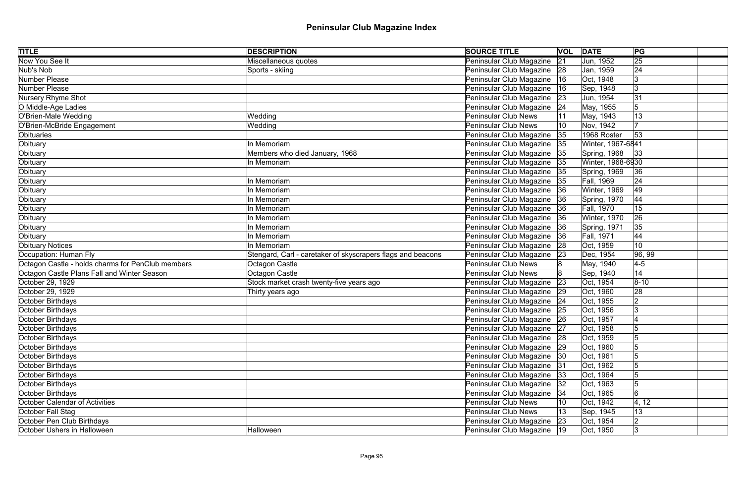# Peninsular Club Magazine Index

| TITLE | DESCRIPTION | SOURCE TITLE | VOL | DATE | PG | |
|---|---|---|---|---|---|---|
| Now You See It | Miscellaneous quotes | Peninsular Club Magazine | 21 | Jun, 1952 | 25 | |
| Nub's Nob | Sports - skiing | Peninsular Club Magazine | 28 | Jan, 1959 | 24 | |
| Number Please | | Peninsular Club Magazine | 16 | Oct, 1948 | 3 | |
| Number Please | | Peninsular Club Magazine | 16 | Sep, 1948 | 3 | |
| Nursery Rhyme Shot | | Peninsular Club Magazine | 23 | Jun, 1954 | 31 | |
| O Middle-Age Ladies | | Peninsular Club Magazine | 24 | May, 1955 | 5 | |
| O'Brien-Male Wedding | Wedding | Peninsular Club News | 11 | May, 1943 | 13 | |
| O'Brien-McBride Engagement | Wedding | Peninsular Club News | 10 | Nov, 1942 | 7 | |
| Obituaries | | Peninsular Club Magazine | 35 | 1968 Roster | 53 | |
| Obituary | In Memoriam | Peninsular Club Magazine | 35 | Winter, 1967-68 | 41 | |
| Obituary | Members who died January, 1968 | Peninsular Club Magazine | 35 | Spring, 1968 | 33 | |
| Obituary | In Memoriam | Peninsular Club Magazine | 35 | Winter, 1968-69 | 30 | |
| Obituary | | Peninsular Club Magazine | 35 | Spring, 1969 | 36 | |
| Obituary | In Memoriam | Peninsular Club Magazine | 35 | Fall, 1969 | 24 | |
| Obituary | In Memoriam | Peninsular Club Magazine | 36 | Winter, 1969 | 49 | |
| Obituary | In Memoriam | Peninsular Club Magazine | 36 | Spring, 1970 | 44 | |
| Obituary | In Memoriam | Peninsular Club Magazine | 36 | Fall, 1970 | 15 | |
| Obituary | In Memoriam | Peninsular Club Magazine | 36 | Winter, 1970 | 26 | |
| Obituary | In Memoriam | Peninsular Club Magazine | 36 | Spring, 1971 | 35 | |
| Obituary | In Memoriam | Peninsular Club Magazine | 36 | Fall, 1971 | 44 | |
| Obituary Notices | In Memoriam | Peninsular Club Magazine | 28 | Oct, 1959 | 10 | |
| Occupation: Human Fly | Stengard, Carl - caretaker of skyscrapers flags and beacons | Peninsular Club Magazine | 23 | Dec, 1954 | 96, 99 | |
| Octagon Castle - holds charms for PenClub members | Octagon Castle | Peninsular Club News | 8 | May, 1940 | 4-5 | |
| Octagon Castle Plans Fall and Winter Season | Octagon Castle | Peninsular Club News | 8 | Sep, 1940 | 14 | |
| October 29, 1929 | Stock market crash twenty-five years ago | Peninsular Club Magazine | 23 | Oct, 1954 | 8-10 | |
| October 29, 1929 | Thirty years ago | Peninsular Club Magazine | 29 | Oct, 1960 | 28 | |
| October Birthdays | | Peninsular Club Magazine | 24 | Oct, 1955 | 2 | |
| October Birthdays | | Peninsular Club Magazine | 25 | Oct, 1956 | 3 | |
| October Birthdays | | Peninsular Club Magazine | 26 | Oct, 1957 | 4 | |
| October Birthdays | | Peninsular Club Magazine | 27 | Oct, 1958 | 5 | |
| October Birthdays | | Peninsular Club Magazine | 28 | Oct, 1959 | 5 | |
| October Birthdays | | Peninsular Club Magazine | 29 | Oct, 1960 | 5 | |
| October Birthdays | | Peninsular Club Magazine | 30 | Oct, 1961 | 5 | |
| October Birthdays | | Peninsular Club Magazine | 31 | Oct, 1962 | 5 | |
| October Birthdays | | Peninsular Club Magazine | 33 | Oct, 1964 | 5 | |
| October Birthdays | | Peninsular Club Magazine | 32 | Oct, 1963 | 5 | |
| October Birthdays | | Peninsular Club Magazine | 34 | Oct, 1965 | 6 | |
| October Calendar of Activities | | Peninsular Club News | 10 | Oct, 1942 | 4, 12 | |
| October Fall Stag | | Peninsular Club News | 13 | Sep, 1945 | 13 | |
| October Pen Club Birthdays | | Peninsular Club Magazine | 23 | Oct, 1954 | 2 | |
| October Ushers in Halloween | Halloween | Peninsular Club Magazine | 19 | Oct, 1950 | 3 | |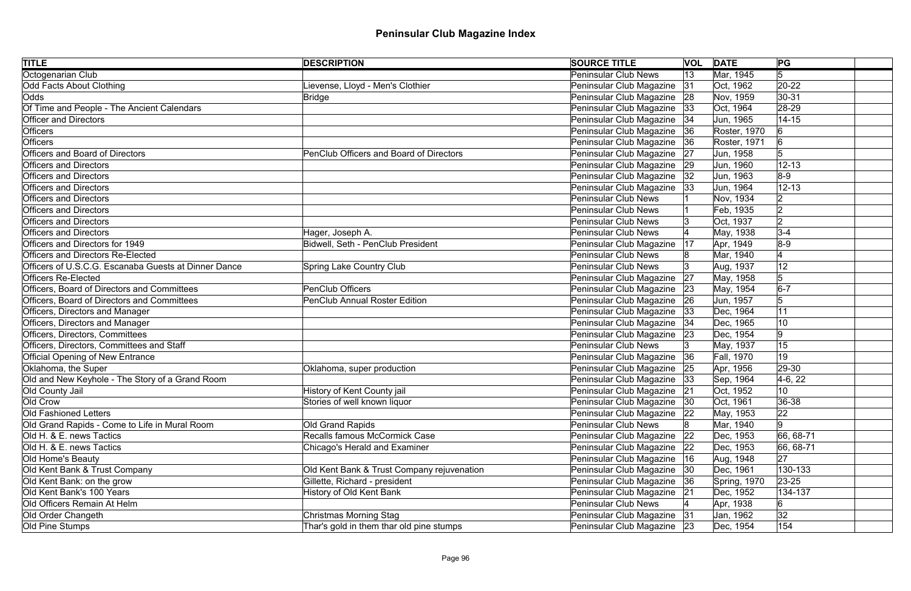# Peninsular Club Magazine Index

| TITLE | DESCRIPTION | SOURCE TITLE | VOL | DATE | PG | |
|---|---|---|---|---|---|---|
| Octogenarian Club | | Peninsular Club News | 13 | Mar, 1945 | 5 | |
| Odd Facts About Clothing | Lievense, Lloyd - Men's Clothier | Peninsular Club Magazine | 31 | Oct, 1962 | 20-22 | |
| Odds | Bridge | Peninsular Club Magazine | 28 | Nov, 1959 | 30-31 | |
| Of Time and People - The Ancient Calendars | | Peninsular Club Magazine | 33 | Oct, 1964 | 28-29 | |
| Officer and Directors | | Peninsular Club Magazine | 34 | Jun, 1965 | 14-15 | |
| Officers | | Peninsular Club Magazine | 36 | Roster, 1970 | 6 | |
| Officers | | Peninsular Club Magazine | 36 | Roster, 1971 | 6 | |
| Officers and Board of Directors | PenClub Officers and Board of Directors | Peninsular Club Magazine | 27 | Jun, 1958 | 5 | |
| Officers and Directors | | Peninsular Club Magazine | 29 | Jun, 1960 | 12-13 | |
| Officers and Directors | | Peninsular Club Magazine | 32 | Jun, 1963 | 8-9 | |
| Officers and Directors | | Peninsular Club Magazine | 33 | Jun, 1964 | 12-13 | |
| Officers and Directors | | Peninsular Club News | 1 | Nov, 1934 | 2 | |
| Officers and Directors | | Peninsular Club News | 1 | Feb, 1935 | 2 | |
| Officers and Directors | | Peninsular Club News | 3 | Oct, 1937 | 2 | |
| Officers and Directors | Hager, Joseph A. | Peninsular Club News | 4 | May, 1938 | 3-4 | |
| Officers and Directors for 1949 | Bidwell, Seth - PenClub President | Peninsular Club Magazine | 17 | Apr, 1949 | 8-9 | |
| Officers and Directors Re-Elected | | Peninsular Club News | 8 | Mar, 1940 | 4 | |
| Officers of U.S.C.G. Escanaba Guests at Dinner Dance | Spring Lake Country Club | Peninsular Club News | 3 | Aug, 1937 | 12 | |
| Officers Re-Elected | | Peninsular Club Magazine | 27 | May, 1958 | 5 | |
| Officers, Board of Directors and Committees | PenClub Officers | Peninsular Club Magazine | 23 | May, 1954 | 6-7 | |
| Officers, Board of Directors and Committees | PenClub Annual Roster Edition | Peninsular Club Magazine | 26 | Jun, 1957 | 5 | |
| Officers, Directors and Manager | | Peninsular Club Magazine | 33 | Dec, 1964 | 11 | |
| Officers, Directors and Manager | | Peninsular Club Magazine | 34 | Dec, 1965 | 10 | |
| Officers, Directors, Committees | | Peninsular Club Magazine | 23 | Dec, 1954 | 9 | |
| Officers, Directors, Committees and Staff | | Peninsular Club News | 3 | May, 1937 | 15 | |
| Official Opening of New Entrance | | Peninsular Club Magazine | 36 | Fall, 1970 | 19 | |
| Oklahoma, the Super | Oklahoma, super production | Peninsular Club Magazine | 25 | Apr, 1956 | 29-30 | |
| Old and New Keyhole - The Story of a Grand Room | | Peninsular Club Magazine | 33 | Sep, 1964 | 4-6, 22 | |
| Old County Jail | History of Kent County jail | Peninsular Club Magazine | 21 | Oct, 1952 | 10 | |
| Old Crow | Stories of well known liquor | Peninsular Club Magazine | 30 | Oct, 1961 | 36-38 | |
| Old Fashioned Letters | | Peninsular Club Magazine | 22 | May, 1953 | 22 | |
| Old Grand Rapids - Come to Life in Mural Room | Old Grand Rapids | Peninsular Club News | 8 | Mar, 1940 | 9 | |
| Old H. & E. news Tactics | Recalls famous McCormick Case | Peninsular Club Magazine | 22 | Dec, 1953 | 66, 68-71 | |
| Old H. & E. news Tactics | Chicago's Herald and Examiner | Peninsular Club Magazine | 22 | Dec, 1953 | 66, 68-71 | |
| Old Home's Beauty | | Peninsular Club Magazine | 16 | Aug, 1948 | 27 | |
| Old Kent Bank & Trust Company | Old Kent Bank & Trust Company rejuvenation | Peninsular Club Magazine | 30 | Dec, 1961 | 130-133 | |
| Old Kent Bank: on the grow | Gillette, Richard - president | Peninsular Club Magazine | 36 | Spring, 1970 | 23-25 | |
| Old Kent Bank's 100 Years | History of Old Kent Bank | Peninsular Club Magazine | 21 | Dec, 1952 | 134-137 | |
| Old Officers Remain At Helm | | Peninsular Club News | 4 | Apr, 1938 | 6 | |
| Old Order Changeth | Christmas Morning Stag | Peninsular Club Magazine | 31 | Jan, 1962 | 32 | |
| Old Pine Stumps | Thar's gold in them thar old pine stumps | Peninsular Club Magazine | 23 | Dec, 1954 | 154 | |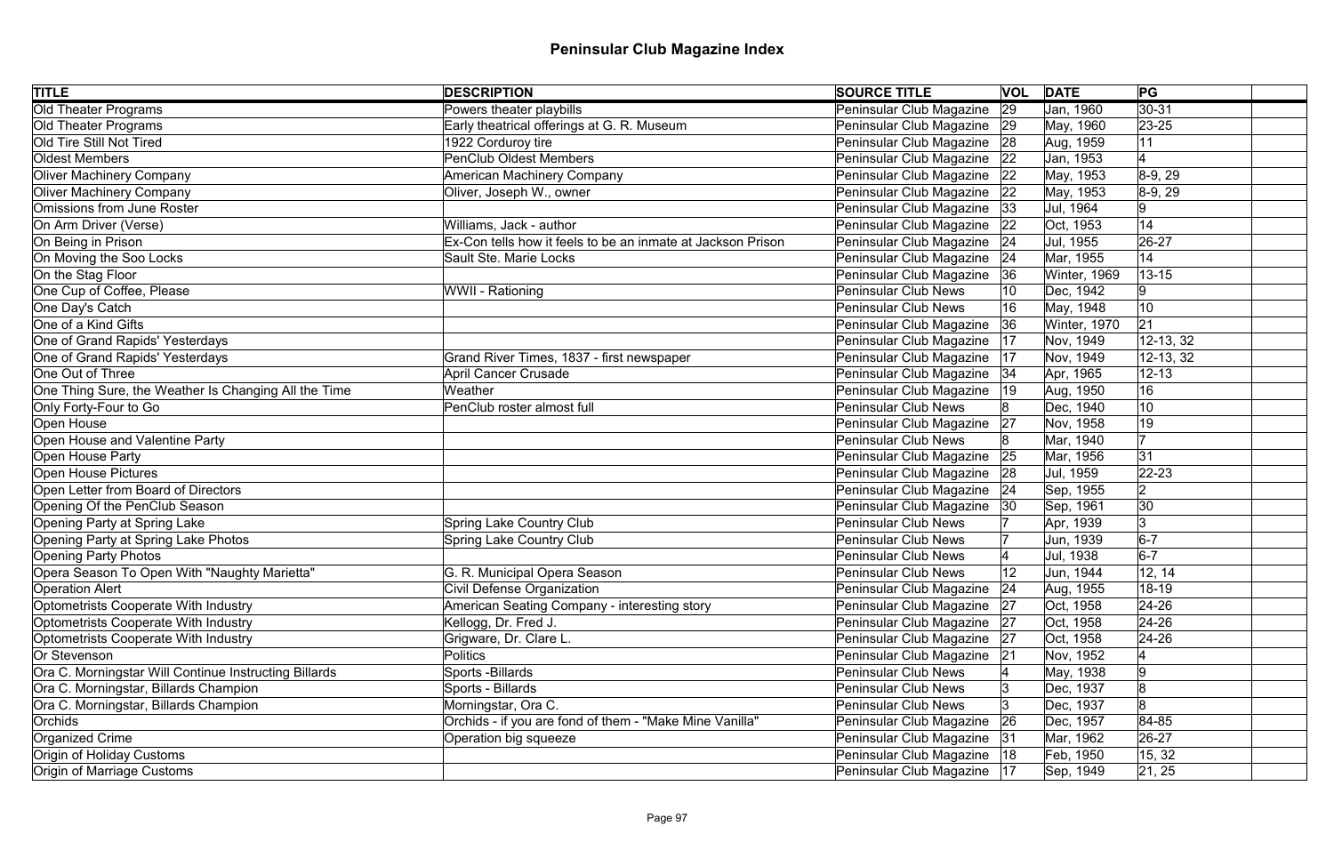# Peninsular Club Magazine Index

| TITLE | DESCRIPTION | SOURCE TITLE | VOL | DATE | PG | |
|---|---|---|---|---|---|---|
| Old Theater Programs | Powers theater playbills | Peninsular Club Magazine | 29 | Jan, 1960 | 30-31 | |
| Old Theater Programs | Early theatrical offerings at G. R. Museum | Peninsular Club Magazine | 29 | May, 1960 | 23-25 | |
| Old Tire Still Not Tired | 1922 Corduroy tire | Peninsular Club Magazine | 28 | Aug, 1959 | 11 | |
| Oldest Members | PenClub Oldest Members | Peninsular Club Magazine | 22 | Jan, 1953 | 4 | |
| Oliver Machinery Company | American Machinery Company | Peninsular Club Magazine | 22 | May, 1953 | 8-9, 29 | |
| Oliver Machinery Company | Oliver, Joseph W., owner | Peninsular Club Magazine | 22 | May, 1953 | 8-9, 29 | |
| Omissions from June Roster | | Peninsular Club Magazine | 33 | Jul, 1964 | 9 | |
| On Arm Driver (Verse) | Williams, Jack - author | Peninsular Club Magazine | 22 | Oct, 1953 | 14 | |
| On Being in Prison | Ex-Con tells how it feels to be an inmate at Jackson Prison | Peninsular Club Magazine | 24 | Jul, 1955 | 26-27 | |
| On Moving the Soo Locks | Sault Ste. Marie Locks | Peninsular Club Magazine | 24 | Mar, 1955 | 14 | |
| On the Stag Floor | | Peninsular Club Magazine | 36 | Winter, 1969 | 13-15 | |
| One Cup of Coffee, Please | WWII - Rationing | Peninsular Club News | 10 | Dec, 1942 | 9 | |
| One Day's Catch | | Peninsular Club News | 16 | May, 1948 | 10 | |
| One of a Kind Gifts | | Peninsular Club Magazine | 36 | Winter, 1970 | 21 | |
| One of Grand Rapids' Yesterdays | | Peninsular Club Magazine | 17 | Nov, 1949 | 12-13, 32 | |
| One of Grand Rapids' Yesterdays | Grand River Times, 1837 - first newspaper | Peninsular Club Magazine | 17 | Nov, 1949 | 12-13, 32 | |
| One Out of Three | April Cancer Crusade | Peninsular Club Magazine | 34 | Apr, 1965 | 12-13 | |
| One Thing Sure, the Weather Is Changing All the Time | Weather | Peninsular Club Magazine | 19 | Aug, 1950 | 16 | |
| Only Forty-Four to Go | PenClub roster almost full | Peninsular Club News | 8 | Dec, 1940 | 10 | |
| Open House | | Peninsular Club Magazine | 27 | Nov, 1958 | 19 | |
| Open House and Valentine Party | | Peninsular Club News | 8 | Mar, 1940 | 7 | |
| Open House Party | | Peninsular Club Magazine | 25 | Mar, 1956 | 31 | |
| Open House Pictures | | Peninsular Club Magazine | 28 | Jul, 1959 | 22-23 | |
| Open Letter from Board of Directors | | Peninsular Club Magazine | 24 | Sep, 1955 | 2 | |
| Opening Of the PenClub Season | | Peninsular Club Magazine | 30 | Sep, 1961 | 30 | |
| Opening Party at Spring Lake | Spring Lake Country Club | Peninsular Club News | 7 | Apr, 1939 | 3 | |
| Opening Party at Spring Lake Photos | Spring Lake Country Club | Peninsular Club News | 7 | Jun, 1939 | 6-7 | |
| Opening Party Photos | | Peninsular Club News | 4 | Jul, 1938 | 6-7 | |
| Opera Season To Open With "Naughty Marietta" | G. R. Municipal Opera Season | Peninsular Club News | 12 | Jun, 1944 | 12, 14 | |
| Operation Alert | Civil Defense Organization | Peninsular Club Magazine | 24 | Aug, 1955 | 18-19 | |
| Optometrists Cooperate With Industry | American Seating Company - interesting story | Peninsular Club Magazine | 27 | Oct, 1958 | 24-26 | |
| Optometrists Cooperate With Industry | Kellogg, Dr. Fred J. | Peninsular Club Magazine | 27 | Oct, 1958 | 24-26 | |
| Optometrists Cooperate With Industry | Grigware, Dr. Clare L. | Peninsular Club Magazine | 27 | Oct, 1958 | 24-26 | |
| Or Stevenson | Politics | Peninsular Club Magazine | 21 | Nov, 1952 | 4 | |
| Ora C. Morningstar Will Continue Instructing Billards | Sports -Billards | Peninsular Club News | 4 | May, 1938 | 9 | |
| Ora C. Morningstar, Billards Champion | Sports - Billards | Peninsular Club News | 3 | Dec, 1937 | 8 | |
| Ora C. Morningstar, Billards Champion | Morningstar, Ora C. | Peninsular Club News | 3 | Dec, 1937 | 8 | |
| Orchids | Orchids - if you are fond of them - "Make Mine Vanilla" | Peninsular Club Magazine | 26 | Dec, 1957 | 84-85 | |
| Organized Crime | Operation big squeeze | Peninsular Club Magazine | 31 | Mar, 1962 | 26-27 | |
| Origin of Holiday Customs | | Peninsular Club Magazine | 18 | Feb, 1950 | 15, 32 | |
| Origin of Marriage Customs | | Peninsular Club Magazine | 17 | Sep, 1949 | 21, 25 | |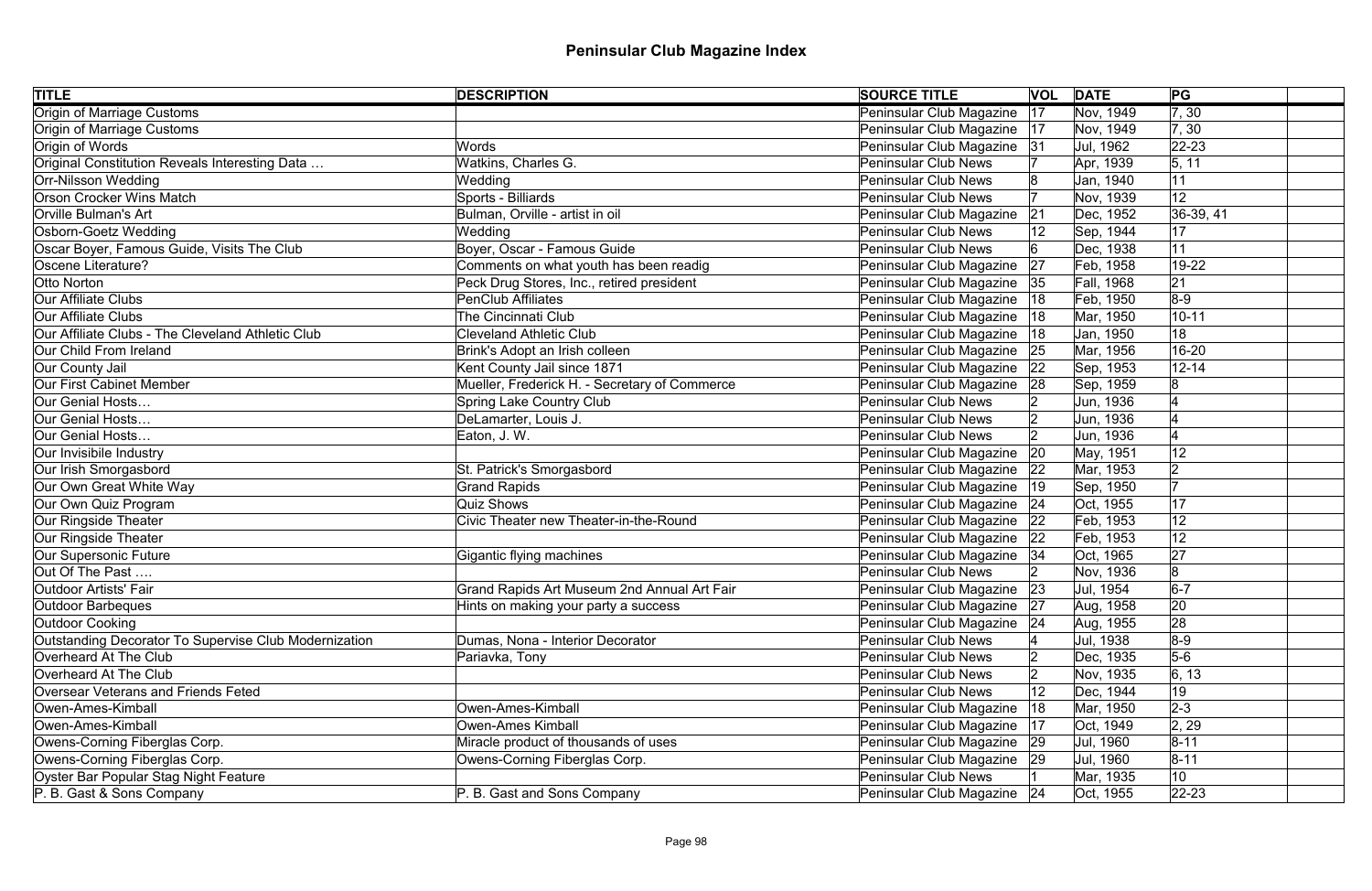# Peninsular Club Magazine Index

| TITLE | DESCRIPTION | SOURCE TITLE | VOL | DATE | PG | |
|---|---|---|---|---|---|---|
| Origin of Marriage Customs | | Peninsular Club Magazine | 17 | Nov, 1949 | 7, 30 | |
| Origin of Marriage Customs | | Peninsular Club Magazine | 17 | Nov, 1949 | 7, 30 | |
| Origin of Words | Words | Peninsular Club Magazine | 31 | Jul, 1962 | 22-23 | |
| Original Constitution Reveals Interesting Data … | Watkins, Charles G. | Peninsular Club News | 7 | Apr, 1939 | 5, 11 | |
| Orr-Nilsson Wedding | Wedding | Peninsular Club News | 8 | Jan, 1940 | 11 | |
| Orson Crocker Wins Match | Sports - Billiards | Peninsular Club News | 7 | Nov, 1939 | 12 | |
| Orville Bulman's Art | Bulman, Orville - artist in oil | Peninsular Club Magazine | 21 | Dec, 1952 | 36-39, 41 | |
| Osborn-Goetz Wedding | Wedding | Peninsular Club News | 12 | Sep, 1944 | 17 | |
| Oscar Boyer, Famous Guide, Visits The Club | Boyer, Oscar - Famous Guide | Peninsular Club News | 6 | Dec, 1938 | 11 | |
| Oscene Literature? | Comments on what youth has been readig | Peninsular Club Magazine | 27 | Feb, 1958 | 19-22 | |
| Otto Norton | Peck Drug Stores, Inc., retired president | Peninsular Club Magazine | 35 | Fall, 1968 | 21 | |
| Our Affiliate Clubs | PenClub Affiliates | Peninsular Club Magazine | 18 | Feb, 1950 | 8-9 | |
| Our Affiliate Clubs | The Cincinnati Club | Peninsular Club Magazine | 18 | Mar, 1950 | 10-11 | |
| Our Affiliate Clubs - The Cleveland Athletic Club | Cleveland Athletic Club | Peninsular Club Magazine | 18 | Jan, 1950 | 18 | |
| Our Child From Ireland | Brink's Adopt an Irish colleen | Peninsular Club Magazine | 25 | Mar, 1956 | 16-20 | |
| Our County Jail | Kent County Jail since 1871 | Peninsular Club Magazine | 22 | Sep, 1953 | 12-14 | |
| Our First Cabinet Member | Mueller, Frederick H. - Secretary of Commerce | Peninsular Club Magazine | 28 | Sep, 1959 | 8 | |
| Our Genial Hosts… | Spring Lake Country Club | Peninsular Club News | 2 | Jun, 1936 | 4 | |
| Our Genial Hosts… | DeLamarter, Louis J. | Peninsular Club News | 2 | Jun, 1936 | 4 | |
| Our Genial Hosts… | Eaton, J. W. | Peninsular Club News | 2 | Jun, 1936 | 4 | |
| Our Invisibile Industry | | Peninsular Club Magazine | 20 | May, 1951 | 12 | |
| Our Irish Smorgasbord | St. Patrick's Smorgasbord | Peninsular Club Magazine | 22 | Mar, 1953 | 2 | |
| Our Own Great White Way | Grand Rapids | Peninsular Club Magazine | 19 | Sep, 1950 | 7 | |
| Our Own Quiz Program | Quiz Shows | Peninsular Club Magazine | 24 | Oct, 1955 | 17 | |
| Our Ringside Theater | Civic Theater new Theater-in-the-Round | Peninsular Club Magazine | 22 | Feb, 1953 | 12 | |
| Our Ringside Theater | | Peninsular Club Magazine | 22 | Feb, 1953 | 12 | |
| Our Supersonic Future | Gigantic flying machines | Peninsular Club Magazine | 34 | Oct, 1965 | 27 | |
| Out Of The Past …. | | Peninsular Club News | 2 | Nov, 1936 | 8 | |
| Outdoor Artists' Fair | Grand Rapids Art Museum 2nd Annual Art Fair | Peninsular Club Magazine | 23 | Jul, 1954 | 6-7 | |
| Outdoor Barbeques | Hints on making your party a success | Peninsular Club Magazine | 27 | Aug, 1958 | 20 | |
| Outdoor Cooking | | Peninsular Club Magazine | 24 | Aug, 1955 | 28 | |
| Outstanding Decorator To Supervise Club Modernization | Dumas, Nona - Interior Decorator | Peninsular Club News | 4 | Jul, 1938 | 8-9 | |
| Overheard At The Club | Pariavka, Tony | Peninsular Club News | 2 | Dec, 1935 | 5-6 | |
| Overheard At The Club | | Peninsular Club News | 2 | Nov, 1935 | 6, 13 | |
| Oversear Veterans and Friends Feted | | Peninsular Club News | 12 | Dec, 1944 | 19 | |
| Owen-Ames-Kimball | Owen-Ames-Kimball | Peninsular Club Magazine | 18 | Mar, 1950 | 2-3 | |
| Owen-Ames-Kimball | Owen-Ames Kimball | Peninsular Club Magazine | 17 | Oct, 1949 | 2, 29 | |
| Owens-Corning Fiberglas Corp. | Miracle product of thousands of uses | Peninsular Club Magazine | 29 | Jul, 1960 | 8-11 | |
| Owens-Corning Fiberglas Corp. | Owens-Corning Fiberglas Corp. | Peninsular Club Magazine | 29 | Jul, 1960 | 8-11 | |
| Oyster Bar Popular Stag Night Feature | | Peninsular Club News | 1 | Mar, 1935 | 10 | |
| P. B. Gast & Sons Company | P. B. Gast and Sons Company | Peninsular Club Magazine | 24 | Oct, 1955 | 22-23 | |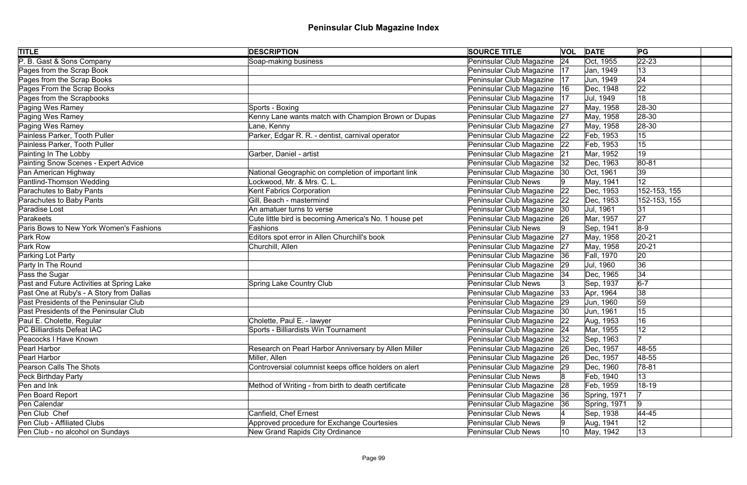# Peninsular Club Magazine Index

| TITLE | DESCRIPTION | SOURCE TITLE | VOL | DATE | PG | |
|---|---|---|---|---|---|---|
| P. B. Gast & Sons Company | Soap-making business | Peninsular Club Magazine | 24 | Oct, 1955 | 22-23 | |
| Pages from the Scrap Book | | Peninsular Club Magazine | 17 | Jan, 1949 | 13 | |
| Pages from the Scrap Books | | Peninsular Club Magazine | 17 | Jun, 1949 | 24 | |
| Pages From the Scrap Books | | Peninsular Club Magazine | 16 | Dec, 1948 | 22 | |
| Pages from the Scrapbooks | | Peninsular Club Magazine | 17 | Jul, 1949 | 18 | |
| Paging Wes Ramey | Sports - Boxing | Peninsular Club Magazine | 27 | May, 1958 | 28-30 | |
| Paging Wes Ramey | Kenny Lane wants match with Champion Brown or Dupas | Peninsular Club Magazine | 27 | May, 1958 | 28-30 | |
| Paging Wes Ramey | Lane, Kenny | Peninsular Club Magazine | 27 | May, 1958 | 28-30 | |
| Painless Parker, Tooth Puller | Parker, Edgar R. R. - dentist, carnival operator | Peninsular Club Magazine | 22 | Feb, 1953 | 15 | |
| Painless Parker, Tooth Puller | | Peninsular Club Magazine | 22 | Feb, 1953 | 15 | |
| Painting In The Lobby | Garber, Daniel - artist | Peninsular Club Magazine | 21 | Mar, 1952 | 19 | |
| Painting Snow Scenes - Expert Advice | | Peninsular Club Magazine | 32 | Dec, 1963 | 80-81 | |
| Pan American Highway | National Geographic on completion of important link | Peninsular Club Magazine | 30 | Oct, 1961 | 39 | |
| Pantlind-Thomson Wedding | Lockwood, Mr. & Mrs. C. L. | Peninsular Club News | 9 | May, 1941 | 12 | |
| Parachutes to Baby Pants | Kent Fabrics Corporation | Peninsular Club Magazine | 22 | Dec, 1953 | 152-153, 155 | |
| Parachutes to Baby Pants | Gill, Beach - mastermind | Peninsular Club Magazine | 22 | Dec, 1953 | 152-153, 155 | |
| Paradise Lost | An amatuer turns to verse | Peninsular Club Magazine | 30 | Jul, 1961 | 31 | |
| Parakeets | Cute little bird is becoming America's No. 1 house pet | Peninsular Club Magazine | 26 | Mar, 1957 | 27 | |
| Paris Bows to New York Women's Fashions | Fashions | Peninsular Club News | 9 | Sep, 1941 | 8-9 | |
| Park Row | Editors spot error in Allen Churchill's book | Peninsular Club Magazine | 27 | May, 1958 | 20-21 | |
| Park Row | Churchill, Allen | Peninsular Club Magazine | 27 | May, 1958 | 20-21 | |
| Parking Lot Party | | Peninsular Club Magazine | 36 | Fall, 1970 | 20 | |
| Party In The Round | | Peninsular Club Magazine | 29 | Jul, 1960 | 36 | |
| Pass the Sugar | | Peninsular Club Magazine | 34 | Dec, 1965 | 34 | |
| Past and Future Activities at Spring Lake | Spring Lake Country Club | Peninsular Club News | 3 | Sep, 1937 | 6-7 | |
| Past One at Ruby's - A Story from Dallas | | Peninsular Club Magazine | 33 | Apr, 1964 | 38 | |
| Past Presidents of the Peninsular Club | | Peninsular Club Magazine | 29 | Jun, 1960 | 59 | |
| Past Presidents of the Peninsular Club | | Peninsular Club Magazine | 30 | Jun, 1961 | 15 | |
| Paul E. Cholette, Regular | Cholette, Paul E. - lawyer | Peninsular Club Magazine | 22 | Aug, 1953 | 16 | |
| PC Billiardists Defeat IAC | Sports - Billiardists Win Tournament | Peninsular Club Magazine | 24 | Mar, 1955 | 12 | |
| Peacocks I Have Known | | Peninsular Club Magazine | 32 | Sep, 1963 | 7 | |
| Pearl Harbor | Research on Pearl Harbor Anniversary by Allen Miller | Peninsular Club Magazine | 26 | Dec, 1957 | 48-55 | |
| Pearl Harbor | Miller, Allen | Peninsular Club Magazine | 26 | Dec, 1957 | 48-55 | |
| Pearson Calls The Shots | Controversial columnist keeps office holders on alert | Peninsular Club Magazine | 29 | Dec, 1960 | 78-81 | |
| Peck Birthday Party | | Peninsular Club News | 8 | Feb, 1940 | 13 | |
| Pen and Ink | Method of Writing - from birth to death certificate | Peninsular Club Magazine | 28 | Feb, 1959 | 18-19 | |
| Pen Board Report | | Peninsular Club Magazine | 36 | Spring, 1971 | 7 | |
| Pen Calendar | | Peninsular Club Magazine | 36 | Spring, 1971 | 9 | |
| Pen Club Chef | Canfield, Chef Ernest | Peninsular Club News | 4 | Sep, 1938 | 44-45 | |
| Pen Club - Affiliated Clubs | Approved procedure for Exchange Courtesies | Peninsular Club News | 9 | Aug, 1941 | 12 | |
| Pen Club - no alcohol on Sundays | New Grand Rapids City Ordinance | Peninsular Club News | 10 | May, 1942 | 13 | |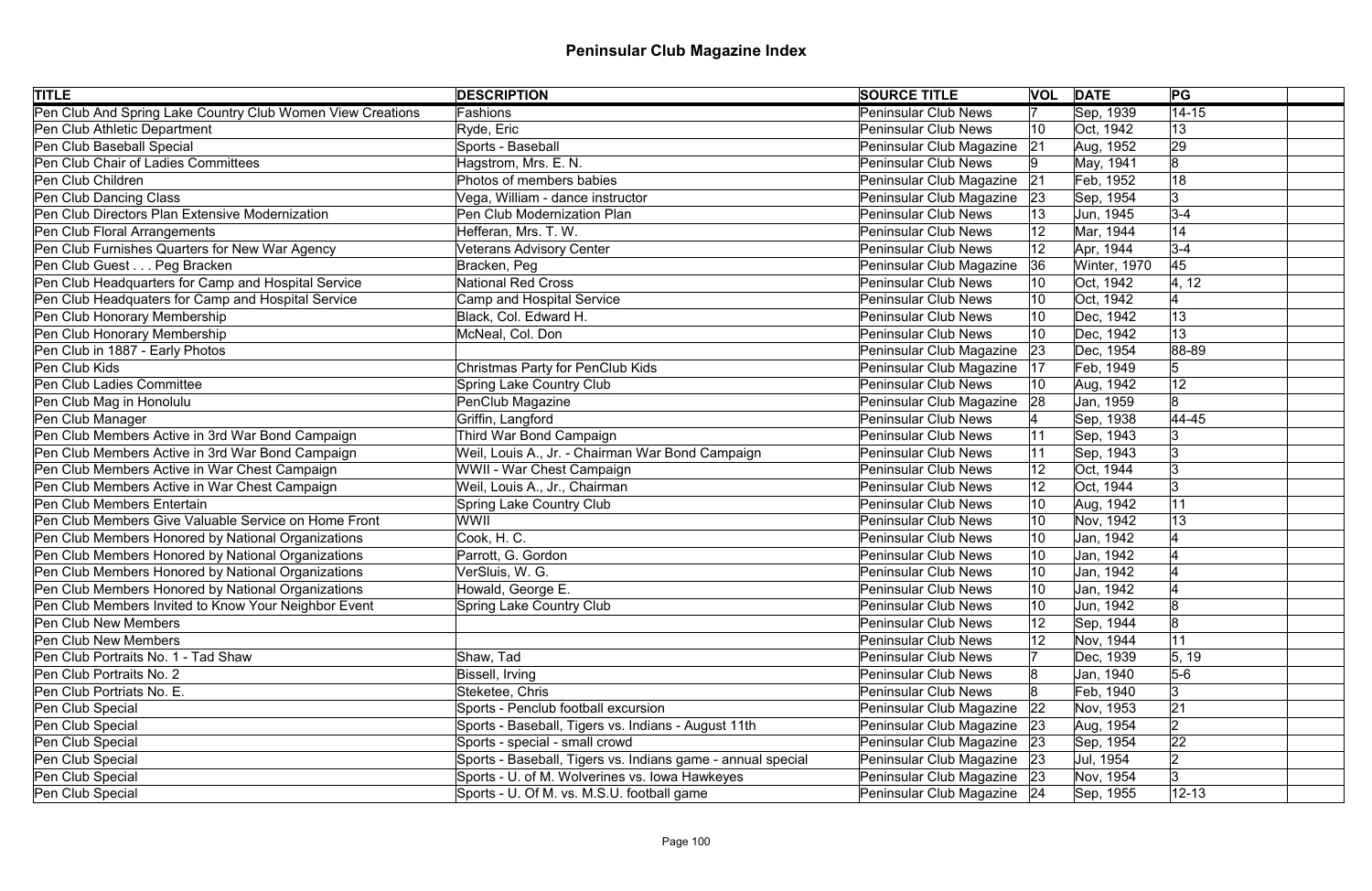# Peninsular Club Magazine Index

| TITLE | DESCRIPTION | SOURCE TITLE | VOL | DATE | PG | |
|---|---|---|---|---|---|---|
| Pen Club And Spring Lake Country Club Women View Creations | Fashions | Peninsular Club News | 7 | Sep, 1939 | 14-15 | |
| Pen Club Athletic Department | Ryde, Eric | Peninsular Club News | 10 | Oct, 1942 | 13 | |
| Pen Club Baseball Special | Sports - Baseball | Peninsular Club Magazine | 21 | Aug, 1952 | 29 | |
| Pen Club Chair of Ladies Committees | Hagstrom, Mrs. E. N. | Peninsular Club News | 9 | May, 1941 | 8 | |
| Pen Club Children | Photos of members babies | Peninsular Club Magazine | 21 | Feb, 1952 | 18 | |
| Pen Club Dancing Class | Vega, William - dance instructor | Peninsular Club Magazine | 23 | Sep, 1954 | 3 | |
| Pen Club Directors Plan Extensive Modernization | Pen Club Modernization Plan | Peninsular Club News | 13 | Jun, 1945 | 3-4 | |
| Pen Club Floral Arrangements | Hefferan, Mrs. T. W. | Peninsular Club News | 12 | Mar, 1944 | 14 | |
| Pen Club Furnishes Quarters for New War Agency | Veterans Advisory Center | Peninsular Club News | 12 | Apr, 1944 | 3-4 | |
| Pen Club Guest . . . Peg Bracken | Bracken, Peg | Peninsular Club Magazine | 36 | Winter, 1970 | 45 | |
| Pen Club Headquarters for Camp and Hospital Service | National Red Cross | Peninsular Club News | 10 | Oct, 1942 | 4, 12 | |
| Pen Club Headquaters for Camp and Hospital Service | Camp and Hospital Service | Peninsular Club News | 10 | Oct, 1942 | 4 | |
| Pen Club Honorary Membership | Black, Col. Edward H. | Peninsular Club News | 10 | Dec, 1942 | 13 | |
| Pen Club Honorary Membership | McNeal, Col. Don | Peninsular Club News | 10 | Dec, 1942 | 13 | |
| Pen Club in 1887 - Early Photos | | Peninsular Club Magazine | 23 | Dec, 1954 | 88-89 | |
| Pen Club Kids | Christmas Party for PenClub Kids | Peninsular Club Magazine | 17 | Feb, 1949 | 5 | |
| Pen Club Ladies Committee | Spring Lake Country Club | Peninsular Club News | 10 | Aug, 1942 | 12 | |
| Pen Club Mag in Honolulu | PenClub Magazine | Peninsular Club Magazine | 28 | Jan, 1959 | 8 | |
| Pen Club Manager | Griffin, Langford | Peninsular Club News | 4 | Sep, 1938 | 44-45 | |
| Pen Club Members Active in 3rd War Bond Campaign | Third War Bond Campaign | Peninsular Club News | 11 | Sep, 1943 | 3 | |
| Pen Club Members Active in 3rd War Bond Campaign | Weil, Louis A., Jr. - Chairman War Bond Campaign | Peninsular Club News | 11 | Sep, 1943 | 3 | |
| Pen Club Members Active in War Chest Campaign | WWII - War Chest Campaign | Peninsular Club News | 12 | Oct, 1944 | 3 | |
| Pen Club Members Active in War Chest Campaign | Weil, Louis A., Jr., Chairman | Peninsular Club News | 12 | Oct, 1944 | 3 | |
| Pen Club Members Entertain | Spring Lake Country Club | Peninsular Club News | 10 | Aug, 1942 | 11 | |
| Pen Club Members Give Valuable Service on Home Front | WWII | Peninsular Club News | 10 | Nov, 1942 | 13 | |
| Pen Club Members Honored by National Organizations | Cook, H. C. | Peninsular Club News | 10 | Jan, 1942 | 4 | |
| Pen Club Members Honored by National Organizations | Parrott, G. Gordon | Peninsular Club News | 10 | Jan, 1942 | 4 | |
| Pen Club Members Honored by National Organizations | VerSluis, W. G. | Peninsular Club News | 10 | Jan, 1942 | 4 | |
| Pen Club Members Honored by National Organizations | Howald, George E. | Peninsular Club News | 10 | Jan, 1942 | 4 | |
| Pen Club Members Invited to Know Your Neighbor Event | Spring Lake Country Club | Peninsular Club News | 10 | Jun, 1942 | 8 | |
| Pen Club New Members | | Peninsular Club News | 12 | Sep, 1944 | 8 | |
| Pen Club New Members | | Peninsular Club News | 12 | Nov, 1944 | 11 | |
| Pen Club Portraits No. 1 - Tad Shaw | Shaw, Tad | Peninsular Club News | 7 | Dec, 1939 | 5, 19 | |
| Pen Club Portraits No. 2 | Bissell, Irving | Peninsular Club News | 8 | Jan, 1940 | 5-6 | |
| Pen Club Portriats No. E. | Steketee, Chris | Peninsular Club News | 8 | Feb, 1940 | 3 | |
| Pen Club Special | Sports - Penclub football excursion | Peninsular Club Magazine | 22 | Nov, 1953 | 21 | |
| Pen Club Special | Sports - Baseball, Tigers vs. Indians - August 11th | Peninsular Club Magazine | 23 | Aug, 1954 | 2 | |
| Pen Club Special | Sports - special - small crowd | Peninsular Club Magazine | 23 | Sep, 1954 | 22 | |
| Pen Club Special | Sports - Baseball, Tigers vs. Indians game - annual special | Peninsular Club Magazine | 23 | Jul, 1954 | 2 | |
| Pen Club Special | Sports - U. of M. Wolverines vs. Iowa Hawkeyes | Peninsular Club Magazine | 23 | Nov, 1954 | 3 | |
| Pen Club Special | Sports - U. Of M. vs. M.S.U. football game | Peninsular Club Magazine | 24 | Sep, 1955 | 12-13 | |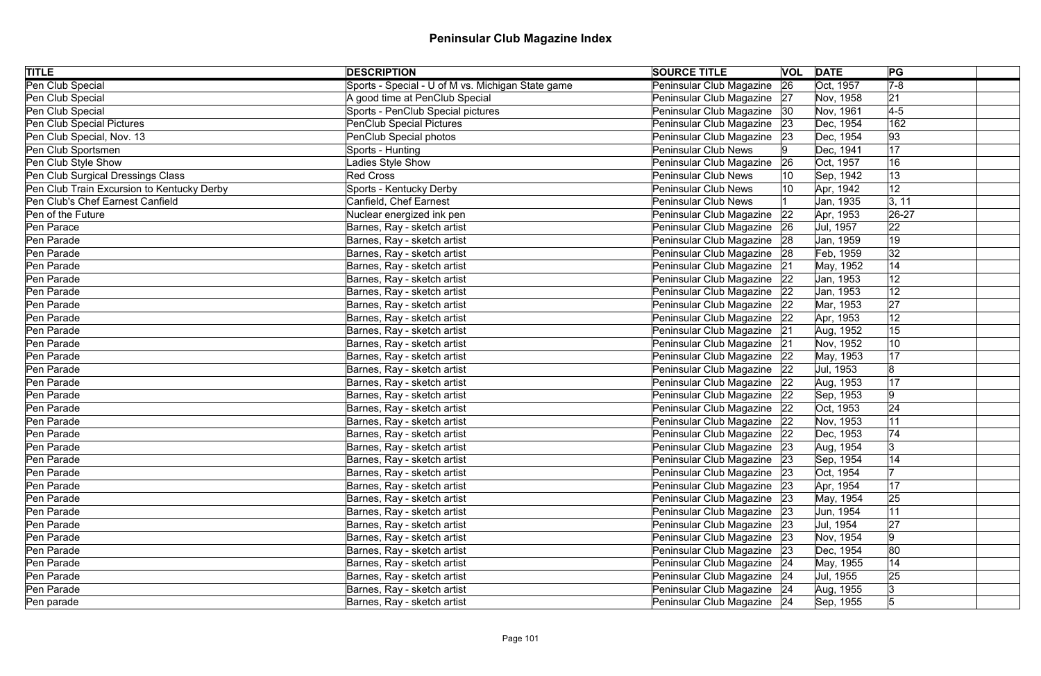# Peninsular Club Magazine Index

| TITLE | DESCRIPTION | SOURCE TITLE | VOL | DATE | PG | |
|---|---|---|---|---|---|---|
| Pen Club Special | Sports - Special - U of M vs. Michigan State game | Peninsular Club Magazine | 26 | Oct, 1957 | 7-8 | |
| Pen Club Special | A good time at PenClub Special | Peninsular Club Magazine | 27 | Nov, 1958 | 21 | |
| Pen Club Special | Sports - PenClub Special pictures | Peninsular Club Magazine | 30 | Nov, 1961 | 4-5 | |
| Pen Club Special Pictures | PenClub Special Pictures | Peninsular Club Magazine | 23 | Dec, 1954 | 162 | |
| Pen Club Special, Nov. 13 | PenClub Special photos | Peninsular Club Magazine | 23 | Dec, 1954 | 93 | |
| Pen Club Sportsmen | Sports - Hunting | Peninsular Club News | 9 | Dec, 1941 | 17 | |
| Pen Club Style Show | Ladies Style Show | Peninsular Club Magazine | 26 | Oct, 1957 | 16 | |
| Pen Club Surgical Dressings Class | Red Cross | Peninsular Club News | 10 | Sep, 1942 | 13 | |
| Pen Club Train Excursion to Kentucky Derby | Sports - Kentucky Derby | Peninsular Club News | 10 | Apr, 1942 | 12 | |
| Pen Club's Chef Earnest Canfield | Canfield, Chef Earnest | Peninsular Club News | 1 | Jan, 1935 | 3, 11 | |
| Pen of the Future | Nuclear energized ink pen | Peninsular Club Magazine | 22 | Apr, 1953 | 26-27 | |
| Pen Parace | Barnes, Ray - sketch artist | Peninsular Club Magazine | 26 | Jul, 1957 | 22 | |
| Pen Parade | Barnes, Ray - sketch artist | Peninsular Club Magazine | 28 | Jan, 1959 | 19 | |
| Pen Parade | Barnes, Ray - sketch artist | Peninsular Club Magazine | 28 | Feb, 1959 | 32 | |
| Pen Parade | Barnes, Ray - sketch artist | Peninsular Club Magazine | 21 | May, 1952 | 14 | |
| Pen Parade | Barnes, Ray - sketch artist | Peninsular Club Magazine | 22 | Jan, 1953 | 12 | |
| Pen Parade | Barnes, Ray - sketch artist | Peninsular Club Magazine | 22 | Jan, 1953 | 12 | |
| Pen Parade | Barnes, Ray - sketch artist | Peninsular Club Magazine | 22 | Mar, 1953 | 27 | |
| Pen Parade | Barnes, Ray - sketch artist | Peninsular Club Magazine | 22 | Apr, 1953 | 12 | |
| Pen Parade | Barnes, Ray - sketch artist | Peninsular Club Magazine | 21 | Aug, 1952 | 15 | |
| Pen Parade | Barnes, Ray - sketch artist | Peninsular Club Magazine | 21 | Nov, 1952 | 10 | |
| Pen Parade | Barnes, Ray - sketch artist | Peninsular Club Magazine | 22 | May, 1953 | 17 | |
| Pen Parade | Barnes, Ray - sketch artist | Peninsular Club Magazine | 22 | Jul, 1953 | 8 | |
| Pen Parade | Barnes, Ray - sketch artist | Peninsular Club Magazine | 22 | Aug, 1953 | 17 | |
| Pen Parade | Barnes, Ray - sketch artist | Peninsular Club Magazine | 22 | Sep, 1953 | 9 | |
| Pen Parade | Barnes, Ray - sketch artist | Peninsular Club Magazine | 22 | Oct, 1953 | 24 | |
| Pen Parade | Barnes, Ray - sketch artist | Peninsular Club Magazine | 22 | Nov, 1953 | 11 | |
| Pen Parade | Barnes, Ray - sketch artist | Peninsular Club Magazine | 22 | Dec, 1953 | 74 | |
| Pen Parade | Barnes, Ray - sketch artist | Peninsular Club Magazine | 23 | Aug, 1954 | 3 | |
| Pen Parade | Barnes, Ray - sketch artist | Peninsular Club Magazine | 23 | Sep, 1954 | 14 | |
| Pen Parade | Barnes, Ray - sketch artist | Peninsular Club Magazine | 23 | Oct, 1954 | 7 | |
| Pen Parade | Barnes, Ray - sketch artist | Peninsular Club Magazine | 23 | Apr, 1954 | 17 | |
| Pen Parade | Barnes, Ray - sketch artist | Peninsular Club Magazine | 23 | May, 1954 | 25 | |
| Pen Parade | Barnes, Ray - sketch artist | Peninsular Club Magazine | 23 | Jun, 1954 | 11 | |
| Pen Parade | Barnes, Ray - sketch artist | Peninsular Club Magazine | 23 | Jul, 1954 | 27 | |
| Pen Parade | Barnes, Ray - sketch artist | Peninsular Club Magazine | 23 | Nov, 1954 | 9 | |
| Pen Parade | Barnes, Ray - sketch artist | Peninsular Club Magazine | 23 | Dec, 1954 | 80 | |
| Pen Parade | Barnes, Ray - sketch artist | Peninsular Club Magazine | 24 | May, 1955 | 14 | |
| Pen Parade | Barnes, Ray - sketch artist | Peninsular Club Magazine | 24 | Jul, 1955 | 25 | |
| Pen Parade | Barnes, Ray - sketch artist | Peninsular Club Magazine | 24 | Aug, 1955 | 3 | |
| Pen parade | Barnes, Ray - sketch artist | Peninsular Club Magazine | 24 | Sep, 1955 | 5 | |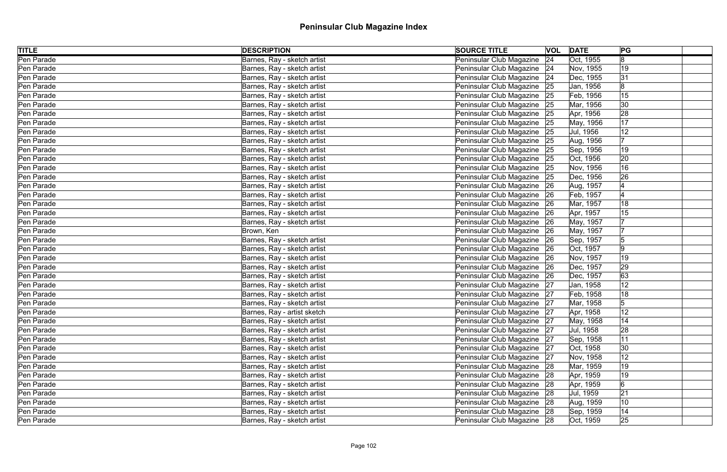# Peninsular Club Magazine Index

| TITLE | DESCRIPTION | SOURCE TITLE | VOL | DATE | PG | |
|---|---|---|---|---|---|---|
| Pen Parade | Barnes, Ray - sketch artist | Peninsular Club Magazine | 24 | Oct, 1955 | 8 | |
| Pen Parade | Barnes, Ray - sketch artist | Peninsular Club Magazine | 24 | Nov, 1955 | 19 | |
| Pen Parade | Barnes, Ray - sketch artist | Peninsular Club Magazine | 24 | Dec, 1955 | 31 | |
| Pen Parade | Barnes, Ray - sketch artist | Peninsular Club Magazine | 25 | Jan, 1956 | 8 | |
| Pen Parade | Barnes, Ray - sketch artist | Peninsular Club Magazine | 25 | Feb, 1956 | 15 | |
| Pen Parade | Barnes, Ray - sketch artist | Peninsular Club Magazine | 25 | Mar, 1956 | 30 | |
| Pen Parade | Barnes, Ray - sketch artist | Peninsular Club Magazine | 25 | Apr, 1956 | 28 | |
| Pen Parade | Barnes, Ray - sketch artist | Peninsular Club Magazine | 25 | May, 1956 | 17 | |
| Pen Parade | Barnes, Ray - sketch artist | Peninsular Club Magazine | 25 | Jul, 1956 | 12 | |
| Pen Parade | Barnes, Ray - sketch artist | Peninsular Club Magazine | 25 | Aug, 1956 | 7 | |
| Pen Parade | Barnes, Ray - sketch artist | Peninsular Club Magazine | 25 | Sep, 1956 | 19 | |
| Pen Parade | Barnes, Ray - sketch artist | Peninsular Club Magazine | 25 | Oct, 1956 | 20 | |
| Pen Parade | Barnes, Ray - sketch artist | Peninsular Club Magazine | 25 | Nov, 1956 | 16 | |
| Pen Parade | Barnes, Ray - sketch artist | Peninsular Club Magazine | 25 | Dec, 1956 | 26 | |
| Pen Parade | Barnes, Ray - sketch artist | Peninsular Club Magazine | 26 | Aug, 1957 | 4 | |
| Pen Parade | Barnes, Ray - sketch artist | Peninsular Club Magazine | 26 | Feb, 1957 | 4 | |
| Pen Parade | Barnes, Ray - sketch artist | Peninsular Club Magazine | 26 | Mar, 1957 | 18 | |
| Pen Parade | Barnes, Ray - sketch artist | Peninsular Club Magazine | 26 | Apr, 1957 | 15 | |
| Pen Parade | Barnes, Ray - sketch artist | Peninsular Club Magazine | 26 | May, 1957 | 7 | |
| Pen Parade | Brown, Ken | Peninsular Club Magazine | 26 | May, 1957 | 7 | |
| Pen Parade | Barnes, Ray - sketch artist | Peninsular Club Magazine | 26 | Sep, 1957 | 5 | |
| Pen Parade | Barnes, Ray - sketch artist | Peninsular Club Magazine | 26 | Oct, 1957 | 9 | |
| Pen Parade | Barnes, Ray - sketch artist | Peninsular Club Magazine | 26 | Nov, 1957 | 19 | |
| Pen Parade | Barnes, Ray - sketch artist | Peninsular Club Magazine | 26 | Dec, 1957 | 29 | |
| Pen Parade | Barnes, Ray - sketch artist | Peninsular Club Magazine | 26 | Dec, 1957 | 63 | |
| Pen Parade | Barnes, Ray - sketch artist | Peninsular Club Magazine | 27 | Jan, 1958 | 12 | |
| Pen Parade | Barnes, Ray - sketch artist | Peninsular Club Magazine | 27 | Feb, 1958 | 18 | |
| Pen Parade | Barnes, Ray - sketch artist | Peninsular Club Magazine | 27 | Mar, 1958 | 5 | |
| Pen Parade | Barnes, Ray - artist sketch | Peninsular Club Magazine | 27 | Apr, 1958 | 12 | |
| Pen Parade | Barnes, Ray - sketch artist | Peninsular Club Magazine | 27 | May, 1958 | 14 | |
| Pen Parade | Barnes, Ray - sketch artist | Peninsular Club Magazine | 27 | Jul, 1958 | 28 | |
| Pen Parade | Barnes, Ray - sketch artist | Peninsular Club Magazine | 27 | Sep, 1958 | 11 | |
| Pen Parade | Barnes, Ray - sketch artist | Peninsular Club Magazine | 27 | Oct, 1958 | 30 | |
| Pen Parade | Barnes, Ray - sketch artist | Peninsular Club Magazine | 27 | Nov, 1958 | 12 | |
| Pen Parade | Barnes, Ray - sketch artist | Peninsular Club Magazine | 28 | Mar, 1959 | 19 | |
| Pen Parade | Barnes, Ray - sketch artist | Peninsular Club Magazine | 28 | Apr, 1959 | 19 | |
| Pen Parade | Barnes, Ray - sketch artist | Peninsular Club Magazine | 28 | Apr, 1959 | 6 | |
| Pen Parade | Barnes, Ray - sketch artist | Peninsular Club Magazine | 28 | Jul, 1959 | 21 | |
| Pen Parade | Barnes, Ray - sketch artist | Peninsular Club Magazine | 28 | Aug, 1959 | 10 | |
| Pen Parade | Barnes, Ray - sketch artist | Peninsular Club Magazine | 28 | Sep, 1959 | 14 | |
| Pen Parade | Barnes, Ray - sketch artist | Peninsular Club Magazine | 28 | Oct, 1959 | 25 | |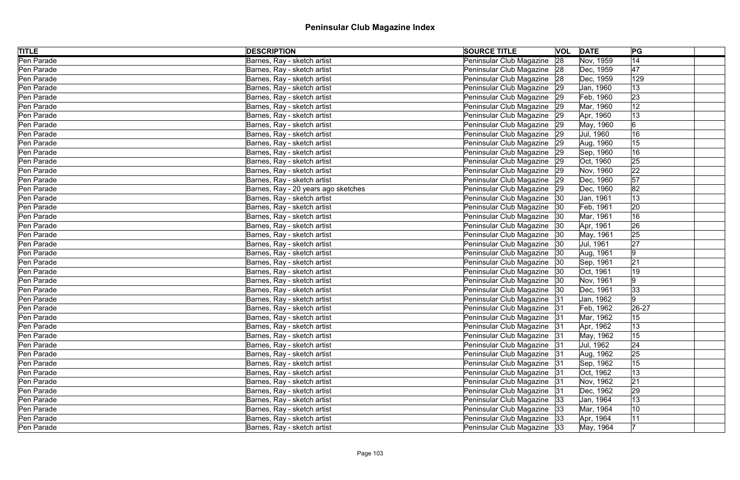# Peninsular Club Magazine Index

| TITLE | DESCRIPTION | SOURCE TITLE | VOL | DATE | PG | |
|---|---|---|---|---|---|---|
| Pen Parade | Barnes, Ray - sketch artist | Peninsular Club Magazine | 28 | Nov, 1959 | 14 | |
| Pen Parade | Barnes, Ray - sketch artist | Peninsular Club Magazine | 28 | Dec, 1959 | 47 | |
| Pen Parade | Barnes, Ray - sketch artist | Peninsular Club Magazine | 28 | Dec, 1959 | 129 | |
| Pen Parade | Barnes, Ray - sketch artist | Peninsular Club Magazine | 29 | Jan, 1960 | 13 | |
| Pen Parade | Barnes, Ray - sketch artist | Peninsular Club Magazine | 29 | Feb, 1960 | 23 | |
| Pen Parade | Barnes, Ray - sketch artist | Peninsular Club Magazine | 29 | Mar, 1960 | 12 | |
| Pen Parade | Barnes, Ray - sketch artist | Peninsular Club Magazine | 29 | Apr, 1960 | 13 | |
| Pen Parade | Barnes, Ray - sketch artist | Peninsular Club Magazine | 29 | May, 1960 | 6 | |
| Pen Parade | Barnes, Ray - sketch artist | Peninsular Club Magazine | 29 | Jul, 1960 | 16 | |
| Pen Parade | Barnes, Ray - sketch artist | Peninsular Club Magazine | 29 | Aug, 1960 | 15 | |
| Pen Parade | Barnes, Ray - sketch artist | Peninsular Club Magazine | 29 | Sep, 1960 | 16 | |
| Pen Parade | Barnes, Ray - sketch artist | Peninsular Club Magazine | 29 | Oct, 1960 | 25 | |
| Pen Parade | Barnes, Ray - sketch artist | Peninsular Club Magazine | 29 | Nov, 1960 | 22 | |
| Pen Parade | Barnes, Ray - sketch artist | Peninsular Club Magazine | 29 | Dec, 1960 | 57 | |
| Pen Parade | Barnes, Ray - 20 years ago sketches | Peninsular Club Magazine | 29 | Dec, 1960 | 82 | |
| Pen Parade | Barnes, Ray - sketch artist | Peninsular Club Magazine | 30 | Jan, 1961 | 13 | |
| Pen Parade | Barnes, Ray - sketch artist | Peninsular Club Magazine | 30 | Feb, 1961 | 20 | |
| Pen Parade | Barnes, Ray - sketch artist | Peninsular Club Magazine | 30 | Mar, 1961 | 16 | |
| Pen Parade | Barnes, Ray - sketch artist | Peninsular Club Magazine | 30 | Apr, 1961 | 26 | |
| Pen Parade | Barnes, Ray - sketch artist | Peninsular Club Magazine | 30 | May, 1961 | 25 | |
| Pen Parade | Barnes, Ray - sketch artist | Peninsular Club Magazine | 30 | Jul, 1961 | 27 | |
| Pen Parade | Barnes, Ray - sketch artist | Peninsular Club Magazine | 30 | Aug, 1961 | 9 | |
| Pen Parade | Barnes, Ray - sketch artist | Peninsular Club Magazine | 30 | Sep, 1961 | 21 | |
| Pen Parade | Barnes, Ray - sketch artist | Peninsular Club Magazine | 30 | Oct, 1961 | 19 | |
| Pen Parade | Barnes, Ray - sketch artist | Peninsular Club Magazine | 30 | Nov, 1961 | 9 | |
| Pen Parade | Barnes, Ray - sketch artist | Peninsular Club Magazine | 30 | Dec, 1961 | 33 | |
| Pen Parade | Barnes, Ray - sketch artist | Peninsular Club Magazine | 31 | Jan, 1962 | 9 | |
| Pen Parade | Barnes, Ray - sketch artist | Peninsular Club Magazine | 31 | Feb, 1962 | 26-27 | |
| Pen Parade | Barnes, Ray - sketch artist | Peninsular Club Magazine | 31 | Mar, 1962 | 15 | |
| Pen Parade | Barnes, Ray - sketch artist | Peninsular Club Magazine | 31 | Apr, 1962 | 13 | |
| Pen Parade | Barnes, Ray - sketch artist | Peninsular Club Magazine | 31 | May, 1962 | 15 | |
| Pen Parade | Barnes, Ray - sketch artist | Peninsular Club Magazine | 31 | Jul, 1962 | 24 | |
| Pen Parade | Barnes, Ray - sketch artist | Peninsular Club Magazine | 31 | Aug, 1962 | 25 | |
| Pen Parade | Barnes, Ray - sketch artist | Peninsular Club Magazine | 31 | Sep, 1962 | 15 | |
| Pen Parade | Barnes, Ray - sketch artist | Peninsular Club Magazine | 31 | Oct, 1962 | 13 | |
| Pen Parade | Barnes, Ray - sketch artist | Peninsular Club Magazine | 31 | Nov, 1962 | 21 | |
| Pen Parade | Barnes, Ray - sketch artist | Peninsular Club Magazine | 31 | Dec, 1962 | 29 | |
| Pen Parade | Barnes, Ray - sketch artist | Peninsular Club Magazine | 33 | Jan, 1964 | 13 | |
| Pen Parade | Barnes, Ray - sketch artist | Peninsular Club Magazine | 33 | Mar, 1964 | 10 | |
| Pen Parade | Barnes, Ray - sketch artist | Peninsular Club Magazine | 33 | Apr, 1964 | 11 | |
| Pen Parade | Barnes, Ray - sketch artist | Peninsular Club Magazine | 33 | May, 1964 | 7 | |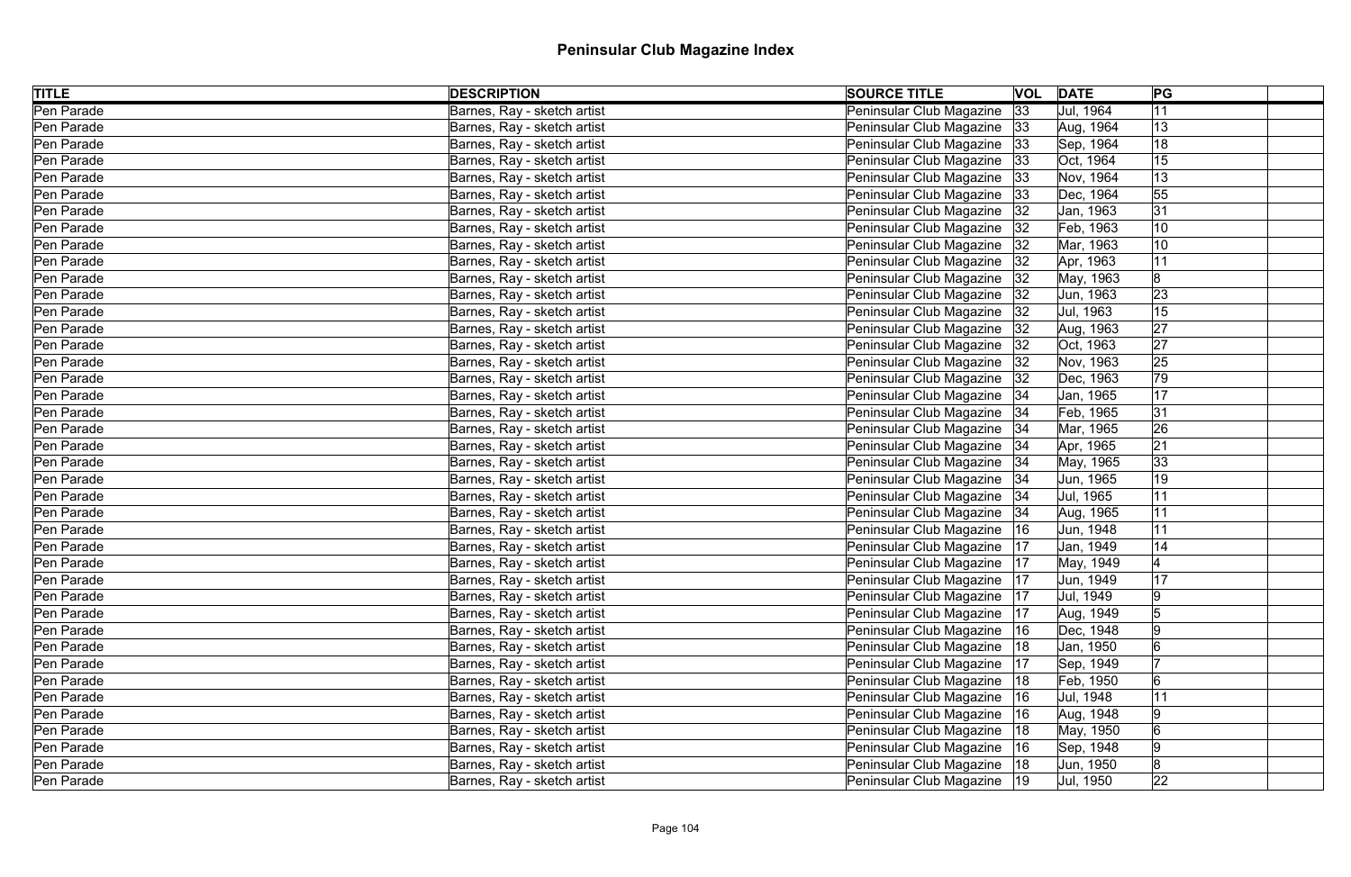# Peninsular Club Magazine Index

| TITLE | DESCRIPTION | SOURCE TITLE | VOL | DATE | PG | |
|---|---|---|---|---|---|---|
| Pen Parade | Barnes, Ray - sketch artist | Peninsular Club Magazine | 33 | Jul, 1964 | 11 | |
| Pen Parade | Barnes, Ray - sketch artist | Peninsular Club Magazine | 33 | Aug, 1964 | 13 | |
| Pen Parade | Barnes, Ray - sketch artist | Peninsular Club Magazine | 33 | Sep, 1964 | 18 | |
| Pen Parade | Barnes, Ray - sketch artist | Peninsular Club Magazine | 33 | Oct, 1964 | 15 | |
| Pen Parade | Barnes, Ray - sketch artist | Peninsular Club Magazine | 33 | Nov, 1964 | 13 | |
| Pen Parade | Barnes, Ray - sketch artist | Peninsular Club Magazine | 33 | Dec, 1964 | 55 | |
| Pen Parade | Barnes, Ray - sketch artist | Peninsular Club Magazine | 32 | Jan, 1963 | 31 | |
| Pen Parade | Barnes, Ray - sketch artist | Peninsular Club Magazine | 32 | Feb, 1963 | 10 | |
| Pen Parade | Barnes, Ray - sketch artist | Peninsular Club Magazine | 32 | Mar, 1963 | 10 | |
| Pen Parade | Barnes, Ray - sketch artist | Peninsular Club Magazine | 32 | Apr, 1963 | 11 | |
| Pen Parade | Barnes, Ray - sketch artist | Peninsular Club Magazine | 32 | May, 1963 | 8 | |
| Pen Parade | Barnes, Ray - sketch artist | Peninsular Club Magazine | 32 | Jun, 1963 | 23 | |
| Pen Parade | Barnes, Ray - sketch artist | Peninsular Club Magazine | 32 | Jul, 1963 | 15 | |
| Pen Parade | Barnes, Ray - sketch artist | Peninsular Club Magazine | 32 | Aug, 1963 | 27 | |
| Pen Parade | Barnes, Ray - sketch artist | Peninsular Club Magazine | 32 | Oct, 1963 | 27 | |
| Pen Parade | Barnes, Ray - sketch artist | Peninsular Club Magazine | 32 | Nov, 1963 | 25 | |
| Pen Parade | Barnes, Ray - sketch artist | Peninsular Club Magazine | 32 | Dec, 1963 | 79 | |
| Pen Parade | Barnes, Ray - sketch artist | Peninsular Club Magazine | 34 | Jan, 1965 | 17 | |
| Pen Parade | Barnes, Ray - sketch artist | Peninsular Club Magazine | 34 | Feb, 1965 | 31 | |
| Pen Parade | Barnes, Ray - sketch artist | Peninsular Club Magazine | 34 | Mar, 1965 | 26 | |
| Pen Parade | Barnes, Ray - sketch artist | Peninsular Club Magazine | 34 | Apr, 1965 | 21 | |
| Pen Parade | Barnes, Ray - sketch artist | Peninsular Club Magazine | 34 | May, 1965 | 33 | |
| Pen Parade | Barnes, Ray - sketch artist | Peninsular Club Magazine | 34 | Jun, 1965 | 19 | |
| Pen Parade | Barnes, Ray - sketch artist | Peninsular Club Magazine | 34 | Jul, 1965 | 11 | |
| Pen Parade | Barnes, Ray - sketch artist | Peninsular Club Magazine | 34 | Aug, 1965 | 11 | |
| Pen Parade | Barnes, Ray - sketch artist | Peninsular Club Magazine | 16 | Jun, 1948 | 11 | |
| Pen Parade | Barnes, Ray - sketch artist | Peninsular Club Magazine | 17 | Jan, 1949 | 14 | |
| Pen Parade | Barnes, Ray - sketch artist | Peninsular Club Magazine | 17 | May, 1949 | 4 | |
| Pen Parade | Barnes, Ray - sketch artist | Peninsular Club Magazine | 17 | Jun, 1949 | 17 | |
| Pen Parade | Barnes, Ray - sketch artist | Peninsular Club Magazine | 17 | Jul, 1949 | 9 | |
| Pen Parade | Barnes, Ray - sketch artist | Peninsular Club Magazine | 17 | Aug, 1949 | 5 | |
| Pen Parade | Barnes, Ray - sketch artist | Peninsular Club Magazine | 16 | Dec, 1948 | 9 | |
| Pen Parade | Barnes, Ray - sketch artist | Peninsular Club Magazine | 18 | Jan, 1950 | 6 | |
| Pen Parade | Barnes, Ray - sketch artist | Peninsular Club Magazine | 17 | Sep, 1949 | 7 | |
| Pen Parade | Barnes, Ray - sketch artist | Peninsular Club Magazine | 18 | Feb, 1950 | 6 | |
| Pen Parade | Barnes, Ray - sketch artist | Peninsular Club Magazine | 16 | Jul, 1948 | 11 | |
| Pen Parade | Barnes, Ray - sketch artist | Peninsular Club Magazine | 16 | Aug, 1948 | 9 | |
| Pen Parade | Barnes, Ray - sketch artist | Peninsular Club Magazine | 18 | May, 1950 | 6 | |
| Pen Parade | Barnes, Ray - sketch artist | Peninsular Club Magazine | 16 | Sep, 1948 | 9 | |
| Pen Parade | Barnes, Ray - sketch artist | Peninsular Club Magazine | 18 | Jun, 1950 | 8 | |
| Pen Parade | Barnes, Ray - sketch artist | Peninsular Club Magazine | 19 | Jul, 1950 | 22 | |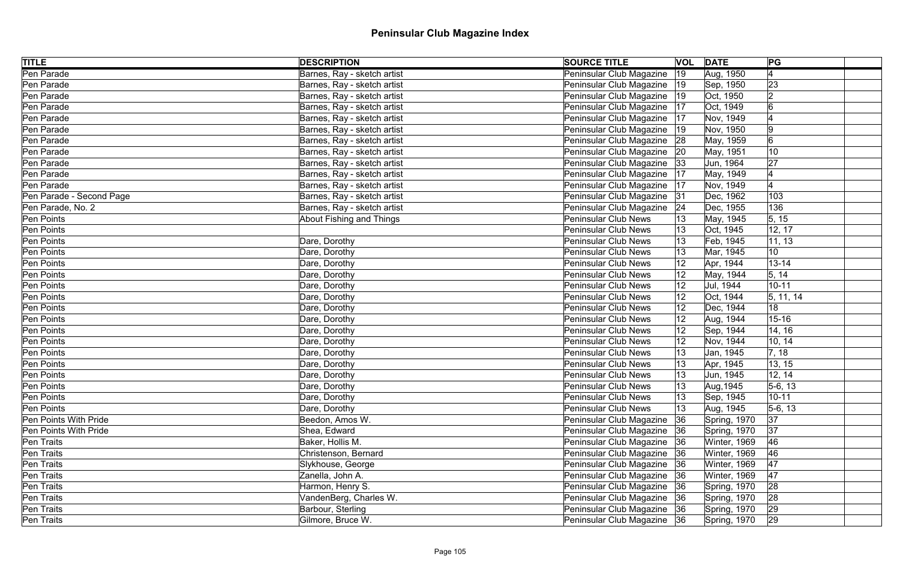# Peninsular Club Magazine Index

| TITLE | DESCRIPTION | SOURCE TITLE | VOL | DATE | PG | |
|---|---|---|---|---|---|---|
| Pen Parade | Barnes, Ray - sketch artist | Peninsular Club Magazine | 19 | Aug, 1950 | 4 | |
| Pen Parade | Barnes, Ray - sketch artist | Peninsular Club Magazine | 19 | Sep, 1950 | 23 | |
| Pen Parade | Barnes, Ray - sketch artist | Peninsular Club Magazine | 19 | Oct, 1950 | 2 | |
| Pen Parade | Barnes, Ray - sketch artist | Peninsular Club Magazine | 17 | Oct, 1949 | 6 | |
| Pen Parade | Barnes, Ray - sketch artist | Peninsular Club Magazine | 17 | Nov, 1949 | 4 | |
| Pen Parade | Barnes, Ray - sketch artist | Peninsular Club Magazine | 19 | Nov, 1950 | 9 | |
| Pen Parade | Barnes, Ray - sketch artist | Peninsular Club Magazine | 28 | May, 1959 | 6 | |
| Pen Parade | Barnes, Ray - sketch artist | Peninsular Club Magazine | 20 | May, 1951 | 10 | |
| Pen Parade | Barnes, Ray - sketch artist | Peninsular Club Magazine | 33 | Jun, 1964 | 27 | |
| Pen Parade | Barnes, Ray - sketch artist | Peninsular Club Magazine | 17 | May, 1949 | 4 | |
| Pen Parade | Barnes, Ray - sketch artist | Peninsular Club Magazine | 17 | Nov, 1949 | 4 | |
| Pen Parade - Second Page | Barnes, Ray - sketch artist | Peninsular Club Magazine | 31 | Dec, 1962 | 103 | |
| Pen Parade, No. 2 | Barnes, Ray - sketch artist | Peninsular Club Magazine | 24 | Dec, 1955 | 136 | |
| Pen Points | About Fishing and Things | Peninsular Club News | 13 | May, 1945 | 5, 15 | |
| Pen Points | | Peninsular Club News | 13 | Oct, 1945 | 12, 17 | |
| Pen Points | Dare, Dorothy | Peninsular Club News | 13 | Feb, 1945 | 11, 13 | |
| Pen Points | Dare, Dorothy | Peninsular Club News | 13 | Mar, 1945 | 10 | |
| Pen Points | Dare, Dorothy | Peninsular Club News | 12 | Apr, 1944 | 13-14 | |
| Pen Points | Dare, Dorothy | Peninsular Club News | 12 | May, 1944 | 5, 14 | |
| Pen Points | Dare, Dorothy | Peninsular Club News | 12 | Jul, 1944 | 10-11 | |
| Pen Points | Dare, Dorothy | Peninsular Club News | 12 | Oct, 1944 | 5, 11, 14 | |
| Pen Points | Dare, Dorothy | Peninsular Club News | 12 | Dec, 1944 | 18 | |
| Pen Points | Dare, Dorothy | Peninsular Club News | 12 | Aug, 1944 | 15-16 | |
| Pen Points | Dare, Dorothy | Peninsular Club News | 12 | Sep, 1944 | 14, 16 | |
| Pen Points | Dare, Dorothy | Peninsular Club News | 12 | Nov, 1944 | 10, 14 | |
| Pen Points | Dare, Dorothy | Peninsular Club News | 13 | Jan, 1945 | 7, 18 | |
| Pen Points | Dare, Dorothy | Peninsular Club News | 13 | Apr, 1945 | 13, 15 | |
| Pen Points | Dare, Dorothy | Peninsular Club News | 13 | Jun, 1945 | 12, 14 | |
| Pen Points | Dare, Dorothy | Peninsular Club News | 13 | Aug,1945 | 5-6, 13 | |
| Pen Points | Dare, Dorothy | Peninsular Club News | 13 | Sep, 1945 | 10-11 | |
| Pen Points | Dare, Dorothy | Peninsular Club News | 13 | Aug, 1945 | 5-6, 13 | |
| Pen Points With Pride | Beedon, Amos W. | Peninsular Club Magazine | 36 | Spring, 1970 | 37 | |
| Pen Points With Pride | Shea, Edward | Peninsular Club Magazine | 36 | Spring, 1970 | 37 | |
| Pen Traits | Baker, Hollis M. | Peninsular Club Magazine | 36 | Winter, 1969 | 46 | |
| Pen Traits | Christenson, Bernard | Peninsular Club Magazine | 36 | Winter, 1969 | 46 | |
| Pen Traits | Slykhouse, George | Peninsular Club Magazine | 36 | Winter, 1969 | 47 | |
| Pen Traits | Zanella, John A. | Peninsular Club Magazine | 36 | Winter, 1969 | 47 | |
| Pen Traits | Harmon, Henry S. | Peninsular Club Magazine | 36 | Spring, 1970 | 28 | |
| Pen Traits | VandenBerg, Charles W. | Peninsular Club Magazine | 36 | Spring, 1970 | 28 | |
| Pen Traits | Barbour, Sterling | Peninsular Club Magazine | 36 | Spring, 1970 | 29 | |
| Pen Traits | Gilmore, Bruce W. | Peninsular Club Magazine | 36 | Spring, 1970 | 29 | |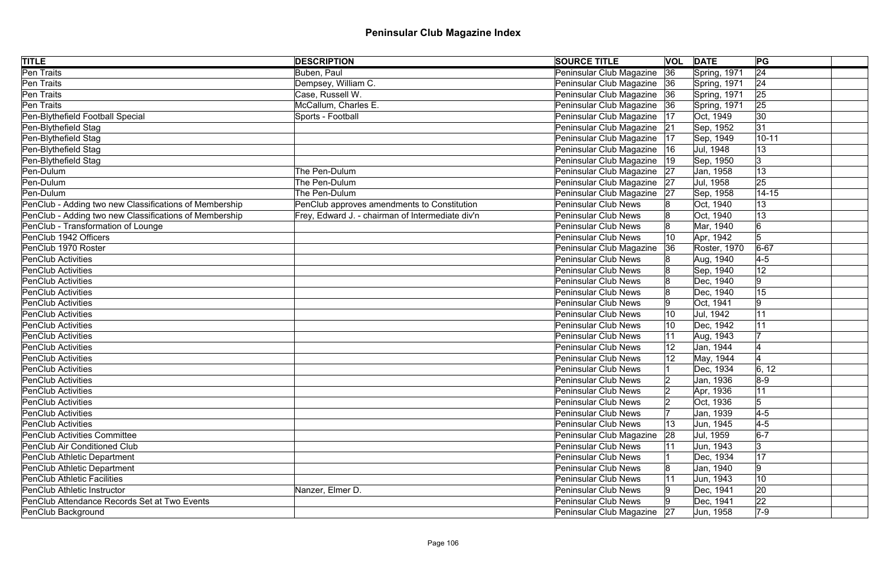# Peninsular Club Magazine Index

| TITLE | DESCRIPTION | SOURCE TITLE | VOL | DATE | PG | |
|---|---|---|---|---|---|---|
| Pen Traits | Buben, Paul | Peninsular Club Magazine | 36 | Spring, 1971 | 24 | |
| Pen Traits | Dempsey, William C. | Peninsular Club Magazine | 36 | Spring, 1971 | 24 | |
| Pen Traits | Case, Russell W. | Peninsular Club Magazine | 36 | Spring, 1971 | 25 | |
| Pen Traits | McCallum, Charles E. | Peninsular Club Magazine | 36 | Spring, 1971 | 25 | |
| Pen-Blythefield Football Special | Sports - Football | Peninsular Club Magazine | 17 | Oct, 1949 | 30 | |
| Pen-Blythefield Stag | | Peninsular Club Magazine | 21 | Sep, 1952 | 31 | |
| Pen-Blythefield Stag | | Peninsular Club Magazine | 17 | Sep, 1949 | 10-11 | |
| Pen-Blythefield Stag | | Peninsular Club Magazine | 16 | Jul, 1948 | 13 | |
| Pen-Blythefield Stag | | Peninsular Club Magazine | 19 | Sep, 1950 | 3 | |
| Pen-Dulum | The Pen-Dulum | Peninsular Club Magazine | 27 | Jan, 1958 | 13 | |
| Pen-Dulum | The Pen-Dulum | Peninsular Club Magazine | 27 | Jul, 1958 | 25 | |
| Pen-Dulum | The Pen-Dulum | Peninsular Club Magazine | 27 | Sep, 1958 | 14-15 | |
| PenClub - Adding two new Classifications of Membership | PenClub approves amendments to Constitution | Peninsular Club News | 8 | Oct, 1940 | 13 | |
| PenClub - Adding two new Classifications of Membership | Frey, Edward J. - chairman of Intermediate div'n | Peninsular Club News | 8 | Oct, 1940 | 13 | |
| PenClub - Transformation of Lounge | | Peninsular Club News | 8 | Mar, 1940 | 6 | |
| PenClub 1942 Officers | | Peninsular Club News | 10 | Apr, 1942 | 5 | |
| PenClub 1970 Roster | | Peninsular Club Magazine | 36 | Roster, 1970 | 6-67 | |
| PenClub Activities | | Peninsular Club News | 8 | Aug, 1940 | 4-5 | |
| PenClub Activities | | Peninsular Club News | 8 | Sep, 1940 | 12 | |
| PenClub Activities | | Peninsular Club News | 8 | Dec, 1940 | 9 | |
| PenClub Activities | | Peninsular Club News | 8 | Dec, 1940 | 15 | |
| PenClub Activities | | Peninsular Club News | 9 | Oct, 1941 | 9 | |
| PenClub Activities | | Peninsular Club News | 10 | Jul, 1942 | 11 | |
| PenClub Activities | | Peninsular Club News | 10 | Dec, 1942 | 11 | |
| PenClub Activities | | Peninsular Club News | 11 | Aug, 1943 | 7 | |
| PenClub Activities | | Peninsular Club News | 12 | Jan, 1944 | 4 | |
| PenClub Activities | | Peninsular Club News | 12 | May, 1944 | 4 | |
| PenClub Activities | | Peninsular Club News | 1 | Dec, 1934 | 6, 12 | |
| PenClub Activities | | Peninsular Club News | 2 | Jan, 1936 | 8-9 | |
| PenClub Activities | | Peninsular Club News | 2 | Apr, 1936 | 11 | |
| PenClub Activities | | Peninsular Club News | 2 | Oct, 1936 | 5 | |
| PenClub Activities | | Peninsular Club News | 7 | Jan, 1939 | 4-5 | |
| PenClub Activities | | Peninsular Club News | 13 | Jun, 1945 | 4-5 | |
| PenClub Activities Committee | | Peninsular Club Magazine | 28 | Jul, 1959 | 6-7 | |
| PenClub Air Conditioned Club | | Peninsular Club News | 11 | Jun, 1943 | 3 | |
| PenClub Athletic Department | | Peninsular Club News | 1 | Dec, 1934 | 17 | |
| PenClub Athletic Department | | Peninsular Club News | 8 | Jan, 1940 | 9 | |
| PenClub Athletic Facilities | | Peninsular Club News | 11 | Jun, 1943 | 10 | |
| PenClub Athletic Instructor | Nanzer, Elmer D. | Peninsular Club News | 9 | Dec, 1941 | 20 | |
| PenClub Attendance Records Set at Two Events | | Peninsular Club News | 9 | Dec, 1941 | 22 | |
| PenClub Background | | Peninsular Club Magazine | 27 | Jun, 1958 | 7-9 | |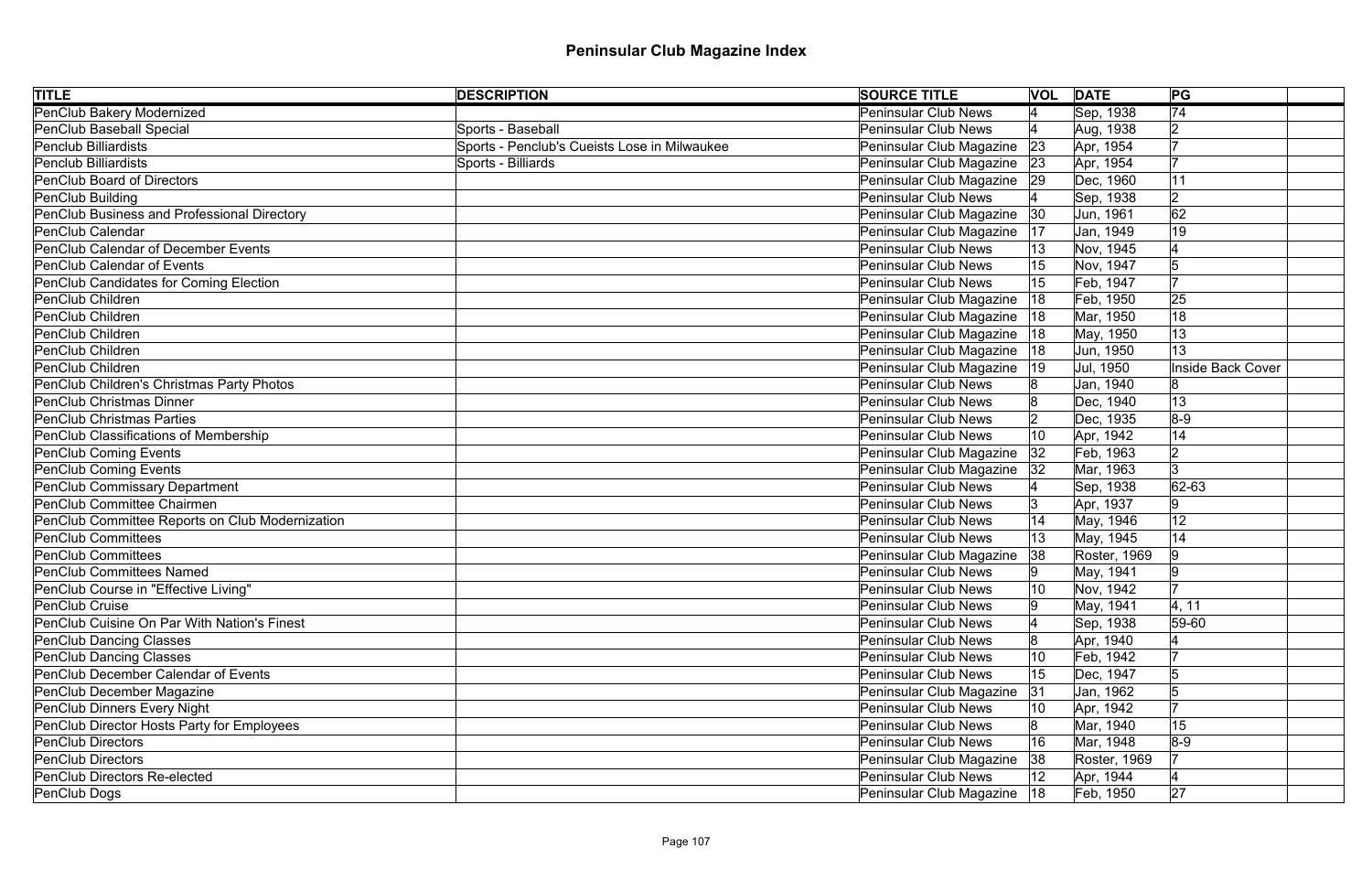# Peninsular Club Magazine Index

| TITLE | DESCRIPTION | SOURCE TITLE | VOL | DATE | PG | |
|---|---|---|---|---|---|---|
| PenClub Bakery Modernized | | Peninsular Club News | 4 | Sep, 1938 | 74 | |
| PenClub Baseball Special | Sports - Baseball | Peninsular Club News | 4 | Aug, 1938 | 2 | |
| Penclub Billiardists | Sports - Penclub's Cueists Lose in Milwaukee | Peninsular Club Magazine | 23 | Apr, 1954 | 7 | |
| Penclub Billiardists | Sports - Billiards | Peninsular Club Magazine | 23 | Apr, 1954 | 7 | |
| PenClub Board of Directors | | Peninsular Club Magazine | 29 | Dec, 1960 | 11 | |
| PenClub Building | | Peninsular Club News | 4 | Sep, 1938 | 2 | |
| PenClub Business and Professional Directory | | Peninsular Club Magazine | 30 | Jun, 1961 | 62 | |
| PenClub Calendar | | Peninsular Club Magazine | 17 | Jan, 1949 | 19 | |
| PenClub Calendar of December Events | | Peninsular Club News | 13 | Nov, 1945 | 4 | |
| PenClub Calendar of Events | | Peninsular Club News | 15 | Nov, 1947 | 5 | |
| PenClub Candidates for Coming Election | | Peninsular Club News | 15 | Feb, 1947 | 7 | |
| PenClub Children | | Peninsular Club Magazine | 18 | Feb, 1950 | 25 | |
| PenClub Children | | Peninsular Club Magazine | 18 | Mar, 1950 | 18 | |
| PenClub Children | | Peninsular Club Magazine | 18 | May, 1950 | 13 | |
| PenClub Children | | Peninsular Club Magazine | 18 | Jun, 1950 | 13 | |
| PenClub Children | | Peninsular Club Magazine | 19 | Jul, 1950 | Inside Back Cover | |
| PenClub Children's Christmas Party Photos | | Peninsular Club News | 8 | Jan, 1940 | 8 | |
| PenClub Christmas Dinner | | Peninsular Club News | 8 | Dec, 1940 | 13 | |
| PenClub Christmas Parties | | Peninsular Club News | 2 | Dec, 1935 | 8-9 | |
| PenClub Classifications of Membership | | Peninsular Club News | 10 | Apr, 1942 | 14 | |
| PenClub Coming Events | | Peninsular Club Magazine | 32 | Feb, 1963 | 2 | |
| PenClub Coming Events | | Peninsular Club Magazine | 32 | Mar, 1963 | 3 | |
| PenClub Commissary Department | | Peninsular Club News | 4 | Sep, 1938 | 62-63 | |
| PenClub Committee Chairmen | | Peninsular Club News | 3 | Apr, 1937 | 9 | |
| PenClub Committee Reports on Club Modernization | | Peninsular Club News | 14 | May, 1946 | 12 | |
| PenClub Committees | | Peninsular Club News | 13 | May, 1945 | 14 | |
| PenClub Committees | | Peninsular Club Magazine | 38 | Roster, 1969 | 9 | |
| PenClub Committees Named | | Peninsular Club News | 9 | May, 1941 | 9 | |
| PenClub Course in "Effective Living" | | Peninsular Club News | 10 | Nov, 1942 | 7 | |
| PenClub Cruise | | Peninsular Club News | 9 | May, 1941 | 4, 11 | |
| PenClub Cuisine On Par With Nation's Finest | | Peninsular Club News | 4 | Sep, 1938 | 59-60 | |
| PenClub Dancing Classes | | Peninsular Club News | 8 | Apr, 1940 | 4 | |
| PenClub Dancing Classes | | Peninsular Club News | 10 | Feb, 1942 | 7 | |
| PenClub December Calendar of Events | | Peninsular Club News | 15 | Dec, 1947 | 5 | |
| PenClub December Magazine | | Peninsular Club Magazine | 31 | Jan, 1962 | 5 | |
| PenClub Dinners Every Night | | Peninsular Club News | 10 | Apr, 1942 | 7 | |
| PenClub Director Hosts Party for Employees | | Peninsular Club News | 8 | Mar, 1940 | 15 | |
| PenClub Directors | | Peninsular Club News | 16 | Mar, 1948 | 8-9 | |
| PenClub Directors | | Peninsular Club Magazine | 38 | Roster, 1969 | 7 | |
| PenClub Directors Re-elected | | Peninsular Club News | 12 | Apr, 1944 | 4 | |
| PenClub Dogs | | Peninsular Club Magazine | 18 | Feb, 1950 | 27 | |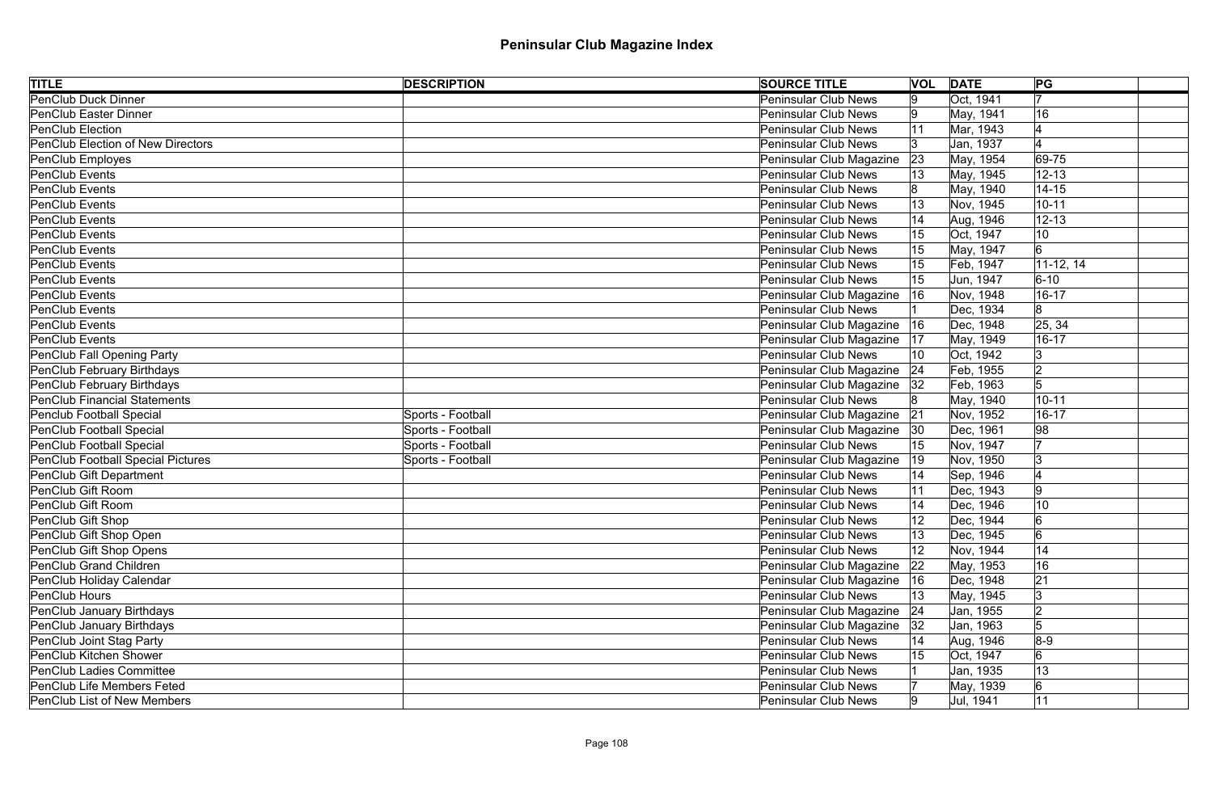# Peninsular Club Magazine Index

| TITLE | DESCRIPTION | SOURCE TITLE | VOL | DATE | PG | |
|---|---|---|---|---|---|---|
| PenClub Duck Dinner | | Peninsular Club News | 9 | Oct, 1941 | 7 | |
| PenClub Easter Dinner | | Peninsular Club News | 9 | May, 1941 | 16 | |
| PenClub Election | | Peninsular Club News | 11 | Mar, 1943 | 4 | |
| PenClub Election of New Directors | | Peninsular Club News | 3 | Jan, 1937 | 4 | |
| PenClub Employes | | Peninsular Club Magazine | 23 | May, 1954 | 69-75 | |
| PenClub Events | | Peninsular Club News | 13 | May, 1945 | 12-13 | |
| PenClub Events | | Peninsular Club News | 8 | May, 1940 | 14-15 | |
| PenClub Events | | Peninsular Club News | 13 | Nov, 1945 | 10-11 | |
| PenClub Events | | Peninsular Club News | 14 | Aug, 1946 | 12-13 | |
| PenClub Events | | Peninsular Club News | 15 | Oct, 1947 | 10 | |
| PenClub Events | | Peninsular Club News | 15 | May, 1947 | 6 | |
| PenClub Events | | Peninsular Club News | 15 | Feb, 1947 | 11-12, 14 | |
| PenClub Events | | Peninsular Club News | 15 | Jun, 1947 | 6-10 | |
| PenClub Events | | Peninsular Club Magazine | 16 | Nov, 1948 | 16-17 | |
| PenClub Events | | Peninsular Club News | 1 | Dec, 1934 | 8 | |
| PenClub Events | | Peninsular Club Magazine | 16 | Dec, 1948 | 25, 34 | |
| PenClub Events | | Peninsular Club Magazine | 17 | May, 1949 | 16-17 | |
| PenClub Fall Opening Party | | Peninsular Club News | 10 | Oct, 1942 | 3 | |
| PenClub February Birthdays | | Peninsular Club Magazine | 24 | Feb, 1955 | 2 | |
| PenClub February Birthdays | | Peninsular Club Magazine | 32 | Feb, 1963 | 5 | |
| PenClub Financial Statements | | Peninsular Club News | 8 | May, 1940 | 10-11 | |
| Penclub Football Special | Sports - Football | Peninsular Club Magazine | 21 | Nov, 1952 | 16-17 | |
| PenClub Football Special | Sports - Football | Peninsular Club Magazine | 30 | Dec, 1961 | 98 | |
| PenClub Football Special | Sports - Football | Peninsular Club News | 15 | Nov, 1947 | 7 | |
| PenClub Football Special Pictures | Sports - Football | Peninsular Club Magazine | 19 | Nov, 1950 | 3 | |
| PenClub Gift Department | | Peninsular Club News | 14 | Sep, 1946 | 4 | |
| PenClub Gift Room | | Peninsular Club News | 11 | Dec, 1943 | 9 | |
| PenClub Gift Room | | Peninsular Club News | 14 | Dec, 1946 | 10 | |
| PenClub Gift Shop | | Peninsular Club News | 12 | Dec, 1944 | 6 | |
| PenClub Gift Shop Open | | Peninsular Club News | 13 | Dec, 1945 | 6 | |
| PenClub Gift Shop Opens | | Peninsular Club News | 12 | Nov, 1944 | 14 | |
| PenClub Grand Children | | Peninsular Club Magazine | 22 | May, 1953 | 16 | |
| PenClub Holiday Calendar | | Peninsular Club Magazine | 16 | Dec, 1948 | 21 | |
| PenClub Hours | | Peninsular Club News | 13 | May, 1945 | 3 | |
| PenClub January Birthdays | | Peninsular Club Magazine | 24 | Jan, 1955 | 2 | |
| PenClub January Birthdays | | Peninsular Club Magazine | 32 | Jan, 1963 | 5 | |
| PenClub Joint Stag Party | | Peninsular Club News | 14 | Aug, 1946 | 8-9 | |
| PenClub Kitchen Shower | | Peninsular Club News | 15 | Oct, 1947 | 6 | |
| PenClub Ladies Committee | | Peninsular Club News | 1 | Jan, 1935 | 13 | |
| PenClub Life Members Feted | | Peninsular Club News | 7 | May, 1939 | 6 | |
| PenClub List of New Members | | Peninsular Club News | 9 | Jul, 1941 | 11 | |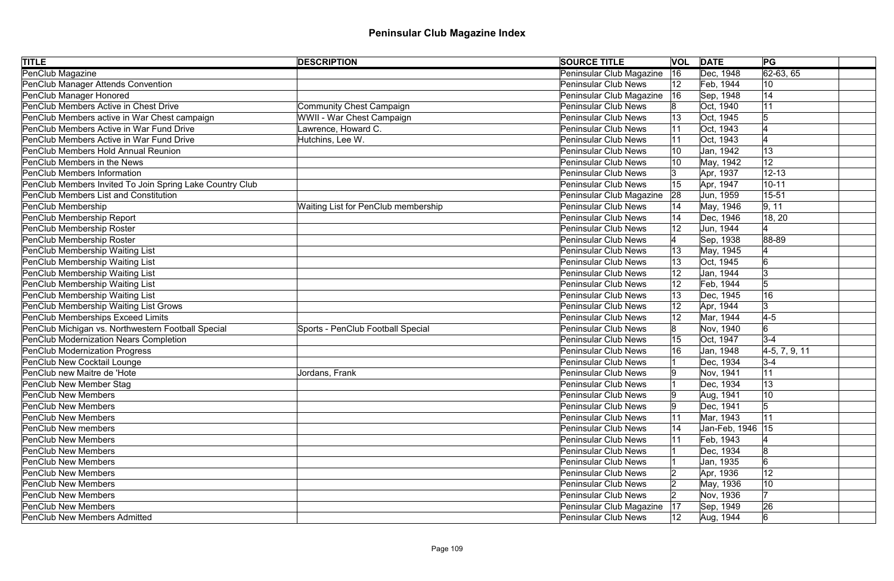# Peninsular Club Magazine Index

| TITLE | DESCRIPTION | SOURCE TITLE | VOL | DATE | PG | |
|---|---|---|---|---|---|---|
| PenClub Magazine | | Peninsular Club Magazine | 16 | Dec, 1948 | 62-63, 65 | |
| PenClub Manager Attends Convention | | Peninsular Club News | 12 | Feb, 1944 | 10 | |
| PenClub Manager Honored | | Peninsular Club Magazine | 16 | Sep, 1948 | 14 | |
| PenClub Members Active in Chest Drive | Community Chest Campaign | Peninsular Club News | 8 | Oct, 1940 | 11 | |
| PenClub Members active in War Chest campaign | WWII - War Chest Campaign | Peninsular Club News | 13 | Oct, 1945 | 5 | |
| PenClub Members Active in War Fund Drive | Lawrence, Howard C. | Peninsular Club News | 11 | Oct, 1943 | 4 | |
| PenClub Members Active in War Fund Drive | Hutchins, Lee W. | Peninsular Club News | 11 | Oct, 1943 | 4 | |
| PenClub Members Hold Annual Reunion | | Peninsular Club News | 10 | Jan, 1942 | 13 | |
| PenClub Members in the News | | Peninsular Club News | 10 | May, 1942 | 12 | |
| PenClub Members Information | | Peninsular Club News | 3 | Apr, 1937 | 12-13 | |
| PenClub Members Invited To Join Spring Lake Country Club | | Peninsular Club News | 15 | Apr, 1947 | 10-11 | |
| PenClub Members List and Constitution | | Peninsular Club Magazine | 28 | Jun, 1959 | 15-51 | |
| PenClub Membership | Waiting List for PenClub membership | Peninsular Club News | 14 | May, 1946 | 9, 11 | |
| PenClub Membership Report | | Peninsular Club News | 14 | Dec, 1946 | 18, 20 | |
| PenClub Membership Roster | | Peninsular Club News | 12 | Jun, 1944 | 4 | |
| PenClub Membership Roster | | Peninsular Club News | 4 | Sep, 1938 | 88-89 | |
| PenClub Membership Waiting List | | Peninsular Club News | 13 | May, 1945 | 4 | |
| PenClub Membership Waiting List | | Peninsular Club News | 13 | Oct, 1945 | 6 | |
| PenClub Membership Waiting List | | Peninsular Club News | 12 | Jan, 1944 | 3 | |
| PenClub Membership Waiting List | | Peninsular Club News | 12 | Feb, 1944 | 5 | |
| PenClub Membership Waiting List | | Peninsular Club News | 13 | Dec, 1945 | 16 | |
| PenClub Membership Waiting List Grows | | Peninsular Club News | 12 | Apr, 1944 | 3 | |
| PenClub Memberships Exceed Limits | | Peninsular Club News | 12 | Mar, 1944 | 4-5 | |
| PenClub Michigan vs. Northwestern Football Special | Sports - PenClub Football Special | Peninsular Club News | 8 | Nov, 1940 | 6 | |
| PenClub Modernization Nears Completion | | Peninsular Club News | 15 | Oct, 1947 | 3-4 | |
| PenClub Modernization Progress | | Peninsular Club News | 16 | Jan, 1948 | 4-5, 7, 9, 11 | |
| PenClub New Cocktail Lounge | | Peninsular Club News | 1 | Dec, 1934 | 3-4 | |
| PenClub new Maitre de 'Hote | Jordans, Frank | Peninsular Club News | 9 | Nov, 1941 | 11 | |
| PenClub New Member Stag | | Peninsular Club News | 1 | Dec, 1934 | 13 | |
| PenClub New Members | | Peninsular Club News | 9 | Aug, 1941 | 10 | |
| PenClub New Members | | Peninsular Club News | 9 | Dec, 1941 | 5 | |
| PenClub New Members | | Peninsular Club News | 11 | Mar, 1943 | 11 | |
| PenClub New members | | Peninsular Club News | 14 | Jan-Feb, 1946 | 15 | |
| PenClub New Members | | Peninsular Club News | 11 | Feb, 1943 | 4 | |
| PenClub New Members | | Peninsular Club News | 1 | Dec, 1934 | 8 | |
| PenClub New Members | | Peninsular Club News | 1 | Jan, 1935 | 6 | |
| PenClub New Members | | Peninsular Club News | 2 | Apr, 1936 | 12 | |
| PenClub New Members | | Peninsular Club News | 2 | May, 1936 | 10 | |
| PenClub New Members | | Peninsular Club News | 2 | Nov, 1936 | 7 | |
| PenClub New Members | | Peninsular Club Magazine | 17 | Sep, 1949 | 26 | |
| PenClub New Members Admitted | | Peninsular Club News | 12 | Aug, 1944 | 6 | |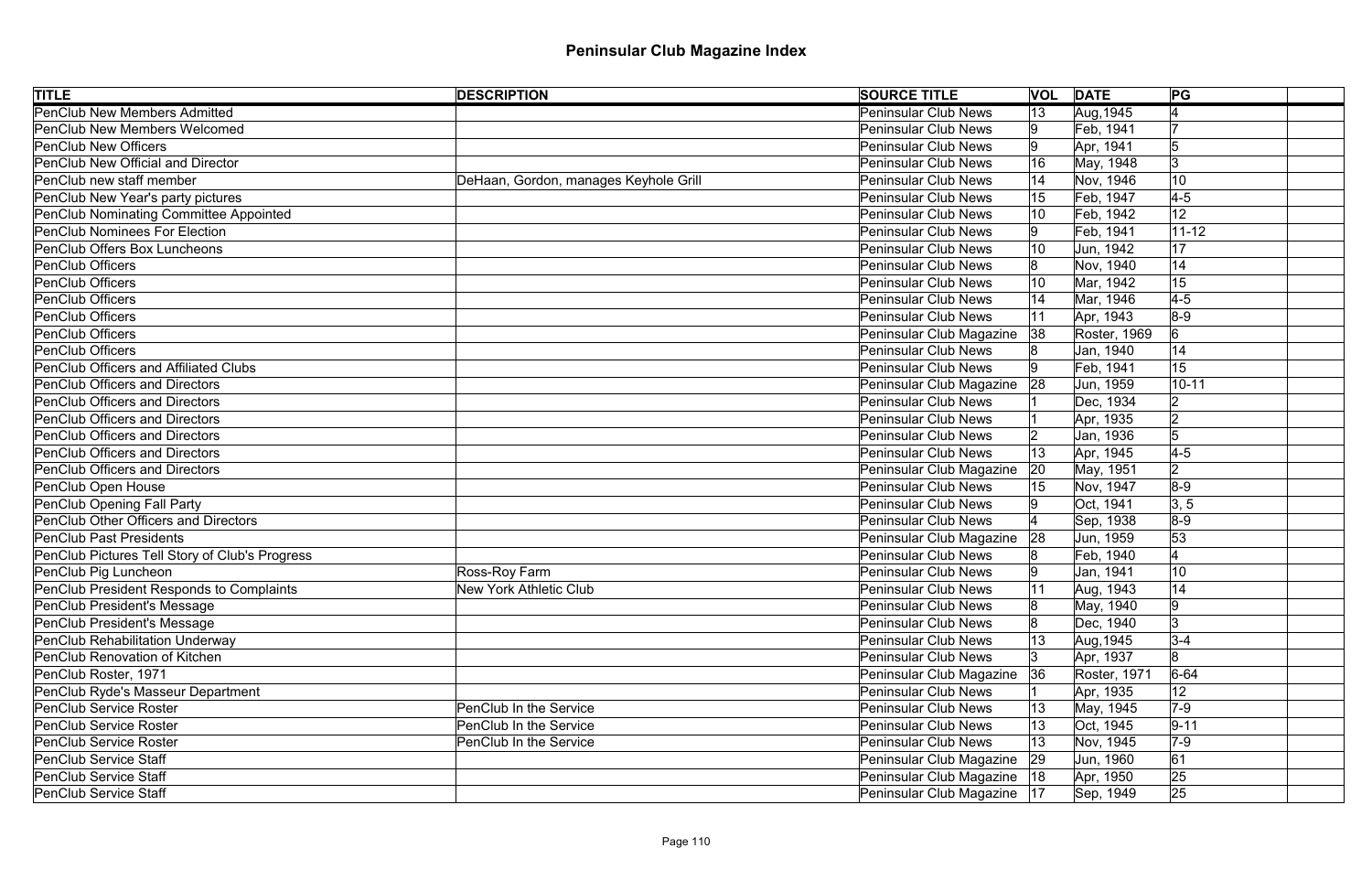# Peninsular Club Magazine Index

| TITLE | DESCRIPTION | SOURCE TITLE | VOL | DATE | PG | |
|---|---|---|---|---|---|---|
| PenClub New Members Admitted | | Peninsular Club News | 13 | Aug,1945 | 4 | |
| PenClub New Members Welcomed | | Peninsular Club News | 9 | Feb, 1941 | 7 | |
| PenClub New Officers | | Peninsular Club News | 9 | Apr, 1941 | 5 | |
| PenClub New Official and Director | | Peninsular Club News | 16 | May, 1948 | 3 | |
| PenClub new staff member | DeHaan, Gordon, manages Keyhole Grill | Peninsular Club News | 14 | Nov, 1946 | 10 | |
| PenClub New Year's party pictures | | Peninsular Club News | 15 | Feb, 1947 | 4-5 | |
| PenClub Nominating Committee Appointed | | Peninsular Club News | 10 | Feb, 1942 | 12 | |
| PenClub Nominees For Election | | Peninsular Club News | 9 | Feb, 1941 | 11-12 | |
| PenClub Offers Box Luncheons | | Peninsular Club News | 10 | Jun, 1942 | 17 | |
| PenClub Officers | | Peninsular Club News | 8 | Nov, 1940 | 14 | |
| PenClub Officers | | Peninsular Club News | 10 | Mar, 1942 | 15 | |
| PenClub Officers | | Peninsular Club News | 14 | Mar, 1946 | 4-5 | |
| PenClub Officers | | Peninsular Club News | 11 | Apr, 1943 | 8-9 | |
| PenClub Officers | | Peninsular Club Magazine | 38 | Roster, 1969 | 6 | |
| PenClub Officers | | Peninsular Club News | 8 | Jan, 1940 | 14 | |
| PenClub Officers and Affiliated Clubs | | Peninsular Club News | 9 | Feb, 1941 | 15 | |
| PenClub Officers and Directors | | Peninsular Club Magazine | 28 | Jun, 1959 | 10-11 | |
| PenClub Officers and Directors | | Peninsular Club News | 1 | Dec, 1934 | 2 | |
| PenClub Officers and Directors | | Peninsular Club News | 1 | Apr, 1935 | 2 | |
| PenClub Officers and Directors | | Peninsular Club News | 2 | Jan, 1936 | 5 | |
| PenClub Officers and Directors | | Peninsular Club News | 13 | Apr, 1945 | 4-5 | |
| PenClub Officers and Directors | | Peninsular Club Magazine | 20 | May, 1951 | 2 | |
| PenClub Open House | | Peninsular Club News | 15 | Nov, 1947 | 8-9 | |
| PenClub Opening Fall Party | | Peninsular Club News | 9 | Oct, 1941 | 3, 5 | |
| PenClub Other Officers and Directors | | Peninsular Club News | 4 | Sep, 1938 | 8-9 | |
| PenClub Past Presidents | | Peninsular Club Magazine | 28 | Jun, 1959 | 53 | |
| PenClub Pictures Tell Story of Club's Progress | | Peninsular Club News | 8 | Feb, 1940 | 4 | |
| PenClub Pig Luncheon | Ross-Roy Farm | Peninsular Club News | 9 | Jan, 1941 | 10 | |
| PenClub President Responds to Complaints | New York Athletic Club | Peninsular Club News | 11 | Aug, 1943 | 14 | |
| PenClub President's Message | | Peninsular Club News | 8 | May, 1940 | 9 | |
| PenClub President's Message | | Peninsular Club News | 8 | Dec, 1940 | 3 | |
| PenClub Rehabilitation Underway | | Peninsular Club News | 13 | Aug,1945 | 3-4 | |
| PenClub Renovation of Kitchen | | Peninsular Club News | 3 | Apr, 1937 | 8 | |
| PenClub Roster, 1971 | | Peninsular Club Magazine | 36 | Roster, 1971 | 6-64 | |
| PenClub Ryde's Masseur Department | | Peninsular Club News | 1 | Apr, 1935 | 12 | |
| PenClub Service Roster | PenClub In the Service | Peninsular Club News | 13 | May, 1945 | 7-9 | |
| PenClub Service Roster | PenClub In the Service | Peninsular Club News | 13 | Oct, 1945 | 9-11 | |
| PenClub Service Roster | PenClub In the Service | Peninsular Club News | 13 | Nov, 1945 | 7-9 | |
| PenClub Service Staff | | Peninsular Club Magazine | 29 | Jun, 1960 | 61 | |
| PenClub Service Staff | | Peninsular Club Magazine | 18 | Apr, 1950 | 25 | |
| PenClub Service Staff | | Peninsular Club Magazine | 17 | Sep, 1949 | 25 | |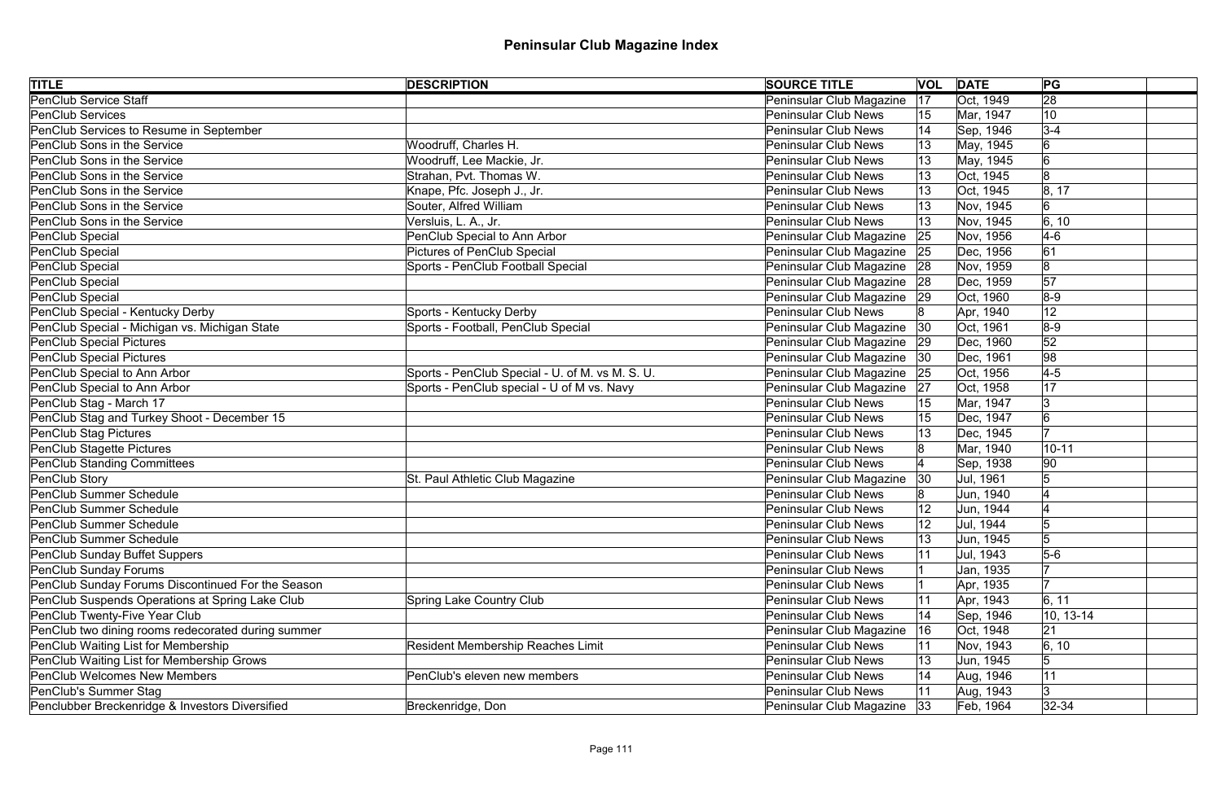# Peninsular Club Magazine Index

| TITLE | DESCRIPTION | SOURCE TITLE | VOL | DATE | PG | |
|---|---|---|---|---|---|---|
| PenClub Service Staff | | Peninsular Club Magazine | 17 | Oct, 1949 | 28 | |
| PenClub Services | | Peninsular Club News | 15 | Mar, 1947 | 10 | |
| PenClub Services to Resume in September | | Peninsular Club News | 14 | Sep, 1946 | 3-4 | |
| PenClub Sons in the Service | Woodruff, Charles H. | Peninsular Club News | 13 | May, 1945 | 6 | |
| PenClub Sons in the Service | Woodruff, Lee Mackie, Jr. | Peninsular Club News | 13 | May, 1945 | 6 | |
| PenClub Sons in the Service | Strahan, Pvt. Thomas W. | Peninsular Club News | 13 | Oct, 1945 | 8 | |
| PenClub Sons in the Service | Knape, Pfc. Joseph J., Jr. | Peninsular Club News | 13 | Oct, 1945 | 8, 17 | |
| PenClub Sons in the Service | Souter, Alfred William | Peninsular Club News | 13 | Nov, 1945 | 6 | |
| PenClub Sons in the Service | Versluis, L. A., Jr. | Peninsular Club News | 13 | Nov, 1945 | 6, 10 | |
| PenClub Special | PenClub Special to Ann Arbor | Peninsular Club Magazine | 25 | Nov, 1956 | 4-6 | |
| PenClub Special | Pictures of PenClub Special | Peninsular Club Magazine | 25 | Dec, 1956 | 61 | |
| PenClub Special | Sports - PenClub Football Special | Peninsular Club Magazine | 28 | Nov, 1959 | 8 | |
| PenClub Special | | Peninsular Club Magazine | 28 | Dec, 1959 | 57 | |
| PenClub Special | | Peninsular Club Magazine | 29 | Oct, 1960 | 8-9 | |
| PenClub Special - Kentucky Derby | Sports - Kentucky Derby | Peninsular Club News | 8 | Apr, 1940 | 12 | |
| PenClub Special - Michigan vs. Michigan State | Sports - Football, PenClub Special | Peninsular Club Magazine | 30 | Oct, 1961 | 8-9 | |
| PenClub Special Pictures | | Peninsular Club Magazine | 29 | Dec, 1960 | 52 | |
| PenClub Special Pictures | | Peninsular Club Magazine | 30 | Dec, 1961 | 98 | |
| PenClub Special to Ann Arbor | Sports - PenClub Special - U. of M. vs M. S. U. | Peninsular Club Magazine | 25 | Oct, 1956 | 4-5 | |
| PenClub Special to Ann Arbor | Sports - PenClub special - U of M vs. Navy | Peninsular Club Magazine | 27 | Oct, 1958 | 17 | |
| PenClub Stag - March 17 | | Peninsular Club News | 15 | Mar, 1947 | 3 | |
| PenClub Stag and Turkey Shoot - December 15 | | Peninsular Club News | 15 | Dec, 1947 | 6 | |
| PenClub Stag Pictures | | Peninsular Club News | 13 | Dec, 1945 | 7 | |
| PenClub Stagette Pictures | | Peninsular Club News | 8 | Mar, 1940 | 10-11 | |
| PenClub Standing Committees | | Peninsular Club News | 4 | Sep, 1938 | 90 | |
| PenClub Story | St. Paul Athletic Club Magazine | Peninsular Club Magazine | 30 | Jul, 1961 | 5 | |
| PenClub Summer Schedule | | Peninsular Club News | 8 | Jun, 1940 | 4 | |
| PenClub Summer Schedule | | Peninsular Club News | 12 | Jun, 1944 | 4 | |
| PenClub Summer Schedule | | Peninsular Club News | 12 | Jul, 1944 | 5 | |
| PenClub Summer Schedule | | Peninsular Club News | 13 | Jun, 1945 | 5 | |
| PenClub Sunday Buffet Suppers | | Peninsular Club News | 11 | Jul, 1943 | 5-6 | |
| PenClub Sunday Forums | | Peninsular Club News | 1 | Jan, 1935 | 7 | |
| PenClub Sunday Forums Discontinued For the Season | | Peninsular Club News | 1 | Apr, 1935 | 7 | |
| PenClub Suspends Operations at Spring Lake Club | Spring Lake Country Club | Peninsular Club News | 11 | Apr, 1943 | 6, 11 | |
| PenClub Twenty-Five Year Club | | Peninsular Club News | 14 | Sep, 1946 | 10, 13-14 | |
| PenClub two dining rooms redecorated during summer | | Peninsular Club Magazine | 16 | Oct, 1948 | 21 | |
| PenClub Waiting List for Membership | Resident Membership Reaches Limit | Peninsular Club News | 11 | Nov, 1943 | 6, 10 | |
| PenClub Waiting List for Membership Grows | | Peninsular Club News | 13 | Jun, 1945 | 5 | |
| PenClub Welcomes New Members | PenClub's eleven new members | Peninsular Club News | 14 | Aug, 1946 | 11 | |
| PenClub's Summer Stag | | Peninsular Club News | 11 | Aug, 1943 | 3 | |
| Penclubber Breckenridge & Investors Diversified | Breckenridge, Don | Peninsular Club Magazine | 33 | Feb, 1964 | 32-34 | |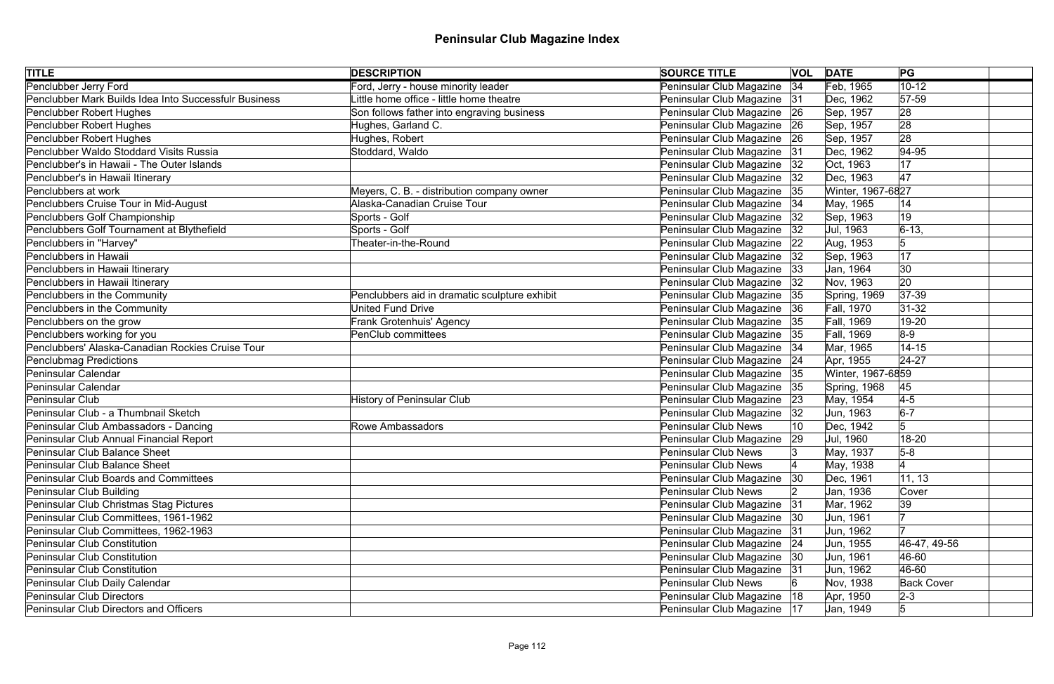# Peninsular Club Magazine Index

| TITLE | DESCRIPTION | SOURCE TITLE | VOL | DATE | PG | |
|---|---|---|---|---|---|---|
| Penclubber Jerry Ford | Ford, Jerry - house minority leader | Peninsular Club Magazine | 34 | Feb, 1965 | 10-12 | |
| Penclubber Mark Builds Idea Into Successfulr Business | Little home office - little home theatre | Peninsular Club Magazine | 31 | Dec, 1962 | 57-59 | |
| Penclubber Robert Hughes | Son follows father into engraving business | Peninsular Club Magazine | 26 | Sep, 1957 | 28 | |
| Penclubber Robert Hughes | Hughes, Garland C. | Peninsular Club Magazine | 26 | Sep, 1957 | 28 | |
| Penclubber Robert Hughes | Hughes, Robert | Peninsular Club Magazine | 26 | Sep, 1957 | 28 | |
| Penclubber Waldo Stoddard Visits Russia | Stoddard, Waldo | Peninsular Club Magazine | 31 | Dec, 1962 | 94-95 | |
| Penclubber's in Hawaii - The Outer Islands | | Peninsular Club Magazine | 32 | Oct, 1963 | 17 | |
| Penclubber's in Hawaii Itinerary | | Peninsular Club Magazine | 32 | Dec, 1963 | 47 | |
| Penclubbers at work | Meyers, C. B. - distribution company owner | Peninsular Club Magazine | 35 | Winter, 1967-68 | 27 | |
| Penclubbers Cruise Tour in Mid-August | Alaska-Canadian Cruise Tour | Peninsular Club Magazine | 34 | May, 1965 | 14 | |
| Penclubbers Golf Championship | Sports - Golf | Peninsular Club Magazine | 32 | Sep, 1963 | 19 | |
| Penclubbers Golf Tournament at Blythefield | Sports - Golf | Peninsular Club Magazine | 32 | Jul, 1963 | 6-13, | |
| Penclubbers in "Harvey" | Theater-in-the-Round | Peninsular Club Magazine | 22 | Aug, 1953 | 5 | |
| Penclubbers in Hawaii | | Peninsular Club Magazine | 32 | Sep, 1963 | 17 | |
| Penclubbers in Hawaii Itinerary | | Peninsular Club Magazine | 33 | Jan, 1964 | 30 | |
| Penclubbers in Hawaii Itinerary | | Peninsular Club Magazine | 32 | Nov, 1963 | 20 | |
| Penclubbers in the Community | Penclubbers aid in dramatic sculpture exhibit | Peninsular Club Magazine | 35 | Spring, 1969 | 37-39 | |
| Penclubbers in the Community | United Fund Drive | Peninsular Club Magazine | 36 | Fall, 1970 | 31-32 | |
| Penclubbers on the grow | Frank Grotenhuis' Agency | Peninsular Club Magazine | 35 | Fall, 1969 | 19-20 | |
| Penclubbers working for you | PenClub committees | Peninsular Club Magazine | 35 | Fall, 1969 | 8-9 | |
| Penclubbers' Alaska-Canadian Rockies Cruise Tour | | Peninsular Club Magazine | 34 | Mar, 1965 | 14-15 | |
| Penclubmag Predictions | | Peninsular Club Magazine | 24 | Apr, 1955 | 24-27 | |
| Peninsular Calendar | | Peninsular Club Magazine | 35 | Winter, 1967-68 | 59 | |
| Peninsular Calendar | | Peninsular Club Magazine | 35 | Spring, 1968 | 45 | |
| Peninsular Club | History of Peninsular Club | Peninsular Club Magazine | 23 | May, 1954 | 4-5 | |
| Peninsular Club - a Thumbnail Sketch | | Peninsular Club Magazine | 32 | Jun, 1963 | 6-7 | |
| Peninsular Club Ambassadors - Dancing | Rowe Ambassadors | Peninsular Club News | 10 | Dec, 1942 | 5 | |
| Peninsular Club Annual Financial Report | | Peninsular Club Magazine | 29 | Jul, 1960 | 18-20 | |
| Peninsular Club Balance Sheet | | Peninsular Club News | 3 | May, 1937 | 5-8 | |
| Peninsular Club Balance Sheet | | Peninsular Club News | 4 | May, 1938 | 4 | |
| Peninsular Club Boards and Committees | | Peninsular Club Magazine | 30 | Dec, 1961 | 11, 13 | |
| Peninsular Club Building | | Peninsular Club News | 2 | Jan, 1936 | Cover | |
| Peninsular Club Christmas Stag Pictures | | Peninsular Club Magazine | 31 | Mar, 1962 | 39 | |
| Peninsular Club Committees, 1961-1962 | | Peninsular Club Magazine | 30 | Jun, 1961 | 7 | |
| Peninsular Club Committees, 1962-1963 | | Peninsular Club Magazine | 31 | Jun, 1962 | 7 | |
| Peninsular Club Constitution | | Peninsular Club Magazine | 24 | Jun, 1955 | 46-47, 49-56 | |
| Peninsular Club Constitution | | Peninsular Club Magazine | 30 | Jun, 1961 | 46-60 | |
| Peninsular Club Constitution | | Peninsular Club Magazine | 31 | Jun, 1962 | 46-60 | |
| Peninsular Club Daily Calendar | | Peninsular Club News | 6 | Nov, 1938 | Back Cover | |
| Peninsular Club Directors | | Peninsular Club Magazine | 18 | Apr, 1950 | 2-3 | |
| Peninsular Club Directors and Officers | | Peninsular Club Magazine | 17 | Jan, 1949 | 5 | |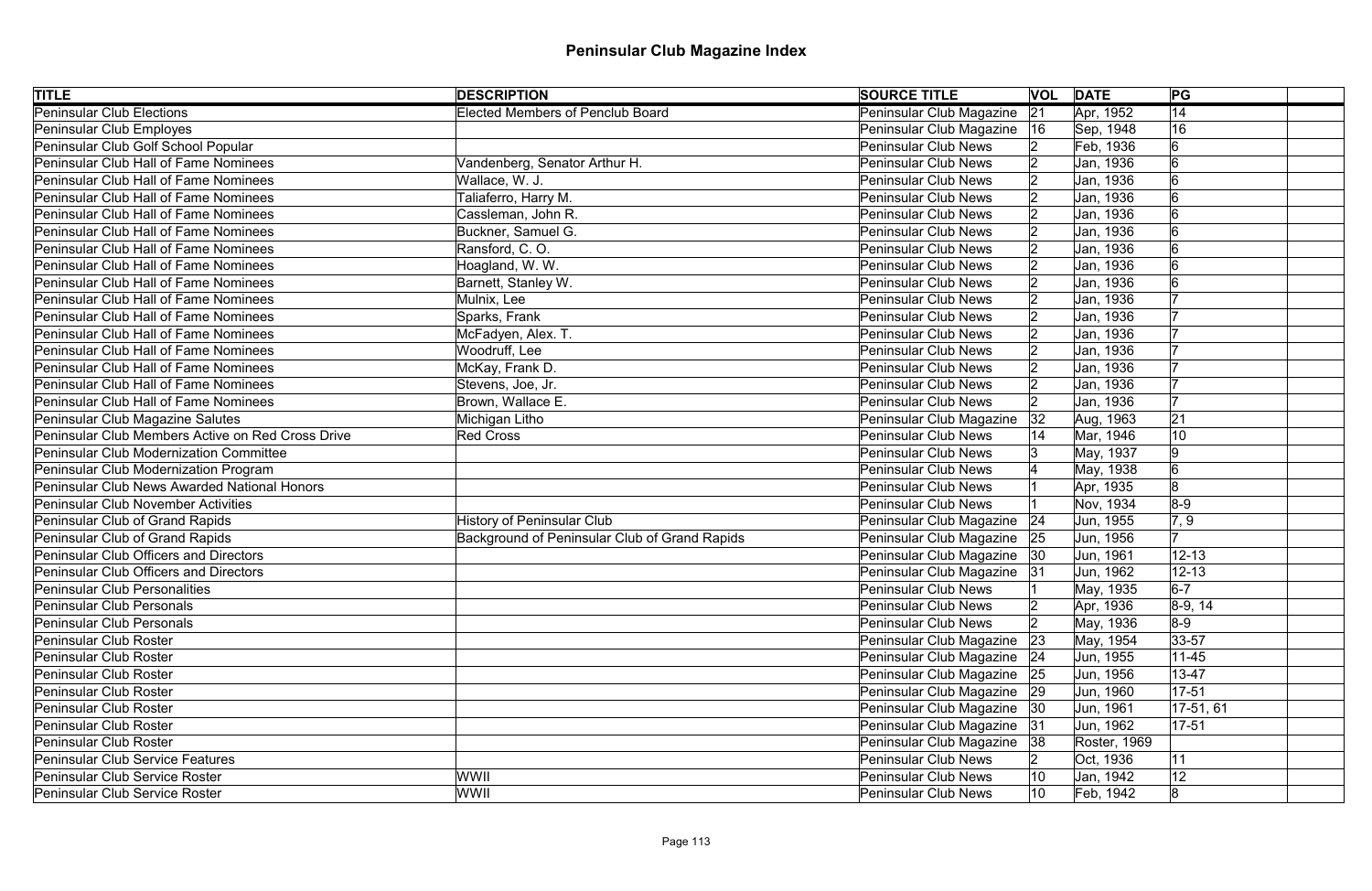# Peninsular Club Magazine Index

| TITLE | DESCRIPTION | SOURCE TITLE | VOL | DATE | PG | |
|---|---|---|---|---|---|---|
| Peninsular Club Elections | Elected Members of Penclub Board | Peninsular Club Magazine | 21 | Apr, 1952 | 14 | |
| Peninsular Club Employes | | Peninsular Club Magazine | 16 | Sep, 1948 | 16 | |
| Peninsular Club Golf School Popular | | Peninsular Club News | 2 | Feb, 1936 | 6 | |
| Peninsular Club Hall of Fame Nominees | Vandenberg, Senator Arthur H. | Peninsular Club News | 2 | Jan, 1936 | 6 | |
| Peninsular Club Hall of Fame Nominees | Wallace, W. J. | Peninsular Club News | 2 | Jan, 1936 | 6 | |
| Peninsular Club Hall of Fame Nominees | Taliaferro, Harry M. | Peninsular Club News | 2 | Jan, 1936 | 6 | |
| Peninsular Club Hall of Fame Nominees | Cassleman, John R. | Peninsular Club News | 2 | Jan, 1936 | 6 | |
| Peninsular Club Hall of Fame Nominees | Buckner, Samuel G. | Peninsular Club News | 2 | Jan, 1936 | 6 | |
| Peninsular Club Hall of Fame Nominees | Ransford, C. O. | Peninsular Club News | 2 | Jan, 1936 | 6 | |
| Peninsular Club Hall of Fame Nominees | Hoagland, W. W. | Peninsular Club News | 2 | Jan, 1936 | 6 | |
| Peninsular Club Hall of Fame Nominees | Barnett, Stanley W. | Peninsular Club News | 2 | Jan, 1936 | 6 | |
| Peninsular Club Hall of Fame Nominees | Mulnix, Lee | Peninsular Club News | 2 | Jan, 1936 | 7 | |
| Peninsular Club Hall of Fame Nominees | Sparks, Frank | Peninsular Club News | 2 | Jan, 1936 | 7 | |
| Peninsular Club Hall of Fame Nominees | McFadyen, Alex. T. | Peninsular Club News | 2 | Jan, 1936 | 7 | |
| Peninsular Club Hall of Fame Nominees | Woodruff, Lee | Peninsular Club News | 2 | Jan, 1936 | 7 | |
| Peninsular Club Hall of Fame Nominees | McKay, Frank D. | Peninsular Club News | 2 | Jan, 1936 | 7 | |
| Peninsular Club Hall of Fame Nominees | Stevens, Joe, Jr. | Peninsular Club News | 2 | Jan, 1936 | 7 | |
| Peninsular Club Hall of Fame Nominees | Brown, Wallace E. | Peninsular Club News | 2 | Jan, 1936 | 7 | |
| Peninsular Club Magazine Salutes | Michigan Litho | Peninsular Club Magazine | 32 | Aug, 1963 | 21 | |
| Peninsular Club Members Active on Red Cross Drive | Red Cross | Peninsular Club News | 14 | Mar, 1946 | 10 | |
| Peninsular Club Modernization Committee | | Peninsular Club News | 3 | May, 1937 | 9 | |
| Peninsular Club Modernization Program | | Peninsular Club News | 4 | May, 1938 | 6 | |
| Peninsular Club News Awarded National Honors | | Peninsular Club News | 1 | Apr, 1935 | 8 | |
| Peninsular Club November Activities | | Peninsular Club News | 1 | Nov, 1934 | 8-9 | |
| Peninsular Club of Grand Rapids | History of Peninsular Club | Peninsular Club Magazine | 24 | Jun, 1955 | 7, 9 | |
| Peninsular Club of Grand Rapids | Background of Peninsular Club of Grand Rapids | Peninsular Club Magazine | 25 | Jun, 1956 | 7 | |
| Peninsular Club Officers and Directors | | Peninsular Club Magazine | 30 | Jun, 1961 | 12-13 | |
| Peninsular Club Officers and Directors | | Peninsular Club Magazine | 31 | Jun, 1962 | 12-13 | |
| Peninsular Club Personalities | | Peninsular Club News | 1 | May, 1935 | 6-7 | |
| Peninsular Club Personals | | Peninsular Club News | 2 | Apr, 1936 | 8-9, 14 | |
| Peninsular Club Personals | | Peninsular Club News | 2 | May, 1936 | 8-9 | |
| Peninsular Club Roster | | Peninsular Club Magazine | 23 | May, 1954 | 33-57 | |
| Peninsular Club Roster | | Peninsular Club Magazine | 24 | Jun, 1955 | 11-45 | |
| Peninsular Club Roster | | Peninsular Club Magazine | 25 | Jun, 1956 | 13-47 | |
| Peninsular Club Roster | | Peninsular Club Magazine | 29 | Jun, 1960 | 17-51 | |
| Peninsular Club Roster | | Peninsular Club Magazine | 30 | Jun, 1961 | 17-51, 61 | |
| Peninsular Club Roster | | Peninsular Club Magazine | 31 | Jun, 1962 | 17-51 | |
| Peninsular Club Roster | | Peninsular Club Magazine | 38 | Roster, 1969 | | |
| Peninsular Club Service Features | | Peninsular Club News | 2 | Oct, 1936 | 11 | |
| Peninsular Club Service Roster | WWII | Peninsular Club News | 10 | Jan, 1942 | 12 | |
| Peninsular Club Service Roster | WWII | Peninsular Club News | 10 | Feb, 1942 | 8 | |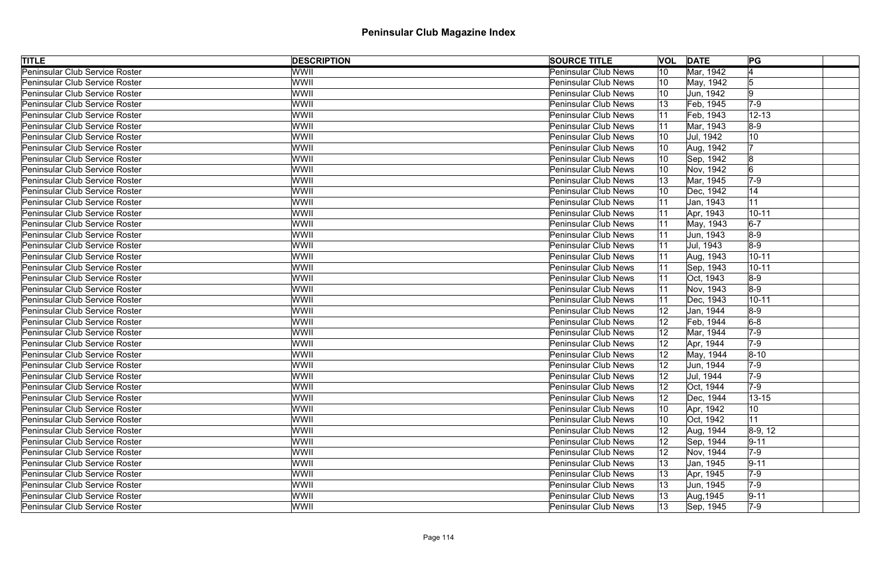# Peninsular Club Magazine Index

| TITLE | DESCRIPTION | SOURCE TITLE | VOL | DATE | PG | |
|---|---|---|---|---|---|---|
| Peninsular Club Service Roster | WWII | Peninsular Club News | 10 | Mar, 1942 | 4 | |
| Peninsular Club Service Roster | WWII | Peninsular Club News | 10 | May, 1942 | 5 | |
| Peninsular Club Service Roster | WWII | Peninsular Club News | 10 | Jun, 1942 | 9 | |
| Peninsular Club Service Roster | WWII | Peninsular Club News | 13 | Feb, 1945 | 7-9 | |
| Peninsular Club Service Roster | WWII | Peninsular Club News | 11 | Feb, 1943 | 12-13 | |
| Peninsular Club Service Roster | WWII | Peninsular Club News | 11 | Mar, 1943 | 8-9 | |
| Peninsular Club Service Roster | WWII | Peninsular Club News | 10 | Jul, 1942 | 10 | |
| Peninsular Club Service Roster | WWII | Peninsular Club News | 10 | Aug, 1942 | 7 | |
| Peninsular Club Service Roster | WWII | Peninsular Club News | 10 | Sep, 1942 | 8 | |
| Peninsular Club Service Roster | WWII | Peninsular Club News | 10 | Nov, 1942 | 6 | |
| Peninsular Club Service Roster | WWII | Peninsular Club News | 13 | Mar, 1945 | 7-9 | |
| Peninsular Club Service Roster | WWII | Peninsular Club News | 10 | Dec, 1942 | 14 | |
| Peninsular Club Service Roster | WWII | Peninsular Club News | 11 | Jan, 1943 | 11 | |
| Peninsular Club Service Roster | WWII | Peninsular Club News | 11 | Apr, 1943 | 10-11 | |
| Peninsular Club Service Roster | WWII | Peninsular Club News | 11 | May, 1943 | 6-7 | |
| Peninsular Club Service Roster | WWII | Peninsular Club News | 11 | Jun, 1943 | 8-9 | |
| Peninsular Club Service Roster | WWII | Peninsular Club News | 11 | Jul, 1943 | 8-9 | |
| Peninsular Club Service Roster | WWII | Peninsular Club News | 11 | Aug, 1943 | 10-11 | |
| Peninsular Club Service Roster | WWII | Peninsular Club News | 11 | Sep, 1943 | 10-11 | |
| Peninsular Club Service Roster | WWII | Peninsular Club News | 11 | Oct, 1943 | 8-9 | |
| Peninsular Club Service Roster | WWII | Peninsular Club News | 11 | Nov, 1943 | 8-9 | |
| Peninsular Club Service Roster | WWII | Peninsular Club News | 11 | Dec, 1943 | 10-11 | |
| Peninsular Club Service Roster | WWII | Peninsular Club News | 12 | Jan, 1944 | 8-9 | |
| Peninsular Club Service Roster | WWII | Peninsular Club News | 12 | Feb, 1944 | 6-8 | |
| Peninsular Club Service Roster | WWII | Peninsular Club News | 12 | Mar, 1944 | 7-9 | |
| Peninsular Club Service Roster | WWII | Peninsular Club News | 12 | Apr, 1944 | 7-9 | |
| Peninsular Club Service Roster | WWII | Peninsular Club News | 12 | May, 1944 | 8-10 | |
| Peninsular Club Service Roster | WWII | Peninsular Club News | 12 | Jun, 1944 | 7-9 | |
| Peninsular Club Service Roster | WWII | Peninsular Club News | 12 | Jul, 1944 | 7-9 | |
| Peninsular Club Service Roster | WWII | Peninsular Club News | 12 | Oct, 1944 | 7-9 | |
| Peninsular Club Service Roster | WWII | Peninsular Club News | 12 | Dec, 1944 | 13-15 | |
| Peninsular Club Service Roster | WWII | Peninsular Club News | 10 | Apr, 1942 | 10 | |
| Peninsular Club Service Roster | WWII | Peninsular Club News | 10 | Oct, 1942 | 11 | |
| Peninsular Club Service Roster | WWII | Peninsular Club News | 12 | Aug, 1944 | 8-9, 12 | |
| Peninsular Club Service Roster | WWII | Peninsular Club News | 12 | Sep, 1944 | 9-11 | |
| Peninsular Club Service Roster | WWII | Peninsular Club News | 12 | Nov, 1944 | 7-9 | |
| Peninsular Club Service Roster | WWII | Peninsular Club News | 13 | Jan, 1945 | 9-11 | |
| Peninsular Club Service Roster | WWII | Peninsular Club News | 13 | Apr, 1945 | 7-9 | |
| Peninsular Club Service Roster | WWII | Peninsular Club News | 13 | Jun, 1945 | 7-9 | |
| Peninsular Club Service Roster | WWII | Peninsular Club News | 13 | Aug,1945 | 9-11 | |
| Peninsular Club Service Roster | WWII | Peninsular Club News | 13 | Sep, 1945 | 7-9 | |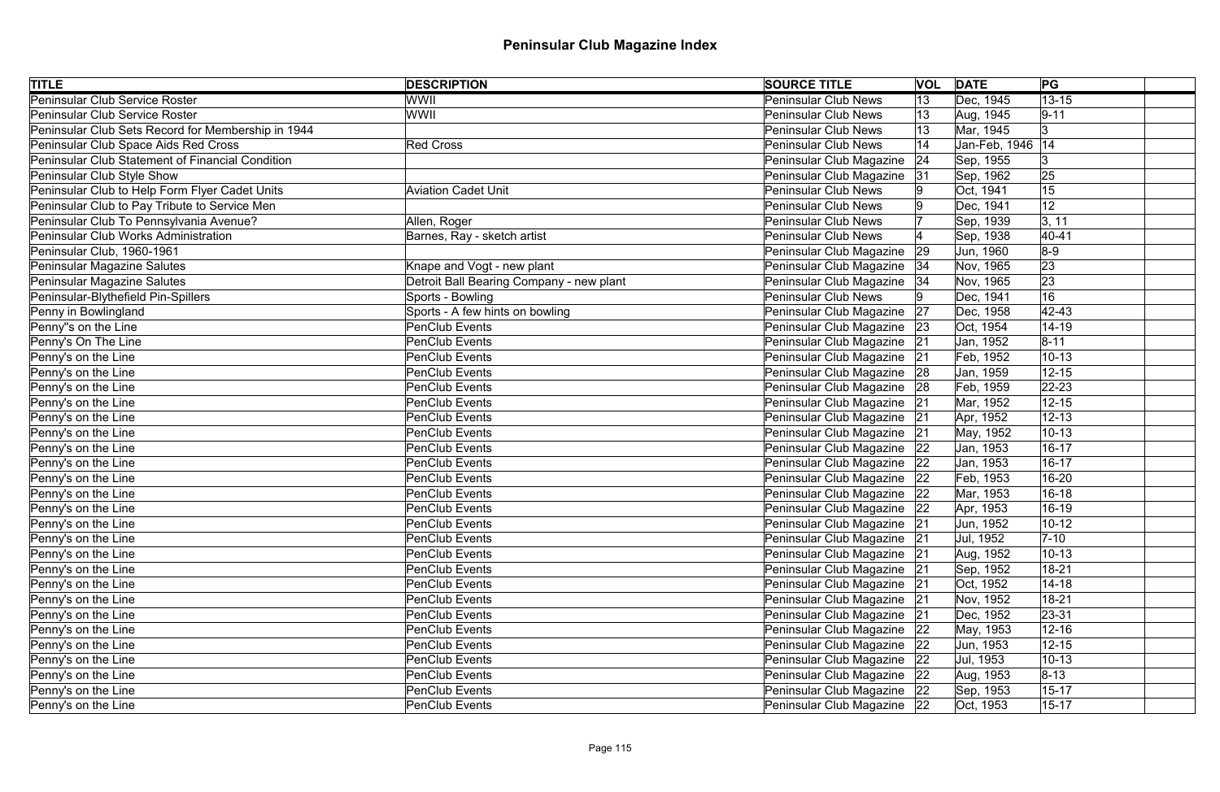# Peninsular Club Magazine Index

| TITLE | DESCRIPTION | SOURCE TITLE | VOL | DATE | PG | |
|---|---|---|---|---|---|---|
| Peninsular Club Service Roster | WWII | Peninsular Club News | 13 | Dec, 1945 | 13-15 | |
| Peninsular Club Service Roster | WWII | Peninsular Club News | 13 | Aug, 1945 | 9-11 | |
| Peninsular Club Sets Record for Membership in 1944 | | Peninsular Club News | 13 | Mar, 1945 | 3 | |
| Peninsular Club Space Aids Red Cross | Red Cross | Peninsular Club News | 14 | Jan-Feb, 1946 | 14 | |
| Peninsular Club Statement of Financial Condition | | Peninsular Club Magazine | 24 | Sep, 1955 | 3 | |
| Peninsular Club Style Show | | Peninsular Club Magazine | 31 | Sep, 1962 | 25 | |
| Peninsular Club to Help Form Flyer Cadet Units | Aviation Cadet Unit | Peninsular Club News | 9 | Oct, 1941 | 15 | |
| Peninsular Club to Pay Tribute to Service Men | | Peninsular Club News | 9 | Dec, 1941 | 12 | |
| Peninsular Club To Pennsylvania Avenue? | Allen, Roger | Peninsular Club News | 7 | Sep, 1939 | 3, 11 | |
| Peninsular Club Works Administration | Barnes, Ray - sketch artist | Peninsular Club News | 4 | Sep, 1938 | 40-41 | |
| Peninsular Club, 1960-1961 | | Peninsular Club Magazine | 29 | Jun, 1960 | 8-9 | |
| Peninsular Magazine Salutes | Knape and Vogt - new plant | Peninsular Club Magazine | 34 | Nov, 1965 | 23 | |
| Peninsular Magazine Salutes | Detroit Ball Bearing Company - new plant | Peninsular Club Magazine | 34 | Nov, 1965 | 23 | |
| Peninsular-Blythefield Pin-Spillers | Sports - Bowling | Peninsular Club News | 9 | Dec, 1941 | 16 | |
| Penny in Bowlingland | Sports - A few hints on bowling | Peninsular Club Magazine | 27 | Dec, 1958 | 42-43 | |
| Penny"s on the Line | PenClub Events | Peninsular Club Magazine | 23 | Oct, 1954 | 14-19 | |
| Penny's On The Line | PenClub Events | Peninsular Club Magazine | 21 | Jan, 1952 | 8-11 | |
| Penny's on the Line | PenClub Events | Peninsular Club Magazine | 21 | Feb, 1952 | 10-13 | |
| Penny's on the Line | PenClub Events | Peninsular Club Magazine | 28 | Jan, 1959 | 12-15 | |
| Penny's on the Line | PenClub Events | Peninsular Club Magazine | 28 | Feb, 1959 | 22-23 | |
| Penny's on the Line | PenClub Events | Peninsular Club Magazine | 21 | Mar, 1952 | 12-15 | |
| Penny's on the Line | PenClub Events | Peninsular Club Magazine | 21 | Apr, 1952 | 12-13 | |
| Penny's on the Line | PenClub Events | Peninsular Club Magazine | 21 | May, 1952 | 10-13 | |
| Penny's on the Line | PenClub Events | Peninsular Club Magazine | 22 | Jan, 1953 | 16-17 | |
| Penny's on the Line | PenClub Events | Peninsular Club Magazine | 22 | Jan, 1953 | 16-17 | |
| Penny's on the Line | PenClub Events | Peninsular Club Magazine | 22 | Feb, 1953 | 16-20 | |
| Penny's on the Line | PenClub Events | Peninsular Club Magazine | 22 | Mar, 1953 | 16-18 | |
| Penny's on the Line | PenClub Events | Peninsular Club Magazine | 22 | Apr, 1953 | 16-19 | |
| Penny's on the Line | PenClub Events | Peninsular Club Magazine | 21 | Jun, 1952 | 10-12 | |
| Penny's on the Line | PenClub Events | Peninsular Club Magazine | 21 | Jul, 1952 | 7-10 | |
| Penny's on the Line | PenClub Events | Peninsular Club Magazine | 21 | Aug, 1952 | 10-13 | |
| Penny's on the Line | PenClub Events | Peninsular Club Magazine | 21 | Sep, 1952 | 18-21 | |
| Penny's on the Line | PenClub Events | Peninsular Club Magazine | 21 | Oct, 1952 | 14-18 | |
| Penny's on the Line | PenClub Events | Peninsular Club Magazine | 21 | Nov, 1952 | 18-21 | |
| Penny's on the Line | PenClub Events | Peninsular Club Magazine | 21 | Dec, 1952 | 23-31 | |
| Penny's on the Line | PenClub Events | Peninsular Club Magazine | 22 | May, 1953 | 12-16 | |
| Penny's on the Line | PenClub Events | Peninsular Club Magazine | 22 | Jun, 1953 | 12-15 | |
| Penny's on the Line | PenClub Events | Peninsular Club Magazine | 22 | Jul, 1953 | 10-13 | |
| Penny's on the Line | PenClub Events | Peninsular Club Magazine | 22 | Aug, 1953 | 8-13 | |
| Penny's on the Line | PenClub Events | Peninsular Club Magazine | 22 | Sep, 1953 | 15-17 | |
| Penny's on the Line | PenClub Events | Peninsular Club Magazine | 22 | Oct, 1953 | 15-17 | |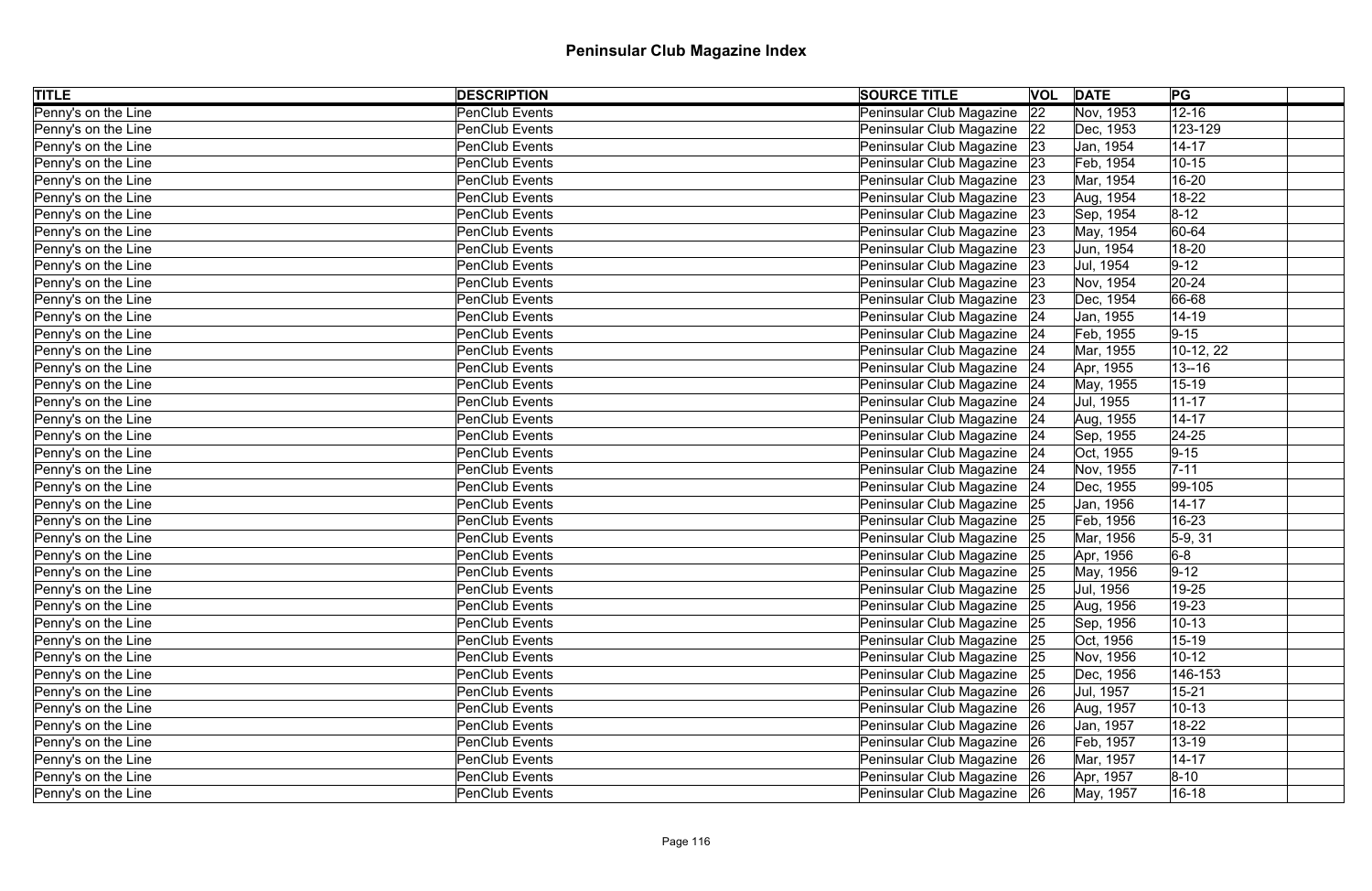# Peninsular Club Magazine Index

| TITLE | DESCRIPTION | SOURCE TITLE | VOL | DATE | PG | |
|---|---|---|---|---|---|---|
| Penny's on the Line | PenClub Events | Peninsular Club Magazine | 22 | Nov, 1953 | 12-16 | |
| Penny's on the Line | PenClub Events | Peninsular Club Magazine | 22 | Dec, 1953 | 123-129 | |
| Penny's on the Line | PenClub Events | Peninsular Club Magazine | 23 | Jan, 1954 | 14-17 | |
| Penny's on the Line | PenClub Events | Peninsular Club Magazine | 23 | Feb, 1954 | 10-15 | |
| Penny's on the Line | PenClub Events | Peninsular Club Magazine | 23 | Mar, 1954 | 16-20 | |
| Penny's on the Line | PenClub Events | Peninsular Club Magazine | 23 | Aug, 1954 | 18-22 | |
| Penny's on the Line | PenClub Events | Peninsular Club Magazine | 23 | Sep, 1954 | 8-12 | |
| Penny's on the Line | PenClub Events | Peninsular Club Magazine | 23 | May, 1954 | 60-64 | |
| Penny's on the Line | PenClub Events | Peninsular Club Magazine | 23 | Jun, 1954 | 18-20 | |
| Penny's on the Line | PenClub Events | Peninsular Club Magazine | 23 | Jul, 1954 | 9-12 | |
| Penny's on the Line | PenClub Events | Peninsular Club Magazine | 23 | Nov, 1954 | 20-24 | |
| Penny's on the Line | PenClub Events | Peninsular Club Magazine | 23 | Dec, 1954 | 66-68 | |
| Penny's on the Line | PenClub Events | Peninsular Club Magazine | 24 | Jan, 1955 | 14-19 | |
| Penny's on the Line | PenClub Events | Peninsular Club Magazine | 24 | Feb, 1955 | 9-15 | |
| Penny's on the Line | PenClub Events | Peninsular Club Magazine | 24 | Mar, 1955 | 10-12, 22 | |
| Penny's on the Line | PenClub Events | Peninsular Club Magazine | 24 | Apr, 1955 | 13--16 | |
| Penny's on the Line | PenClub Events | Peninsular Club Magazine | 24 | May, 1955 | 15-19 | |
| Penny's on the Line | PenClub Events | Peninsular Club Magazine | 24 | Jul, 1955 | 11-17 | |
| Penny's on the Line | PenClub Events | Peninsular Club Magazine | 24 | Aug, 1955 | 14-17 | |
| Penny's on the Line | PenClub Events | Peninsular Club Magazine | 24 | Sep, 1955 | 24-25 | |
| Penny's on the Line | PenClub Events | Peninsular Club Magazine | 24 | Oct, 1955 | 9-15 | |
| Penny's on the Line | PenClub Events | Peninsular Club Magazine | 24 | Nov, 1955 | 7-11 | |
| Penny's on the Line | PenClub Events | Peninsular Club Magazine | 24 | Dec, 1955 | 99-105 | |
| Penny's on the Line | PenClub Events | Peninsular Club Magazine | 25 | Jan, 1956 | 14-17 | |
| Penny's on the Line | PenClub Events | Peninsular Club Magazine | 25 | Feb, 1956 | 16-23 | |
| Penny's on the Line | PenClub Events | Peninsular Club Magazine | 25 | Mar, 1956 | 5-9, 31 | |
| Penny's on the Line | PenClub Events | Peninsular Club Magazine | 25 | Apr, 1956 | 6-8 | |
| Penny's on the Line | PenClub Events | Peninsular Club Magazine | 25 | May, 1956 | 9-12 | |
| Penny's on the Line | PenClub Events | Peninsular Club Magazine | 25 | Jul, 1956 | 19-25 | |
| Penny's on the Line | PenClub Events | Peninsular Club Magazine | 25 | Aug, 1956 | 19-23 | |
| Penny's on the Line | PenClub Events | Peninsular Club Magazine | 25 | Sep, 1956 | 10-13 | |
| Penny's on the Line | PenClub Events | Peninsular Club Magazine | 25 | Oct, 1956 | 15-19 | |
| Penny's on the Line | PenClub Events | Peninsular Club Magazine | 25 | Nov, 1956 | 10-12 | |
| Penny's on the Line | PenClub Events | Peninsular Club Magazine | 25 | Dec, 1956 | 146-153 | |
| Penny's on the Line | PenClub Events | Peninsular Club Magazine | 26 | Jul, 1957 | 15-21 | |
| Penny's on the Line | PenClub Events | Peninsular Club Magazine | 26 | Aug, 1957 | 10-13 | |
| Penny's on the Line | PenClub Events | Peninsular Club Magazine | 26 | Jan, 1957 | 18-22 | |
| Penny's on the Line | PenClub Events | Peninsular Club Magazine | 26 | Feb, 1957 | 13-19 | |
| Penny's on the Line | PenClub Events | Peninsular Club Magazine | 26 | Mar, 1957 | 14-17 | |
| Penny's on the Line | PenClub Events | Peninsular Club Magazine | 26 | Apr, 1957 | 8-10 | |
| Penny's on the Line | PenClub Events | Peninsular Club Magazine | 26 | May, 1957 | 16-18 | |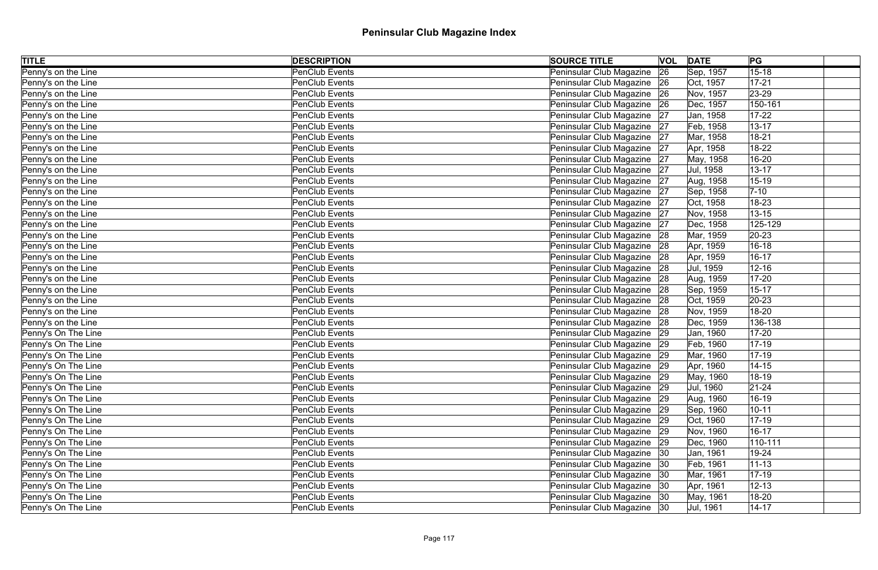# Peninsular Club Magazine Index

| TITLE | DESCRIPTION | SOURCE TITLE | VOL | DATE | PG | |
|---|---|---|---|---|---|---|
| Penny's on the Line | PenClub Events | Peninsular Club Magazine | 26 | Sep, 1957 | 15-18 | |
| Penny's on the Line | PenClub Events | Peninsular Club Magazine | 26 | Oct, 1957 | 17-21 | |
| Penny's on the Line | PenClub Events | Peninsular Club Magazine | 26 | Nov, 1957 | 23-29 | |
| Penny's on the Line | PenClub Events | Peninsular Club Magazine | 26 | Dec, 1957 | 150-161 | |
| Penny's on the Line | PenClub Events | Peninsular Club Magazine | 27 | Jan, 1958 | 17-22 | |
| Penny's on the Line | PenClub Events | Peninsular Club Magazine | 27 | Feb, 1958 | 13-17 | |
| Penny's on the Line | PenClub Events | Peninsular Club Magazine | 27 | Mar, 1958 | 18-21 | |
| Penny's on the Line | PenClub Events | Peninsular Club Magazine | 27 | Apr, 1958 | 18-22 | |
| Penny's on the Line | PenClub Events | Peninsular Club Magazine | 27 | May, 1958 | 16-20 | |
| Penny's on the Line | PenClub Events | Peninsular Club Magazine | 27 | Jul, 1958 | 13-17 | |
| Penny's on the Line | PenClub Events | Peninsular Club Magazine | 27 | Aug, 1958 | 15-19 | |
| Penny's on the Line | PenClub Events | Peninsular Club Magazine | 27 | Sep, 1958 | 7-10 | |
| Penny's on the Line | PenClub Events | Peninsular Club Magazine | 27 | Oct, 1958 | 18-23 | |
| Penny's on the Line | PenClub Events | Peninsular Club Magazine | 27 | Nov, 1958 | 13-15 | |
| Penny's on the Line | PenClub Events | Peninsular Club Magazine | 27 | Dec, 1958 | 125-129 | |
| Penny's on the Line | PenClub Events | Peninsular Club Magazine | 28 | Mar, 1959 | 20-23 | |
| Penny's on the Line | PenClub Events | Peninsular Club Magazine | 28 | Apr, 1959 | 16-18 | |
| Penny's on the Line | PenClub Events | Peninsular Club Magazine | 28 | Apr, 1959 | 16-17 | |
| Penny's on the Line | PenClub Events | Peninsular Club Magazine | 28 | Jul, 1959 | 12-16 | |
| Penny's on the Line | PenClub Events | Peninsular Club Magazine | 28 | Aug, 1959 | 17-20 | |
| Penny's on the Line | PenClub Events | Peninsular Club Magazine | 28 | Sep, 1959 | 15-17 | |
| Penny's on the Line | PenClub Events | Peninsular Club Magazine | 28 | Oct, 1959 | 20-23 | |
| Penny's on the Line | PenClub Events | Peninsular Club Magazine | 28 | Nov, 1959 | 18-20 | |
| Penny's on the Line | PenClub Events | Peninsular Club Magazine | 28 | Dec, 1959 | 136-138 | |
| Penny's On The Line | PenClub Events | Peninsular Club Magazine | 29 | Jan, 1960 | 17-20 | |
| Penny's On The Line | PenClub Events | Peninsular Club Magazine | 29 | Feb, 1960 | 17-19 | |
| Penny's On The Line | PenClub Events | Peninsular Club Magazine | 29 | Mar, 1960 | 17-19 | |
| Penny's On The Line | PenClub Events | Peninsular Club Magazine | 29 | Apr, 1960 | 14-15 | |
| Penny's On The Line | PenClub Events | Peninsular Club Magazine | 29 | May, 1960 | 18-19 | |
| Penny's On The Line | PenClub Events | Peninsular Club Magazine | 29 | Jul, 1960 | 21-24 | |
| Penny's On The Line | PenClub Events | Peninsular Club Magazine | 29 | Aug, 1960 | 16-19 | |
| Penny's On The Line | PenClub Events | Peninsular Club Magazine | 29 | Sep, 1960 | 10-11 | |
| Penny's On The Line | PenClub Events | Peninsular Club Magazine | 29 | Oct, 1960 | 17-19 | |
| Penny's On The Line | PenClub Events | Peninsular Club Magazine | 29 | Nov, 1960 | 16-17 | |
| Penny's On The Line | PenClub Events | Peninsular Club Magazine | 29 | Dec, 1960 | 110-111 | |
| Penny's On The Line | PenClub Events | Peninsular Club Magazine | 30 | Jan, 1961 | 19-24 | |
| Penny's On The Line | PenClub Events | Peninsular Club Magazine | 30 | Feb, 1961 | 11-13 | |
| Penny's On The Line | PenClub Events | Peninsular Club Magazine | 30 | Mar, 1961 | 17-19 | |
| Penny's On The Line | PenClub Events | Peninsular Club Magazine | 30 | Apr, 1961 | 12-13 | |
| Penny's On The Line | PenClub Events | Peninsular Club Magazine | 30 | May, 1961 | 18-20 | |
| Penny's On The Line | PenClub Events | Peninsular Club Magazine | 30 | Jul, 1961 | 14-17 | |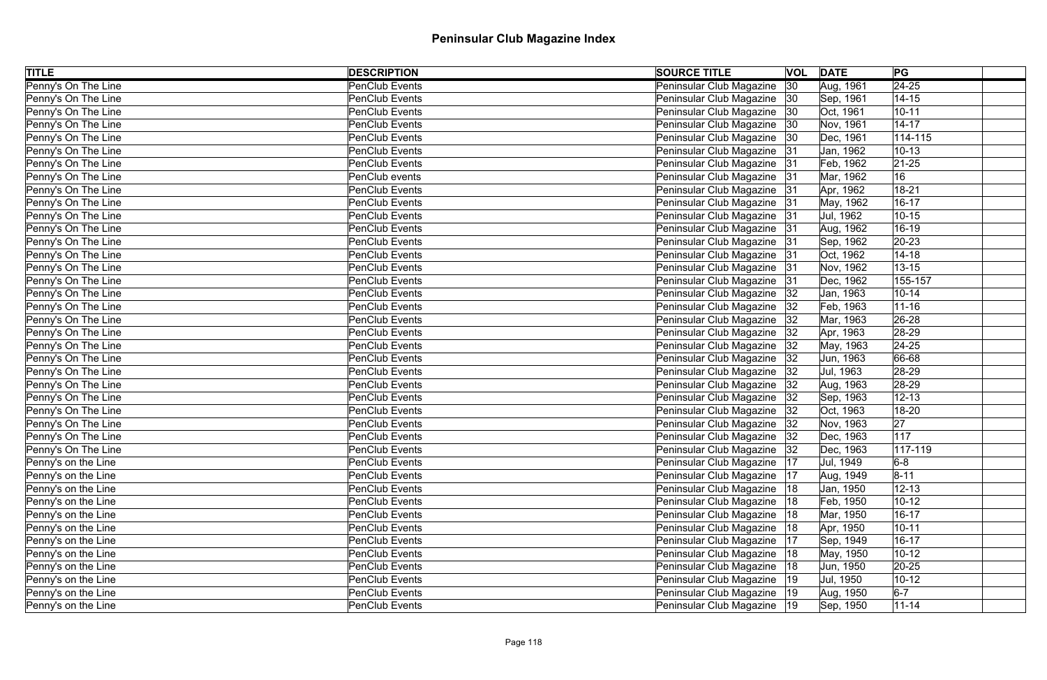# Peninsular Club Magazine Index

| TITLE | DESCRIPTION | SOURCE TITLE | VOL | DATE | PG | |
|---|---|---|---|---|---|---|
| Penny's On The Line | PenClub Events | Peninsular Club Magazine | 30 | Aug, 1961 | 24-25 | |
| Penny's On The Line | PenClub Events | Peninsular Club Magazine | 30 | Sep, 1961 | 14-15 | |
| Penny's On The Line | PenClub Events | Peninsular Club Magazine | 30 | Oct, 1961 | 10-11 | |
| Penny's On The Line | PenClub Events | Peninsular Club Magazine | 30 | Nov, 1961 | 14-17 | |
| Penny's On The Line | PenClub Events | Peninsular Club Magazine | 30 | Dec, 1961 | 114-115 | |
| Penny's On The Line | PenClub Events | Peninsular Club Magazine | 31 | Jan, 1962 | 10-13 | |
| Penny's On The Line | PenClub Events | Peninsular Club Magazine | 31 | Feb, 1962 | 21-25 | |
| Penny's On The Line | PenClub events | Peninsular Club Magazine | 31 | Mar, 1962 | 16 | |
| Penny's On The Line | PenClub Events | Peninsular Club Magazine | 31 | Apr, 1962 | 18-21 | |
| Penny's On The Line | PenClub Events | Peninsular Club Magazine | 31 | May, 1962 | 16-17 | |
| Penny's On The Line | PenClub Events | Peninsular Club Magazine | 31 | Jul, 1962 | 10-15 | |
| Penny's On The Line | PenClub Events | Peninsular Club Magazine | 31 | Aug, 1962 | 16-19 | |
| Penny's On The Line | PenClub Events | Peninsular Club Magazine | 31 | Sep, 1962 | 20-23 | |
| Penny's On The Line | PenClub Events | Peninsular Club Magazine | 31 | Oct, 1962 | 14-18 | |
| Penny's On The Line | PenClub Events | Peninsular Club Magazine | 31 | Nov, 1962 | 13-15 | |
| Penny's On The Line | PenClub Events | Peninsular Club Magazine | 31 | Dec, 1962 | 155-157 | |
| Penny's On The Line | PenClub Events | Peninsular Club Magazine | 32 | Jan, 1963 | 10-14 | |
| Penny's On The Line | PenClub Events | Peninsular Club Magazine | 32 | Feb, 1963 | 11-16 | |
| Penny's On The Line | PenClub Events | Peninsular Club Magazine | 32 | Mar, 1963 | 26-28 | |
| Penny's On The Line | PenClub Events | Peninsular Club Magazine | 32 | Apr, 1963 | 28-29 | |
| Penny's On The Line | PenClub Events | Peninsular Club Magazine | 32 | May, 1963 | 24-25 | |
| Penny's On The Line | PenClub Events | Peninsular Club Magazine | 32 | Jun, 1963 | 66-68 | |
| Penny's On The Line | PenClub Events | Peninsular Club Magazine | 32 | Jul, 1963 | 28-29 | |
| Penny's On The Line | PenClub Events | Peninsular Club Magazine | 32 | Aug, 1963 | 28-29 | |
| Penny's On The Line | PenClub Events | Peninsular Club Magazine | 32 | Sep, 1963 | 12-13 | |
| Penny's On The Line | PenClub Events | Peninsular Club Magazine | 32 | Oct, 1963 | 18-20 | |
| Penny's On The Line | PenClub Events | Peninsular Club Magazine | 32 | Nov, 1963 | 27 | |
| Penny's On The Line | PenClub Events | Peninsular Club Magazine | 32 | Dec, 1963 | 117 | |
| Penny's On The Line | PenClub Events | Peninsular Club Magazine | 32 | Dec, 1963 | 117-119 | |
| Penny's on the Line | PenClub Events | Peninsular Club Magazine | 17 | Jul, 1949 | 6-8 | |
| Penny's on the Line | PenClub Events | Peninsular Club Magazine | 17 | Aug, 1949 | 8-11 | |
| Penny's on the Line | PenClub Events | Peninsular Club Magazine | 18 | Jan, 1950 | 12-13 | |
| Penny's on the Line | PenClub Events | Peninsular Club Magazine | 18 | Feb, 1950 | 10-12 | |
| Penny's on the Line | PenClub Events | Peninsular Club Magazine | 18 | Mar, 1950 | 16-17 | |
| Penny's on the Line | PenClub Events | Peninsular Club Magazine | 18 | Apr, 1950 | 10-11 | |
| Penny's on the Line | PenClub Events | Peninsular Club Magazine | 17 | Sep, 1949 | 16-17 | |
| Penny's on the Line | PenClub Events | Peninsular Club Magazine | 18 | May, 1950 | 10-12 | |
| Penny's on the Line | PenClub Events | Peninsular Club Magazine | 18 | Jun, 1950 | 20-25 | |
| Penny's on the Line | PenClub Events | Peninsular Club Magazine | 19 | Jul, 1950 | 10-12 | |
| Penny's on the Line | PenClub Events | Peninsular Club Magazine | 19 | Aug, 1950 | 6-7 | |
| Penny's on the Line | PenClub Events | Peninsular Club Magazine | 19 | Sep, 1950 | 11-14 | |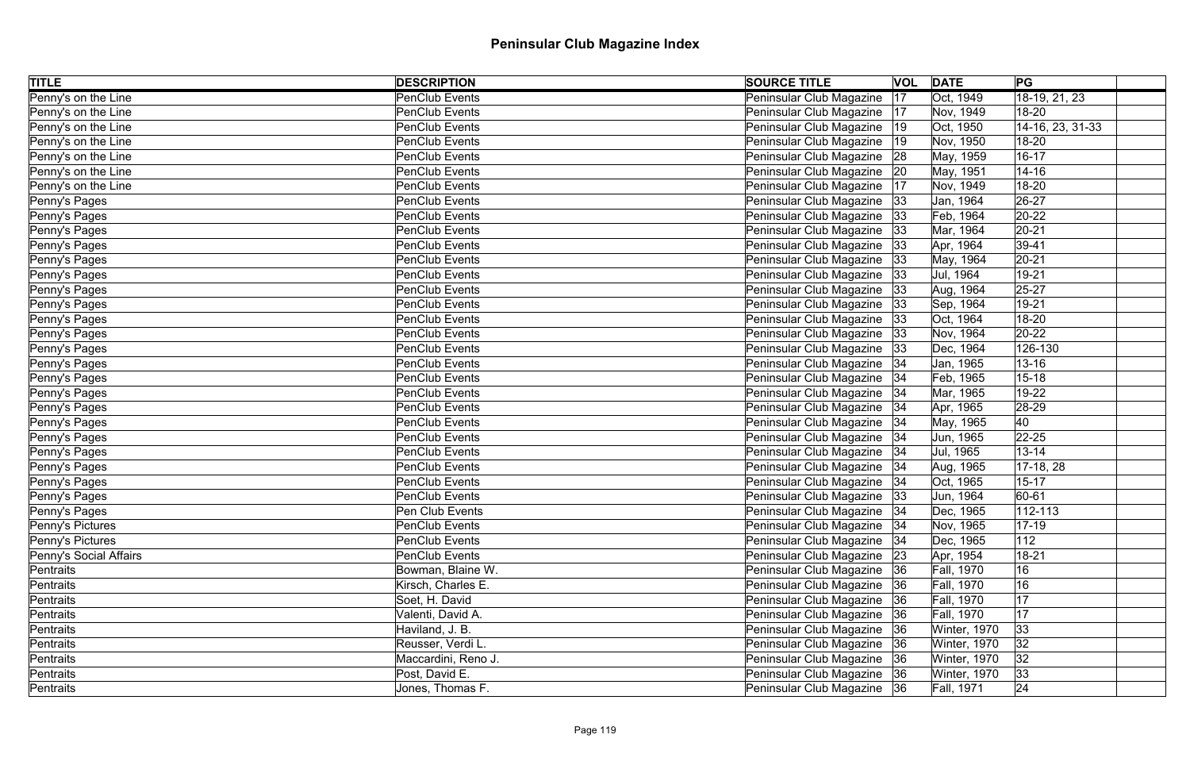# Peninsular Club Magazine Index

| TITLE | DESCRIPTION | SOURCE TITLE | VOL | DATE | PG | |
|---|---|---|---|---|---|---|
| Penny's on the Line | PenClub Events | Peninsular Club Magazine | 17 | Oct, 1949 | 18-19, 21, 23 | |
| Penny's on the Line | PenClub Events | Peninsular Club Magazine | 17 | Nov, 1949 | 18-20 | |
| Penny's on the Line | PenClub Events | Peninsular Club Magazine | 19 | Oct, 1950 | 14-16, 23, 31-33 | |
| Penny's on the Line | PenClub Events | Peninsular Club Magazine | 19 | Nov, 1950 | 18-20 | |
| Penny's on the Line | PenClub Events | Peninsular Club Magazine | 28 | May, 1959 | 16-17 | |
| Penny's on the Line | PenClub Events | Peninsular Club Magazine | 20 | May, 1951 | 14-16 | |
| Penny's on the Line | PenClub Events | Peninsular Club Magazine | 17 | Nov, 1949 | 18-20 | |
| Penny's Pages | PenClub Events | Peninsular Club Magazine | 33 | Jan, 1964 | 26-27 | |
| Penny's Pages | PenClub Events | Peninsular Club Magazine | 33 | Feb, 1964 | 20-22 | |
| Penny's Pages | PenClub Events | Peninsular Club Magazine | 33 | Mar, 1964 | 20-21 | |
| Penny's Pages | PenClub Events | Peninsular Club Magazine | 33 | Apr, 1964 | 39-41 | |
| Penny's Pages | PenClub Events | Peninsular Club Magazine | 33 | May, 1964 | 20-21 | |
| Penny's Pages | PenClub Events | Peninsular Club Magazine | 33 | Jul, 1964 | 19-21 | |
| Penny's Pages | PenClub Events | Peninsular Club Magazine | 33 | Aug, 1964 | 25-27 | |
| Penny's Pages | PenClub Events | Peninsular Club Magazine | 33 | Sep, 1964 | 19-21 | |
| Penny's Pages | PenClub Events | Peninsular Club Magazine | 33 | Oct, 1964 | 18-20 | |
| Penny's Pages | PenClub Events | Peninsular Club Magazine | 33 | Nov, 1964 | 20-22 | |
| Penny's Pages | PenClub Events | Peninsular Club Magazine | 33 | Dec, 1964 | 126-130 | |
| Penny's Pages | PenClub Events | Peninsular Club Magazine | 34 | Jan, 1965 | 13-16 | |
| Penny's Pages | PenClub Events | Peninsular Club Magazine | 34 | Feb, 1965 | 15-18 | |
| Penny's Pages | PenClub Events | Peninsular Club Magazine | 34 | Mar, 1965 | 19-22 | |
| Penny's Pages | PenClub Events | Peninsular Club Magazine | 34 | Apr, 1965 | 28-29 | |
| Penny's Pages | PenClub Events | Peninsular Club Magazine | 34 | May, 1965 | 40 | |
| Penny's Pages | PenClub Events | Peninsular Club Magazine | 34 | Jun, 1965 | 22-25 | |
| Penny's Pages | PenClub Events | Peninsular Club Magazine | 34 | Jul, 1965 | 13-14 | |
| Penny's Pages | PenClub Events | Peninsular Club Magazine | 34 | Aug, 1965 | 17-18, 28 | |
| Penny's Pages | PenClub Events | Peninsular Club Magazine | 34 | Oct, 1965 | 15-17 | |
| Penny's Pages | PenClub Events | Peninsular Club Magazine | 33 | Jun, 1964 | 60-61 | |
| Penny's Pages | Pen Club Events | Peninsular Club Magazine | 34 | Dec, 1965 | 112-113 | |
| Penny's Pictures | PenClub Events | Peninsular Club Magazine | 34 | Nov, 1965 | 17-19 | |
| Penny's Pictures | PenClub Events | Peninsular Club Magazine | 34 | Dec, 1965 | 112 | |
| Penny's Social Affairs | PenClub Events | Peninsular Club Magazine | 23 | Apr, 1954 | 18-21 | |
| Pentraits | Bowman, Blaine W. | Peninsular Club Magazine | 36 | Fall, 1970 | 16 | |
| Pentraits | Kirsch, Charles E. | Peninsular Club Magazine | 36 | Fall, 1970 | 16 | |
| Pentraits | Soet, H. David | Peninsular Club Magazine | 36 | Fall, 1970 | 17 | |
| Pentraits | Valenti, David A. | Peninsular Club Magazine | 36 | Fall, 1970 | 17 | |
| Pentraits | Haviland, J. B. | Peninsular Club Magazine | 36 | Winter, 1970 | 33 | |
| Pentraits | Reusser, Verdi L. | Peninsular Club Magazine | 36 | Winter, 1970 | 32 | |
| Pentraits | Maccardini, Reno J. | Peninsular Club Magazine | 36 | Winter, 1970 | 32 | |
| Pentraits | Post, David E. | Peninsular Club Magazine | 36 | Winter, 1970 | 33 | |
| Pentraits | Jones, Thomas F. | Peninsular Club Magazine | 36 | Fall, 1971 | 24 | |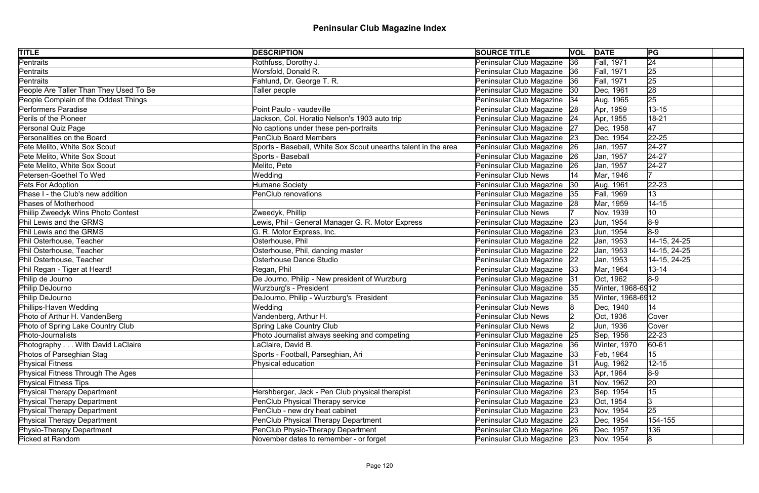# Peninsular Club Magazine Index

| TITLE | DESCRIPTION | SOURCE TITLE | VOL | DATE | PG |
|---|---|---|---|---|---|
| Pentraits | Rothfuss, Dorothy J. | Peninsular Club Magazine | 36 | Fall, 1971 | 24 |
| Pentraits | Worsfold, Donald R. | Peninsular Club Magazine | 36 | Fall, 1971 | 25 |
| Pentraits | Fahlund, Dr. George T. R. | Peninsular Club Magazine | 36 | Fall, 1971 | 25 |
| People Are Taller Than They Used To Be | Taller people | Peninsular Club Magazine | 30 | Dec, 1961 | 28 |
| People Complain of the Oddest Things | | Peninsular Club Magazine | 34 | Aug, 1965 | 25 |
| Performers Paradise | Point Paulo - vaudeville | Peninsular Club Magazine | 28 | Apr, 1959 | 13-15 |
| Perils of the Pioneer | Jackson, Col. Horatio Nelson's 1903 auto trip | Peninsular Club Magazine | 24 | Apr, 1955 | 18-21 |
| Personal Quiz Page | No captions under these pen-portraits | Peninsular Club Magazine | 27 | Dec, 1958 | 47 |
| Personalities on the Board | PenClub Board Members | Peninsular Club Magazine | 23 | Dec, 1954 | 22-25 |
| Pete Melito, White Sox Scout | Sports - Baseball, White Sox Scout unearths talent in the area | Peninsular Club Magazine | 26 | Jan, 1957 | 24-27 |
| Pete Melito, White Sox Scout | Sports - Baseball | Peninsular Club Magazine | 26 | Jan, 1957 | 24-27 |
| Pete Melito, White Sox Scout | Melito, Pete | Peninsular Club Magazine | 26 | Jan, 1957 | 24-27 |
| Petersen-Goethel To Wed | Wedding | Peninsular Club News | 14 | Mar, 1946 | 7 |
| Pets For Adoption | Humane Society | Peninsular Club Magazine | 30 | Aug, 1961 | 22-23 |
| Phase I - the Club's new addition | PenClub renovations | Peninsular Club Magazine | 35 | Fall, 1969 | 13 |
| Phases of Motherhood | | Peninsular Club Magazine | 28 | Mar, 1959 | 14-15 |
| Phiilip Zweedyk Wins Photo Contest | Zweedyk, Phillip | Peninsular Club News | 7 | Nov, 1939 | 10 |
| Phil Lewis and the GRMS | Lewis, Phil - General Manager G. R. Motor Express | Peninsular Club Magazine | 23 | Jun, 1954 | 8-9 |
| Phil Lewis and the GRMS | G. R. Motor Express, Inc. | Peninsular Club Magazine | 23 | Jun, 1954 | 8-9 |
| Phil Osterhouse, Teacher | Osterhouse, Phil | Peninsular Club Magazine | 22 | Jan, 1953 | 14-15, 24-25 |
| Phil Osterhouse, Teacher | Osterhouse, Phil, dancing master | Peninsular Club Magazine | 22 | Jan, 1953 | 14-15, 24-25 |
| Phil Osterhouse, Teacher | Osterhouse Dance Studio | Peninsular Club Magazine | 22 | Jan, 1953 | 14-15, 24-25 |
| Phil Regan - Tiger at Heard! | Regan, Phil | Peninsular Club Magazine | 33 | Mar, 1964 | 13-14 |
| Philip de Journo | De Journo, Philip - New president of Wurzburg | Peninsular Club Magazine | 31 | Oct, 1962 | 8-9 |
| Philip DeJourno | Wurzburg's - President | Peninsular Club Magazine | 35 | Winter, 1968-69 | 12 |
| Philip DeJourno | DeJourno, Philip - Wurzburg's President | Peninsular Club Magazine | 35 | Winter, 1968-69 | 12 |
| Phillips-Haven Wedding | Wedding | Peninsular Club News | 8 | Dec, 1940 | 14 |
| Photo of Arthur H. VandenBerg | Vandenberg, Arthur H. | Peninsular Club News | 2 | Oct, 1936 | Cover |
| Photo of Spring Lake Country Club | Spring Lake Country Club | Peninsular Club News | 2 | Jun, 1936 | Cover |
| Photo-Journalists | Photo Journalist always seeking and competing | Peninsular Club Magazine | 25 | Sep, 1956 | 22-23 |
| Photography . . . With David LaClaire | LaClaire, David B. | Peninsular Club Magazine | 36 | Winter, 1970 | 60-61 |
| Photos of Parseghian Stag | Sports - Football, Parseghian, Ari | Peninsular Club Magazine | 33 | Feb, 1964 | 15 |
| Physical Fitness | Physical education | Peninsular Club Magazine | 31 | Aug, 1962 | 12-15 |
| Physical Fitness Through The Ages | | Peninsular Club Magazine | 33 | Apr, 1964 | 8-9 |
| Physical Fitness Tips | | Peninsular Club Magazine | 31 | Nov, 1962 | 20 |
| Physical Therapy Department | Hershberger, Jack - Pen Club physical therapist | Peninsular Club Magazine | 23 | Sep, 1954 | 15 |
| Physical Therapy Department | PenClub Physical Therapy service | Peninsular Club Magazine | 23 | Oct, 1954 | 3 |
| Physical Therapy Department | PenClub - new dry heat cabinet | Peninsular Club Magazine | 23 | Nov, 1954 | 25 |
| Physical Therapy Department | PenClub Physical Therapy Department | Peninsular Club Magazine | 23 | Dec, 1954 | 154-155 |
| Physio-Therapy Department | PenClub Physio-Therapy Department | Peninsular Club Magazine | 26 | Dec, 1957 | 136 |
| Picked at Random | November dates to remember - or forget | Peninsular Club Magazine | 23 | Nov, 1954 | 8 |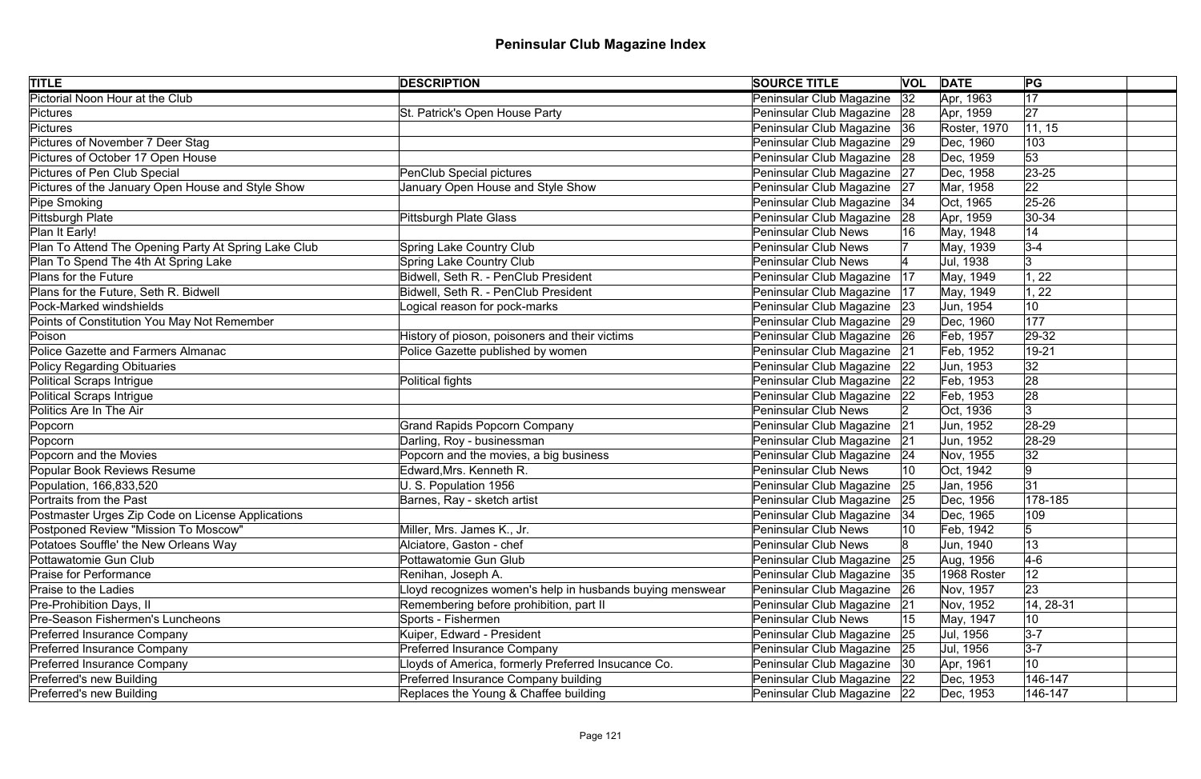# Peninsular Club Magazine Index

| TITLE | DESCRIPTION | SOURCE TITLE | VOL | DATE | PG | |
|---|---|---|---|---|---|---|
| Pictorial Noon Hour at the Club | | Peninsular Club Magazine | 32 | Apr, 1963 | 17 | |
| Pictures | St. Patrick's Open House Party | Peninsular Club Magazine | 28 | Apr, 1959 | 27 | |
| Pictures | | Peninsular Club Magazine | 36 | Roster, 1970 | 11, 15 | |
| Pictures of November 7 Deer Stag | | Peninsular Club Magazine | 29 | Dec, 1960 | 103 | |
| Pictures of October 17 Open House | | Peninsular Club Magazine | 28 | Dec, 1959 | 53 | |
| Pictures of Pen Club Special | PenClub Special pictures | Peninsular Club Magazine | 27 | Dec, 1958 | 23-25 | |
| Pictures of the January Open House and Style Show | January Open House and Style Show | Peninsular Club Magazine | 27 | Mar, 1958 | 22 | |
| Pipe Smoking | | Peninsular Club Magazine | 34 | Oct, 1965 | 25-26 | |
| Pittsburgh Plate | Pittsburgh Plate Glass | Peninsular Club Magazine | 28 | Apr, 1959 | 30-34 | |
| Plan It Early! | | Peninsular Club News | 16 | May, 1948 | 14 | |
| Plan To Attend The Opening Party At Spring Lake Club | Spring Lake Country Club | Peninsular Club News | 7 | May, 1939 | 3-4 | |
| Plan To Spend The 4th At Spring Lake | Spring Lake Country Club | Peninsular Club News | 4 | Jul, 1938 | 3 | |
| Plans for the Future | Bidwell, Seth R. - PenClub President | Peninsular Club Magazine | 17 | May, 1949 | 1, 22 | |
| Plans for the Future, Seth R. Bidwell | Bidwell, Seth R. - PenClub President | Peninsular Club Magazine | 17 | May, 1949 | 1, 22 | |
| Pock-Marked windshields | Logical reason for pock-marks | Peninsular Club Magazine | 23 | Jun, 1954 | 10 | |
| Points of Constitution You May Not Remember | | Peninsular Club Magazine | 29 | Dec, 1960 | 177 | |
| Poison | History of pioson, poisoners and their victims | Peninsular Club Magazine | 26 | Feb, 1957 | 29-32 | |
| Police Gazette and Farmers Almanac | Police Gazette published by women | Peninsular Club Magazine | 21 | Feb, 1952 | 19-21 | |
| Policy Regarding Obituaries | | Peninsular Club Magazine | 22 | Jun, 1953 | 32 | |
| Political Scraps Intrigue | Political fights | Peninsular Club Magazine | 22 | Feb, 1953 | 28 | |
| Political Scraps Intrigue | | Peninsular Club Magazine | 22 | Feb, 1953 | 28 | |
| Politics Are In The Air | | Peninsular Club News | 2 | Oct, 1936 | 3 | |
| Popcorn | Grand Rapids Popcorn Company | Peninsular Club Magazine | 21 | Jun, 1952 | 28-29 | |
| Popcorn | Darling, Roy - businessman | Peninsular Club Magazine | 21 | Jun, 1952 | 28-29 | |
| Popcorn and the Movies | Popcorn and the movies, a big business | Peninsular Club Magazine | 24 | Nov, 1955 | 32 | |
| Popular Book Reviews Resume | Edward,Mrs. Kenneth R. | Peninsular Club News | 10 | Oct, 1942 | 9 | |
| Population, 166,833,520 | U. S. Population 1956 | Peninsular Club Magazine | 25 | Jan, 1956 | 31 | |
| Portraits from the Past | Barnes, Ray - sketch artist | Peninsular Club Magazine | 25 | Dec, 1956 | 178-185 | |
| Postmaster Urges Zip Code on License Applications | | Peninsular Club Magazine | 34 | Dec, 1965 | 109 | |
| Postponed Review "Mission To Moscow" | Miller, Mrs. James K., Jr. | Peninsular Club News | 10 | Feb, 1942 | 5 | |
| Potatoes Souffle' the New Orleans Way | Alciatore, Gaston - chef | Peninsular Club News | 8 | Jun, 1940 | 13 | |
| Pottawatomie Gun Club | Pottawatomie Gun Glub | Peninsular Club Magazine | 25 | Aug, 1956 | 4-6 | |
| Praise for Performance | Renihan, Joseph A. | Peninsular Club Magazine | 35 | 1968 Roster | 12 | |
| Praise to the Ladies | Lloyd recognizes women's help in husbands buying menswear | Peninsular Club Magazine | 26 | Nov, 1957 | 23 | |
| Pre-Prohibition Days, II | Remembering before prohibition, part II | Peninsular Club Magazine | 21 | Nov, 1952 | 14, 28-31 | |
| Pre-Season Fishermen's Luncheons | Sports - Fishermen | Peninsular Club News | 15 | May, 1947 | 10 | |
| Preferred Insurance Company | Kuiper, Edward - President | Peninsular Club Magazine | 25 | Jul, 1956 | 3-7 | |
| Preferred Insurance Company | Preferred Insurance Company | Peninsular Club Magazine | 25 | Jul, 1956 | 3-7 | |
| Preferred Insurance Company | Lloyds of America, formerly Preferred Insucance Co. | Peninsular Club Magazine | 30 | Apr, 1961 | 10 | |
| Preferred's new Building | Preferred Insurance Company building | Peninsular Club Magazine | 22 | Dec, 1953 | 146-147 | |
| Preferred's new Building | Replaces the Young & Chaffee building | Peninsular Club Magazine | 22 | Dec, 1953 | 146-147 | |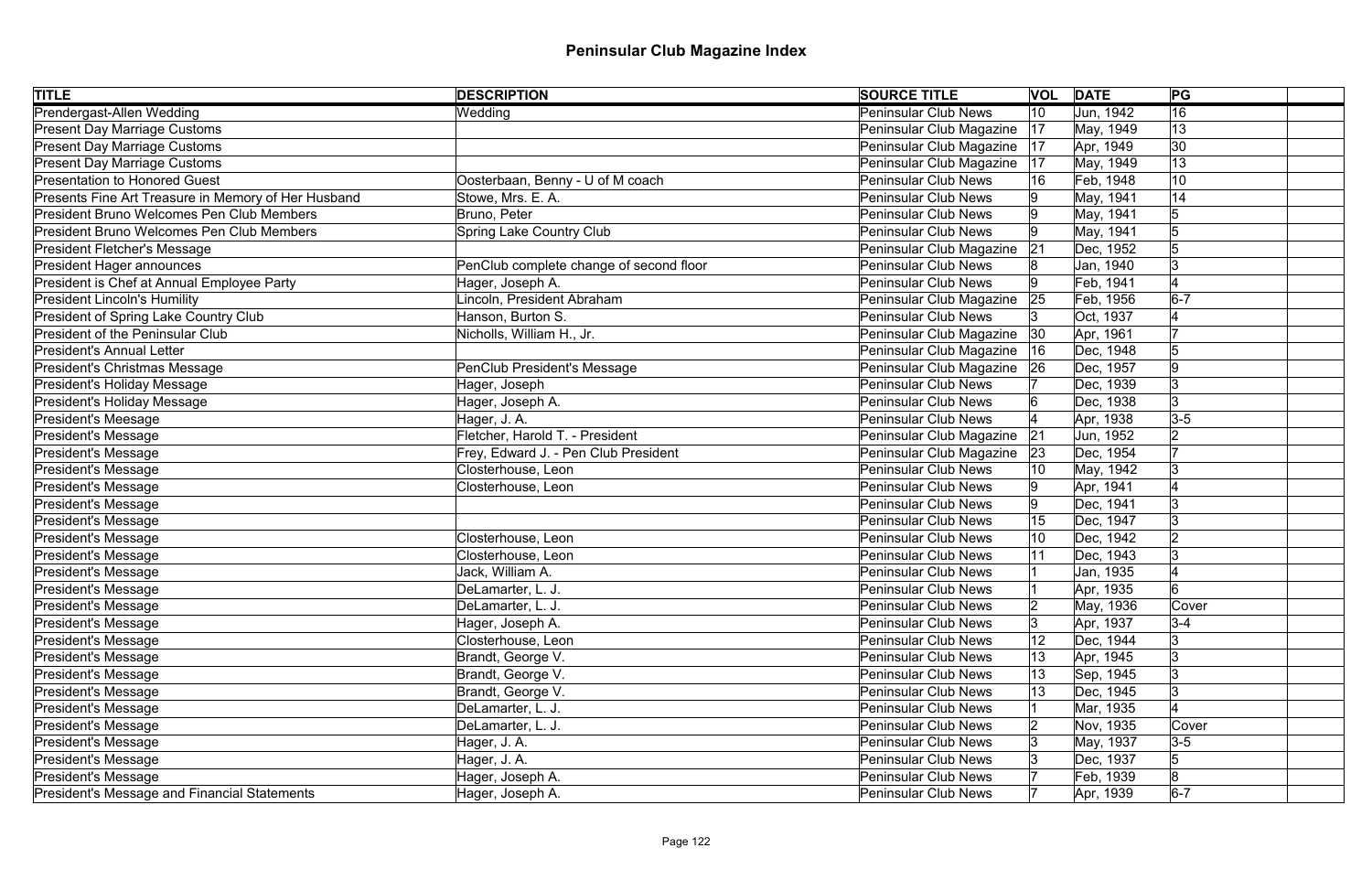# Peninsular Club Magazine Index

| TITLE | DESCRIPTION | SOURCE TITLE | VOL | DATE | PG | |
|---|---|---|---|---|---|---|
| Prendergast-Allen Wedding | Wedding | Peninsular Club News | 10 | Jun, 1942 | 16 | |
| Present Day Marriage Customs | | Peninsular Club Magazine | 17 | May, 1949 | 13 | |
| Present Day Marriage Customs | | Peninsular Club Magazine | 17 | Apr, 1949 | 30 | |
| Present Day Marriage Customs | | Peninsular Club Magazine | 17 | May, 1949 | 13 | |
| Presentation to Honored Guest | Oosterbaan, Benny - U of M coach | Peninsular Club News | 16 | Feb, 1948 | 10 | |
| Presents Fine Art Treasure in Memory of Her Husband | Stowe, Mrs. E. A. | Peninsular Club News | 9 | May, 1941 | 14 | |
| President Bruno Welcomes Pen Club Members | Bruno, Peter | Peninsular Club News | 9 | May, 1941 | 5 | |
| President Bruno Welcomes Pen Club Members | Spring Lake Country Club | Peninsular Club News | 9 | May, 1941 | 5 | |
| President Fletcher's Message | | Peninsular Club Magazine | 21 | Dec, 1952 | 5 | |
| President Hager announces | PenClub complete change of second floor | Peninsular Club News | 8 | Jan, 1940 | 3 | |
| President is Chef at Annual Employee Party | Hager, Joseph A. | Peninsular Club News | 9 | Feb, 1941 | 4 | |
| President Lincoln's Humility | Lincoln, President Abraham | Peninsular Club Magazine | 25 | Feb, 1956 | 6-7 | |
| President of Spring Lake Country Club | Hanson, Burton S. | Peninsular Club News | 3 | Oct, 1937 | 4 | |
| President of the Peninsular Club | Nicholls, William H., Jr. | Peninsular Club Magazine | 30 | Apr, 1961 | 7 | |
| President's Annual Letter | | Peninsular Club Magazine | 16 | Dec, 1948 | 5 | |
| President's Christmas Message | PenClub President's Message | Peninsular Club Magazine | 26 | Dec, 1957 | 9 | |
| President's Holiday Message | Hager, Joseph | Peninsular Club News | 7 | Dec, 1939 | 3 | |
| President's Holiday Message | Hager, Joseph A. | Peninsular Club News | 6 | Dec, 1938 | 3 | |
| President's Meesage | Hager, J. A. | Peninsular Club News | 4 | Apr, 1938 | 3-5 | |
| President's Message | Fletcher, Harold T. - President | Peninsular Club Magazine | 21 | Jun, 1952 | 2 | |
| President's Message | Frey, Edward J. - Pen Club President | Peninsular Club Magazine | 23 | Dec, 1954 | 7 | |
| President's Message | Closterhouse, Leon | Peninsular Club News | 10 | May, 1942 | 3 | |
| President's Message | Closterhouse, Leon | Peninsular Club News | 9 | Apr, 1941 | 4 | |
| President's Message | | Peninsular Club News | 9 | Dec, 1941 | 3 | |
| President's Message | | Peninsular Club News | 15 | Dec, 1947 | 3 | |
| President's Message | Closterhouse, Leon | Peninsular Club News | 10 | Dec, 1942 | 2 | |
| President's Message | Closterhouse, Leon | Peninsular Club News | 11 | Dec, 1943 | 3 | |
| President's Message | Jack, William A. | Peninsular Club News | 1 | Jan, 1935 | 4 | |
| President's Message | DeLamarter, L. J. | Peninsular Club News | 1 | Apr, 1935 | 6 | |
| President's Message | DeLamarter, L. J. | Peninsular Club News | 2 | May, 1936 | Cover | |
| President's Message | Hager, Joseph A. | Peninsular Club News | 3 | Apr, 1937 | 3-4 | |
| President's Message | Closterhouse, Leon | Peninsular Club News | 12 | Dec, 1944 | 3 | |
| President's Message | Brandt, George V. | Peninsular Club News | 13 | Apr, 1945 | 3 | |
| President's Message | Brandt, George V. | Peninsular Club News | 13 | Sep, 1945 | 3 | |
| President's Message | Brandt, George V. | Peninsular Club News | 13 | Dec, 1945 | 3 | |
| President's Message | DeLamarter, L. J. | Peninsular Club News | 1 | Mar, 1935 | 4 | |
| President's Message | DeLamarter, L. J. | Peninsular Club News | 2 | Nov, 1935 | Cover | |
| President's Message | Hager, J. A. | Peninsular Club News | 3 | May, 1937 | 3-5 | |
| President's Message | Hager, J. A. | Peninsular Club News | 3 | Dec, 1937 | 5 | |
| President's Message | Hager, Joseph A. | Peninsular Club News | 7 | Feb, 1939 | 8 | |
| President's Message and Financial Statements | Hager, Joseph A. | Peninsular Club News | 7 | Apr, 1939 | 6-7 | |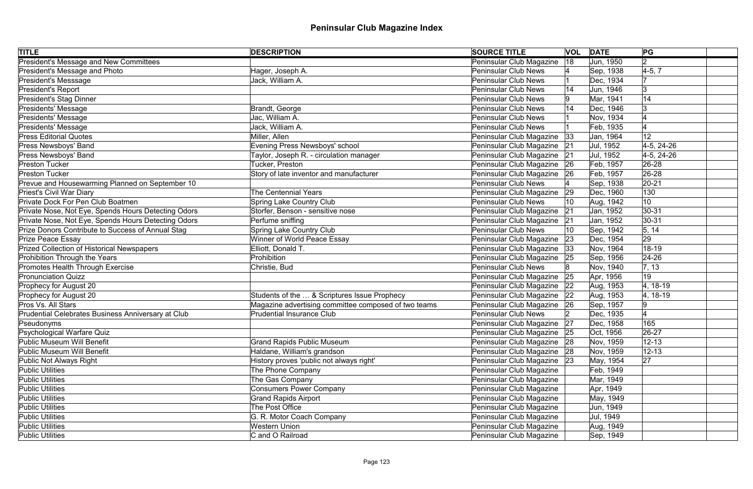# Peninsular Club Magazine Index

| TITLE | DESCRIPTION | SOURCE TITLE | VOL | DATE | PG | |
|---|---|---|---|---|---|---|
| President's Message and New Committees | | Peninsular Club Magazine | 18 | Jun, 1950 | 2 | |
| President's Message and Photo | Hager, Joseph A. | Peninsular Club News | 4 | Sep, 1938 | 4-5, 7 | |
| President's Messsage | Jack, William A. | Peninsular Club News | 1 | Dec, 1934 | 7 | |
| President's Report | | Peninsular Club News | 14 | Jun, 1946 | 3 | |
| President's Stag Dinner | | Peninsular Club News | 9 | Mar, 1941 | 14 | |
| Presidents' Message | Brandt, George | Peninsular Club News | 14 | Dec, 1946 | 3 | |
| Presidents' Message | Jac, William A. | Peninsular Club News | 1 | Nov, 1934 | 4 | |
| Presidents' Message | Jack, William A. | Peninsular Club News | 1 | Feb, 1935 | 4 | |
| Press Editorial Quotes | Miller, Allen | Peninsular Club Magazine | 33 | Jan, 1964 | 12 | |
| Press Newsboys' Band | Evening Press Newsboys' school | Peninsular Club Magazine | 21 | Jul, 1952 | 4-5, 24-26 | |
| Press Newsboys' Band | Taylor, Joseph R. - circulation manager | Peninsular Club Magazine | 21 | Jul, 1952 | 4-5, 24-26 | |
| Preston Tucker | Tucker, Preston | Peninsular Club Magazine | 26 | Feb, 1957 | 26-28 | |
| Preston Tucker | Story of late inventor and manufacturer | Peninsular Club Magazine | 26 | Feb, 1957 | 26-28 | |
| Prevue and Housewarming Planned on September 10 | | Peninsular Club News | 4 | Sep, 1938 | 20-21 | |
| Priest's Civil War Diary | The Centennial Years | Peninsular Club Magazine | 29 | Dec, 1960 | 130 | |
| Private Dock For Pen Club Boatmen | Spring Lake Country Club | Peninsular Club News | 10 | Aug, 1942 | 10 | |
| Private Nose, Not Eye, Spends Hours Detecting Odors | Storfer, Benson - sensitive nose | Peninsular Club Magazine | 21 | Jan, 1952 | 30-31 | |
| Private Nose, Not Eye, Spends Hours Detecting Odors | Perfume sniffing | Peninsular Club Magazine | 21 | Jan, 1952 | 30-31 | |
| Prize Donors Contribute to Success of Annual Stag | Spring Lake Country Club | Peninsular Club News | 10 | Sep, 1942 | 5, 14 | |
| Prize Peace Essay | Winner of World Peace Essay | Peninsular Club Magazine | 23 | Dec, 1954 | 29 | |
| Prized Collection of Historical Newspapers | Elliott, Donald T. | Peninsular Club Magazine | 33 | Nov, 1964 | 18-19 | |
| Prohibition Through the Years | Prohibition | Peninsular Club Magazine | 25 | Sep, 1956 | 24-26 | |
| Promotes Health Through Exercise | Christie, Bud | Peninsular Club News | 8 | Nov, 1940 | 7, 13 | |
| Pronunciation Quizz | | Peninsular Club Magazine | 25 | Apr, 1956 | 19 | |
| Prophecy for August 20 | | Peninsular Club Magazine | 22 | Aug, 1953 | 4, 18-19 | |
| Prophecy for August 20 | Students of the … & Scriptures Issue Prophecy | Peninsular Club Magazine | 22 | Aug, 1953 | 4, 18-19 | |
| Pros Vs. All Stars | Magazine advertising committee composed of two teams | Peninsular Club Magazine | 26 | Sep, 1957 | 9 | |
| Prudential Celebrates Business Anniversary at Club | Prudential Insurance Club | Peninsular Club News | 2 | Dec, 1935 | 4 | |
| Pseudonyms | | Peninsular Club Magazine | 27 | Dec, 1958 | 165 | |
| Psychological Warfare Quiz | | Peninsular Club Magazine | 25 | Oct, 1956 | 26-27 | |
| Public Museum Will Benefit | Grand Rapids Public Museum | Peninsular Club Magazine | 28 | Nov, 1959 | 12-13 | |
| Public Museum Will Benefit | Haldane, William's grandson | Peninsular Club Magazine | 28 | Nov, 1959 | 12-13 | |
| Public Not Always Right | History proves 'public not always right' | Peninsular Club Magazine | 23 | May, 1954 | 27 | |
| Public Utilities | The Phone Company | Peninsular Club Magazine | | Feb, 1949 | | |
| Public Utilities | The Gas Company | Peninsular Club Magazine | | Mar, 1949 | | |
| Public Utilities | Consumers Power Company | Peninsular Club Magazine | | Apr, 1949 | | |
| Public Utilities | Grand Rapids Airport | Peninsular Club Magazine | | May, 1949 | | |
| Public Utilities | The Post Office | Peninsular Club Magazine | | Jun, 1949 | | |
| Public Utilities | G. R. Motor Coach Company | Peninsular Club Magazine | | Jul, 1949 | | |
| Public Utilities | Western Union | Peninsular Club Magazine | | Aug, 1949 | | |
| Public Utilities | C and O Railroad | Peninsular Club Magazine | | Sep, 1949 | | |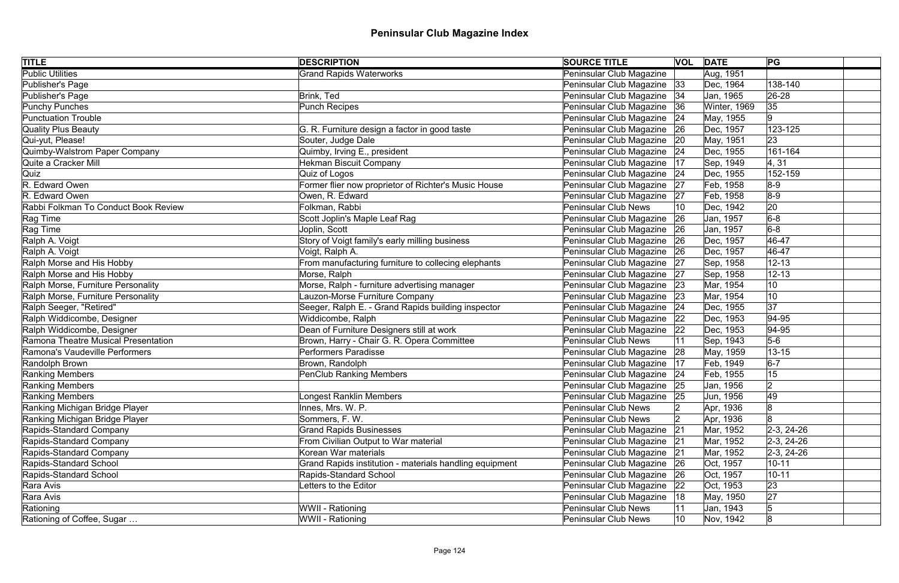# Peninsular Club Magazine Index

| TITLE | DESCRIPTION | SOURCE TITLE | VOL | DATE | PG | |
|---|---|---|---|---|---|---|
| Public Utilities | Grand Rapids Waterworks | Peninsular Club Magazine | | Aug, 1951 | | |
| Publisher's Page | | Peninsular Club Magazine | 33 | Dec, 1964 | 138-140 | |
| Publisher's Page | Brink, Ted | Peninsular Club Magazine | 34 | Jan, 1965 | 26-28 | |
| Punchy Punches | Punch Recipes | Peninsular Club Magazine | 36 | Winter, 1969 | 35 | |
| Punctuation Trouble | | Peninsular Club Magazine | 24 | May, 1955 | 9 | |
| Quality Plus Beauty | G. R. Furniture design a factor in good taste | Peninsular Club Magazine | 26 | Dec, 1957 | 123-125 | |
| Qui-yut, Please! | Souter, Judge Dale | Peninsular Club Magazine | 20 | May, 1951 | 23 | |
| Quimby-Walstrom Paper Company | Quimby, Irving E., president | Peninsular Club Magazine | 24 | Dec, 1955 | 161-164 | |
| Quite a Cracker Mill | Hekman Biscuit Company | Peninsular Club Magazine | 17 | Sep, 1949 | 4, 31 | |
| Quiz | Quiz of Logos | Peninsular Club Magazine | 24 | Dec, 1955 | 152-159 | |
| R. Edward Owen | Former flier now proprietor of Richter's Music House | Peninsular Club Magazine | 27 | Feb, 1958 | 8-9 | |
| R. Edward Owen | Owen, R. Edward | Peninsular Club Magazine | 27 | Feb, 1958 | 8-9 | |
| Rabbi Folkman To Conduct Book Review | Folkman, Rabbi | Peninsular Club News | 10 | Dec, 1942 | 20 | |
| Rag Time | Scott Joplin's Maple Leaf Rag | Peninsular Club Magazine | 26 | Jan, 1957 | 6-8 | |
| Rag Time | Joplin, Scott | Peninsular Club Magazine | 26 | Jan, 1957 | 6-8 | |
| Ralph A. Voigt | Story of Voigt family's early milling business | Peninsular Club Magazine | 26 | Dec, 1957 | 46-47 | |
| Ralph A. Voigt | Voigt, Ralph A. | Peninsular Club Magazine | 26 | Dec, 1957 | 46-47 | |
| Ralph Morse and His Hobby | From manufacturing furniture to collecing elephants | Peninsular Club Magazine | 27 | Sep, 1958 | 12-13 | |
| Ralph Morse and His Hobby | Morse, Ralph | Peninsular Club Magazine | 27 | Sep, 1958 | 12-13 | |
| Ralph Morse, Furniture Personality | Morse, Ralph - furniture advertising manager | Peninsular Club Magazine | 23 | Mar, 1954 | 10 | |
| Ralph Morse, Furniture Personality | Lauzon-Morse Furniture Company | Peninsular Club Magazine | 23 | Mar, 1954 | 10 | |
| Ralph Seeger, "Retired" | Seeger, Ralph E. - Grand Rapids building inspector | Peninsular Club Magazine | 24 | Dec, 1955 | 37 | |
| Ralph Widdicombe, Designer | Widdicombe, Ralph | Peninsular Club Magazine | 22 | Dec, 1953 | 94-95 | |
| Ralph Widdicombe, Designer | Dean of Furniture Designers still at work | Peninsular Club Magazine | 22 | Dec, 1953 | 94-95 | |
| Ramona Theatre Musical Presentation | Brown, Harry - Chair G. R. Opera Committee | Peninsular Club News | 11 | Sep, 1943 | 5-6 | |
| Ramona's Vaudeville Performers | Performers Paradisse | Peninsular Club Magazine | 28 | May, 1959 | 13-15 | |
| Randolph Brown | Brown, Randolph | Peninsular Club Magazine | 17 | Feb, 1949 | 6-7 | |
| Ranking Members | PenClub Ranking Members | Peninsular Club Magazine | 24 | Feb, 1955 | 15 | |
| Ranking Members | | Peninsular Club Magazine | 25 | Jan, 1956 | 2 | |
| Ranking Members | Longest Ranklin Members | Peninsular Club Magazine | 25 | Jun, 1956 | 49 | |
| Ranking Michigan Bridge Player | Innes, Mrs. W. P. | Peninsular Club News | 2 | Apr, 1936 | 8 | |
| Ranking Michigan Bridge Player | Sommers, F. W. | Peninsular Club News | 2 | Apr, 1936 | 8 | |
| Rapids-Standard Company | Grand Rapids Businesses | Peninsular Club Magazine | 21 | Mar, 1952 | 2-3, 24-26 | |
| Rapids-Standard Company | From Civilian Output to War material | Peninsular Club Magazine | 21 | Mar, 1952 | 2-3, 24-26 | |
| Rapids-Standard Company | Korean War materials | Peninsular Club Magazine | 21 | Mar, 1952 | 2-3, 24-26 | |
| Rapids-Standard School | Grand Rapids institution - materials handling equipment | Peninsular Club Magazine | 26 | Oct, 1957 | 10-11 | |
| Rapids-Standard School | Rapids-Standard School | Peninsular Club Magazine | 26 | Oct, 1957 | 10-11 | |
| Rara Avis | Letters to the Editor | Peninsular Club Magazine | 22 | Oct, 1953 | 23 | |
| Rara Avis | | Peninsular Club Magazine | 18 | May, 1950 | 27 | |
| Rationing | WWII - Rationing | Peninsular Club News | 11 | Jan, 1943 | 5 | |
| Rationing of Coffee, Sugar … | WWII - Rationing | Peninsular Club News | 10 | Nov, 1942 | 8 | |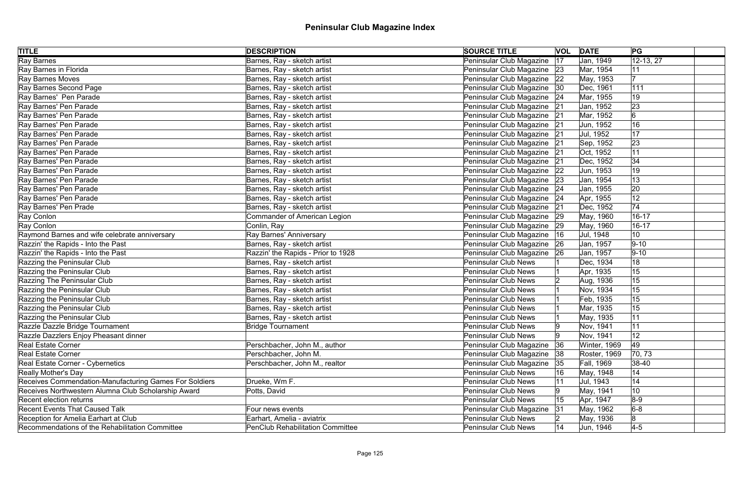# Peninsular Club Magazine Index

| TITLE | DESCRIPTION | SOURCE TITLE | VOL | DATE | PG | |
|---|---|---|---|---|---|---|
| Ray Barnes | Barnes, Ray - sketch artist | Peninsular Club Magazine | 17 | Jan, 1949 | 12-13, 27 | |
| Ray Barnes in Florida | Barnes, Ray - sketch artist | Peninsular Club Magazine | 23 | Mar, 1954 | 11 | |
| Ray Barnes Moves | Barnes, Ray - sketch artist | Peninsular Club Magazine | 22 | May, 1953 | 7 | |
| Ray Barnes Second Page | Barnes, Ray - sketch artist | Peninsular Club Magazine | 30 | Dec, 1961 | 111 | |
| Ray Barnes' Pen Parade | Barnes, Ray - sketch artist | Peninsular Club Magazine | 24 | Mar, 1955 | 19 | |
| Ray Barnes' Pen Parade | Barnes, Ray - sketch artist | Peninsular Club Magazine | 21 | Jan, 1952 | 23 | |
| Ray Barnes' Pen Parade | Barnes, Ray - sketch artist | Peninsular Club Magazine | 21 | Mar, 1952 | 6 | |
| Ray Barnes' Pen Parade | Barnes, Ray - sketch artist | Peninsular Club Magazine | 21 | Jun, 1952 | 16 | |
| Ray Barnes' Pen Parade | Barnes, Ray - sketch artist | Peninsular Club Magazine | 21 | Jul, 1952 | 17 | |
| Ray Barnes' Pen Parade | Barnes, Ray - sketch artist | Peninsular Club Magazine | 21 | Sep, 1952 | 23 | |
| Ray Barnes' Pen Parade | Barnes, Ray - sketch artist | Peninsular Club Magazine | 21 | Oct, 1952 | 11 | |
| Ray Barnes' Pen Parade | Barnes, Ray - sketch artist | Peninsular Club Magazine | 21 | Dec, 1952 | 34 | |
| Ray Barnes' Pen Parade | Barnes, Ray - sketch artist | Peninsular Club Magazine | 22 | Jun, 1953 | 19 | |
| Ray Barnes' Pen Parade | Barnes, Ray - sketch artist | Peninsular Club Magazine | 23 | Jan, 1954 | 13 | |
| Ray Barnes' Pen Parade | Barnes, Ray - sketch artist | Peninsular Club Magazine | 24 | Jan, 1955 | 20 | |
| Ray Barnes' Pen Parade | Barnes, Ray - sketch artist | Peninsular Club Magazine | 24 | Apr, 1955 | 12 | |
| Ray Barnes' Pen Prade | Barnes, Ray - sketch artist | Peninsular Club Magazine | 21 | Dec, 1952 | 74 | |
| Ray Conlon | Commander of American Legion | Peninsular Club Magazine | 29 | May, 1960 | 16-17 | |
| Ray Conlon | Conlin, Ray | Peninsular Club Magazine | 29 | May, 1960 | 16-17 | |
| Raymond Barnes and wife celebrate anniversary | Ray Barnes' Anniversary | Peninsular Club Magazine | 16 | Jul, 1948 | 10 | |
| Razzin' the Rapids - Into the Past | Barnes, Ray - sketch artist | Peninsular Club Magazine | 26 | Jan, 1957 | 9-10 | |
| Razzin' the Rapids - Into the Past | Razzin' the Rapids - Prior to 1928 | Peninsular Club Magazine | 26 | Jan, 1957 | 9-10 | |
| Razzing the Peninsular Club | Barnes, Ray - sketch artist | Peninsular Club News | 1 | Dec, 1934 | 18 | |
| Razzing the Peninsular Club | Barnes, Ray - sketch artist | Peninsular Club News | 1 | Apr, 1935 | 15 | |
| Razzing The Peninsular Club | Barnes, Ray - sketch artist | Peninsular Club News | 2 | Aug, 1936 | 15 | |
| Razzing the Peninsular Club | Barnes, Ray - sketch artist | Peninsular Club News | 1 | Nov, 1934 | 15 | |
| Razzing the Peninsular Club | Barnes, Ray - sketch artist | Peninsular Club News | 1 | Feb, 1935 | 15 | |
| Razzing the Peninsular Club | Barnes, Ray - sketch artist | Peninsular Club News | 1 | Mar, 1935 | 15 | |
| Razzing the Peninsular Club | Barnes, Ray - sketch artist | Peninsular Club News | 1 | May, 1935 | 11 | |
| Razzle Dazzle Bridge Tournament | Bridge Tournament | Peninsular Club News | 9 | Nov, 1941 | 11 | |
| Razzle Dazzlers Enjoy Pheasant dinner | | Peninsular Club News | 9 | Nov, 1941 | 12 | |
| Real Estate Corner | Perschbacher, John M., author | Peninsular Club Magazine | 36 | Winter, 1969 | 49 | |
| Real Estate Corner | Perschbacher, John M. | Peninsular Club Magazine | 38 | Roster, 1969 | 70, 73 | |
| Real Estate Corner - Cybernetics | Perschbacher, John M., realtor | Peninsular Club Magazine | 35 | Fall, 1969 | 38-40 | |
| Really Mother's Day | | Peninsular Club News | 16 | May, 1948 | 14 | |
| Receives Commendation-Manufacturing Games For Soldiers | Drueke, Wm F. | Peninsular Club News | 11 | Jul, 1943 | 14 | |
| Receives Northwestern Alumna Club Scholarship Award | Potts, David | Peninsular Club News | 9 | May, 1941 | 10 | |
| Recent election returns | | Peninsular Club News | 15 | Apr, 1947 | 8-9 | |
| Recent Events That Caused Talk | Four news events | Peninsular Club Magazine | 31 | May, 1962 | 6-8 | |
| Reception for Amelia Earhart at Club | Earhart, Amelia - aviatrix | Peninsular Club News | 2 | May, 1936 | 8 | |
| Recommendations of the Rehabilitation Committee | PenClub Rehabilitation Committee | Peninsular Club News | 14 | Jun, 1946 | 4-5 | |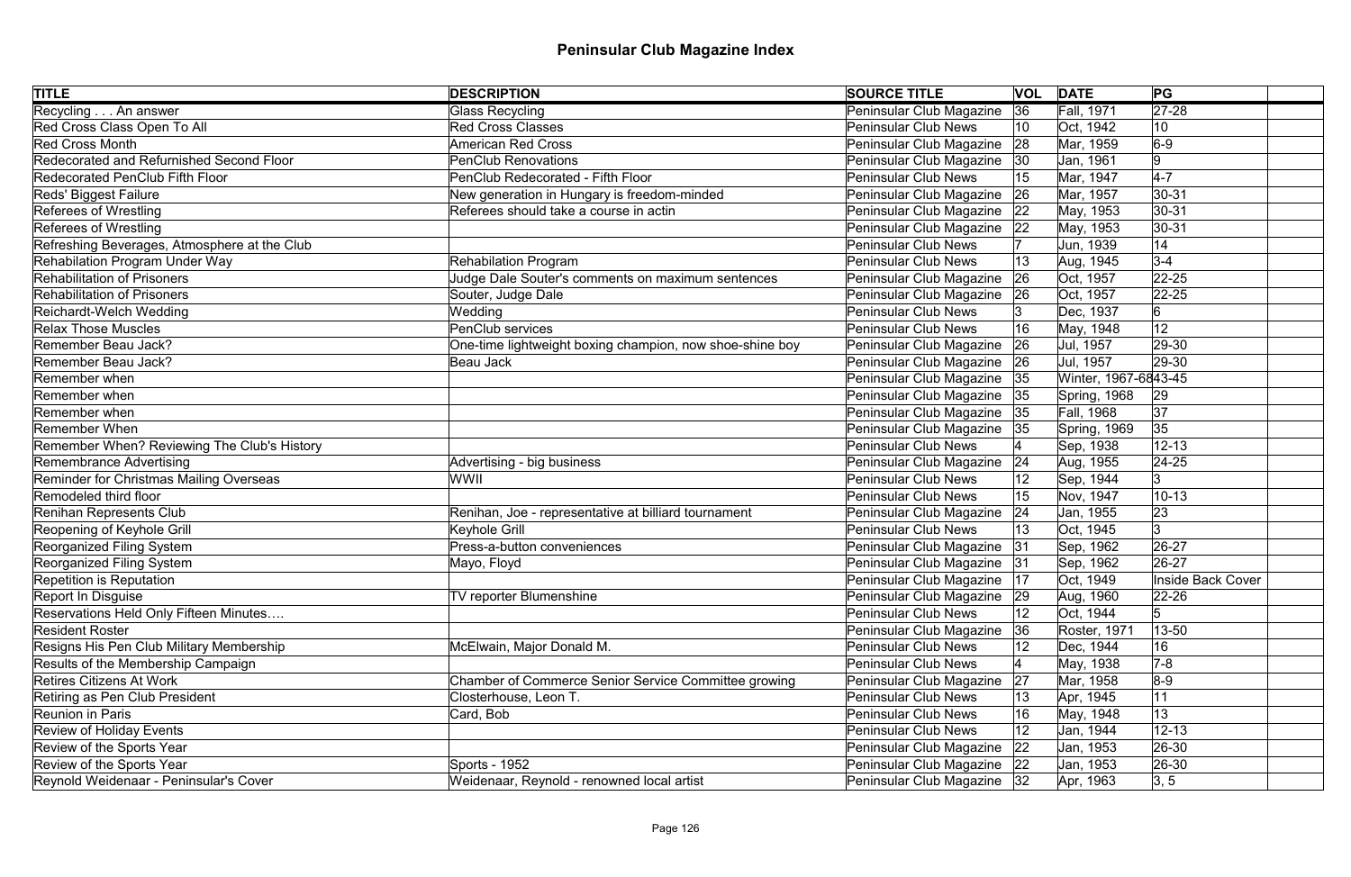# Peninsular Club Magazine Index

| TITLE | DESCRIPTION | SOURCE TITLE | VOL | DATE | PG | |
|---|---|---|---|---|---|---|
| Recycling . . . An answer | Glass Recycling | Peninsular Club Magazine | 36 | Fall, 1971 | 27-28 | |
| Red Cross Class Open To All | Red Cross Classes | Peninsular Club News | 10 | Oct, 1942 | 10 | |
| Red Cross Month | American Red Cross | Peninsular Club Magazine | 28 | Mar, 1959 | 6-9 | |
| Redecorated and Refurnished Second Floor | PenClub Renovations | Peninsular Club Magazine | 30 | Jan, 1961 | 9 | |
| Redecorated PenClub Fifth Floor | PenClub Redecorated - Fifth Floor | Peninsular Club News | 15 | Mar, 1947 | 4-7 | |
| Reds' Biggest Failure | New generation in Hungary is freedom-minded | Peninsular Club Magazine | 26 | Mar, 1957 | 30-31 | |
| Referees of Wrestling | Referees should take a course in actin | Peninsular Club Magazine | 22 | May, 1953 | 30-31 | |
| Referees of Wrestling | | Peninsular Club Magazine | 22 | May, 1953 | 30-31 | |
| Refreshing Beverages, Atmosphere at the Club | | Peninsular Club News | 7 | Jun, 1939 | 14 | |
| Rehabilation Program Under Way | Rehabilation Program | Peninsular Club News | 13 | Aug, 1945 | 3-4 | |
| Rehabilitation of Prisoners | Judge Dale Souter's comments on maximum sentences | Peninsular Club Magazine | 26 | Oct, 1957 | 22-25 | |
| Rehabilitation of Prisoners | Souter, Judge Dale | Peninsular Club Magazine | 26 | Oct, 1957 | 22-25 | |
| Reichardt-Welch Wedding | Wedding | Peninsular Club News | 3 | Dec, 1937 | 6 | |
| Relax Those Muscles | PenClub services | Peninsular Club News | 16 | May, 1948 | 12 | |
| Remember Beau Jack? | One-time lightweight boxing champion, now shoe-shine boy | Peninsular Club Magazine | 26 | Jul, 1957 | 29-30 | |
| Remember Beau Jack? | Beau Jack | Peninsular Club Magazine | 26 | Jul, 1957 | 29-30 | |
| Remember when | | Peninsular Club Magazine | 35 | Winter, 1967-68 | 43-45 | |
| Remember when | | Peninsular Club Magazine | 35 | Spring, 1968 | 29 | |
| Remember when | | Peninsular Club Magazine | 35 | Fall, 1968 | 37 | |
| Remember When | | Peninsular Club Magazine | 35 | Spring, 1969 | 35 | |
| Remember When? Reviewing The Club's History | | Peninsular Club News | 4 | Sep, 1938 | 12-13 | |
| Remembrance Advertising | Advertising - big business | Peninsular Club Magazine | 24 | Aug, 1955 | 24-25 | |
| Reminder for Christmas Mailing Overseas | WWII | Peninsular Club News | 12 | Sep, 1944 | 3 | |
| Remodeled third floor | | Peninsular Club News | 15 | Nov, 1947 | 10-13 | |
| Renihan Represents Club | Renihan, Joe - representative at billiard tournament | Peninsular Club Magazine | 24 | Jan, 1955 | 23 | |
| Reopening of Keyhole Grill | Keyhole Grill | Peninsular Club News | 13 | Oct, 1945 | 3 | |
| Reorganized Filing System | Press-a-button conveniences | Peninsular Club Magazine | 31 | Sep, 1962 | 26-27 | |
| Reorganized Filing System | Mayo, Floyd | Peninsular Club Magazine | 31 | Sep, 1962 | 26-27 | |
| Repetition is Reputation | | Peninsular Club Magazine | 17 | Oct, 1949 | Inside Back Cover | |
| Report In Disguise | TV reporter Blumenshine | Peninsular Club Magazine | 29 | Aug, 1960 | 22-26 | |
| Reservations Held Only Fifteen Minutes…. | | Peninsular Club News | 12 | Oct, 1944 | 5 | |
| Resident Roster | | Peninsular Club Magazine | 36 | Roster, 1971 | 13-50 | |
| Resigns His Pen Club Military Membership | McElwain, Major Donald M. | Peninsular Club News | 12 | Dec, 1944 | 16 | |
| Results of the Membership Campaign | | Peninsular Club News | 4 | May, 1938 | 7-8 | |
| Retires Citizens At Work | Chamber of Commerce Senior Service Committee growing | Peninsular Club Magazine | 27 | Mar, 1958 | 8-9 | |
| Retiring as Pen Club President | Closterhouse, Leon T. | Peninsular Club News | 13 | Apr, 1945 | 11 | |
| Reunion in Paris | Card, Bob | Peninsular Club News | 16 | May, 1948 | 13 | |
| Review of Holiday Events | | Peninsular Club News | 12 | Jan, 1944 | 12-13 | |
| Review of the Sports Year | | Peninsular Club Magazine | 22 | Jan, 1953 | 26-30 | |
| Review of the Sports Year | Sports - 1952 | Peninsular Club Magazine | 22 | Jan, 1953 | 26-30 | |
| Reynold Weidenaar - Peninsular's Cover | Weidenaar, Reynold - renowned local artist | Peninsular Club Magazine | 32 | Apr, 1963 | 3, 5 | |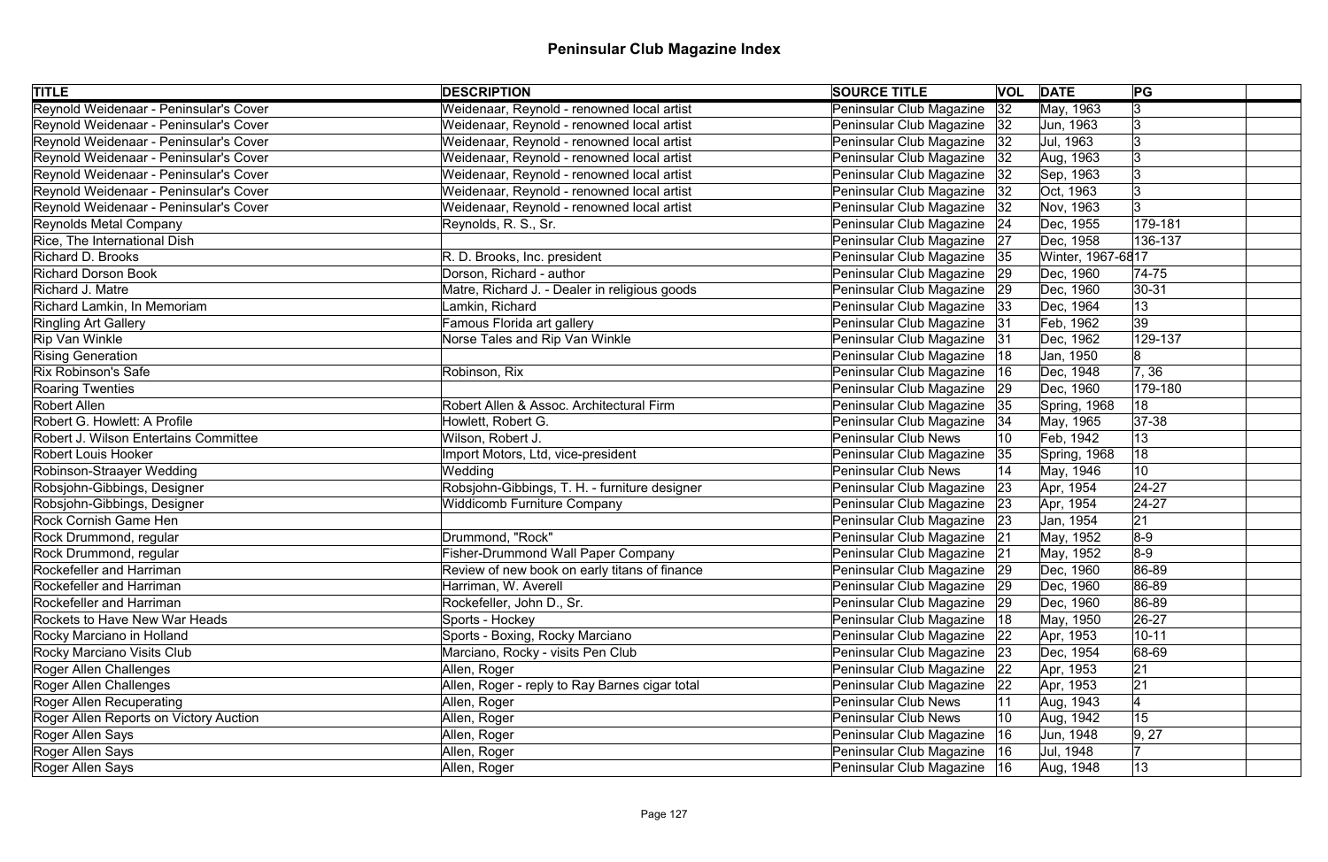# Peninsular Club Magazine Index

| TITLE | DESCRIPTION | SOURCE TITLE | VOL | DATE | PG | |
|---|---|---|---|---|---|---|
| Reynold Weidenaar - Peninsular's Cover | Weidenaar, Reynold - renowned local artist | Peninsular Club Magazine | 32 | May, 1963 | 3 | |
| Reynold Weidenaar - Peninsular's Cover | Weidenaar, Reynold - renowned local artist | Peninsular Club Magazine | 32 | Jun, 1963 | 3 | |
| Reynold Weidenaar - Peninsular's Cover | Weidenaar, Reynold - renowned local artist | Peninsular Club Magazine | 32 | Jul, 1963 | 3 | |
| Reynold Weidenaar - Peninsular's Cover | Weidenaar, Reynold - renowned local artist | Peninsular Club Magazine | 32 | Aug, 1963 | 3 | |
| Reynold Weidenaar - Peninsular's Cover | Weidenaar, Reynold - renowned local artist | Peninsular Club Magazine | 32 | Sep, 1963 | 3 | |
| Reynold Weidenaar - Peninsular's Cover | Weidenaar, Reynold - renowned local artist | Peninsular Club Magazine | 32 | Oct, 1963 | 3 | |
| Reynold Weidenaar - Peninsular's Cover | Weidenaar, Reynold - renowned local artist | Peninsular Club Magazine | 32 | Nov, 1963 | 3 | |
| Reynolds Metal Company | Reynolds, R. S., Sr. | Peninsular Club Magazine | 24 | Dec, 1955 | 179-181 | |
| Rice, The International Dish | | Peninsular Club Magazine | 27 | Dec, 1958 | 136-137 | |
| Richard D. Brooks | R. D. Brooks, Inc. president | Peninsular Club Magazine | 35 | Winter, 1967-68 | 17 | |
| Richard Dorson Book | Dorson, Richard - author | Peninsular Club Magazine | 29 | Dec, 1960 | 74-75 | |
| Richard J. Matre | Matre, Richard J. - Dealer in religious goods | Peninsular Club Magazine | 29 | Dec, 1960 | 30-31 | |
| Richard Lamkin, In Memoriam | Lamkin, Richard | Peninsular Club Magazine | 33 | Dec, 1964 | 13 | |
| Ringling Art Gallery | Famous Florida art gallery | Peninsular Club Magazine | 31 | Feb, 1962 | 39 | |
| Rip Van Winkle | Norse Tales and Rip Van Winkle | Peninsular Club Magazine | 31 | Dec, 1962 | 129-137 | |
| Rising Generation | | Peninsular Club Magazine | 18 | Jan, 1950 | 8 | |
| Rix Robinson's Safe | Robinson, Rix | Peninsular Club Magazine | 16 | Dec, 1948 | 7, 36 | |
| Roaring Twenties | | Peninsular Club Magazine | 29 | Dec, 1960 | 179-180 | |
| Robert Allen | Robert Allen & Assoc. Architectural Firm | Peninsular Club Magazine | 35 | Spring, 1968 | 18 | |
| Robert G. Howlett: A Profile | Howlett, Robert G. | Peninsular Club Magazine | 34 | May, 1965 | 37-38 | |
| Robert J. Wilson Entertains Committee | Wilson, Robert J. | Peninsular Club News | 10 | Feb, 1942 | 13 | |
| Robert Louis Hooker | Import Motors, Ltd, vice-president | Peninsular Club Magazine | 35 | Spring, 1968 | 18 | |
| Robinson-Straayer Wedding | Wedding | Peninsular Club News | 14 | May, 1946 | 10 | |
| Robsjohn-Gibbings, Designer | Robsjohn-Gibbings, T. H. - furniture designer | Peninsular Club Magazine | 23 | Apr, 1954 | 24-27 | |
| Robsjohn-Gibbings, Designer | Widdicomb Furniture Company | Peninsular Club Magazine | 23 | Apr, 1954 | 24-27 | |
| Rock Cornish Game Hen | | Peninsular Club Magazine | 23 | Jan, 1954 | 21 | |
| Rock Drummond, regular | Drummond, "Rock" | Peninsular Club Magazine | 21 | May, 1952 | 8-9 | |
| Rock Drummond, regular | Fisher-Drummond Wall Paper Company | Peninsular Club Magazine | 21 | May, 1952 | 8-9 | |
| Rockefeller and Harriman | Review of new book on early titans of finance | Peninsular Club Magazine | 29 | Dec, 1960 | 86-89 | |
| Rockefeller and Harriman | Harriman, W. Averell | Peninsular Club Magazine | 29 | Dec, 1960 | 86-89 | |
| Rockefeller and Harriman | Rockefeller, John D., Sr. | Peninsular Club Magazine | 29 | Dec, 1960 | 86-89 | |
| Rockets to Have New War Heads | Sports - Hockey | Peninsular Club Magazine | 18 | May, 1950 | 26-27 | |
| Rocky Marciano in Holland | Sports - Boxing, Rocky Marciano | Peninsular Club Magazine | 22 | Apr, 1953 | 10-11 | |
| Rocky Marciano Visits Club | Marciano, Rocky - visits Pen Club | Peninsular Club Magazine | 23 | Dec, 1954 | 68-69 | |
| Roger Allen Challenges | Allen, Roger | Peninsular Club Magazine | 22 | Apr, 1953 | 21 | |
| Roger Allen Challenges | Allen, Roger - reply to Ray Barnes cigar total | Peninsular Club Magazine | 22 | Apr, 1953 | 21 | |
| Roger Allen Recuperating | Allen, Roger | Peninsular Club News | 11 | Aug, 1943 | 4 | |
| Roger Allen Reports on Victory Auction | Allen, Roger | Peninsular Club News | 10 | Aug, 1942 | 15 | |
| Roger Allen Says | Allen, Roger | Peninsular Club Magazine | 16 | Jun, 1948 | 9, 27 | |
| Roger Allen Says | Allen, Roger | Peninsular Club Magazine | 16 | Jul, 1948 | 7 | |
| Roger Allen Says | Allen, Roger | Peninsular Club Magazine | 16 | Aug, 1948 | 13 | |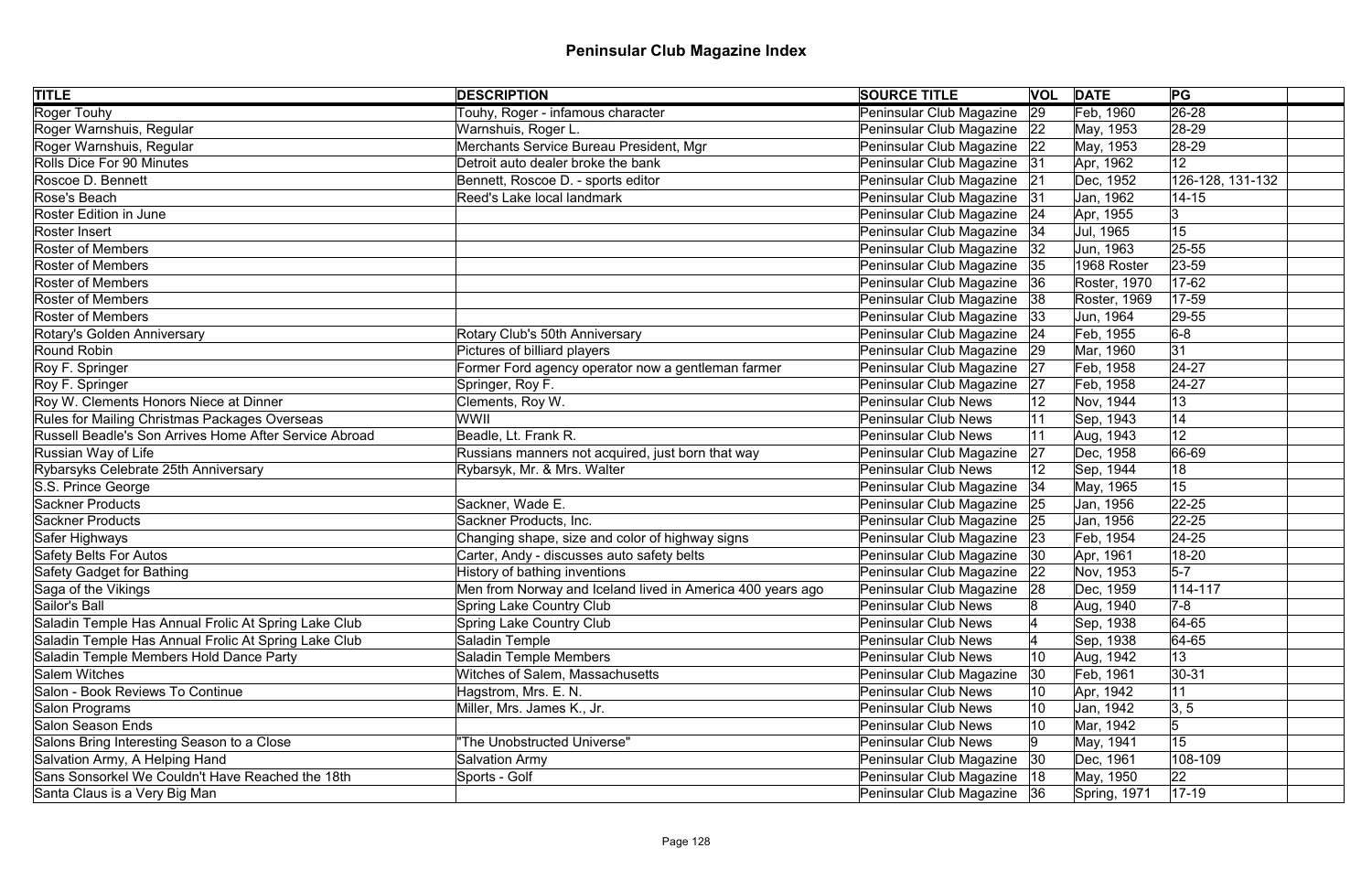# Peninsular Club Magazine Index

| TITLE | DESCRIPTION | SOURCE TITLE | VOL | DATE | PG | |
|---|---|---|---|---|---|---|
| Roger Touhy | Touhy, Roger - infamous character | Peninsular Club Magazine | 29 | Feb, 1960 | 26-28 | |
| Roger Warnshuis, Regular | Warnshuis, Roger L. | Peninsular Club Magazine | 22 | May, 1953 | 28-29 | |
| Roger Warnshuis, Regular | Merchants Service Bureau President, Mgr | Peninsular Club Magazine | 22 | May, 1953 | 28-29 | |
| Rolls Dice For 90 Minutes | Detroit auto dealer broke the bank | Peninsular Club Magazine | 31 | Apr, 1962 | 12 | |
| Roscoe D. Bennett | Bennett, Roscoe D. - sports editor | Peninsular Club Magazine | 21 | Dec, 1952 | 126-128, 131-132 | |
| Rose's Beach | Reed's Lake local landmark | Peninsular Club Magazine | 31 | Jan, 1962 | 14-15 | |
| Roster Edition in June | | Peninsular Club Magazine | 24 | Apr, 1955 | 3 | |
| Roster Insert | | Peninsular Club Magazine | 34 | Jul, 1965 | 15 | |
| Roster of Members | | Peninsular Club Magazine | 32 | Jun, 1963 | 25-55 | |
| Roster of Members | | Peninsular Club Magazine | 35 | 1968 Roster | 23-59 | |
| Roster of Members | | Peninsular Club Magazine | 36 | Roster, 1970 | 17-62 | |
| Roster of Members | | Peninsular Club Magazine | 38 | Roster, 1969 | 17-59 | |
| Roster of Members | | Peninsular Club Magazine | 33 | Jun, 1964 | 29-55 | |
| Rotary's Golden Anniversary | Rotary Club's 50th Anniversary | Peninsular Club Magazine | 24 | Feb, 1955 | 6-8 | |
| Round Robin | Pictures of billiard players | Peninsular Club Magazine | 29 | Mar, 1960 | 31 | |
| Roy F. Springer | Former Ford agency operator now a gentleman farmer | Peninsular Club Magazine | 27 | Feb, 1958 | 24-27 | |
| Roy F. Springer | Springer, Roy F. | Peninsular Club Magazine | 27 | Feb, 1958 | 24-27 | |
| Roy W. Clements Honors Niece at Dinner | Clements, Roy W. | Peninsular Club News | 12 | Nov, 1944 | 13 | |
| Rules for Mailing Christmas Packages Overseas | WWII | Peninsular Club News | 11 | Sep, 1943 | 14 | |
| Russell Beadle's Son Arrives Home After Service Abroad | Beadle, Lt. Frank R. | Peninsular Club News | 11 | Aug, 1943 | 12 | |
| Russian Way of Life | Russians manners not acquired, just born that way | Peninsular Club Magazine | 27 | Dec, 1958 | 66-69 | |
| Rybarsyks Celebrate 25th Anniversary | Rybarsyk, Mr. & Mrs. Walter | Peninsular Club News | 12 | Sep, 1944 | 18 | |
| S.S. Prince George | | Peninsular Club Magazine | 34 | May, 1965 | 15 | |
| Sackner Products | Sackner, Wade E. | Peninsular Club Magazine | 25 | Jan, 1956 | 22-25 | |
| Sackner Products | Sackner Products, Inc. | Peninsular Club Magazine | 25 | Jan, 1956 | 22-25 | |
| Safer Highways | Changing shape, size and color of highway signs | Peninsular Club Magazine | 23 | Feb, 1954 | 24-25 | |
| Safety Belts For Autos | Carter, Andy - discusses auto safety belts | Peninsular Club Magazine | 30 | Apr, 1961 | 18-20 | |
| Safety Gadget for Bathing | History of bathing inventions | Peninsular Club Magazine | 22 | Nov, 1953 | 5-7 | |
| Saga of the Vikings | Men from Norway and Iceland lived in America 400 years ago | Peninsular Club Magazine | 28 | Dec, 1959 | 114-117 | |
| Sailor's Ball | Spring Lake Country Club | Peninsular Club News | 8 | Aug, 1940 | 7-8 | |
| Saladin Temple Has Annual Frolic At Spring Lake Club | Spring Lake Country Club | Peninsular Club News | 4 | Sep, 1938 | 64-65 | |
| Saladin Temple Has Annual Frolic At Spring Lake Club | Saladin Temple | Peninsular Club News | 4 | Sep, 1938 | 64-65 | |
| Saladin Temple Members Hold Dance Party | Saladin Temple Members | Peninsular Club News | 10 | Aug, 1942 | 13 | |
| Salem Witches | Witches of Salem, Massachusetts | Peninsular Club Magazine | 30 | Feb, 1961 | 30-31 | |
| Salon - Book Reviews To Continue | Hagstrom, Mrs. E. N. | Peninsular Club News | 10 | Apr, 1942 | 11 | |
| Salon Programs | Miller, Mrs. James K., Jr. | Peninsular Club News | 10 | Jan, 1942 | 3, 5 | |
| Salon Season Ends | | Peninsular Club News | 10 | Mar, 1942 | 5 | |
| Salons Bring Interesting Season to a Close | "The Unobstructed Universe" | Peninsular Club News | 9 | May, 1941 | 15 | |
| Salvation Army, A Helping Hand | Salvation Army | Peninsular Club Magazine | 30 | Dec, 1961 | 108-109 | |
| Sans Sonsorkel We Couldn't Have Reached the 18th | Sports - Golf | Peninsular Club Magazine | 18 | May, 1950 | 22 | |
| Santa Claus is a Very Big Man | | Peninsular Club Magazine | 36 | Spring, 1971 | 17-19 | |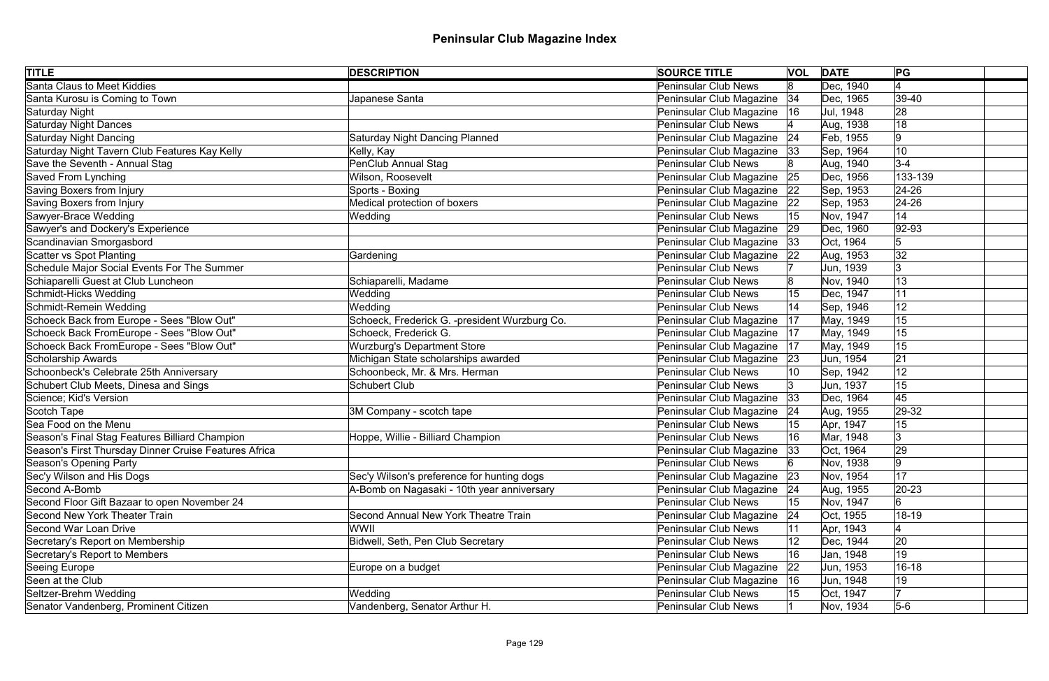# Peninsular Club Magazine Index

| TITLE | DESCRIPTION | SOURCE TITLE | VOL | DATE | PG | |
|---|---|---|---|---|---|---|
| Santa Claus to Meet Kiddies | | Peninsular Club News | 8 | Dec, 1940 | 4 | |
| Santa Kurosu is Coming to Town | Japanese Santa | Peninsular Club Magazine | 34 | Dec, 1965 | 39-40 | |
| Saturday Night | | Peninsular Club Magazine | 16 | Jul, 1948 | 28 | |
| Saturday Night Dances | | Peninsular Club News | 4 | Aug, 1938 | 18 | |
| Saturday Night Dancing | Saturday Night Dancing Planned | Peninsular Club Magazine | 24 | Feb, 1955 | 9 | |
| Saturday Night Tavern Club Features Kay Kelly | Kelly, Kay | Peninsular Club Magazine | 33 | Sep, 1964 | 10 | |
| Save the Seventh - Annual Stag | PenClub Annual Stag | Peninsular Club News | 8 | Aug, 1940 | 3-4 | |
| Saved From Lynching | Wilson, Roosevelt | Peninsular Club Magazine | 25 | Dec, 1956 | 133-139 | |
| Saving Boxers from Injury | Sports - Boxing | Peninsular Club Magazine | 22 | Sep, 1953 | 24-26 | |
| Saving Boxers from Injury | Medical protection of boxers | Peninsular Club Magazine | 22 | Sep, 1953 | 24-26 | |
| Sawyer-Brace Wedding | Wedding | Peninsular Club News | 15 | Nov, 1947 | 14 | |
| Sawyer's and Dockery's Experience | | Peninsular Club Magazine | 29 | Dec, 1960 | 92-93 | |
| Scandinavian Smorgasbord | | Peninsular Club Magazine | 33 | Oct, 1964 | 5 | |
| Scatter vs Spot Planting | Gardening | Peninsular Club Magazine | 22 | Aug, 1953 | 32 | |
| Schedule Major Social Events For The Summer | | Peninsular Club News | 7 | Jun, 1939 | 3 | |
| Schiaparelli Guest at Club Luncheon | Schiaparelli, Madame | Peninsular Club News | 8 | Nov, 1940 | 13 | |
| Schmidt-Hicks Wedding | Wedding | Peninsular Club News | 15 | Dec, 1947 | 11 | |
| Schmidt-Remein Wedding | Wedding | Peninsular Club News | 14 | Sep, 1946 | 12 | |
| Schoeck Back from Europe - Sees "Blow Out" | Schoeck, Frederick G. -president Wurzburg Co. | Peninsular Club Magazine | 17 | May, 1949 | 15 | |
| Schoeck Back FromEurope - Sees "Blow Out" | Schoeck, Frederick G. | Peninsular Club Magazine | 17 | May, 1949 | 15 | |
| Schoeck Back FromEurope - Sees "Blow Out" | Wurzburg's Department Store | Peninsular Club Magazine | 17 | May, 1949 | 15 | |
| Scholarship Awards | Michigan State scholarships awarded | Peninsular Club Magazine | 23 | Jun, 1954 | 21 | |
| Schoonbeck's Celebrate 25th Anniversary | Schoonbeck, Mr. & Mrs. Herman | Peninsular Club News | 10 | Sep, 1942 | 12 | |
| Schubert Club Meets, Dinesa and Sings | Schubert Club | Peninsular Club News | 3 | Jun, 1937 | 15 | |
| Science; Kid's Version | | Peninsular Club Magazine | 33 | Dec, 1964 | 45 | |
| Scotch Tape | 3M Company - scotch tape | Peninsular Club Magazine | 24 | Aug, 1955 | 29-32 | |
| Sea Food on the Menu | | Peninsular Club News | 15 | Apr, 1947 | 15 | |
| Season's Final Stag Features Billiard Champion | Hoppe, Willie - Billiard Champion | Peninsular Club News | 16 | Mar, 1948 | 3 | |
| Season's First Thursday Dinner Cruise Features Africa | | Peninsular Club Magazine | 33 | Oct, 1964 | 29 | |
| Season's Opening Party | | Peninsular Club News | 6 | Nov, 1938 | 9 | |
| Sec'y Wilson and His Dogs | Sec'y Wilson's preference for hunting dogs | Peninsular Club Magazine | 23 | Nov, 1954 | 17 | |
| Second A-Bomb | A-Bomb on Nagasaki - 10th year anniversary | Peninsular Club Magazine | 24 | Aug, 1955 | 20-23 | |
| Second Floor Gift Bazaar to open November 24 | | Peninsular Club News | 15 | Nov, 1947 | 6 | |
| Second New York Theater Train | Second Annual New York Theatre Train | Peninsular Club Magazine | 24 | Oct, 1955 | 18-19 | |
| Second War Loan Drive | WWII | Peninsular Club News | 11 | Apr, 1943 | 4 | |
| Secretary's Report on Membership | Bidwell, Seth, Pen Club Secretary | Peninsular Club News | 12 | Dec, 1944 | 20 | |
| Secretary's Report to Members | | Peninsular Club News | 16 | Jan, 1948 | 19 | |
| Seeing Europe | Europe on a budget | Peninsular Club Magazine | 22 | Jun, 1953 | 16-18 | |
| Seen at the Club | | Peninsular Club Magazine | 16 | Jun, 1948 | 19 | |
| Seltzer-Brehm Wedding | Wedding | Peninsular Club News | 15 | Oct, 1947 | 7 | |
| Senator Vandenberg, Prominent Citizen | Vandenberg, Senator Arthur H. | Peninsular Club News | 1 | Nov, 1934 | 5-6 | |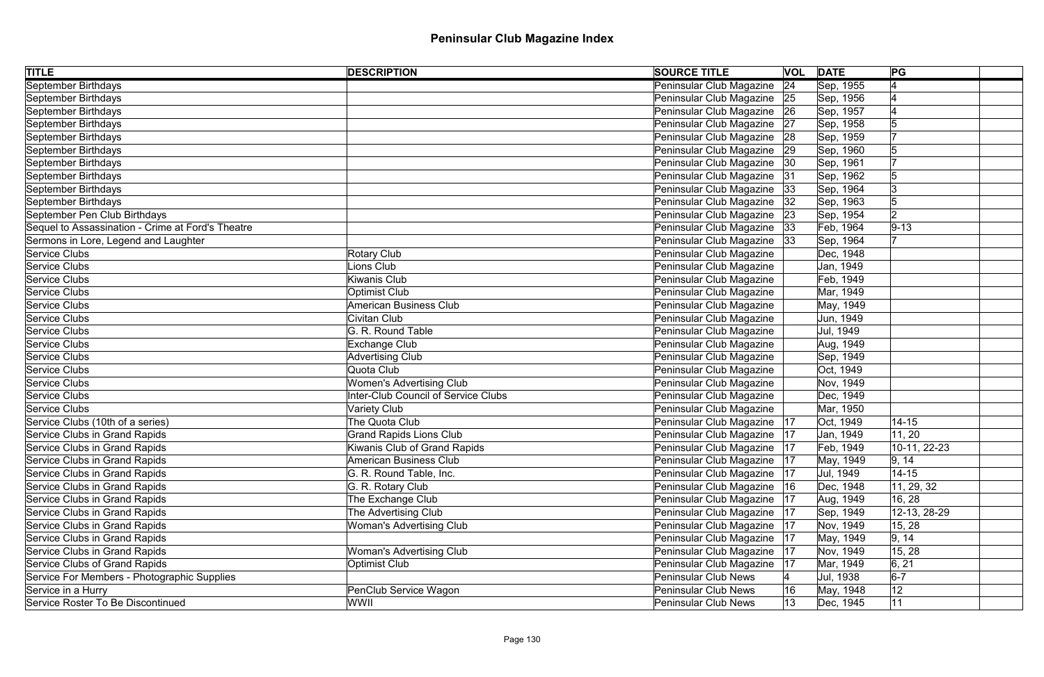# Peninsular Club Magazine Index

| TITLE | DESCRIPTION | SOURCE TITLE | VOL | DATE | PG |
|---|---|---|---|---|---|
| September Birthdays | | Peninsular Club Magazine | 24 | Sep, 1955 | 4 |
| September Birthdays | | Peninsular Club Magazine | 25 | Sep, 1956 | 4 |
| September Birthdays | | Peninsular Club Magazine | 26 | Sep, 1957 | 4 |
| September Birthdays | | Peninsular Club Magazine | 27 | Sep, 1958 | 5 |
| September Birthdays | | Peninsular Club Magazine | 28 | Sep, 1959 | 7 |
| September Birthdays | | Peninsular Club Magazine | 29 | Sep, 1960 | 5 |
| September Birthdays | | Peninsular Club Magazine | 30 | Sep, 1961 | 7 |
| September Birthdays | | Peninsular Club Magazine | 31 | Sep, 1962 | 5 |
| September Birthdays | | Peninsular Club Magazine | 33 | Sep, 1964 | 3 |
| September Birthdays | | Peninsular Club Magazine | 32 | Sep, 1963 | 5 |
| September Pen Club Birthdays | | Peninsular Club Magazine | 23 | Sep, 1954 | 2 |
| Sequel to Assassination - Crime at Ford's Theatre | | Peninsular Club Magazine | 33 | Feb, 1964 | 9-13 |
| Sermons in Lore, Legend and Laughter | | Peninsular Club Magazine | 33 | Sep, 1964 | 7 |
| Service Clubs | Rotary Club | Peninsular Club Magazine | | Dec, 1948 | |
| Service Clubs | Lions Club | Peninsular Club Magazine | | Jan, 1949 | |
| Service Clubs | Kiwanis Club | Peninsular Club Magazine | | Feb, 1949 | |
| Service Clubs | Optimist Club | Peninsular Club Magazine | | Mar, 1949 | |
| Service Clubs | American Business Club | Peninsular Club Magazine | | May, 1949 | |
| Service Clubs | Civitan Club | Peninsular Club Magazine | | Jun, 1949 | |
| Service Clubs | G. R. Round Table | Peninsular Club Magazine | | Jul, 1949 | |
| Service Clubs | Exchange Club | Peninsular Club Magazine | | Aug, 1949 | |
| Service Clubs | Advertising Club | Peninsular Club Magazine | | Sep, 1949 | |
| Service Clubs | Quota Club | Peninsular Club Magazine | | Oct, 1949 | |
| Service Clubs | Women's Advertising Club | Peninsular Club Magazine | | Nov, 1949 | |
| Service Clubs | Inter-Club Council of Service Clubs | Peninsular Club Magazine | | Dec, 1949 | |
| Service Clubs | Variety Club | Peninsular Club Magazine | | Mar, 1950 | |
| Service Clubs (10th of a series) | The Quota Club | Peninsular Club Magazine | 17 | Oct, 1949 | 14-15 |
| Service Clubs in Grand Rapids | Grand Rapids Lions Club | Peninsular Club Magazine | 17 | Jan, 1949 | 11, 20 |
| Service Clubs in Grand Rapids | Kiwanis Club of Grand Rapids | Peninsular Club Magazine | 17 | Feb, 1949 | 10-11, 22-23 |
| Service Clubs in Grand Rapids | American Business Club | Peninsular Club Magazine | 17 | May, 1949 | 9, 14 |
| Service Clubs in Grand Rapids | G. R. Round Table, Inc. | Peninsular Club Magazine | 17 | Jul, 1949 | 14-15 |
| Service Clubs in Grand Rapids | G. R. Rotary Club | Peninsular Club Magazine | 16 | Dec, 1948 | 11, 29, 32 |
| Service Clubs in Grand Rapids | The Exchange Club | Peninsular Club Magazine | 17 | Aug, 1949 | 16, 28 |
| Service Clubs in Grand Rapids | The Advertising Club | Peninsular Club Magazine | 17 | Sep, 1949 | 12-13, 28-29 |
| Service Clubs in Grand Rapids | Woman's Advertising Club | Peninsular Club Magazine | 17 | Nov, 1949 | 15, 28 |
| Service Clubs in Grand Rapids | | Peninsular Club Magazine | 17 | May, 1949 | 9, 14 |
| Service Clubs in Grand Rapids | Woman's Advertising Club | Peninsular Club Magazine | 17 | Nov, 1949 | 15, 28 |
| Service Clubs of Grand Rapids | Optimist Club | Peninsular Club Magazine | 17 | Mar, 1949 | 6, 21 |
| Service For Members - Photographic Supplies | | Peninsular Club News | 4 | Jul, 1938 | 6-7 |
| Service in a Hurry | PenClub Service Wagon | Peninsular Club News | 16 | May, 1948 | 12 |
| Service Roster To Be Discontinued | WWII | Peninsular Club News | 13 | Dec, 1945 | 11 |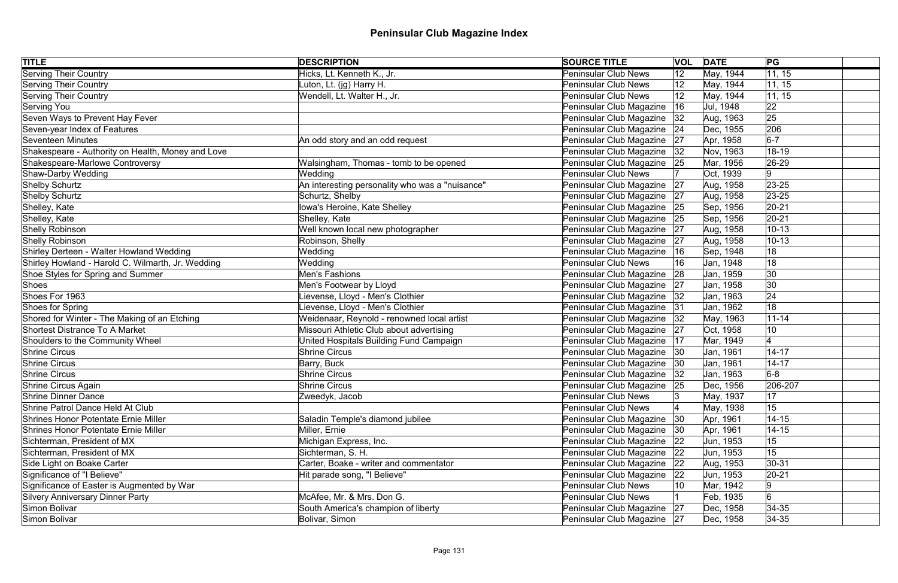# Peninsular Club Magazine Index

| TITLE | DESCRIPTION | SOURCE TITLE | VOL | DATE | PG | |
|---|---|---|---|---|---|---|
| Serving Their Country | Hicks, Lt. Kenneth K., Jr. | Peninsular Club News | 12 | May, 1944 | 11, 15 | |
| Serving Their Country | Luton, Lt. (jg) Harry H. | Peninsular Club News | 12 | May, 1944 | 11, 15 | |
| Serving Their Country | Wendell, Lt. Walter H., Jr. | Peninsular Club News | 12 | May, 1944 | 11, 15 | |
| Serving You | | Peninsular Club Magazine | 16 | Jul, 1948 | 22 | |
| Seven Ways to Prevent Hay Fever | | Peninsular Club Magazine | 32 | Aug, 1963 | 25 | |
| Seven-year Index of Features | | Peninsular Club Magazine | 24 | Dec, 1955 | 206 | |
| Seventeen Minutes | An odd story and an odd request | Peninsular Club Magazine | 27 | Apr, 1958 | 6-7 | |
| Shakespeare - Authority on Health, Money and Love | | Peninsular Club Magazine | 32 | Nov, 1963 | 18-19 | |
| Shakespeare-Marlowe Controversy | Walsingham, Thomas - tomb to be opened | Peninsular Club Magazine | 25 | Mar, 1956 | 26-29 | |
| Shaw-Darby Wedding | Wedding | Peninsular Club News | 7 | Oct, 1939 | 9 | |
| Shelby Schurtz | An interesting personality who was a "nuisance" | Peninsular Club Magazine | 27 | Aug, 1958 | 23-25 | |
| Shelby Schurtz | Schurtz, Shelby | Peninsular Club Magazine | 27 | Aug, 1958 | 23-25 | |
| Shelley, Kate | Iowa's Heroine, Kate Shelley | Peninsular Club Magazine | 25 | Sep, 1956 | 20-21 | |
| Shelley, Kate | Shelley, Kate | Peninsular Club Magazine | 25 | Sep, 1956 | 20-21 | |
| Shelly Robinson | Well known local new photographer | Peninsular Club Magazine | 27 | Aug, 1958 | 10-13 | |
| Shelly Robinson | Robinson, Shelly | Peninsular Club Magazine | 27 | Aug, 1958 | 10-13 | |
| Shirley Derteen - Walter Howland Wedding | Wedding | Peninsular Club Magazine | 16 | Sep, 1948 | 18 | |
| Shirley Howland - Harold C. Wilmarth, Jr. Wedding | Wedding | Peninsular Club News | 16 | Jan, 1948 | 18 | |
| Shoe Styles for Spring and Summer | Men's Fashions | Peninsular Club Magazine | 28 | Jan, 1959 | 30 | |
| Shoes | Men's Footwear by Lloyd | Peninsular Club Magazine | 27 | Jan, 1958 | 30 | |
| Shoes For 1963 | Lievense, Lloyd - Men's Clothier | Peninsular Club Magazine | 32 | Jan, 1963 | 24 | |
| Shoes for Spring | Lievense, Lloyd - Men's Clothier | Peninsular Club Magazine | 31 | Jan, 1962 | 18 | |
| Shored for Winter - The Making of an Etching | Weidenaar, Reynold - renowned local artist | Peninsular Club Magazine | 32 | May, 1963 | 11-14 | |
| Shortest Distrance To A Market | Missouri Athletic Club about advertising | Peninsular Club Magazine | 27 | Oct, 1958 | 10 | |
| Shoulders to the Community Wheel | United Hospitals Building Fund Campaign | Peninsular Club Magazine | 17 | Mar, 1949 | 4 | |
| Shrine Circus | Shrine Circus | Peninsular Club Magazine | 30 | Jan, 1961 | 14-17 | |
| Shrine Circus | Barry, Buck | Peninsular Club Magazine | 30 | Jan, 1961 | 14-17 | |
| Shrine Circus | Shrine Circus | Peninsular Club Magazine | 32 | Jan, 1963 | 6-8 | |
| Shrine Circus Again | Shrine Circus | Peninsular Club Magazine | 25 | Dec, 1956 | 206-207 | |
| Shrine Dinner Dance | Zweedyk, Jacob | Peninsular Club News | 3 | May, 1937 | 17 | |
| Shrine Patrol Dance Held At Club | | Peninsular Club News | 4 | May, 1938 | 15 | |
| Shrines Honor Potentate Ernie Miller | Saladin Temple's diamond jubilee | Peninsular Club Magazine | 30 | Apr, 1961 | 14-15 | |
| Shrines Honor Potentate Ernie Miller | Miller, Ernie | Peninsular Club Magazine | 30 | Apr, 1961 | 14-15 | |
| Sichterman, President of MX | Michigan Express, Inc. | Peninsular Club Magazine | 22 | Jun, 1953 | 15 | |
| Sichterman, President of MX | Sichterman, S. H. | Peninsular Club Magazine | 22 | Jun, 1953 | 15 | |
| Side Light on Boake Carter | Carter, Boake - writer and commentator | Peninsular Club Magazine | 22 | Aug, 1953 | 30-31 | |
| Significance of "I Believe" | Hit parade song, "I Believe" | Peninsular Club Magazine | 22 | Jun, 1953 | 20-21 | |
| Significance of Easter is Augmented by War | | Peninsular Club News | 10 | Mar, 1942 | 9 | |
| Silvery Anniversary Dinner Party | McAfee, Mr. & Mrs. Don G. | Peninsular Club News | 1 | Feb, 1935 | 6 | |
| Simon Bolivar | South America's champion of liberty | Peninsular Club Magazine | 27 | Dec, 1958 | 34-35 | |
| Simon Bolivar | Bolivar, Simon | Peninsular Club Magazine | 27 | Dec, 1958 | 34-35 | |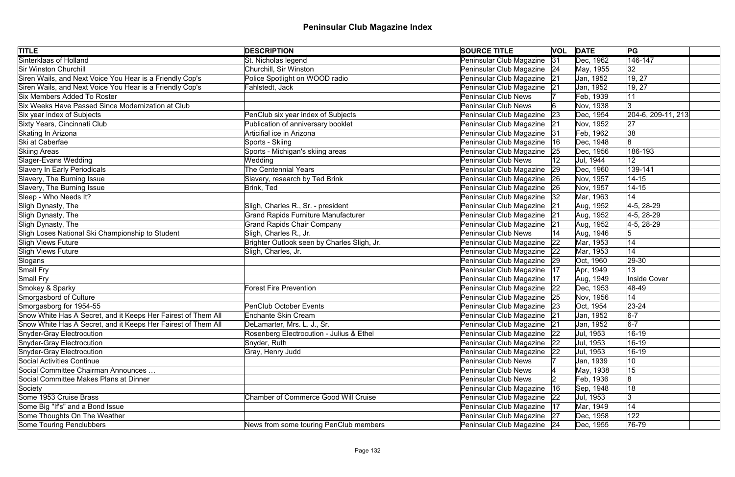# Peninsular Club Magazine Index

| TITLE | DESCRIPTION | SOURCE TITLE | VOL | DATE | PG | |
|---|---|---|---|---|---|---|
| Sinterklaas of Holland | St. Nicholas legend | Peninsular Club Magazine | 31 | Dec, 1962 | 146-147 | |
| Sir Winston Churchill | Churchill, Sir Winston | Peninsular Club Magazine | 24 | May, 1955 | 32 | |
| Siren Wails, and Next Voice You Hear is a Friendly Cop's | Police Spotlight on WOOD radio | Peninsular Club Magazine | 21 | Jan, 1952 | 19, 27 | |
| Siren Wails, and Next Voice You Hear is a Friendly Cop's | Fahlstedt, Jack | Peninsular Club Magazine | 21 | Jan, 1952 | 19, 27 | |
| Six Members Added To Roster | | Peninsular Club News | 7 | Feb, 1939 | 11 | |
| Six Weeks Have Passed Since Modernization at Club | | Peninsular Club News | 6 | Nov, 1938 | 3 | |
| Six year index of Subjects | PenClub six year index of Subjects | Peninsular Club Magazine | 23 | Dec, 1954 | 204-6, 209-11, 213 | |
| Sixty Years, Cincinnati Club | Publication of anniversary booklet | Peninsular Club Magazine | 21 | Nov, 1952 | 27 | |
| Skating In Arizona | Articifial ice in Arizona | Peninsular Club Magazine | 31 | Feb, 1962 | 38 | |
| Ski at Caberfae | Sports - Skiing | Peninsular Club Magazine | 16 | Dec, 1948 | 8 | |
| Skiing Areas | Sports - Michigan's skiing areas | Peninsular Club Magazine | 25 | Dec, 1956 | 186-193 | |
| Slager-Evans Wedding | Wedding | Peninsular Club News | 12 | Jul, 1944 | 12 | |
| Slavery In Early Periodicals | The Centennial Years | Peninsular Club Magazine | 29 | Dec, 1960 | 139-141 | |
| Slavery, The Burning Issue | Slavery, research by Ted Brink | Peninsular Club Magazine | 26 | Nov, 1957 | 14-15 | |
| Slavery, The Burning Issue | Brink, Ted | Peninsular Club Magazine | 26 | Nov, 1957 | 14-15 | |
| Sleep - Who Needs It? | | Peninsular Club Magazine | 32 | Mar, 1963 | 14 | |
| Sligh Dynasty, The | Sligh, Charles R., Sr. - president | Peninsular Club Magazine | 21 | Aug, 1952 | 4-5, 28-29 | |
| Sligh Dynasty, The | Grand Rapids Furniture Manufacturer | Peninsular Club Magazine | 21 | Aug, 1952 | 4-5, 28-29 | |
| Sligh Dynasty, The | Grand Rapids Chair Company | Peninsular Club Magazine | 21 | Aug, 1952 | 4-5, 28-29 | |
| Sligh Loses National Ski Championship to Student | Sligh, Charles R., Jr. | Peninsular Club News | 14 | Aug, 1946 | 5 | |
| Sligh Views Future | Brighter Outlook seen by Charles Sligh, Jr. | Peninsular Club Magazine | 22 | Mar, 1953 | 14 | |
| Sligh Views Future | Sligh, Charles, Jr. | Peninsular Club Magazine | 22 | Mar, 1953 | 14 | |
| Slogans | | Peninsular Club Magazine | 29 | Oct, 1960 | 29-30 | |
| Small Fry | | Peninsular Club Magazine | 17 | Apr, 1949 | 13 | |
| Small Fry | | Peninsular Club Magazine | 17 | Aug, 1949 | Inside Cover | |
| Smokey & Sparky | Forest Fire Prevention | Peninsular Club Magazine | 22 | Dec, 1953 | 48-49 | |
| Smorgasbord of Culture | | Peninsular Club Magazine | 25 | Nov, 1956 | 14 | |
| Smorgasborg for 1954-55 | PenClub October Events | Peninsular Club Magazine | 23 | Oct, 1954 | 23-24 | |
| Snow White Has A Secret, and it Keeps Her Fairest of Them All | Enchante Skin Cream | Peninsular Club Magazine | 21 | Jan, 1952 | 6-7 | |
| Snow White Has A Secret, and it Keeps Her Fairest of Them All | DeLamarter, Mrs. L. J., Sr. | Peninsular Club Magazine | 21 | Jan, 1952 | 6-7 | |
| Snyder-Gray Electrocution | Rosenberg Electrocution - Julius & Ethel | Peninsular Club Magazine | 22 | Jul, 1953 | 16-19 | |
| Snyder-Gray Electrocution | Snyder, Ruth | Peninsular Club Magazine | 22 | Jul, 1953 | 16-19 | |
| Snyder-Gray Electrocution | Gray, Henry Judd | Peninsular Club Magazine | 22 | Jul, 1953 | 16-19 | |
| Social Activities Continue | | Peninsular Club News | 7 | Jan, 1939 | 10 | |
| Social Committee Chairman Announces … | | Peninsular Club News | 4 | May, 1938 | 15 | |
| Social Committee Makes Plans at Dinner | | Peninsular Club News | 2 | Feb, 1936 | 8 | |
| Society | | Peninsular Club Magazine | 16 | Sep, 1948 | 18 | |
| Some 1953 Cruise Brass | Chamber of Commerce Good Will Cruise | Peninsular Club Magazine | 22 | Jul, 1953 | 3 | |
| Some Big "If's" and a Bond Issue | | Peninsular Club Magazine | 17 | Mar, 1949 | 14 | |
| Some Thoughts On The Weather | | Peninsular Club Magazine | 27 | Dec, 1958 | 122 | |
| Some Touring Penclubbers | News from some touring PenClub members | Peninsular Club Magazine | 24 | Dec, 1955 | 76-79 | |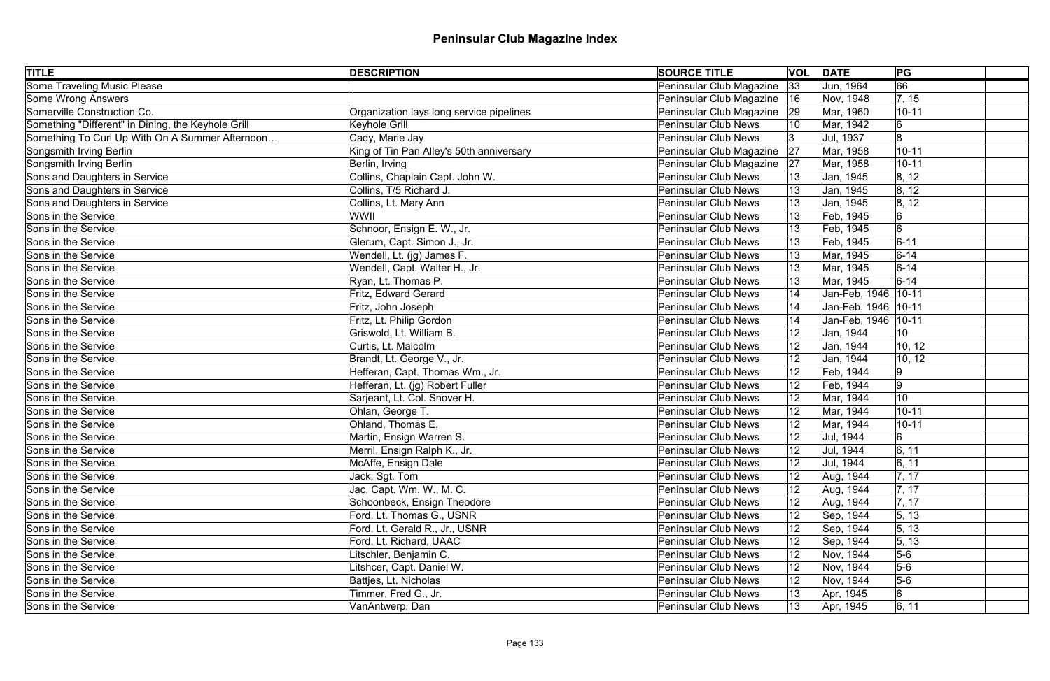# Peninsular Club Magazine Index

| TITLE | DESCRIPTION | SOURCE TITLE | VOL | DATE | PG | |
|---|---|---|---|---|---|---|
| Some Traveling Music Please | | Peninsular Club Magazine | 33 | Jun, 1964 | 66 | |
| Some Wrong Answers | | Peninsular Club Magazine | 16 | Nov, 1948 | 7, 15 | |
| Somerville Construction Co. | Organization lays long service pipelines | Peninsular Club Magazine | 29 | Mar, 1960 | 10-11 | |
| Something "Different" in Dining, the Keyhole Grill | Keyhole Grill | Peninsular Club News | 10 | Mar, 1942 | 6 | |
| Something To Curl Up With On A Summer Afternoon… | Cady, Marie Jay | Peninsular Club News | 3 | Jul, 1937 | 8 | |
| Songsmith Irving Berlin | King of Tin Pan Alley's 50th anniversary | Peninsular Club Magazine | 27 | Mar, 1958 | 10-11 | |
| Songsmith Irving Berlin | Berlin, Irving | Peninsular Club Magazine | 27 | Mar, 1958 | 10-11 | |
| Sons and Daughters in Service | Collins, Chaplain Capt. John W. | Peninsular Club News | 13 | Jan, 1945 | 8, 12 | |
| Sons and Daughters in Service | Collins, T/5 Richard J. | Peninsular Club News | 13 | Jan, 1945 | 8, 12 | |
| Sons and Daughters in Service | Collins, Lt. Mary Ann | Peninsular Club News | 13 | Jan, 1945 | 8, 12 | |
| Sons in the Service | WWII | Peninsular Club News | 13 | Feb, 1945 | 6 | |
| Sons in the Service | Schnoor, Ensign E. W., Jr. | Peninsular Club News | 13 | Feb, 1945 | 6 | |
| Sons in the Service | Glerum, Capt. Simon J., Jr. | Peninsular Club News | 13 | Feb, 1945 | 6-11 | |
| Sons in the Service | Wendell, Lt. (jg) James F. | Peninsular Club News | 13 | Mar, 1945 | 6-14 | |
| Sons in the Service | Wendell, Capt. Walter H., Jr. | Peninsular Club News | 13 | Mar, 1945 | 6-14 | |
| Sons in the Service | Ryan, Lt. Thomas P. | Peninsular Club News | 13 | Mar, 1945 | 6-14 | |
| Sons in the Service | Fritz, Edward Gerard | Peninsular Club News | 14 | Jan-Feb, 1946 | 10-11 | |
| Sons in the Service | Fritz, John Joseph | Peninsular Club News | 14 | Jan-Feb, 1946 | 10-11 | |
| Sons in the Service | Fritz, Lt. Philip Gordon | Peninsular Club News | 14 | Jan-Feb, 1946 | 10-11 | |
| Sons in the Service | Griswold, Lt. William B. | Peninsular Club News | 12 | Jan, 1944 | 10 | |
| Sons in the Service | Curtis, Lt. Malcolm | Peninsular Club News | 12 | Jan, 1944 | 10, 12 | |
| Sons in the Service | Brandt, Lt. George V., Jr. | Peninsular Club News | 12 | Jan, 1944 | 10, 12 | |
| Sons in the Service | Hefferan, Capt. Thomas Wm., Jr. | Peninsular Club News | 12 | Feb, 1944 | 9 | |
| Sons in the Service | Hefferan, Lt. (jg) Robert Fuller | Peninsular Club News | 12 | Feb, 1944 | 9 | |
| Sons in the Service | Sarjeant, Lt. Col. Snover H. | Peninsular Club News | 12 | Mar, 1944 | 10 | |
| Sons in the Service | Ohlan, George T. | Peninsular Club News | 12 | Mar, 1944 | 10-11 | |
| Sons in the Service | Ohland, Thomas E. | Peninsular Club News | 12 | Mar, 1944 | 10-11 | |
| Sons in the Service | Martin, Ensign Warren S. | Peninsular Club News | 12 | Jul, 1944 | 6 | |
| Sons in the Service | Merril, Ensign Ralph K., Jr. | Peninsular Club News | 12 | Jul, 1944 | 6, 11 | |
| Sons in the Service | McAffe, Ensign Dale | Peninsular Club News | 12 | Jul, 1944 | 6, 11 | |
| Sons in the Service | Jack, Sgt. Tom | Peninsular Club News | 12 | Aug, 1944 | 7, 17 | |
| Sons in the Service | Jac, Capt. Wm. W., M. C. | Peninsular Club News | 12 | Aug, 1944 | 7, 17 | |
| Sons in the Service | Schoonbeck, Ensign Theodore | Peninsular Club News | 12 | Aug, 1944 | 7, 17 | |
| Sons in the Service | Ford, Lt. Thomas G., USNR | Peninsular Club News | 12 | Sep, 1944 | 5, 13 | |
| Sons in the Service | Ford, Lt. Gerald R., Jr., USNR | Peninsular Club News | 12 | Sep, 1944 | 5, 13 | |
| Sons in the Service | Ford, Lt. Richard, UAAC | Peninsular Club News | 12 | Sep, 1944 | 5, 13 | |
| Sons in the Service | Litschler, Benjamin C. | Peninsular Club News | 12 | Nov, 1944 | 5-6 | |
| Sons in the Service | Litshcer, Capt. Daniel W. | Peninsular Club News | 12 | Nov, 1944 | 5-6 | |
| Sons in the Service | Battjes, Lt. Nicholas | Peninsular Club News | 12 | Nov, 1944 | 5-6 | |
| Sons in the Service | Timmer, Fred G., Jr. | Peninsular Club News | 13 | Apr, 1945 | 6 | |
| Sons in the Service | VanAntwerp, Dan | Peninsular Club News | 13 | Apr, 1945 | 6, 11 | |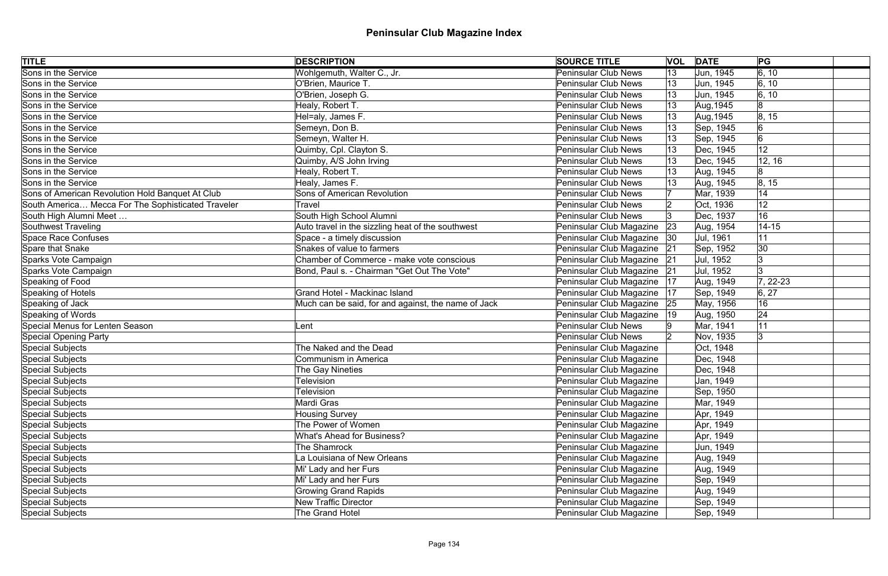# Peninsular Club Magazine Index

| TITLE | DESCRIPTION | SOURCE TITLE | VOL | DATE | PG | |
|---|---|---|---|---|---|---|
| Sons in the Service | Wohlgemuth, Walter C., Jr. | Peninsular Club News | 13 | Jun, 1945 | 6, 10 | |
| Sons in the Service | O'Brien, Maurice T. | Peninsular Club News | 13 | Jun, 1945 | 6, 10 | |
| Sons in the Service | O'Brien, Joseph G. | Peninsular Club News | 13 | Jun, 1945 | 6, 10 | |
| Sons in the Service | Healy, Robert T. | Peninsular Club News | 13 | Aug,1945 | 8 | |
| Sons in the Service | Hel=aly, James F. | Peninsular Club News | 13 | Aug,1945 | 8, 15 | |
| Sons in the Service | Semeyn, Don B. | Peninsular Club News | 13 | Sep, 1945 | 6 | |
| Sons in the Service | Semeyn, Walter H. | Peninsular Club News | 13 | Sep, 1945 | 6 | |
| Sons in the Service | Quimby, Cpl. Clayton S. | Peninsular Club News | 13 | Dec, 1945 | 12 | |
| Sons in the Service | Quimby, A/S John Irving | Peninsular Club News | 13 | Dec, 1945 | 12, 16 | |
| Sons in the Service | Healy, Robert T. | Peninsular Club News | 13 | Aug, 1945 | 8 | |
| Sons in the Service | Healy, James F. | Peninsular Club News | 13 | Aug, 1945 | 8, 15 | |
| Sons of American Revolution Hold Banquet At Club | Sons of American Revolution | Peninsular Club News | 7 | Mar, 1939 | 14 | |
| South America… Mecca For The Sophisticated Traveler | Travel | Peninsular Club News | 2 | Oct, 1936 | 12 | |
| South High Alumni Meet … | South High School Alumni | Peninsular Club News | 3 | Dec, 1937 | 16 | |
| Southwest Traveling | Auto travel in the sizzling heat of the southwest | Peninsular Club Magazine | 23 | Aug, 1954 | 14-15 | |
| Space Race Confuses | Space - a timely discussion | Peninsular Club Magazine | 30 | Jul, 1961 | 11 | |
| Spare that Snake | Snakes of value to farmers | Peninsular Club Magazine | 21 | Sep, 1952 | 30 | |
| Sparks Vote Campaign | Chamber of Commerce - make vote conscious | Peninsular Club Magazine | 21 | Jul, 1952 | 3 | |
| Sparks Vote Campaign | Bond, Paul s. - Chairman "Get Out The Vote" | Peninsular Club Magazine | 21 | Jul, 1952 | 3 | |
| Speaking of Food | | Peninsular Club Magazine | 17 | Aug, 1949 | 7, 22-23 | |
| Speaking of Hotels | Grand Hotel - Mackinac Island | Peninsular Club Magazine | 17 | Sep, 1949 | 6, 27 | |
| Speaking of Jack | Much can be said, for and against, the name of Jack | Peninsular Club Magazine | 25 | May, 1956 | 16 | |
| Speaking of Words | | Peninsular Club Magazine | 19 | Aug, 1950 | 24 | |
| Special Menus for Lenten Season | Lent | Peninsular Club News | 9 | Mar, 1941 | 11 | |
| Special Opening Party | | Peninsular Club News | 2 | Nov, 1935 | 3 | |
| Special Subjects | The Naked and the Dead | Peninsular Club Magazine | | Oct, 1948 | | |
| Special Subjects | Communism in America | Peninsular Club Magazine | | Dec, 1948 | | |
| Special Subjects | The Gay Nineties | Peninsular Club Magazine | | Dec, 1948 | | |
| Special Subjects | Television | Peninsular Club Magazine | | Jan, 1949 | | |
| Special Subjects | Television | Peninsular Club Magazine | | Sep, 1950 | | |
| Special Subjects | Mardi Gras | Peninsular Club Magazine | | Mar, 1949 | | |
| Special Subjects | Housing Survey | Peninsular Club Magazine | | Apr, 1949 | | |
| Special Subjects | The Power of Women | Peninsular Club Magazine | | Apr, 1949 | | |
| Special Subjects | What's Ahead for Business? | Peninsular Club Magazine | | Apr, 1949 | | |
| Special Subjects | The Shamrock | Peninsular Club Magazine | | Jun, 1949 | | |
| Special Subjects | La Louisiana of New Orleans | Peninsular Club Magazine | | Aug, 1949 | | |
| Special Subjects | Mi' Lady and her Furs | Peninsular Club Magazine | | Aug, 1949 | | |
| Special Subjects | Mi' Lady and her Furs | Peninsular Club Magazine | | Sep, 1949 | | |
| Special Subjects | Growing Grand Rapids | Peninsular Club Magazine | | Aug, 1949 | | |
| Special Subjects | New Traffic Director | Peninsular Club Magazine | | Sep, 1949 | | |
| Special Subjects | The Grand Hotel | Peninsular Club Magazine | | Sep, 1949 | | |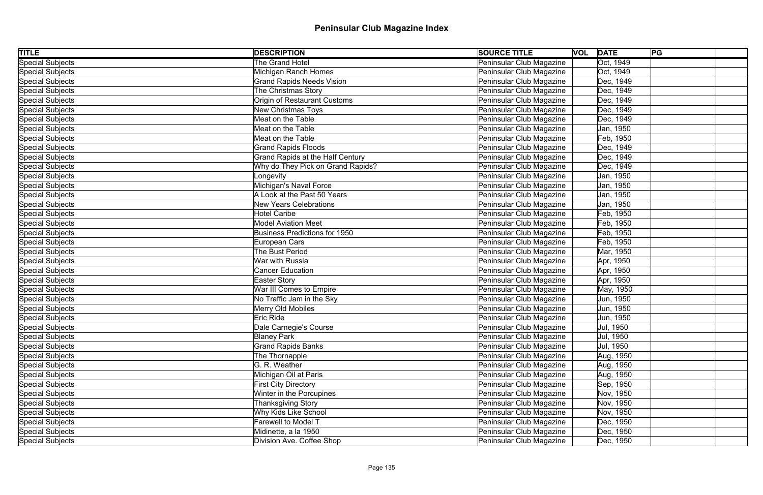# Peninsular Club Magazine Index

| TITLE | DESCRIPTION | SOURCE TITLE | VOL | DATE | PG | |
|---|---|---|---|---|---|---|
| Special Subjects | The Grand Hotel | Peninsular Club Magazine | | Oct, 1949 | | |
| Special Subjects | Michigan Ranch Homes | Peninsular Club Magazine | | Oct, 1949 | | |
| Special Subjects | Grand Rapids Needs Vision | Peninsular Club Magazine | | Dec, 1949 | | |
| Special Subjects | The Christmas Story | Peninsular Club Magazine | | Dec, 1949 | | |
| Special Subjects | Origin of Restaurant Customs | Peninsular Club Magazine | | Dec, 1949 | | |
| Special Subjects | New Christmas Toys | Peninsular Club Magazine | | Dec, 1949 | | |
| Special Subjects | Meat on the Table | Peninsular Club Magazine | | Dec, 1949 | | |
| Special Subjects | Meat on the Table | Peninsular Club Magazine | | Jan, 1950 | | |
| Special Subjects | Meat on the Table | Peninsular Club Magazine | | Feb, 1950 | | |
| Special Subjects | Grand Rapids Floods | Peninsular Club Magazine | | Dec, 1949 | | |
| Special Subjects | Grand Rapids at the Half Century | Peninsular Club Magazine | | Dec, 1949 | | |
| Special Subjects | Why do They Pick on Grand Rapids? | Peninsular Club Magazine | | Dec, 1949 | | |
| Special Subjects | Longevity | Peninsular Club Magazine | | Jan, 1950 | | |
| Special Subjects | Michigan's Naval Force | Peninsular Club Magazine | | Jan, 1950 | | |
| Special Subjects | A Look at the Past 50 Years | Peninsular Club Magazine | | Jan, 1950 | | |
| Special Subjects | New Years Celebrations | Peninsular Club Magazine | | Jan, 1950 | | |
| Special Subjects | Hotel Caribe | Peninsular Club Magazine | | Feb, 1950 | | |
| Special Subjects | Model Aviation Meet | Peninsular Club Magazine | | Feb, 1950 | | |
| Special Subjects | Business Predictions for 1950 | Peninsular Club Magazine | | Feb, 1950 | | |
| Special Subjects | European Cars | Peninsular Club Magazine | | Feb, 1950 | | |
| Special Subjects | The Bust Period | Peninsular Club Magazine | | Mar, 1950 | | |
| Special Subjects | War with Russia | Peninsular Club Magazine | | Apr, 1950 | | |
| Special Subjects | Cancer Education | Peninsular Club Magazine | | Apr, 1950 | | |
| Special Subjects | Easter Story | Peninsular Club Magazine | | Apr, 1950 | | |
| Special Subjects | War III Comes to Empire | Peninsular Club Magazine | | May, 1950 | | |
| Special Subjects | No Traffic Jam in the Sky | Peninsular Club Magazine | | Jun, 1950 | | |
| Special Subjects | Merry Old Mobiles | Peninsular Club Magazine | | Jun, 1950 | | |
| Special Subjects | Eric Ride | Peninsular Club Magazine | | Jun, 1950 | | |
| Special Subjects | Dale Carnegie's Course | Peninsular Club Magazine | | Jul, 1950 | | |
| Special Subjects | Blaney Park | Peninsular Club Magazine | | Jul, 1950 | | |
| Special Subjects | Grand Rapids Banks | Peninsular Club Magazine | | Jul, 1950 | | |
| Special Subjects | The Thornapple | Peninsular Club Magazine | | Aug, 1950 | | |
| Special Subjects | G. R. Weather | Peninsular Club Magazine | | Aug, 1950 | | |
| Special Subjects | Michigan Oil at Paris | Peninsular Club Magazine | | Aug, 1950 | | |
| Special Subjects | First City Directory | Peninsular Club Magazine | | Sep, 1950 | | |
| Special Subjects | Winter in the Porcupines | Peninsular Club Magazine | | Nov, 1950 | | |
| Special Subjects | Thanksgiving Story | Peninsular Club Magazine | | Nov, 1950 | | |
| Special Subjects | Why Kids Like School | Peninsular Club Magazine | | Nov, 1950 | | |
| Special Subjects | Farewell to Model T | Peninsular Club Magazine | | Dec, 1950 | | |
| Special Subjects | Midinette, a la 1950 | Peninsular Club Magazine | | Dec, 1950 | | |
| Special Subjects | Division Ave. Coffee Shop | Peninsular Club Magazine | | Dec, 1950 | | |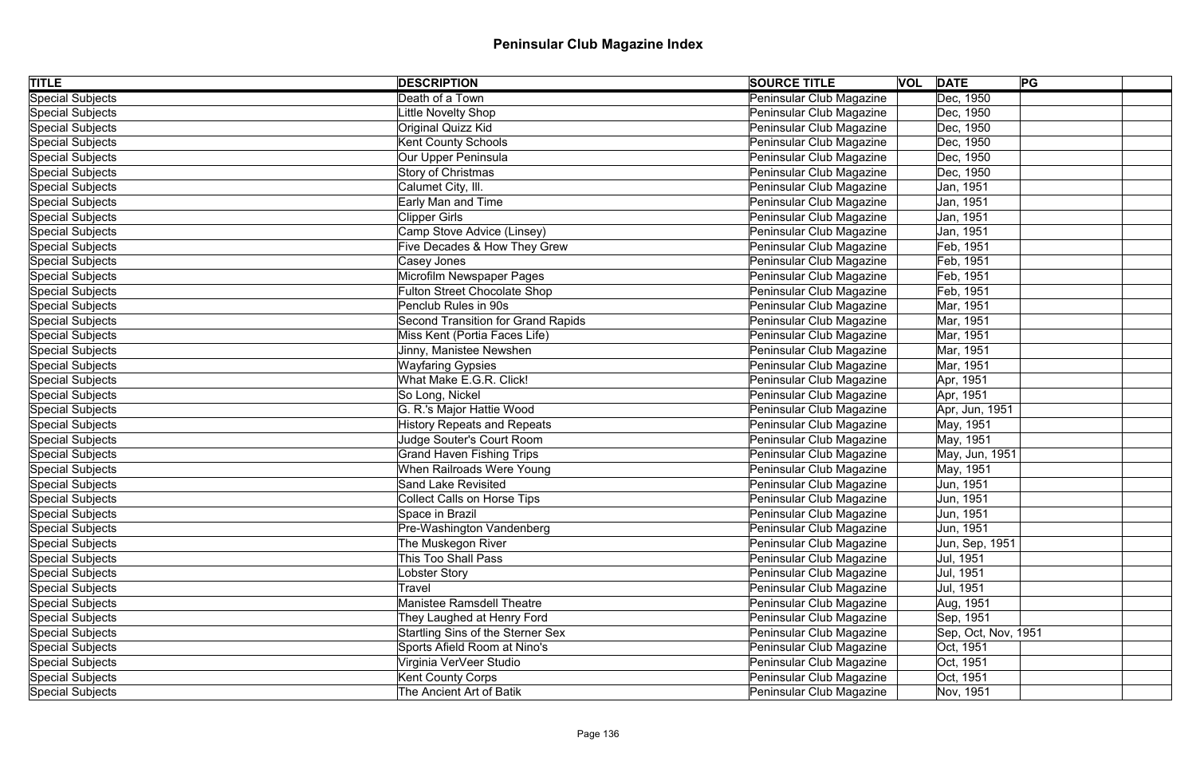# Peninsular Club Magazine Index

| TITLE | DESCRIPTION | SOURCE TITLE | VOL | DATE | PG | |
|---|---|---|---|---|---|---|
| Special Subjects | Death of a Town | Peninsular Club Magazine | | Dec, 1950 | | |
| Special Subjects | Little Novelty Shop | Peninsular Club Magazine | | Dec, 1950 | | |
| Special Subjects | Original Quizz Kid | Peninsular Club Magazine | | Dec, 1950 | | |
| Special Subjects | Kent County Schools | Peninsular Club Magazine | | Dec, 1950 | | |
| Special Subjects | Our Upper Peninsula | Peninsular Club Magazine | | Dec, 1950 | | |
| Special Subjects | Story of Christmas | Peninsular Club Magazine | | Dec, 1950 | | |
| Special Subjects | Calumet City, Ill. | Peninsular Club Magazine | | Jan, 1951 | | |
| Special Subjects | Early Man and Time | Peninsular Club Magazine | | Jan, 1951 | | |
| Special Subjects | Clipper Girls | Peninsular Club Magazine | | Jan, 1951 | | |
| Special Subjects | Camp Stove Advice (Linsey) | Peninsular Club Magazine | | Jan, 1951 | | |
| Special Subjects | Five Decades & How They Grew | Peninsular Club Magazine | | Feb, 1951 | | |
| Special Subjects | Casey Jones | Peninsular Club Magazine | | Feb, 1951 | | |
| Special Subjects | Microfilm Newspaper Pages | Peninsular Club Magazine | | Feb, 1951 | | |
| Special Subjects | Fulton Street Chocolate Shop | Peninsular Club Magazine | | Feb, 1951 | | |
| Special Subjects | Penclub Rules in 90s | Peninsular Club Magazine | | Mar, 1951 | | |
| Special Subjects | Second Transition for Grand Rapids | Peninsular Club Magazine | | Mar, 1951 | | |
| Special Subjects | Miss Kent (Portia Faces Life) | Peninsular Club Magazine | | Mar, 1951 | | |
| Special Subjects | Jinny, Manistee Newshen | Peninsular Club Magazine | | Mar, 1951 | | |
| Special Subjects | Wayfaring Gypsies | Peninsular Club Magazine | | Mar, 1951 | | |
| Special Subjects | What Make E.G.R. Click! | Peninsular Club Magazine | | Apr, 1951 | | |
| Special Subjects | So Long, Nickel | Peninsular Club Magazine | | Apr, 1951 | | |
| Special Subjects | G. R.'s Major Hattie Wood | Peninsular Club Magazine | | Apr, Jun, 1951 | | |
| Special Subjects | History Repeats and Repeats | Peninsular Club Magazine | | May, 1951 | | |
| Special Subjects | Judge Souter's Court Room | Peninsular Club Magazine | | May, 1951 | | |
| Special Subjects | Grand Haven Fishing Trips | Peninsular Club Magazine | | May, Jun, 1951 | | |
| Special Subjects | When Railroads Were Young | Peninsular Club Magazine | | May, 1951 | | |
| Special Subjects | Sand Lake Revisited | Peninsular Club Magazine | | Jun, 1951 | | |
| Special Subjects | Collect Calls on Horse Tips | Peninsular Club Magazine | | Jun, 1951 | | |
| Special Subjects | Space in Brazil | Peninsular Club Magazine | | Jun, 1951 | | |
| Special Subjects | Pre-Washington Vandenberg | Peninsular Club Magazine | | Jun, 1951 | | |
| Special Subjects | The Muskegon River | Peninsular Club Magazine | | Jun, Sep, 1951 | | |
| Special Subjects | This Too Shall Pass | Peninsular Club Magazine | | Jul, 1951 | | |
| Special Subjects | Lobster Story | Peninsular Club Magazine | | Jul, 1951 | | |
| Special Subjects | Travel | Peninsular Club Magazine | | Jul, 1951 | | |
| Special Subjects | Manistee Ramsdell Theatre | Peninsular Club Magazine | | Aug, 1951 | | |
| Special Subjects | They Laughed at Henry Ford | Peninsular Club Magazine | | Sep, 1951 | | |
| Special Subjects | Startling Sins of the Sterner Sex | Peninsular Club Magazine | | Sep, Oct, Nov, 1951 | | |
| Special Subjects | Sports Afield Room at Nino's | Peninsular Club Magazine | | Oct, 1951 | | |
| Special Subjects | Virginia VerVeer Studio | Peninsular Club Magazine | | Oct, 1951 | | |
| Special Subjects | Kent County Corps | Peninsular Club Magazine | | Oct, 1951 | | |
| Special Subjects | The Ancient Art of Batik | Peninsular Club Magazine | | Nov, 1951 | | |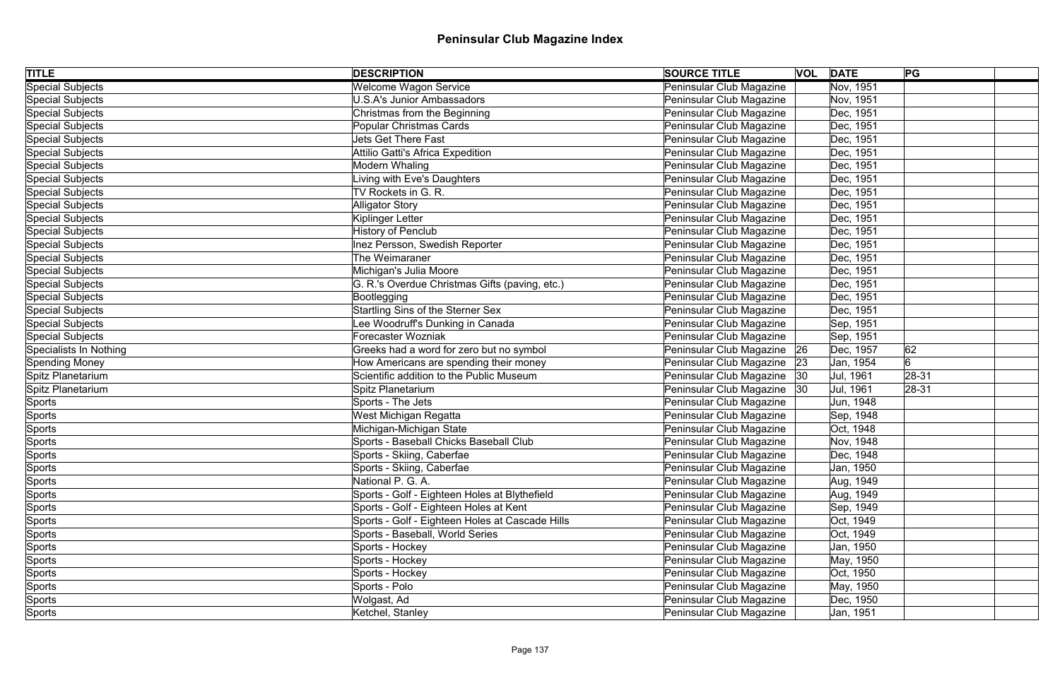# Peninsular Club Magazine Index

| TITLE | DESCRIPTION | SOURCE TITLE | VOL | DATE | PG | |
|---|---|---|---|---|---|---|
| Special Subjects | Welcome Wagon Service | Peninsular Club Magazine | | Nov, 1951 | | |
| Special Subjects | U.S.A's Junior Ambassadors | Peninsular Club Magazine | | Nov, 1951 | | |
| Special Subjects | Christmas from the Beginning | Peninsular Club Magazine | | Dec, 1951 | | |
| Special Subjects | Popular Christmas Cards | Peninsular Club Magazine | | Dec, 1951 | | |
| Special Subjects | Jets Get There Fast | Peninsular Club Magazine | | Dec, 1951 | | |
| Special Subjects | Attilio Gatti's Africa Expedition | Peninsular Club Magazine | | Dec, 1951 | | |
| Special Subjects | Modern Whaling | Peninsular Club Magazine | | Dec, 1951 | | |
| Special Subjects | Living with Eve's Daughters | Peninsular Club Magazine | | Dec, 1951 | | |
| Special Subjects | TV Rockets in G. R. | Peninsular Club Magazine | | Dec, 1951 | | |
| Special Subjects | Alligator Story | Peninsular Club Magazine | | Dec, 1951 | | |
| Special Subjects | Kiplinger Letter | Peninsular Club Magazine | | Dec, 1951 | | |
| Special Subjects | History of Penclub | Peninsular Club Magazine | | Dec, 1951 | | |
| Special Subjects | Inez Persson, Swedish Reporter | Peninsular Club Magazine | | Dec, 1951 | | |
| Special Subjects | The Weimaraner | Peninsular Club Magazine | | Dec, 1951 | | |
| Special Subjects | Michigan's Julia Moore | Peninsular Club Magazine | | Dec, 1951 | | |
| Special Subjects | G. R.'s Overdue Christmas Gifts (paving, etc.) | Peninsular Club Magazine | | Dec, 1951 | | |
| Special Subjects | Bootlegging | Peninsular Club Magazine | | Dec, 1951 | | |
| Special Subjects | Startling Sins of the Sterner Sex | Peninsular Club Magazine | | Dec, 1951 | | |
| Special Subjects | Lee Woodruff's Dunking in Canada | Peninsular Club Magazine | | Sep, 1951 | | |
| Special Subjects | Forecaster Wozniak | Peninsular Club Magazine | | Sep, 1951 | | |
| Specialists In Nothing | Greeks had a word for zero but no symbol | Peninsular Club Magazine | 26 | Dec, 1957 | 62 | |
| Spending Money | How Americans are spending their money | Peninsular Club Magazine | 23 | Jan, 1954 | 6 | |
| Spitz Planetarium | Scientific addition to the Public Museum | Peninsular Club Magazine | 30 | Jul, 1961 | 28-31 | |
| Spitz Planetarium | Spitz Planetarium | Peninsular Club Magazine | 30 | Jul, 1961 | 28-31 | |
| Sports | Sports - The Jets | Peninsular Club Magazine | | Jun, 1948 | | |
| Sports | West Michigan Regatta | Peninsular Club Magazine | | Sep, 1948 | | |
| Sports | Michigan-Michigan State | Peninsular Club Magazine | | Oct, 1948 | | |
| Sports | Sports - Baseball Chicks Baseball Club | Peninsular Club Magazine | | Nov, 1948 | | |
| Sports | Sports - Skiing, Caberfae | Peninsular Club Magazine | | Dec, 1948 | | |
| Sports | Sports - Skiing, Caberfae | Peninsular Club Magazine | | Jan, 1950 | | |
| Sports | National P. G. A. | Peninsular Club Magazine | | Aug, 1949 | | |
| Sports | Sports - Golf - Eighteen Holes at Blythefield | Peninsular Club Magazine | | Aug, 1949 | | |
| Sports | Sports - Golf - Eighteen Holes at Kent | Peninsular Club Magazine | | Sep, 1949 | | |
| Sports | Sports - Golf - Eighteen Holes at Cascade Hills | Peninsular Club Magazine | | Oct, 1949 | | |
| Sports | Sports - Baseball, World Series | Peninsular Club Magazine | | Oct, 1949 | | |
| Sports | Sports - Hockey | Peninsular Club Magazine | | Jan, 1950 | | |
| Sports | Sports - Hockey | Peninsular Club Magazine | | May, 1950 | | |
| Sports | Sports - Hockey | Peninsular Club Magazine | | Oct, 1950 | | |
| Sports | Sports - Polo | Peninsular Club Magazine | | May, 1950 | | |
| Sports | Wolgast, Ad | Peninsular Club Magazine | | Dec, 1950 | | |
| Sports | Ketchel, Stanley | Peninsular Club Magazine | | Jan, 1951 | | |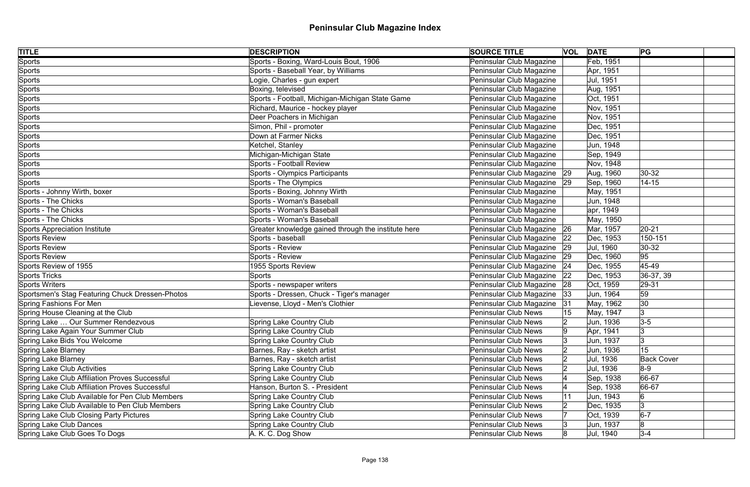# Peninsular Club Magazine Index

| TITLE | DESCRIPTION | SOURCE TITLE | VOL | DATE | PG | |
|---|---|---|---|---|---|---|
| Sports | Sports - Boxing, Ward-Louis Bout, 1906 | Peninsular Club Magazine | | Feb, 1951 | | |
| Sports | Sports - Baseball Year, by Williams | Peninsular Club Magazine | | Apr, 1951 | | |
| Sports | Logie, Charles - gun expert | Peninsular Club Magazine | | Jul, 1951 | | |
| Sports | Boxing, televised | Peninsular Club Magazine | | Aug, 1951 | | |
| Sports | Sports - Football, Michigan-Michigan State Game | Peninsular Club Magazine | | Oct, 1951 | | |
| Sports | Richard, Maurice - hockey player | Peninsular Club Magazine | | Nov, 1951 | | |
| Sports | Deer Poachers in Michigan | Peninsular Club Magazine | | Nov, 1951 | | |
| Sports | Simon, Phil - promoter | Peninsular Club Magazine | | Dec, 1951 | | |
| Sports | Down at Farmer Nicks | Peninsular Club Magazine | | Dec, 1951 | | |
| Sports | Ketchel, Stanley | Peninsular Club Magazine | | Jun, 1948 | | |
| Sports | Michigan-Michigan State | Peninsular Club Magazine | | Sep, 1949 | | |
| Sports | Sports - Football Review | Peninsular Club Magazine | | Nov, 1948 | | |
| Sports | Sports - Olympics Participants | Peninsular Club Magazine | 29 | Aug, 1960 | 30-32 | |
| Sports | Sports - The Olympics | Peninsular Club Magazine | 29 | Sep, 1960 | 14-15 | |
| Sports - Johnny Wirth, boxer | Sports - Boxing, Johnny Wirth | Peninsular Club Magazine | | May, 1951 | | |
| Sports - The Chicks | Sports - Woman's Baseball | Peninsular Club Magazine | | Jun, 1948 | | |
| Sports - The Chicks | Sports - Woman's Baseball | Peninsular Club Magazine | | apr, 1949 | | |
| Sports - The Chicks | Sports - Woman's Baseball | Peninsular Club Magazine | | May, 1950 | | |
| Sports Appreciation Institute | Greater knowledge gained through the institute here | Peninsular Club Magazine | 26 | Mar, 1957 | 20-21 | |
| Sports Review | Sports - baseball | Peninsular Club Magazine | 22 | Dec, 1953 | 150-151 | |
| Sports Review | Sports - Review | Peninsular Club Magazine | 29 | Jul, 1960 | 30-32 | |
| Sports Review | Sports - Review | Peninsular Club Magazine | 29 | Dec, 1960 | 95 | |
| Sports Review of 1955 | 1955 Sports Review | Peninsular Club Magazine | 24 | Dec, 1955 | 45-49 | |
| Sports Tricks | Sports | Peninsular Club Magazine | 22 | Dec, 1953 | 36-37, 39 | |
| Sports Writers | Sports - newspaper writers | Peninsular Club Magazine | 28 | Oct, 1959 | 29-31 | |
| Sportsmen's Stag Featuring Chuck Dressen-Photos | Sports - Dressen, Chuck - Tiger's manager | Peninsular Club Magazine | 33 | Jun, 1964 | 59 | |
| Spring Fashions For Men | Lievense, Lloyd - Men's Clothier | Peninsular Club Magazine | 31 | May, 1962 | 30 | |
| Spring House Cleaning at the Club | | Peninsular Club News | 15 | May, 1947 | 3 | |
| Spring Lake … Our Summer Rendezvous | Spring Lake Country Club | Peninsular Club News | 2 | Jun, 1936 | 3-5 | |
| Spring Lake Again Your Summer Club | Spring Lake Country Club | Peninsular Club News | 9 | Apr, 1941 | 3 | |
| Spring Lake Bids You Welcome | Spring Lake Country Club | Peninsular Club News | 3 | Jun, 1937 | 3 | |
| Spring Lake Blarney | Barnes, Ray - sketch artist | Peninsular Club News | 2 | Jun, 1936 | 15 | |
| Spring Lake Blarney | Barnes, Ray - sketch artist | Peninsular Club News | 2 | Jul, 1936 | Back Cover | |
| Spring Lake Club Activities | Spring Lake Country Club | Peninsular Club News | 2 | Jul, 1936 | 8-9 | |
| Spring Lake Club Affiliation Proves Successful | Spring Lake Country Club | Peninsular Club News | 4 | Sep, 1938 | 66-67 | |
| Spring Lake Club Affiliation Proves Successful | Hanson, Burton S. - President | Peninsular Club News | 4 | Sep, 1938 | 66-67 | |
| Spring Lake Club Available for Pen Club Members | Spring Lake Country Club | Peninsular Club News | 11 | Jun, 1943 | 6 | |
| Spring Lake Club Available to Pen Club Members | Spring Lake Country Club | Peninsular Club News | 2 | Dec, 1935 | 3 | |
| Spring Lake Club Closing Party Pictures | Spring Lake Country Club | Peninsular Club News | 7 | Oct, 1939 | 6-7 | |
| Spring Lake Club Dances | Spring Lake Country Club | Peninsular Club News | 3 | Jun, 1937 | 8 | |
| Spring Lake Club Goes To Dogs | A. K. C. Dog Show | Peninsular Club News | 8 | Jul, 1940 | 3-4 | |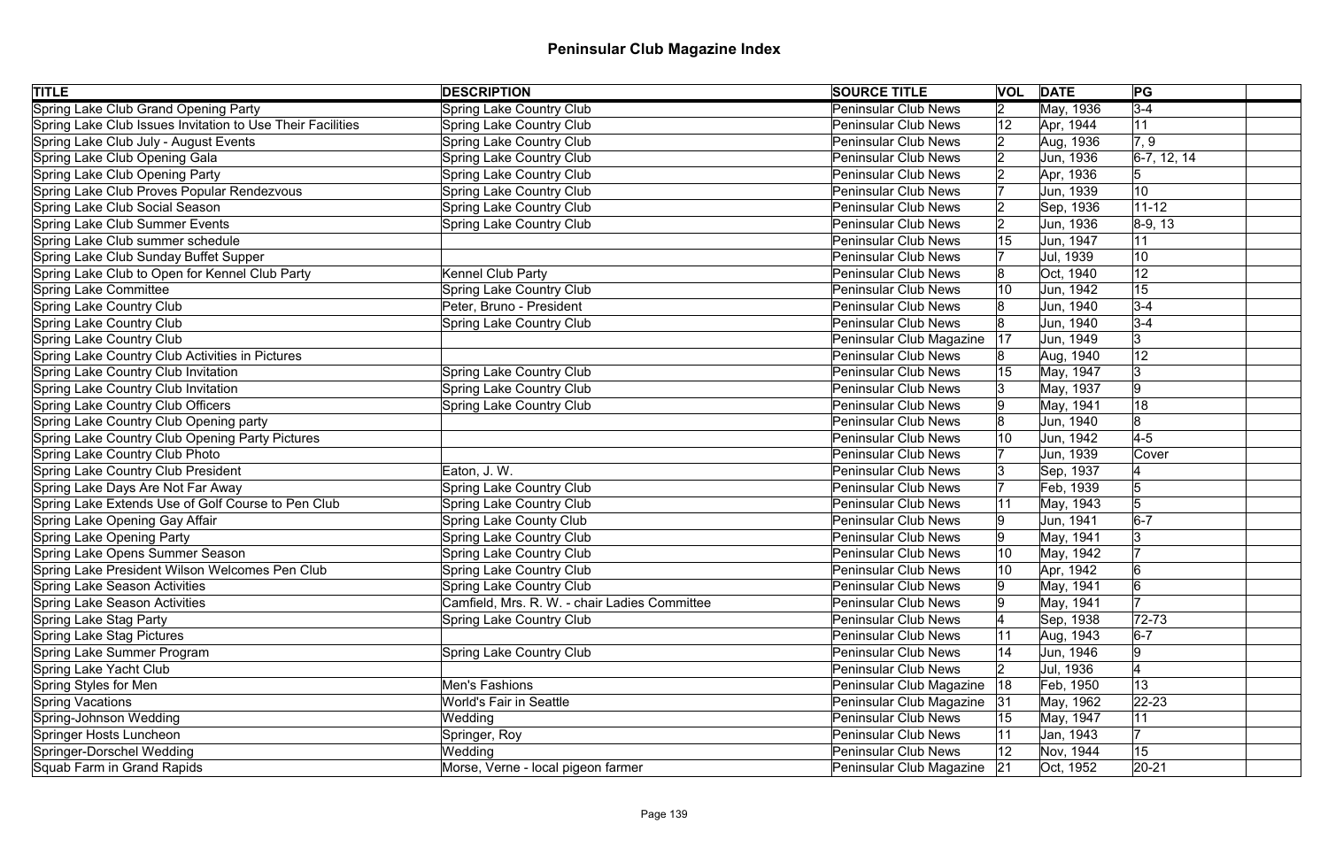# Peninsular Club Magazine Index

| TITLE | DESCRIPTION | SOURCE TITLE | VOL | DATE | PG | |
|---|---|---|---|---|---|---|
| Spring Lake Club Grand Opening Party | Spring Lake Country Club | Peninsular Club News | 2 | May, 1936 | 3-4 | |
| Spring Lake Club Issues Invitation to Use Their Facilities | Spring Lake Country Club | Peninsular Club News | 12 | Apr, 1944 | 11 | |
| Spring Lake Club July - August Events | Spring Lake Country Club | Peninsular Club News | 2 | Aug, 1936 | 7, 9 | |
| Spring Lake Club Opening Gala | Spring Lake Country Club | Peninsular Club News | 2 | Jun, 1936 | 6-7, 12, 14 | |
| Spring Lake Club Opening Party | Spring Lake Country Club | Peninsular Club News | 2 | Apr, 1936 | 5 | |
| Spring Lake Club Proves Popular Rendezvous | Spring Lake Country Club | Peninsular Club News | 7 | Jun, 1939 | 10 | |
| Spring Lake Club Social Season | Spring Lake Country Club | Peninsular Club News | 2 | Sep, 1936 | 11-12 | |
| Spring Lake Club Summer Events | Spring Lake Country Club | Peninsular Club News | 2 | Jun, 1936 | 8-9, 13 | |
| Spring Lake Club summer schedule | | Peninsular Club News | 15 | Jun, 1947 | 11 | |
| Spring Lake Club Sunday Buffet Supper | | Peninsular Club News | 7 | Jul, 1939 | 10 | |
| Spring Lake Club to Open for Kennel Club Party | Kennel Club Party | Peninsular Club News | 8 | Oct, 1940 | 12 | |
| Spring Lake Committee | Spring Lake Country Club | Peninsular Club News | 10 | Jun, 1942 | 15 | |
| Spring Lake Country Club | Peter, Bruno - President | Peninsular Club News | 8 | Jun, 1940 | 3-4 | |
| Spring Lake Country Club | Spring Lake Country Club | Peninsular Club News | 8 | Jun, 1940 | 3-4 | |
| Spring Lake Country Club | | Peninsular Club Magazine | 17 | Jun, 1949 | 3 | |
| Spring Lake Country Club Activities in Pictures | | Peninsular Club News | 8 | Aug, 1940 | 12 | |
| Spring Lake Country Club Invitation | Spring Lake Country Club | Peninsular Club News | 15 | May, 1947 | 3 | |
| Spring Lake Country Club Invitation | Spring Lake Country Club | Peninsular Club News | 3 | May, 1937 | 9 | |
| Spring Lake Country Club Officers | Spring Lake Country Club | Peninsular Club News | 9 | May, 1941 | 18 | |
| Spring Lake Country Club Opening party | | Peninsular Club News | 8 | Jun, 1940 | 8 | |
| Spring Lake Country Club Opening Party Pictures | | Peninsular Club News | 10 | Jun, 1942 | 4-5 | |
| Spring Lake Country Club Photo | | Peninsular Club News | 7 | Jun, 1939 | Cover | |
| Spring Lake Country Club President | Eaton, J. W. | Peninsular Club News | 3 | Sep, 1937 | 4 | |
| Spring Lake Days Are Not Far Away | Spring Lake Country Club | Peninsular Club News | 7 | Feb, 1939 | 5 | |
| Spring Lake Extends Use of Golf Course to Pen Club | Spring Lake Country Club | Peninsular Club News | 11 | May, 1943 | 5 | |
| Spring Lake Opening Gay Affair | Spring Lake County Club | Peninsular Club News | 9 | Jun, 1941 | 6-7 | |
| Spring Lake Opening Party | Spring Lake Country Club | Peninsular Club News | 9 | May, 1941 | 3 | |
| Spring Lake Opens Summer Season | Spring Lake Country Club | Peninsular Club News | 10 | May, 1942 | 7 | |
| Spring Lake President Wilson Welcomes Pen Club | Spring Lake Country Club | Peninsular Club News | 10 | Apr, 1942 | 6 | |
| Spring Lake Season Activities | Spring Lake Country Club | Peninsular Club News | 9 | May, 1941 | 6 | |
| Spring Lake Season Activities | Camfield, Mrs. R. W. - chair Ladies Committee | Peninsular Club News | 9 | May, 1941 | 7 | |
| Spring Lake Stag Party | Spring Lake Country Club | Peninsular Club News | 4 | Sep, 1938 | 72-73 | |
| Spring Lake Stag Pictures | | Peninsular Club News | 11 | Aug, 1943 | 6-7 | |
| Spring Lake Summer Program | Spring Lake Country Club | Peninsular Club News | 14 | Jun, 1946 | 9 | |
| Spring Lake Yacht Club | | Peninsular Club News | 2 | Jul, 1936 | 4 | |
| Spring Styles for Men | Men's Fashions | Peninsular Club Magazine | 18 | Feb, 1950 | 13 | |
| Spring Vacations | World's Fair in Seattle | Peninsular Club Magazine | 31 | May, 1962 | 22-23 | |
| Spring-Johnson Wedding | Wedding | Peninsular Club News | 15 | May, 1947 | 11 | |
| Springer Hosts Luncheon | Springer, Roy | Peninsular Club News | 11 | Jan, 1943 | 7 | |
| Springer-Dorschel Wedding | Wedding | Peninsular Club News | 12 | Nov, 1944 | 15 | |
| Squab Farm in Grand Rapids | Morse, Verne - local pigeon farmer | Peninsular Club Magazine | 21 | Oct, 1952 | 20-21 | |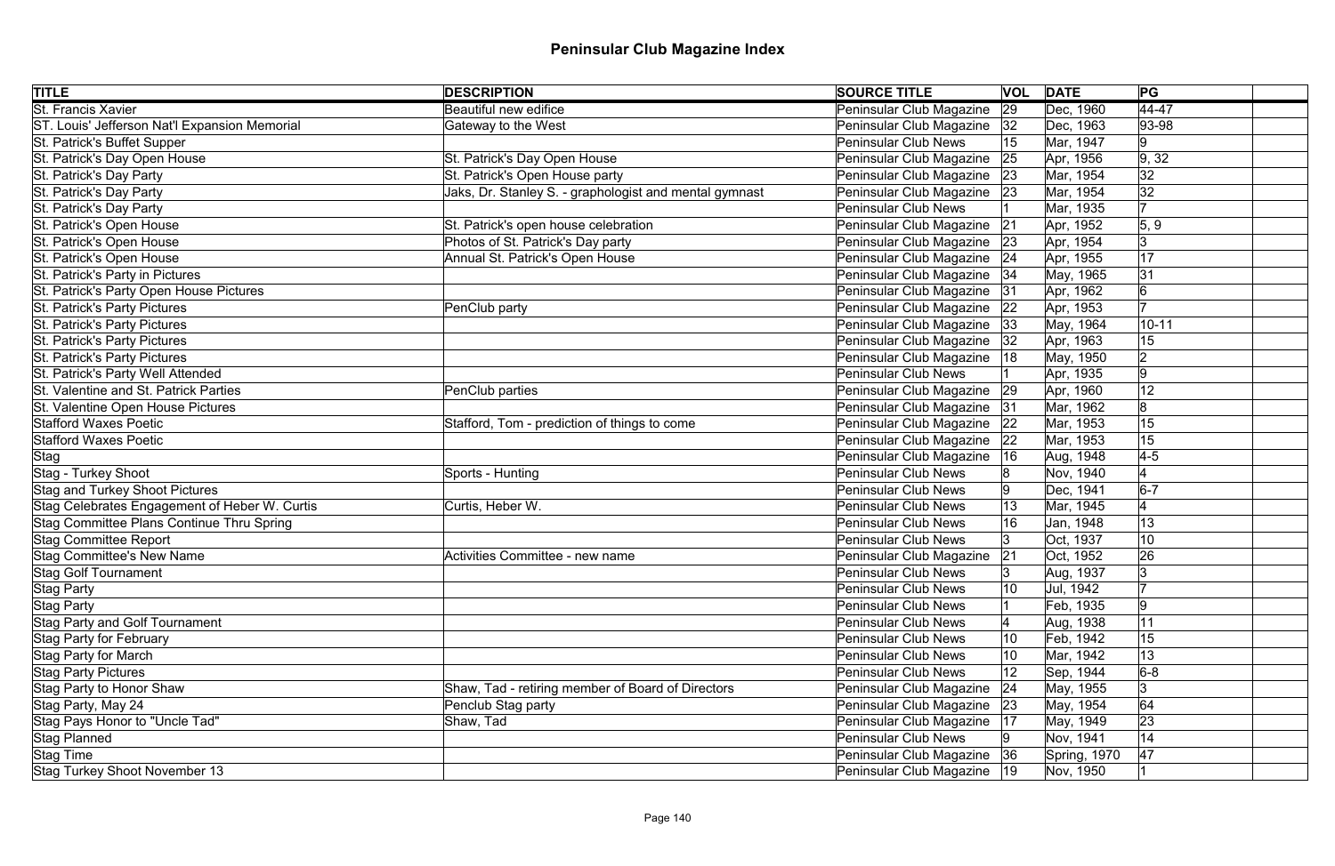# Peninsular Club Magazine Index

| TITLE | DESCRIPTION | SOURCE TITLE | VOL | DATE | PG | |
|---|---|---|---|---|---|---|
| St. Francis Xavier | Beautiful new edifice | Peninsular Club Magazine | 29 | Dec, 1960 | 44-47 | |
| ST. Louis' Jefferson Nat'l Expansion Memorial | Gateway to the West | Peninsular Club Magazine | 32 | Dec, 1963 | 93-98 | |
| St. Patrick's Buffet Supper | | Peninsular Club News | 15 | Mar, 1947 | 9 | |
| St. Patrick's Day Open House | St. Patrick's Day Open House | Peninsular Club Magazine | 25 | Apr, 1956 | 9, 32 | |
| St. Patrick's Day Party | St. Patrick's Open House party | Peninsular Club Magazine | 23 | Mar, 1954 | 32 | |
| St. Patrick's Day Party | Jaks, Dr. Stanley S. - graphologist and mental gymnast | Peninsular Club Magazine | 23 | Mar, 1954 | 32 | |
| St. Patrick's Day Party | | Peninsular Club News | 1 | Mar, 1935 | 7 | |
| St. Patrick's Open House | St. Patrick's open house celebration | Peninsular Club Magazine | 21 | Apr, 1952 | 5, 9 | |
| St. Patrick's Open House | Photos of St. Patrick's Day party | Peninsular Club Magazine | 23 | Apr, 1954 | 3 | |
| St. Patrick's Open House | Annual St. Patrick's Open House | Peninsular Club Magazine | 24 | Apr, 1955 | 17 | |
| St. Patrick's Party in Pictures | | Peninsular Club Magazine | 34 | May, 1965 | 31 | |
| St. Patrick's Party Open House Pictures | | Peninsular Club Magazine | 31 | Apr, 1962 | 6 | |
| St. Patrick's Party Pictures | PenClub party | Peninsular Club Magazine | 22 | Apr, 1953 | 7 | |
| St. Patrick's Party Pictures | | Peninsular Club Magazine | 33 | May, 1964 | 10-11 | |
| St. Patrick's Party Pictures | | Peninsular Club Magazine | 32 | Apr, 1963 | 15 | |
| St. Patrick's Party Pictures | | Peninsular Club Magazine | 18 | May, 1950 | 2 | |
| St. Patrick's Party Well Attended | | Peninsular Club News | 1 | Apr, 1935 | 9 | |
| St. Valentine and St. Patrick Parties | PenClub parties | Peninsular Club Magazine | 29 | Apr, 1960 | 12 | |
| St. Valentine Open House Pictures | | Peninsular Club Magazine | 31 | Mar, 1962 | 8 | |
| Stafford Waxes Poetic | Stafford, Tom - prediction of things to come | Peninsular Club Magazine | 22 | Mar, 1953 | 15 | |
| Stafford Waxes Poetic | | Peninsular Club Magazine | 22 | Mar, 1953 | 15 | |
| Stag | | Peninsular Club Magazine | 16 | Aug, 1948 | 4-5 | |
| Stag - Turkey Shoot | Sports - Hunting | Peninsular Club News | 8 | Nov, 1940 | 4 | |
| Stag and Turkey Shoot Pictures | | Peninsular Club News | 9 | Dec, 1941 | 6-7 | |
| Stag Celebrates Engagement of Heber W. Curtis | Curtis, Heber W. | Peninsular Club News | 13 | Mar, 1945 | 4 | |
| Stag Committee Plans Continue Thru Spring | | Peninsular Club News | 16 | Jan, 1948 | 13 | |
| Stag Committee Report | | Peninsular Club News | 3 | Oct, 1937 | 10 | |
| Stag Committee's New Name | Activities Committee - new name | Peninsular Club Magazine | 21 | Oct, 1952 | 26 | |
| Stag Golf Tournament | | Peninsular Club News | 3 | Aug, 1937 | 3 | |
| Stag Party | | Peninsular Club News | 10 | Jul, 1942 | 7 | |
| Stag Party | | Peninsular Club News | 1 | Feb, 1935 | 9 | |
| Stag Party and Golf Tournament | | Peninsular Club News | 4 | Aug, 1938 | 11 | |
| Stag Party for February | | Peninsular Club News | 10 | Feb, 1942 | 15 | |
| Stag Party for March | | Peninsular Club News | 10 | Mar, 1942 | 13 | |
| Stag Party Pictures | | Peninsular Club News | 12 | Sep, 1944 | 6-8 | |
| Stag Party to Honor Shaw | Shaw, Tad - retiring member of Board of Directors | Peninsular Club Magazine | 24 | May, 1955 | 3 | |
| Stag Party, May 24 | Penclub Stag party | Peninsular Club Magazine | 23 | May, 1954 | 64 | |
| Stag Pays Honor to "Uncle Tad" | Shaw, Tad | Peninsular Club Magazine | 17 | May, 1949 | 23 | |
| Stag Planned | | Peninsular Club News | 9 | Nov, 1941 | 14 | |
| Stag Time | | Peninsular Club Magazine | 36 | Spring, 1970 | 47 | |
| Stag Turkey Shoot November 13 | | Peninsular Club Magazine | 19 | Nov, 1950 | 1 | |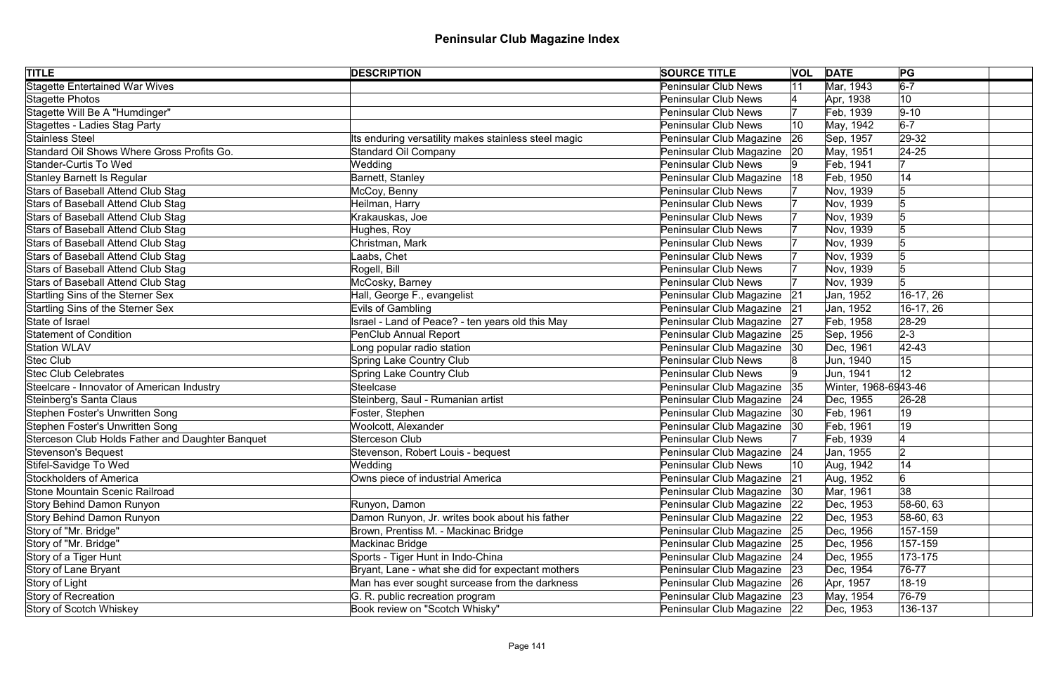# Peninsular Club Magazine Index

| TITLE | DESCRIPTION | SOURCE TITLE | VOL | DATE | PG |
|---|---|---|---|---|---|
| Stagette Entertained War Wives | | Peninsular Club News | 11 | Mar, 1943 | 6-7 |
| Stagette Photos | | Peninsular Club News | 4 | Apr, 1938 | 10 |
| Stagette Will Be A "Humdinger" | | Peninsular Club News | 7 | Feb, 1939 | 9-10 |
| Stagettes - Ladies Stag Party | | Peninsular Club News | 10 | May, 1942 | 6-7 |
| Stainless Steel | Its enduring versatility makes stainless steel magic | Peninsular Club Magazine | 26 | Sep, 1957 | 29-32 |
| Standard Oil Shows Where Gross Profits Go. | Standard Oil Company | Peninsular Club Magazine | 20 | May, 1951 | 24-25 |
| Stander-Curtis To Wed | Wedding | Peninsular Club News | 9 | Feb, 1941 | 7 |
| Stanley Barnett Is Regular | Barnett, Stanley | Peninsular Club Magazine | 18 | Feb, 1950 | 14 |
| Stars of Baseball Attend Club Stag | McCoy, Benny | Peninsular Club News | 7 | Nov, 1939 | 5 |
| Stars of Baseball Attend Club Stag | Heilman, Harry | Peninsular Club News | 7 | Nov, 1939 | 5 |
| Stars of Baseball Attend Club Stag | Krakauskas, Joe | Peninsular Club News | 7 | Nov, 1939 | 5 |
| Stars of Baseball Attend Club Stag | Hughes, Roy | Peninsular Club News | 7 | Nov, 1939 | 5 |
| Stars of Baseball Attend Club Stag | Christman, Mark | Peninsular Club News | 7 | Nov, 1939 | 5 |
| Stars of Baseball Attend Club Stag | Laabs, Chet | Peninsular Club News | 7 | Nov, 1939 | 5 |
| Stars of Baseball Attend Club Stag | Rogell, Bill | Peninsular Club News | 7 | Nov, 1939 | 5 |
| Stars of Baseball Attend Club Stag | McCosky, Barney | Peninsular Club News | 7 | Nov, 1939 | 5 |
| Startling Sins of the Sterner Sex | Hall, George F., evangelist | Peninsular Club Magazine | 21 | Jan, 1952 | 16-17, 26 |
| Startling Sins of the Sterner Sex | Evils of Gambling | Peninsular Club Magazine | 21 | Jan, 1952 | 16-17, 26 |
| State of Israel | Israel - Land of Peace? - ten years old this May | Peninsular Club Magazine | 27 | Feb, 1958 | 28-29 |
| Statement of Condition | PenClub Annual Report | Peninsular Club Magazine | 25 | Sep, 1956 | 2-3 |
| Station WLAV | Long popular radio station | Peninsular Club Magazine | 30 | Dec, 1961 | 42-43 |
| Stec Club | Spring Lake Country Club | Peninsular Club News | 8 | Jun, 1940 | 15 |
| Stec Club Celebrates | Spring Lake Country Club | Peninsular Club News | 9 | Jun, 1941 | 12 |
| Steelcare - Innovator of American Industry | Steelcase | Peninsular Club Magazine | 35 | Winter, 1968-69 | 43-46 |
| Steinberg's Santa Claus | Steinberg, Saul - Rumanian artist | Peninsular Club Magazine | 24 | Dec, 1955 | 26-28 |
| Stephen Foster's Unwritten Song | Foster, Stephen | Peninsular Club Magazine | 30 | Feb, 1961 | 19 |
| Stephen Foster's Unwritten Song | Woolcott, Alexander | Peninsular Club Magazine | 30 | Feb, 1961 | 19 |
| Sterceson Club Holds Father and Daughter Banquet | Sterceson Club | Peninsular Club News | 7 | Feb, 1939 | 4 |
| Stevenson's Bequest | Stevenson, Robert Louis - bequest | Peninsular Club Magazine | 24 | Jan, 1955 | 2 |
| Stifel-Savidge To Wed | Wedding | Peninsular Club News | 10 | Aug, 1942 | 14 |
| Stockholders of America | Owns piece of industrial America | Peninsular Club Magazine | 21 | Aug, 1952 | 6 |
| Stone Mountain Scenic Railroad | | Peninsular Club Magazine | 30 | Mar, 1961 | 38 |
| Story Behind Damon Runyon | Runyon, Damon | Peninsular Club Magazine | 22 | Dec, 1953 | 58-60, 63 |
| Story Behind Damon Runyon | Damon Runyon, Jr. writes book about his father | Peninsular Club Magazine | 22 | Dec, 1953 | 58-60, 63 |
| Story of "Mr. Bridge" | Brown, Prentiss M. - Mackinac Bridge | Peninsular Club Magazine | 25 | Dec, 1956 | 157-159 |
| Story of "Mr. Bridge" | Mackinac Bridge | Peninsular Club Magazine | 25 | Dec, 1956 | 157-159 |
| Story of a Tiger Hunt | Sports - Tiger Hunt in Indo-China | Peninsular Club Magazine | 24 | Dec, 1955 | 173-175 |
| Story of Lane Bryant | Bryant, Lane - what she did for expectant mothers | Peninsular Club Magazine | 23 | Dec, 1954 | 76-77 |
| Story of Light | Man has ever sought surcease from the darkness | Peninsular Club Magazine | 26 | Apr, 1957 | 18-19 |
| Story of Recreation | G. R. public recreation program | Peninsular Club Magazine | 23 | May, 1954 | 76-79 |
| Story of Scotch Whiskey | Book review on "Scotch Whisky" | Peninsular Club Magazine | 22 | Dec, 1953 | 136-137 |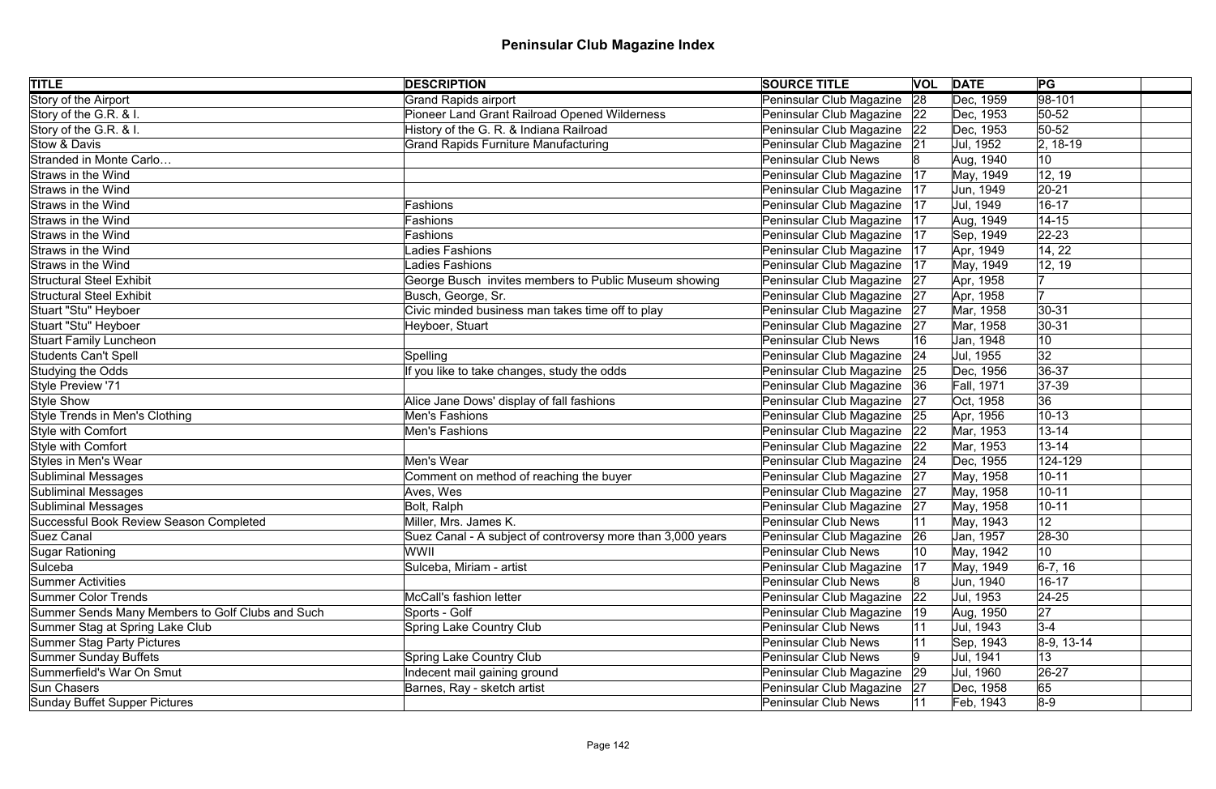# Peninsular Club Magazine Index

| TITLE | DESCRIPTION | SOURCE TITLE | VOL | DATE | PG | |
|---|---|---|---|---|---|---|
| Story of the Airport | Grand Rapids airport | Peninsular Club Magazine | 28 | Dec, 1959 | 98-101 | |
| Story of the G.R. & I. | Pioneer Land Grant Railroad Opened Wilderness | Peninsular Club Magazine | 22 | Dec, 1953 | 50-52 | |
| Story of the G.R. & I. | History of the G. R. & Indiana Railroad | Peninsular Club Magazine | 22 | Dec, 1953 | 50-52 | |
| Stow & Davis | Grand Rapids Furniture Manufacturing | Peninsular Club Magazine | 21 | Jul, 1952 | 2, 18-19 | |
| Stranded in Monte Carlo… | | Peninsular Club News | 8 | Aug, 1940 | 10 | |
| Straws in the Wind | | Peninsular Club Magazine | 17 | May, 1949 | 12, 19 | |
| Straws in the Wind | | Peninsular Club Magazine | 17 | Jun, 1949 | 20-21 | |
| Straws in the Wind | Fashions | Peninsular Club Magazine | 17 | Jul, 1949 | 16-17 | |
| Straws in the Wind | Fashions | Peninsular Club Magazine | 17 | Aug, 1949 | 14-15 | |
| Straws in the Wind | Fashions | Peninsular Club Magazine | 17 | Sep, 1949 | 22-23 | |
| Straws in the Wind | Ladies Fashions | Peninsular Club Magazine | 17 | Apr, 1949 | 14, 22 | |
| Straws in the Wind | Ladies Fashions | Peninsular Club Magazine | 17 | May, 1949 | 12, 19 | |
| Structural Steel Exhibit | George Busch invites members to Public Museum showing | Peninsular Club Magazine | 27 | Apr, 1958 | 7 | |
| Structural Steel Exhibit | Busch, George, Sr. | Peninsular Club Magazine | 27 | Apr, 1958 | 7 | |
| Stuart "Stu" Heyboer | Civic minded business man takes time off to play | Peninsular Club Magazine | 27 | Mar, 1958 | 30-31 | |
| Stuart "Stu" Heyboer | Heyboer, Stuart | Peninsular Club Magazine | 27 | Mar, 1958 | 30-31 | |
| Stuart Family Luncheon | | Peninsular Club News | 16 | Jan, 1948 | 10 | |
| Students Can't Spell | Spelling | Peninsular Club Magazine | 24 | Jul, 1955 | 32 | |
| Studying the Odds | If you like to take changes, study the odds | Peninsular Club Magazine | 25 | Dec, 1956 | 36-37 | |
| Style Preview '71 | | Peninsular Club Magazine | 36 | Fall, 1971 | 37-39 | |
| Style Show | Alice Jane Dows' display of fall fashions | Peninsular Club Magazine | 27 | Oct, 1958 | 36 | |
| Style Trends in Men's Clothing | Men's Fashions | Peninsular Club Magazine | 25 | Apr, 1956 | 10-13 | |
| Style with Comfort | Men's Fashions | Peninsular Club Magazine | 22 | Mar, 1953 | 13-14 | |
| Style with Comfort | | Peninsular Club Magazine | 22 | Mar, 1953 | 13-14 | |
| Styles in Men's Wear | Men's Wear | Peninsular Club Magazine | 24 | Dec, 1955 | 124-129 | |
| Subliminal Messages | Comment on method of reaching the buyer | Peninsular Club Magazine | 27 | May, 1958 | 10-11 | |
| Subliminal Messages | Aves, Wes | Peninsular Club Magazine | 27 | May, 1958 | 10-11 | |
| Subliminal Messages | Bolt, Ralph | Peninsular Club Magazine | 27 | May, 1958 | 10-11 | |
| Successful Book Review Season Completed | Miller, Mrs. James K. | Peninsular Club News | 11 | May, 1943 | 12 | |
| Suez Canal | Suez Canal - A subject of controversy more than 3,000 years | Peninsular Club Magazine | 26 | Jan, 1957 | 28-30 | |
| Sugar Rationing | WWII | Peninsular Club News | 10 | May, 1942 | 10 | |
| Sulceba | Sulceba, Miriam - artist | Peninsular Club Magazine | 17 | May, 1949 | 6-7, 16 | |
| Summer Activities | | Peninsular Club News | 8 | Jun, 1940 | 16-17 | |
| Summer Color Trends | McCall's fashion letter | Peninsular Club Magazine | 22 | Jul, 1953 | 24-25 | |
| Summer Sends Many Members to Golf Clubs and Such | Sports - Golf | Peninsular Club Magazine | 19 | Aug, 1950 | 27 | |
| Summer Stag at Spring Lake Club | Spring Lake Country Club | Peninsular Club News | 11 | Jul, 1943 | 3-4 | |
| Summer Stag Party Pictures | | Peninsular Club News | 11 | Sep, 1943 | 8-9, 13-14 | |
| Summer Sunday Buffets | Spring Lake Country Club | Peninsular Club News | 9 | Jul, 1941 | 13 | |
| Summerfield's War On Smut | Indecent mail gaining ground | Peninsular Club Magazine | 29 | Jul, 1960 | 26-27 | |
| Sun Chasers | Barnes, Ray - sketch artist | Peninsular Club Magazine | 27 | Dec, 1958 | 65 | |
| Sunday Buffet Supper Pictures | | Peninsular Club News | 11 | Feb, 1943 | 8-9 | |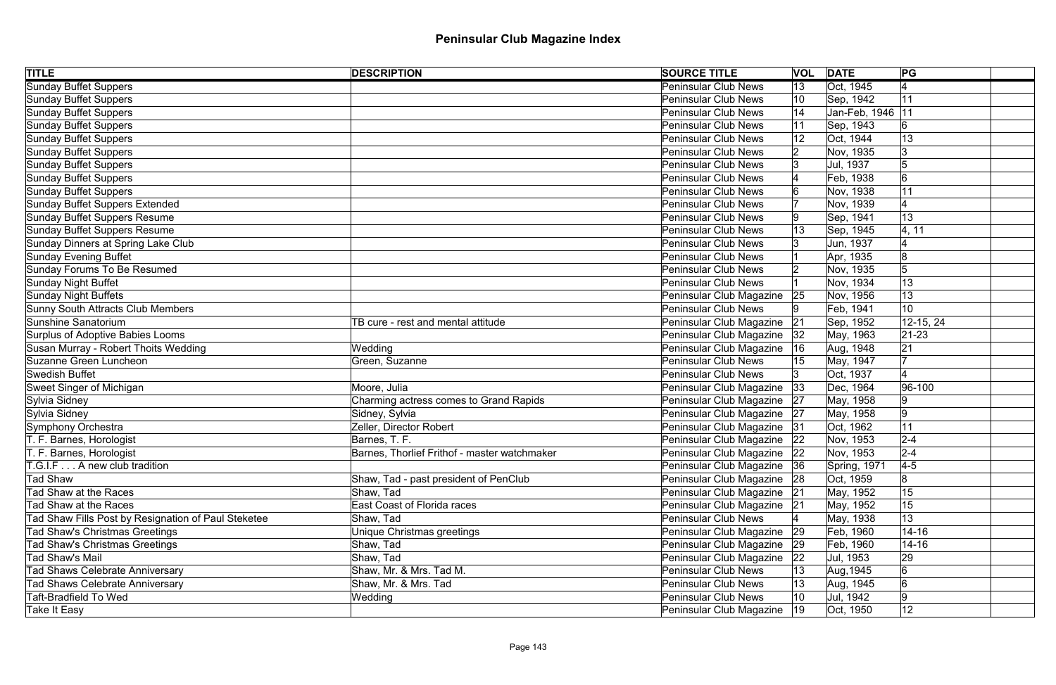# Peninsular Club Magazine Index

| TITLE | DESCRIPTION | SOURCE TITLE | VOL | DATE | PG | |
|---|---|---|---|---|---|---|
| Sunday Buffet Suppers | | Peninsular Club News | 13 | Oct, 1945 | 4 | |
| Sunday Buffet Suppers | | Peninsular Club News | 10 | Sep, 1942 | 11 | |
| Sunday Buffet Suppers | | Peninsular Club News | 14 | Jan-Feb, 1946 | 11 | |
| Sunday Buffet Suppers | | Peninsular Club News | 11 | Sep, 1943 | 6 | |
| Sunday Buffet Suppers | | Peninsular Club News | 12 | Oct, 1944 | 13 | |
| Sunday Buffet Suppers | | Peninsular Club News | 2 | Nov, 1935 | 3 | |
| Sunday Buffet Suppers | | Peninsular Club News | 3 | Jul, 1937 | 5 | |
| Sunday Buffet Suppers | | Peninsular Club News | 4 | Feb, 1938 | 6 | |
| Sunday Buffet Suppers | | Peninsular Club News | 6 | Nov, 1938 | 11 | |
| Sunday Buffet Suppers Extended | | Peninsular Club News | 7 | Nov, 1939 | 4 | |
| Sunday Buffet Suppers Resume | | Peninsular Club News | 9 | Sep, 1941 | 13 | |
| Sunday Buffet Suppers Resume | | Peninsular Club News | 13 | Sep, 1945 | 4, 11 | |
| Sunday Dinners at Spring Lake Club | | Peninsular Club News | 3 | Jun, 1937 | 4 | |
| Sunday Evening Buffet | | Peninsular Club News | 1 | Apr, 1935 | 8 | |
| Sunday Forums To Be Resumed | | Peninsular Club News | 2 | Nov, 1935 | 5 | |
| Sunday Night Buffet | | Peninsular Club News | 1 | Nov, 1934 | 13 | |
| Sunday Night Buffets | | Peninsular Club Magazine | 25 | Nov, 1956 | 13 | |
| Sunny South Attracts Club Members | | Peninsular Club News | 9 | Feb, 1941 | 10 | |
| Sunshine Sanatorium | TB cure - rest and mental attitude | Peninsular Club Magazine | 21 | Sep, 1952 | 12-15, 24 | |
| Surplus of Adoptive Babies Looms | | Peninsular Club Magazine | 32 | May, 1963 | 21-23 | |
| Susan Murray - Robert Thoits Wedding | Wedding | Peninsular Club Magazine | 16 | Aug, 1948 | 21 | |
| Suzanne Green Luncheon | Green, Suzanne | Peninsular Club News | 15 | May, 1947 | 7 | |
| Swedish Buffet | | Peninsular Club News | 3 | Oct, 1937 | 4 | |
| Sweet Singer of Michigan | Moore, Julia | Peninsular Club Magazine | 33 | Dec, 1964 | 96-100 | |
| Sylvia Sidney | Charming actress comes to Grand Rapids | Peninsular Club Magazine | 27 | May, 1958 | 9 | |
| Sylvia Sidney | Sidney, Sylvia | Peninsular Club Magazine | 27 | May, 1958 | 9 | |
| Symphony Orchestra | Zeller, Director Robert | Peninsular Club Magazine | 31 | Oct, 1962 | 11 | |
| T. F. Barnes, Horologist | Barnes, T. F. | Peninsular Club Magazine | 22 | Nov, 1953 | 2-4 | |
| T. F. Barnes, Horologist | Barnes, Thorlief Frithof - master watchmaker | Peninsular Club Magazine | 22 | Nov, 1953 | 2-4 | |
| T.G.I.F . . . A new club tradition | | Peninsular Club Magazine | 36 | Spring, 1971 | 4-5 | |
| Tad Shaw | Shaw, Tad - past president of PenClub | Peninsular Club Magazine | 28 | Oct, 1959 | 8 | |
| Tad Shaw at the Races | Shaw, Tad | Peninsular Club Magazine | 21 | May, 1952 | 15 | |
| Tad Shaw at the Races | East Coast of Florida races | Peninsular Club Magazine | 21 | May, 1952 | 15 | |
| Tad Shaw Fills Post by Resignation of Paul Steketee | Shaw, Tad | Peninsular Club News | 4 | May, 1938 | 13 | |
| Tad Shaw's Christmas Greetings | Unique Christmas greetings | Peninsular Club Magazine | 29 | Feb, 1960 | 14-16 | |
| Tad Shaw's Christmas Greetings | Shaw, Tad | Peninsular Club Magazine | 29 | Feb, 1960 | 14-16 | |
| Tad Shaw's Mail | Shaw, Tad | Peninsular Club Magazine | 22 | Jul, 1953 | 29 | |
| Tad Shaws Celebrate Anniversary | Shaw, Mr. & Mrs. Tad M. | Peninsular Club News | 13 | Aug,1945 | 6 | |
| Tad Shaws Celebrate Anniversary | Shaw, Mr. & Mrs. Tad | Peninsular Club News | 13 | Aug, 1945 | 6 | |
| Taft-Bradfield To Wed | Wedding | Peninsular Club News | 10 | Jul, 1942 | 9 | |
| Take It Easy | | Peninsular Club Magazine | 19 | Oct, 1950 | 12 | |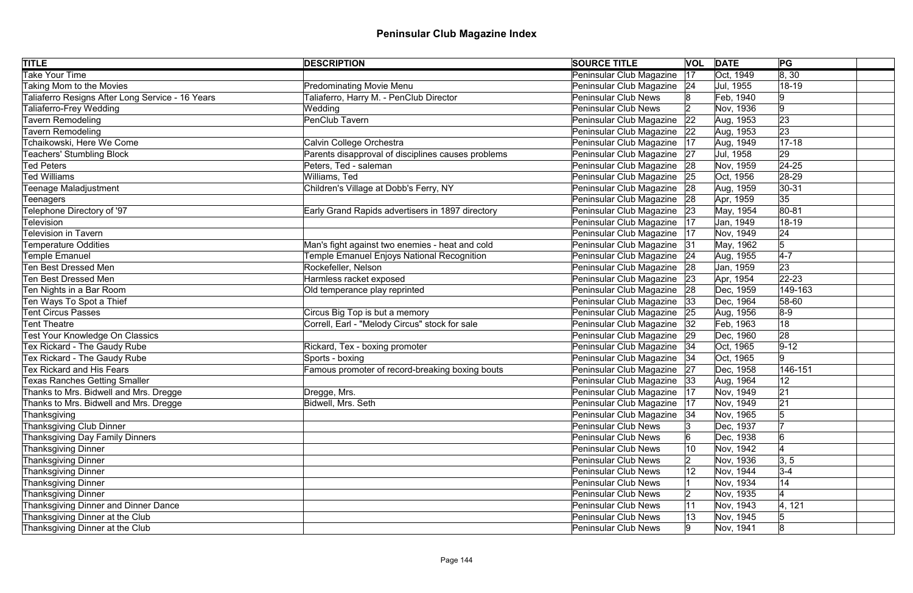# Peninsular Club Magazine Index

| TITLE | DESCRIPTION | SOURCE TITLE | VOL | DATE | PG | |
|---|---|---|---|---|---|---|
| Take Your Time | | Peninsular Club Magazine | 17 | Oct, 1949 | 8, 30 | |
| Taking Mom to the Movies | Predominating Movie Menu | Peninsular Club Magazine | 24 | Jul, 1955 | 18-19 | |
| Taliaferro Resigns After Long Service - 16 Years | Taliaferro, Harry M. - PenClub Director | Peninsular Club News | 8 | Feb, 1940 | 9 | |
| Taliaferro-Frey Wedding | Wedding | Peninsular Club News | 2 | Nov, 1936 | 9 | |
| Tavern Remodeling | PenClub Tavern | Peninsular Club Magazine | 22 | Aug, 1953 | 23 | |
| Tavern Remodeling | | Peninsular Club Magazine | 22 | Aug, 1953 | 23 | |
| Tchaikowski, Here We Come | Calvin College Orchestra | Peninsular Club Magazine | 17 | Aug, 1949 | 17-18 | |
| Teachers' Stumbling Block | Parents disapproval of disciplines causes problems | Peninsular Club Magazine | 27 | Jul, 1958 | 29 | |
| Ted Peters | Peters, Ted - saleman | Peninsular Club Magazine | 28 | Nov, 1959 | 24-25 | |
| Ted Williams | Williams, Ted | Peninsular Club Magazine | 25 | Oct, 1956 | 28-29 | |
| Teenage Maladjustment | Children's Village at Dobb's Ferry, NY | Peninsular Club Magazine | 28 | Aug, 1959 | 30-31 | |
| Teenagers | | Peninsular Club Magazine | 28 | Apr, 1959 | 35 | |
| Telephone Directory of '97 | Early Grand Rapids advertisers in 1897 directory | Peninsular Club Magazine | 23 | May, 1954 | 80-81 | |
| Television | | Peninsular Club Magazine | 17 | Jan, 1949 | 18-19 | |
| Television in Tavern | | Peninsular Club Magazine | 17 | Nov, 1949 | 24 | |
| Temperature Oddities | Man's fight against two enemies - heat and cold | Peninsular Club Magazine | 31 | May, 1962 | 5 | |
| Temple Emanuel | Temple Emanuel Enjoys National Recognition | Peninsular Club Magazine | 24 | Aug, 1955 | 4-7 | |
| Ten Best Dressed Men | Rockefeller, Nelson | Peninsular Club Magazine | 28 | Jan, 1959 | 23 | |
| Ten Best Dressed Men | Harmless racket exposed | Peninsular Club Magazine | 23 | Apr, 1954 | 22-23 | |
| Ten Nights in a Bar Room | Old temperance play reprinted | Peninsular Club Magazine | 28 | Dec, 1959 | 149-163 | |
| Ten Ways To Spot a Thief | | Peninsular Club Magazine | 33 | Dec, 1964 | 58-60 | |
| Tent Circus Passes | Circus Big Top is but a memory | Peninsular Club Magazine | 25 | Aug, 1956 | 8-9 | |
| Tent Theatre | Correll, Earl - "Melody Circus" stock for sale | Peninsular Club Magazine | 32 | Feb, 1963 | 18 | |
| Test Your Knowledge On Classics | | Peninsular Club Magazine | 29 | Dec, 1960 | 28 | |
| Tex Rickard - The Gaudy Rube | Rickard, Tex - boxing promoter | Peninsular Club Magazine | 34 | Oct, 1965 | 9-12 | |
| Tex Rickard - The Gaudy Rube | Sports - boxing | Peninsular Club Magazine | 34 | Oct, 1965 | 9 | |
| Tex Rickard and His Fears | Famous promoter of record-breaking boxing bouts | Peninsular Club Magazine | 27 | Dec, 1958 | 146-151 | |
| Texas Ranches Getting Smaller | | Peninsular Club Magazine | 33 | Aug, 1964 | 12 | |
| Thanks to Mrs. Bidwell and Mrs. Dregge | Dregge, Mrs. | Peninsular Club Magazine | 17 | Nov, 1949 | 21 | |
| Thanks to Mrs. Bidwell and Mrs. Dregge | Bidwell, Mrs. Seth | Peninsular Club Magazine | 17 | Nov, 1949 | 21 | |
| Thanksgiving | | Peninsular Club Magazine | 34 | Nov, 1965 | 5 | |
| Thanksgiving Club Dinner | | Peninsular Club News | 3 | Dec, 1937 | 7 | |
| Thanksgiving Day Family Dinners | | Peninsular Club News | 6 | Dec, 1938 | 6 | |
| Thanksgiving Dinner | | Peninsular Club News | 10 | Nov, 1942 | 4 | |
| Thanksgiving Dinner | | Peninsular Club News | 2 | Nov, 1936 | 3, 5 | |
| Thanksgiving Dinner | | Peninsular Club News | 12 | Nov, 1944 | 3-4 | |
| Thanksgiving Dinner | | Peninsular Club News | 1 | Nov, 1934 | 14 | |
| Thanksgiving Dinner | | Peninsular Club News | 2 | Nov, 1935 | 4 | |
| Thanksgiving Dinner and Dinner Dance | | Peninsular Club News | 11 | Nov, 1943 | 4, 121 | |
| Thanksgiving Dinner at the Club | | Peninsular Club News | 13 | Nov, 1945 | 5 | |
| Thanksgiving Dinner at the Club | | Peninsular Club News | 9 | Nov, 1941 | 8 | |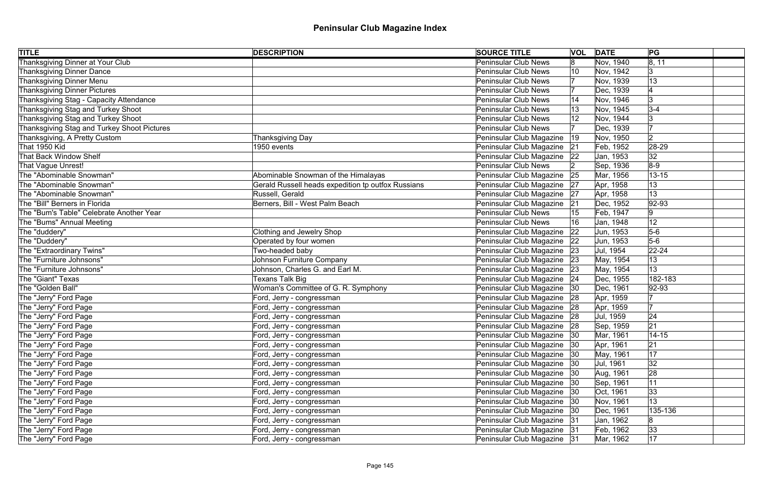# Peninsular Club Magazine Index

| TITLE | DESCRIPTION | SOURCE TITLE | VOL | DATE | PG | |
|---|---|---|---|---|---|---|
| Thanksgiving Dinner at Your Club | | Peninsular Club News | 8 | Nov, 1940 | 8, 11 | |
| Thanksgiving Dinner Dance | | Peninsular Club News | 10 | Nov, 1942 | 3 | |
| Thanksgiving Dinner Menu | | Peninsular Club News | 7 | Nov, 1939 | 13 | |
| Thanksgiving Dinner Pictures | | Peninsular Club News | 7 | Dec, 1939 | 4 | |
| Thanksgiving Stag - Capacity Attendance | | Peninsular Club News | 14 | Nov, 1946 | 3 | |
| Thanksgiving Stag and Turkey Shoot | | Peninsular Club News | 13 | Nov, 1945 | 3-4 | |
| Thanksgiving Stag and Turkey Shoot | | Peninsular Club News | 12 | Nov, 1944 | 3 | |
| Thanksgiving Stag and Turkey Shoot Pictures | | Peninsular Club News | 7 | Dec, 1939 | 7 | |
| Thanksgiving, A Pretty Custom | Thanksgiving Day | Peninsular Club Magazine | 19 | Nov, 1950 | 2 | |
| That 1950 Kid | 1950 events | Peninsular Club Magazine | 21 | Feb, 1952 | 28-29 | |
| That Back Window Shelf | | Peninsular Club Magazine | 22 | Jan, 1953 | 32 | |
| That Vague Unrest! | | Peninsular Club News | 2 | Sep, 1936 | 8-9 | |
| The "Abominable Snowman" | Abominable Snowman of the Himalayas | Peninsular Club Magazine | 25 | Mar, 1956 | 13-15 | |
| The "Abominable Snowman" | Gerald Russell heads expedition tp outfox Russians | Peninsular Club Magazine | 27 | Apr, 1958 | 13 | |
| The "Abominable Snowman" | Russell, Gerald | Peninsular Club Magazine | 27 | Apr, 1958 | 13 | |
| The "Bill" Berners in Florida | Berners, Bill - West Palm Beach | Peninsular Club Magazine | 21 | Dec, 1952 | 92-93 | |
| The "Bum's Table" Celebrate Another Year | | Peninsular Club News | 15 | Feb, 1947 | 9 | |
| The "Bums" Annual Meeting | | Peninsular Club News | 16 | Jan, 1948 | 12 | |
| The "duddery" | Clothing and Jewelry Shop | Peninsular Club Magazine | 22 | Jun, 1953 | 5-6 | |
| The "Duddery" | Operated by four women | Peninsular Club Magazine | 22 | Jun, 1953 | 5-6 | |
| The "Extraordinary Twins" | Two-headed baby | Peninsular Club Magazine | 23 | Jul, 1954 | 22-24 | |
| The "Furniture Johnsons" | Johnson Furniture Company | Peninsular Club Magazine | 23 | May, 1954 | 13 | |
| The "Furniture Johnsons" | Johnson, Charles G. and Earl M. | Peninsular Club Magazine | 23 | May, 1954 | 13 | |
| The "Giant" Texas | Texans Talk Big | Peninsular Club Magazine | 24 | Dec, 1955 | 182-183 | |
| The "Golden Ball" | Woman's Committee of G. R. Symphony | Peninsular Club Magazine | 30 | Dec, 1961 | 92-93 | |
| The "Jerry" Ford Page | Ford, Jerry - congressman | Peninsular Club Magazine | 28 | Apr, 1959 | 7 | |
| The "Jerry" Ford Page | Ford, Jerry - congressman | Peninsular Club Magazine | 28 | Apr, 1959 | 7 | |
| The "Jerry" Ford Page | Ford, Jerry - congressman | Peninsular Club Magazine | 28 | Jul, 1959 | 24 | |
| The "Jerry" Ford Page | Ford, Jerry - congressman | Peninsular Club Magazine | 28 | Sep, 1959 | 21 | |
| The "Jerry" Ford Page | Ford, Jerry - congressman | Peninsular Club Magazine | 30 | Mar, 1961 | 14-15 | |
| The "Jerry" Ford Page | Ford, Jerry - congressman | Peninsular Club Magazine | 30 | Apr, 1961 | 21 | |
| The "Jerry" Ford Page | Ford, Jerry - congressman | Peninsular Club Magazine | 30 | May, 1961 | 17 | |
| The "Jerry" Ford Page | Ford, Jerry - congressman | Peninsular Club Magazine | 30 | Jul, 1961 | 32 | |
| The "Jerry" Ford Page | Ford, Jerry - congressman | Peninsular Club Magazine | 30 | Aug, 1961 | 28 | |
| The "Jerry" Ford Page | Ford, Jerry - congressman | Peninsular Club Magazine | 30 | Sep, 1961 | 11 | |
| The "Jerry" Ford Page | Ford, Jerry - congressman | Peninsular Club Magazine | 30 | Oct, 1961 | 33 | |
| The "Jerry" Ford Page | Ford, Jerry - congressman | Peninsular Club Magazine | 30 | Nov, 1961 | 13 | |
| The "Jerry" Ford Page | Ford, Jerry - congressman | Peninsular Club Magazine | 30 | Dec, 1961 | 135-136 | |
| The "Jerry" Ford Page | Ford, Jerry - congressman | Peninsular Club Magazine | 31 | Jan, 1962 | 8 | |
| The "Jerry" Ford Page | Ford, Jerry - congressman | Peninsular Club Magazine | 31 | Feb, 1962 | 33 | |
| The "Jerry" Ford Page | Ford, Jerry - congressman | Peninsular Club Magazine | 31 | Mar, 1962 | 17 | |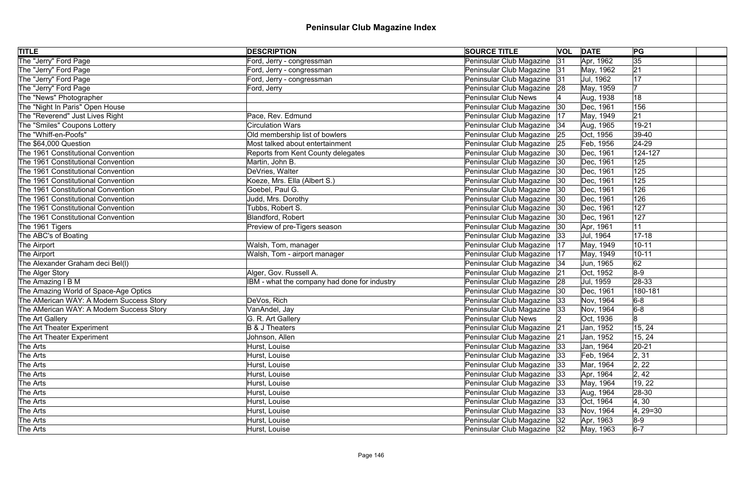# Peninsular Club Magazine Index

| TITLE | DESCRIPTION | SOURCE TITLE | VOL | DATE | PG | |
|---|---|---|---|---|---|---|
| The "Jerry" Ford Page | Ford, Jerry - congressman | Peninsular Club Magazine | 31 | Apr, 1962 | 35 | |
| The "Jerry" Ford Page | Ford, Jerry - congressman | Peninsular Club Magazine | 31 | May, 1962 | 21 | |
| The "Jerry" Ford Page | Ford, Jerry - congressman | Peninsular Club Magazine | 31 | Jul, 1962 | 17 | |
| The "Jerry" Ford Page | Ford, Jerry | Peninsular Club Magazine | 28 | May, 1959 | 7 | |
| The "News" Photographer | | Peninsular Club News | 4 | Aug, 1938 | 18 | |
| The "Night In Paris" Open House | | Peninsular Club Magazine | 30 | Dec, 1961 | 156 | |
| The "Reverend" Just Lives Right | Pace, Rev. Edmund | Peninsular Club Magazine | 17 | May, 1949 | 21 | |
| The "Smiles" Coupons Lottery | Circulation Wars | Peninsular Club Magazine | 34 | Aug, 1965 | 19-21 | |
| The "Whiff-en-Poofs" | Old membership list of bowlers | Peninsular Club Magazine | 25 | Oct, 1956 | 39-40 | |
| The $64,000 Question | Most talked about entertainment | Peninsular Club Magazine | 25 | Feb, 1956 | 24-29 | |
| The 1961 Constitutional Convention | Reports from Kent County delegates | Peninsular Club Magazine | 30 | Dec, 1961 | 124-127 | |
| The 1961 Constitutional Convention | Martin, John B. | Peninsular Club Magazine | 30 | Dec, 1961 | 125 | |
| The 1961 Constitutional Convention | DeVries, Walter | Peninsular Club Magazine | 30 | Dec, 1961 | 125 | |
| The 1961 Constitutional Convention | Koeze, Mrs. Ella (Albert S.) | Peninsular Club Magazine | 30 | Dec, 1961 | 125 | |
| The 1961 Constitutional Convention | Goebel, Paul G. | Peninsular Club Magazine | 30 | Dec, 1961 | 126 | |
| The 1961 Constitutional Convention | Judd, Mrs. Dorothy | Peninsular Club Magazine | 30 | Dec, 1961 | 126 | |
| The 1961 Constitutional Convention | Tubbs, Robert S. | Peninsular Club Magazine | 30 | Dec, 1961 | 127 | |
| The 1961 Constitutional Convention | Blandford, Robert | Peninsular Club Magazine | 30 | Dec, 1961 | 127 | |
| The 1961 Tigers | Preview of pre-Tigers season | Peninsular Club Magazine | 30 | Apr, 1961 | 11 | |
| The ABC's of Boating | | Peninsular Club Magazine | 33 | Jul, 1964 | 17-18 | |
| The Airport | Walsh, Tom, manager | Peninsular Club Magazine | 17 | May, 1949 | 10-11 | |
| The Airport | Walsh, Tom - airport manager | Peninsular Club Magazine | 17 | May, 1949 | 10-11 | |
| The Alexander Graham deci Bel(l) | | Peninsular Club Magazine | 34 | Jun, 1965 | 62 | |
| The Alger Story | Alger, Gov. Russell A. | Peninsular Club Magazine | 21 | Oct, 1952 | 8-9 | |
| The Amazing I B M | IBM - what the company had done for industry | Peninsular Club Magazine | 28 | Jul, 1959 | 28-33 | |
| The Amazing World of Space-Age Optics | | Peninsular Club Magazine | 30 | Dec, 1961 | 180-181 | |
| The AMerican WAY: A Modern Success Story | DeVos, Rich | Peninsular Club Magazine | 33 | Nov, 1964 | 6-8 | |
| The AMerican WAY: A Modern Success Story | VanAndel, Jay | Peninsular Club Magazine | 33 | Nov, 1964 | 6-8 | |
| The Art Gallery | G. R. Art Gallery | Peninsular Club News | 2 | Oct, 1936 | 8 | |
| The Art Theater Experiment | B & J Theaters | Peninsular Club Magazine | 21 | Jan, 1952 | 15, 24 | |
| The Art Theater Experiment | Johnson, Allen | Peninsular Club Magazine | 21 | Jan, 1952 | 15, 24 | |
| The Arts | Hurst, Louise | Peninsular Club Magazine | 33 | Jan, 1964 | 20-21 | |
| The Arts | Hurst, Louise | Peninsular Club Magazine | 33 | Feb, 1964 | 2, 31 | |
| The Arts | Hurst, Louise | Peninsular Club Magazine | 33 | Mar, 1964 | 2, 22 | |
| The Arts | Hurst, Louise | Peninsular Club Magazine | 33 | Apr, 1964 | 2, 42 | |
| The Arts | Hurst, Louise | Peninsular Club Magazine | 33 | May, 1964 | 19, 22 | |
| The Arts | Hurst, Louise | Peninsular Club Magazine | 33 | Aug, 1964 | 28-30 | |
| The Arts | Hurst, Louise | Peninsular Club Magazine | 33 | Oct, 1964 | 4, 30 | |
| The Arts | Hurst, Louise | Peninsular Club Magazine | 33 | Nov, 1964 | 4, 29=30 | |
| The Arts | Hurst, Louise | Peninsular Club Magazine | 32 | Apr, 1963 | 8-9 | |
| The Arts | Hurst, Louise | Peninsular Club Magazine | 32 | May, 1963 | 6-7 | |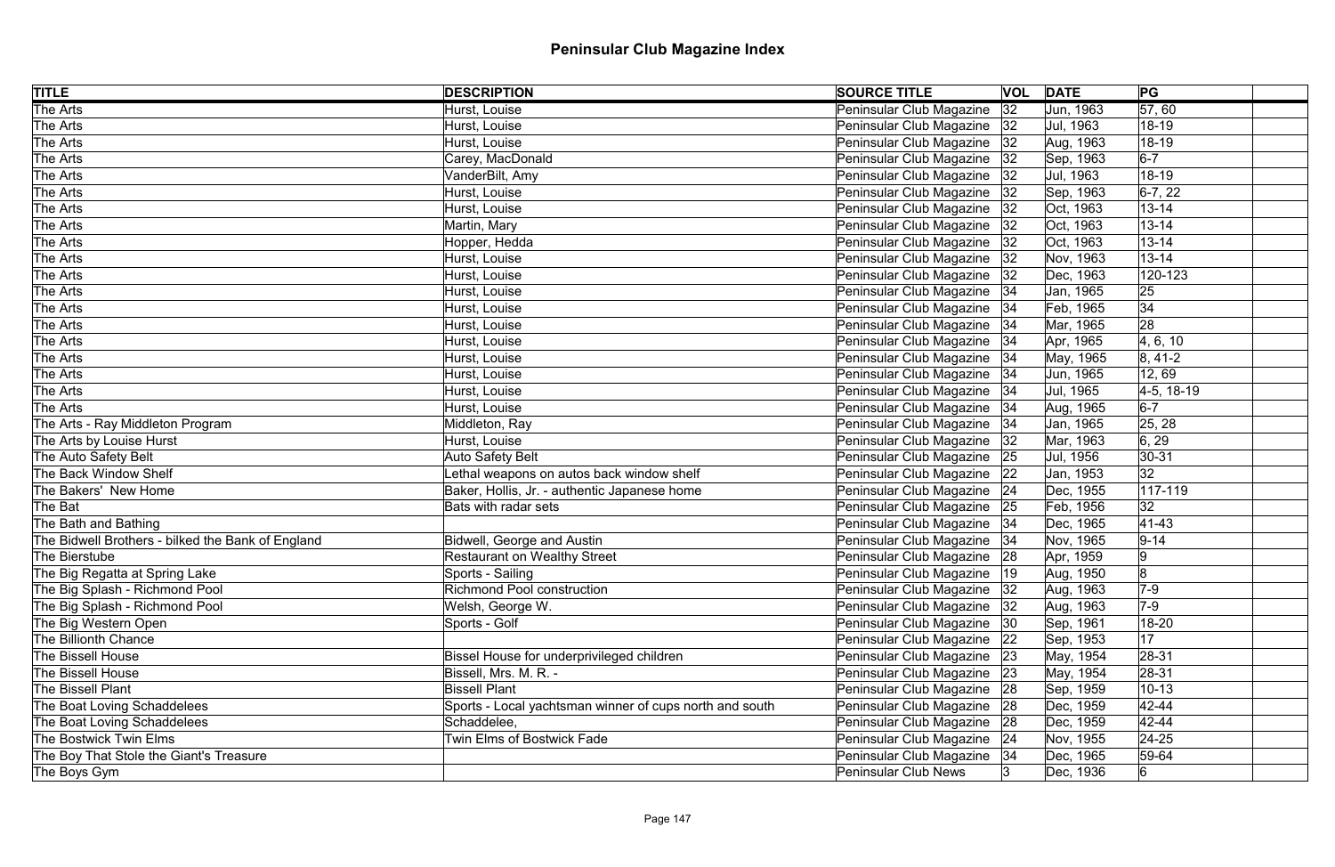# Peninsular Club Magazine Index

| TITLE | DESCRIPTION | SOURCE TITLE | VOL | DATE | PG | |
|---|---|---|---|---|---|---|
| The Arts | Hurst, Louise | Peninsular Club Magazine | 32 | Jun, 1963 | 57, 60 | |
| The Arts | Hurst, Louise | Peninsular Club Magazine | 32 | Jul, 1963 | 18-19 | |
| The Arts | Hurst, Louise | Peninsular Club Magazine | 32 | Aug, 1963 | 18-19 | |
| The Arts | Carey, MacDonald | Peninsular Club Magazine | 32 | Sep, 1963 | 6-7 | |
| The Arts | VanderBilt, Amy | Peninsular Club Magazine | 32 | Jul, 1963 | 18-19 | |
| The Arts | Hurst, Louise | Peninsular Club Magazine | 32 | Sep, 1963 | 6-7, 22 | |
| The Arts | Hurst, Louise | Peninsular Club Magazine | 32 | Oct, 1963 | 13-14 | |
| The Arts | Martin, Mary | Peninsular Club Magazine | 32 | Oct, 1963 | 13-14 | |
| The Arts | Hopper, Hedda | Peninsular Club Magazine | 32 | Oct, 1963 | 13-14 | |
| The Arts | Hurst, Louise | Peninsular Club Magazine | 32 | Nov, 1963 | 13-14 | |
| The Arts | Hurst, Louise | Peninsular Club Magazine | 32 | Dec, 1963 | 120-123 | |
| The Arts | Hurst, Louise | Peninsular Club Magazine | 34 | Jan, 1965 | 25 | |
| The Arts | Hurst, Louise | Peninsular Club Magazine | 34 | Feb, 1965 | 34 | |
| The Arts | Hurst, Louise | Peninsular Club Magazine | 34 | Mar, 1965 | 28 | |
| The Arts | Hurst, Louise | Peninsular Club Magazine | 34 | Apr, 1965 | 4, 6, 10 | |
| The Arts | Hurst, Louise | Peninsular Club Magazine | 34 | May, 1965 | 8, 41-2 | |
| The Arts | Hurst, Louise | Peninsular Club Magazine | 34 | Jun, 1965 | 12, 69 | |
| The Arts | Hurst, Louise | Peninsular Club Magazine | 34 | Jul, 1965 | 4-5, 18-19 | |
| The Arts | Hurst, Louise | Peninsular Club Magazine | 34 | Aug, 1965 | 6-7 | |
| The Arts - Ray Middleton Program | Middleton, Ray | Peninsular Club Magazine | 34 | Jan, 1965 | 25, 28 | |
| The Arts by Louise Hurst | Hurst, Louise | Peninsular Club Magazine | 32 | Mar, 1963 | 6, 29 | |
| The Auto Safety Belt | Auto Safety Belt | Peninsular Club Magazine | 25 | Jul, 1956 | 30-31 | |
| The Back Window Shelf | Lethal weapons on autos back window shelf | Peninsular Club Magazine | 22 | Jan, 1953 | 32 | |
| The Bakers' New Home | Baker, Hollis, Jr. - authentic Japanese home | Peninsular Club Magazine | 24 | Dec, 1955 | 117-119 | |
| The Bat | Bats with radar sets | Peninsular Club Magazine | 25 | Feb, 1956 | 32 | |
| The Bath and Bathing | | Peninsular Club Magazine | 34 | Dec, 1965 | 41-43 | |
| The Bidwell Brothers - bilked the Bank of England | Bidwell, George and Austin | Peninsular Club Magazine | 34 | Nov, 1965 | 9-14 | |
| The Bierstube | Restaurant on Wealthy Street | Peninsular Club Magazine | 28 | Apr, 1959 | 9 | |
| The Big Regatta at Spring Lake | Sports - Sailing | Peninsular Club Magazine | 19 | Aug, 1950 | 8 | |
| The Big Splash - Richmond Pool | Richmond Pool construction | Peninsular Club Magazine | 32 | Aug, 1963 | 7-9 | |
| The Big Splash - Richmond Pool | Welsh, George W. | Peninsular Club Magazine | 32 | Aug, 1963 | 7-9 | |
| The Big Western Open | Sports - Golf | Peninsular Club Magazine | 30 | Sep, 1961 | 18-20 | |
| The Billionth Chance | | Peninsular Club Magazine | 22 | Sep, 1953 | 17 | |
| The Bissell House | Bissel House for underprivileged children | Peninsular Club Magazine | 23 | May, 1954 | 28-31 | |
| The Bissell House | Bissell, Mrs. M. R. - | Peninsular Club Magazine | 23 | May, 1954 | 28-31 | |
| The Bissell Plant | Bissell Plant | Peninsular Club Magazine | 28 | Sep, 1959 | 10-13 | |
| The Boat Loving Schaddelees | Sports - Local yachtsman winner of cups north and south | Peninsular Club Magazine | 28 | Dec, 1959 | 42-44 | |
| The Boat Loving Schaddelees | Schaddelee, | Peninsular Club Magazine | 28 | Dec, 1959 | 42-44 | |
| The Bostwick Twin Elms | Twin Elms of Bostwick Fade | Peninsular Club Magazine | 24 | Nov, 1955 | 24-25 | |
| The Boy That Stole the Giant's Treasure | | Peninsular Club Magazine | 34 | Dec, 1965 | 59-64 | |
| The Boys Gym | | Peninsular Club News | 3 | Dec, 1936 | 6 | |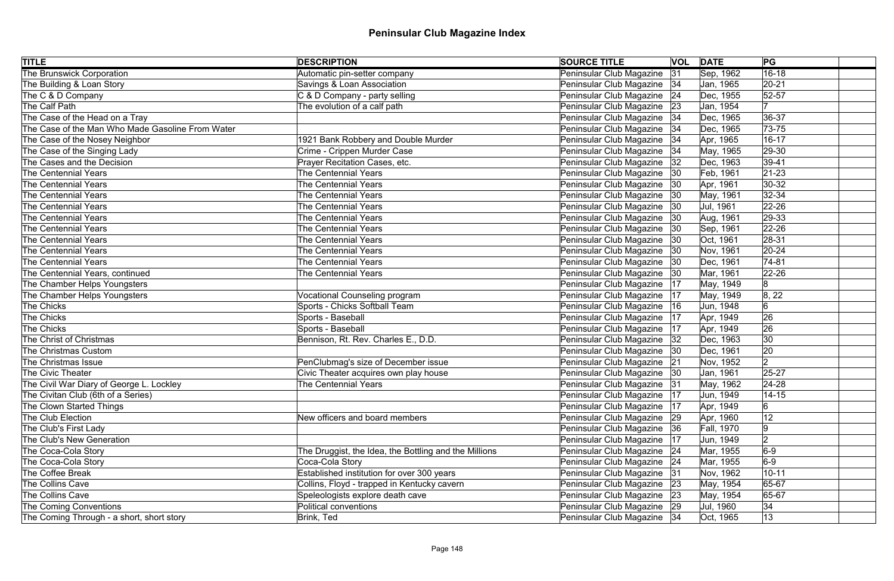# Peninsular Club Magazine Index

| TITLE | DESCRIPTION | SOURCE TITLE | VOL | DATE | PG | |
|---|---|---|---|---|---|---|
| The Brunswick Corporation | Automatic pin-setter company | Peninsular Club Magazine | 31 | Sep, 1962 | 16-18 | |
| The Building & Loan Story | Savings & Loan Association | Peninsular Club Magazine | 34 | Jan, 1965 | 20-21 | |
| The C & D Company | C & D Company - party selling | Peninsular Club Magazine | 24 | Dec, 1955 | 52-57 | |
| The Calf Path | The evolution of a calf path | Peninsular Club Magazine | 23 | Jan, 1954 | 7 | |
| The Case of the Head on a Tray | | Peninsular Club Magazine | 34 | Dec, 1965 | 36-37 | |
| The Case of the Man Who Made Gasoline From Water | | Peninsular Club Magazine | 34 | Dec, 1965 | 73-75 | |
| The Case of the Nosey Neighbor | 1921 Bank Robbery and Double Murder | Peninsular Club Magazine | 34 | Apr, 1965 | 16-17 | |
| The Case of the Singing Lady | Crime - Crippen Murder Case | Peninsular Club Magazine | 34 | May, 1965 | 29-30 | |
| The Cases and the Decision | Prayer Recitation Cases, etc. | Peninsular Club Magazine | 32 | Dec, 1963 | 39-41 | |
| The Centennial Years | The Centennial Years | Peninsular Club Magazine | 30 | Feb, 1961 | 21-23 | |
| The Centennial Years | The Centennial Years | Peninsular Club Magazine | 30 | Apr, 1961 | 30-32 | |
| The Centennial Years | The Centennial Years | Peninsular Club Magazine | 30 | May, 1961 | 32-34 | |
| The Centennial Years | The Centennial Years | Peninsular Club Magazine | 30 | Jul, 1961 | 22-26 | |
| The Centennial Years | The Centennial Years | Peninsular Club Magazine | 30 | Aug, 1961 | 29-33 | |
| The Centennial Years | The Centennial Years | Peninsular Club Magazine | 30 | Sep, 1961 | 22-26 | |
| The Centennial Years | The Centennial Years | Peninsular Club Magazine | 30 | Oct, 1961 | 28-31 | |
| The Centennial Years | The Centennial Years | Peninsular Club Magazine | 30 | Nov, 1961 | 20-24 | |
| The Centennial Years | The Centennial Years | Peninsular Club Magazine | 30 | Dec, 1961 | 74-81 | |
| The Centennial Years, continued | The Centennial Years | Peninsular Club Magazine | 30 | Mar, 1961 | 22-26 | |
| The Chamber Helps Youngsters | | Peninsular Club Magazine | 17 | May, 1949 | 8 | |
| The Chamber Helps Youngsters | Vocational Counseling program | Peninsular Club Magazine | 17 | May, 1949 | 8, 22 | |
| The Chicks | Sports - Chicks Softball Team | Peninsular Club Magazine | 16 | Jun, 1948 | 6 | |
| The Chicks | Sports - Baseball | Peninsular Club Magazine | 17 | Apr, 1949 | 26 | |
| The Chicks | Sports - Baseball | Peninsular Club Magazine | 17 | Apr, 1949 | 26 | |
| The Christ of Christmas | Bennison, Rt. Rev. Charles E., D.D. | Peninsular Club Magazine | 32 | Dec, 1963 | 30 | |
| The Christmas Custom | | Peninsular Club Magazine | 30 | Dec, 1961 | 20 | |
| The Christmas Issue | PenClubmag's size of December issue | Peninsular Club Magazine | 21 | Nov, 1952 | 2 | |
| The Civic Theater | Civic Theater acquires own play house | Peninsular Club Magazine | 30 | Jan, 1961 | 25-27 | |
| The Civil War Diary of George L. Lockley | The Centennial Years | Peninsular Club Magazine | 31 | May, 1962 | 24-28 | |
| The Civitan Club (6th of a Series) | | Peninsular Club Magazine | 17 | Jun, 1949 | 14-15 | |
| The Clown Started Things | | Peninsular Club Magazine | 17 | Apr, 1949 | 6 | |
| The Club Election | New officers and board members | Peninsular Club Magazine | 29 | Apr, 1960 | 12 | |
| The Club's First Lady | | Peninsular Club Magazine | 36 | Fall, 1970 | 9 | |
| The Club's New Generation | | Peninsular Club Magazine | 17 | Jun, 1949 | 2 | |
| The Coca-Cola Story | The Druggist, the Idea, the Bottling and the Millions | Peninsular Club Magazine | 24 | Mar, 1955 | 6-9 | |
| The Coca-Cola Story | Coca-Cola Story | Peninsular Club Magazine | 24 | Mar, 1955 | 6-9 | |
| The Coffee Break | Established institution for over 300 years | Peninsular Club Magazine | 31 | Nov, 1962 | 10-11 | |
| The Collins Cave | Collins, Floyd - trapped in Kentucky cavern | Peninsular Club Magazine | 23 | May, 1954 | 65-67 | |
| The Collins Cave | Speleologists explore death cave | Peninsular Club Magazine | 23 | May, 1954 | 65-67 | |
| The Coming Conventions | Political conventions | Peninsular Club Magazine | 29 | Jul, 1960 | 34 | |
| The Coming Through - a short, short story | Brink, Ted | Peninsular Club Magazine | 34 | Oct, 1965 | 13 | |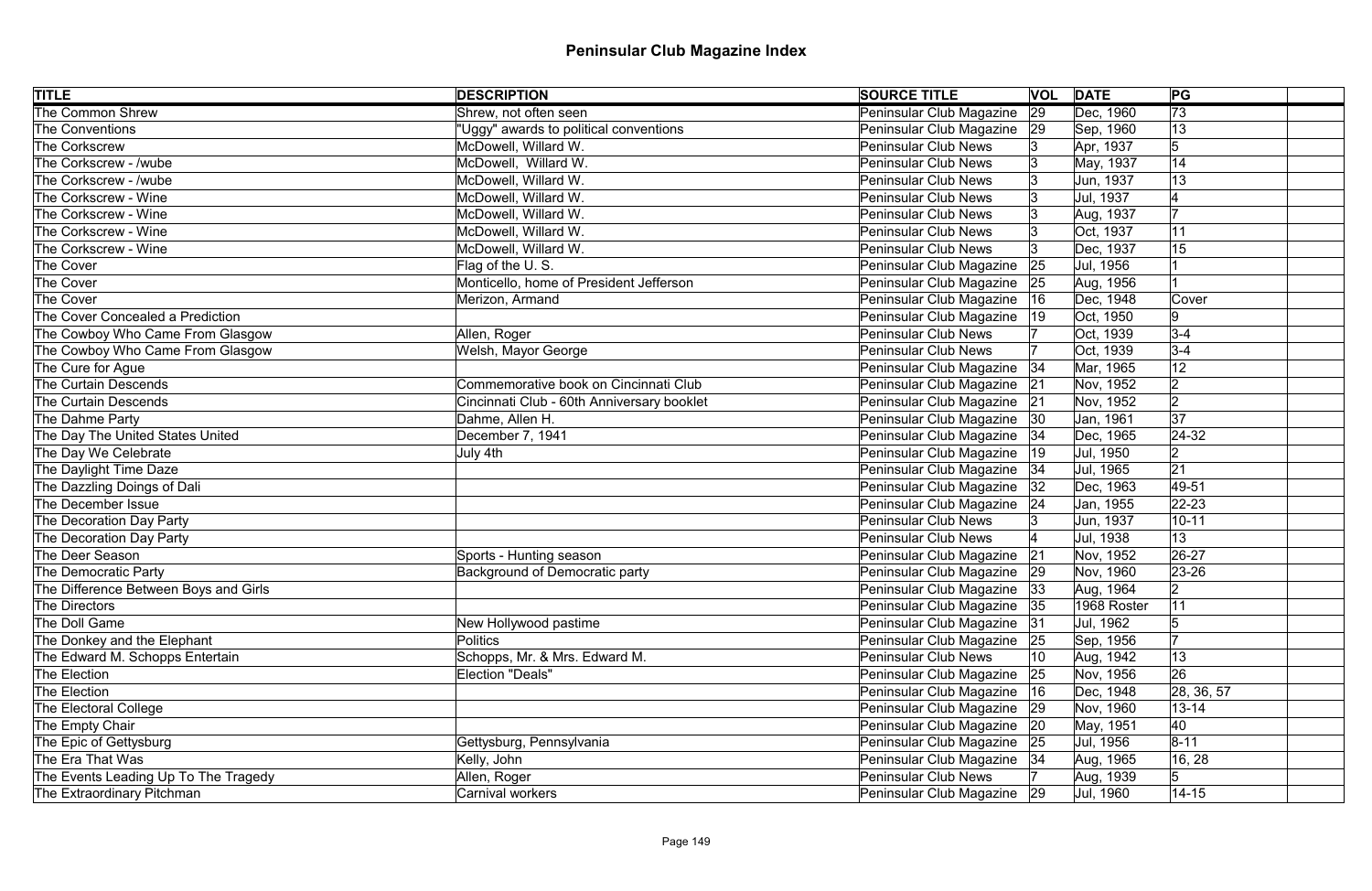# Peninsular Club Magazine Index

| TITLE | DESCRIPTION | SOURCE TITLE | VOL | DATE | PG | |
|---|---|---|---|---|---|---|
| The Common Shrew | Shrew, not often seen | Peninsular Club Magazine | 29 | Dec, 1960 | 73 | |
| The Conventions | "Uggy" awards to political conventions | Peninsular Club Magazine | 29 | Sep, 1960 | 13 | |
| The Corkscrew | McDowell, Willard W. | Peninsular Club News | 3 | Apr, 1937 | 5 | |
| The Corkscrew - /wube | McDowell,  Willard W. | Peninsular Club News | 3 | May, 1937 | 14 | |
| The Corkscrew - /wube | McDowell, Willard W. | Peninsular Club News | 3 | Jun, 1937 | 13 | |
| The Corkscrew - Wine | McDowell, Willard W. | Peninsular Club News | 3 | Jul, 1937 | 4 | |
| The Corkscrew - Wine | McDowell, Willard W. | Peninsular Club News | 3 | Aug, 1937 | 7 | |
| The Corkscrew - Wine | McDowell, Willard W. | Peninsular Club News | 3 | Oct, 1937 | 11 | |
| The Corkscrew - Wine | McDowell, Willard W. | Peninsular Club News | 3 | Dec, 1937 | 15 | |
| The Cover | Flag of the U. S. | Peninsular Club Magazine | 25 | Jul, 1956 | 1 | |
| The Cover | Monticello, home of President Jefferson | Peninsular Club Magazine | 25 | Aug, 1956 | 1 | |
| The Cover | Merizon, Armand | Peninsular Club Magazine | 16 | Dec, 1948 | Cover | |
| The Cover Concealed a Prediction | | Peninsular Club Magazine | 19 | Oct, 1950 | 9 | |
| The Cowboy Who Came From Glasgow | Allen, Roger | Peninsular Club News | 7 | Oct, 1939 | 3-4 | |
| The Cowboy Who Came From Glasgow | Welsh, Mayor George | Peninsular Club News | 7 | Oct, 1939 | 3-4 | |
| The Cure for Ague | | Peninsular Club Magazine | 34 | Mar, 1965 | 12 | |
| The Curtain Descends | Commemorative book on Cincinnati Club | Peninsular Club Magazine | 21 | Nov, 1952 | 2 | |
| The Curtain Descends | Cincinnati Club - 60th Anniversary booklet | Peninsular Club Magazine | 21 | Nov, 1952 | 2 | |
| The Dahme Party | Dahme, Allen H. | Peninsular Club Magazine | 30 | Jan, 1961 | 37 | |
| The Day The United States United | December 7, 1941 | Peninsular Club Magazine | 34 | Dec, 1965 | 24-32 | |
| The Day We Celebrate | July 4th | Peninsular Club Magazine | 19 | Jul, 1950 | 2 | |
| The Daylight Time Daze | | Peninsular Club Magazine | 34 | Jul, 1965 | 21 | |
| The Dazzling Doings of Dali | | Peninsular Club Magazine | 32 | Dec, 1963 | 49-51 | |
| The December Issue | | Peninsular Club Magazine | 24 | Jan, 1955 | 22-23 | |
| The Decoration Day Party | | Peninsular Club News | 3 | Jun, 1937 | 10-11 | |
| The Decoration Day Party | | Peninsular Club News | 4 | Jul, 1938 | 13 | |
| The Deer Season | Sports - Hunting season | Peninsular Club Magazine | 21 | Nov, 1952 | 26-27 | |
| The Democratic Party | Background of Democratic party | Peninsular Club Magazine | 29 | Nov, 1960 | 23-26 | |
| The Difference Between Boys and Girls | | Peninsular Club Magazine | 33 | Aug, 1964 | 2 | |
| The Directors | | Peninsular Club Magazine | 35 | 1968 Roster | 11 | |
| The Doll Game | New Hollywood pastime | Peninsular Club Magazine | 31 | Jul, 1962 | 5 | |
| The Donkey and the Elephant | Politics | Peninsular Club Magazine | 25 | Sep, 1956 | 7 | |
| The Edward M. Schopps Entertain | Schopps, Mr. & Mrs. Edward M. | Peninsular Club News | 10 | Aug, 1942 | 13 | |
| The Election | Election "Deals" | Peninsular Club Magazine | 25 | Nov, 1956 | 26 | |
| The Election | | Peninsular Club Magazine | 16 | Dec, 1948 | 28, 36, 57 | |
| The Electoral College | | Peninsular Club Magazine | 29 | Nov, 1960 | 13-14 | |
| The Empty Chair | | Peninsular Club Magazine | 20 | May, 1951 | 40 | |
| The Epic of Gettysburg | Gettysburg, Pennsylvania | Peninsular Club Magazine | 25 | Jul, 1956 | 8-11 | |
| The Era That Was | Kelly, John | Peninsular Club Magazine | 34 | Aug, 1965 | 16, 28 | |
| The Events Leading Up To The Tragedy | Allen, Roger | Peninsular Club News | 7 | Aug, 1939 | 5 | |
| The Extraordinary Pitchman | Carnival workers | Peninsular Club Magazine | 29 | Jul, 1960 | 14-15 | |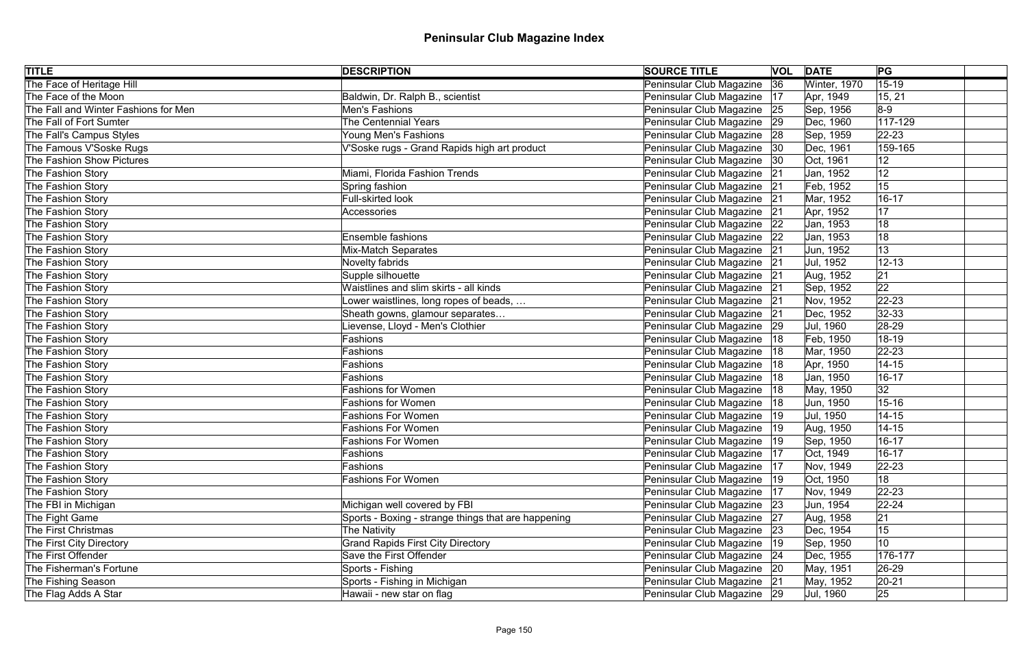# Peninsular Club Magazine Index

| TITLE | DESCRIPTION | SOURCE TITLE | VOL | DATE | PG | |
|---|---|---|---|---|---|---|
| The Face of Heritage Hill | | Peninsular Club Magazine | 36 | Winter, 1970 | 15-19 | |
| The Face of the Moon | Baldwin, Dr. Ralph B., scientist | Peninsular Club Magazine | 17 | Apr, 1949 | 15, 21 | |
| The Fall and Winter Fashions for Men | Men's Fashions | Peninsular Club Magazine | 25 | Sep, 1956 | 8-9 | |
| The Fall of Fort Sumter | The Centennial Years | Peninsular Club Magazine | 29 | Dec, 1960 | 117-129 | |
| The Fall's Campus Styles | Young Men's Fashions | Peninsular Club Magazine | 28 | Sep, 1959 | 22-23 | |
| The Famous V'Soske Rugs | V'Soske rugs - Grand Rapids high art product | Peninsular Club Magazine | 30 | Dec, 1961 | 159-165 | |
| The Fashion Show Pictures | | Peninsular Club Magazine | 30 | Oct, 1961 | 12 | |
| The Fashion Story | Miami, Florida Fashion Trends | Peninsular Club Magazine | 21 | Jan, 1952 | 12 | |
| The Fashion Story | Spring fashion | Peninsular Club Magazine | 21 | Feb, 1952 | 15 | |
| The Fashion Story | Full-skirted look | Peninsular Club Magazine | 21 | Mar, 1952 | 16-17 | |
| The Fashion Story | Accessories | Peninsular Club Magazine | 21 | Apr, 1952 | 17 | |
| The Fashion Story | | Peninsular Club Magazine | 22 | Jan, 1953 | 18 | |
| The Fashion Story | Ensemble fashions | Peninsular Club Magazine | 22 | Jan, 1953 | 18 | |
| The Fashion Story | Mix-Match Separates | Peninsular Club Magazine | 21 | Jun, 1952 | 13 | |
| The Fashion Story | Novelty fabrids | Peninsular Club Magazine | 21 | Jul, 1952 | 12-13 | |
| The Fashion Story | Supple silhouette | Peninsular Club Magazine | 21 | Aug, 1952 | 21 | |
| The Fashion Story | Waistlines and slim skirts - all kinds | Peninsular Club Magazine | 21 | Sep, 1952 | 22 | |
| The Fashion Story | Lower waistlines, long ropes of beads, … | Peninsular Club Magazine | 21 | Nov, 1952 | 22-23 | |
| The Fashion Story | Sheath gowns, glamour separates… | Peninsular Club Magazine | 21 | Dec, 1952 | 32-33 | |
| The Fashion Story | Lievense, Lloyd - Men's Clothier | Peninsular Club Magazine | 29 | Jul, 1960 | 28-29 | |
| The Fashion Story | Fashions | Peninsular Club Magazine | 18 | Feb, 1950 | 18-19 | |
| The Fashion Story | Fashions | Peninsular Club Magazine | 18 | Mar, 1950 | 22-23 | |
| The Fashion Story | Fashions | Peninsular Club Magazine | 18 | Apr, 1950 | 14-15 | |
| The Fashion Story | Fashions | Peninsular Club Magazine | 18 | Jan, 1950 | 16-17 | |
| The Fashion Story | Fashions for Women | Peninsular Club Magazine | 18 | May, 1950 | 32 | |
| The Fashion Story | Fashions for Women | Peninsular Club Magazine | 18 | Jun, 1950 | 15-16 | |
| The Fashion Story | Fashions For Women | Peninsular Club Magazine | 19 | Jul, 1950 | 14-15 | |
| The Fashion Story | Fashions For Women | Peninsular Club Magazine | 19 | Aug, 1950 | 14-15 | |
| The Fashion Story | Fashions For Women | Peninsular Club Magazine | 19 | Sep, 1950 | 16-17 | |
| The Fashion Story | Fashions | Peninsular Club Magazine | 17 | Oct, 1949 | 16-17 | |
| The Fashion Story | Fashions | Peninsular Club Magazine | 17 | Nov, 1949 | 22-23 | |
| The Fashion Story | Fashions For Women | Peninsular Club Magazine | 19 | Oct, 1950 | 18 | |
| The Fashion Story | | Peninsular Club Magazine | 17 | Nov, 1949 | 22-23 | |
| The FBI in Michigan | Michigan well covered by FBI | Peninsular Club Magazine | 23 | Jun, 1954 | 22-24 | |
| The Fight Game | Sports - Boxing - strange things that are happening | Peninsular Club Magazine | 27 | Aug, 1958 | 21 | |
| The First Christmas | The Nativity | Peninsular Club Magazine | 23 | Dec, 1954 | 15 | |
| The First City Directory | Grand Rapids First City Directory | Peninsular Club Magazine | 19 | Sep, 1950 | 10 | |
| The First Offender | Save the First Offender | Peninsular Club Magazine | 24 | Dec, 1955 | 176-177 | |
| The Fisherman's Fortune | Sports - Fishing | Peninsular Club Magazine | 20 | May, 1951 | 26-29 | |
| The Fishing Season | Sports - Fishing in Michigan | Peninsular Club Magazine | 21 | May, 1952 | 20-21 | |
| The Flag Adds A Star | Hawaii - new star on flag | Peninsular Club Magazine | 29 | Jul, 1960 | 25 | |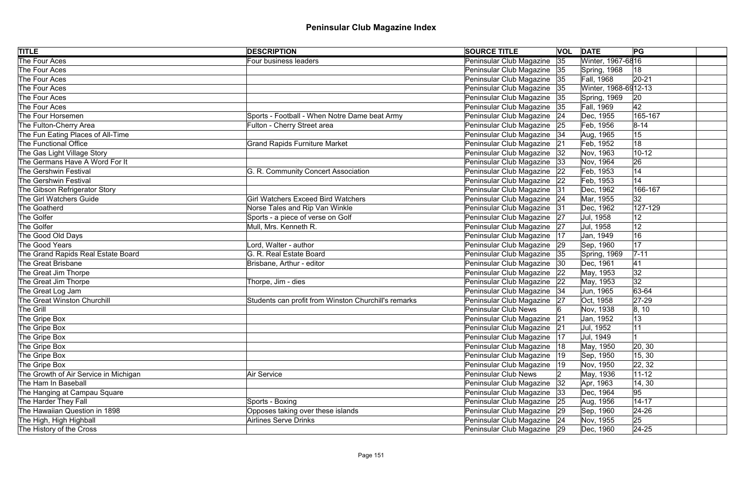# Peninsular Club Magazine Index

| TITLE | DESCRIPTION | SOURCE TITLE | VOL | DATE | PG | |
|---|---|---|---|---|---|---|
| The Four Aces | Four business leaders | Peninsular Club Magazine | 35 | Winter, 1967-68 | 16 | |
| The Four Aces | | Peninsular Club Magazine | 35 | Spring, 1968 | 18 | |
| The Four Aces | | Peninsular Club Magazine | 35 | Fall, 1968 | 20-21 | |
| The Four Aces | | Peninsular Club Magazine | 35 | Winter, 1968-69 | 12-13 | |
| The Four Aces | | Peninsular Club Magazine | 35 | Spring, 1969 | 20 | |
| The Four Aces | | Peninsular Club Magazine | 35 | Fall, 1969 | 42 | |
| The Four Horsemen | Sports - Football - When Notre Dame beat Army | Peninsular Club Magazine | 24 | Dec, 1955 | 165-167 | |
| The Fulton-Cherry Area | Fulton - Cherry Street area | Peninsular Club Magazine | 25 | Feb, 1956 | 8-14 | |
| The Fun Eating Places of All-Time | | Peninsular Club Magazine | 34 | Aug, 1965 | 15 | |
| The Functional Office | Grand Rapids Furniture Market | Peninsular Club Magazine | 21 | Feb, 1952 | 18 | |
| The Gas Light Village Story | | Peninsular Club Magazine | 32 | Nov, 1963 | 10-12 | |
| The Germans Have A Word For It | | Peninsular Club Magazine | 33 | Nov, 1964 | 26 | |
| The Gershwin Festival | G. R. Community Concert Association | Peninsular Club Magazine | 22 | Feb, 1953 | 14 | |
| The Gershwin Festival | | Peninsular Club Magazine | 22 | Feb, 1953 | 14 | |
| The Gibson Refrigerator Story | | Peninsular Club Magazine | 31 | Dec, 1962 | 166-167 | |
| The Girl Watchers Guide | Girl Watchers Exceed Bird Watchers | Peninsular Club Magazine | 24 | Mar, 1955 | 32 | |
| The Goatherd | Norse Tales and Rip Van Winkle | Peninsular Club Magazine | 31 | Dec, 1962 | 127-129 | |
| The Golfer | Sports - a piece of verse on Golf | Peninsular Club Magazine | 27 | Jul, 1958 | 12 | |
| The Golfer | Mull, Mrs. Kenneth R. | Peninsular Club Magazine | 27 | Jul, 1958 | 12 | |
| The Good Old Days | | Peninsular Club Magazine | 17 | Jan, 1949 | 16 | |
| The Good Years | Lord, Walter - author | Peninsular Club Magazine | 29 | Sep, 1960 | 17 | |
| The Grand Rapids Real Estate Board | G. R. Real Estate Board | Peninsular Club Magazine | 35 | Spring, 1969 | 7-11 | |
| The Great Brisbane | Brisbane, Arthur - editor | Peninsular Club Magazine | 30 | Dec, 1961 | 41 | |
| The Great Jim Thorpe | | Peninsular Club Magazine | 22 | May, 1953 | 32 | |
| The Great Jim Thorpe | Thorpe, Jim - dies | Peninsular Club Magazine | 22 | May, 1953 | 32 | |
| The Great Log Jam | | Peninsular Club Magazine | 34 | Jun, 1965 | 63-64 | |
| The Great Winston Churchill | Students can profit from Winston Churchill's remarks | Peninsular Club Magazine | 27 | Oct, 1958 | 27-29 | |
| The Grill | | Peninsular Club News | 6 | Nov, 1938 | 8, 10 | |
| The Gripe Box | | Peninsular Club Magazine | 21 | Jan, 1952 | 13 | |
| The Gripe Box | | Peninsular Club Magazine | 21 | Jul, 1952 | 11 | |
| The Gripe Box | | Peninsular Club Magazine | 17 | Jul, 1949 | 1 | |
| The Gripe Box | | Peninsular Club Magazine | 18 | May, 1950 | 20, 30 | |
| The Gripe Box | | Peninsular Club Magazine | 19 | Sep, 1950 | 15, 30 | |
| The Gripe Box | | Peninsular Club Magazine | 19 | Nov, 1950 | 22, 32 | |
| The Growth of Air Service in Michigan | Air Service | Peninsular Club News | 2 | May, 1936 | 11-12 | |
| The Ham In Baseball | | Peninsular Club Magazine | 32 | Apr, 1963 | 14, 30 | |
| The Hanging at Campau Square | | Peninsular Club Magazine | 33 | Dec, 1964 | 95 | |
| The Harder They Fall | Sports - Boxing | Peninsular Club Magazine | 25 | Aug, 1956 | 14-17 | |
| The Hawaiian Question in 1898 | Opposes taking over these islands | Peninsular Club Magazine | 29 | Sep, 1960 | 24-26 | |
| The High, High Highball | Airlines Serve Drinks | Peninsular Club Magazine | 24 | Nov, 1955 | 25 | |
| The History of the Cross | | Peninsular Club Magazine | 29 | Dec, 1960 | 24-25 | |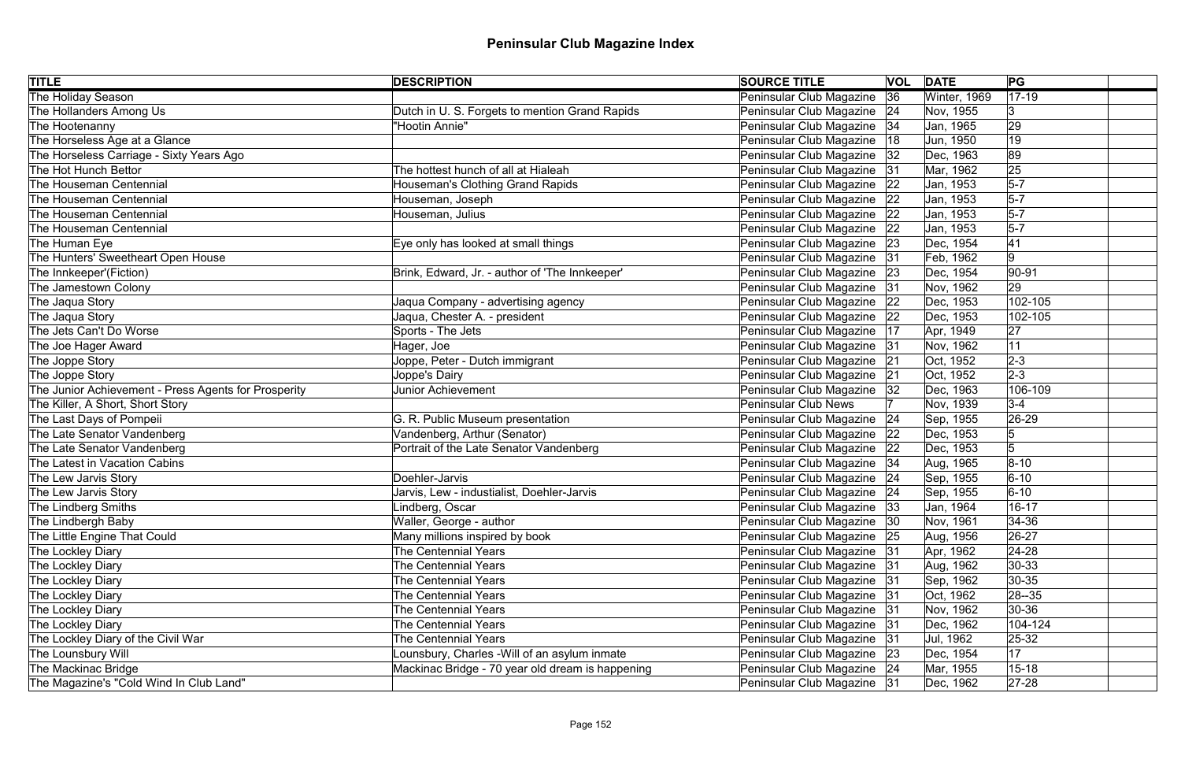# Peninsular Club Magazine Index

| TITLE | DESCRIPTION | SOURCE TITLE | VOL | DATE | PG | |
|---|---|---|---|---|---|---|
| The Holiday Season | | Peninsular Club Magazine | 36 | Winter, 1969 | 17-19 | |
| The Hollanders Among Us | Dutch in U. S. Forgets to mention Grand Rapids | Peninsular Club Magazine | 24 | Nov, 1955 | 3 | |
| The Hootenanny | "Hootin Annie" | Peninsular Club Magazine | 34 | Jan, 1965 | 29 | |
| The Horseless Age at a Glance | | Peninsular Club Magazine | 18 | Jun, 1950 | 19 | |
| The Horseless Carriage - Sixty Years Ago | | Peninsular Club Magazine | 32 | Dec, 1963 | 89 | |
| The Hot Hunch Bettor | The hottest hunch of all at Hialeah | Peninsular Club Magazine | 31 | Mar, 1962 | 25 | |
| The Houseman Centennial | Houseman's Clothing Grand Rapids | Peninsular Club Magazine | 22 | Jan, 1953 | 5-7 | |
| The Houseman Centennial | Houseman, Joseph | Peninsular Club Magazine | 22 | Jan, 1953 | 5-7 | |
| The Houseman Centennial | Houseman, Julius | Peninsular Club Magazine | 22 | Jan, 1953 | 5-7 | |
| The Houseman Centennial | | Peninsular Club Magazine | 22 | Jan, 1953 | 5-7 | |
| The Human Eye | Eye only has looked at small things | Peninsular Club Magazine | 23 | Dec, 1954 | 41 | |
| The Hunters' Sweetheart Open House | | Peninsular Club Magazine | 31 | Feb, 1962 | 9 | |
| The Innkeeper'(Fiction) | Brink, Edward, Jr. - author of 'The Innkeeper' | Peninsular Club Magazine | 23 | Dec, 1954 | 90-91 | |
| The Jamestown Colony | | Peninsular Club Magazine | 31 | Nov, 1962 | 29 | |
| The Jaqua Story | Jaqua Company - advertising agency | Peninsular Club Magazine | 22 | Dec, 1953 | 102-105 | |
| The Jaqua Story | Jaqua, Chester A. - president | Peninsular Club Magazine | 22 | Dec, 1953 | 102-105 | |
| The Jets Can't Do Worse | Sports - The Jets | Peninsular Club Magazine | 17 | Apr, 1949 | 27 | |
| The Joe Hager Award | Hager, Joe | Peninsular Club Magazine | 31 | Nov, 1962 | 11 | |
| The Joppe Story | Joppe, Peter - Dutch immigrant | Peninsular Club Magazine | 21 | Oct, 1952 | 2-3 | |
| The Joppe Story | Joppe's Dairy | Peninsular Club Magazine | 21 | Oct, 1952 | 2-3 | |
| The Junior Achievement - Press Agents for Prosperity | Junior Achievement | Peninsular Club Magazine | 32 | Dec, 1963 | 106-109 | |
| The Killer, A Short, Short Story | | Peninsular Club News | 7 | Nov, 1939 | 3-4 | |
| The Last Days of Pompeii | G. R. Public Museum presentation | Peninsular Club Magazine | 24 | Sep, 1955 | 26-29 | |
| The Late Senator Vandenberg | Vandenberg, Arthur (Senator) | Peninsular Club Magazine | 22 | Dec, 1953 | 5 | |
| The Late Senator Vandenberg | Portrait of the Late Senator Vandenberg | Peninsular Club Magazine | 22 | Dec, 1953 | 5 | |
| The Latest in Vacation Cabins | | Peninsular Club Magazine | 34 | Aug, 1965 | 8-10 | |
| The Lew Jarvis Story | Doehler-Jarvis | Peninsular Club Magazine | 24 | Sep, 1955 | 6-10 | |
| The Lew Jarvis Story | Jarvis, Lew - industialist, Doehler-Jarvis | Peninsular Club Magazine | 24 | Sep, 1955 | 6-10 | |
| The Lindberg Smiths | Lindberg, Oscar | Peninsular Club Magazine | 33 | Jan, 1964 | 16-17 | |
| The Lindbergh Baby | Waller, George - author | Peninsular Club Magazine | 30 | Nov, 1961 | 34-36 | |
| The Little Engine That Could | Many millions inspired by book | Peninsular Club Magazine | 25 | Aug, 1956 | 26-27 | |
| The Lockley Diary | The Centennial Years | Peninsular Club Magazine | 31 | Apr, 1962 | 24-28 | |
| The Lockley Diary | The Centennial Years | Peninsular Club Magazine | 31 | Aug, 1962 | 30-33 | |
| The Lockley Diary | The Centennial Years | Peninsular Club Magazine | 31 | Sep, 1962 | 30-35 | |
| The Lockley Diary | The Centennial Years | Peninsular Club Magazine | 31 | Oct, 1962 | 28--35 | |
| The Lockley Diary | The Centennial Years | Peninsular Club Magazine | 31 | Nov, 1962 | 30-36 | |
| The Lockley Diary | The Centennial Years | Peninsular Club Magazine | 31 | Dec, 1962 | 104-124 | |
| The Lockley Diary of the Civil War | The Centennial Years | Peninsular Club Magazine | 31 | Jul, 1962 | 25-32 | |
| The Lounsbury Will | Lounsbury, Charles -Will of an asylum inmate | Peninsular Club Magazine | 23 | Dec, 1954 | 17 | |
| The Mackinac Bridge | Mackinac Bridge - 70 year old dream is happening | Peninsular Club Magazine | 24 | Mar, 1955 | 15-18 | |
| The Magazine's "Cold Wind In Club Land" | | Peninsular Club Magazine | 31 | Dec, 1962 | 27-28 | |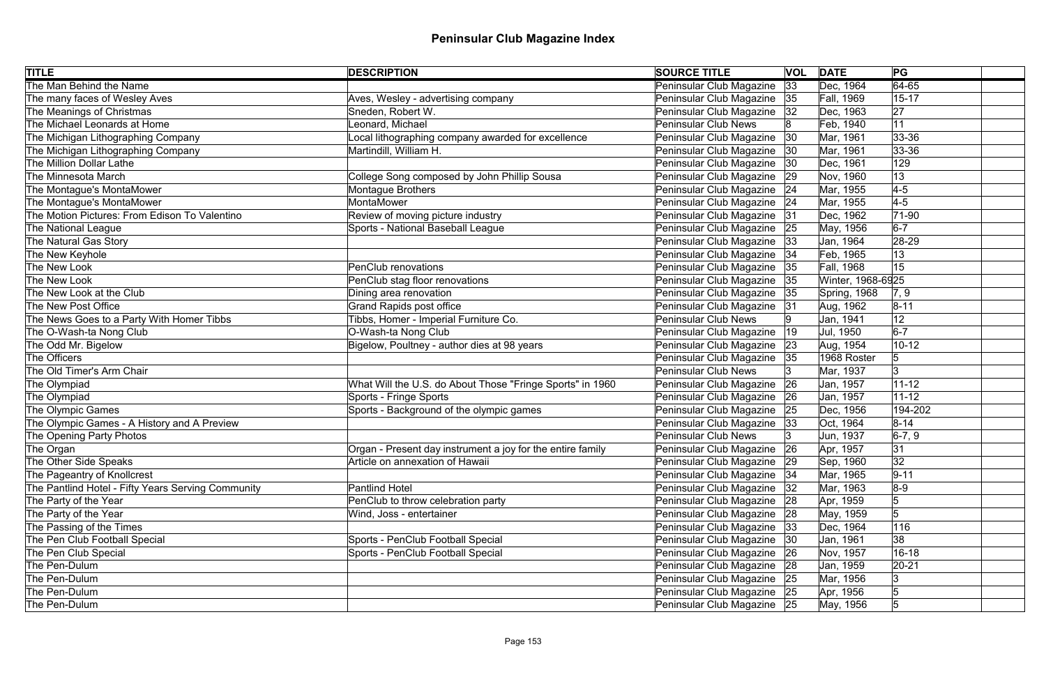# Peninsular Club Magazine Index

| TITLE | DESCRIPTION | SOURCE TITLE | VOL | DATE | PG | |
|---|---|---|---|---|---|---|
| The Man Behind the Name | | Peninsular Club Magazine | 33 | Dec, 1964 | 64-65 | |
| The many faces of Wesley Aves | Aves, Wesley - advertising company | Peninsular Club Magazine | 35 | Fall, 1969 | 15-17 | |
| The Meanings of Christmas | Sneden, Robert W. | Peninsular Club Magazine | 32 | Dec, 1963 | 27 | |
| The Michael Leonards at Home | Leonard, Michael | Peninsular Club News | 8 | Feb, 1940 | 11 | |
| The Michigan Lithographing Company | Local lithographing company awarded for excellence | Peninsular Club Magazine | 30 | Mar, 1961 | 33-36 | |
| The Michigan Lithographing Company | Martindill, William H. | Peninsular Club Magazine | 30 | Mar, 1961 | 33-36 | |
| The Million Dollar Lathe | | Peninsular Club Magazine | 30 | Dec, 1961 | 129 | |
| The Minnesota March | College Song composed by John Phillip Sousa | Peninsular Club Magazine | 29 | Nov, 1960 | 13 | |
| The Montague's MontaMower | Montague Brothers | Peninsular Club Magazine | 24 | Mar, 1955 | 4-5 | |
| The Montague's MontaMower | MontaMower | Peninsular Club Magazine | 24 | Mar, 1955 | 4-5 | |
| The Motion Pictures: From Edison To Valentino | Review of moving picture industry | Peninsular Club Magazine | 31 | Dec, 1962 | 71-90 | |
| The National League | Sports - National Baseball League | Peninsular Club Magazine | 25 | May, 1956 | 6-7 | |
| The Natural Gas Story | | Peninsular Club Magazine | 33 | Jan, 1964 | 28-29 | |
| The New Keyhole | | Peninsular Club Magazine | 34 | Feb, 1965 | 13 | |
| The New Look | PenClub renovations | Peninsular Club Magazine | 35 | Fall, 1968 | 15 | |
| The New Look | PenClub stag floor renovations | Peninsular Club Magazine | 35 | Winter, 1968-69 | 25 | |
| The New Look at the Club | Dining area renovation | Peninsular Club Magazine | 35 | Spring, 1968 | 7, 9 | |
| The New Post Office | Grand Rapids post office | Peninsular Club Magazine | 31 | Aug, 1962 | 8-11 | |
| The News Goes to a Party With Homer Tibbs | Tibbs, Homer - Imperial Furniture Co. | Peninsular Club News | 9 | Jan, 1941 | 12 | |
| The O-Wash-ta Nong Club | O-Wash-ta Nong Club | Peninsular Club Magazine | 19 | Jul, 1950 | 6-7 | |
| The Odd Mr. Bigelow | Bigelow, Poultney - author dies at 98 years | Peninsular Club Magazine | 23 | Aug, 1954 | 10-12 | |
| The Officers | | Peninsular Club Magazine | 35 | 1968 Roster | 5 | |
| The Old Timer's Arm Chair | | Peninsular Club News | 3 | Mar, 1937 | 3 | |
| The Olympiad | What Will the U.S. do About Those "Fringe Sports" in 1960 | Peninsular Club Magazine | 26 | Jan, 1957 | 11-12 | |
| The Olympiad | Sports - Fringe Sports | Peninsular Club Magazine | 26 | Jan, 1957 | 11-12 | |
| The Olympic Games | Sports - Background of the olympic games | Peninsular Club Magazine | 25 | Dec, 1956 | 194-202 | |
| The Olympic Games - A History and A Preview | | Peninsular Club Magazine | 33 | Oct, 1964 | 8-14 | |
| The Opening Party Photos | | Peninsular Club News | 3 | Jun, 1937 | 6-7, 9 | |
| The Organ | Organ - Present day instrument a joy for the entire family | Peninsular Club Magazine | 26 | Apr, 1957 | 31 | |
| The Other Side Speaks | Article on annexation of Hawaii | Peninsular Club Magazine | 29 | Sep, 1960 | 32 | |
| The Pageantry of Knollcrest | | Peninsular Club Magazine | 34 | Mar, 1965 | 9-11 | |
| The Pantlind Hotel - Fifty Years Serving Community | Pantlind Hotel | Peninsular Club Magazine | 32 | Mar, 1963 | 8-9 | |
| The Party of the Year | PenClub to throw celebration party | Peninsular Club Magazine | 28 | Apr, 1959 | 5 | |
| The Party of the Year | Wind, Joss - entertainer | Peninsular Club Magazine | 28 | May, 1959 | 5 | |
| The Passing of the Times | | Peninsular Club Magazine | 33 | Dec, 1964 | 116 | |
| The Pen Club Football Special | Sports - PenClub Football Special | Peninsular Club Magazine | 30 | Jan, 1961 | 38 | |
| The Pen Club Special | Sports - PenClub Football Special | Peninsular Club Magazine | 26 | Nov, 1957 | 16-18 | |
| The Pen-Dulum | | Peninsular Club Magazine | 28 | Jan, 1959 | 20-21 | |
| The Pen-Dulum | | Peninsular Club Magazine | 25 | Mar, 1956 | 3 | |
| The Pen-Dulum | | Peninsular Club Magazine | 25 | Apr, 1956 | 5 | |
| The Pen-Dulum | | Peninsular Club Magazine | 25 | May, 1956 | 5 | |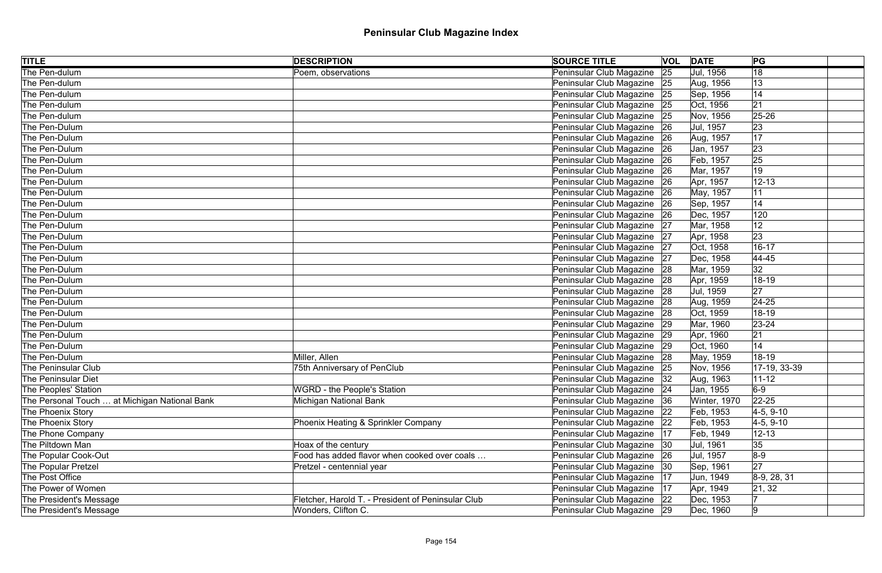# Peninsular Club Magazine Index

| TITLE | DESCRIPTION | SOURCE TITLE | VOL | DATE | PG | |
|---|---|---|---|---|---|---|
| The Pen-dulum | Poem, observations | Peninsular Club Magazine | 25 | Jul, 1956 | 18 | |
| The Pen-dulum | | Peninsular Club Magazine | 25 | Aug, 1956 | 13 | |
| The Pen-dulum | | Peninsular Club Magazine | 25 | Sep, 1956 | 14 | |
| The Pen-dulum | | Peninsular Club Magazine | 25 | Oct, 1956 | 21 | |
| The Pen-dulum | | Peninsular Club Magazine | 25 | Nov, 1956 | 25-26 | |
| The Pen-Dulum | | Peninsular Club Magazine | 26 | Jul, 1957 | 23 | |
| The Pen-Dulum | | Peninsular Club Magazine | 26 | Aug, 1957 | 17 | |
| The Pen-Dulum | | Peninsular Club Magazine | 26 | Jan, 1957 | 23 | |
| The Pen-Dulum | | Peninsular Club Magazine | 26 | Feb, 1957 | 25 | |
| The Pen-Dulum | | Peninsular Club Magazine | 26 | Mar, 1957 | 19 | |
| The Pen-Dulum | | Peninsular Club Magazine | 26 | Apr, 1957 | 12-13 | |
| The Pen-Dulum | | Peninsular Club Magazine | 26 | May, 1957 | 11 | |
| The Pen-Dulum | | Peninsular Club Magazine | 26 | Sep, 1957 | 14 | |
| The Pen-Dulum | | Peninsular Club Magazine | 26 | Dec, 1957 | 120 | |
| The Pen-Dulum | | Peninsular Club Magazine | 27 | Mar, 1958 | 12 | |
| The Pen-Dulum | | Peninsular Club Magazine | 27 | Apr, 1958 | 23 | |
| The Pen-Dulum | | Peninsular Club Magazine | 27 | Oct, 1958 | 16-17 | |
| The Pen-Dulum | | Peninsular Club Magazine | 27 | Dec, 1958 | 44-45 | |
| The Pen-Dulum | | Peninsular Club Magazine | 28 | Mar, 1959 | 32 | |
| The Pen-Dulum | | Peninsular Club Magazine | 28 | Apr, 1959 | 18-19 | |
| The Pen-Dulum | | Peninsular Club Magazine | 28 | Jul, 1959 | 27 | |
| The Pen-Dulum | | Peninsular Club Magazine | 28 | Aug, 1959 | 24-25 | |
| The Pen-Dulum | | Peninsular Club Magazine | 28 | Oct, 1959 | 18-19 | |
| The Pen-Dulum | | Peninsular Club Magazine | 29 | Mar, 1960 | 23-24 | |
| The Pen-Dulum | | Peninsular Club Magazine | 29 | Apr, 1960 | 21 | |
| The Pen-Dulum | | Peninsular Club Magazine | 29 | Oct, 1960 | 14 | |
| The Pen-Dulum | Miller, Allen | Peninsular Club Magazine | 28 | May, 1959 | 18-19 | |
| The Peninsular Club | 75th Anniversary of PenClub | Peninsular Club Magazine | 25 | Nov, 1956 | 17-19, 33-39 | |
| The Peninsular Diet | | Peninsular Club Magazine | 32 | Aug, 1963 | 11-12 | |
| The Peoples' Station | WGRD - the People's Station | Peninsular Club Magazine | 24 | Jan, 1955 | 6-9 | |
| The Personal Touch … at Michigan National Bank | Michigan National Bank | Peninsular Club Magazine | 36 | Winter, 1970 | 22-25 | |
| The Phoenix Story | | Peninsular Club Magazine | 22 | Feb, 1953 | 4-5, 9-10 | |
| The Phoenix Story | Phoenix Heating & Sprinkler Company | Peninsular Club Magazine | 22 | Feb, 1953 | 4-5, 9-10 | |
| The Phone Company | | Peninsular Club Magazine | 17 | Feb, 1949 | 12-13 | |
| The Piltdown Man | Hoax of the century | Peninsular Club Magazine | 30 | Jul, 1961 | 35 | |
| The Popular Cook-Out | Food has added flavor when cooked over coals … | Peninsular Club Magazine | 26 | Jul, 1957 | 8-9 | |
| The Popular Pretzel | Pretzel - centennial year | Peninsular Club Magazine | 30 | Sep, 1961 | 27 | |
| The Post Office | | Peninsular Club Magazine | 17 | Jun, 1949 | 8-9, 28, 31 | |
| The Power of Women | | Peninsular Club Magazine | 17 | Apr, 1949 | 21, 32 | |
| The President's Message | Fletcher, Harold T. - President of Peninsular Club | Peninsular Club Magazine | 22 | Dec, 1953 | 7 | |
| The President's Message | Wonders, Clifton C. | Peninsular Club Magazine | 29 | Dec, 1960 | 9 | |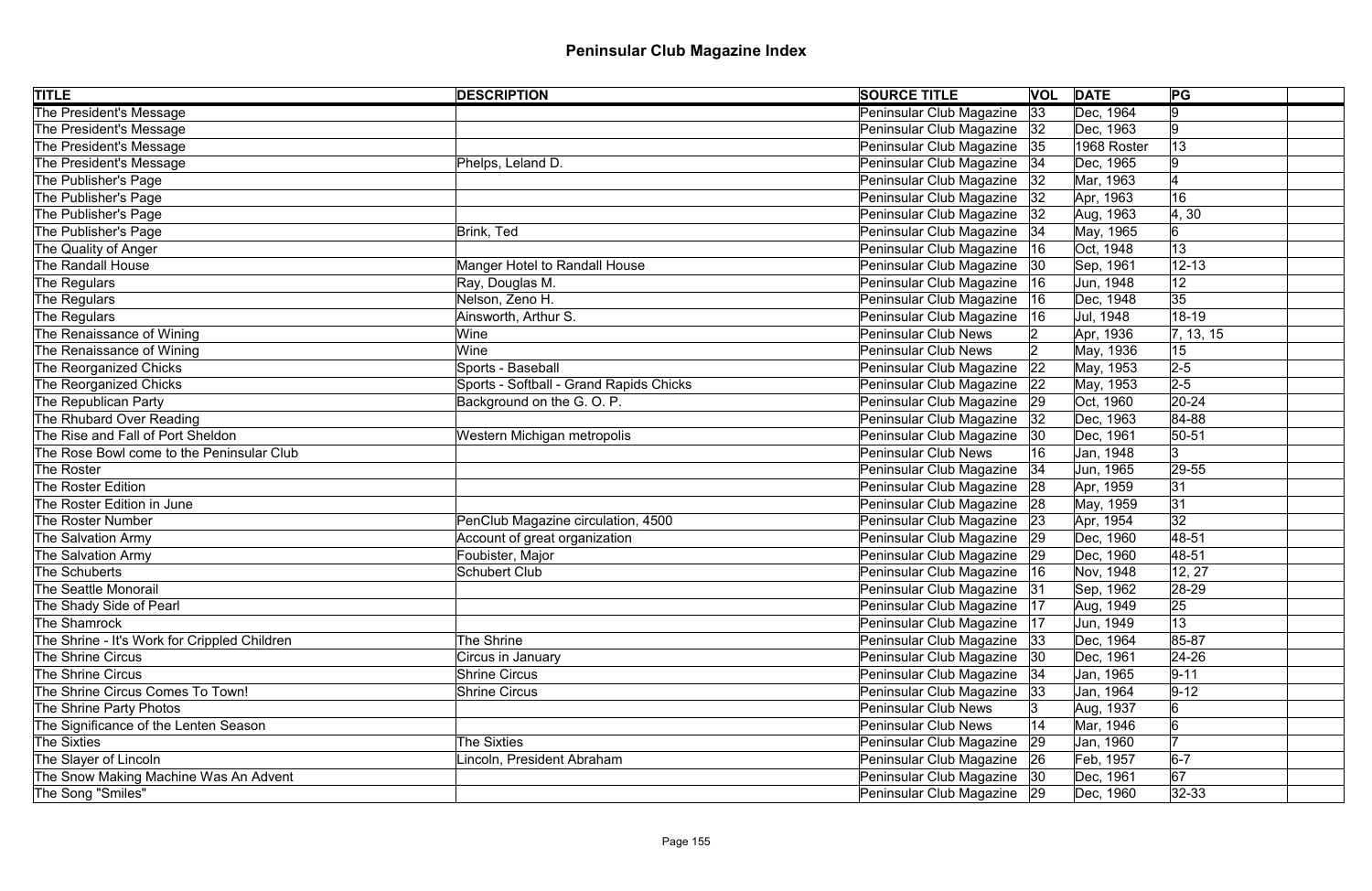# Peninsular Club Magazine Index

| TITLE | DESCRIPTION | SOURCE TITLE | VOL | DATE | PG | |
|---|---|---|---|---|---|---|
| The President's Message | | Peninsular Club Magazine | 33 | Dec, 1964 | 9 | |
| The President's Message | | Peninsular Club Magazine | 32 | Dec, 1963 | 9 | |
| The President's Message | | Peninsular Club Magazine | 35 | 1968 Roster | 13 | |
| The President's Message | Phelps, Leland D. | Peninsular Club Magazine | 34 | Dec, 1965 | 9 | |
| The Publisher's Page | | Peninsular Club Magazine | 32 | Mar, 1963 | 4 | |
| The Publisher's Page | | Peninsular Club Magazine | 32 | Apr, 1963 | 16 | |
| The Publisher's Page | | Peninsular Club Magazine | 32 | Aug, 1963 | 4, 30 | |
| The Publisher's Page | Brink, Ted | Peninsular Club Magazine | 34 | May, 1965 | 6 | |
| The Quality of Anger | | Peninsular Club Magazine | 16 | Oct, 1948 | 13 | |
| The Randall House | Manger Hotel to Randall House | Peninsular Club Magazine | 30 | Sep, 1961 | 12-13 | |
| The Regulars | Ray, Douglas M. | Peninsular Club Magazine | 16 | Jun, 1948 | 12 | |
| The Regulars | Nelson, Zeno H. | Peninsular Club Magazine | 16 | Dec, 1948 | 35 | |
| The Regulars | Ainsworth, Arthur S. | Peninsular Club Magazine | 16 | Jul, 1948 | 18-19 | |
| The Renaissance of Wining | Wine | Peninsular Club News | 2 | Apr, 1936 | 7, 13, 15 | |
| The Renaissance of Wining | Wine | Peninsular Club News | 2 | May, 1936 | 15 | |
| The Reorganized Chicks | Sports - Baseball | Peninsular Club Magazine | 22 | May, 1953 | 2-5 | |
| The Reorganized Chicks | Sports - Softball - Grand Rapids Chicks | Peninsular Club Magazine | 22 | May, 1953 | 2-5 | |
| The Republican Party | Background on the G. O. P. | Peninsular Club Magazine | 29 | Oct, 1960 | 20-24 | |
| The Rhubard Over Reading | | Peninsular Club Magazine | 32 | Dec, 1963 | 84-88 | |
| The Rise and Fall of Port Sheldon | Western Michigan metropolis | Peninsular Club Magazine | 30 | Dec, 1961 | 50-51 | |
| The Rose Bowl come to the Peninsular Club | | Peninsular Club News | 16 | Jan, 1948 | 3 | |
| The Roster | | Peninsular Club Magazine | 34 | Jun, 1965 | 29-55 | |
| The Roster Edition | | Peninsular Club Magazine | 28 | Apr, 1959 | 31 | |
| The Roster Edition in June | | Peninsular Club Magazine | 28 | May, 1959 | 31 | |
| The Roster Number | PenClub Magazine circulation, 4500 | Peninsular Club Magazine | 23 | Apr, 1954 | 32 | |
| The Salvation Army | Account of great organization | Peninsular Club Magazine | 29 | Dec, 1960 | 48-51 | |
| The Salvation Army | Foubister, Major | Peninsular Club Magazine | 29 | Dec, 1960 | 48-51 | |
| The Schuberts | Schubert Club | Peninsular Club Magazine | 16 | Nov, 1948 | 12, 27 | |
| The Seattle Monorail | | Peninsular Club Magazine | 31 | Sep, 1962 | 28-29 | |
| The Shady Side of Pearl | | Peninsular Club Magazine | 17 | Aug, 1949 | 25 | |
| The Shamrock | | Peninsular Club Magazine | 17 | Jun, 1949 | 13 | |
| The Shrine - It's Work for Crippled Children | The Shrine | Peninsular Club Magazine | 33 | Dec, 1964 | 85-87 | |
| The Shrine Circus | Circus in January | Peninsular Club Magazine | 30 | Dec, 1961 | 24-26 | |
| The Shrine Circus | Shrine Circus | Peninsular Club Magazine | 34 | Jan, 1965 | 9-11 | |
| The Shrine Circus Comes To Town! | Shrine Circus | Peninsular Club Magazine | 33 | Jan, 1964 | 9-12 | |
| The Shrine Party Photos | | Peninsular Club News | 3 | Aug, 1937 | 6 | |
| The Significance of the Lenten Season | | Peninsular Club News | 14 | Mar, 1946 | 6 | |
| The Sixties | The Sixties | Peninsular Club Magazine | 29 | Jan, 1960 | 7 | |
| The Slayer of Lincoln | Lincoln, President Abraham | Peninsular Club Magazine | 26 | Feb, 1957 | 6-7 | |
| The Snow Making Machine Was An Advent | | Peninsular Club Magazine | 30 | Dec, 1961 | 67 | |
| The Song "Smiles" | | Peninsular Club Magazine | 29 | Dec, 1960 | 32-33 | |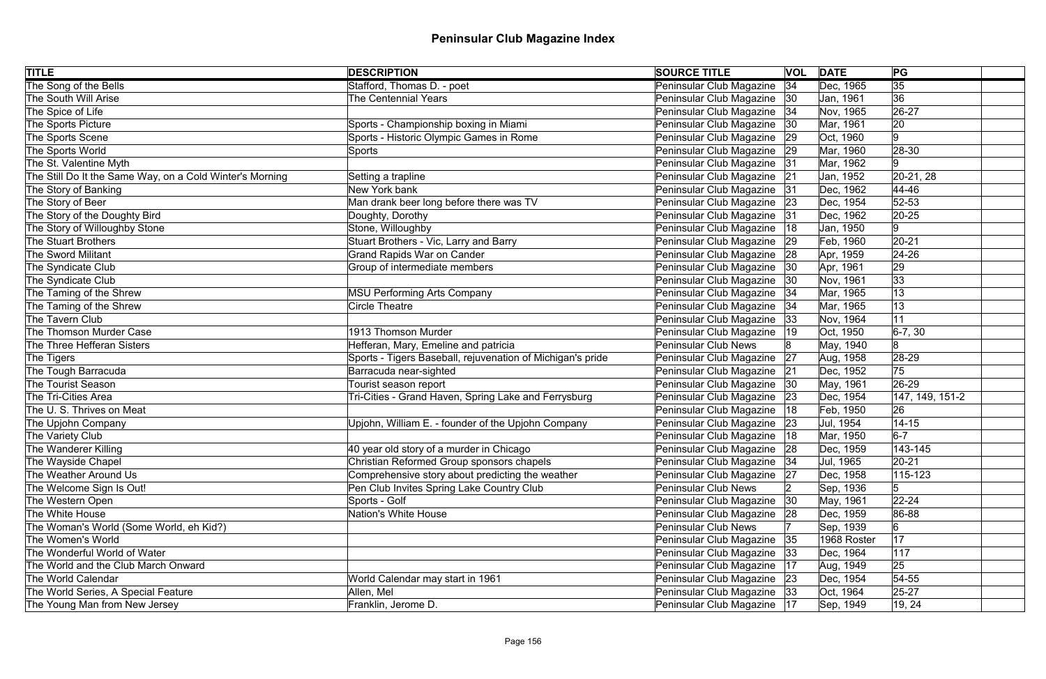# Peninsular Club Magazine Index

| TITLE | DESCRIPTION | SOURCE TITLE | VOL | DATE | PG | |
|---|---|---|---|---|---|---|
| The Song of the Bells | Stafford, Thomas D. - poet | Peninsular Club Magazine | 34 | Dec, 1965 | 35 | |
| The South Will Arise | The Centennial Years | Peninsular Club Magazine | 30 | Jan, 1961 | 36 | |
| The Spice of Life | | Peninsular Club Magazine | 34 | Nov, 1965 | 26-27 | |
| The Sports Picture | Sports - Championship boxing in Miami | Peninsular Club Magazine | 30 | Mar, 1961 | 20 | |
| The Sports Scene | Sports - Historic Olympic Games in Rome | Peninsular Club Magazine | 29 | Oct, 1960 | 9 | |
| The Sports World | Sports | Peninsular Club Magazine | 29 | Mar, 1960 | 28-30 | |
| The St. Valentine Myth | | Peninsular Club Magazine | 31 | Mar, 1962 | 9 | |
| The Still Do It the Same Way, on a Cold Winter's Morning | Setting a trapline | Peninsular Club Magazine | 21 | Jan, 1952 | 20-21, 28 | |
| The Story of Banking | New York bank | Peninsular Club Magazine | 31 | Dec, 1962 | 44-46 | |
| The Story of Beer | Man drank beer long before there was TV | Peninsular Club Magazine | 23 | Dec, 1954 | 52-53 | |
| The Story of the Doughty Bird | Doughty, Dorothy | Peninsular Club Magazine | 31 | Dec, 1962 | 20-25 | |
| The Story of Willoughby Stone | Stone, Willoughby | Peninsular Club Magazine | 18 | Jan, 1950 | 9 | |
| The Stuart Brothers | Stuart Brothers - Vic, Larry and Barry | Peninsular Club Magazine | 29 | Feb, 1960 | 20-21 | |
| The Sword Militant | Grand Rapids War on Cander | Peninsular Club Magazine | 28 | Apr, 1959 | 24-26 | |
| The Syndicate Club | Group of intermediate members | Peninsular Club Magazine | 30 | Apr, 1961 | 29 | |
| The Syndicate Club | | Peninsular Club Magazine | 30 | Nov, 1961 | 33 | |
| The Taming of the Shrew | MSU Performing Arts Company | Peninsular Club Magazine | 34 | Mar, 1965 | 13 | |
| The Taming of the Shrew | Circle Theatre | Peninsular Club Magazine | 34 | Mar, 1965 | 13 | |
| The Tavern Club | | Peninsular Club Magazine | 33 | Nov, 1964 | 11 | |
| The Thomson Murder Case | 1913 Thomson Murder | Peninsular Club Magazine | 19 | Oct, 1950 | 6-7, 30 | |
| The Three Hefferan Sisters | Hefferan, Mary, Emeline and patricia | Peninsular Club News | 8 | May, 1940 | 8 | |
| The Tigers | Sports - Tigers Baseball, rejuvenation of Michigan's pride | Peninsular Club Magazine | 27 | Aug, 1958 | 28-29 | |
| The Tough Barracuda | Barracuda near-sighted | Peninsular Club Magazine | 21 | Dec, 1952 | 75 | |
| The Tourist Season | Tourist season report | Peninsular Club Magazine | 30 | May, 1961 | 26-29 | |
| The Tri-Cities Area | Tri-Cities - Grand Haven, Spring Lake and Ferrysburg | Peninsular Club Magazine | 23 | Dec, 1954 | 147, 149, 151-2 | |
| The U. S. Thrives on Meat | | Peninsular Club Magazine | 18 | Feb, 1950 | 26 | |
| The Upjohn Company | Upjohn, William E. - founder of the Upjohn Company | Peninsular Club Magazine | 23 | Jul, 1954 | 14-15 | |
| The Variety Club | | Peninsular Club Magazine | 18 | Mar, 1950 | 6-7 | |
| The Wanderer Killing | 40 year old story of a murder in Chicago | Peninsular Club Magazine | 28 | Dec, 1959 | 143-145 | |
| The Wayside Chapel | Christian Reformed Group sponsors chapels | Peninsular Club Magazine | 34 | Jul, 1965 | 20-21 | |
| The Weather Around Us | Comprehensive story about predicting the weather | Peninsular Club Magazine | 27 | Dec, 1958 | 115-123 | |
| The Welcome Sign Is Out! | Pen Club Invites Spring Lake Country Club | Peninsular Club News | 2 | Sep, 1936 | 5 | |
| The Western Open | Sports - Golf | Peninsular Club Magazine | 30 | May, 1961 | 22-24 | |
| The White House | Nation's White House | Peninsular Club Magazine | 28 | Dec, 1959 | 86-88 | |
| The Woman's World (Some World, eh Kid?) | | Peninsular Club News | 7 | Sep, 1939 | 6 | |
| The Women's World | | Peninsular Club Magazine | 35 | 1968 Roster | 17 | |
| The Wonderful World of Water | | Peninsular Club Magazine | 33 | Dec, 1964 | 117 | |
| The World and the Club March Onward | | Peninsular Club Magazine | 17 | Aug, 1949 | 25 | |
| The World Calendar | World Calendar may start in 1961 | Peninsular Club Magazine | 23 | Dec, 1954 | 54-55 | |
| The World Series, A Special Feature | Allen, Mel | Peninsular Club Magazine | 33 | Oct, 1964 | 25-27 | |
| The Young Man from New Jersey | Franklin, Jerome D. | Peninsular Club Magazine | 17 | Sep, 1949 | 19, 24 | |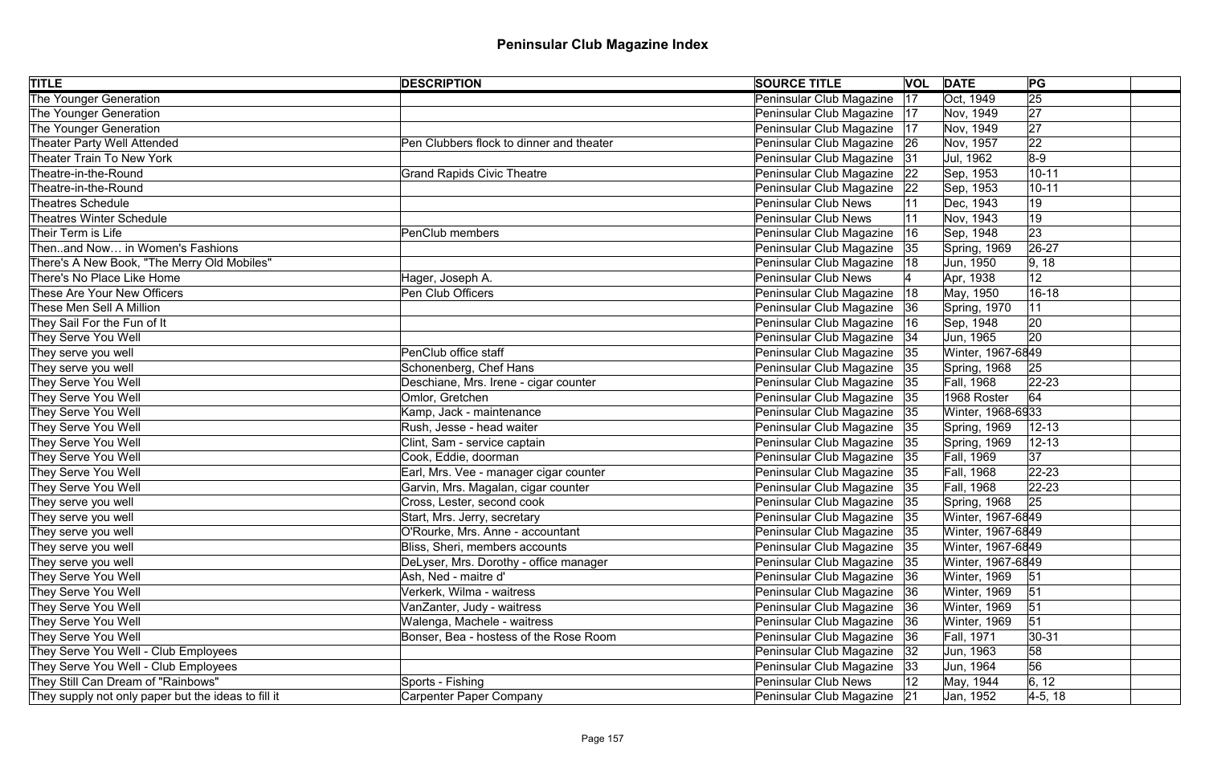# Peninsular Club Magazine Index

| TITLE | DESCRIPTION | SOURCE TITLE | VOL | DATE | PG | |
|---|---|---|---|---|---|---|
| The Younger Generation | | Peninsular Club Magazine | 17 | Oct, 1949 | 25 | |
| The Younger Generation | | Peninsular Club Magazine | 17 | Nov, 1949 | 27 | |
| The Younger Generation | | Peninsular Club Magazine | 17 | Nov, 1949 | 27 | |
| Theater Party Well Attended | Pen Clubbers flock to dinner and theater | Peninsular Club Magazine | 26 | Nov, 1957 | 22 | |
| Theater Train To New York | | Peninsular Club Magazine | 31 | Jul, 1962 | 8-9 | |
| Theatre-in-the-Round | Grand Rapids Civic Theatre | Peninsular Club Magazine | 22 | Sep, 1953 | 10-11 | |
| Theatre-in-the-Round | | Peninsular Club Magazine | 22 | Sep, 1953 | 10-11 | |
| Theatres Schedule | | Peninsular Club News | 11 | Dec, 1943 | 19 | |
| Theatres Winter Schedule | | Peninsular Club News | 11 | Nov, 1943 | 19 | |
| Their Term is Life | PenClub members | Peninsular Club Magazine | 16 | Sep, 1948 | 23 | |
| Then..and Now… in Women's Fashions | | Peninsular Club Magazine | 35 | Spring, 1969 | 26-27 | |
| There's A New Book, "The Merry Old Mobiles" | | Peninsular Club Magazine | 18 | Jun, 1950 | 9, 18 | |
| There's No Place Like Home | Hager, Joseph A. | Peninsular Club News | 4 | Apr, 1938 | 12 | |
| These Are Your New Officers | Pen Club Officers | Peninsular Club Magazine | 18 | May, 1950 | 16-18 | |
| These Men Sell A Million | | Peninsular Club Magazine | 36 | Spring, 1970 | 11 | |
| They Sail For the Fun of It | | Peninsular Club Magazine | 16 | Sep, 1948 | 20 | |
| They Serve You Well | | Peninsular Club Magazine | 34 | Jun, 1965 | 20 | |
| They serve you well | PenClub office staff | Peninsular Club Magazine | 35 | Winter, 1967-68 | 49 | |
| They serve you well | Schonenberg, Chef Hans | Peninsular Club Magazine | 35 | Spring, 1968 | 25 | |
| They Serve You Well | Deschiane, Mrs. Irene - cigar counter | Peninsular Club Magazine | 35 | Fall, 1968 | 22-23 | |
| They Serve You Well | Omlor, Gretchen | Peninsular Club Magazine | 35 | 1968 Roster | 64 | |
| They Serve You Well | Kamp, Jack - maintenance | Peninsular Club Magazine | 35 | Winter, 1968-69 | 33 | |
| They Serve You Well | Rush, Jesse - head waiter | Peninsular Club Magazine | 35 | Spring, 1969 | 12-13 | |
| They Serve You Well | Clint, Sam - service captain | Peninsular Club Magazine | 35 | Spring, 1969 | 12-13 | |
| They Serve You Well | Cook, Eddie, doorman | Peninsular Club Magazine | 35 | Fall, 1969 | 37 | |
| They Serve You Well | Earl, Mrs. Vee - manager cigar counter | Peninsular Club Magazine | 35 | Fall, 1968 | 22-23 | |
| They Serve You Well | Garvin, Mrs. Magalan, cigar counter | Peninsular Club Magazine | 35 | Fall, 1968 | 22-23 | |
| They serve you well | Cross, Lester, second cook | Peninsular Club Magazine | 35 | Spring, 1968 | 25 | |
| They serve you well | Start, Mrs. Jerry, secretary | Peninsular Club Magazine | 35 | Winter, 1967-68 | 49 | |
| They serve you well | O'Rourke, Mrs. Anne - accountant | Peninsular Club Magazine | 35 | Winter, 1967-68 | 49 | |
| They serve you well | Bliss, Sheri, members accounts | Peninsular Club Magazine | 35 | Winter, 1967-68 | 49 | |
| They serve you well | DeLyser, Mrs. Dorothy - office manager | Peninsular Club Magazine | 35 | Winter, 1967-68 | 49 | |
| They Serve You Well | Ash, Ned - maitre d' | Peninsular Club Magazine | 36 | Winter, 1969 | 51 | |
| They Serve You Well | Verkerk, Wilma - waitress | Peninsular Club Magazine | 36 | Winter, 1969 | 51 | |
| They Serve You Well | VanZanter, Judy - waitress | Peninsular Club Magazine | 36 | Winter, 1969 | 51 | |
| They Serve You Well | Walenga, Machele - waitress | Peninsular Club Magazine | 36 | Winter, 1969 | 51 | |
| They Serve You Well | Bonser, Bea - hostess of the Rose Room | Peninsular Club Magazine | 36 | Fall, 1971 | 30-31 | |
| They Serve You Well - Club Employees | | Peninsular Club Magazine | 32 | Jun, 1963 | 58 | |
| They Serve You Well - Club Employees | | Peninsular Club Magazine | 33 | Jun, 1964 | 56 | |
| They Still Can Dream of "Rainbows" | Sports - Fishing | Peninsular Club News | 12 | May, 1944 | 6, 12 | |
| They supply not only paper but the ideas to fill it | Carpenter Paper Company | Peninsular Club Magazine | 21 | Jan, 1952 | 4-5, 18 | |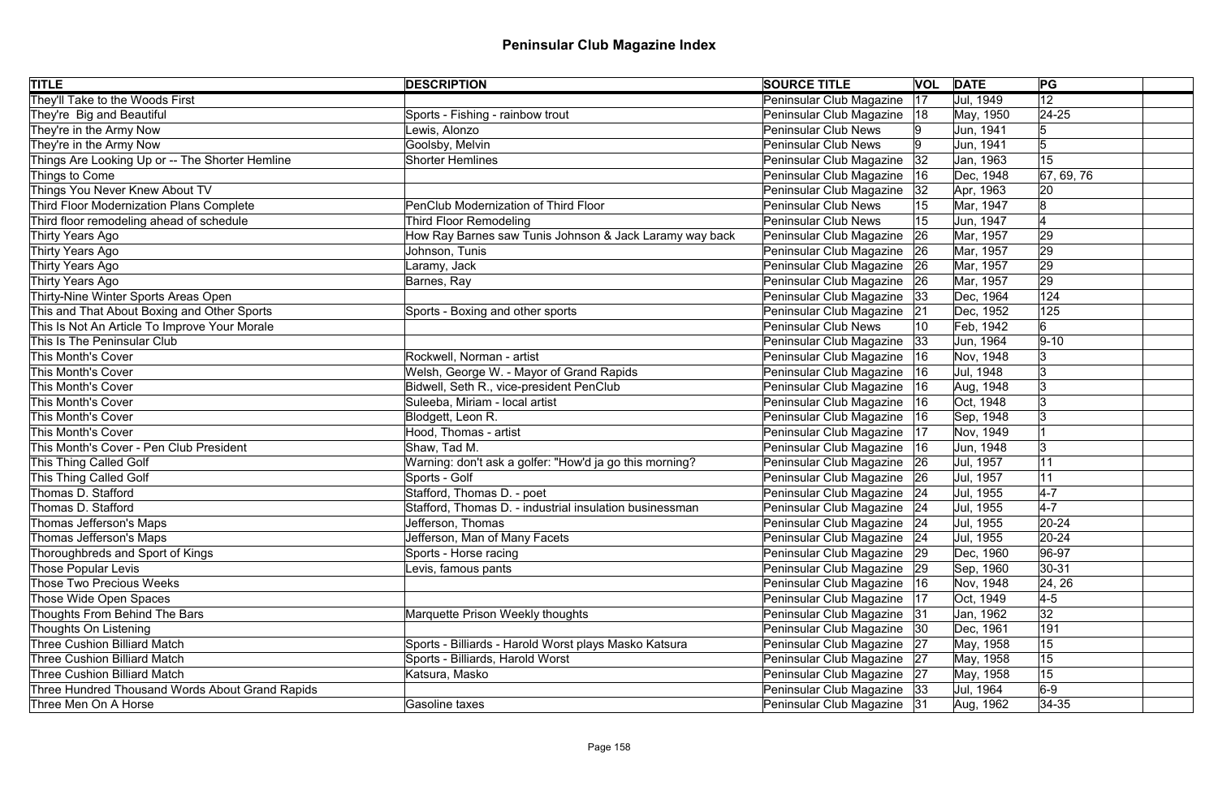# Peninsular Club Magazine Index

| TITLE | DESCRIPTION | SOURCE TITLE | VOL | DATE | PG |
|---|---|---|---|---|---|
| They'll Take to the Woods First | | Peninsular Club Magazine | 17 | Jul, 1949 | 12 |
| They're Big and Beautiful | Sports - Fishing - rainbow trout | Peninsular Club Magazine | 18 | May, 1950 | 24-25 |
| They're in the Army Now | Lewis, Alonzo | Peninsular Club News | 9 | Jun, 1941 | 5 |
| They're in the Army Now | Goolsby, Melvin | Peninsular Club News | 9 | Jun, 1941 | 5 |
| Things Are Looking Up or -- The Shorter Hemline | Shorter Hemlines | Peninsular Club Magazine | 32 | Jan, 1963 | 15 |
| Things to Come | | Peninsular Club Magazine | 16 | Dec, 1948 | 67, 69, 76 |
| Things You Never Knew About TV | | Peninsular Club Magazine | 32 | Apr, 1963 | 20 |
| Third Floor Modernization Plans Complete | PenClub Modernization of Third Floor | Peninsular Club News | 15 | Mar, 1947 | 8 |
| Third floor remodeling ahead of schedule | Third Floor Remodeling | Peninsular Club News | 15 | Jun, 1947 | 4 |
| Thirty Years Ago | How Ray Barnes saw Tunis Johnson & Jack Laramy way back | Peninsular Club Magazine | 26 | Mar, 1957 | 29 |
| Thirty Years Ago | Johnson, Tunis | Peninsular Club Magazine | 26 | Mar, 1957 | 29 |
| Thirty Years Ago | Laramy, Jack | Peninsular Club Magazine | 26 | Mar, 1957 | 29 |
| Thirty Years Ago | Barnes, Ray | Peninsular Club Magazine | 26 | Mar, 1957 | 29 |
| Thirty-Nine Winter Sports Areas Open | | Peninsular Club Magazine | 33 | Dec, 1964 | 124 |
| This and That About Boxing and Other Sports | Sports - Boxing and other sports | Peninsular Club Magazine | 21 | Dec, 1952 | 125 |
| This Is Not An Article To Improve Your Morale | | Peninsular Club News | 10 | Feb, 1942 | 6 |
| This Is The Peninsular Club | | Peninsular Club Magazine | 33 | Jun, 1964 | 9-10 |
| This Month's Cover | Rockwell, Norman - artist | Peninsular Club Magazine | 16 | Nov, 1948 | 3 |
| This Month's Cover | Welsh, George W. - Mayor of Grand Rapids | Peninsular Club Magazine | 16 | Jul, 1948 | 3 |
| This Month's Cover | Bidwell, Seth R., vice-president PenClub | Peninsular Club Magazine | 16 | Aug, 1948 | 3 |
| This Month's Cover | Suleeba, Miriam - local artist | Peninsular Club Magazine | 16 | Oct, 1948 | 3 |
| This Month's Cover | Blodgett, Leon R. | Peninsular Club Magazine | 16 | Sep, 1948 | 3 |
| This Month's Cover | Hood, Thomas - artist | Peninsular Club Magazine | 17 | Nov, 1949 | 1 |
| This Month's Cover - Pen Club President | Shaw, Tad M. | Peninsular Club Magazine | 16 | Jun, 1948 | 3 |
| This Thing Called Golf | Warning: don't ask a golfer: "How'd ja go this morning? | Peninsular Club Magazine | 26 | Jul, 1957 | 11 |
| This Thing Called Golf | Sports - Golf | Peninsular Club Magazine | 26 | Jul, 1957 | 11 |
| Thomas D. Stafford | Stafford, Thomas D. - poet | Peninsular Club Magazine | 24 | Jul, 1955 | 4-7 |
| Thomas D. Stafford | Stafford, Thomas D. - industrial insulation businessman | Peninsular Club Magazine | 24 | Jul, 1955 | 4-7 |
| Thomas Jefferson's Maps | Jefferson, Thomas | Peninsular Club Magazine | 24 | Jul, 1955 | 20-24 |
| Thomas Jefferson's Maps | Jefferson, Man of Many Facets | Peninsular Club Magazine | 24 | Jul, 1955 | 20-24 |
| Thoroughbreds and Sport of Kings | Sports - Horse racing | Peninsular Club Magazine | 29 | Dec, 1960 | 96-97 |
| Those Popular Levis | Levis, famous pants | Peninsular Club Magazine | 29 | Sep, 1960 | 30-31 |
| Those Two Precious Weeks | | Peninsular Club Magazine | 16 | Nov, 1948 | 24, 26 |
| Those Wide Open Spaces | | Peninsular Club Magazine | 17 | Oct, 1949 | 4-5 |
| Thoughts From Behind The Bars | Marquette Prison Weekly thoughts | Peninsular Club Magazine | 31 | Jan, 1962 | 32 |
| Thoughts On Listening | | Peninsular Club Magazine | 30 | Dec, 1961 | 191 |
| Three Cushion Billiard Match | Sports - Billiards - Harold Worst plays Masko Katsura | Peninsular Club Magazine | 27 | May, 1958 | 15 |
| Three Cushion Billiard Match | Sports - Billiards, Harold Worst | Peninsular Club Magazine | 27 | May, 1958 | 15 |
| Three Cushion Billiard Match | Katsura, Masko | Peninsular Club Magazine | 27 | May, 1958 | 15 |
| Three Hundred Thousand Words About Grand Rapids | | Peninsular Club Magazine | 33 | Jul, 1964 | 6-9 |
| Three Men On A Horse | Gasoline taxes | Peninsular Club Magazine | 31 | Aug, 1962 | 34-35 |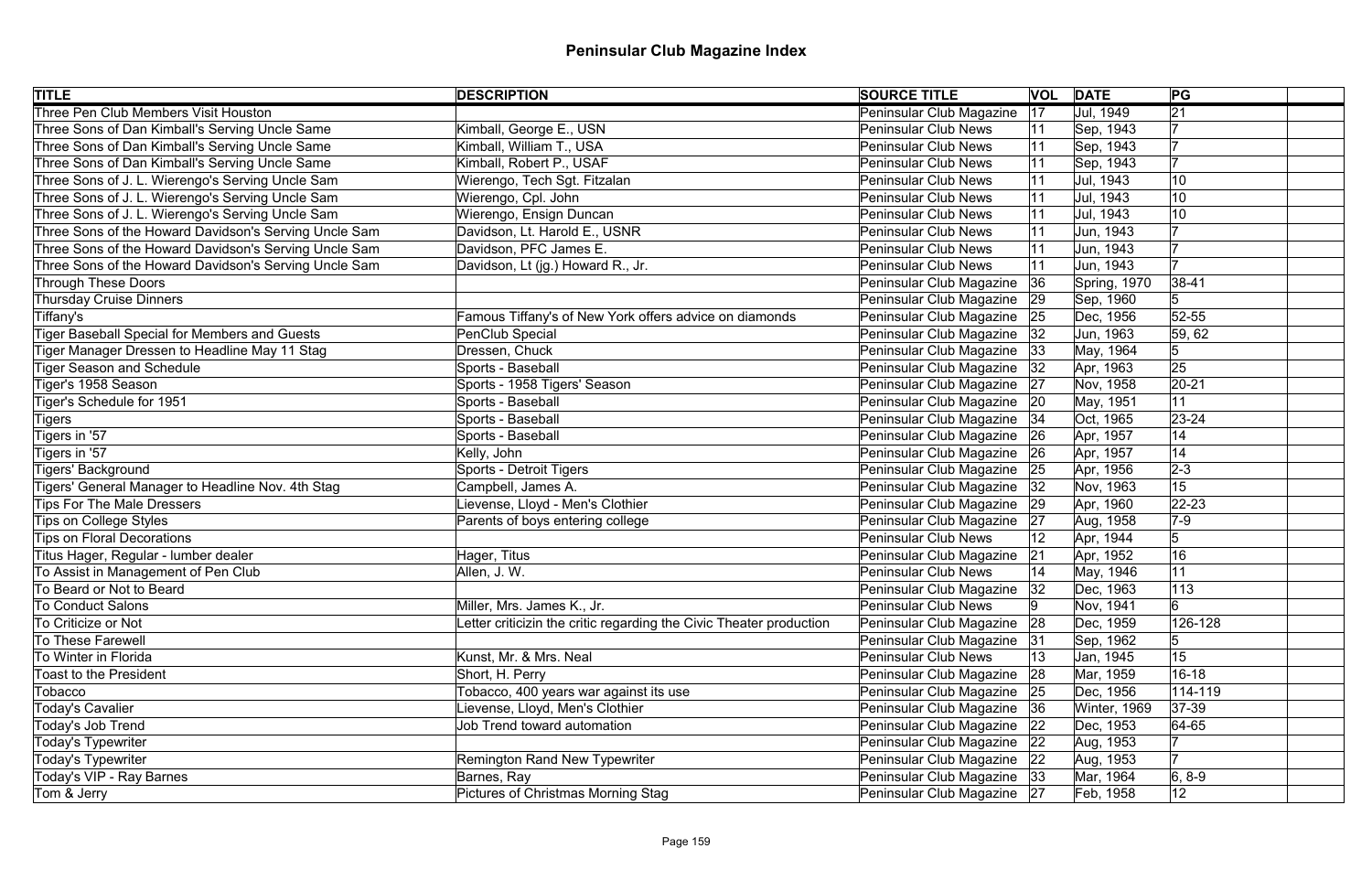# Peninsular Club Magazine Index

| TITLE | DESCRIPTION | SOURCE TITLE | VOL | DATE | PG | |
|---|---|---|---|---|---|---|
| Three Pen Club Members Visit Houston | | Peninsular Club Magazine | 17 | Jul, 1949 | 21 | |
| Three Sons of Dan Kimball's Serving Uncle Same | Kimball, George E., USN | Peninsular Club News | 11 | Sep, 1943 | 7 | |
| Three Sons of Dan Kimball's Serving Uncle Same | Kimball, William T., USA | Peninsular Club News | 11 | Sep, 1943 | 7 | |
| Three Sons of Dan Kimball's Serving Uncle Same | Kimball, Robert P., USAF | Peninsular Club News | 11 | Sep, 1943 | 7 | |
| Three Sons of J. L. Wierengo's Serving Uncle Sam | Wierengo, Tech Sgt. Fitzalan | Peninsular Club News | 11 | Jul, 1943 | 10 | |
| Three Sons of J. L. Wierengo's Serving Uncle Sam | Wierengo, Cpl. John | Peninsular Club News | 11 | Jul, 1943 | 10 | |
| Three Sons of J. L. Wierengo's Serving Uncle Sam | Wierengo, Ensign Duncan | Peninsular Club News | 11 | Jul, 1943 | 10 | |
| Three Sons of the Howard Davidson's Serving Uncle Sam | Davidson, Lt. Harold E., USNR | Peninsular Club News | 11 | Jun, 1943 | 7 | |
| Three Sons of the Howard Davidson's Serving Uncle Sam | Davidson, PFC James E. | Peninsular Club News | 11 | Jun, 1943 | 7 | |
| Three Sons of the Howard Davidson's Serving Uncle Sam | Davidson, Lt (jg.) Howard R., Jr. | Peninsular Club News | 11 | Jun, 1943 | 7 | |
| Through These Doors | | Peninsular Club Magazine | 36 | Spring, 1970 | 38-41 | |
| Thursday Cruise Dinners | | Peninsular Club Magazine | 29 | Sep, 1960 | 5 | |
| Tiffany's | Famous Tiffany's of New York offers advice on diamonds | Peninsular Club Magazine | 25 | Dec, 1956 | 52-55 | |
| Tiger Baseball Special for Members and Guests | PenClub Special | Peninsular Club Magazine | 32 | Jun, 1963 | 59, 62 | |
| Tiger Manager Dressen to Headline May 11 Stag | Dressen, Chuck | Peninsular Club Magazine | 33 | May, 1964 | 5 | |
| Tiger Season and Schedule | Sports - Baseball | Peninsular Club Magazine | 32 | Apr, 1963 | 25 | |
| Tiger's 1958 Season | Sports - 1958 Tigers' Season | Peninsular Club Magazine | 27 | Nov, 1958 | 20-21 | |
| Tiger's Schedule for 1951 | Sports - Baseball | Peninsular Club Magazine | 20 | May, 1951 | 11 | |
| Tigers | Sports - Baseball | Peninsular Club Magazine | 34 | Oct, 1965 | 23-24 | |
| Tigers in '57 | Sports - Baseball | Peninsular Club Magazine | 26 | Apr, 1957 | 14 | |
| Tigers in '57 | Kelly, John | Peninsular Club Magazine | 26 | Apr, 1957 | 14 | |
| Tigers' Background | Sports - Detroit Tigers | Peninsular Club Magazine | 25 | Apr, 1956 | 2-3 | |
| Tigers' General Manager to Headline Nov. 4th Stag | Campbell, James A. | Peninsular Club Magazine | 32 | Nov, 1963 | 15 | |
| Tips For The Male Dressers | Lievense, Lloyd - Men's Clothier | Peninsular Club Magazine | 29 | Apr, 1960 | 22-23 | |
| Tips on College Styles | Parents of boys entering college | Peninsular Club Magazine | 27 | Aug, 1958 | 7-9 | |
| Tips on Floral Decorations | | Peninsular Club News | 12 | Apr, 1944 | 5 | |
| Titus Hager, Regular - lumber dealer | Hager, Titus | Peninsular Club Magazine | 21 | Apr, 1952 | 16 | |
| To Assist in Management of Pen Club | Allen, J. W. | Peninsular Club News | 14 | May, 1946 | 11 | |
| To Beard or Not to Beard | | Peninsular Club Magazine | 32 | Dec, 1963 | 113 | |
| To Conduct Salons | Miller, Mrs. James K., Jr. | Peninsular Club News | 9 | Nov, 1941 | 6 | |
| To Criticize or Not | Letter criticizin the critic regarding the Civic Theater production | Peninsular Club Magazine | 28 | Dec, 1959 | 126-128 | |
| To These Farewell | | Peninsular Club Magazine | 31 | Sep, 1962 | 5 | |
| To Winter in Florida | Kunst, Mr. & Mrs. Neal | Peninsular Club News | 13 | Jan, 1945 | 15 | |
| Toast to the President | Short, H. Perry | Peninsular Club Magazine | 28 | Mar, 1959 | 16-18 | |
| Tobacco | Tobacco, 400 years war against its use | Peninsular Club Magazine | 25 | Dec, 1956 | 114-119 | |
| Today's Cavalier | Lievense, Lloyd, Men's Clothier | Peninsular Club Magazine | 36 | Winter, 1969 | 37-39 | |
| Today's Job Trend | Job Trend toward automation | Peninsular Club Magazine | 22 | Dec, 1953 | 64-65 | |
| Today's Typewriter | | Peninsular Club Magazine | 22 | Aug, 1953 | 7 | |
| Today's Typewriter | Remington Rand New Typewriter | Peninsular Club Magazine | 22 | Aug, 1953 | 7 | |
| Today's VIP - Ray Barnes | Barnes, Ray | Peninsular Club Magazine | 33 | Mar, 1964 | 6, 8-9 | |
| Tom & Jerry | Pictures of Christmas Morning Stag | Peninsular Club Magazine | 27 | Feb, 1958 | 12 | |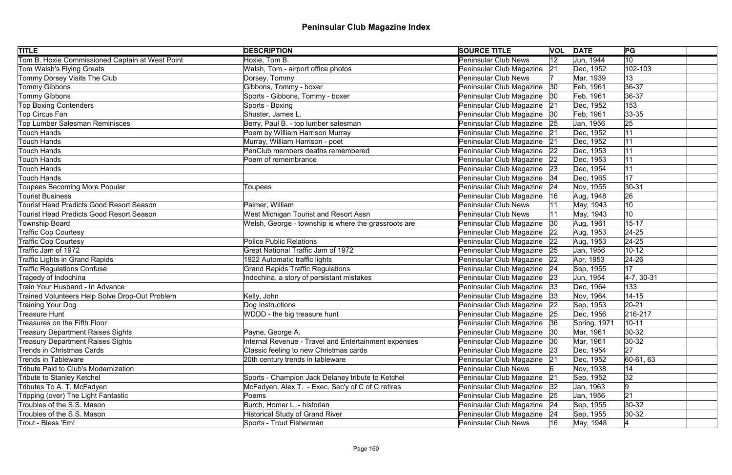# Peninsular Club Magazine Index

| TITLE | DESCRIPTION | SOURCE TITLE | VOL | DATE | PG | |
|---|---|---|---|---|---|---|
| Tom B. Hoxie Commissioned Captain at West Point | Hoxie, Tom B. | Peninsular Club News | 12 | Jun, 1944 | 10 | |
| Tom Walsh's Flying Greats | Walsh, Tom - airport office photos | Peninsular Club Magazine | 21 | Dec, 1952 | 102-103 | |
| Tommy Dorsey Visits The Club | Dorsey, Tommy | Peninsular Club News | 7 | Mar, 1939 | 13 | |
| Tommy Gibbons | Gibbons, Tommy - boxer | Peninsular Club Magazine | 30 | Feb, 1961 | 36-37 | |
| Tommy Gibbons | Sports - Gibbons, Tommy - boxer | Peninsular Club Magazine | 30 | Feb, 1961 | 36-37 | |
| Top Boxing Contenders | Sports - Boxing | Peninsular Club Magazine | 21 | Dec, 1952 | 153 | |
| Top Circus Fan | Shuster, James L. | Peninsular Club Magazine | 30 | Feb, 1961 | 33-35 | |
| Top Lumber Salesman Reminisces | Berry, Paul B. - top lumber salesman | Peninsular Club Magazine | 25 | Jan, 1956 | 25 | |
| Touch Hands | Poem by William Harrison Murray | Peninsular Club Magazine | 21 | Dec, 1952 | 11 | |
| Touch Hands | Murray, William Harrison - poet | Peninsular Club Magazine | 21 | Dec, 1952 | 11 | |
| Touch Hands | PenClub members deaths remembered | Peninsular Club Magazine | 22 | Dec, 1953 | 11 | |
| Touch Hands | Poem of remembrance | Peninsular Club Magazine | 22 | Dec, 1953 | 11 | |
| Touch Hands | | Peninsular Club Magazine | 23 | Dec, 1954 | 11 | |
| Touch Hands | | Peninsular Club Magazine | 34 | Dec, 1965 | 17 | |
| Toupees Becoming More Popular | Toupees | Peninsular Club Magazine | 24 | Nov, 1955 | 30-31 | |
| Tourist Business | | Peninsular Club Magazine | 16 | Aug, 1948 | 26 | |
| Tourist Head Predicts Good Resort Season | Palmer, William | Peninsular Club News | 11 | May, 1943 | 10 | |
| Tourist Head Predicts Good Resort Season | West Michigan Tourist and Resort Assn | Peninsular Club News | 11 | May, 1943 | 10 | |
| Township Board | Welsh, George - township is where the grassroots are | Peninsular Club Magazine | 30 | Aug, 1961 | 15-17 | |
| Traffic Cop Courtesy | | Peninsular Club Magazine | 22 | Aug, 1953 | 24-25 | |
| Traffic Cop Courtesy | Police Public Relations | Peninsular Club Magazine | 22 | Aug, 1953 | 24-25 | |
| Traffic Jam of 1972 | Great National Traffic Jam of 1972 | Peninsular Club Magazine | 25 | Jan, 1956 | 10-12 | |
| Traffic Lights in Grand Rapids | 1922 Automatic traffic lights | Peninsular Club Magazine | 22 | Apr, 1953 | 24-26 | |
| Traffic Regulations Confuse | Grand Rapids Traffic Regulations | Peninsular Club Magazine | 24 | Sep, 1955 | 17 | |
| Tragedy of Indochina | Indochina, a story of persistant mistakes | Peninsular Club Magazine | 23 | Jun, 1954 | 4-7, 30-31 | |
| Train Your Husband - In Advance | | Peninsular Club Magazine | 33 | Dec, 1964 | 133 | |
| Trained Volunteers Help Solve Drop-Out Problem | Kelly, John | Peninsular Club Magazine | 33 | Nov, 1964 | 14-15 | |
| Training Your Dog | Dog Instructions | Peninsular Club Magazine | 22 | Sep, 1953 | 20-21 | |
| Treasure Hunt | WDDD - the big treasure hunt | Peninsular Club Magazine | 25 | Dec, 1956 | 216-217 | |
| Treasures on the Fifth Floor | | Peninsular Club Magazine | 36 | Spring, 1971 | 10-11 | |
| Treasury Department Raises Sights | Payne, George A. | Peninsular Club Magazine | 30 | Mar, 1961 | 30-32 | |
| Treasury Department Raises Sights | Internal Revenue - Travel and Entertainment expenses | Peninsular Club Magazine | 30 | Mar, 1961 | 30-32 | |
| Trends in Christmas Cards | Classic feeling to new Christmas cards | Peninsular Club Magazine | 23 | Dec, 1954 | 27 | |
| Trends in Tableware | 20th century trends in tableware | Peninsular Club Magazine | 21 | Dec, 1952 | 60-61, 63 | |
| Tribute Paid to Club's Modernization | | Peninsular Club News | 6 | Nov, 1938 | 14 | |
| Tribute to Stanley Ketchel | Sports - Champion Jack Delaney tribute to Ketchel | Peninsular Club Magazine | 21 | Sep, 1952 | 32 | |
| Tributes To A. T. McFadyen | McFadyen, Alex T. - Exec. Sec'y of C of C retires | Peninsular Club Magazine | 32 | Jan, 1963 | 9 | |
| Tripping (over) The Light Fantastic | Poems | Peninsular Club Magazine | 25 | Jan, 1956 | 21 | |
| Troubles of the S.S. Mason | Burch, Homer L. - historian | Peninsular Club Magazine | 24 | Sep, 1955 | 30-32 | |
| Troubles of the S.S. Mason | Historical Study of Grand River | Peninsular Club Magazine | 24 | Sep, 1955 | 30-32 | |
| Trout - Bless 'Em! | Sports - Trout Fisherman | Peninsular Club News | 16 | May, 1948 | 4 | |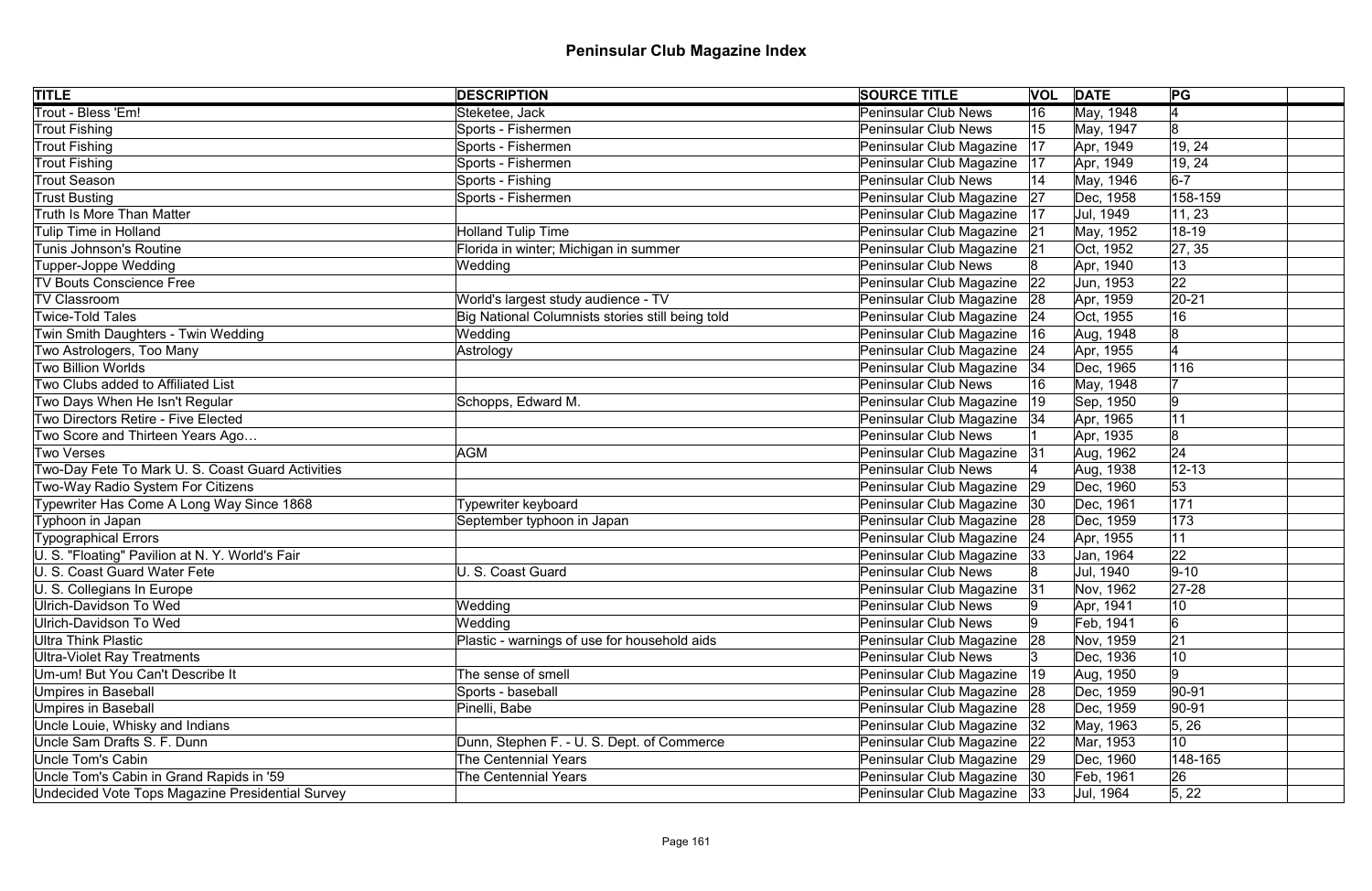# Peninsular Club Magazine Index

| TITLE | DESCRIPTION | SOURCE TITLE | VOL | DATE | PG | |
|---|---|---|---|---|---|---|
| Trout - Bless 'Em! | Steketee, Jack | Peninsular Club News | 16 | May, 1948 | 4 | |
| Trout Fishing | Sports - Fishermen | Peninsular Club News | 15 | May, 1947 | 8 | |
| Trout Fishing | Sports - Fishermen | Peninsular Club Magazine | 17 | Apr, 1949 | 19, 24 | |
| Trout Fishing | Sports - Fishermen | Peninsular Club Magazine | 17 | Apr, 1949 | 19, 24 | |
| Trout Season | Sports - Fishing | Peninsular Club News | 14 | May, 1946 | 6-7 | |
| Trust Busting | Sports - Fishermen | Peninsular Club Magazine | 27 | Dec, 1958 | 158-159 | |
| Truth Is More Than Matter | | Peninsular Club Magazine | 17 | Jul, 1949 | 11, 23 | |
| Tulip Time in Holland | Holland Tulip Time | Peninsular Club Magazine | 21 | May, 1952 | 18-19 | |
| Tunis Johnson's Routine | Florida in winter; Michigan in summer | Peninsular Club Magazine | 21 | Oct, 1952 | 27, 35 | |
| Tupper-Joppe Wedding | Wedding | Peninsular Club News | 8 | Apr, 1940 | 13 | |
| TV Bouts Conscience Free | | Peninsular Club Magazine | 22 | Jun, 1953 | 22 | |
| TV Classroom | World's largest study audience - TV | Peninsular Club Magazine | 28 | Apr, 1959 | 20-21 | |
| Twice-Told Tales | Big National Columnists stories still being told | Peninsular Club Magazine | 24 | Oct, 1955 | 16 | |
| Twin Smith Daughters - Twin Wedding | Wedding | Peninsular Club Magazine | 16 | Aug, 1948 | 8 | |
| Two Astrologers, Too Many | Astrology | Peninsular Club Magazine | 24 | Apr, 1955 | 4 | |
| Two Billion Worlds | | Peninsular Club Magazine | 34 | Dec, 1965 | 116 | |
| Two Clubs added to Affiliated List | | Peninsular Club News | 16 | May, 1948 | 7 | |
| Two Days When He Isn't Regular | Schopps, Edward M. | Peninsular Club Magazine | 19 | Sep, 1950 | 9 | |
| Two Directors Retire - Five Elected | | Peninsular Club Magazine | 34 | Apr, 1965 | 11 | |
| Two Score and Thirteen Years Ago… | | Peninsular Club News | 1 | Apr, 1935 | 8 | |
| Two Verses | AGM | Peninsular Club Magazine | 31 | Aug, 1962 | 24 | |
| Two-Day Fete To Mark U. S. Coast Guard Activities | | Peninsular Club News | 4 | Aug, 1938 | 12-13 | |
| Two-Way Radio System For Citizens | | Peninsular Club Magazine | 29 | Dec, 1960 | 53 | |
| Typewriter Has Come A Long Way Since 1868 | Typewriter keyboard | Peninsular Club Magazine | 30 | Dec, 1961 | 171 | |
| Typhoon in Japan | September typhoon in Japan | Peninsular Club Magazine | 28 | Dec, 1959 | 173 | |
| Typographical Errors | | Peninsular Club Magazine | 24 | Apr, 1955 | 11 | |
| U. S. "Floating" Pavilion at N. Y. World's Fair | | Peninsular Club Magazine | 33 | Jan, 1964 | 22 | |
| U. S. Coast Guard Water Fete | U. S. Coast Guard | Peninsular Club News | 8 | Jul, 1940 | 9-10 | |
| U. S. Collegians In Europe | | Peninsular Club Magazine | 31 | Nov, 1962 | 27-28 | |
| Ulrich-Davidson To Wed | Wedding | Peninsular Club News | 9 | Apr, 1941 | 10 | |
| Ulrich-Davidson To Wed | Wedding | Peninsular Club News | 9 | Feb, 1941 | 6 | |
| Ultra Think Plastic | Plastic - warnings of use for household aids | Peninsular Club Magazine | 28 | Nov, 1959 | 21 | |
| Ultra-Violet Ray Treatments | | Peninsular Club News | 3 | Dec, 1936 | 10 | |
| Um-um! But You Can't Describe It | The sense of smell | Peninsular Club Magazine | 19 | Aug, 1950 | 9 | |
| Umpires in Baseball | Sports - baseball | Peninsular Club Magazine | 28 | Dec, 1959 | 90-91 | |
| Umpires in Baseball | Pinelli, Babe | Peninsular Club Magazine | 28 | Dec, 1959 | 90-91 | |
| Uncle Louie, Whisky and Indians | | Peninsular Club Magazine | 32 | May, 1963 | 5, 26 | |
| Uncle Sam Drafts S. F. Dunn | Dunn, Stephen F. - U. S. Dept. of Commerce | Peninsular Club Magazine | 22 | Mar, 1953 | 10 | |
| Uncle Tom's Cabin | The Centennial Years | Peninsular Club Magazine | 29 | Dec, 1960 | 148-165 | |
| Uncle Tom's Cabin in Grand Rapids in '59 | The Centennial Years | Peninsular Club Magazine | 30 | Feb, 1961 | 26 | |
| Undecided Vote Tops Magazine Presidential Survey | | Peninsular Club Magazine | 33 | Jul, 1964 | 5, 22 | |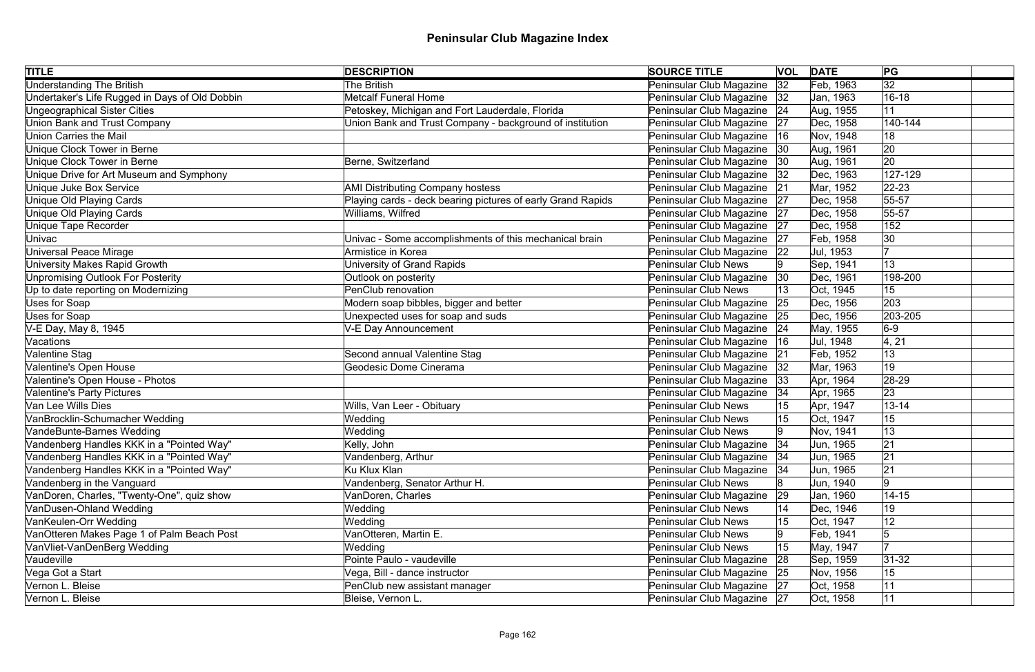# Peninsular Club Magazine Index

| TITLE | DESCRIPTION | SOURCE TITLE | VOL | DATE | PG | |
|---|---|---|---|---|---|---|
| Understanding The British | The British | Peninsular Club Magazine | 32 | Feb, 1963 | 32 | |
| Undertaker's Life Rugged in Days of Old Dobbin | Metcalf Funeral Home | Peninsular Club Magazine | 32 | Jan, 1963 | 16-18 | |
| Ungeographical Sister Cities | Petoskey, Michigan and Fort Lauderdale, Florida | Peninsular Club Magazine | 24 | Aug, 1955 | 11 | |
| Union Bank and Trust Company | Union Bank and Trust Company - background of institution | Peninsular Club Magazine | 27 | Dec, 1958 | 140-144 | |
| Union Carries the Mail | | Peninsular Club Magazine | 16 | Nov, 1948 | 18 | |
| Unique Clock Tower in Berne | | Peninsular Club Magazine | 30 | Aug, 1961 | 20 | |
| Unique Clock Tower in Berne | Berne, Switzerland | Peninsular Club Magazine | 30 | Aug, 1961 | 20 | |
| Unique Drive for Art Museum and Symphony | | Peninsular Club Magazine | 32 | Dec, 1963 | 127-129 | |
| Unique Juke Box Service | AMI Distributing Company hostess | Peninsular Club Magazine | 21 | Mar, 1952 | 22-23 | |
| Unique Old Playing Cards | Playing cards - deck bearing pictures of early Grand Rapids | Peninsular Club Magazine | 27 | Dec, 1958 | 55-57 | |
| Unique Old Playing Cards | Williams, Wilfred | Peninsular Club Magazine | 27 | Dec, 1958 | 55-57 | |
| Unique Tape Recorder | | Peninsular Club Magazine | 27 | Dec, 1958 | 152 | |
| Univac | Univac - Some accomplishments of this mechanical brain | Peninsular Club Magazine | 27 | Feb, 1958 | 30 | |
| Universal Peace Mirage | Armistice in Korea | Peninsular Club Magazine | 22 | Jul, 1953 | 7 | |
| University Makes Rapid Growth | University of Grand Rapids | Peninsular Club News | 9 | Sep, 1941 | 13 | |
| Unpromising Outlook For Posterity | Outlook on posterity | Peninsular Club Magazine | 30 | Dec, 1961 | 198-200 | |
| Up to date reporting on Modernizing | PenClub renovation | Peninsular Club News | 13 | Oct, 1945 | 15 | |
| Uses for Soap | Modern soap bibbles, bigger and better | Peninsular Club Magazine | 25 | Dec, 1956 | 203 | |
| Uses for Soap | Unexpected uses for soap and suds | Peninsular Club Magazine | 25 | Dec, 1956 | 203-205 | |
| V-E Day, May 8, 1945 | V-E Day Announcement | Peninsular Club Magazine | 24 | May, 1955 | 6-9 | |
| Vacations | | Peninsular Club Magazine | 16 | Jul, 1948 | 4, 21 | |
| Valentine Stag | Second annual Valentine Stag | Peninsular Club Magazine | 21 | Feb, 1952 | 13 | |
| Valentine's Open House | Geodesic Dome Cinerama | Peninsular Club Magazine | 32 | Mar, 1963 | 19 | |
| Valentine's Open House - Photos | | Peninsular Club Magazine | 33 | Apr, 1964 | 28-29 | |
| Valentine's Party Pictures | | Peninsular Club Magazine | 34 | Apr, 1965 | 23 | |
| Van Lee Wills Dies | Wills, Van Leer - Obituary | Peninsular Club News | 15 | Apr, 1947 | 13-14 | |
| VanBrocklin-Schumacher Wedding | Wedding | Peninsular Club News | 15 | Oct, 1947 | 15 | |
| VandeBunte-Barnes Wedding | Wedding | Peninsular Club News | 9 | Nov, 1941 | 13 | |
| Vandenberg Handles KKK in a "Pointed Way" | Kelly, John | Peninsular Club Magazine | 34 | Jun, 1965 | 21 | |
| Vandenberg Handles KKK in a "Pointed Way" | Vandenberg, Arthur | Peninsular Club Magazine | 34 | Jun, 1965 | 21 | |
| Vandenberg Handles KKK in a "Pointed Way" | Ku Klux Klan | Peninsular Club Magazine | 34 | Jun, 1965 | 21 | |
| Vandenberg in the Vanguard | Vandenberg, Senator Arthur H. | Peninsular Club News | 8 | Jun, 1940 | 9 | |
| VanDoren, Charles, "Twenty-One", quiz show | VanDoren, Charles | Peninsular Club Magazine | 29 | Jan, 1960 | 14-15 | |
| VanDusen-Ohland Wedding | Wedding | Peninsular Club News | 14 | Dec, 1946 | 19 | |
| VanKeulen-Orr Wedding | Wedding | Peninsular Club News | 15 | Oct, 1947 | 12 | |
| VanOtteren Makes Page 1 of Palm Beach Post | VanOtteren, Martin E. | Peninsular Club News | 9 | Feb, 1941 | 5 | |
| VanVliet-VanDenBerg Wedding | Wedding | Peninsular Club News | 15 | May, 1947 | 7 | |
| Vaudeville | Pointe Paulo - vaudeville | Peninsular Club Magazine | 28 | Sep, 1959 | 31-32 | |
| Vega Got a Start | Vega, Bill - dance instructor | Peninsular Club Magazine | 25 | Nov, 1956 | 15 | |
| Vernon L. Bleise | PenClub new assistant manager | Peninsular Club Magazine | 27 | Oct, 1958 | 11 | |
| Vernon L. Bleise | Bleise, Vernon L. | Peninsular Club Magazine | 27 | Oct, 1958 | 11 | |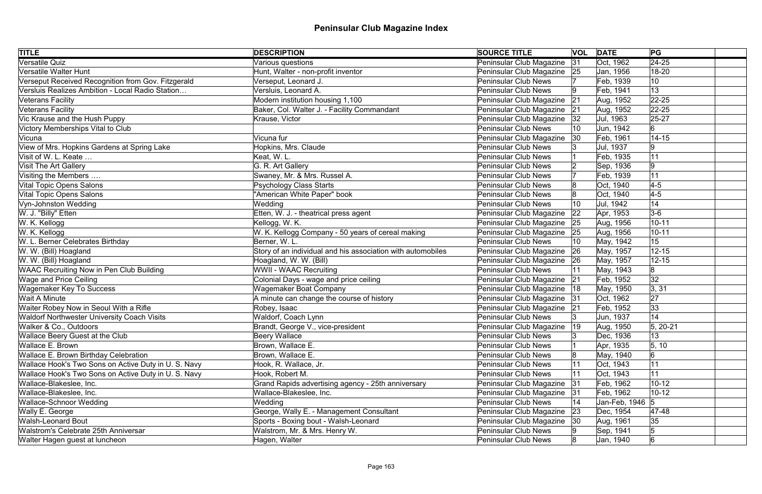# Peninsular Club Magazine Index

| TITLE | DESCRIPTION | SOURCE TITLE | VOL | DATE | PG | |
|---|---|---|---|---|---|---|
| Versatile Quiz | Various questions | Peninsular Club Magazine | 31 | Oct, 1962 | 24-25 | |
| Versatile Walter Hunt | Hunt, Walter - non-profit inventor | Peninsular Club Magazine | 25 | Jan, 1956 | 18-20 | |
| Verseput Received Recognition from Gov. Fitzgerald | Verseput, Leonard J. | Peninsular Club News | 7 | Feb, 1939 | 10 | |
| Versluis Realizes Ambition - Local Radio Station… | Versluis, Leonard A. | Peninsular Club News | 9 | Feb, 1941 | 13 | |
| Veterans Facility | Modern institution housing 1,100 | Peninsular Club Magazine | 21 | Aug, 1952 | 22-25 | |
| Veterans Facility | Baker, Col. Walter J. - Facility Commandant | Peninsular Club Magazine | 21 | Aug, 1952 | 22-25 | |
| Vic Krause and the Hush Puppy | Krause, Victor | Peninsular Club Magazine | 32 | Jul, 1963 | 25-27 | |
| Victory Memberships Vital to Club | | Peninsular Club News | 10 | Jun, 1942 | 6 | |
| Vicuna | Vicuna fur | Peninsular Club Magazine | 30 | Feb, 1961 | 14-15 | |
| View of Mrs. Hopkins Gardens at Spring Lake | Hopkins, Mrs. Claude | Peninsular Club News | 3 | Jul, 1937 | 9 | |
| Visit of W. L. Keate … | Keat, W. L. | Peninsular Club News | 1 | Feb, 1935 | 11 | |
| Visit The Art Gallery | G. R. Art Gallery | Peninsular Club News | 2 | Sep, 1936 | 9 | |
| Visiting the Members …. | Swaney, Mr. & Mrs. Russel A. | Peninsular Club News | 7 | Feb, 1939 | 11 | |
| Vital Topic Opens Salons | Psychology Class Starts | Peninsular Club News | 8 | Oct, 1940 | 4-5 | |
| Vital Topic Opens Salons | "American White Paper" book | Peninsular Club News | 8 | Oct, 1940 | 4-5 | |
| Vyn-Johnston Wedding | Wedding | Peninsular Club News | 10 | Jul, 1942 | 14 | |
| W. J. "Billy" Etten | Etten, W. J. - theatrical press agent | Peninsular Club Magazine | 22 | Apr, 1953 | 3-6 | |
| W. K. Kellogg | Kellogg, W. K. | Peninsular Club Magazine | 25 | Aug, 1956 | 10-11 | |
| W. K. Kellogg | W. K. Kellogg Company - 50 years of cereal making | Peninsular Club Magazine | 25 | Aug, 1956 | 10-11 | |
| W. L. Berner Celebrates Birthday | Berner, W. L. | Peninsular Club News | 10 | May, 1942 | 15 | |
| W. W. (Bill) Hoagland | Story of an individual and his association with automobiles | Peninsular Club Magazine | 26 | May, 1957 | 12-15 | |
| W. W. (Bill) Hoagland | Hoagland, W. W. (Bill) | Peninsular Club Magazine | 26 | May, 1957 | 12-15 | |
| WAAC Recruiting Now in Pen Club Building | WWII - WAAC Recruiting | Peninsular Club News | 11 | May, 1943 | 8 | |
| Wage and Price Ceiling | Colonial Days - wage and price ceiling | Peninsular Club Magazine | 21 | Feb, 1952 | 32 | |
| Wagemaker Key To Success | Wagemaker Boat Company | Peninsular Club Magazine | 18 | May, 1950 | 3, 31 | |
| Wait A Minute | A minute can change the course of history | Peninsular Club Magazine | 31 | Oct, 1962 | 27 | |
| Waiter Robey Now in Seoul With a Rifle | Robey, Isaac | Peninsular Club Magazine | 21 | Feb, 1952 | 33 | |
| Waldorf Northwester University Coach Visits | Waldorf, Coach Lynn | Peninsular Club News | 3 | Jun, 1937 | 14 | |
| Walker & Co., Outdoors | Brandt, George V., vice-president | Peninsular Club Magazine | 19 | Aug, 1950 | 5, 20-21 | |
| Wallace Beery Guest at the Club | Beery Wallace | Peninsular Club News | 3 | Dec, 1936 | 13 | |
| Wallace E. Brown | Brown, Wallace E. | Peninsular Club News | 1 | Apr, 1935 | 5, 10 | |
| Wallace E. Brown Birthday Celebration | Brown, Wallace E. | Peninsular Club News | 8 | May, 1940 | 6 | |
| Wallace Hook's Two Sons on Active Duty in U. S. Navy | Hook, R. Wallace, Jr. | Peninsular Club News | 11 | Oct, 1943 | 11 | |
| Wallace Hook's Two Sons on Active Duty in U. S. Navy | Hook, Robert M. | Peninsular Club News | 11 | Oct, 1943 | 11 | |
| Wallace-Blakeslee, Inc. | Grand Rapids advertising agency - 25th anniversary | Peninsular Club Magazine | 31 | Feb, 1962 | 10-12 | |
| Wallace-Blakeslee, Inc. | Wallace-Blakeslee, Inc. | Peninsular Club Magazine | 31 | Feb, 1962 | 10-12 | |
| Wallace-Schnoor Wedding | Wedding | Peninsular Club News | 14 | Jan-Feb, 1946 | 5 | |
| Wally E. George | George, Wally E. - Management Consultant | Peninsular Club Magazine | 23 | Dec, 1954 | 47-48 | |
| Walsh-Leonard Bout | Sports - Boxing bout - Walsh-Leonard | Peninsular Club Magazine | 30 | Aug, 1961 | 35 | |
| Walstrom's Celebrate 25th Anniversar | Walstrom, Mr. & Mrs. Henry W. | Peninsular Club News | 9 | Sep, 1941 | 5 | |
| Walter Hagen guest at luncheon | Hagen, Walter | Peninsular Club News | 8 | Jan, 1940 | 6 | |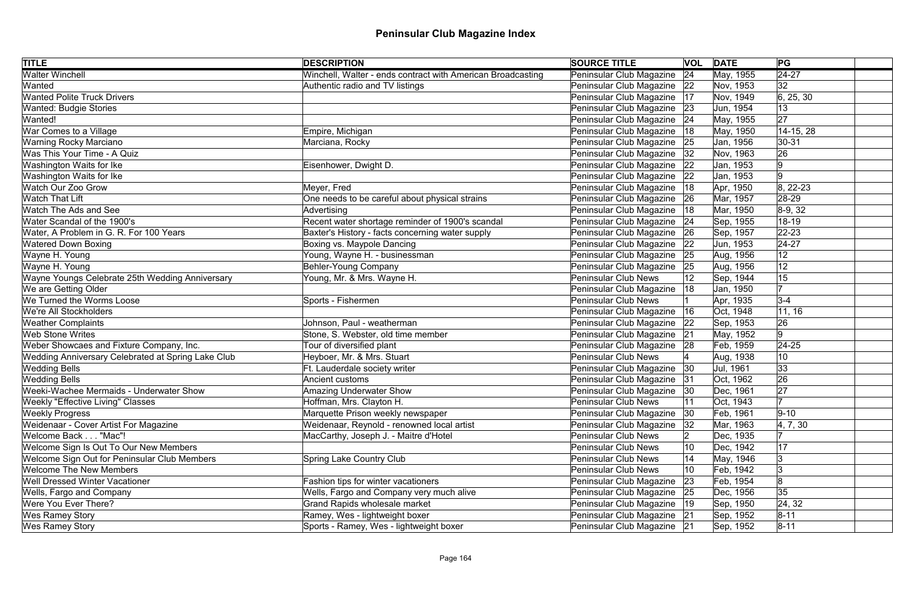# Peninsular Club Magazine Index

| TITLE | DESCRIPTION | SOURCE TITLE | VOL | DATE | PG | |
|---|---|---|---|---|---|---|
| Walter Winchell | Winchell, Walter - ends contract with American Broadcasting | Peninsular Club Magazine | 24 | May, 1955 | 24-27 | |
| Wanted | Authentic radio and TV listings | Peninsular Club Magazine | 22 | Nov, 1953 | 32 | |
| Wanted Polite Truck Drivers | | Peninsular Club Magazine | 17 | Nov, 1949 | 6, 25, 30 | |
| Wanted: Budgie Stories | | Peninsular Club Magazine | 23 | Jun, 1954 | 13 | |
| Wanted! | | Peninsular Club Magazine | 24 | May, 1955 | 27 | |
| War Comes to a Village | Empire, Michigan | Peninsular Club Magazine | 18 | May, 1950 | 14-15, 28 | |
| Warning Rocky Marciano | Marciana, Rocky | Peninsular Club Magazine | 25 | Jan, 1956 | 30-31 | |
| Was This Your Time - A Quiz | | Peninsular Club Magazine | 32 | Nov, 1963 | 26 | |
| Washington Waits for Ike | Eisenhower, Dwight D. | Peninsular Club Magazine | 22 | Jan, 1953 | 9 | |
| Washington Waits for Ike | | Peninsular Club Magazine | 22 | Jan, 1953 | 9 | |
| Watch Our Zoo Grow | Meyer, Fred | Peninsular Club Magazine | 18 | Apr, 1950 | 8, 22-23 | |
| Watch That Lift | One needs to be careful about physical strains | Peninsular Club Magazine | 26 | Mar, 1957 | 28-29 | |
| Watch The Ads and See | Advertising | Peninsular Club Magazine | 18 | Mar, 1950 | 8-9, 32 | |
| Water Scandal of the 1900's | Recent water shortage reminder of 1900's scandal | Peninsular Club Magazine | 24 | Sep, 1955 | 18-19 | |
| Water, A Problem in G. R. For 100 Years | Baxter's History - facts concerning water supply | Peninsular Club Magazine | 26 | Sep, 1957 | 22-23 | |
| Watered Down Boxing | Boxing vs. Maypole Dancing | Peninsular Club Magazine | 22 | Jun, 1953 | 24-27 | |
| Wayne H. Young | Young, Wayne H. - businessman | Peninsular Club Magazine | 25 | Aug, 1956 | 12 | |
| Wayne H. Young | Behler-Young Company | Peninsular Club Magazine | 25 | Aug, 1956 | 12 | |
| Wayne Youngs Celebrate 25th Wedding Anniversary | Young, Mr. & Mrs. Wayne H. | Peninsular Club News | 12 | Sep, 1944 | 15 | |
| We are Getting Older | | Peninsular Club Magazine | 18 | Jan, 1950 | 7 | |
| We Turned the Worms Loose | Sports - Fishermen | Peninsular Club News | 1 | Apr, 1935 | 3-4 | |
| We're All Stockholders | | Peninsular Club Magazine | 16 | Oct, 1948 | 11, 16 | |
| Weather Complaints | Johnson, Paul - weatherman | Peninsular Club Magazine | 22 | Sep, 1953 | 26 | |
| Web Stone Writes | Stone, S. Webster, old time member | Peninsular Club Magazine | 21 | May, 1952 | 9 | |
| Weber Showcaes and Fixture Company, Inc. | Tour of diversified plant | Peninsular Club Magazine | 28 | Feb, 1959 | 24-25 | |
| Wedding Anniversary Celebrated at Spring Lake Club | Heyboer, Mr. & Mrs. Stuart | Peninsular Club News | 4 | Aug, 1938 | 10 | |
| Wedding Bells | Ft. Lauderdale society writer | Peninsular Club Magazine | 30 | Jul, 1961 | 33 | |
| Wedding Bells | Ancient customs | Peninsular Club Magazine | 31 | Oct, 1962 | 26 | |
| Weeki-Wachee Mermaids - Underwater Show | Amazing Underwater Show | Peninsular Club Magazine | 30 | Dec, 1961 | 27 | |
| Weekly "Effective Living" Classes | Hoffman, Mrs. Clayton H. | Peninsular Club News | 11 | Oct, 1943 | 7 | |
| Weekly Progress | Marquette Prison weekly newspaper | Peninsular Club Magazine | 30 | Feb, 1961 | 9-10 | |
| Weidenaar - Cover Artist For Magazine | Weidenaar, Reynold - renowned local artist | Peninsular Club Magazine | 32 | Mar, 1963 | 4, 7, 30 | |
| Welcome Back . . . "Mac"! | MacCarthy, Joseph J. - Maitre d'Hotel | Peninsular Club News | 2 | Dec, 1935 | 7 | |
| Welcome Sign Is Out To Our New Members | | Peninsular Club News | 10 | Dec, 1942 | 17 | |
| Welcome Sign Out for Peninsular Club Members | Spring Lake Country Club | Peninsular Club News | 14 | May, 1946 | 3 | |
| Welcome The New Members | | Peninsular Club News | 10 | Feb, 1942 | 3 | |
| Well Dressed Winter Vacationer | Fashion tips for winter vacationers | Peninsular Club Magazine | 23 | Feb, 1954 | 8 | |
| Wells, Fargo and Company | Wells, Fargo and Company very much alive | Peninsular Club Magazine | 25 | Dec, 1956 | 35 | |
| Were You Ever There? | Grand Rapids wholesale market | Peninsular Club Magazine | 19 | Sep, 1950 | 24, 32 | |
| Wes Ramey Story | Ramey, Wes - lightweight boxer | Peninsular Club Magazine | 21 | Sep, 1952 | 8-11 | |
| Wes Ramey Story | Sports - Ramey, Wes - lightweight boxer | Peninsular Club Magazine | 21 | Sep, 1952 | 8-11 | |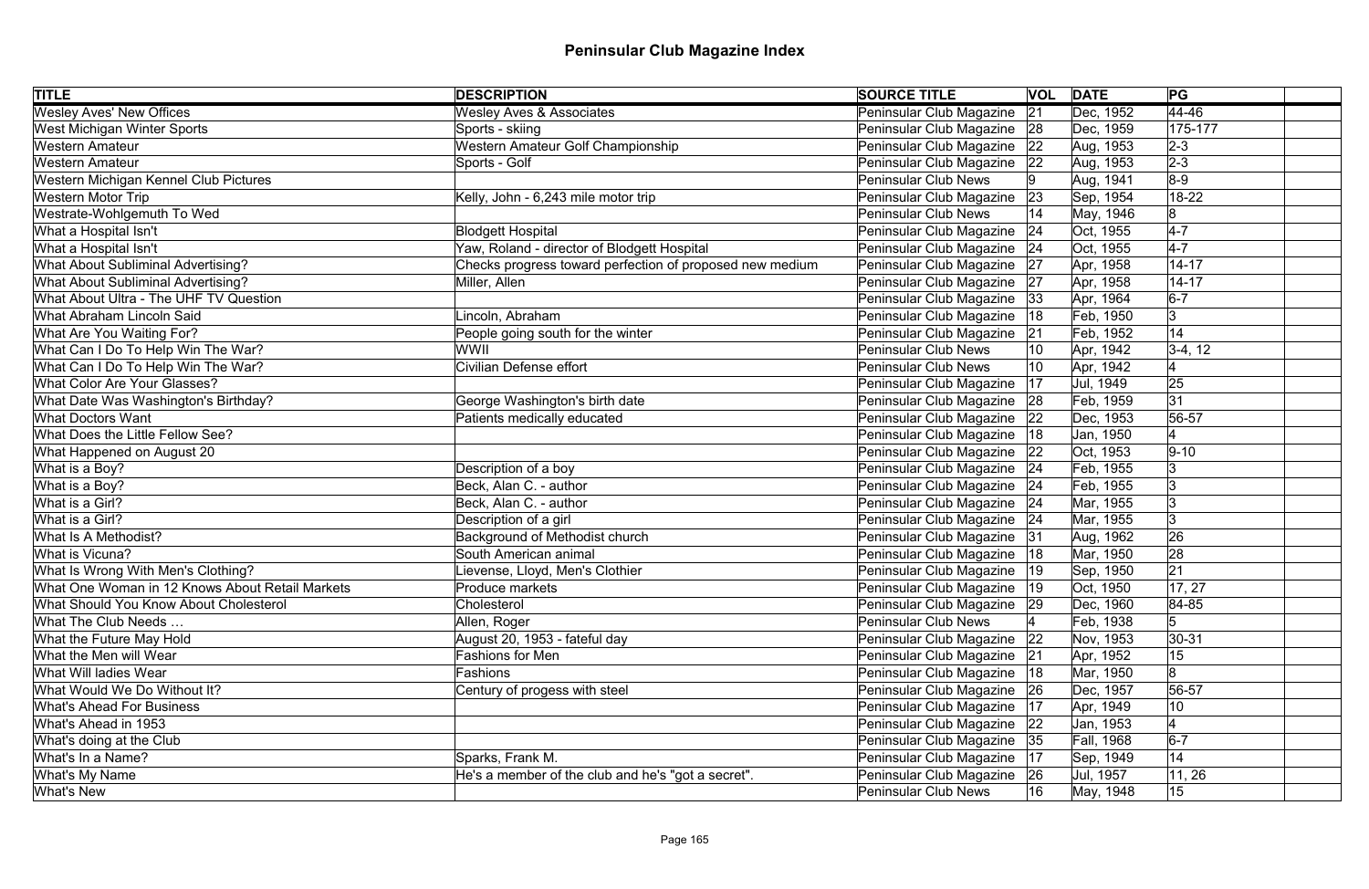# Peninsular Club Magazine Index

| TITLE | DESCRIPTION | SOURCE TITLE | VOL | DATE | PG |
|---|---|---|---|---|---|
| Wesley Aves' New Offices | Wesley Aves & Associates | Peninsular Club Magazine | 21 | Dec, 1952 | 44-46 |
| West Michigan Winter Sports | Sports - skiing | Peninsular Club Magazine | 28 | Dec, 1959 | 175-177 |
| Western Amateur | Western Amateur Golf Championship | Peninsular Club Magazine | 22 | Aug, 1953 | 2-3 |
| Western Amateur | Sports - Golf | Peninsular Club Magazine | 22 | Aug, 1953 | 2-3 |
| Western Michigan Kennel Club Pictures | | Peninsular Club News | 9 | Aug, 1941 | 8-9 |
| Western Motor Trip | Kelly, John - 6,243 mile motor trip | Peninsular Club Magazine | 23 | Sep, 1954 | 18-22 |
| Westrate-Wohlgemuth To Wed | | Peninsular Club News | 14 | May, 1946 | 8 |
| What a Hospital Isn't | Blodgett Hospital | Peninsular Club Magazine | 24 | Oct, 1955 | 4-7 |
| What a Hospital Isn't | Yaw, Roland - director of Blodgett Hospital | Peninsular Club Magazine | 24 | Oct, 1955 | 4-7 |
| What About Subliminal Advertising? | Checks progress toward perfection of proposed new medium | Peninsular Club Magazine | 27 | Apr, 1958 | 14-17 |
| What About Subliminal Advertising? | Miller, Allen | Peninsular Club Magazine | 27 | Apr, 1958 | 14-17 |
| What About Ultra - The UHF TV Question | | Peninsular Club Magazine | 33 | Apr, 1964 | 6-7 |
| What Abraham Lincoln Said | Lincoln, Abraham | Peninsular Club Magazine | 18 | Feb, 1950 | 3 |
| What Are You Waiting For? | People going south for the winter | Peninsular Club Magazine | 21 | Feb, 1952 | 14 |
| What Can I Do To Help Win The War? | WWII | Peninsular Club News | 10 | Apr, 1942 | 3-4, 12 |
| What Can I Do To Help Win The War? | Civilian Defense effort | Peninsular Club News | 10 | Apr, 1942 | 4 |
| What Color Are Your Glasses? | | Peninsular Club Magazine | 17 | Jul, 1949 | 25 |
| What Date Was Washington's Birthday? | George Washington's birth date | Peninsular Club Magazine | 28 | Feb, 1959 | 31 |
| What Doctors Want | Patients medically educated | Peninsular Club Magazine | 22 | Dec, 1953 | 56-57 |
| What Does the Little Fellow See? | | Peninsular Club Magazine | 18 | Jan, 1950 | 4 |
| What Happened on August 20 | | Peninsular Club Magazine | 22 | Oct, 1953 | 9-10 |
| What is a Boy? | Description of a boy | Peninsular Club Magazine | 24 | Feb, 1955 | 3 |
| What is a Boy? | Beck, Alan C. - author | Peninsular Club Magazine | 24 | Feb, 1955 | 3 |
| What is a Girl? | Beck, Alan C. - author | Peninsular Club Magazine | 24 | Mar, 1955 | 3 |
| What is a Girl? | Description of a girl | Peninsular Club Magazine | 24 | Mar, 1955 | 3 |
| What Is A Methodist? | Background of Methodist church | Peninsular Club Magazine | 31 | Aug, 1962 | 26 |
| What is Vicuna? | South American animal | Peninsular Club Magazine | 18 | Mar, 1950 | 28 |
| What Is Wrong With Men's Clothing? | Lievense, Lloyd, Men's Clothier | Peninsular Club Magazine | 19 | Sep, 1950 | 21 |
| What One Woman in 12 Knows About Retail Markets | Produce markets | Peninsular Club Magazine | 19 | Oct, 1950 | 17, 27 |
| What Should You Know About Cholesterol | Cholesterol | Peninsular Club Magazine | 29 | Dec, 1960 | 84-85 |
| What The Club Needs … | Allen, Roger | Peninsular Club News | 4 | Feb, 1938 | 5 |
| What the Future May Hold | August 20, 1953 - fateful day | Peninsular Club Magazine | 22 | Nov, 1953 | 30-31 |
| What the Men will Wear | Fashions for Men | Peninsular Club Magazine | 21 | Apr, 1952 | 15 |
| What Will ladies Wear | Fashions | Peninsular Club Magazine | 18 | Mar, 1950 | 8 |
| What Would We Do Without It? | Century of progess with steel | Peninsular Club Magazine | 26 | Dec, 1957 | 56-57 |
| What's Ahead For Business | | Peninsular Club Magazine | 17 | Apr, 1949 | 10 |
| What's Ahead in 1953 | | Peninsular Club Magazine | 22 | Jan, 1953 | 4 |
| What's doing at the Club | | Peninsular Club Magazine | 35 | Fall, 1968 | 6-7 |
| What's In a Name? | Sparks, Frank M. | Peninsular Club Magazine | 17 | Sep, 1949 | 14 |
| What's My Name | He's a member of the club and he's "got a secret". | Peninsular Club Magazine | 26 | Jul, 1957 | 11, 26 |
| What's New | | Peninsular Club News | 16 | May, 1948 | 15 |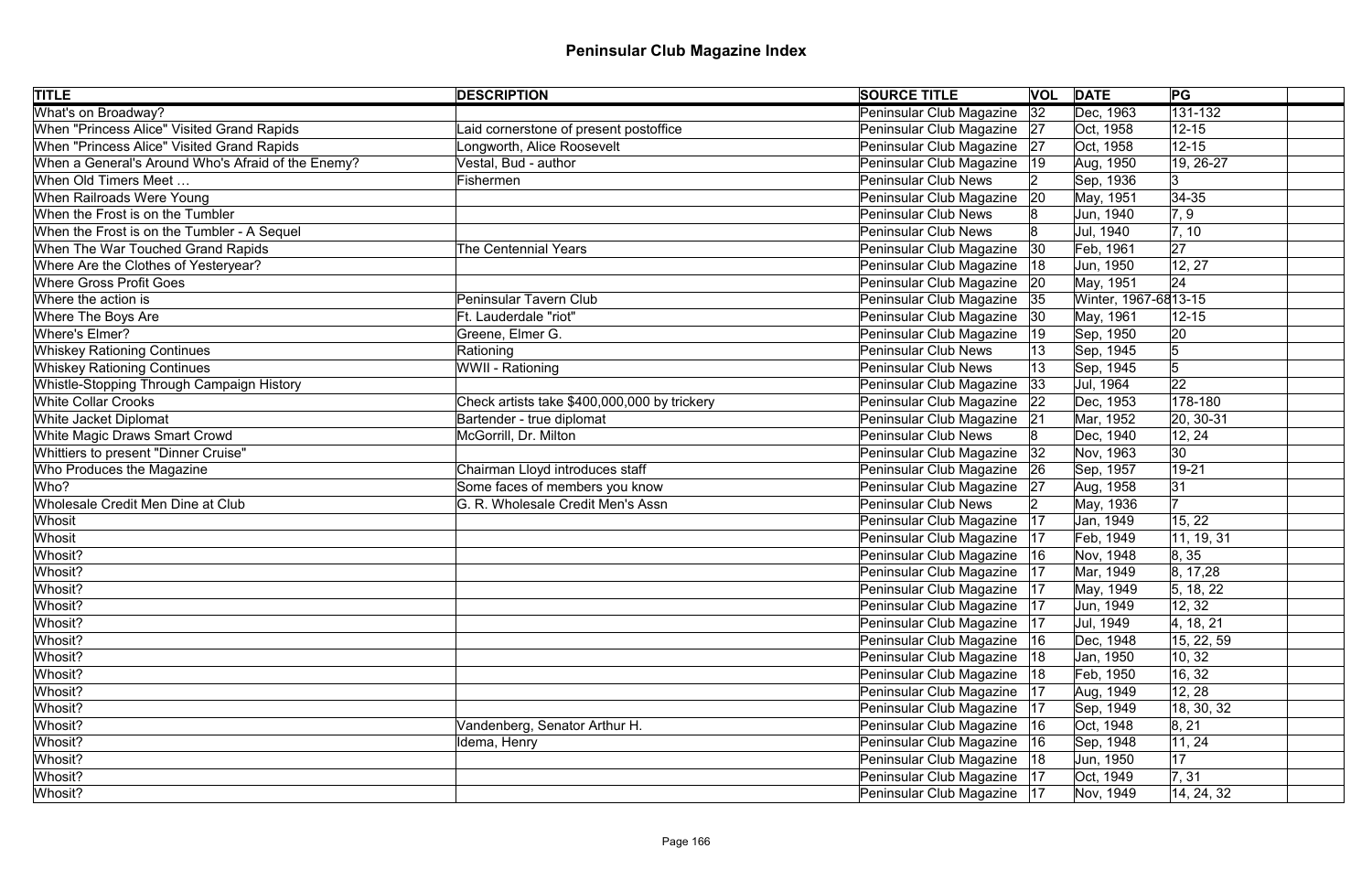# Peninsular Club Magazine Index

| TITLE | DESCRIPTION | SOURCE TITLE | VOL | DATE | PG | |
|---|---|---|---|---|---|---|
| What's on Broadway? | | Peninsular Club Magazine | 32 | Dec, 1963 | 131-132 | |
| When "Princess Alice" Visited Grand Rapids | Laid cornerstone of present postoffice | Peninsular Club Magazine | 27 | Oct, 1958 | 12-15 | |
| When "Princess Alice" Visited Grand Rapids | Longworth, Alice Roosevelt | Peninsular Club Magazine | 27 | Oct, 1958 | 12-15 | |
| When a General's Around Who's Afraid of the Enemy? | Vestal, Bud - author | Peninsular Club Magazine | 19 | Aug, 1950 | 19, 26-27 | |
| When Old Timers Meet … | Fishermen | Peninsular Club News | 2 | Sep, 1936 | 3 | |
| When Railroads Were Young | | Peninsular Club Magazine | 20 | May, 1951 | 34-35 | |
| When the Frost is on the Tumbler | | Peninsular Club News | 8 | Jun, 1940 | 7, 9 | |
| When the Frost is on the Tumbler - A Sequel | | Peninsular Club News | 8 | Jul, 1940 | 7, 10 | |
| When The War Touched Grand Rapids | The Centennial Years | Peninsular Club Magazine | 30 | Feb, 1961 | 27 | |
| Where Are the Clothes of Yesteryear? | | Peninsular Club Magazine | 18 | Jun, 1950 | 12, 27 | |
| Where Gross Profit Goes | | Peninsular Club Magazine | 20 | May, 1951 | 24 | |
| Where the action is | Peninsular Tavern Club | Peninsular Club Magazine | 35 | Winter, 1967-68 | 13-15 | |
| Where The Boys Are | Ft. Lauderdale "riot" | Peninsular Club Magazine | 30 | May, 1961 | 12-15 | |
| Where's Elmer? | Greene, Elmer G. | Peninsular Club Magazine | 19 | Sep, 1950 | 20 | |
| Whiskey Rationing Continues | Rationing | Peninsular Club News | 13 | Sep, 1945 | 5 | |
| Whiskey Rationing Continues | WWII - Rationing | Peninsular Club News | 13 | Sep, 1945 | 5 | |
| Whistle-Stopping Through Campaign History | | Peninsular Club Magazine | 33 | Jul, 1964 | 22 | |
| White Collar Crooks | Check artists take $400,000,000 by trickery | Peninsular Club Magazine | 22 | Dec, 1953 | 178-180 | |
| White Jacket Diplomat | Bartender - true diplomat | Peninsular Club Magazine | 21 | Mar, 1952 | 20, 30-31 | |
| White Magic Draws Smart Crowd | McGorrill, Dr. Milton | Peninsular Club News | 8 | Dec, 1940 | 12, 24 | |
| Whittiers to present "Dinner Cruise" | | Peninsular Club Magazine | 32 | Nov, 1963 | 30 | |
| Who Produces the Magazine | Chairman Lloyd introduces staff | Peninsular Club Magazine | 26 | Sep, 1957 | 19-21 | |
| Who? | Some faces of members you know | Peninsular Club Magazine | 27 | Aug, 1958 | 31 | |
| Wholesale Credit Men Dine at Club | G. R. Wholesale Credit Men's Assn | Peninsular Club News | 2 | May, 1936 | 7 | |
| Whosit | | Peninsular Club Magazine | 17 | Jan, 1949 | 15, 22 | |
| Whosit | | Peninsular Club Magazine | 17 | Feb, 1949 | 11, 19, 31 | |
| Whosit? | | Peninsular Club Magazine | 16 | Nov, 1948 | 8, 35 | |
| Whosit? | | Peninsular Club Magazine | 17 | Mar, 1949 | 8, 17,28 | |
| Whosit? | | Peninsular Club Magazine | 17 | May, 1949 | 5, 18, 22 | |
| Whosit? | | Peninsular Club Magazine | 17 | Jun, 1949 | 12, 32 | |
| Whosit? | | Peninsular Club Magazine | 17 | Jul, 1949 | 4, 18, 21 | |
| Whosit? | | Peninsular Club Magazine | 16 | Dec, 1948 | 15, 22, 59 | |
| Whosit? | | Peninsular Club Magazine | 18 | Jan, 1950 | 10, 32 | |
| Whosit? | | Peninsular Club Magazine | 18 | Feb, 1950 | 16, 32 | |
| Whosit? | | Peninsular Club Magazine | 17 | Aug, 1949 | 12, 28 | |
| Whosit? | | Peninsular Club Magazine | 17 | Sep, 1949 | 18, 30, 32 | |
| Whosit? | Vandenberg, Senator Arthur H. | Peninsular Club Magazine | 16 | Oct, 1948 | 8, 21 | |
| Whosit? | Idema, Henry | Peninsular Club Magazine | 16 | Sep, 1948 | 11, 24 | |
| Whosit? | | Peninsular Club Magazine | 18 | Jun, 1950 | 17 | |
| Whosit? | | Peninsular Club Magazine | 17 | Oct, 1949 | 7, 31 | |
| Whosit? | | Peninsular Club Magazine | 17 | Nov, 1949 | 14, 24, 32 | |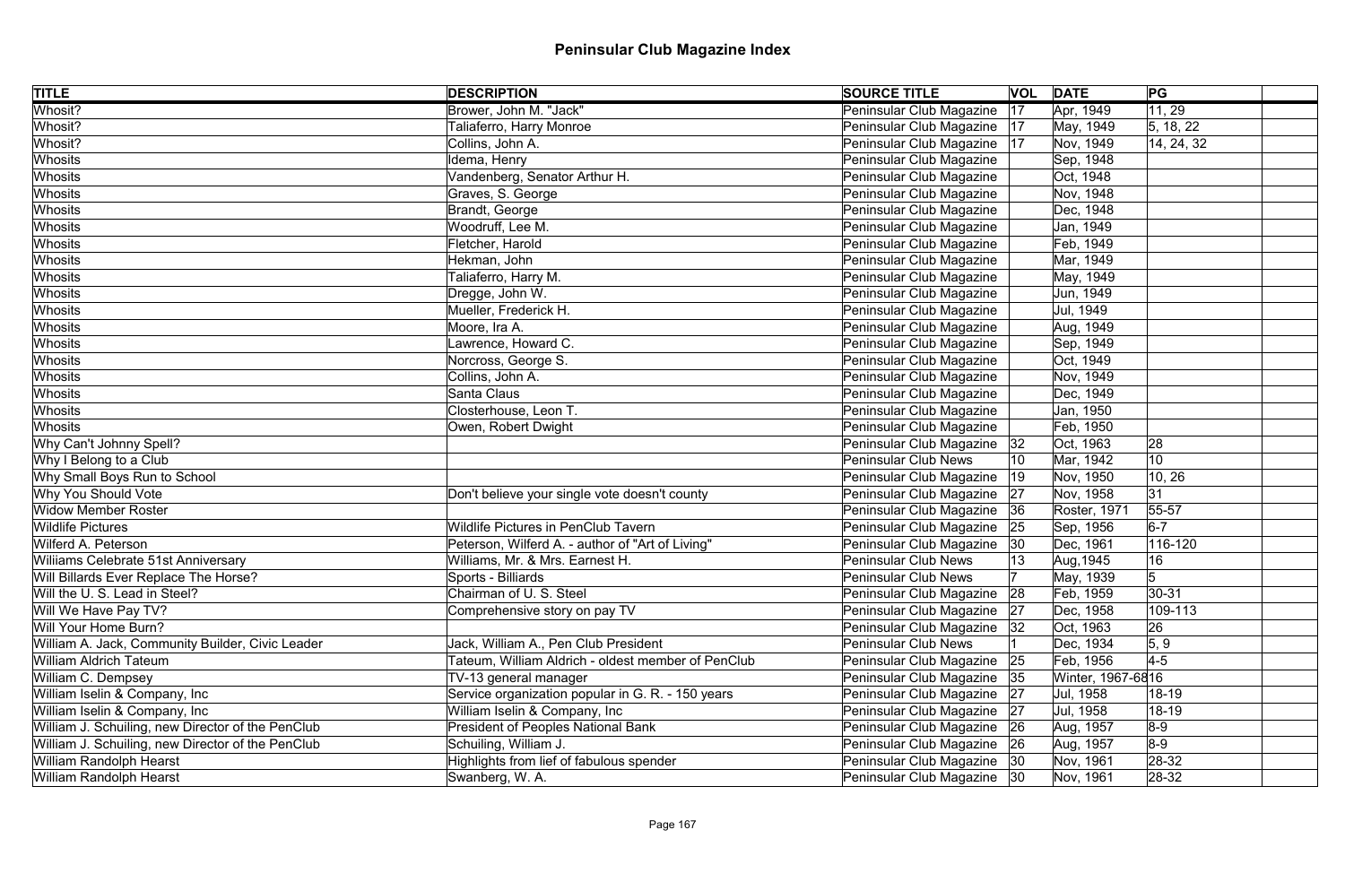# Peninsular Club Magazine Index

| TITLE | DESCRIPTION | SOURCE TITLE | VOL | DATE | PG | |
|---|---|---|---|---|---|---|
| Whosit? | Brower, John M. "Jack" | Peninsular Club Magazine | 17 | Apr, 1949 | 11, 29 | |
| Whosit? | Taliaferro, Harry Monroe | Peninsular Club Magazine | 17 | May, 1949 | 5, 18, 22 | |
| Whosit? | Collins, John A. | Peninsular Club Magazine | 17 | Nov, 1949 | 14, 24, 32 | |
| Whosits | Idema, Henry | Peninsular Club Magazine | | Sep, 1948 | | |
| Whosits | Vandenberg, Senator Arthur H. | Peninsular Club Magazine | | Oct, 1948 | | |
| Whosits | Graves, S. George | Peninsular Club Magazine | | Nov, 1948 | | |
| Whosits | Brandt, George | Peninsular Club Magazine | | Dec, 1948 | | |
| Whosits | Woodruff, Lee M. | Peninsular Club Magazine | | Jan, 1949 | | |
| Whosits | Fletcher, Harold | Peninsular Club Magazine | | Feb, 1949 | | |
| Whosits | Hekman, John | Peninsular Club Magazine | | Mar, 1949 | | |
| Whosits | Taliaferro, Harry M. | Peninsular Club Magazine | | May, 1949 | | |
| Whosits | Dregge, John W. | Peninsular Club Magazine | | Jun, 1949 | | |
| Whosits | Mueller, Frederick H. | Peninsular Club Magazine | | Jul, 1949 | | |
| Whosits | Moore, Ira A. | Peninsular Club Magazine | | Aug, 1949 | | |
| Whosits | Lawrence, Howard C. | Peninsular Club Magazine | | Sep, 1949 | | |
| Whosits | Norcross, George S. | Peninsular Club Magazine | | Oct, 1949 | | |
| Whosits | Collins, John A. | Peninsular Club Magazine | | Nov, 1949 | | |
| Whosits | Santa Claus | Peninsular Club Magazine | | Dec, 1949 | | |
| Whosits | Closterhouse, Leon T. | Peninsular Club Magazine | | Jan, 1950 | | |
| Whosits | Owen, Robert Dwight | Peninsular Club Magazine | | Feb, 1950 | | |
| Why Can't Johnny Spell? | | Peninsular Club Magazine | 32 | Oct, 1963 | 28 | |
| Why I Belong to a Club | | Peninsular Club News | 10 | Mar, 1942 | 10 | |
| Why Small Boys Run to School | | Peninsular Club Magazine | 19 | Nov, 1950 | 10, 26 | |
| Why You Should Vote | Don't believe your single vote doesn't county | Peninsular Club Magazine | 27 | Nov, 1958 | 31 | |
| Widow Member Roster | | Peninsular Club Magazine | 36 | Roster, 1971 | 55-57 | |
| Wildlife Pictures | Wildlife Pictures in PenClub Tavern | Peninsular Club Magazine | 25 | Sep, 1956 | 6-7 | |
| Wilferd A. Peterson | Peterson, Wilferd A. - author of "Art of Living" | Peninsular Club Magazine | 30 | Dec, 1961 | 116-120 | |
| Wiliiams Celebrate 51st Anniversary | Williams, Mr. & Mrs. Earnest H. | Peninsular Club News | 13 | Aug,1945 | 16 | |
| Will Billards Ever Replace The Horse? | Sports - Billiards | Peninsular Club News | 7 | May, 1939 | 5 | |
| Will the U. S. Lead in Steel? | Chairman of U. S. Steel | Peninsular Club Magazine | 28 | Feb, 1959 | 30-31 | |
| Will We Have Pay TV? | Comprehensive story on pay TV | Peninsular Club Magazine | 27 | Dec, 1958 | 109-113 | |
| Will Your Home Burn? | | Peninsular Club Magazine | 32 | Oct, 1963 | 26 | |
| William A. Jack, Community Builder, Civic Leader | Jack, William A., Pen Club President | Peninsular Club News | 1 | Dec, 1934 | 5, 9 | |
| William Aldrich Tateum | Tateum, William Aldrich - oldest member of PenClub | Peninsular Club Magazine | 25 | Feb, 1956 | 4-5 | |
| William C. Dempsey | TV-13 general manager | Peninsular Club Magazine | 35 | Winter, 1967-68 | 16 | |
| William Iselin & Company, Inc | Service organization popular in G. R. - 150 years | Peninsular Club Magazine | 27 | Jul, 1958 | 18-19 | |
| William Iselin & Company, Inc | William Iselin & Company, Inc | Peninsular Club Magazine | 27 | Jul, 1958 | 18-19 | |
| William J. Schuiling, new Director of the PenClub | President of Peoples National Bank | Peninsular Club Magazine | 26 | Aug, 1957 | 8-9 | |
| William J. Schuiling, new Director of the PenClub | Schuiling, William J. | Peninsular Club Magazine | 26 | Aug, 1957 | 8-9 | |
| William Randolph Hearst | Highlights from lief of fabulous spender | Peninsular Club Magazine | 30 | Nov, 1961 | 28-32 | |
| William Randolph Hearst | Swanberg, W. A. | Peninsular Club Magazine | 30 | Nov, 1961 | 28-32 | |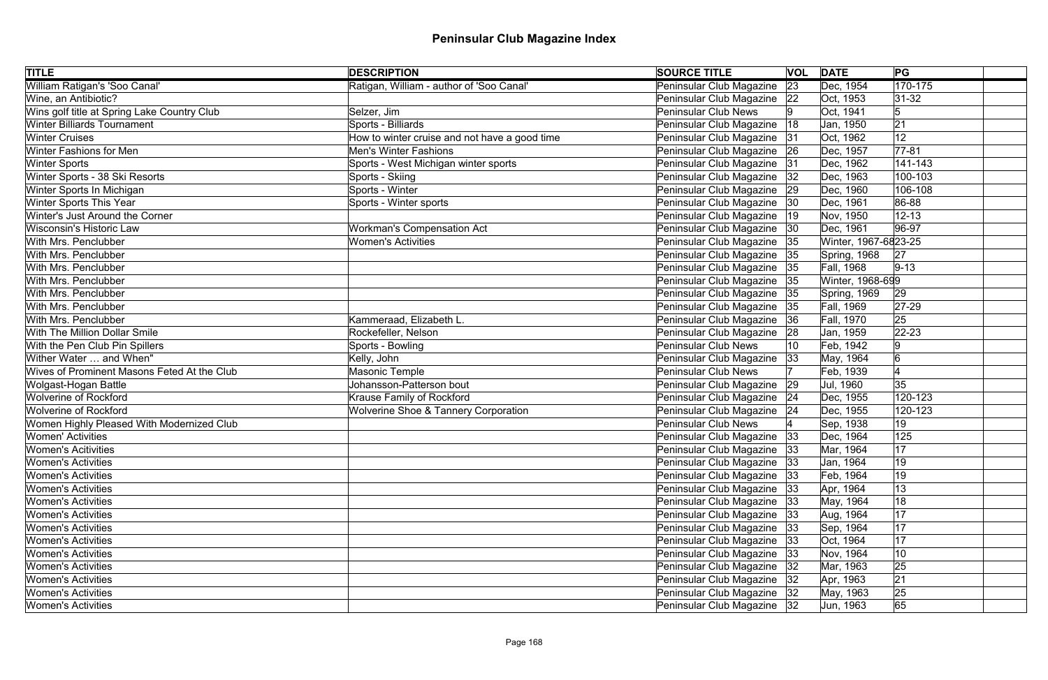# Peninsular Club Magazine Index

| TITLE | DESCRIPTION | SOURCE TITLE | VOL | DATE | PG | |
|---|---|---|---|---|---|---|
| William Ratigan's 'Soo Canal' | Ratigan, William - author of 'Soo Canal' | Peninsular Club Magazine | 23 | Dec, 1954 | 170-175 | |
| Wine, an Antibiotic? | | Peninsular Club Magazine | 22 | Oct, 1953 | 31-32 | |
| Wins golf title at Spring Lake Country Club | Selzer, Jim | Peninsular Club News | 9 | Oct, 1941 | 5 | |
| Winter Billiards Tournament | Sports - Billiards | Peninsular Club Magazine | 18 | Jan, 1950 | 21 | |
| Winter Cruises | How to winter cruise and not have a good time | Peninsular Club Magazine | 31 | Oct, 1962 | 12 | |
| Winter Fashions for Men | Men's Winter Fashions | Peninsular Club Magazine | 26 | Dec, 1957 | 77-81 | |
| Winter Sports | Sports - West Michigan winter sports | Peninsular Club Magazine | 31 | Dec, 1962 | 141-143 | |
| Winter Sports - 38 Ski Resorts | Sports - Skiing | Peninsular Club Magazine | 32 | Dec, 1963 | 100-103 | |
| Winter Sports In Michigan | Sports - Winter | Peninsular Club Magazine | 29 | Dec, 1960 | 106-108 | |
| Winter Sports This Year | Sports - Winter sports | Peninsular Club Magazine | 30 | Dec, 1961 | 86-88 | |
| Winter's Just Around the Corner | | Peninsular Club Magazine | 19 | Nov, 1950 | 12-13 | |
| Wisconsin's Historic Law | Workman's Compensation Act | Peninsular Club Magazine | 30 | Dec, 1961 | 96-97 | |
| With Mrs. Penclubber | Women's Activities | Peninsular Club Magazine | 35 | Winter, 1967-68 | 23-25 | |
| With Mrs. Penclubber | | Peninsular Club Magazine | 35 | Spring, 1968 | 27 | |
| With Mrs. Penclubber | | Peninsular Club Magazine | 35 | Fall, 1968 | 9-13 | |
| With Mrs. Penclubber | | Peninsular Club Magazine | 35 | Winter, 1968-69 | 9 | |
| With Mrs. Penclubber | | Peninsular Club Magazine | 35 | Spring, 1969 | 29 | |
| With Mrs. Penclubber | | Peninsular Club Magazine | 35 | Fall, 1969 | 27-29 | |
| With Mrs. Penclubber | Kammeraad, Elizabeth L. | Peninsular Club Magazine | 36 | Fall, 1970 | 25 | |
| With The Million Dollar Smile | Rockefeller, Nelson | Peninsular Club Magazine | 28 | Jan, 1959 | 22-23 | |
| With the Pen Club Pin Spillers | Sports - Bowling | Peninsular Club News | 10 | Feb, 1942 | 9 | |
| Wither Water … and When" | Kelly, John | Peninsular Club Magazine | 33 | May, 1964 | 6 | |
| Wives of Prominent Masons Feted At the Club | Masonic Temple | Peninsular Club News | 7 | Feb, 1939 | 4 | |
| Wolgast-Hogan Battle | Johansson-Patterson bout | Peninsular Club Magazine | 29 | Jul, 1960 | 35 | |
| Wolverine of Rockford | Krause Family of Rockford | Peninsular Club Magazine | 24 | Dec, 1955 | 120-123 | |
| Wolverine of Rockford | Wolverine Shoe & Tannery Corporation | Peninsular Club Magazine | 24 | Dec, 1955 | 120-123 | |
| Women Highly Pleased With Modernized Club | | Peninsular Club News | 4 | Sep, 1938 | 19 | |
| Women' Activities | | Peninsular Club Magazine | 33 | Dec, 1964 | 125 | |
| Women's Acitivities | | Peninsular Club Magazine | 33 | Mar, 1964 | 17 | |
| Women's Activities | | Peninsular Club Magazine | 33 | Jan, 1964 | 19 | |
| Women's Activities | | Peninsular Club Magazine | 33 | Feb, 1964 | 19 | |
| Women's Activities | | Peninsular Club Magazine | 33 | Apr, 1964 | 13 | |
| Women's Activities | | Peninsular Club Magazine | 33 | May, 1964 | 18 | |
| Women's Activities | | Peninsular Club Magazine | 33 | Aug, 1964 | 17 | |
| Women's Activities | | Peninsular Club Magazine | 33 | Sep, 1964 | 17 | |
| Women's Activities | | Peninsular Club Magazine | 33 | Oct, 1964 | 17 | |
| Women's Activities | | Peninsular Club Magazine | 33 | Nov, 1964 | 10 | |
| Women's Activities | | Peninsular Club Magazine | 32 | Mar, 1963 | 25 | |
| Women's Activities | | Peninsular Club Magazine | 32 | Apr, 1963 | 21 | |
| Women's Activities | | Peninsular Club Magazine | 32 | May, 1963 | 25 | |
| Women's Activities | | Peninsular Club Magazine | 32 | Jun, 1963 | 65 | |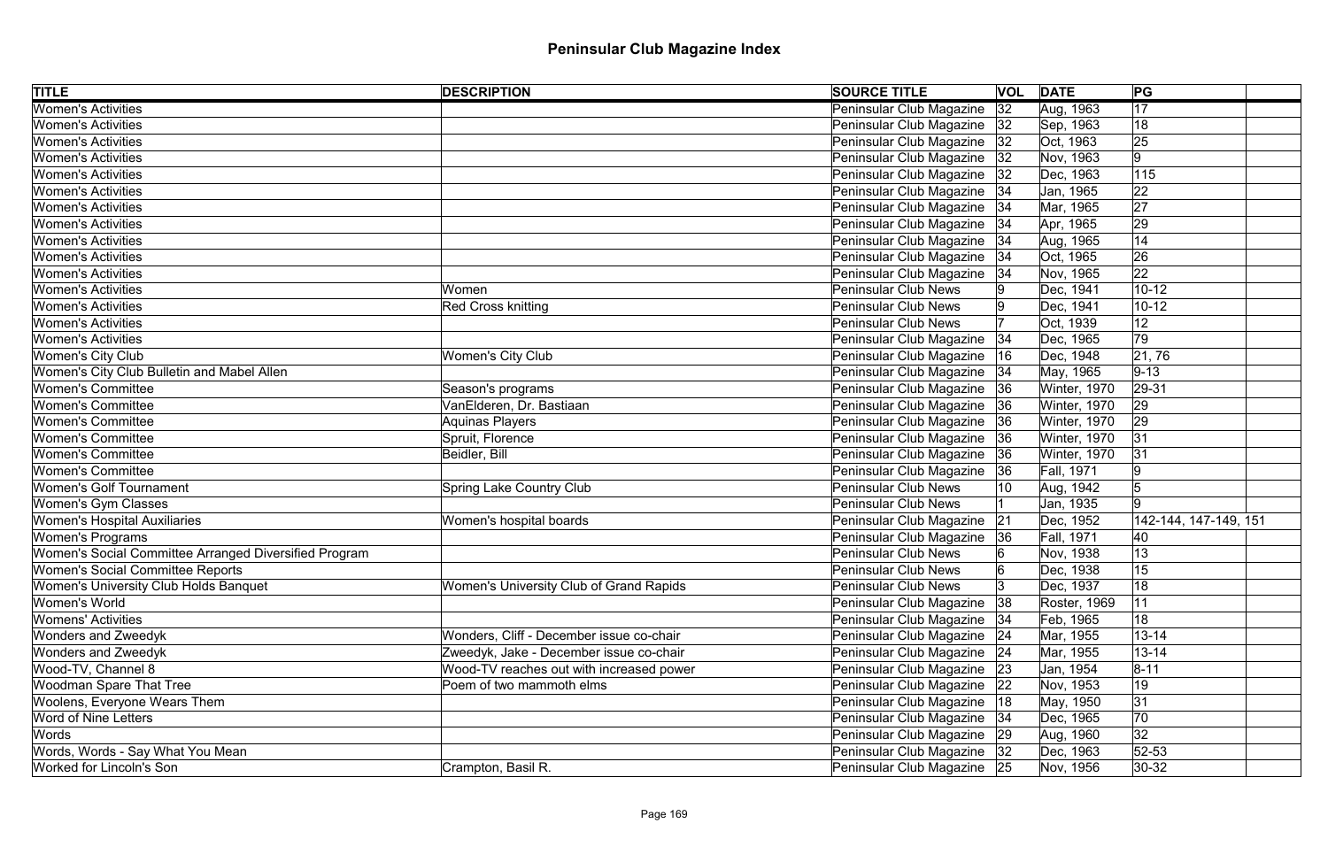# Peninsular Club Magazine Index

| TITLE | DESCRIPTION | SOURCE TITLE | VOL | DATE | PG |
|---|---|---|---|---|---|
| Women's Activities | | Peninsular Club Magazine | 32 | Aug, 1963 | 17 |
| Women's Activities | | Peninsular Club Magazine | 32 | Sep, 1963 | 18 |
| Women's Activities | | Peninsular Club Magazine | 32 | Oct, 1963 | 25 |
| Women's Activities | | Peninsular Club Magazine | 32 | Nov, 1963 | 9 |
| Women's Activities | | Peninsular Club Magazine | 32 | Dec, 1963 | 115 |
| Women's Activities | | Peninsular Club Magazine | 34 | Jan, 1965 | 22 |
| Women's Activities | | Peninsular Club Magazine | 34 | Mar, 1965 | 27 |
| Women's Activities | | Peninsular Club Magazine | 34 | Apr, 1965 | 29 |
| Women's Activities | | Peninsular Club Magazine | 34 | Aug, 1965 | 14 |
| Women's Activities | | Peninsular Club Magazine | 34 | Oct, 1965 | 26 |
| Women's Activities | | Peninsular Club Magazine | 34 | Nov, 1965 | 22 |
| Women's Activities | Women | Peninsular Club News | 9 | Dec, 1941 | 10-12 |
| Women's Activities | Red Cross knitting | Peninsular Club News | 9 | Dec, 1941 | 10-12 |
| Women's Activities | | Peninsular Club News | 7 | Oct, 1939 | 12 |
| Women's Activities | | Peninsular Club Magazine | 34 | Dec, 1965 | 79 |
| Women's City Club | Women's City Club | Peninsular Club Magazine | 16 | Dec, 1948 | 21, 76 |
| Women's City Club Bulletin and Mabel Allen | | Peninsular Club Magazine | 34 | May, 1965 | 9-13 |
| Women's Committee | Season's programs | Peninsular Club Magazine | 36 | Winter, 1970 | 29-31 |
| Women's Committee | VanElderen, Dr. Bastiaan | Peninsular Club Magazine | 36 | Winter, 1970 | 29 |
| Women's Committee | Aquinas Players | Peninsular Club Magazine | 36 | Winter, 1970 | 29 |
| Women's Committee | Spruit, Florence | Peninsular Club Magazine | 36 | Winter, 1970 | 31 |
| Women's Committee | Beidler, Bill | Peninsular Club Magazine | 36 | Winter, 1970 | 31 |
| Women's Committee | | Peninsular Club Magazine | 36 | Fall, 1971 | 9 |
| Women's Golf Tournament | Spring Lake Country Club | Peninsular Club News | 10 | Aug, 1942 | 5 |
| Women's Gym Classes | | Peninsular Club News | 1 | Jan, 1935 | 9 |
| Women's Hospital Auxiliaries | Women's hospital boards | Peninsular Club Magazine | 21 | Dec, 1952 | 142-144, 147-149, 151 |
| Women's Programs | | Peninsular Club Magazine | 36 | Fall, 1971 | 40 |
| Women's Social Committee Arranged Diversified Program | | Peninsular Club News | 6 | Nov, 1938 | 13 |
| Women's Social Committee Reports | | Peninsular Club News | 6 | Dec, 1938 | 15 |
| Women's University Club Holds Banquet | Women's University Club of Grand Rapids | Peninsular Club News | 3 | Dec, 1937 | 18 |
| Women's World | | Peninsular Club Magazine | 38 | Roster, 1969 | 11 |
| Womens' Activities | | Peninsular Club Magazine | 34 | Feb, 1965 | 18 |
| Wonders and Zweedyk | Wonders, Cliff - December issue co-chair | Peninsular Club Magazine | 24 | Mar, 1955 | 13-14 |
| Wonders and Zweedyk | Zweedyk, Jake - December issue co-chair | Peninsular Club Magazine | 24 | Mar, 1955 | 13-14 |
| Wood-TV, Channel 8 | Wood-TV reaches out with increased power | Peninsular Club Magazine | 23 | Jan, 1954 | 8-11 |
| Woodman Spare That Tree | Poem of two mammoth elms | Peninsular Club Magazine | 22 | Nov, 1953 | 19 |
| Woolens, Everyone Wears Them | | Peninsular Club Magazine | 18 | May, 1950 | 31 |
| Word of Nine Letters | | Peninsular Club Magazine | 34 | Dec, 1965 | 70 |
| Words | | Peninsular Club Magazine | 29 | Aug, 1960 | 32 |
| Words, Words - Say What You Mean | | Peninsular Club Magazine | 32 | Dec, 1963 | 52-53 |
| Worked for Lincoln's Son | Crampton, Basil R. | Peninsular Club Magazine | 25 | Nov, 1956 | 30-32 |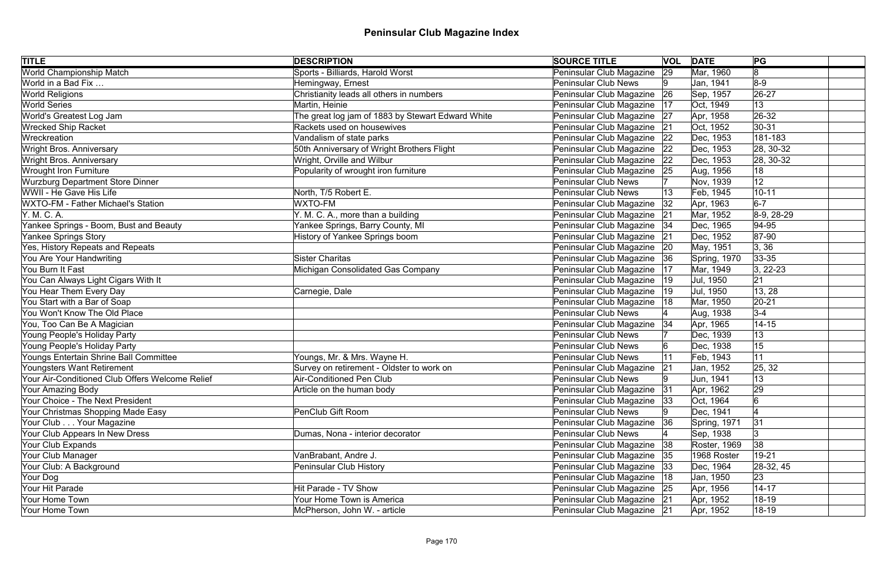# Peninsular Club Magazine Index

| TITLE | DESCRIPTION | SOURCE TITLE | VOL | DATE | PG |  |
|---|---|---|---|---|---|---|
| World Championship Match | Sports - Billiards, Harold Worst | Peninsular Club Magazine | 29 | Mar, 1960 | 8 |  |
| World in a Bad Fix … | Hemingway, Ernest | Peninsular Club News | 9 | Jan, 1941 | 8-9 |  |
| World Religions | Christianity leads all others in numbers | Peninsular Club Magazine | 26 | Sep, 1957 | 26-27 |  |
| World Series | Martin, Heinie | Peninsular Club Magazine | 17 | Oct, 1949 | 13 |  |
| World's Greatest Log Jam | The great log jam of 1883 by Stewart Edward White | Peninsular Club Magazine | 27 | Apr, 1958 | 26-32 |  |
| Wrecked Ship Racket | Rackets used on housewives | Peninsular Club Magazine | 21 | Oct, 1952 | 30-31 |  |
| Wreckreation | Vandalism of state parks | Peninsular Club Magazine | 22 | Dec, 1953 | 181-183 |  |
| Wright Bros. Anniversary | 50th Anniversary of Wright Brothers Flight | Peninsular Club Magazine | 22 | Dec, 1953 | 28, 30-32 |  |
| Wright Bros. Anniversary | Wright, Orville and Wilbur | Peninsular Club Magazine | 22 | Dec, 1953 | 28, 30-32 |  |
| Wrought Iron Furniture | Popularity of wrought iron furniture | Peninsular Club Magazine | 25 | Aug, 1956 | 18 |  |
| Wurzburg Department Store Dinner |  | Peninsular Club News | 7 | Nov, 1939 | 12 |  |
| WWII - He Gave His Life | North, T/5 Robert E. | Peninsular Club News | 13 | Feb, 1945 | 10-11 |  |
| WXTO-FM - Father Michael's Station | WXTO-FM | Peninsular Club Magazine | 32 | Apr, 1963 | 6-7 |  |
| Y. M. C. A. | Y. M. C. A., more than a building | Peninsular Club Magazine | 21 | Mar, 1952 | 8-9, 28-29 |  |
| Yankee Springs - Boom, Bust and Beauty | Yankee Springs, Barry County, MI | Peninsular Club Magazine | 34 | Dec, 1965 | 94-95 |  |
| Yankee Springs Story | History of Yankee Springs boom | Peninsular Club Magazine | 21 | Dec, 1952 | 87-90 |  |
| Yes, History Repeats and Repeats |  | Peninsular Club Magazine | 20 | May, 1951 | 3, 36 |  |
| You Are Your Handwriting | Sister Charitas | Peninsular Club Magazine | 36 | Spring, 1970 | 33-35 |  |
| You Burn It Fast | Michigan Consolidated Gas Company | Peninsular Club Magazine | 17 | Mar, 1949 | 3, 22-23 |  |
| You Can Always Light Cigars With It |  | Peninsular Club Magazine | 19 | Jul, 1950 | 21 |  |
| You Hear Them Every Day | Carnegie, Dale | Peninsular Club Magazine | 19 | Jul, 1950 | 13, 28 |  |
| You Start with a Bar of Soap |  | Peninsular Club Magazine | 18 | Mar, 1950 | 20-21 |  |
| You Won't Know The Old Place |  | Peninsular Club News | 4 | Aug, 1938 | 3-4 |  |
| You, Too Can Be A Magician |  | Peninsular Club Magazine | 34 | Apr, 1965 | 14-15 |  |
| Young People's Holiday Party |  | Peninsular Club News | 7 | Dec, 1939 | 13 |  |
| Young People's Holiday Party |  | Peninsular Club News | 6 | Dec, 1938 | 15 |  |
| Youngs Entertain Shrine Ball Committee | Youngs, Mr. & Mrs. Wayne H. | Peninsular Club News | 11 | Feb, 1943 | 11 |  |
| Youngsters Want Retirement | Survey on retirement - Oldster to work on | Peninsular Club Magazine | 21 | Jan, 1952 | 25, 32 |  |
| Your Air-Conditioned Club Offers Welcome Relief | Air-Conditioned Pen Club | Peninsular Club News | 9 | Jun, 1941 | 13 |  |
| Your Amazing Body | Article on the human body | Peninsular Club Magazine | 31 | Apr, 1962 | 29 |  |
| Your Choice - The Next President |  | Peninsular Club Magazine | 33 | Oct, 1964 | 6 |  |
| Your Christmas Shopping Made Easy | PenClub Gift Room | Peninsular Club News | 9 | Dec, 1941 | 4 |  |
| Your Club . . . Your Magazine |  | Peninsular Club Magazine | 36 | Spring, 1971 | 31 |  |
| Your Club Appears In New Dress | Dumas, Nona - interior decorator | Peninsular Club News | 4 | Sep, 1938 | 3 |  |
| Your Club Expands |  | Peninsular Club Magazine | 38 | Roster, 1969 | 38 |  |
| Your Club Manager | VanBrabant, Andre J. | Peninsular Club Magazine | 35 | 1968 Roster | 19-21 |  |
| Your Club: A Background | Peninsular Club History | Peninsular Club Magazine | 33 | Dec, 1964 | 28-32, 45 |  |
| Your Dog |  | Peninsular Club Magazine | 18 | Jan, 1950 | 23 |  |
| Your Hit Parade | Hit Parade - TV Show | Peninsular Club Magazine | 25 | Apr, 1956 | 14-17 |  |
| Your Home Town | Your Home Town is America | Peninsular Club Magazine | 21 | Apr, 1952 | 18-19 |  |
| Your Home Town | McPherson, John W. - article | Peninsular Club Magazine | 21 | Apr, 1952 | 18-19 |  |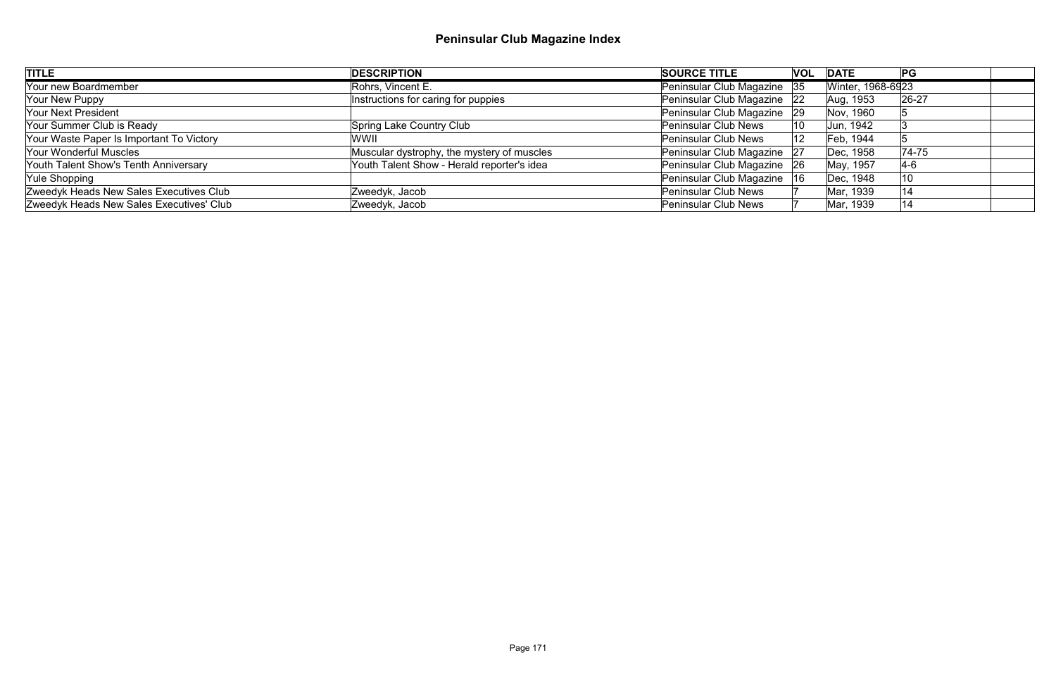# Peninsular Club Magazine Index

| TITLE | DESCRIPTION | SOURCE TITLE | VOL | DATE | PG | |
|---|---|---|---|---|---|---|
| Your new Boardmember | Rohrs, Vincent E. | Peninsular Club Magazine | 35 | Winter, 1968-69 | 23 | |
| Your New Puppy | Instructions for caring for puppies | Peninsular Club Magazine | 22 | Aug, 1953 | 26-27 | |
| Your Next President | | Peninsular Club Magazine | 29 | Nov, 1960 | 5 | |
| Your Summer Club is Ready | Spring Lake Country Club | Peninsular Club News | 10 | Jun, 1942 | 3 | |
| Your Waste Paper Is Important To Victory | WWII | Peninsular Club News | 12 | Feb, 1944 | 5 | |
| Your Wonderful Muscles | Muscular dystrophy, the mystery of muscles | Peninsular Club Magazine | 27 | Dec, 1958 | 74-75 | |
| Youth Talent Show's Tenth Anniversary | Youth Talent Show - Herald reporter's idea | Peninsular Club Magazine | 26 | May, 1957 | 4-6 | |
| Yule Shopping | | Peninsular Club Magazine | 16 | Dec, 1948 | 10 | |
| Zweedyk Heads New Sales Executives Club | Zweedyk, Jacob | Peninsular Club News | 7 | Mar, 1939 | 14 | |
| Zweedyk Heads New Sales Executives' Club | Zweedyk, Jacob | Peninsular Club News | 7 | Mar, 1939 | 14 | |